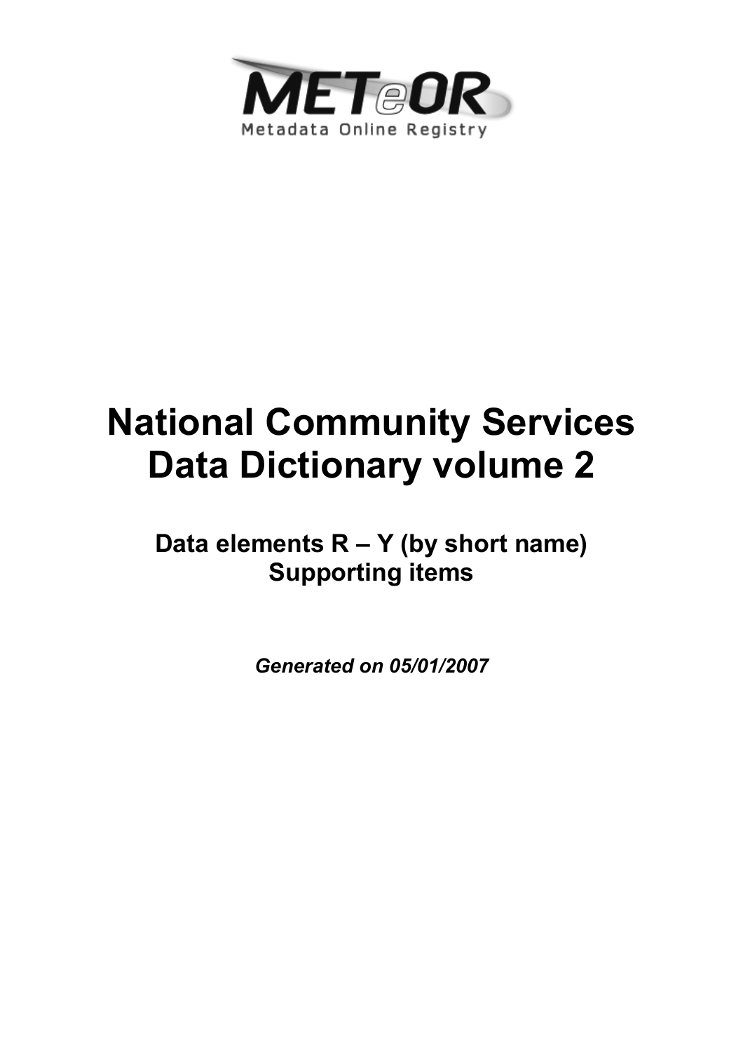METeOR

Metadata Online Registry

# National Community Services Data Dictionary volume 2

## Data elements R – Y (by short name)
## Supporting items

***Generated on 05/01/2007***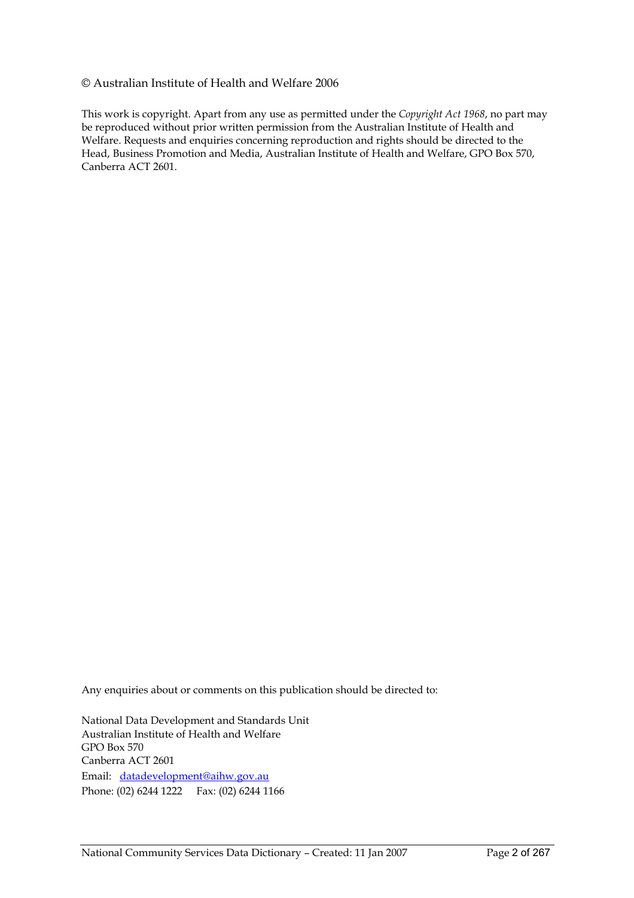© Australian Institute of Health and Welfare 2006

This work is copyright. Apart from any use as permitted under the *Copyright Act 1968*, no part may be reproduced without prior written permission from the Australian Institute of Health and Welfare. Requests and enquiries concerning reproduction and rights should be directed to the Head, Business Promotion and Media, Australian Institute of Health and Welfare, GPO Box 570, Canberra ACT 2601.

Any enquiries about or comments on this publication should be directed to:

National Data Development and Standards Unit
Australian Institute of Health and Welfare
GPO Box 570
Canberra ACT 2601
Email: datadevelopment@aihw.gov.au
Phone: (02) 6244 1222 Fax: (02) 6244 1166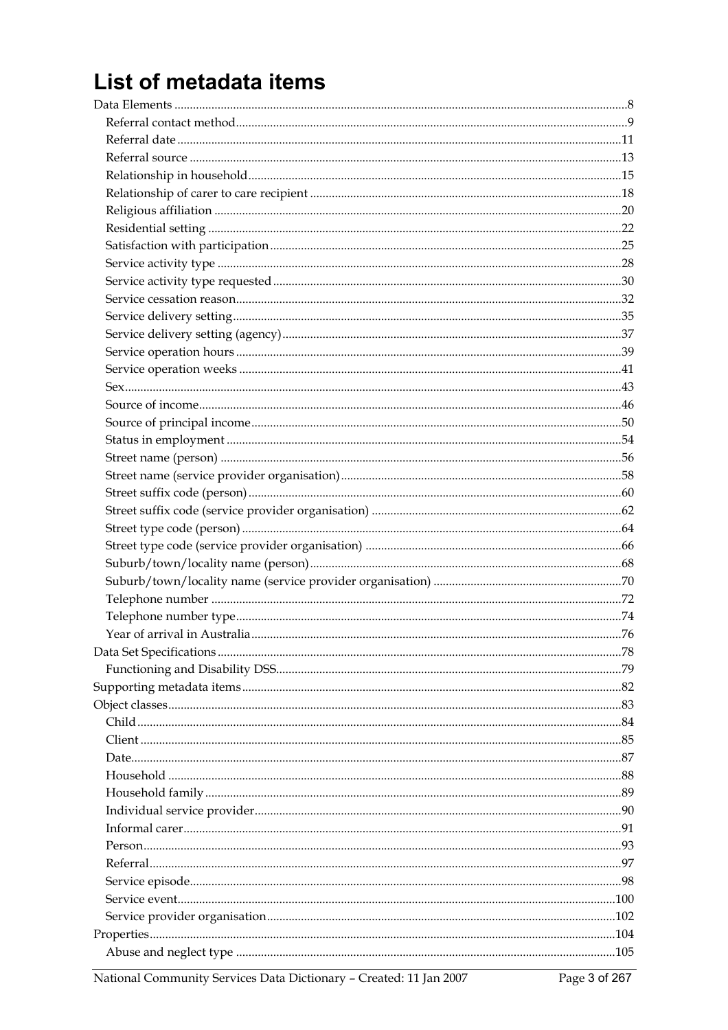# List of metadata items

- Data Elements ... 8
  - Referral contact method ... 9
  - Referral date ... 11
  - Referral source ... 13
  - Relationship in household ... 15
  - Relationship of carer to care recipient ... 18
  - Religious affiliation ... 20
  - Residential setting ... 22
  - Satisfaction with participation ... 25
  - Service activity type ... 28
  - Service activity type requested ... 30
  - Service cessation reason ... 32
  - Service delivery setting ... 35
  - Service delivery setting (agency) ... 37
  - Service operation hours ... 39
  - Service operation weeks ... 41
  - Sex ... 43
  - Source of income ... 46
  - Source of principal income ... 50
  - Status in employment ... 54
  - Street name (person) ... 56
  - Street name (service provider organisation) ... 58
  - Street suffix code (person) ... 60
  - Street suffix code (service provider organisation) ... 62
  - Street type code (person) ... 64
  - Street type code (service provider organisation) ... 66
  - Suburb/town/locality name (person) ... 68
  - Suburb/town/locality name (service provider organisation) ... 70
  - Telephone number ... 72
  - Telephone number type ... 74
  - Year of arrival in Australia ... 76
- Data Set Specifications ... 78
  - Functioning and Disability DSS ... 79
- Supporting metadata items ... 82
- Object classes ... 83
  - Child ... 84
  - Client ... 85
  - Date ... 87
  - Household ... 88
  - Household family ... 89
  - Individual service provider ... 90
  - Informal carer ... 91
  - Person ... 93
  - Referral ... 97
  - Service episode ... 98
  - Service event ... 100
  - Service provider organisation ... 102
- Properties ... 104
  - Abuse and neglect type ... 105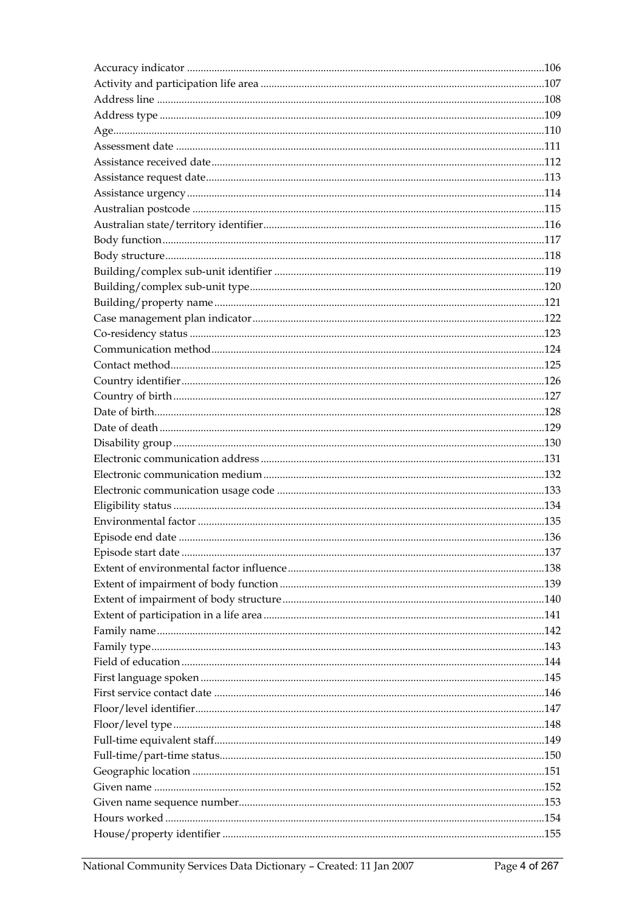Accuracy indicator ....................................................................................................................106
Activity and participation life area ........................................................................................107
Address line ..............................................................................................................................108
Address type .............................................................................................................................109
Age..............................................................................................................................................110
Assessment date .......................................................................................................................111
Assistance received date..........................................................................................................112
Assistance request date............................................................................................................113
Assistance urgency...................................................................................................................114
Australian postcode .................................................................................................................115
Australian state/territory identifier.......................................................................................116
Body function...........................................................................................................................117
Body structure...........................................................................................................................118
Building/complex sub-unit identifier ..................................................................................119
Building/complex sub-unit type............................................................................................120
Building/property name.........................................................................................................121
Case management plan indicator...........................................................................................122
Co-residency status ..................................................................................................................123
Communication method..........................................................................................................124
Contact method.........................................................................................................................125
Country identifier.....................................................................................................................126
Country of birth........................................................................................................................127
Date of birth...............................................................................................................................128
Date of death .............................................................................................................................129
Disability group ........................................................................................................................130
Electronic communication address ........................................................................................131
Electronic communication medium.......................................................................................132
Electronic communication usage code ..................................................................................133
Eligibility status ........................................................................................................................134
Environmental factor ...............................................................................................................135
Episode end date ......................................................................................................................136
Episode start date .....................................................................................................................137
Extent of environmental factor influence..............................................................................138
Extent of impairment of body function .................................................................................139
Extent of impairment of body structure................................................................................140
Extent of participation in a life area .......................................................................................141
Family name..............................................................................................................................142
Family type................................................................................................................................143
Field of education.....................................................................................................................144
First language spoken ..............................................................................................................145
First service contact date .........................................................................................................146
Floor/level identifier................................................................................................................147
Floor/level type........................................................................................................................148
Full-time equivalent staff.........................................................................................................149
Full-time/part-time status.......................................................................................................150
Geographic location .................................................................................................................151
Given name ...............................................................................................................................152
Given name sequence number................................................................................................153
Hours worked ...........................................................................................................................154
House/property identifier ......................................................................................................155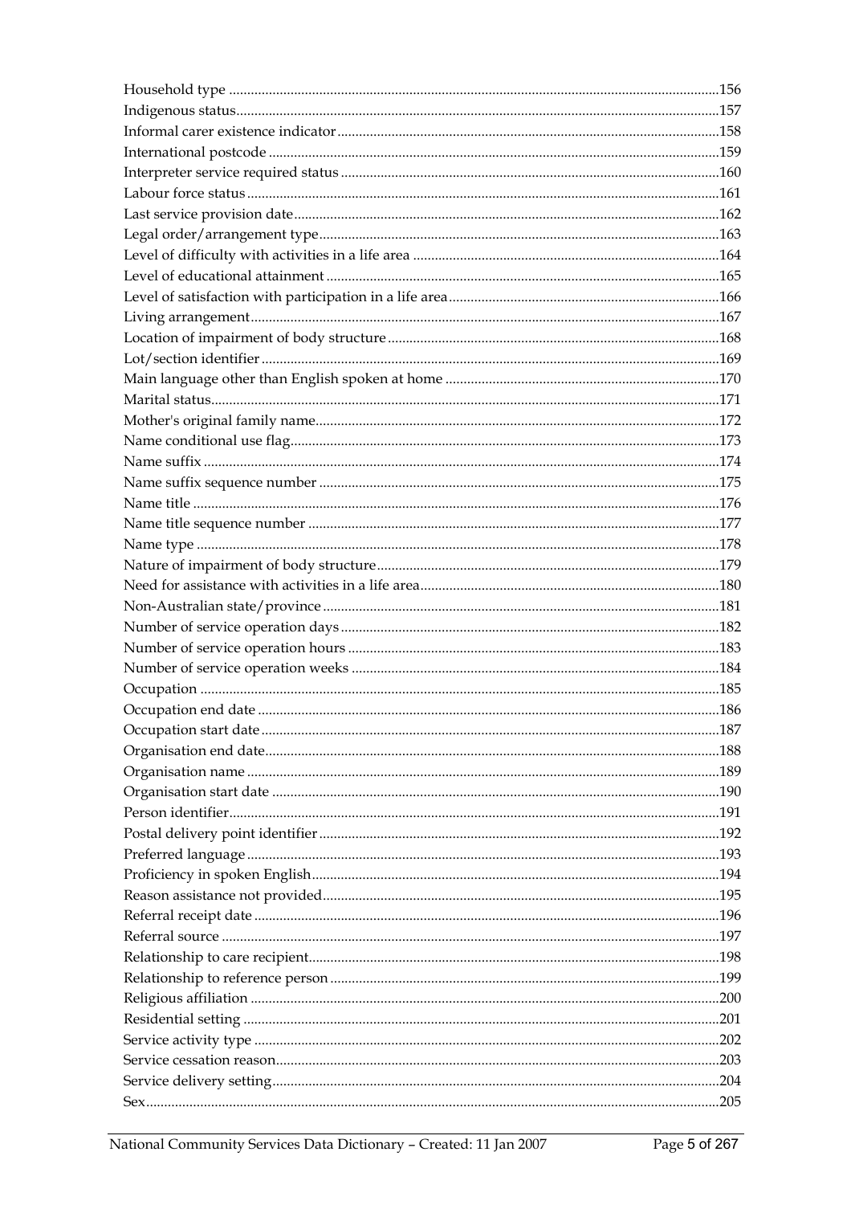Household type .....................................................................................................................156
Indigenous status...................................................................................................................157
Informal carer existence indicator........................................................................................158
International postcode ..........................................................................................................159
Interpreter service required status .......................................................................................160
Labour force status ................................................................................................................161
Last service provision date...................................................................................................162
Legal order/arrangement type.............................................................................................163
Level of difficulty with activities in a life area ...................................................................164
Level of educational attainment ...........................................................................................165
Level of satisfaction with participation in a life area..........................................................166
Living arrangement................................................................................................................167
Location of impairment of body structure ..........................................................................168
Lot/section identifier .............................................................................................................169
Main language other than English spoken at home ..........................................................170
Marital status..........................................................................................................................171
Mother's original family name.............................................................................................172
Name conditional use flag....................................................................................................173
Name suffix ............................................................................................................................174
Name suffix sequence number ............................................................................................175
Name title ...............................................................................................................................176
Name title sequence number ................................................................................................177
Name type ..............................................................................................................................178
Nature of impairment of body structure.............................................................................179
Need for assistance with activities in a life area.................................................................180
Non-Australian state/province ............................................................................................181
Number of service operation days.......................................................................................182
Number of service operation hours .....................................................................................183
Number of service operation weeks ....................................................................................184
Occupation .............................................................................................................................185
Occupation end date .............................................................................................................186
Occupation start date............................................................................................................187
Organisation end date...........................................................................................................188
Organisation name ................................................................................................................189
Organisation start date ..........................................................................................................190
Person identifier.....................................................................................................................191
Postal delivery point identifier............................................................................................192
Preferred language ................................................................................................................193
Proficiency in spoken English..............................................................................................194
Reason assistance not provided...........................................................................................195
Referral receipt date ..............................................................................................................196
Referral source .......................................................................................................................197
Relationship to care recipient...............................................................................................198
Relationship to reference person .........................................................................................199
Religious affiliation ...............................................................................................................200
Residential setting .................................................................................................................201
Service activity type ..............................................................................................................202
Service cessation reason........................................................................................................203
Service delivery setting.........................................................................................................204
Sex...........................................................................................................................................205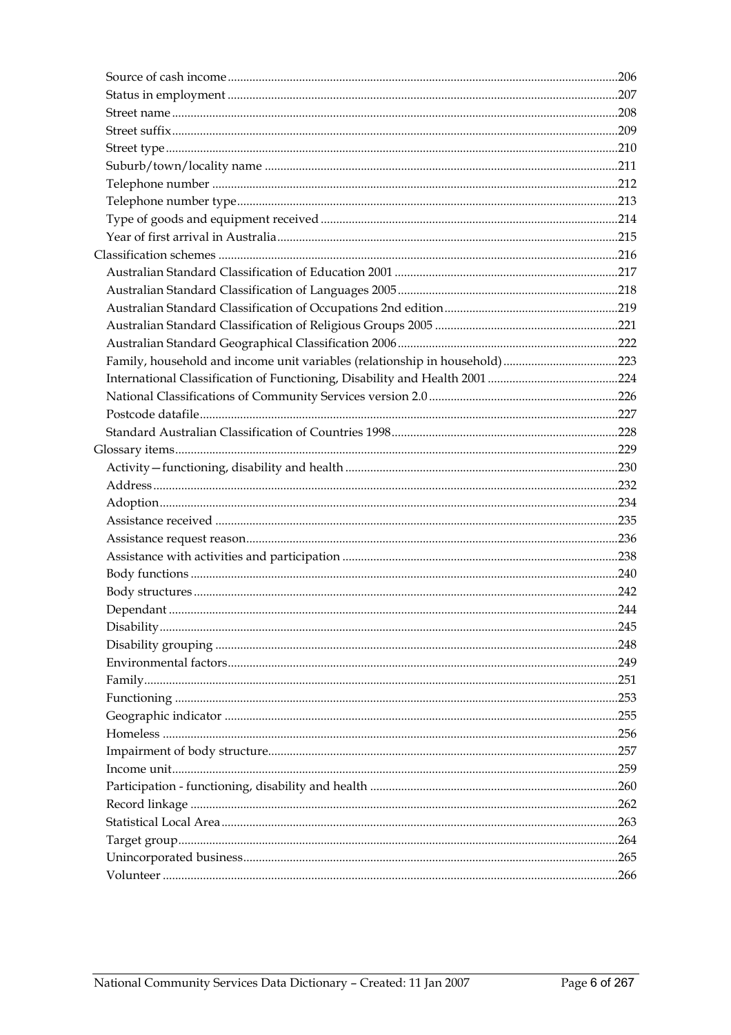- Source of cash income ....206
- Status in employment ....207
- Street name ....208
- Street suffix ....209
- Street type ....210
- Suburb/town/locality name ....211
- Telephone number ....212
- Telephone number type ....213
- Type of goods and equipment received ....214
- Year of first arrival in Australia ....215

Classification schemes ....216

- Australian Standard Classification of Education 2001 ....217
- Australian Standard Classification of Languages 2005 ....218
- Australian Standard Classification of Occupations 2nd edition ....219
- Australian Standard Classification of Religious Groups 2005 ....221
- Australian Standard Geographical Classification 2006 ....222
- Family, household and income unit variables (relationship in household) ....223
- International Classification of Functioning, Disability and Health 2001 ....224
- National Classifications of Community Services version 2.0 ....226
- Postcode datafile ....227
- Standard Australian Classification of Countries 1998 ....228

Glossary items ....229

- Activity—functioning, disability and health ....230
- Address ....232
- Adoption ....234
- Assistance received ....235
- Assistance request reason ....236
- Assistance with activities and participation ....238
- Body functions ....240
- Body structures ....242
- Dependant ....244
- Disability ....245
- Disability grouping ....248
- Environmental factors ....249
- Family ....251
- Functioning ....253
- Geographic indicator ....255
- Homeless ....256
- Impairment of body structure ....257
- Income unit ....259
- Participation - functioning, disability and health ....260
- Record linkage ....262
- Statistical Local Area ....263
- Target group ....264
- Unincorporated business ....265
- Volunteer ....266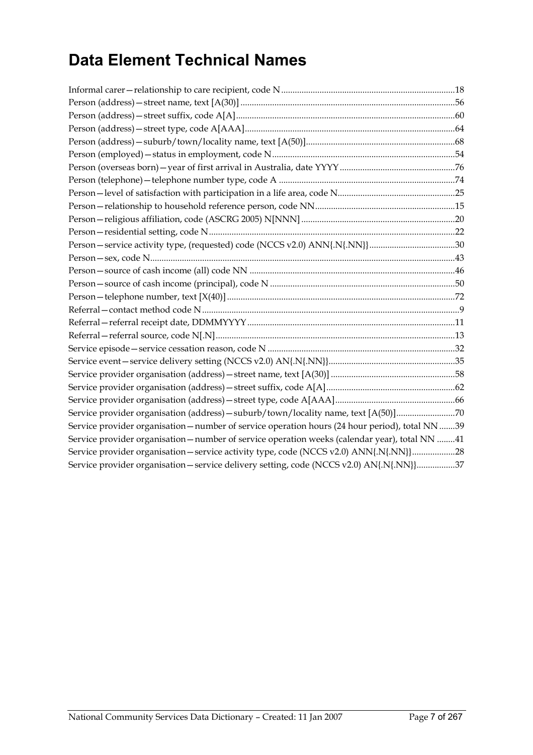# Data Element Technical Names

Informal carer—relationship to care recipient, code N............18
Person (address)—street name, text [A(30)]............56
Person (address)—street suffix, code A[A]............60
Person (address)—street type, code A[AAA]............64
Person (address)—suburb/town/locality name, text [A(50)]............68
Person (employed)—status in employment, code N............54
Person (overseas born)—year of first arrival in Australia, date YYYY............76
Person (telephone)—telephone number type, code A............74
Person—level of satisfaction with participation in a life area, code N............25
Person—relationship to household reference person, code NN............15
Person—religious affiliation, code (ASCRG 2005) N[NNN]............20
Person—residential setting, code N............22
Person—service activity type, (requested) code (NCCS v2.0) ANN{.N{.NN}}............30
Person—sex, code N............43
Person—source of cash income (all) code NN............46
Person—source of cash income (principal), code N............50
Person—telephone number, text [X(40)]............72
Referral—contact method code N............9
Referral—referral receipt date, DDMMYYYY............11
Referral—referral source, code N[.N]............13
Service episode—service cessation reason, code N............32
Service event—service delivery setting (NCCS v2.0) AN{.N{.NN}}............35
Service provider organisation (address)—street name, text [A(30)]............58
Service provider organisation (address)—street suffix, code A[A]............62
Service provider organisation (address)—street type, code A[AAA]............66
Service provider organisation (address)—suburb/town/locality name, text [A(50)]............70
Service provider organisation—number of service operation hours (24 hour period), total NN............39
Service provider organisation—number of service operation weeks (calendar year), total NN............41
Service provider organisation—service activity type, code (NCCS v2.0) ANN{.N{.NN}}............28
Service provider organisation—service delivery setting, code (NCCS v2.0) AN{.N{.NN}}............37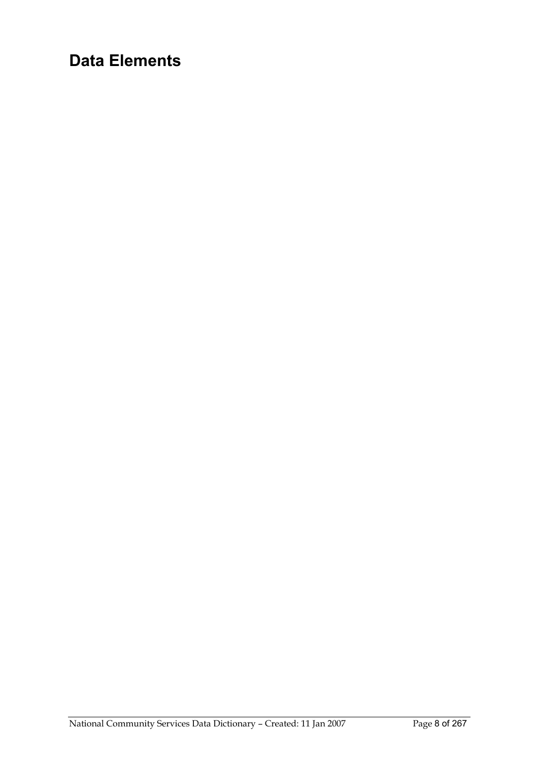# Data Elements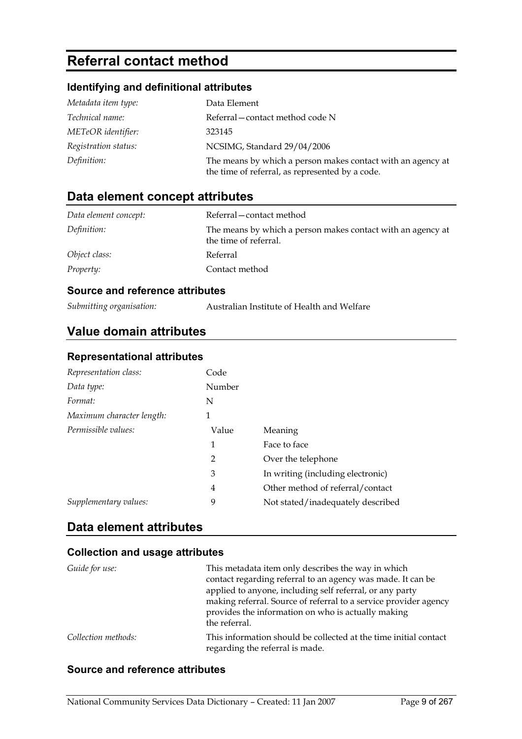# Referral contact method

### Identifying and definitional attributes

| | |
|---|---|
| *Metadata item type:* | Data Element |
| *Technical name:* | Referral—contact method code N |
| *METeOR identifier:* | 323145 |
| *Registration status:* | NCSIMG, Standard 29/04/2006 |
| *Definition:* | The means by which a person makes contact with an agency at the time of referral, as represented by a code. |

## Data element concept attributes

| | |
|---|---|
| *Data element concept:* | Referral—contact method |
| *Definition:* | The means by which a person makes contact with an agency at the time of referral. |
| *Object class:* | Referral |
| *Property:* | Contact method |

### Source and reference attributes

| | |
|---|---|
| *Submitting organisation:* | Australian Institute of Health and Welfare |

## Value domain attributes

### Representational attributes

| | | |
|---|---|---|
| *Representation class:* | Code | |
| *Data type:* | Number | |
| *Format:* | N | |
| *Maximum character length:* | 1 | |
| *Permissible values:* | Value | Meaning |
| | 1 | Face to face |
| | 2 | Over the telephone |
| | 3 | In writing (including electronic) |
| | 4 | Other method of referral/contact |
| *Supplementary values:* | 9 | Not stated/inadequately described |

## Data element attributes

### Collection and usage attributes

| | |
|---|---|
| *Guide for use:* | This metadata item only describes the way in which contact regarding referral to an agency was made. It can be applied to anyone, including self referral, or any party making referral. Source of referral to a service provider agency provides the information on who is actually making the referral. |
| *Collection methods:* | This information should be collected at the time initial contact regarding the referral is made. |

### Source and reference attributes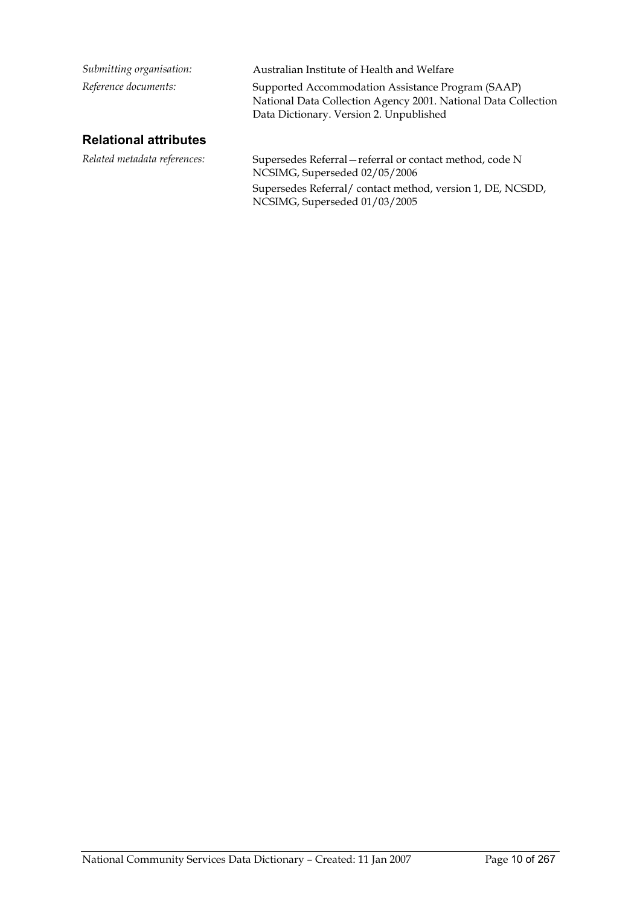*Submitting organisation:* Australian Institute of Health and Welfare

*Reference documents:* Supported Accommodation Assistance Program (SAAP) National Data Collection Agency 2001. National Data Collection Data Dictionary. Version 2. Unpublished

## Relational attributes

*Related metadata references:* Supersedes Referral—referral or contact method, code N NCSIMG, Superseded 02/05/2006

Supersedes Referral/ contact method, version 1, DE, NCSDD, NCSIMG, Superseded 01/03/2005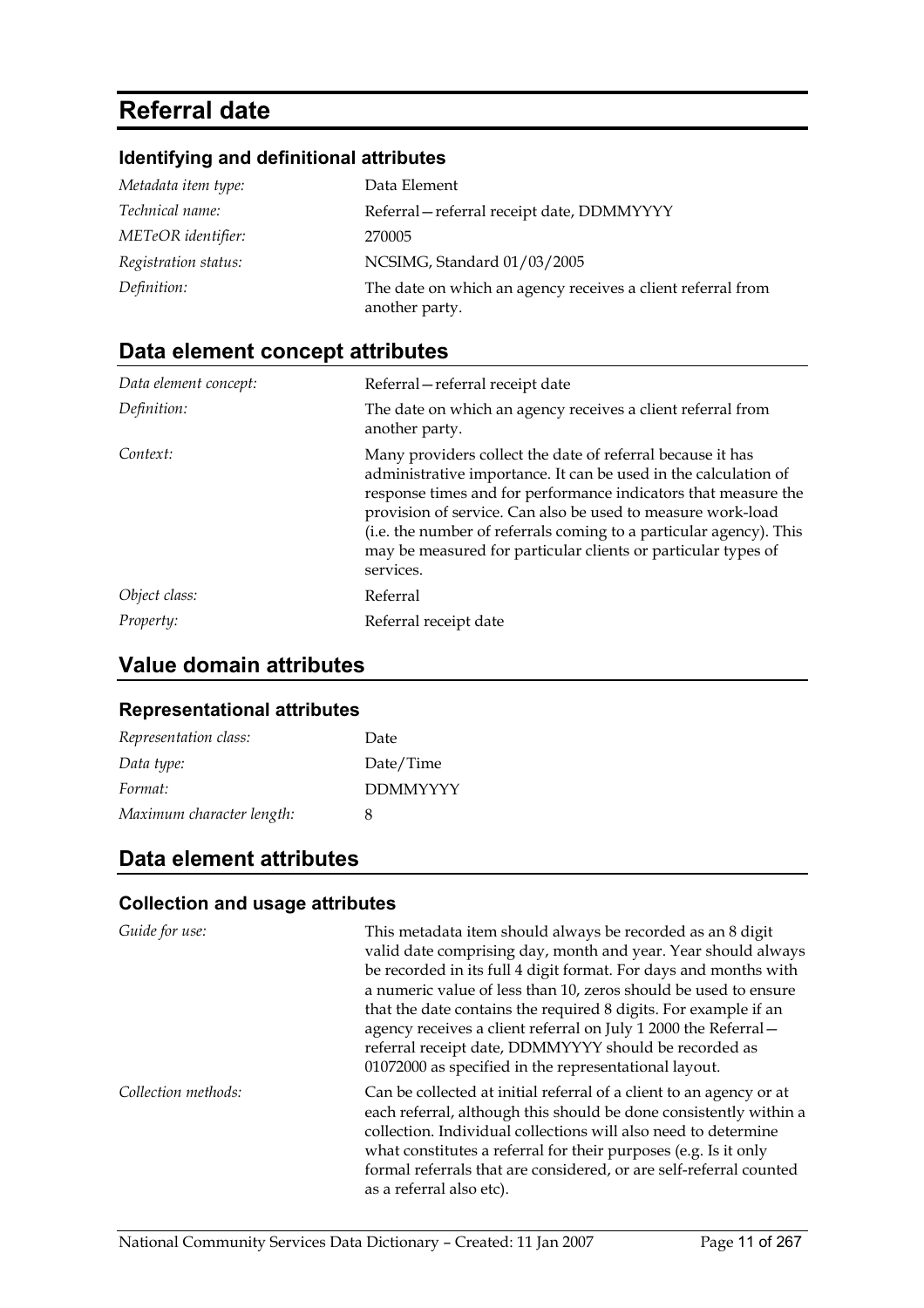# Referral date

### Identifying and definitional attributes

| | |
|---|---|
| *Metadata item type:* | Data Element |
| *Technical name:* | Referral—referral receipt date, DDMMYYYY |
| *METeOR identifier:* | 270005 |
| *Registration status:* | NCSIMG, Standard 01/03/2005 |
| *Definition:* | The date on which an agency receives a client referral from another party. |

## Data element concept attributes

| | |
|---|---|
| *Data element concept:* | Referral—referral receipt date |
| *Definition:* | The date on which an agency receives a client referral from another party. |
| *Context:* | Many providers collect the date of referral because it has administrative importance. It can be used in the calculation of response times and for performance indicators that measure the provision of service. Can also be used to measure work-load (i.e. the number of referrals coming to a particular agency). This may be measured for particular clients or particular types of services. |
| *Object class:* | Referral |
| *Property:* | Referral receipt date |

## Value domain attributes

### Representational attributes

| | |
|---|---|
| *Representation class:* | Date |
| *Data type:* | Date/Time |
| *Format:* | DDMMYYYY |
| *Maximum character length:* | 8 |

## Data element attributes

### Collection and usage attributes

| | |
|---|---|
| *Guide for use:* | This metadata item should always be recorded as an 8 digit valid date comprising day, month and year. Year should always be recorded in its full 4 digit format. For days and months with a numeric value of less than 10, zeros should be used to ensure that the date contains the required 8 digits. For example if an agency receives a client referral on July 1 2000 the Referral—referral receipt date, DDMMYYYY should be recorded as 01072000 as specified in the representational layout. |
| *Collection methods:* | Can be collected at initial referral of a client to an agency or at each referral, although this should be done consistently within a collection. Individual collections will also need to determine what constitutes a referral for their purposes (e.g. Is it only formal referrals that are considered, or are self-referral counted as a referral also etc). |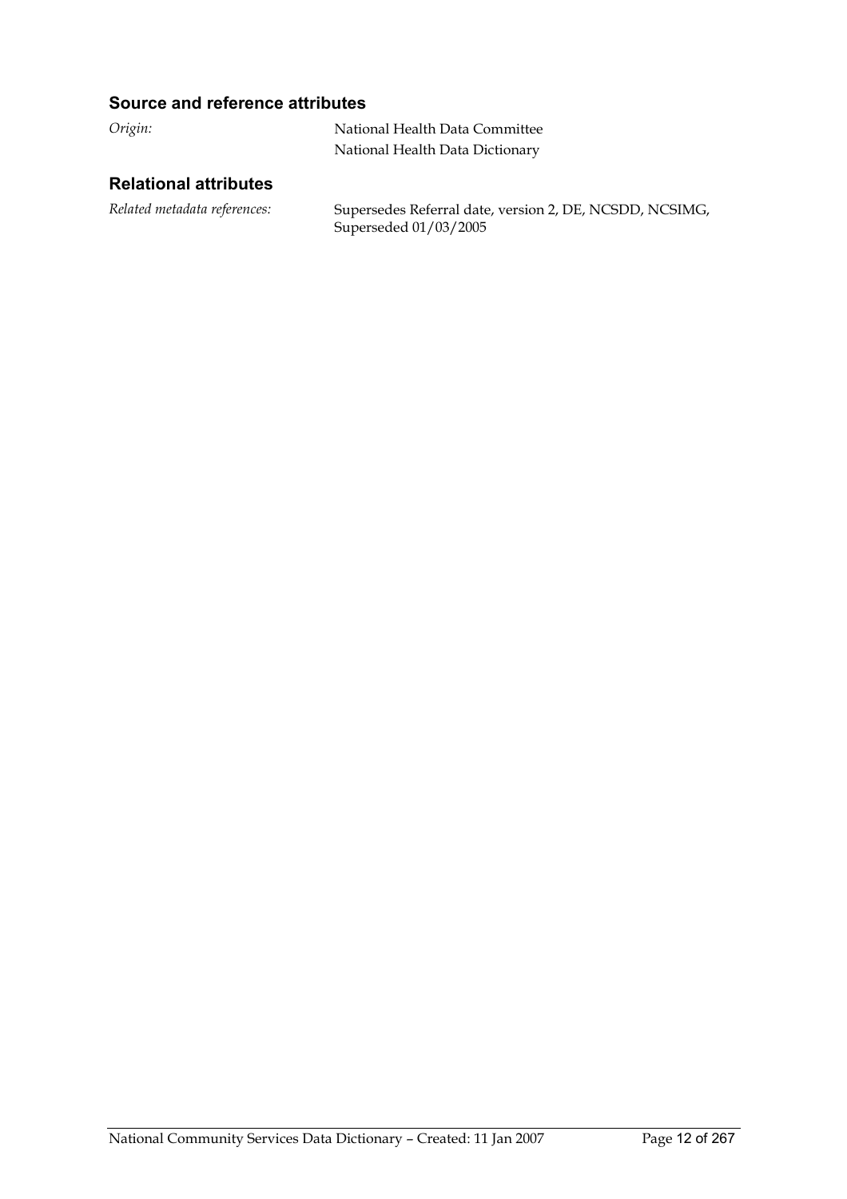### Source and reference attributes

*Origin:* National Health Data Committee
National Health Data Dictionary

### Relational attributes

*Related metadata references:* Supersedes Referral date, version 2, DE, NCSDD, NCSIMG, Superseded 01/03/2005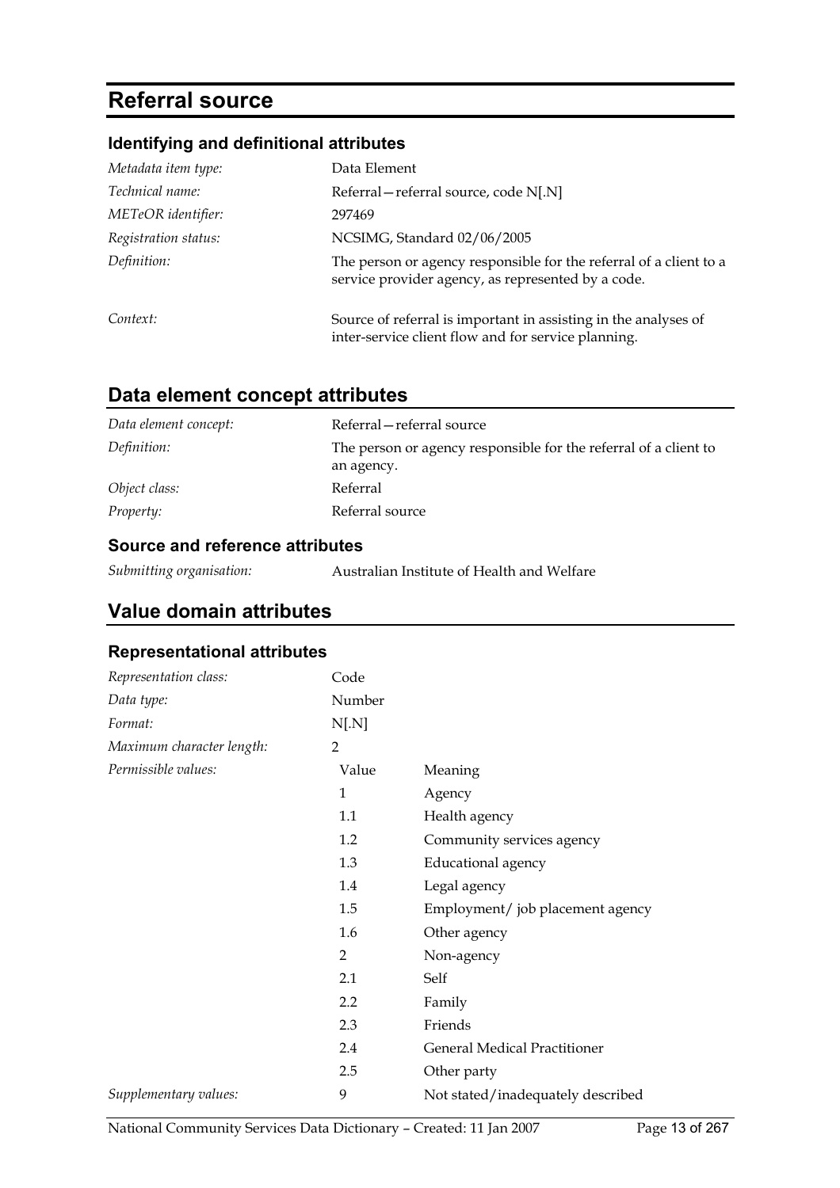# Referral source

## Identifying and definitional attributes

| | |
|---|---|
| *Metadata item type:* | Data Element |
| *Technical name:* | Referral—referral source, code N[.N] |
| *METeOR identifier:* | 297469 |
| *Registration status:* | NCSIMG, Standard 02/06/2005 |
| *Definition:* | The person or agency responsible for the referral of a client to a service provider agency, as represented by a code. |
| *Context:* | Source of referral is important in assisting in the analyses of inter-service client flow and for service planning. |

## Data element concept attributes

| | |
|---|---|
| *Data element concept:* | Referral—referral source |
| *Definition:* | The person or agency responsible for the referral of a client to an agency. |
| *Object class:* | Referral |
| *Property:* | Referral source |

### Source and reference attributes

| | |
|---|---|
| *Submitting organisation:* | Australian Institute of Health and Welfare |

## Value domain attributes

### Representational attributes

| | | |
|---|---|---|
| *Representation class:* | Code | |
| *Data type:* | Number | |
| *Format:* | N[.N] | |
| *Maximum character length:* | 2 | |
| *Permissible values:* | Value | Meaning |
| | 1 | Agency |
| | 1.1 | Health agency |
| | 1.2 | Community services agency |
| | 1.3 | Educational agency |
| | 1.4 | Legal agency |
| | 1.5 | Employment/ job placement agency |
| | 1.6 | Other agency |
| | 2 | Non-agency |
| | 2.1 | Self |
| | 2.2 | Family |
| | 2.3 | Friends |
| | 2.4 | General Medical Practitioner |
| | 2.5 | Other party |
| *Supplementary values:* | 9 | Not stated/inadequately described |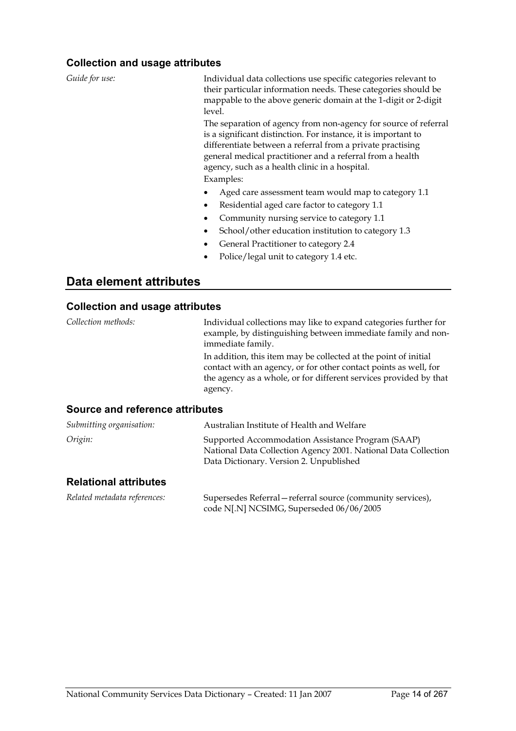### Collection and usage attributes

*Guide for use:*

Individual data collections use specific categories relevant to their particular information needs. These categories should be mappable to the above generic domain at the 1-digit or 2-digit level.

The separation of agency from non-agency for source of referral is a significant distinction. For instance, it is important to differentiate between a referral from a private practising general medical practitioner and a referral from a health agency, such as a health clinic in a hospital.

Examples:

- Aged care assessment team would map to category 1.1
- Residential aged care factor to category 1.1
- Community nursing service to category 1.1
- School/other education institution to category 1.3
- General Practitioner to category 2.4
- Police/legal unit to category 1.4 etc.

## Data element attributes

### Collection and usage attributes

*Collection methods:*

Individual collections may like to expand categories further for example, by distinguishing between immediate family and non-immediate family.

In addition, this item may be collected at the point of initial contact with an agency, or for other contact points as well, for the agency as a whole, or for different services provided by that agency.

### Source and reference attributes

*Submitting organisation:* Australian Institute of Health and Welfare

*Origin:* Supported Accommodation Assistance Program (SAAP) National Data Collection Agency 2001. National Data Collection Data Dictionary. Version 2. Unpublished

### Relational attributes

*Related metadata references:* Supersedes Referral—referral source (community services), code N[.N] NCSIMG, Superseded 06/06/2005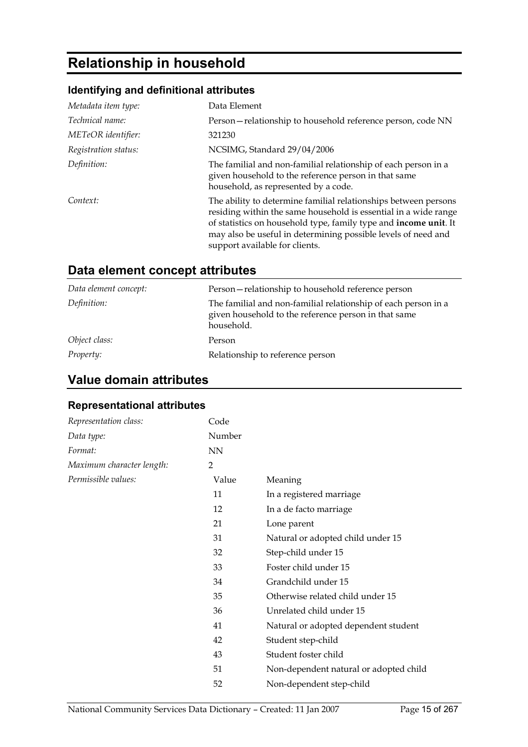# Relationship in household

### Identifying and definitional attributes

| | |
|---|---|
| *Metadata item type:* | Data Element |
| *Technical name:* | Person—relationship to household reference person, code NN |
| *METeOR identifier:* | 321230 |
| *Registration status:* | NCSIMG, Standard 29/04/2006 |
| *Definition:* | The familial and non-familial relationship of each person in a given household to the reference person in that same household, as represented by a code. |
| *Context:* | The ability to determine familial relationships between persons residing within the same household is essential in a wide range of statistics on household type, family type and **income unit**. It may also be useful in determining possible levels of need and support available for clients. |

## Data element concept attributes

| | |
|---|---|
| *Data element concept:* | Person—relationship to household reference person |
| *Definition:* | The familial and non-familial relationship of each person in a given household to the reference person in that same household. |
| *Object class:* | Person |
| *Property:* | Relationship to reference person |

## Value domain attributes

### Representational attributes

| | | |
|---|---|---|
| *Representation class:* | Code | |
| *Data type:* | Number | |
| *Format:* | NN | |
| *Maximum character length:* | 2 | |
| *Permissible values:* | Value | Meaning |
| | 11 | In a registered marriage |
| | 12 | In a de facto marriage |
| | 21 | Lone parent |
| | 31 | Natural or adopted child under 15 |
| | 32 | Step-child under 15 |
| | 33 | Foster child under 15 |
| | 34 | Grandchild under 15 |
| | 35 | Otherwise related child under 15 |
| | 36 | Unrelated child under 15 |
| | 41 | Natural or adopted dependent student |
| | 42 | Student step-child |
| | 43 | Student foster child |
| | 51 | Non-dependent natural or adopted child |
| | 52 | Non-dependent step-child |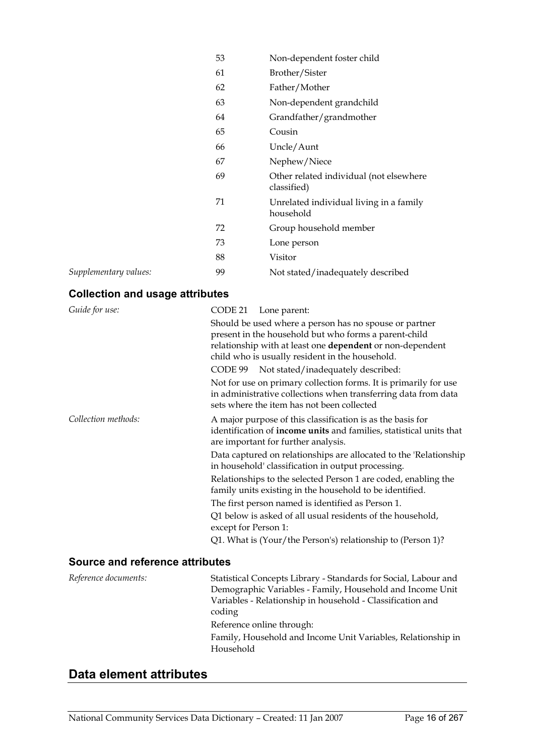| | | |
|---|---|---|
| | 53 | Non-dependent foster child |
| | 61 | Brother/Sister |
| | 62 | Father/Mother |
| | 63 | Non-dependent grandchild |
| | 64 | Grandfather/grandmother |
| | 65 | Cousin |
| | 66 | Uncle/Aunt |
| | 67 | Nephew/Niece |
| | 69 | Other related individual (not elsewhere classified) |
| | 71 | Unrelated individual living in a family household |
| | 72 | Group household member |
| | 73 | Lone person |
| | 88 | Visitor |
| *Supplementary values:* | 99 | Not stated/inadequately described |

### Collection and usage attributes

*Guide for use:*

CODE 21 Lone parent:

Should be used where a person has no spouse or partner present in the household but who forms a parent-child relationship with at least one **dependent** or non-dependent child who is usually resident in the household.

CODE 99 Not stated/inadequately described:

Not for use on primary collection forms. It is primarily for use in administrative collections when transferring data from data sets where the item has not been collected

*Collection methods:*

A major purpose of this classification is as the basis for identification of **income units** and families, statistical units that are important for further analysis.

Data captured on relationships are allocated to the 'Relationship in household' classification in output processing.

Relationships to the selected Person 1 are coded, enabling the family units existing in the household to be identified.

The first person named is identified as Person 1.

Q1 below is asked of all usual residents of the household, except for Person 1:

Q1. What is (Your/the Person's) relationship to (Person 1)?

### Source and reference attributes

*Reference documents:*

Statistical Concepts Library - Standards for Social, Labour and Demographic Variables - Family, Household and Income Unit Variables - Relationship in household - Classification and coding

Reference online through:

Family, Household and Income Unit Variables, Relationship in Household

## Data element attributes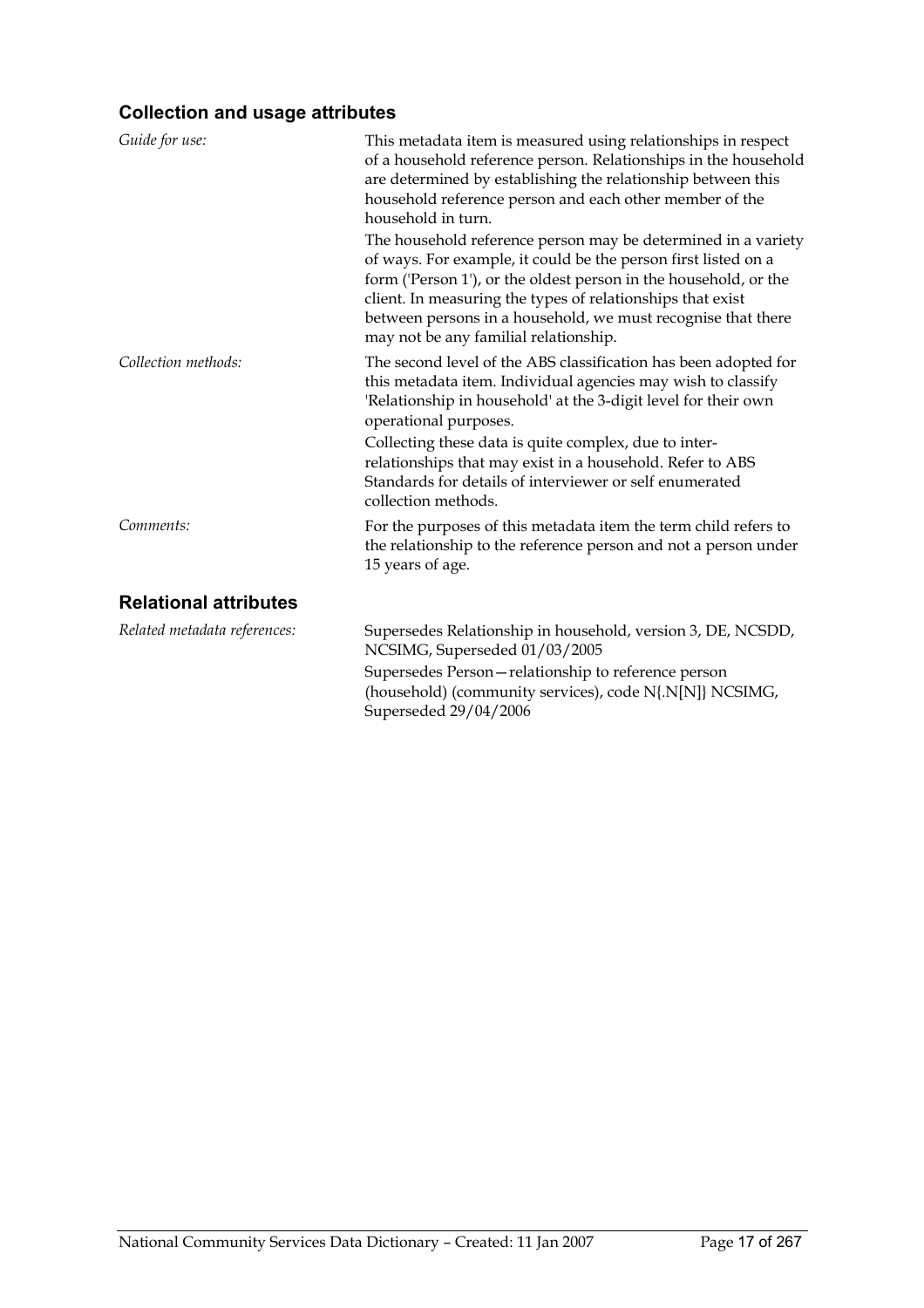### Collection and usage attributes

*Guide for use:*

This metadata item is measured using relationships in respect of a household reference person. Relationships in the household are determined by establishing the relationship between this household reference person and each other member of the household in turn.

The household reference person may be determined in a variety of ways. For example, it could be the person first listed on a form ('Person 1'), or the oldest person in the household, or the client. In measuring the types of relationships that exist between persons in a household, we must recognise that there may not be any familial relationship.

*Collection methods:*

The second level of the ABS classification has been adopted for this metadata item. Individual agencies may wish to classify 'Relationship in household' at the 3-digit level for their own operational purposes.

Collecting these data is quite complex, due to inter-relationships that may exist in a household. Refer to ABS Standards for details of interviewer or self enumerated collection methods.

*Comments:*

For the purposes of this metadata item the term child refers to the relationship to the reference person and not a person under 15 years of age.

### Relational attributes

*Related metadata references:*

Supersedes Relationship in household, version 3, DE, NCSDD, NCSIMG, Superseded 01/03/2005

Supersedes Person—relationship to reference person (household) (community services), code N{.N[N]} NCSIMG, Superseded 29/04/2006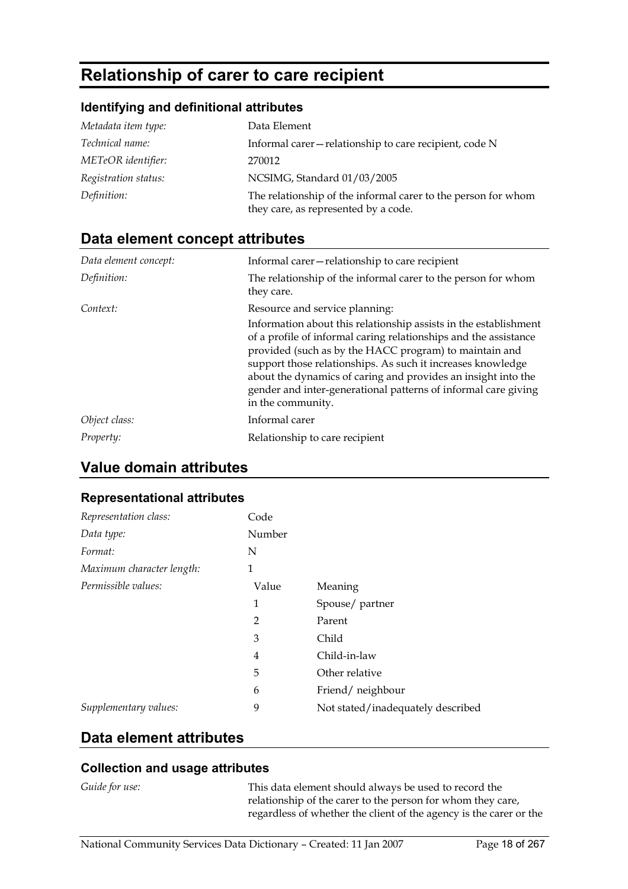# Relationship of carer to care recipient

### Identifying and definitional attributes

| | |
|---|---|
| *Metadata item type:* | Data Element |
| *Technical name:* | Informal carer—relationship to care recipient, code N |
| *METeOR identifier:* | 270012 |
| *Registration status:* | NCSIMG, Standard 01/03/2005 |
| *Definition:* | The relationship of the informal carer to the person for whom they care, as represented by a code. |

## Data element concept attributes

| | |
|---|---|
| *Data element concept:* | Informal carer—relationship to care recipient |
| *Definition:* | The relationship of the informal carer to the person for whom they care. |
| *Context:* | Resource and service planning:<br>Information about this relationship assists in the establishment of a profile of informal caring relationships and the assistance provided (such as by the HACC program) to maintain and support those relationships. As such it increases knowledge about the dynamics of caring and provides an insight into the gender and inter-generational patterns of informal care giving in the community. |
| *Object class:* | Informal carer |
| *Property:* | Relationship to care recipient |

## Value domain attributes

### Representational attributes

| | | |
|---|---|---|
| *Representation class:* | Code | |
| *Data type:* | Number | |
| *Format:* | N | |
| *Maximum character length:* | 1 | |
| *Permissible values:* | Value | Meaning |
| | 1 | Spouse/ partner |
| | 2 | Parent |
| | 3 | Child |
| | 4 | Child-in-law |
| | 5 | Other relative |
| | 6 | Friend/ neighbour |
| *Supplementary values:* | 9 | Not stated/inadequately described |

## Data element attributes

### Collection and usage attributes

| | |
|---|---|
| *Guide for use:* | This data element should always be used to record the relationship of the carer to the person for whom they care, regardless of whether the client of the agency is the carer or the |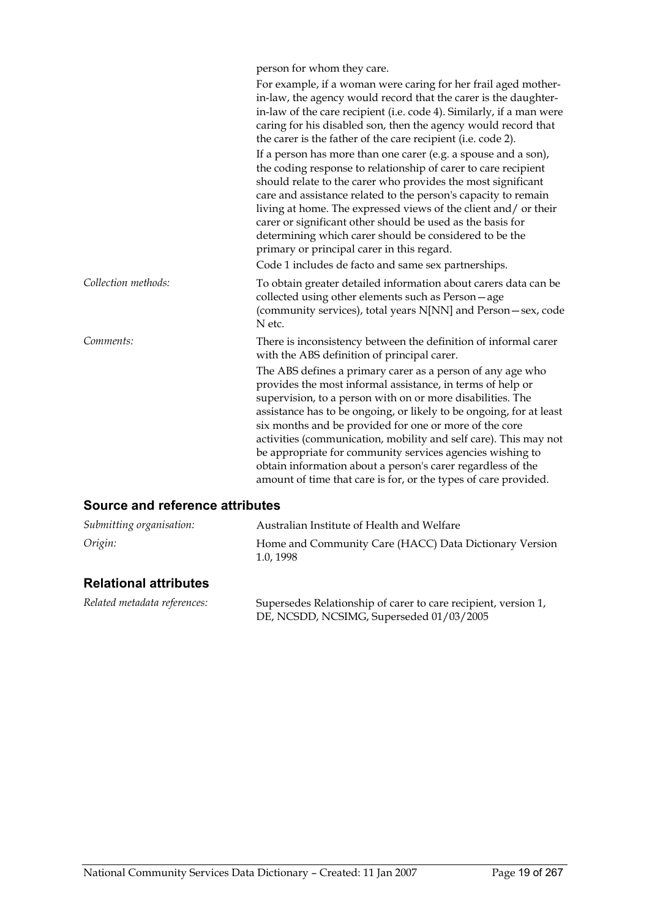person for whom they care.

For example, if a woman were caring for her frail aged mother-in-law, the agency would record that the carer is the daughter-in-law of the care recipient (i.e. code 4). Similarly, if a man were caring for his disabled son, then the agency would record that the carer is the father of the care recipient (i.e. code 2).

If a person has more than one carer (e.g. a spouse and a son), the coding response to relationship of carer to care recipient should relate to the carer who provides the most significant care and assistance related to the person's capacity to remain living at home. The expressed views of the client and/ or their carer or significant other should be used as the basis for determining which carer should be considered to be the primary or principal carer in this regard.

Code 1 includes de facto and same sex partnerships.

*Collection methods:* To obtain greater detailed information about carers data can be collected using other elements such as Person—age (community services), total years N[NN] and Person—sex, code N etc.

*Comments:* There is inconsistency between the definition of informal carer with the ABS definition of principal carer.

The ABS defines a primary carer as a person of any age who provides the most informal assistance, in terms of help or supervision, to a person with on or more disabilities. The assistance has to be ongoing, or likely to be ongoing, for at least six months and be provided for one or more of the core activities (communication, mobility and self care). This may not be appropriate for community services agencies wishing to obtain information about a person's carer regardless of the amount of time that care is for, or the types of care provided.

## Source and reference attributes

*Submitting organisation:* Australian Institute of Health and Welfare

*Origin:* Home and Community Care (HACC) Data Dictionary Version 1.0, 1998

## Relational attributes

*Related metadata references:* Supersedes Relationship of carer to care recipient, version 1, DE, NCSDD, NCSIMG, Superseded 01/03/2005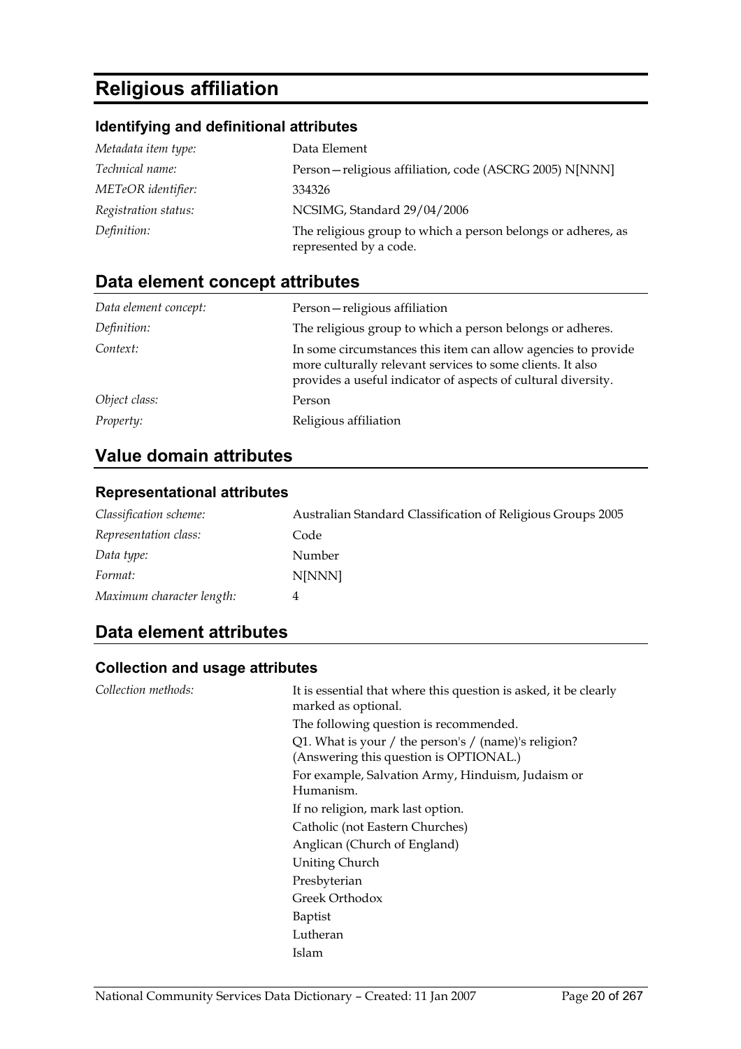# Religious affiliation

### Identifying and definitional attributes

| | |
|---|---|
| *Metadata item type:* | Data Element |
| *Technical name:* | Person—religious affiliation, code (ASCRG 2005) N[NNN] |
| *METeOR identifier:* | 334326 |
| *Registration status:* | NCSIMG, Standard 29/04/2006 |
| *Definition:* | The religious group to which a person belongs or adheres, as represented by a code. |

## Data element concept attributes

| | |
|---|---|
| *Data element concept:* | Person—religious affiliation |
| *Definition:* | The religious group to which a person belongs or adheres. |
| *Context:* | In some circumstances this item can allow agencies to provide more culturally relevant services to some clients. It also provides a useful indicator of aspects of cultural diversity. |
| *Object class:* | Person |
| *Property:* | Religious affiliation |

## Value domain attributes

### Representational attributes

| | |
|---|---|
| *Classification scheme:* | Australian Standard Classification of Religious Groups 2005 |
| *Representation class:* | Code |
| *Data type:* | Number |
| *Format:* | N[NNN] |
| *Maximum character length:* | 4 |

## Data element attributes

### Collection and usage attributes

*Collection methods:*

It is essential that where this question is asked, it be clearly marked as optional.

The following question is recommended.

Q1. What is your / the person's / (name)'s religion? (Answering this question is OPTIONAL.)

For example, Salvation Army, Hinduism, Judaism or Humanism.

If no religion, mark last option.

Catholic (not Eastern Churches)

Anglican (Church of England)

Uniting Church

Presbyterian

Greek Orthodox

Baptist

Lutheran

Islam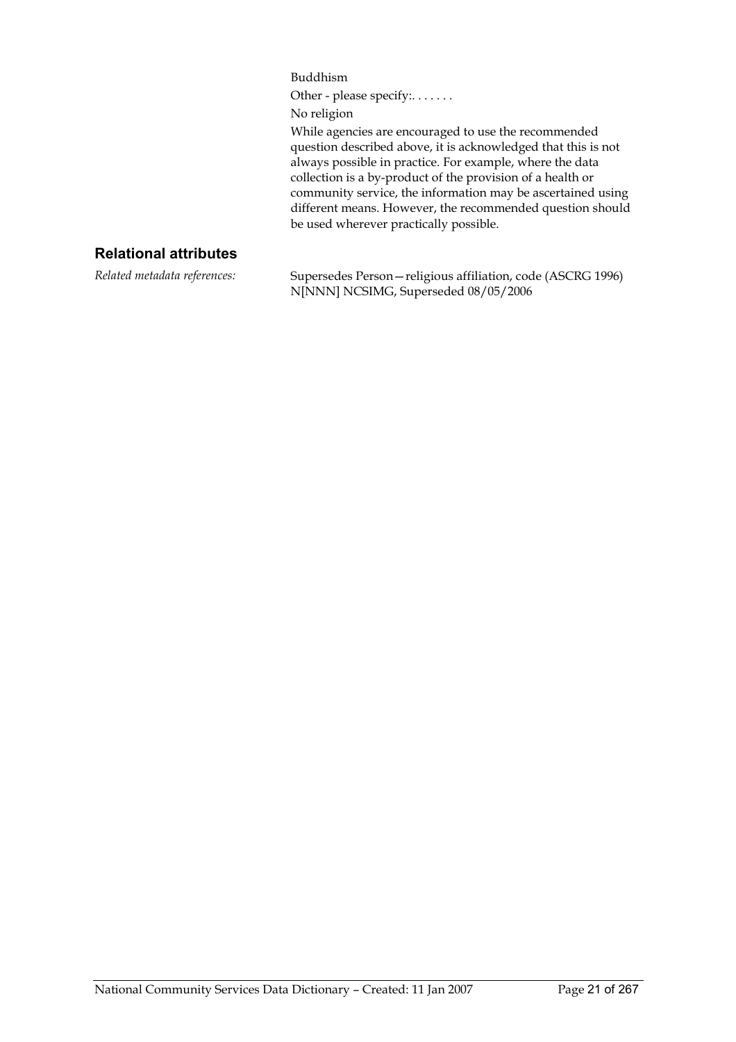Buddhism

Other - please specify:. . . . . .

No religion

While agencies are encouraged to use the recommended question described above, it is acknowledged that this is not always possible in practice. For example, where the data collection is a by-product of the provision of a health or community service, the information may be ascertained using different means. However, the recommended question should be used wherever practically possible.

## Relational attributes

*Related metadata references:* Supersedes Person—religious affiliation, code (ASCRG 1996) N[NNN] NCSIMG, Superseded 08/05/2006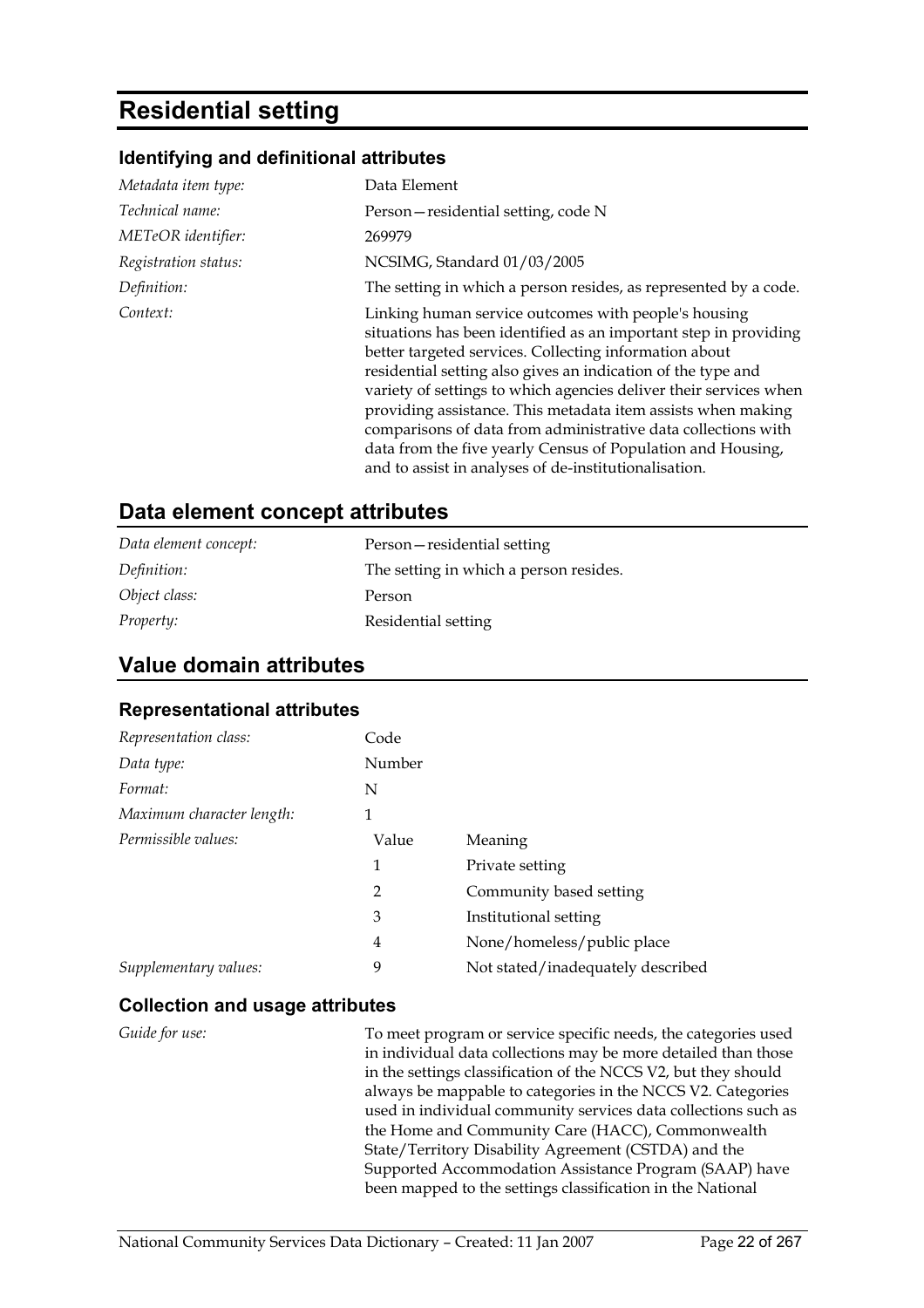# Residential setting

### Identifying and definitional attributes

| | |
|---|---|
| *Metadata item type:* | Data Element |
| *Technical name:* | Person—residential setting, code N |
| *METeOR identifier:* | 269979 |
| *Registration status:* | NCSIMG, Standard 01/03/2005 |
| *Definition:* | The setting in which a person resides, as represented by a code. |
| *Context:* | Linking human service outcomes with people's housing situations has been identified as an important step in providing better targeted services. Collecting information about residential setting also gives an indication of the type and variety of settings to which agencies deliver their services when providing assistance. This metadata item assists when making comparisons of data from administrative data collections with data from the five yearly Census of Population and Housing, and to assist in analyses of de-institutionalisation. |

## Data element concept attributes

| | |
|---|---|
| *Data element concept:* | Person—residential setting |
| *Definition:* | The setting in which a person resides. |
| *Object class:* | Person |
| *Property:* | Residential setting |

## Value domain attributes

### Representational attributes

| | | |
|---|---|---|
| *Representation class:* | Code | |
| *Data type:* | Number | |
| *Format:* | N | |
| *Maximum character length:* | 1 | |
| *Permissible values:* | Value | Meaning |
| | 1 | Private setting |
| | 2 | Community based setting |
| | 3 | Institutional setting |
| | 4 | None/homeless/public place |
| *Supplementary values:* | 9 | Not stated/inadequately described |

### Collection and usage attributes

| | |
|---|---|
| *Guide for use:* | To meet program or service specific needs, the categories used in individual data collections may be more detailed than those in the settings classification of the NCCS V2, but they should always be mappable to categories in the NCCS V2. Categories used in individual community services data collections such as the Home and Community Care (HACC), Commonwealth State/Territory Disability Agreement (CSTDA) and the Supported Accommodation Assistance Program (SAAP) have been mapped to the settings classification in the National |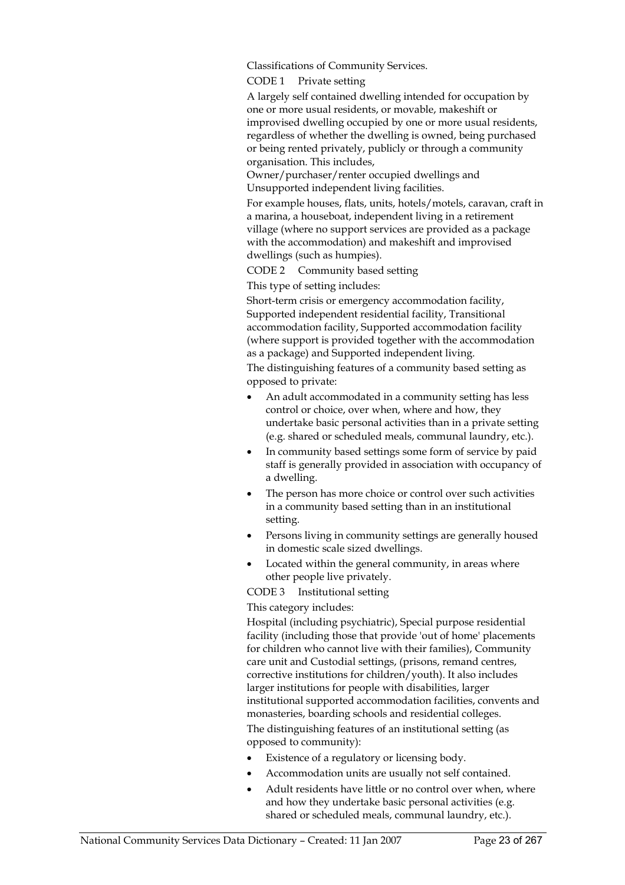Classifications of Community Services.

CODE 1 Private setting

A largely self contained dwelling intended for occupation by one or more usual residents, or movable, makeshift or improvised dwelling occupied by one or more usual residents, regardless of whether the dwelling is owned, being purchased or being rented privately, publicly or through a community organisation. This includes,

Owner/purchaser/renter occupied dwellings and
Unsupported independent living facilities.

For example houses, flats, units, hotels/motels, caravan, craft in a marina, a houseboat, independent living in a retirement village (where no support services are provided as a package with the accommodation) and makeshift and improvised dwellings (such as humpies).

CODE 2 Community based setting

This type of setting includes:

Short-term crisis or emergency accommodation facility, Supported independent residential facility, Transitional accommodation facility, Supported accommodation facility (where support is provided together with the accommodation as a package) and Supported independent living.

The distinguishing features of a community based setting as opposed to private:

- An adult accommodated in a community setting has less control or choice, over when, where and how, they undertake basic personal activities than in a private setting (e.g. shared or scheduled meals, communal laundry, etc.).
- In community based settings some form of service by paid staff is generally provided in association with occupancy of a dwelling.
- The person has more choice or control over such activities in a community based setting than in an institutional setting.
- Persons living in community settings are generally housed in domestic scale sized dwellings.
- Located within the general community, in areas where other people live privately.

CODE 3 Institutional setting

This category includes:

Hospital (including psychiatric), Special purpose residential facility (including those that provide 'out of home' placements for children who cannot live with their families), Community care unit and Custodial settings, (prisons, remand centres, corrective institutions for children/youth). It also includes larger institutions for people with disabilities, larger institutional supported accommodation facilities, convents and monasteries, boarding schools and residential colleges.

The distinguishing features of an institutional setting (as opposed to community):

- Existence of a regulatory or licensing body.
- Accommodation units are usually not self contained.
- Adult residents have little or no control over when, where and how they undertake basic personal activities (e.g. shared or scheduled meals, communal laundry, etc.).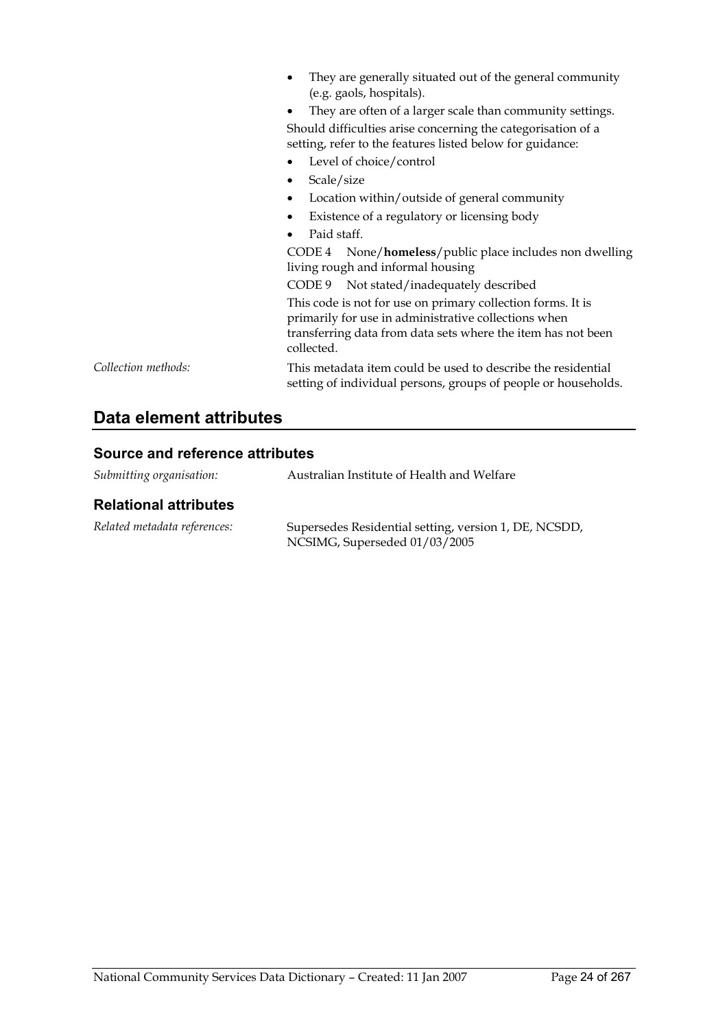- They are generally situated out of the general community (e.g. gaols, hospitals).
- They are often of a larger scale than community settings.

Should difficulties arise concerning the categorisation of a setting, refer to the features listed below for guidance:

- Level of choice/control
- Scale/size
- Location within/outside of general community
- Existence of a regulatory or licensing body
- Paid staff.

CODE 4 None/**homeless**/public place includes non dwelling living rough and informal housing

CODE 9 Not stated/inadequately described

This code is not for use on primary collection forms. It is primarily for use in administrative collections when transferring data from data sets where the item has not been collected.

*Collection methods:* This metadata item could be used to describe the residential setting of individual persons, groups of people or households.

## Data element attributes

### Source and reference attributes

*Submitting organisation:* Australian Institute of Health and Welfare

### Relational attributes

*Related metadata references:* Supersedes Residential setting, version 1, DE, NCSDD, NCSIMG, Superseded 01/03/2005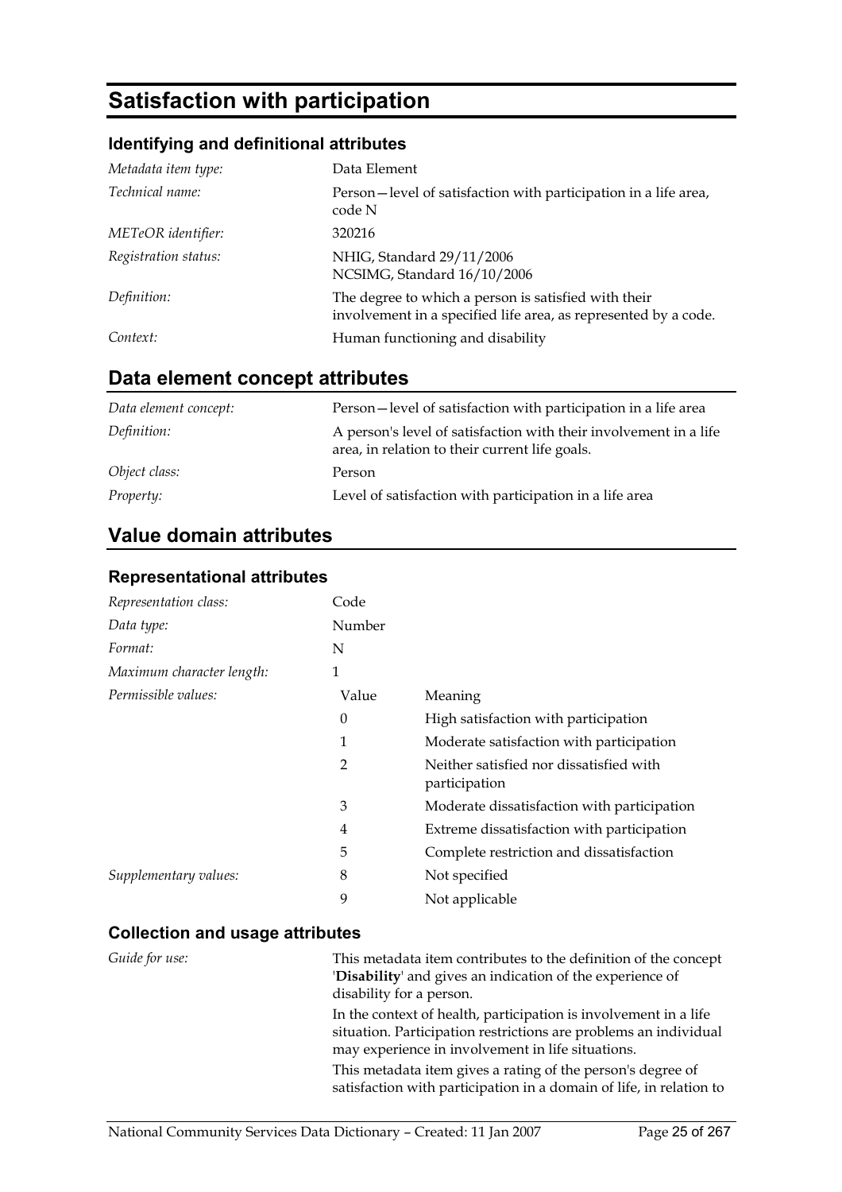# Satisfaction with participation

## Identifying and definitional attributes

| | |
|---|---|
| *Metadata item type:* | Data Element |
| *Technical name:* | Person—level of satisfaction with participation in a life area, code N |
| *METeOR identifier:* | 320216 |
| *Registration status:* | NHIG, Standard 29/11/2006<br>NCSIMG, Standard 16/10/2006 |
| *Definition:* | The degree to which a person is satisfied with their involvement in a specified life area, as represented by a code. |
| *Context:* | Human functioning and disability |

## Data element concept attributes

| | |
|---|---|
| *Data element concept:* | Person—level of satisfaction with participation in a life area |
| *Definition:* | A person's level of satisfaction with their involvement in a life area, in relation to their current life goals. |
| *Object class:* | Person |
| *Property:* | Level of satisfaction with participation in a life area |

## Value domain attributes

### Representational attributes

| | | |
|---|---|---|
| *Representation class:* | Code | |
| *Data type:* | Number | |
| *Format:* | N | |
| *Maximum character length:* | 1 | |
| *Permissible values:* | Value | Meaning |
| | 0 | High satisfaction with participation |
| | 1 | Moderate satisfaction with participation |
| | 2 | Neither satisfied nor dissatisfied with participation |
| | 3 | Moderate dissatisfaction with participation |
| | 4 | Extreme dissatisfaction with participation |
| | 5 | Complete restriction and dissatisfaction |
| *Supplementary values:* | 8 | Not specified |
| | 9 | Not applicable |

### Collection and usage attributes

*Guide for use:*

This metadata item contributes to the definition of the concept '**Disability**' and gives an indication of the experience of disability for a person.

In the context of health, participation is involvement in a life situation. Participation restrictions are problems an individual may experience in involvement in life situations.

This metadata item gives a rating of the person's degree of satisfaction with participation in a domain of life, in relation to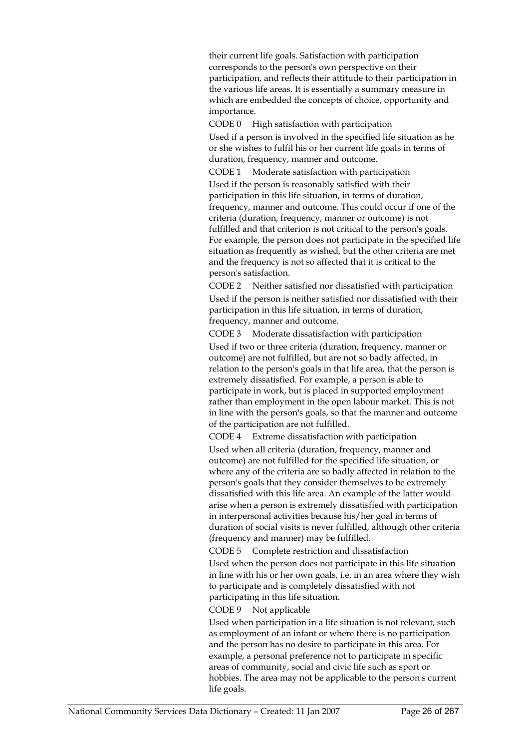their current life goals. Satisfaction with participation corresponds to the person's own perspective on their participation, and reflects their attitude to their participation in the various life areas. It is essentially a summary measure in which are embedded the concepts of choice, opportunity and importance.

CODE 0 High satisfaction with participation

Used if a person is involved in the specified life situation as he or she wishes to fulfil his or her current life goals in terms of duration, frequency, manner and outcome.

CODE 1 Moderate satisfaction with participation

Used if the person is reasonably satisfied with their participation in this life situation, in terms of duration, frequency, manner and outcome. This could occur if one of the criteria (duration, frequency, manner or outcome) is not fulfilled and that criterion is not critical to the person's goals. For example, the person does not participate in the specified life situation as frequently as wished, but the other criteria are met and the frequency is not so affected that it is critical to the person's satisfaction.

CODE 2 Neither satisfied nor dissatisfied with participation

Used if the person is neither satisfied nor dissatisfied with their participation in this life situation, in terms of duration, frequency, manner and outcome.

CODE 3 Moderate dissatisfaction with participation

Used if two or three criteria (duration, frequency, manner or outcome) are not fulfilled, but are not so badly affected, in relation to the person's goals in that life area, that the person is extremely dissatisfied. For example, a person is able to participate in work, but is placed in supported employment rather than employment in the open labour market. This is not in line with the person's goals, so that the manner and outcome of the participation are not fulfilled.

CODE 4 Extreme dissatisfaction with participation

Used when all criteria (duration, frequency, manner and outcome) are not fulfilled for the specified life situation, or where any of the criteria are so badly affected in relation to the person's goals that they consider themselves to be extremely dissatisfied with this life area. An example of the latter would arise when a person is extremely dissatisfied with participation in interpersonal activities because his/her goal in terms of duration of social visits is never fulfilled, although other criteria (frequency and manner) may be fulfilled.

CODE 5 Complete restriction and dissatisfaction

Used when the person does not participate in this life situation in line with his or her own goals, i.e. in an area where they wish to participate and is completely dissatisfied with not participating in this life situation.

CODE 9 Not applicable

Used when participation in a life situation is not relevant, such as employment of an infant or where there is no participation and the person has no desire to participate in this area. For example, a personal preference not to participate in specific areas of community, social and civic life such as sport or hobbies. The area may not be applicable to the person's current life goals.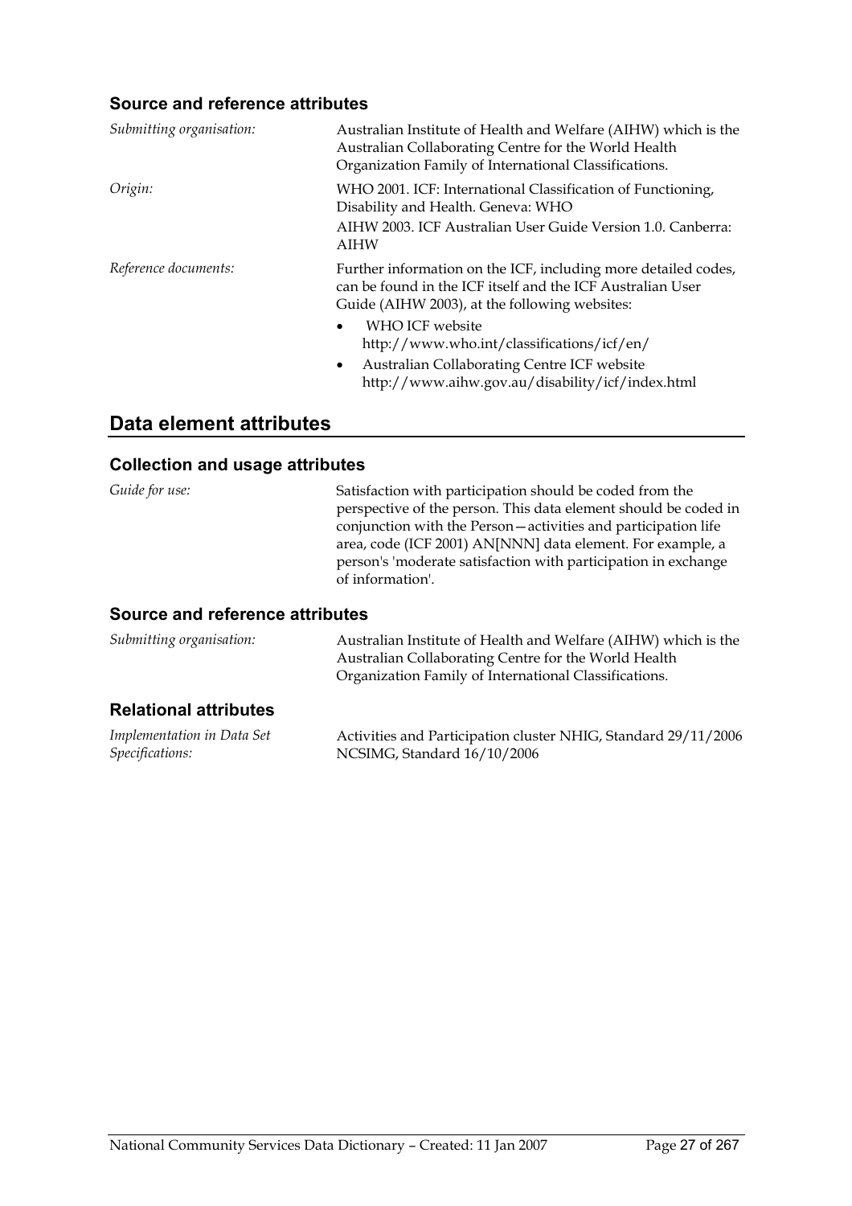### Source and reference attributes

*Submitting organisation:* Australian Institute of Health and Welfare (AIHW) which is the Australian Collaborating Centre for the World Health Organization Family of International Classifications.

*Origin:* WHO 2001. ICF: International Classification of Functioning, Disability and Health. Geneva: WHO

AIHW 2003. ICF Australian User Guide Version 1.0. Canberra: AIHW

*Reference documents:* Further information on the ICF, including more detailed codes, can be found in the ICF itself and the ICF Australian User Guide (AIHW 2003), at the following websites:

- WHO ICF website http://www.who.int/classifications/icf/en/
- Australian Collaborating Centre ICF website http://www.aihw.gov.au/disability/icf/index.html

## Data element attributes

### Collection and usage attributes

*Guide for use:* Satisfaction with participation should be coded from the perspective of the person. This data element should be coded in conjunction with the Person—activities and participation life area, code (ICF 2001) AN[NNN] data element. For example, a person's 'moderate satisfaction with participation in exchange of information'.

### Source and reference attributes

*Submitting organisation:* Australian Institute of Health and Welfare (AIHW) which is the Australian Collaborating Centre for the World Health Organization Family of International Classifications.

### Relational attributes

*Implementation in Data Set Specifications:* Activities and Participation cluster NHIG, Standard 29/11/2006

NCSIMG, Standard 16/10/2006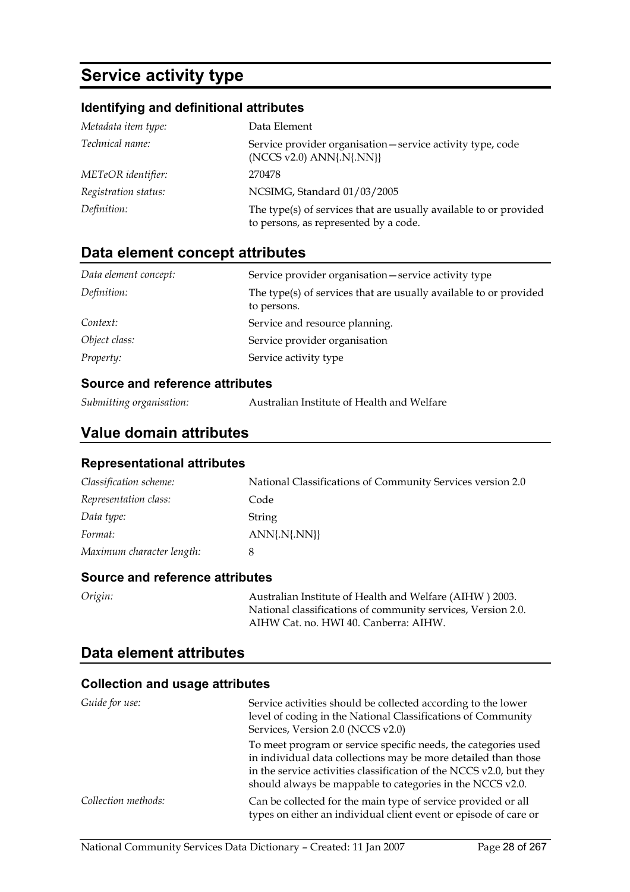# Service activity type

## Identifying and definitional attributes

| | |
|---|---|
| *Metadata item type:* | Data Element |
| *Technical name:* | Service provider organisation—service activity type, code (NCCS v2.0) ANN{.N{.NN}} |
| *METeOR identifier:* | 270478 |
| *Registration status:* | NCSIMG, Standard 01/03/2005 |
| *Definition:* | The type(s) of services that are usually available to or provided to persons, as represented by a code. |

## Data element concept attributes

| | |
|---|---|
| *Data element concept:* | Service provider organisation—service activity type |
| *Definition:* | The type(s) of services that are usually available to or provided to persons. |
| *Context:* | Service and resource planning. |
| *Object class:* | Service provider organisation |
| *Property:* | Service activity type |

### Source and reference attributes

| | |
|---|---|
| *Submitting organisation:* | Australian Institute of Health and Welfare |

## Value domain attributes

### Representational attributes

| | |
|---|---|
| *Classification scheme:* | National Classifications of Community Services version 2.0 |
| *Representation class:* | Code |
| *Data type:* | String |
| *Format:* | ANN{.N{.NN}} |
| *Maximum character length:* | 8 |

### Source and reference attributes

| | |
|---|---|
| *Origin:* | Australian Institute of Health and Welfare (AIHW ) 2003. National classifications of community services, Version 2.0. AIHW Cat. no. HWI 40. Canberra: AIHW. |

## Data element attributes

### Collection and usage attributes

| | |
|---|---|
| *Guide for use:* | Service activities should be collected according to the lower level of coding in the National Classifications of Community Services, Version 2.0 (NCCS v2.0)<br><br>To meet program or service specific needs, the categories used in individual data collections may be more detailed than those in the service activities classification of the NCCS v2.0, but they should always be mappable to categories in the NCCS v2.0. |
| *Collection methods:* | Can be collected for the main type of service provided or all types on either an individual client event or episode of care or |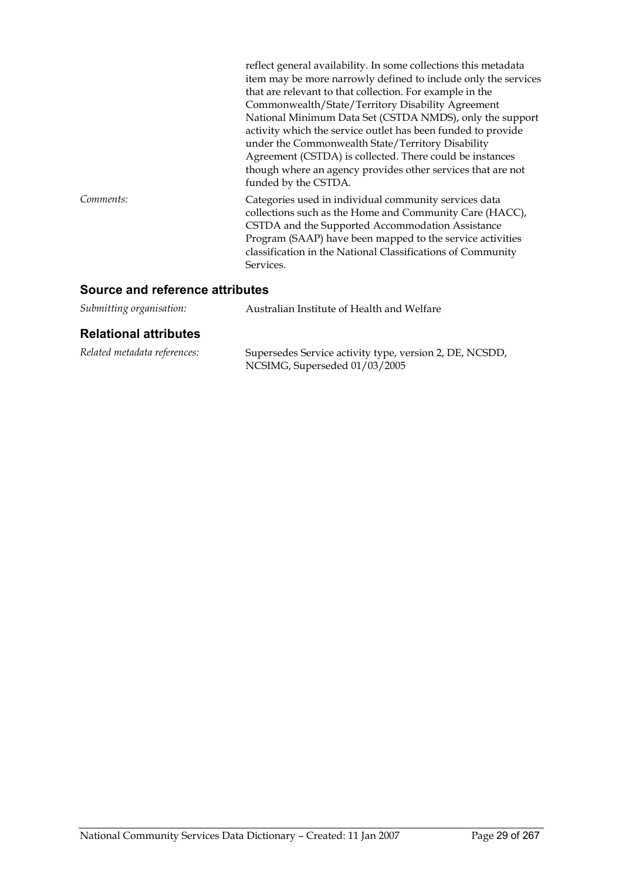reflect general availability. In some collections this metadata item may be more narrowly defined to include only the services that are relevant to that collection. For example in the Commonwealth/State/Territory Disability Agreement National Minimum Data Set (CSTDA NMDS), only the support activity which the service outlet has been funded to provide under the Commonwealth State/Territory Disability Agreement (CSTDA) is collected. There could be instances though where an agency provides other services that are not funded by the CSTDA.

*Comments:* Categories used in individual community services data collections such as the Home and Community Care (HACC), CSTDA and the Supported Accommodation Assistance Program (SAAP) have been mapped to the service activities classification in the National Classifications of Community Services.

## Source and reference attributes

*Submitting organisation:* Australian Institute of Health and Welfare

## Relational attributes

*Related metadata references:* Supersedes Service activity type, version 2, DE, NCSDD, NCSIMG, Superseded 01/03/2005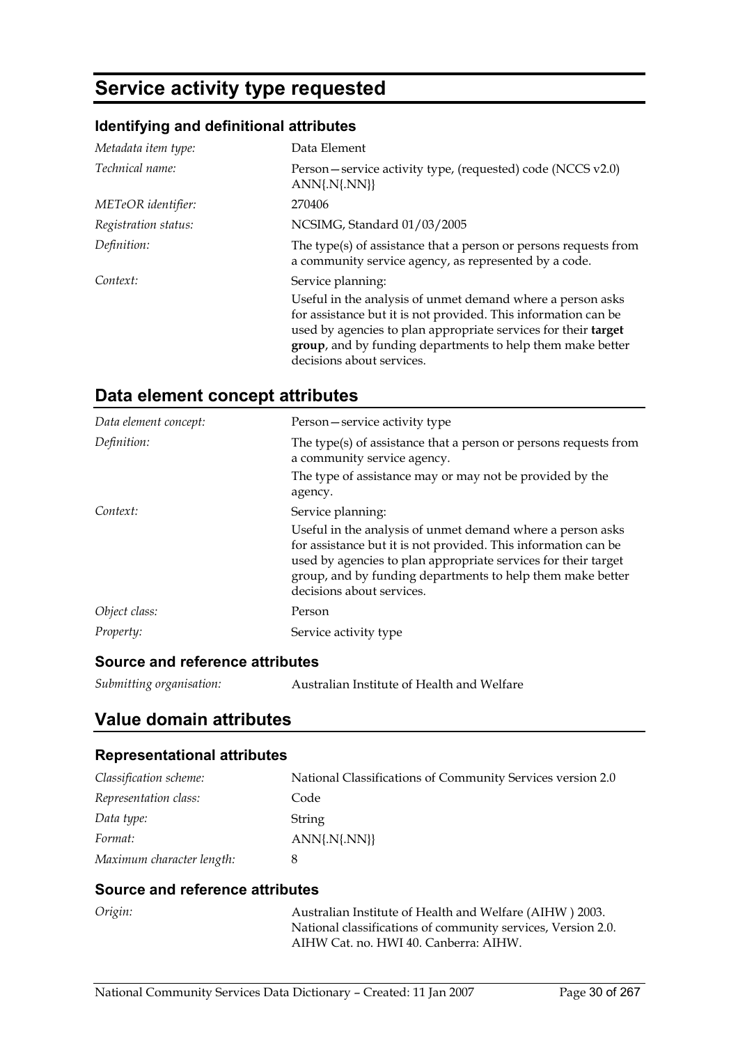# Service activity type requested

### Identifying and definitional attributes

| | |
|---|---|
| *Metadata item type:* | Data Element |
| *Technical name:* | Person—service activity type, (requested) code (NCCS v2.0) ANN{.N{.NN}} |
| *METeOR identifier:* | 270406 |
| *Registration status:* | NCSIMG, Standard 01/03/2005 |
| *Definition:* | The type(s) of assistance that a person or persons requests from a community service agency, as represented by a code. |
| *Context:* | Service planning:<br>Useful in the analysis of unmet demand where a person asks for assistance but it is not provided. This information can be used by agencies to plan appropriate services for their **target group**, and by funding departments to help them make better decisions about services. |

## Data element concept attributes

| | |
|---|---|
| *Data element concept:* | Person—service activity type |
| *Definition:* | The type(s) of assistance that a person or persons requests from a community service agency.<br>The type of assistance may or may not be provided by the agency. |
| *Context:* | Service planning:<br>Useful in the analysis of unmet demand where a person asks for assistance but it is not provided. This information can be used by agencies to plan appropriate services for their target group, and by funding departments to help them make better decisions about services. |
| *Object class:* | Person |
| *Property:* | Service activity type |

### Source and reference attributes

| | |
|---|---|
| *Submitting organisation:* | Australian Institute of Health and Welfare |

## Value domain attributes

### Representational attributes

| | |
|---|---|
| *Classification scheme:* | National Classifications of Community Services version 2.0 |
| *Representation class:* | Code |
| *Data type:* | String |
| *Format:* | ANN{.N{.NN}} |
| *Maximum character length:* | 8 |

### Source and reference attributes

| | |
|---|---|
| *Origin:* | Australian Institute of Health and Welfare (AIHW ) 2003. National classifications of community services, Version 2.0. AIHW Cat. no. HWI 40. Canberra: AIHW. |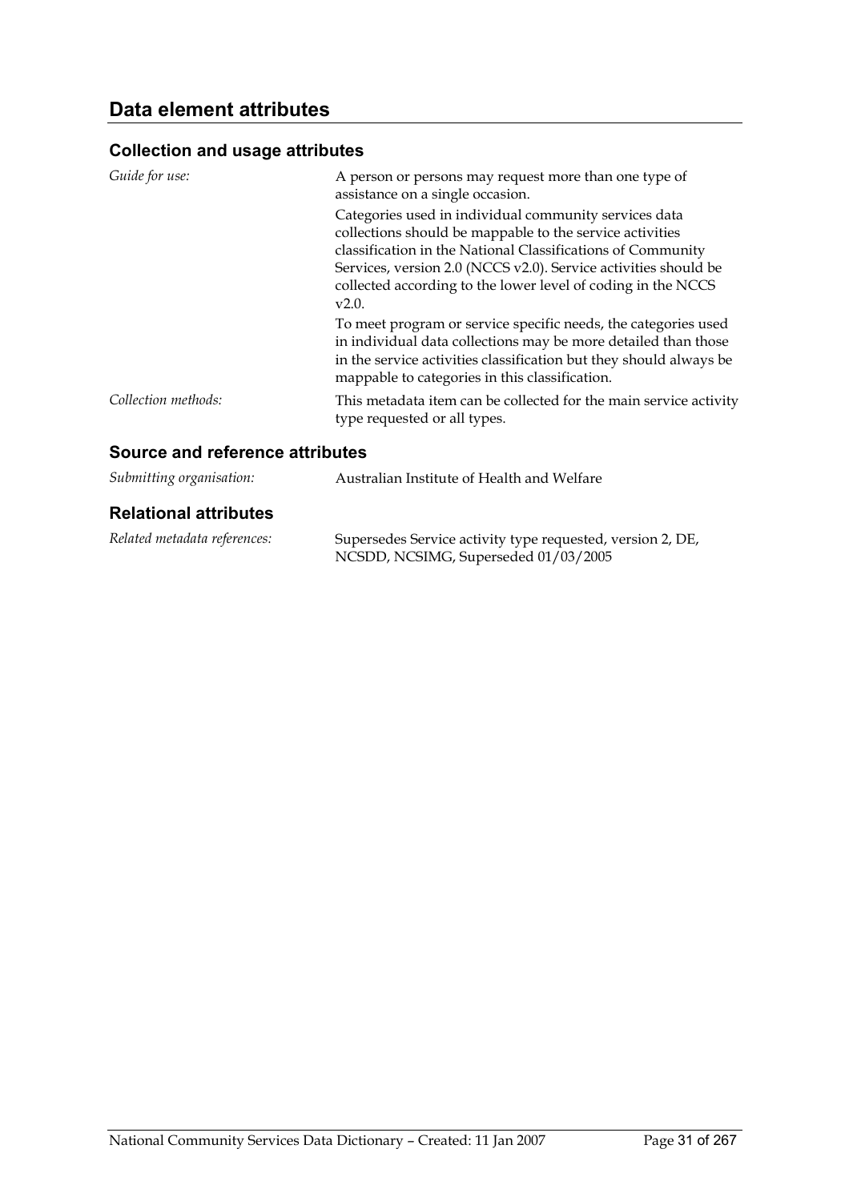## Data element attributes

### Collection and usage attributes

| | |
|---|---|
| *Guide for use:* | A person or persons may request more than one type of assistance on a single occasion.<br>Categories used in individual community services data collections should be mappable to the service activities classification in the National Classifications of Community Services, version 2.0 (NCCS v2.0). Service activities should be collected according to the lower level of coding in the NCCS v2.0.<br>To meet program or service specific needs, the categories used in individual data collections may be more detailed than those in the service activities classification but they should always be mappable to categories in this classification. |
| *Collection methods:* | This metadata item can be collected for the main service activity type requested or all types. |

### Source and reference attributes

| | |
|---|---|
| *Submitting organisation:* | Australian Institute of Health and Welfare |

### Relational attributes

| | |
|---|---|
| *Related metadata references:* | Supersedes Service activity type requested, version 2, DE, NCSDD, NCSIMG, Superseded 01/03/2005 |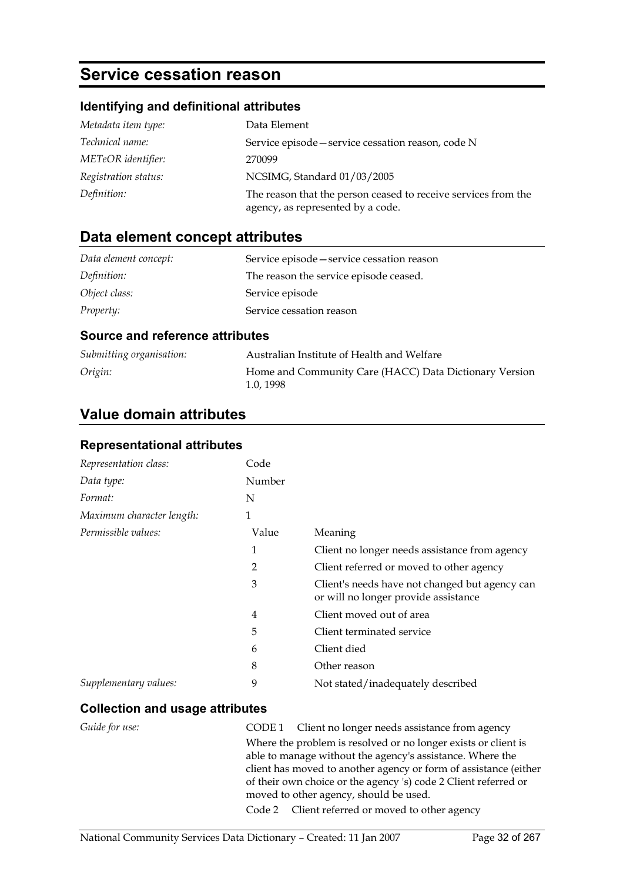# Service cessation reason

### Identifying and definitional attributes

| | |
|---|---|
| *Metadata item type:* | Data Element |
| *Technical name:* | Service episode—service cessation reason, code N |
| *METeOR identifier:* | 270099 |
| *Registration status:* | NCSIMG, Standard 01/03/2005 |
| *Definition:* | The reason that the person ceased to receive services from the agency, as represented by a code. |

## Data element concept attributes

| | |
|---|---|
| *Data element concept:* | Service episode—service cessation reason |
| *Definition:* | The reason the service episode ceased. |
| *Object class:* | Service episode |
| *Property:* | Service cessation reason |

### Source and reference attributes

| | |
|---|---|
| *Submitting organisation:* | Australian Institute of Health and Welfare |
| *Origin:* | Home and Community Care (HACC) Data Dictionary Version 1.0, 1998 |

## Value domain attributes

### Representational attributes

| | | |
|---|---|---|
| *Representation class:* | Code | |
| *Data type:* | Number | |
| *Format:* | N | |
| *Maximum character length:* | 1 | |
| *Permissible values:* | Value | Meaning |
| | 1 | Client no longer needs assistance from agency |
| | 2 | Client referred or moved to other agency |
| | 3 | Client's needs have not changed but agency can or will no longer provide assistance |
| | 4 | Client moved out of area |
| | 5 | Client terminated service |
| | 6 | Client died |
| | 8 | Other reason |
| *Supplementary values:* | 9 | Not stated/inadequately described |

### Collection and usage attributes

*Guide for use:*

CODE 1 Client no longer needs assistance from agency

Where the problem is resolved or no longer exists or client is able to manage without the agency's assistance. Where the client has moved to another agency or form of assistance (either of their own choice or the agency 's) code 2 Client referred or moved to other agency, should be used.

Code 2 Client referred or moved to other agency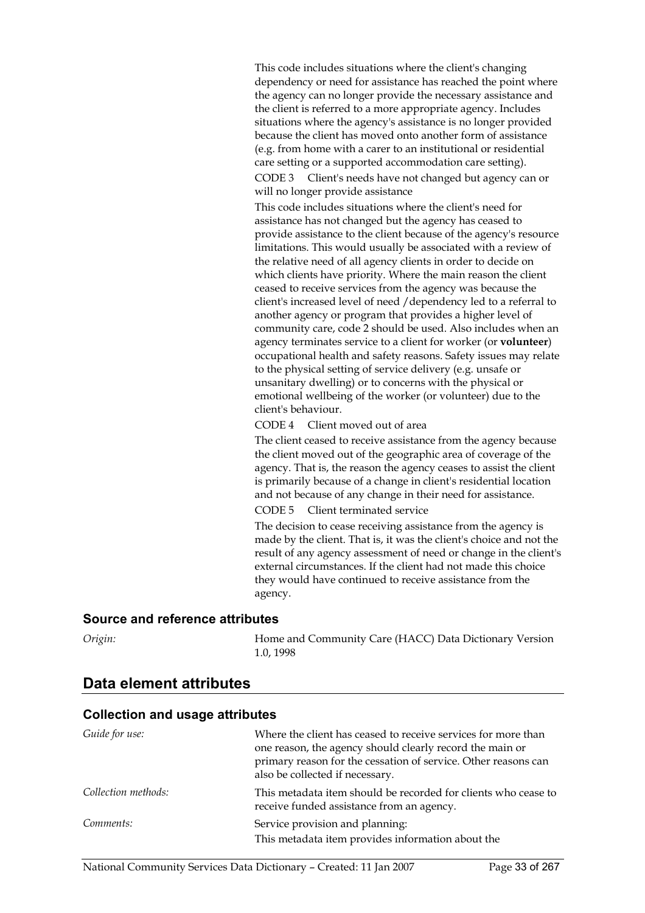This code includes situations where the client's changing dependency or need for assistance has reached the point where the agency can no longer provide the necessary assistance and the client is referred to a more appropriate agency. Includes situations where the agency's assistance is no longer provided because the client has moved onto another form of assistance (e.g. from home with a carer to an institutional or residential care setting or a supported accommodation care setting).

CODE 3 Client's needs have not changed but agency can or will no longer provide assistance

This code includes situations where the client's need for assistance has not changed but the agency has ceased to provide assistance to the client because of the agency's resource limitations. This would usually be associated with a review of the relative need of all agency clients in order to decide on which clients have priority. Where the main reason the client ceased to receive services from the agency was because the client's increased level of need /dependency led to a referral to another agency or program that provides a higher level of community care, code 2 should be used. Also includes when an agency terminates service to a client for worker (or **volunteer**) occupational health and safety reasons. Safety issues may relate to the physical setting of service delivery (e.g. unsafe or unsanitary dwelling) or to concerns with the physical or emotional wellbeing of the worker (or volunteer) due to the client's behaviour.

CODE 4 Client moved out of area

The client ceased to receive assistance from the agency because the client moved out of the geographic area of coverage of the agency. That is, the reason the agency ceases to assist the client is primarily because of a change in client's residential location and not because of any change in their need for assistance.

CODE 5 Client terminated service

The decision to cease receiving assistance from the agency is made by the client. That is, it was the client's choice and not the result of any agency assessment of need or change in the client's external circumstances. If the client had not made this choice they would have continued to receive assistance from the agency.

### Source and reference attributes

*Origin:* Home and Community Care (HACC) Data Dictionary Version 1.0, 1998

## Data element attributes

### Collection and usage attributes

*Guide for use:* Where the client has ceased to receive services for more than one reason, the agency should clearly record the main or primary reason for the cessation of service. Other reasons can also be collected if necessary.

*Collection methods:* This metadata item should be recorded for clients who cease to receive funded assistance from an agency.

*Comments:* Service provision and planning:
This metadata item provides information about the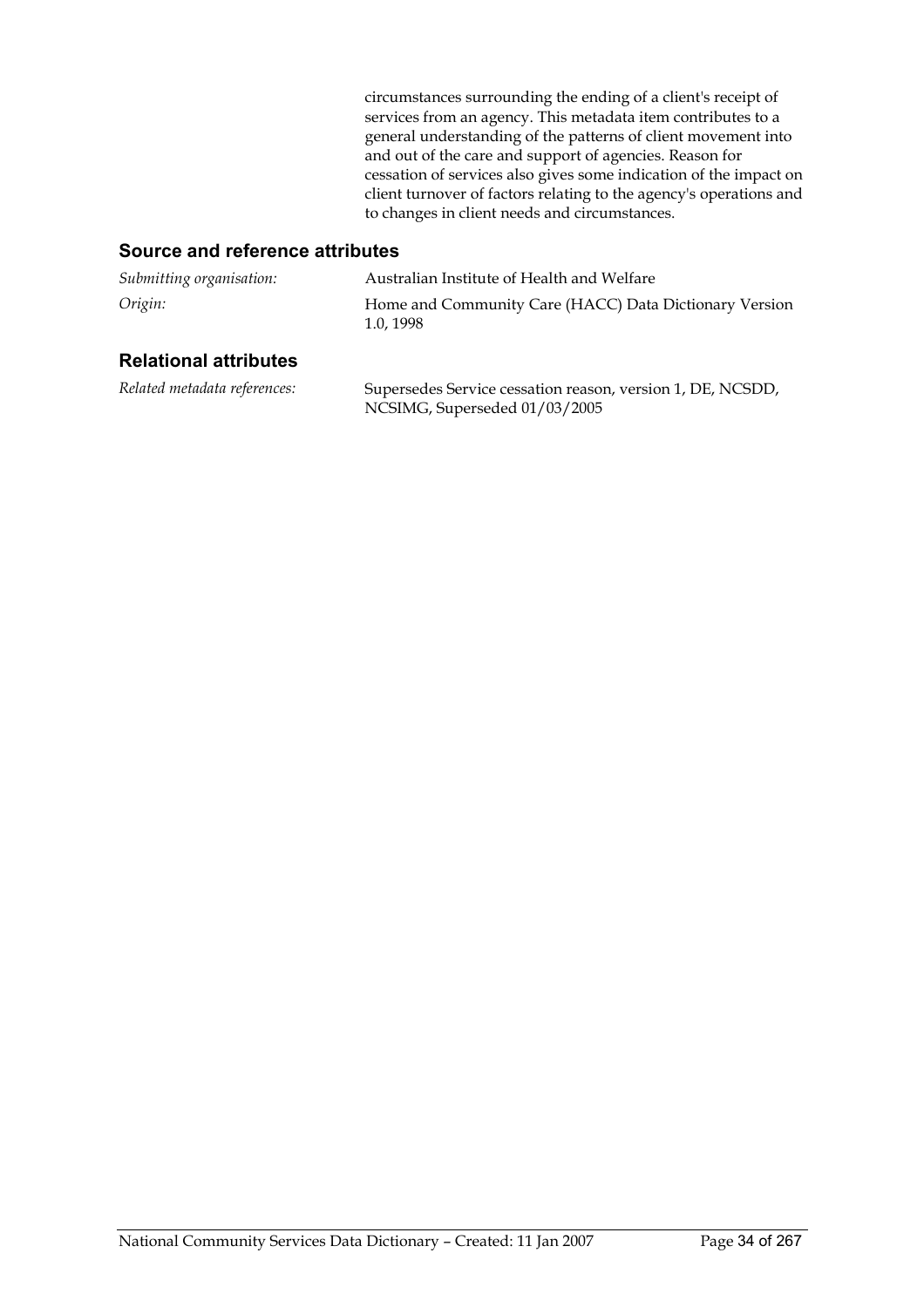circumstances surrounding the ending of a client's receipt of services from an agency. This metadata item contributes to a general understanding of the patterns of client movement into and out of the care and support of agencies. Reason for cessation of services also gives some indication of the impact on client turnover of factors relating to the agency's operations and to changes in client needs and circumstances.

## Source and reference attributes

*Submitting organisation:* Australian Institute of Health and Welfare

*Origin:* Home and Community Care (HACC) Data Dictionary Version 1.0, 1998

## Relational attributes

*Related metadata references:* Supersedes Service cessation reason, version 1, DE, NCSDD, NCSIMG, Superseded 01/03/2005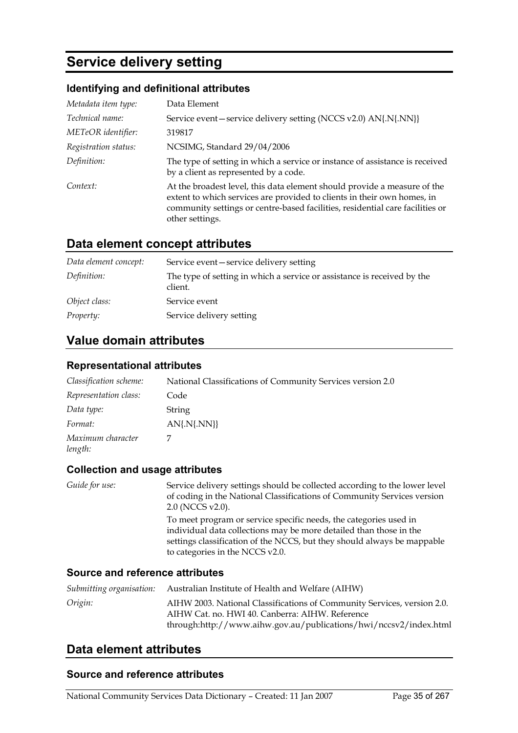# Service delivery setting

### Identifying and definitional attributes

| | |
|---|---|
| *Metadata item type:* | Data Element |
| *Technical name:* | Service event—service delivery setting (NCCS v2.0) AN{.N{.NN}} |
| *METeOR identifier:* | 319817 |
| *Registration status:* | NCSIMG, Standard 29/04/2006 |
| *Definition:* | The type of setting in which a service or instance of assistance is received by a client as represented by a code. |
| *Context:* | At the broadest level, this data element should provide a measure of the extent to which services are provided to clients in their own homes, in community settings or centre-based facilities, residential care facilities or other settings. |

## Data element concept attributes

| | |
|---|---|
| *Data element concept:* | Service event—service delivery setting |
| *Definition:* | The type of setting in which a service or assistance is received by the client. |
| *Object class:* | Service event |
| *Property:* | Service delivery setting |

## Value domain attributes

### Representational attributes

| | |
|---|---|
| *Classification scheme:* | National Classifications of Community Services version 2.0 |
| *Representation class:* | Code |
| *Data type:* | String |
| *Format:* | AN{.N{.NN}} |
| *Maximum character length:* | 7 |

### Collection and usage attributes

*Guide for use:* Service delivery settings should be collected according to the lower level of coding in the National Classifications of Community Services version 2.0 (NCCS v2.0).

To meet program or service specific needs, the categories used in individual data collections may be more detailed than those in the settings classification of the NCCS, but they should always be mappable to categories in the NCCS v2.0.

### Source and reference attributes

| | |
|---|---|
| *Submitting organisation:* | Australian Institute of Health and Welfare (AIHW) |
| *Origin:* | AIHW 2003. National Classifications of Community Services, version 2.0. AIHW Cat. no. HWI 40. Canberra: AIHW. Reference through:http://www.aihw.gov.au/publications/hwi/nccsv2/index.html |

## Data element attributes

### Source and reference attributes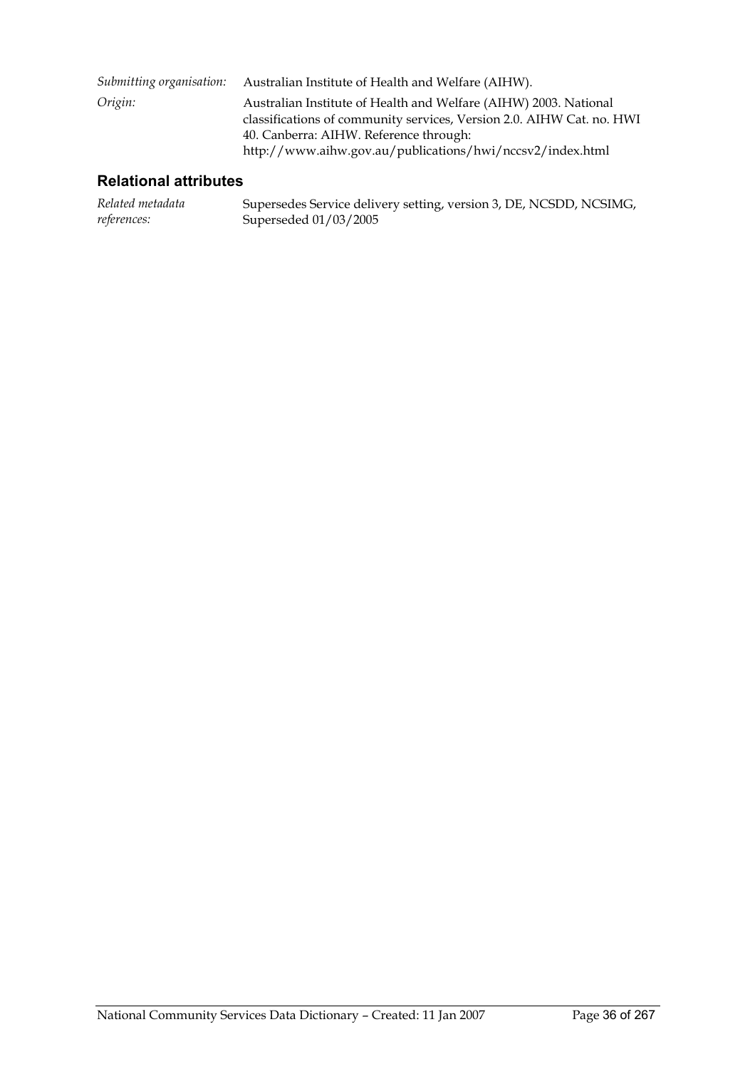*Submitting organisation:* Australian Institute of Health and Welfare (AIHW).

*Origin:* Australian Institute of Health and Welfare (AIHW) 2003. National classifications of community services, Version 2.0. AIHW Cat. no. HWI 40. Canberra: AIHW. Reference through: http://www.aihw.gov.au/publications/hwi/nccsv2/index.html

## Relational attributes

*Related metadata references:* Supersedes Service delivery setting, version 3, DE, NCSDD, NCSIMG, Superseded 01/03/2005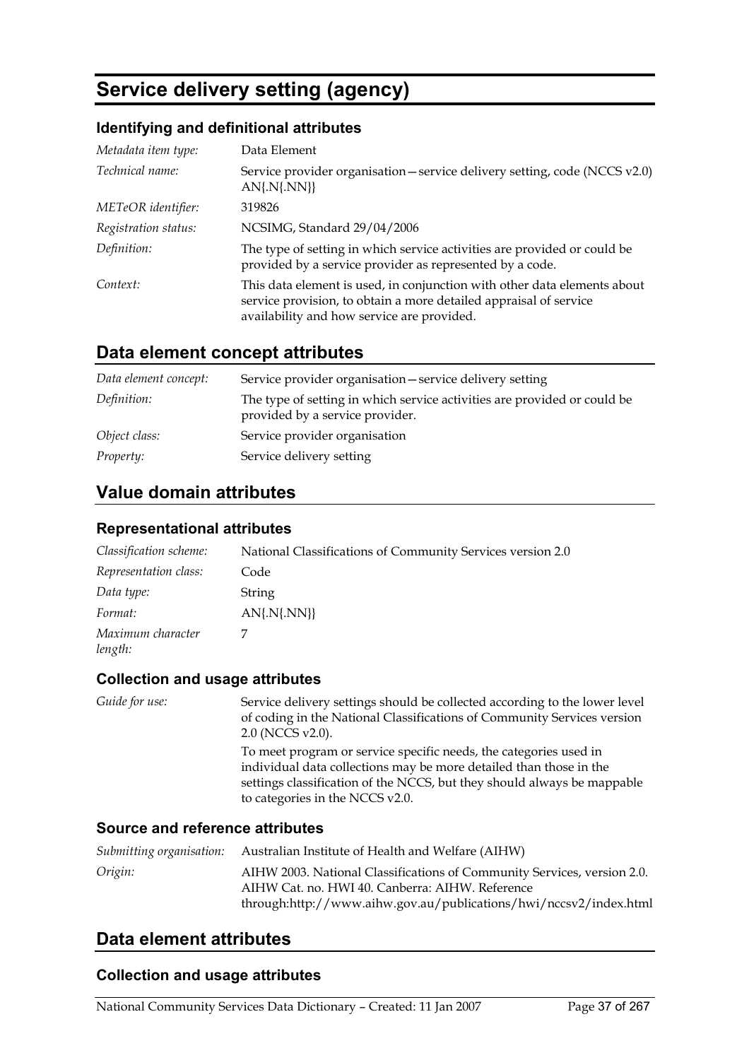# Service delivery setting (agency)

### Identifying and definitional attributes

| | |
|---|---|
| *Metadata item type:* | Data Element |
| *Technical name:* | Service provider organisation—service delivery setting, code (NCCS v2.0) AN{.N{.NN}} |
| *METeOR identifier:* | 319826 |
| *Registration status:* | NCSIMG, Standard 29/04/2006 |
| *Definition:* | The type of setting in which service activities are provided or could be provided by a service provider as represented by a code. |
| *Context:* | This data element is used, in conjunction with other data elements about service provision, to obtain a more detailed appraisal of service availability and how service are provided. |

## Data element concept attributes

| | |
|---|---|
| *Data element concept:* | Service provider organisation—service delivery setting |
| *Definition:* | The type of setting in which service activities are provided or could be provided by a service provider. |
| *Object class:* | Service provider organisation |
| *Property:* | Service delivery setting |

## Value domain attributes

### Representational attributes

| | |
|---|---|
| *Classification scheme:* | National Classifications of Community Services version 2.0 |
| *Representation class:* | Code |
| *Data type:* | String |
| *Format:* | AN{.N{.NN}} |
| *Maximum character length:* | 7 |

### Collection and usage attributes

*Guide for use:* Service delivery settings should be collected according to the lower level of coding in the National Classifications of Community Services version 2.0 (NCCS v2.0).

To meet program or service specific needs, the categories used in individual data collections may be more detailed than those in the settings classification of the NCCS, but they should always be mappable to categories in the NCCS v2.0.

### Source and reference attributes

| | |
|---|---|
| *Submitting organisation:* | Australian Institute of Health and Welfare (AIHW) |
| *Origin:* | AIHW 2003. National Classifications of Community Services, version 2.0. AIHW Cat. no. HWI 40. Canberra: AIHW. Reference through:http://www.aihw.gov.au/publications/hwi/nccsv2/index.html |

## Data element attributes

### Collection and usage attributes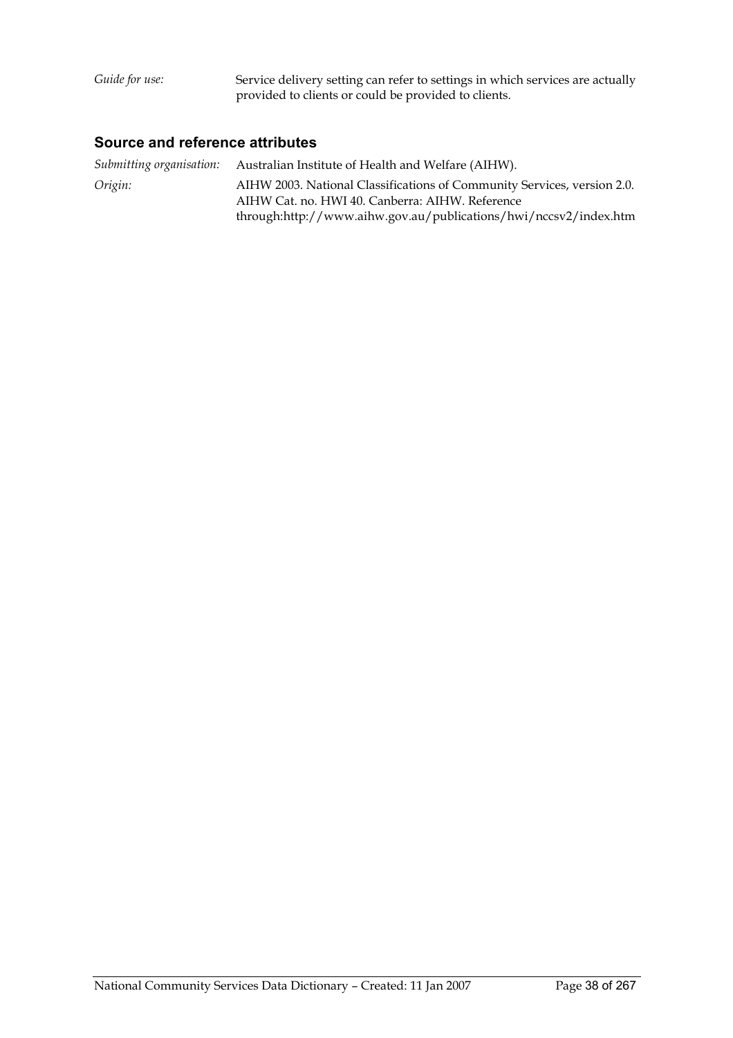*Guide for use:* Service delivery setting can refer to settings in which services are actually provided to clients or could be provided to clients.

### Source and reference attributes

*Submitting organisation:* Australian Institute of Health and Welfare (AIHW).

*Origin:* AIHW 2003. National Classifications of Community Services, version 2.0. AIHW Cat. no. HWI 40. Canberra: AIHW. Reference through:http://www.aihw.gov.au/publications/hwi/nccsv2/index.htm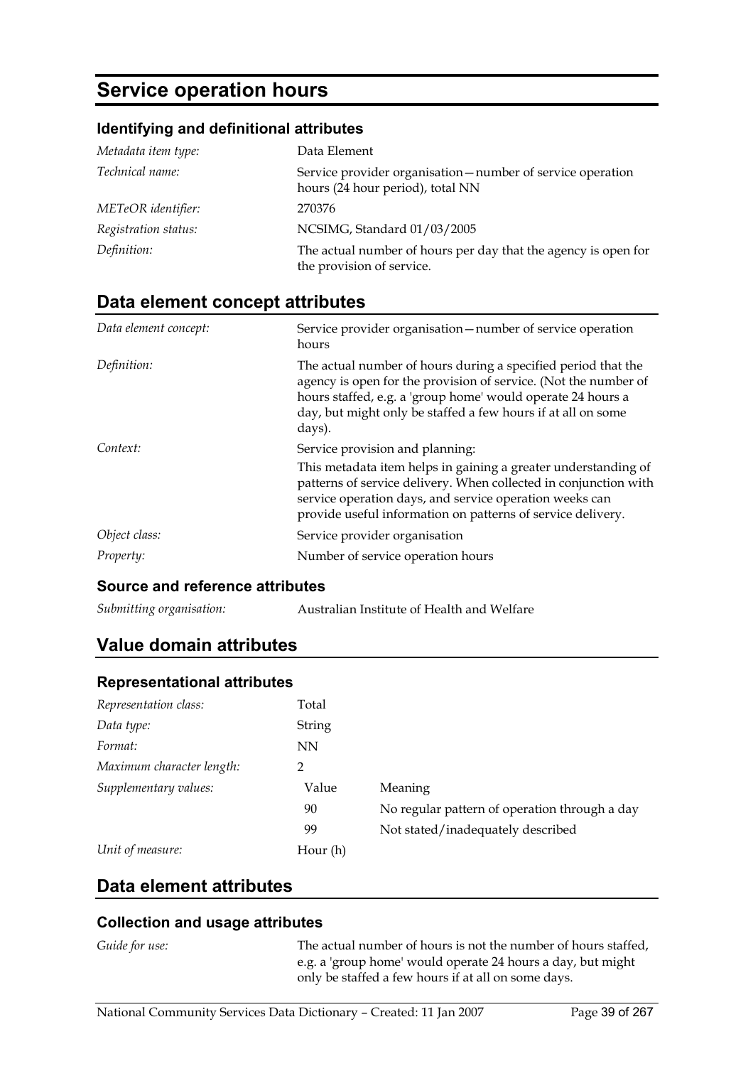# Service operation hours

### Identifying and definitional attributes

| | |
|---|---|
| *Metadata item type:* | Data Element |
| *Technical name:* | Service provider organisation—number of service operation hours (24 hour period), total NN |
| *METeOR identifier:* | 270376 |
| *Registration status:* | NCSIMG, Standard 01/03/2005 |
| *Definition:* | The actual number of hours per day that the agency is open for the provision of service. |

## Data element concept attributes

| | |
|---|---|
| *Data element concept:* | Service provider organisation—number of service operation hours |
| *Definition:* | The actual number of hours during a specified period that the agency is open for the provision of service. (Not the number of hours staffed, e.g. a 'group home' would operate 24 hours a day, but might only be staffed a few hours if at all on some days). |
| *Context:* | Service provision and planning: This metadata item helps in gaining a greater understanding of patterns of service delivery. When collected in conjunction with service operation days, and service operation weeks can provide useful information on patterns of service delivery. |
| *Object class:* | Service provider organisation |
| *Property:* | Number of service operation hours |

### Source and reference attributes

| | |
|---|---|
| *Submitting organisation:* | Australian Institute of Health and Welfare |

## Value domain attributes

### Representational attributes

| | | |
|---|---|---|
| *Representation class:* | Total | |
| *Data type:* | String | |
| *Format:* | NN | |
| *Maximum character length:* | 2 | |
| *Supplementary values:* | Value | Meaning |
| | 90 | No regular pattern of operation through a day |
| | 99 | Not stated/inadequately described |
| *Unit of measure:* | Hour (h) | |

## Data element attributes

### Collection and usage attributes

| | |
|---|---|
| *Guide for use:* | The actual number of hours is not the number of hours staffed, e.g. a 'group home' would operate 24 hours a day, but might only be staffed a few hours if at all on some days. |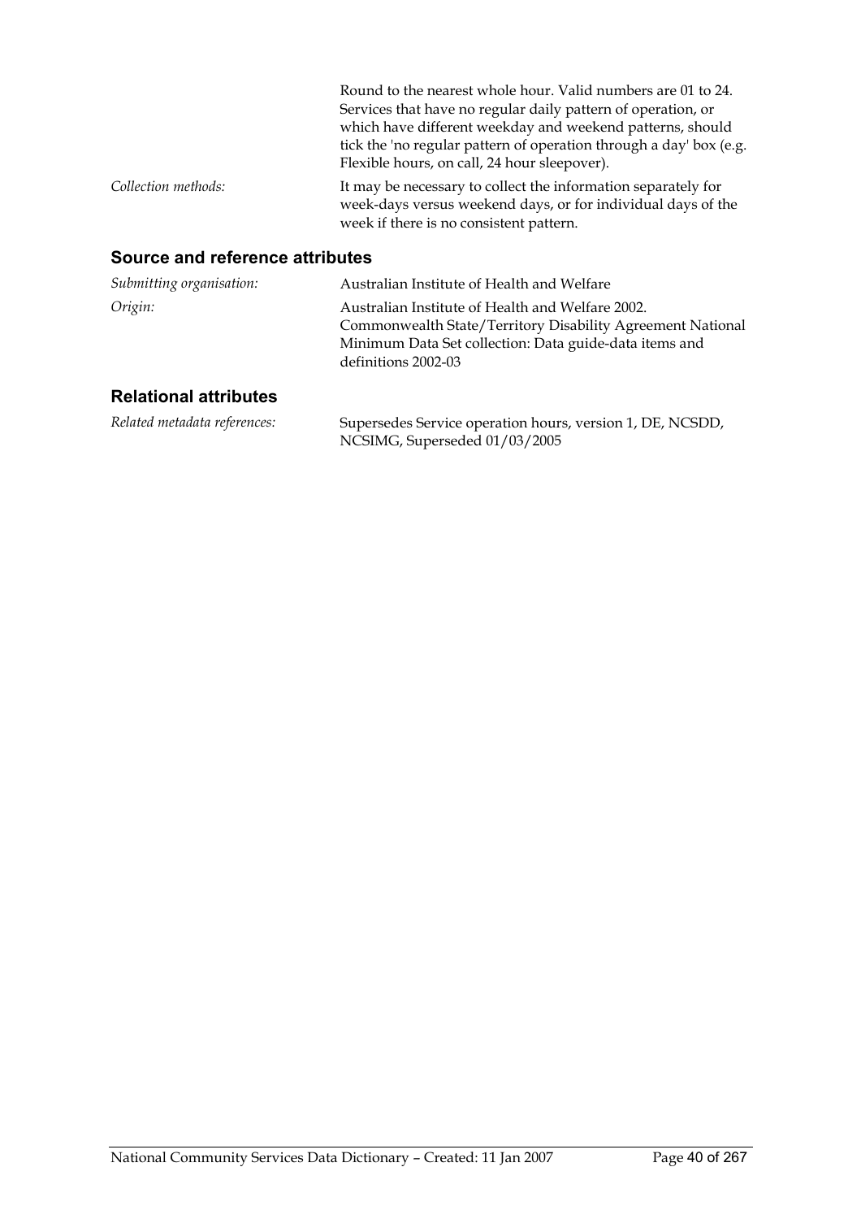Round to the nearest whole hour. Valid numbers are 01 to 24. Services that have no regular daily pattern of operation, or which have different weekday and weekend patterns, should tick the 'no regular pattern of operation through a day' box (e.g. Flexible hours, on call, 24 hour sleepover).

*Collection methods:* It may be necessary to collect the information separately for week-days versus weekend days, or for individual days of the week if there is no consistent pattern.

## Source and reference attributes

*Submitting organisation:* Australian Institute of Health and Welfare

*Origin:* Australian Institute of Health and Welfare 2002. Commonwealth State/Territory Disability Agreement National Minimum Data Set collection: Data guide-data items and definitions 2002-03

## Relational attributes

*Related metadata references:* Supersedes Service operation hours, version 1, DE, NCSDD, NCSIMG, Superseded 01/03/2005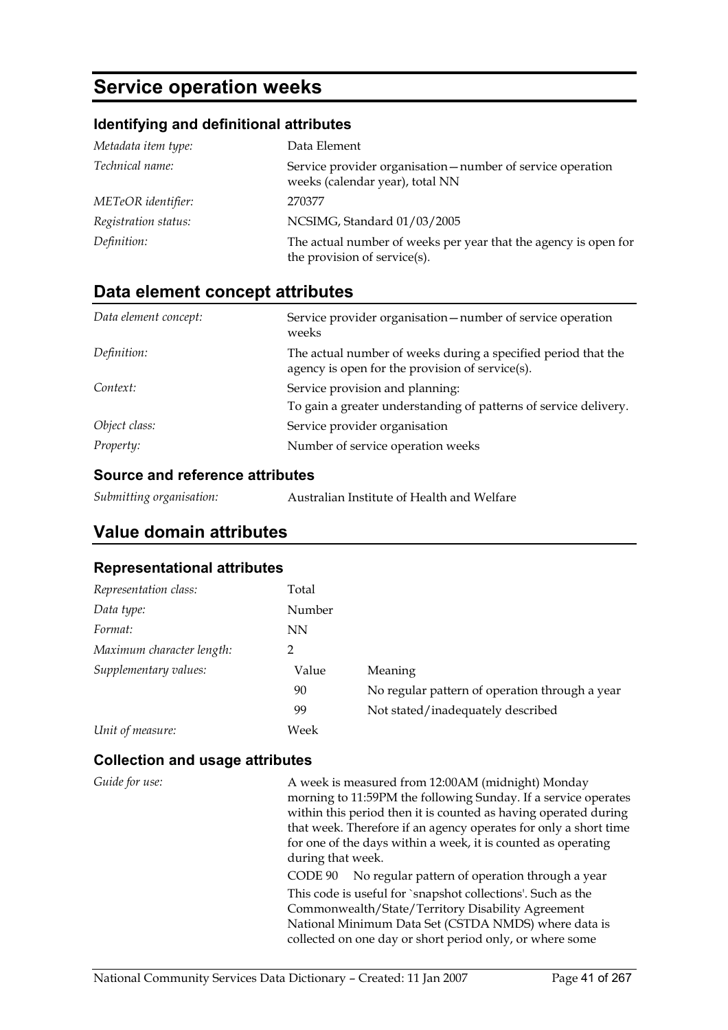# Service operation weeks

### Identifying and definitional attributes

| | |
|---|---|
| *Metadata item type:* | Data Element |
| *Technical name:* | Service provider organisation—number of service operation weeks (calendar year), total NN |
| *METeOR identifier:* | 270377 |
| *Registration status:* | NCSIMG, Standard 01/03/2005 |
| *Definition:* | The actual number of weeks per year that the agency is open for the provision of service(s). |

## Data element concept attributes

| | |
|---|---|
| *Data element concept:* | Service provider organisation—number of service operation weeks |
| *Definition:* | The actual number of weeks during a specified period that the agency is open for the provision of service(s). |
| *Context:* | Service provision and planning:<br>To gain a greater understanding of patterns of service delivery. |
| *Object class:* | Service provider organisation |
| *Property:* | Number of service operation weeks |

### Source and reference attributes

| | |
|---|---|
| *Submitting organisation:* | Australian Institute of Health and Welfare |

## Value domain attributes

### Representational attributes

| | | |
|---|---|---|
| *Representation class:* | Total | |
| *Data type:* | Number | |
| *Format:* | NN | |
| *Maximum character length:* | 2 | |
| *Supplementary values:* | Value | Meaning |
| | 90 | No regular pattern of operation through a year |
| | 99 | Not stated/inadequately described |
| *Unit of measure:* | Week | |

### Collection and usage attributes

*Guide for use:*

A week is measured from 12:00AM (midnight) Monday morning to 11:59PM the following Sunday. If a service operates within this period then it is counted as having operated during that week. Therefore if an agency operates for only a short time for one of the days within a week, it is counted as operating during that week.

CODE 90 No regular pattern of operation through a year

This code is useful for `snapshot collections'. Such as the Commonwealth/State/Territory Disability Agreement National Minimum Data Set (CSTDA NMDS) where data is collected on one day or short period only, or where some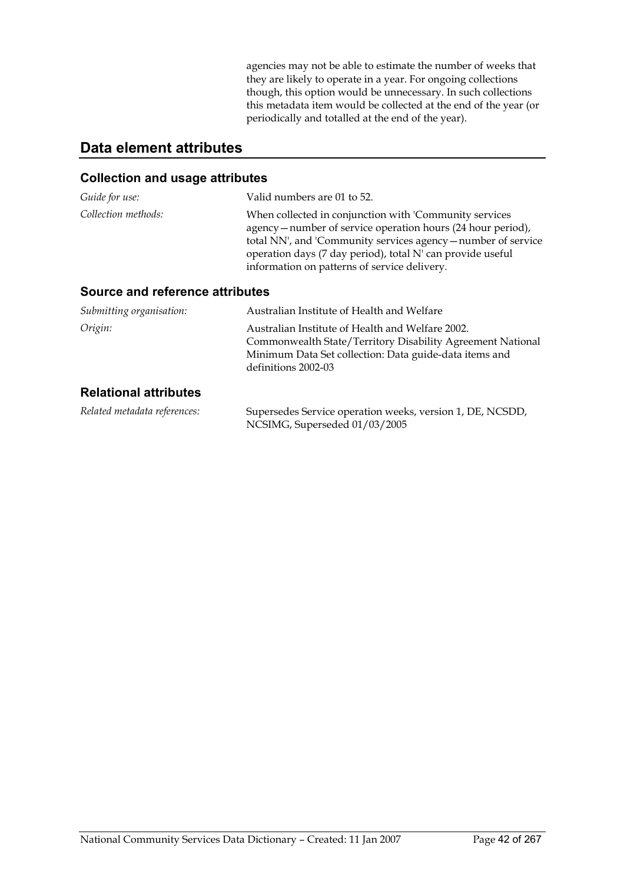agencies may not be able to estimate the number of weeks that they are likely to operate in a year. For ongoing collections though, this option would be unnecessary. In such collections this metadata item would be collected at the end of the year (or periodically and totalled at the end of the year).

## Data element attributes

### Collection and usage attributes

*Guide for use:* Valid numbers are 01 to 52.

*Collection methods:* When collected in conjunction with 'Community services agency—number of service operation hours (24 hour period), total NN', and 'Community services agency—number of service operation days (7 day period), total N' can provide useful information on patterns of service delivery.

### Source and reference attributes

*Submitting organisation:* Australian Institute of Health and Welfare

*Origin:* Australian Institute of Health and Welfare 2002. Commonwealth State/Territory Disability Agreement National Minimum Data Set collection: Data guide-data items and definitions 2002-03

### Relational attributes

*Related metadata references:* Supersedes Service operation weeks, version 1, DE, NCSDD, NCSIMG, Superseded 01/03/2005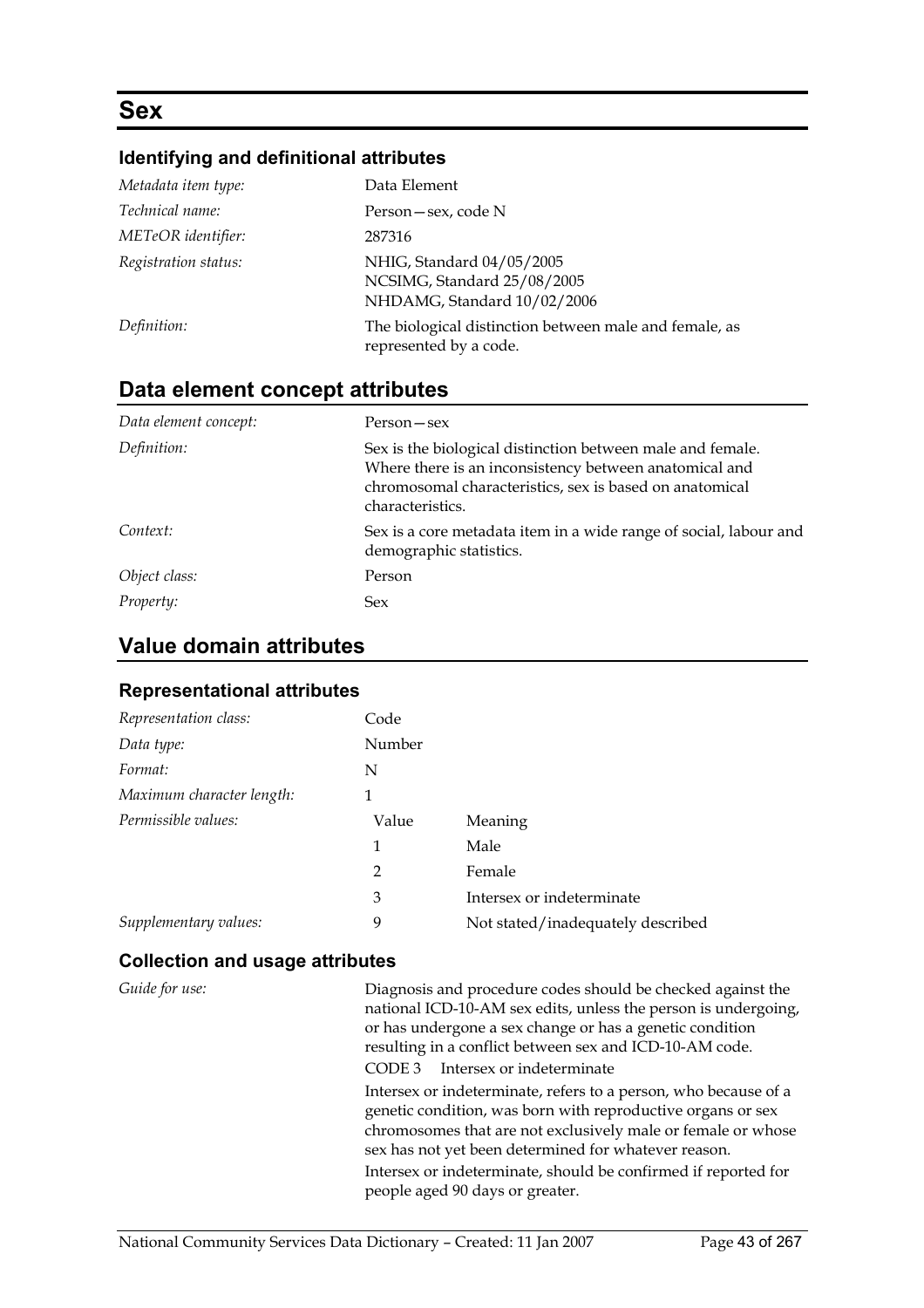# Sex

### Identifying and definitional attributes

| | |
|---|---|
| *Metadata item type:* | Data Element |
| *Technical name:* | Person—sex, code N |
| *METeOR identifier:* | 287316 |
| *Registration status:* | NHIG, Standard 04/05/2005<br>NCSIMG, Standard 25/08/2005<br>NHDAMG, Standard 10/02/2006 |
| *Definition:* | The biological distinction between male and female, as represented by a code. |

## Data element concept attributes

| | |
|---|---|
| *Data element concept:* | Person—sex |
| *Definition:* | Sex is the biological distinction between male and female. Where there is an inconsistency between anatomical and chromosomal characteristics, sex is based on anatomical characteristics. |
| *Context:* | Sex is a core metadata item in a wide range of social, labour and demographic statistics. |
| *Object class:* | Person |
| *Property:* | Sex |

## Value domain attributes

### Representational attributes

| | | |
|---|---|---|
| *Representation class:* | Code | |
| *Data type:* | Number | |
| *Format:* | N | |
| *Maximum character length:* | 1 | |
| *Permissible values:* | Value | Meaning |
| | 1 | Male |
| | 2 | Female |
| | 3 | Intersex or indeterminate |
| *Supplementary values:* | 9 | Not stated/inadequately described |

### Collection and usage attributes

*Guide for use:*

Diagnosis and procedure codes should be checked against the national ICD-10-AM sex edits, unless the person is undergoing, or has undergone a sex change or has a genetic condition resulting in a conflict between sex and ICD-10-AM code.

CODE 3 Intersex or indeterminate

Intersex or indeterminate, refers to a person, who because of a genetic condition, was born with reproductive organs or sex chromosomes that are not exclusively male or female or whose sex has not yet been determined for whatever reason.

Intersex or indeterminate, should be confirmed if reported for people aged 90 days or greater.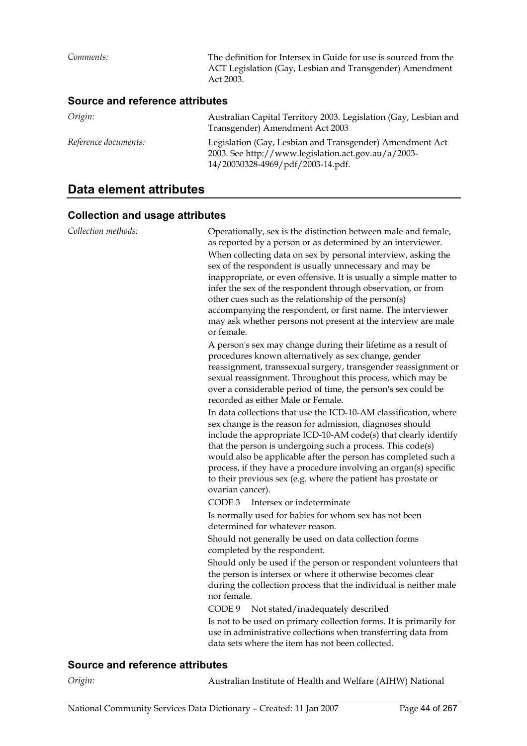*Comments:* The definition for Intersex in Guide for use is sourced from the ACT Legislation (Gay, Lesbian and Transgender) Amendment Act 2003.

### Source and reference attributes

*Origin:* Australian Capital Territory 2003. Legislation (Gay, Lesbian and Transgender) Amendment Act 2003

*Reference documents:* Legislation (Gay, Lesbian and Transgender) Amendment Act 2003. See http://www.legislation.act.gov.au/a/2003-14/20030328-4969/pdf/2003-14.pdf.

## Data element attributes

### Collection and usage attributes

*Collection methods:* Operationally, sex is the distinction between male and female, as reported by a person or as determined by an interviewer.

When collecting data on sex by personal interview, asking the sex of the respondent is usually unnecessary and may be inappropriate, or even offensive. It is usually a simple matter to infer the sex of the respondent through observation, or from other cues such as the relationship of the person(s) accompanying the respondent, or first name. The interviewer may ask whether persons not present at the interview are male or female.

A person's sex may change during their lifetime as a result of procedures known alternatively as sex change, gender reassignment, transsexual surgery, transgender reassignment or sexual reassignment. Throughout this process, which may be over a considerable period of time, the person's sex could be recorded as either Male or Female.

In data collections that use the ICD-10-AM classification, where sex change is the reason for admission, diagnoses should include the appropriate ICD-10-AM code(s) that clearly identify that the person is undergoing such a process. This code(s) would also be applicable after the person has completed such a process, if they have a procedure involving an organ(s) specific to their previous sex (e.g. where the patient has prostate or ovarian cancer).

CODE 3 Intersex or indeterminate

Is normally used for babies for whom sex has not been determined for whatever reason.

Should not generally be used on data collection forms completed by the respondent.

Should only be used if the person or respondent volunteers that the person is intersex or where it otherwise becomes clear during the collection process that the individual is neither male nor female.

CODE 9 Not stated/inadequately described

Is not to be used on primary collection forms. It is primarily for use in administrative collections when transferring data from data sets where the item has not been collected.

### Source and reference attributes

*Origin:* Australian Institute of Health and Welfare (AIHW) National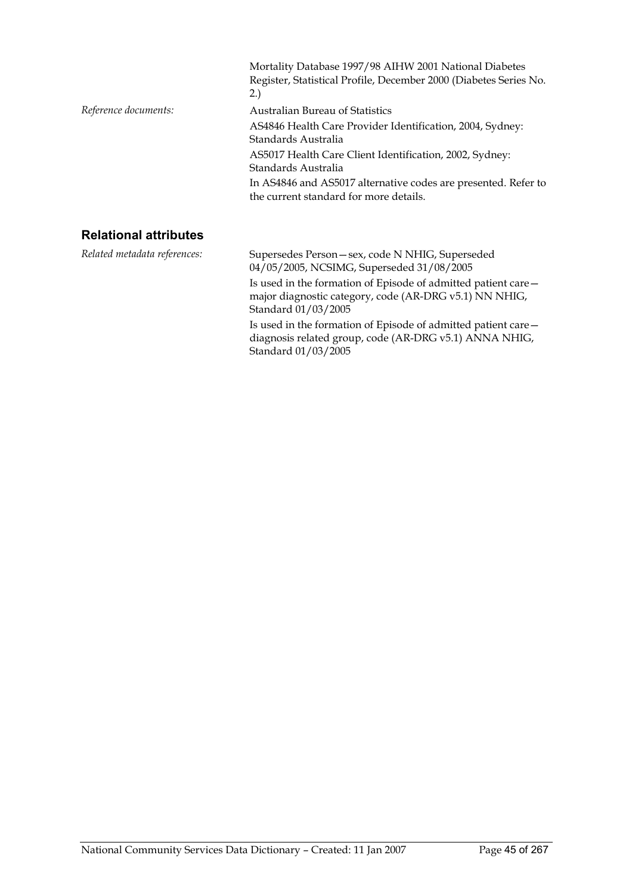Mortality Database 1997/98 AIHW 2001 National Diabetes Register, Statistical Profile, December 2000 (Diabetes Series No. 2.)

*Reference documents:* Australian Bureau of Statistics

AS4846 Health Care Provider Identification, 2004, Sydney: Standards Australia

AS5017 Health Care Client Identification, 2002, Sydney: Standards Australia

In AS4846 and AS5017 alternative codes are presented. Refer to the current standard for more details.

## Relational attributes

*Related metadata references:* Supersedes Person—sex, code N NHIG, Superseded 04/05/2005, NCSIMG, Superseded 31/08/2005

Is used in the formation of Episode of admitted patient care—major diagnostic category, code (AR-DRG v5.1) NN NHIG, Standard 01/03/2005

Is used in the formation of Episode of admitted patient care—diagnosis related group, code (AR-DRG v5.1) ANNA NHIG, Standard 01/03/2005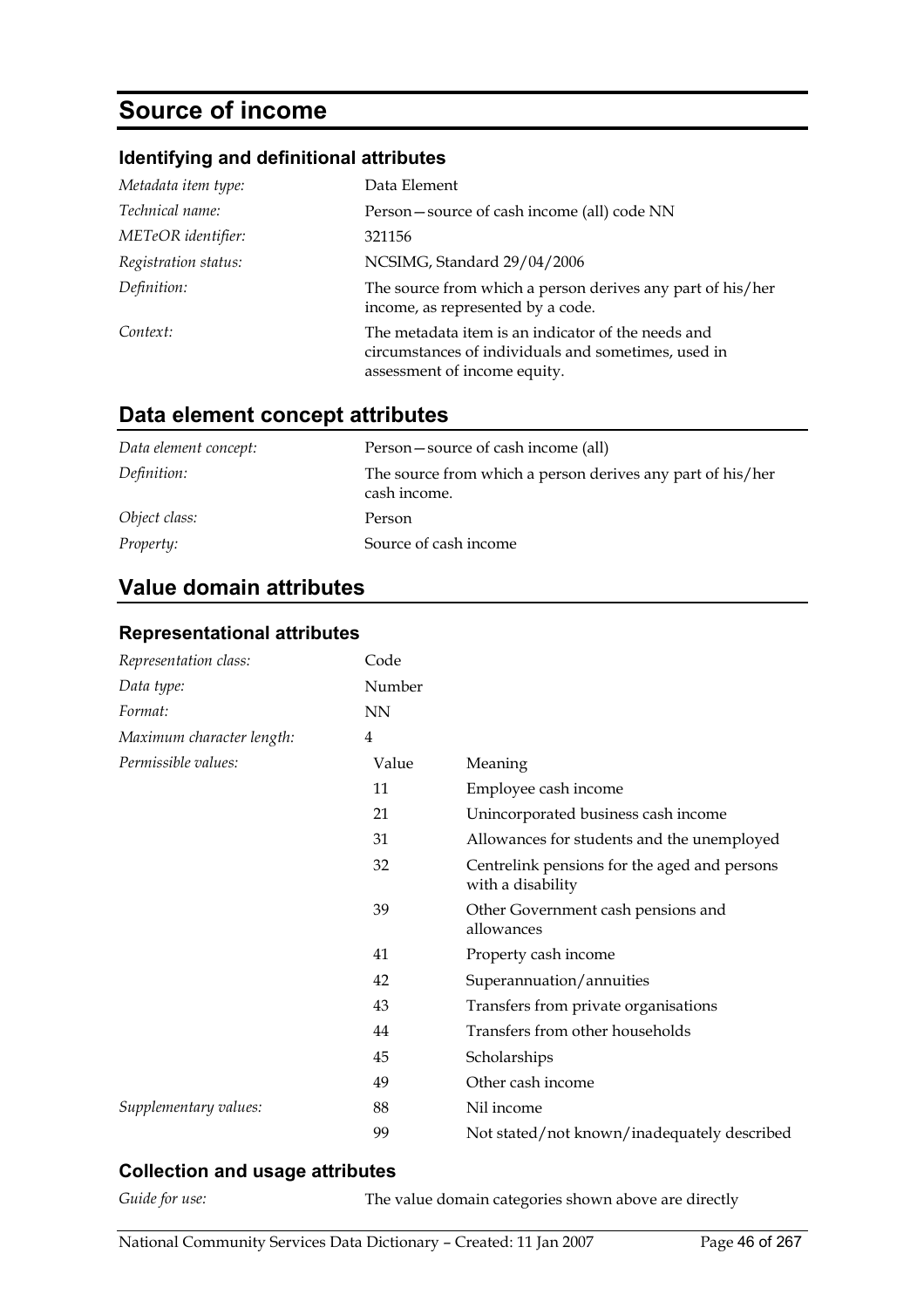# Source of income

### Identifying and definitional attributes

| | |
|---|---|
| *Metadata item type:* | Data Element |
| *Technical name:* | Person—source of cash income (all) code NN |
| *METeOR identifier:* | 321156 |
| *Registration status:* | NCSIMG, Standard 29/04/2006 |
| *Definition:* | The source from which a person derives any part of his/her income, as represented by a code. |
| *Context:* | The metadata item is an indicator of the needs and circumstances of individuals and sometimes, used in assessment of income equity. |

## Data element concept attributes

| | |
|---|---|
| *Data element concept:* | Person—source of cash income (all) |
| *Definition:* | The source from which a person derives any part of his/her cash income. |
| *Object class:* | Person |
| *Property:* | Source of cash income |

## Value domain attributes

### Representational attributes

| | | |
|---|---|---|
| *Representation class:* | Code | |
| *Data type:* | Number | |
| *Format:* | NN | |
| *Maximum character length:* | 4 | |
| *Permissible values:* | Value | Meaning |
| | 11 | Employee cash income |
| | 21 | Unincorporated business cash income |
| | 31 | Allowances for students and the unemployed |
| | 32 | Centrelink pensions for the aged and persons with a disability |
| | 39 | Other Government cash pensions and allowances |
| | 41 | Property cash income |
| | 42 | Superannuation/annuities |
| | 43 | Transfers from private organisations |
| | 44 | Transfers from other households |
| | 45 | Scholarships |
| | 49 | Other cash income |
| *Supplementary values:* | 88 | Nil income |
| | 99 | Not stated/not known/inadequately described |

### Collection and usage attributes

| | |
|---|---|
| *Guide for use:* | The value domain categories shown above are directly |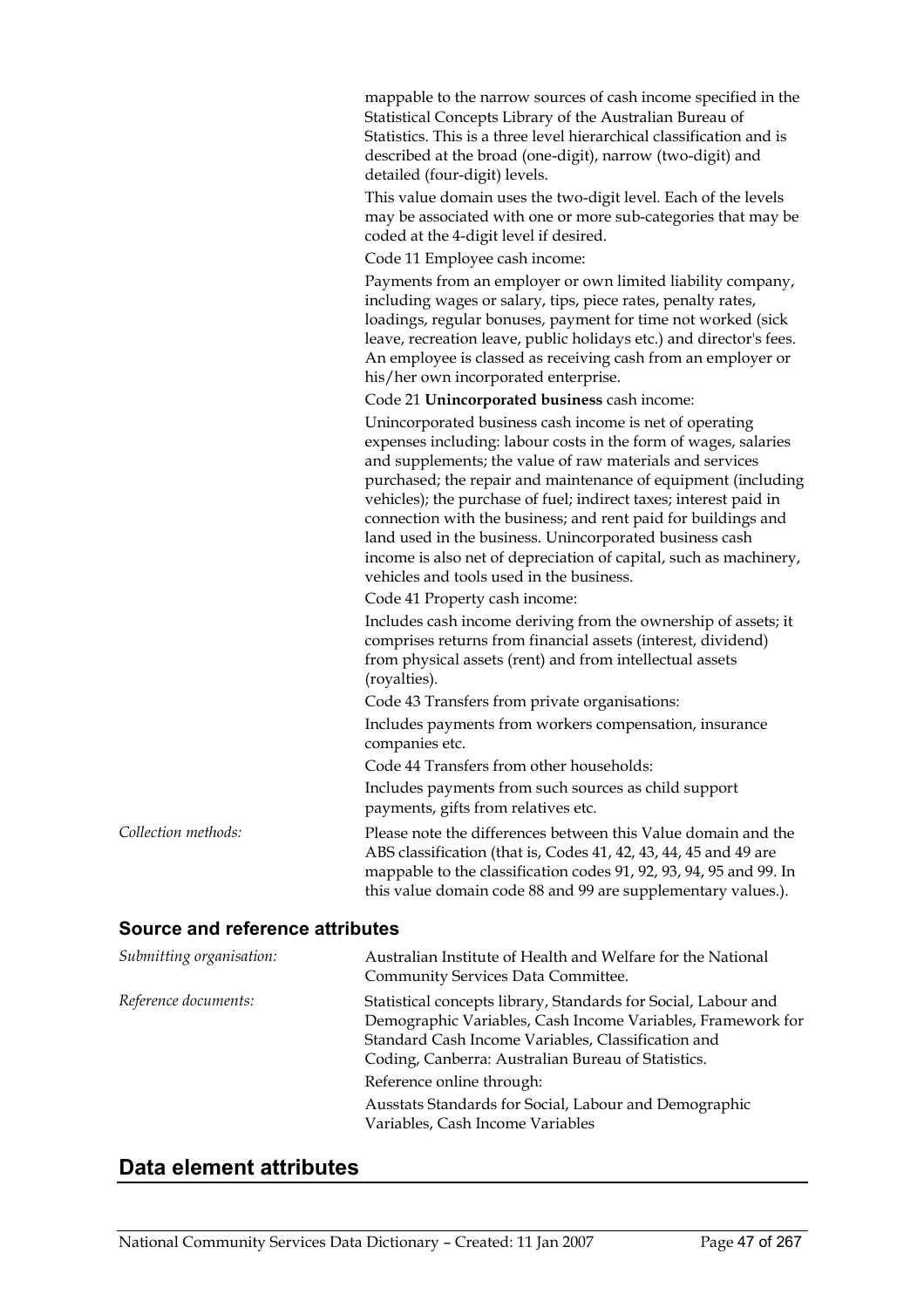mappable to the narrow sources of cash income specified in the Statistical Concepts Library of the Australian Bureau of Statistics. This is a three level hierarchical classification and is described at the broad (one-digit), narrow (two-digit) and detailed (four-digit) levels.

This value domain uses the two-digit level. Each of the levels may be associated with one or more sub-categories that may be coded at the 4-digit level if desired.

Code 11 Employee cash income:

Payments from an employer or own limited liability company, including wages or salary, tips, piece rates, penalty rates, loadings, regular bonuses, payment for time not worked (sick leave, recreation leave, public holidays etc.) and director's fees. An employee is classed as receiving cash from an employer or his/her own incorporated enterprise.

Code 21 **Unincorporated business** cash income:

Unincorporated business cash income is net of operating expenses including: labour costs in the form of wages, salaries and supplements; the value of raw materials and services purchased; the repair and maintenance of equipment (including vehicles); the purchase of fuel; indirect taxes; interest paid in connection with the business; and rent paid for buildings and land used in the business. Unincorporated business cash income is also net of depreciation of capital, such as machinery, vehicles and tools used in the business.

Code 41 Property cash income:

Includes cash income deriving from the ownership of assets; it comprises returns from financial assets (interest, dividend) from physical assets (rent) and from intellectual assets (royalties).

Code 43 Transfers from private organisations:

Includes payments from workers compensation, insurance companies etc.

Code 44 Transfers from other households:

Includes payments from such sources as child support payments, gifts from relatives etc.

*Collection methods:* Please note the differences between this Value domain and the ABS classification (that is, Codes 41, 42, 43, 44, 45 and 49 are mappable to the classification codes 91, 92, 93, 94, 95 and 99. In this value domain code 88 and 99 are supplementary values.).

### Source and reference attributes

*Submitting organisation:* Australian Institute of Health and Welfare for the National Community Services Data Committee.

*Reference documents:* Statistical concepts library, Standards for Social, Labour and Demographic Variables, Cash Income Variables, Framework for Standard Cash Income Variables, Classification and Coding, Canberra: Australian Bureau of Statistics.

Reference online through:

Ausstats Standards for Social, Labour and Demographic Variables, Cash Income Variables

## Data element attributes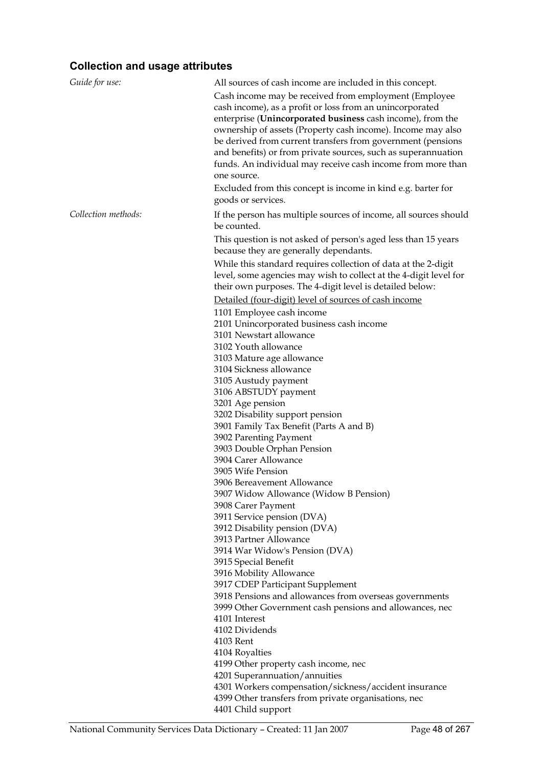## Collection and usage attributes

*Guide for use:*

All sources of cash income are included in this concept.

Cash income may be received from employment (Employee cash income), as a profit or loss from an unincorporated enterprise (**Unincorporated business** cash income), from the ownership of assets (Property cash income). Income may also be derived from current transfers from government (pensions and benefits) or from private sources, such as superannuation funds. An individual may receive cash income from more than one source.

Excluded from this concept is income in kind e.g. barter for goods or services.

*Collection methods:*

If the person has multiple sources of income, all sources should be counted.

This question is not asked of person's aged less than 15 years because they are generally dependants.

While this standard requires collection of data at the 2-digit level, some agencies may wish to collect at the 4-digit level for their own purposes. The 4-digit level is detailed below:

Detailed (four-digit) level of sources of cash income

1101 Employee cash income
2101 Unincorporated business cash income
3101 Newstart allowance
3102 Youth allowance
3103 Mature age allowance
3104 Sickness allowance
3105 Austudy payment
3106 ABSTUDY payment
3201 Age pension
3202 Disability support pension
3901 Family Tax Benefit (Parts A and B)
3902 Parenting Payment
3903 Double Orphan Pension
3904 Carer Allowance
3905 Wife Pension
3906 Bereavement Allowance
3907 Widow Allowance (Widow B Pension)
3908 Carer Payment
3911 Service pension (DVA)
3912 Disability pension (DVA)
3913 Partner Allowance
3914 War Widow's Pension (DVA)
3915 Special Benefit
3916 Mobility Allowance
3917 CDEP Participant Supplement
3918 Pensions and allowances from overseas governments
3999 Other Government cash pensions and allowances, nec
4101 Interest
4102 Dividends
4103 Rent
4104 Royalties
4199 Other property cash income, nec
4201 Superannuation/annuities
4301 Workers compensation/sickness/accident insurance
4399 Other transfers from private organisations, nec
4401 Child support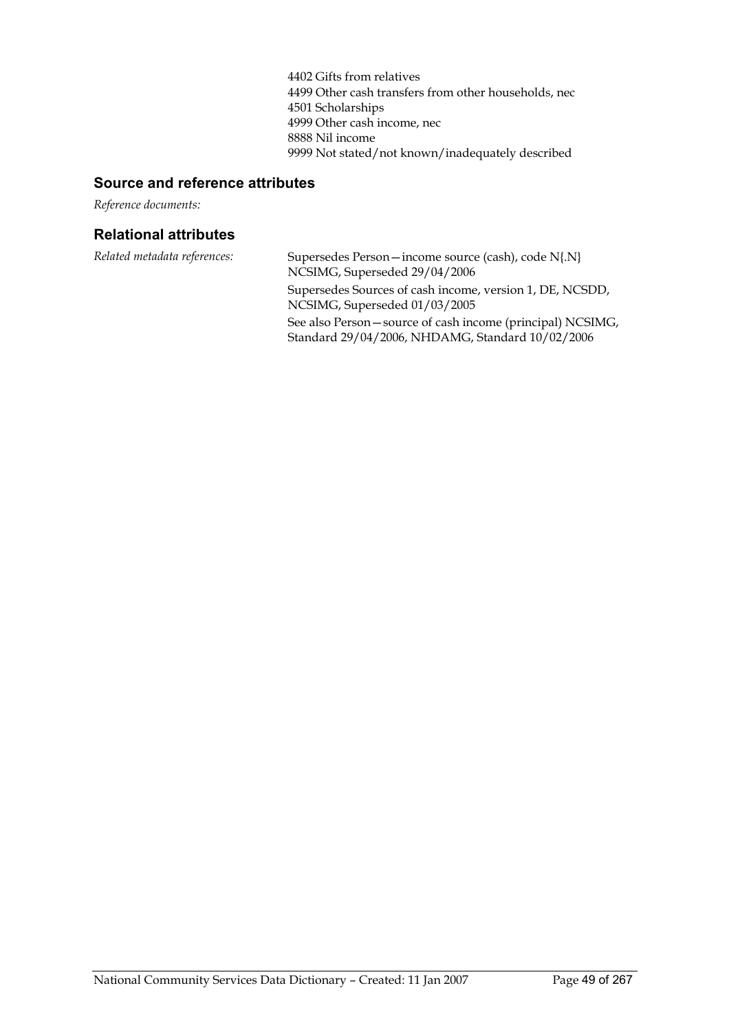4402 Gifts from relatives
4499 Other cash transfers from other households, nec
4501 Scholarships
4999 Other cash income, nec
8888 Nil income
9999 Not stated/not known/inadequately described

### Source and reference attributes

*Reference documents:*

### Relational attributes

*Related metadata references:*

Supersedes Person—income source (cash), code N{.N} NCSIMG, Superseded 29/04/2006

Supersedes Sources of cash income, version 1, DE, NCSDD, NCSIMG, Superseded 01/03/2005

See also Person—source of cash income (principal) NCSIMG, Standard 29/04/2006, NHDAMG, Standard 10/02/2006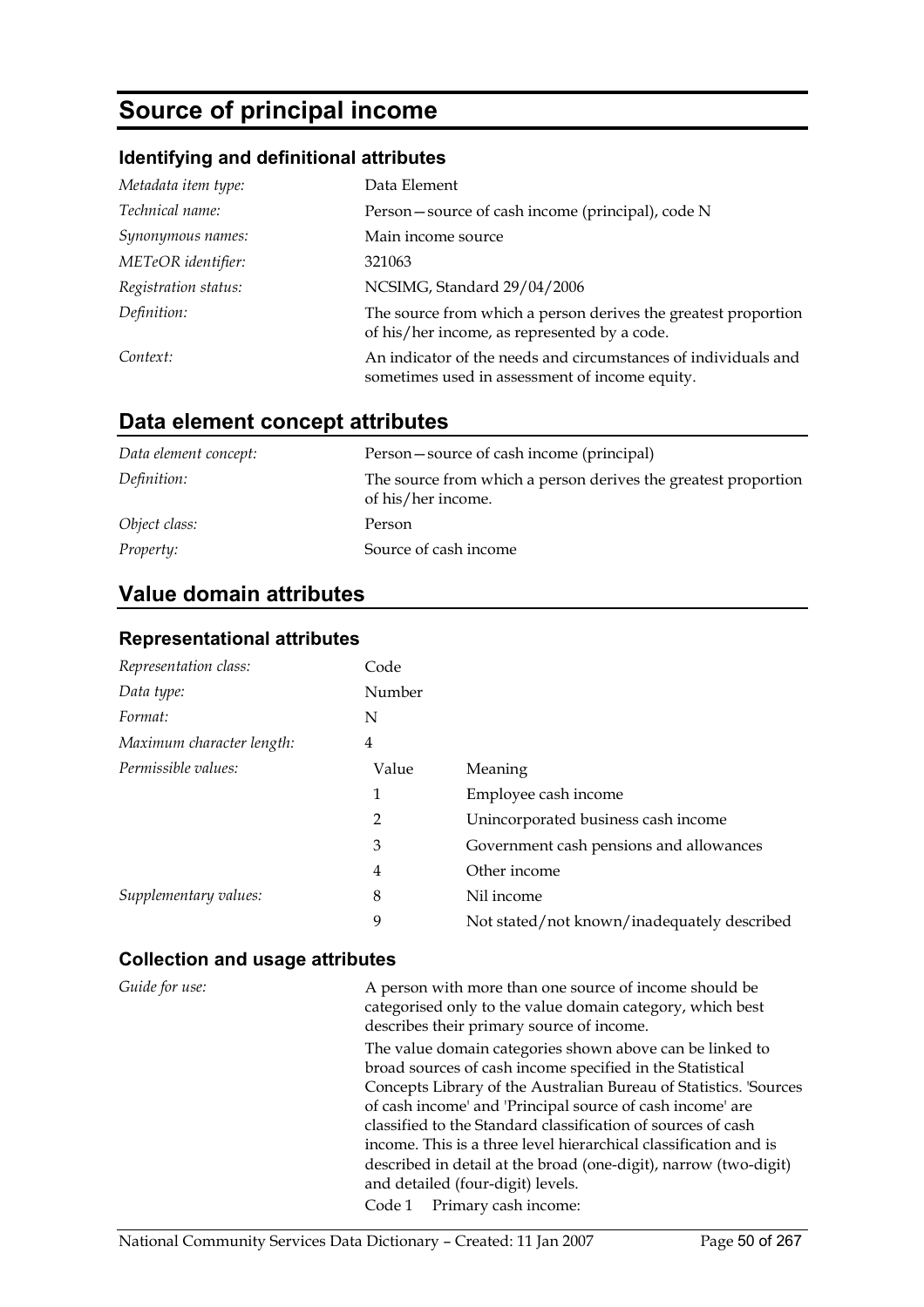# Source of principal income

### Identifying and definitional attributes

| | |
|---|---|
| *Metadata item type:* | Data Element |
| *Technical name:* | Person—source of cash income (principal), code N |
| *Synonymous names:* | Main income source |
| *METeOR identifier:* | 321063 |
| *Registration status:* | NCSIMG, Standard 29/04/2006 |
| *Definition:* | The source from which a person derives the greatest proportion of his/her income, as represented by a code. |
| *Context:* | An indicator of the needs and circumstances of individuals and sometimes used in assessment of income equity. |

## Data element concept attributes

| | |
|---|---|
| *Data element concept:* | Person—source of cash income (principal) |
| *Definition:* | The source from which a person derives the greatest proportion of his/her income. |
| *Object class:* | Person |
| *Property:* | Source of cash income |

## Value domain attributes

### Representational attributes

| | | |
|---|---|---|
| *Representation class:* | Code | |
| *Data type:* | Number | |
| *Format:* | N | |
| *Maximum character length:* | 4 | |
| *Permissible values:* | Value | Meaning |
| | 1 | Employee cash income |
| | 2 | Unincorporated business cash income |
| | 3 | Government cash pensions and allowances |
| | 4 | Other income |
| *Supplementary values:* | 8 | Nil income |
| | 9 | Not stated/not known/inadequately described |

### Collection and usage attributes

*Guide for use:*

A person with more than one source of income should be categorised only to the value domain category, which best describes their primary source of income.

The value domain categories shown above can be linked to broad sources of cash income specified in the Statistical Concepts Library of the Australian Bureau of Statistics. 'Sources of cash income' and 'Principal source of cash income' are classified to the Standard classification of sources of cash income. This is a three level hierarchical classification and is described in detail at the broad (one-digit), narrow (two-digit) and detailed (four-digit) levels.

Code 1 Primary cash income: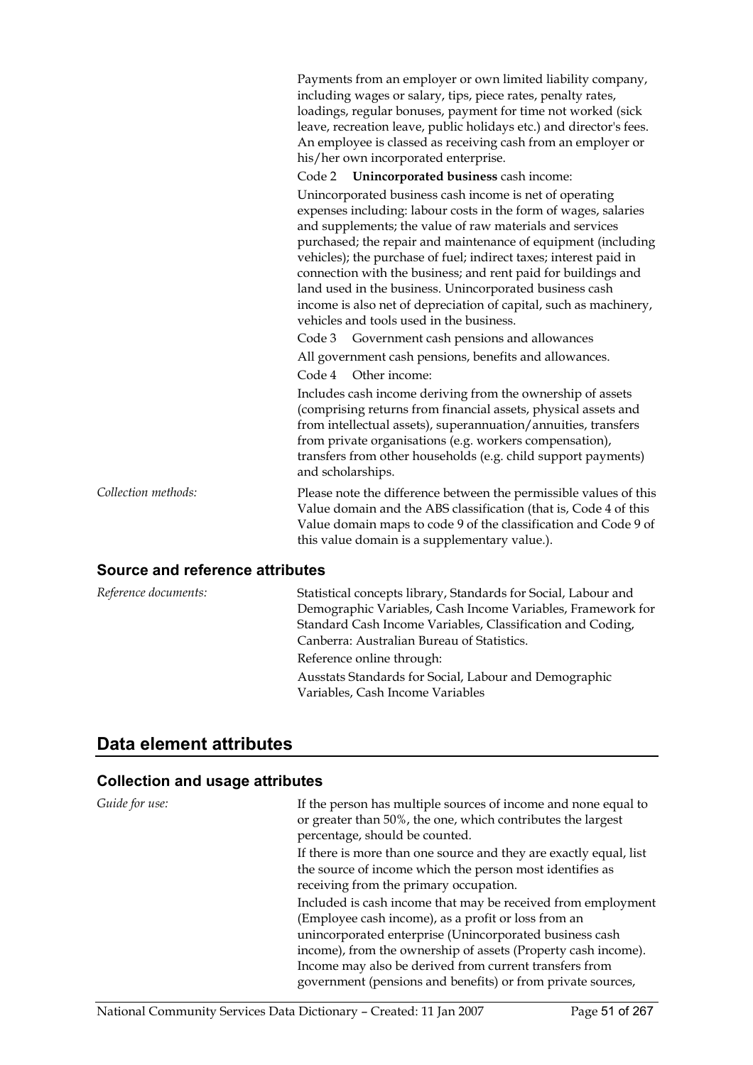Payments from an employer or own limited liability company, including wages or salary, tips, piece rates, penalty rates, loadings, regular bonuses, payment for time not worked (sick leave, recreation leave, public holidays etc.) and director's fees. An employee is classed as receiving cash from an employer or his/her own incorporated enterprise.

Code 2 **Unincorporated business** cash income:

Unincorporated business cash income is net of operating expenses including: labour costs in the form of wages, salaries and supplements; the value of raw materials and services purchased; the repair and maintenance of equipment (including vehicles); the purchase of fuel; indirect taxes; interest paid in connection with the business; and rent paid for buildings and land used in the business. Unincorporated business cash income is also net of depreciation of capital, such as machinery, vehicles and tools used in the business.

Code 3 Government cash pensions and allowances

All government cash pensions, benefits and allowances.

Code 4 Other income:

Includes cash income deriving from the ownership of assets (comprising returns from financial assets, physical assets and from intellectual assets), superannuation/annuities, transfers from private organisations (e.g. workers compensation), transfers from other households (e.g. child support payments) and scholarships.

*Collection methods:* Please note the difference between the permissible values of this Value domain and the ABS classification (that is, Code 4 of this Value domain maps to code 9 of the classification and Code 9 of this value domain is a supplementary value.).

### Source and reference attributes

*Reference documents:* Statistical concepts library, Standards for Social, Labour and Demographic Variables, Cash Income Variables, Framework for Standard Cash Income Variables, Classification and Coding, Canberra: Australian Bureau of Statistics.

Reference online through:

Ausstats Standards for Social, Labour and Demographic Variables, Cash Income Variables

## Data element attributes

### Collection and usage attributes

*Guide for use:* If the person has multiple sources of income and none equal to or greater than 50%, the one, which contributes the largest percentage, should be counted.

If there is more than one source and they are exactly equal, list the source of income which the person most identifies as receiving from the primary occupation.

Included is cash income that may be received from employment (Employee cash income), as a profit or loss from an unincorporated enterprise (Unincorporated business cash income), from the ownership of assets (Property cash income). Income may also be derived from current transfers from government (pensions and benefits) or from private sources,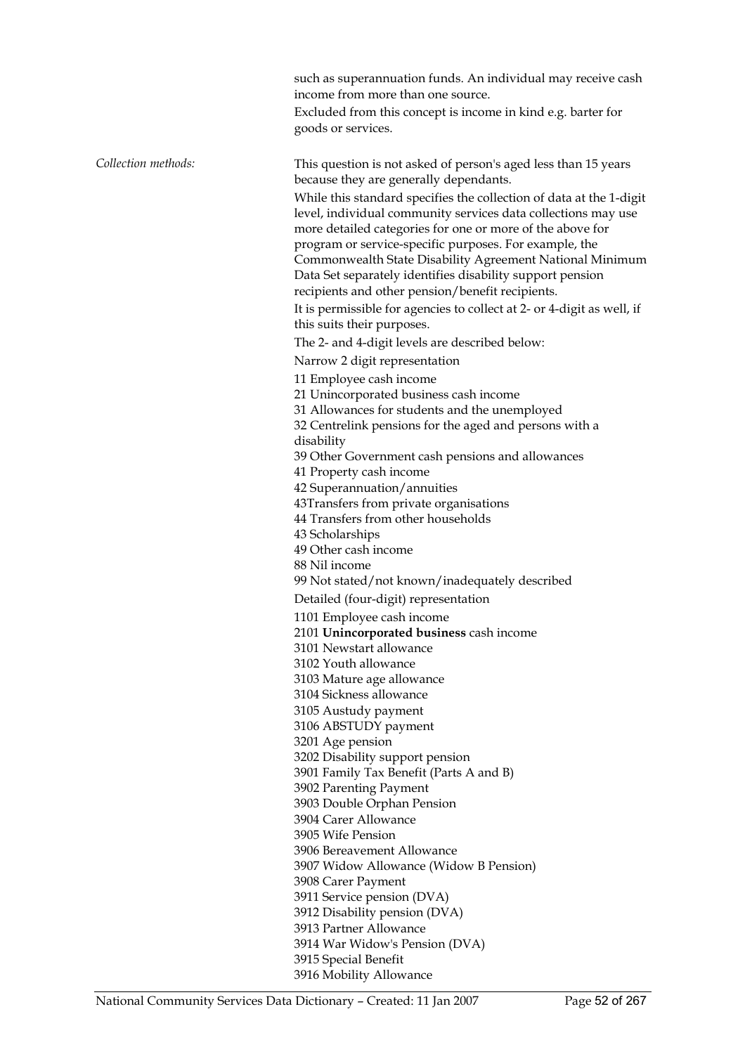such as superannuation funds. An individual may receive cash income from more than one source.

Excluded from this concept is income in kind e.g. barter for goods or services.

*Collection methods:*

This question is not asked of person's aged less than 15 years because they are generally dependants.

While this standard specifies the collection of data at the 1-digit level, individual community services data collections may use more detailed categories for one or more of the above for program or service-specific purposes. For example, the Commonwealth State Disability Agreement National Minimum Data Set separately identifies disability support pension recipients and other pension/benefit recipients.

It is permissible for agencies to collect at 2- or 4-digit as well, if this suits their purposes.

The 2- and 4-digit levels are described below:

Narrow 2 digit representation

11 Employee cash income
21 Unincorporated business cash income
31 Allowances for students and the unemployed
32 Centrelink pensions for the aged and persons with a disability
39 Other Government cash pensions and allowances
41 Property cash income
42 Superannuation/annuities
43Transfers from private organisations
44 Transfers from other households
43 Scholarships
49 Other cash income
88 Nil income
99 Not stated/not known/inadequately described

Detailed (four-digit) representation

1101 Employee cash income
2101 **Unincorporated business** cash income
3101 Newstart allowance
3102 Youth allowance
3103 Mature age allowance
3104 Sickness allowance
3105 Austudy payment
3106 ABSTUDY payment
3201 Age pension
3202 Disability support pension
3901 Family Tax Benefit (Parts A and B)
3902 Parenting Payment
3903 Double Orphan Pension
3904 Carer Allowance
3905 Wife Pension
3906 Bereavement Allowance
3907 Widow Allowance (Widow B Pension)
3908 Carer Payment
3911 Service pension (DVA)
3912 Disability pension (DVA)
3913 Partner Allowance
3914 War Widow's Pension (DVA)
3915 Special Benefit
3916 Mobility Allowance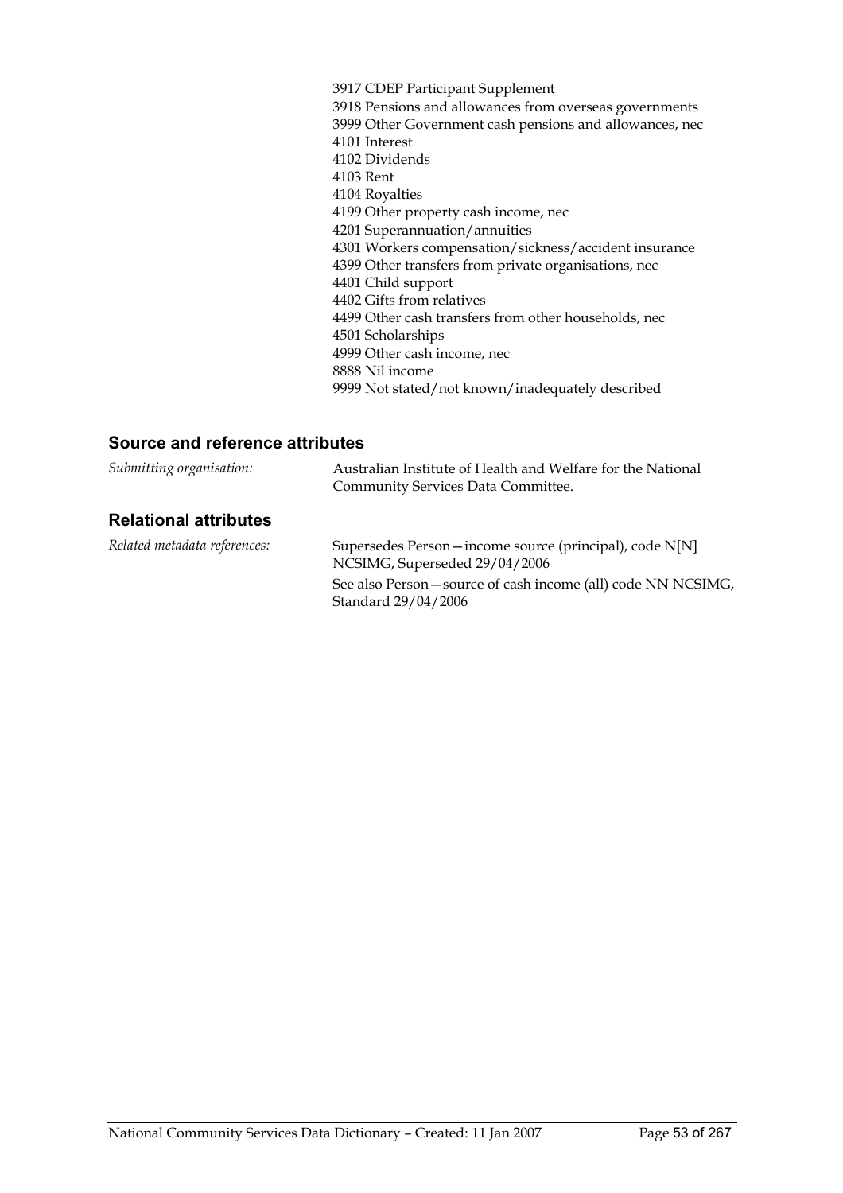3917 CDEP Participant Supplement
3918 Pensions and allowances from overseas governments
3999 Other Government cash pensions and allowances, nec
4101 Interest
4102 Dividends
4103 Rent
4104 Royalties
4199 Other property cash income, nec
4201 Superannuation/annuities
4301 Workers compensation/sickness/accident insurance
4399 Other transfers from private organisations, nec
4401 Child support
4402 Gifts from relatives
4499 Other cash transfers from other households, nec
4501 Scholarships
4999 Other cash income, nec
8888 Nil income
9999 Not stated/not known/inadequately described

## Source and reference attributes

*Submitting organisation:* Australian Institute of Health and Welfare for the National Community Services Data Committee.

## Relational attributes

*Related metadata references:* Supersedes Person—income source (principal), code N[N] NCSIMG, Superseded 29/04/2006

See also Person—source of cash income (all) code NN NCSIMG, Standard 29/04/2006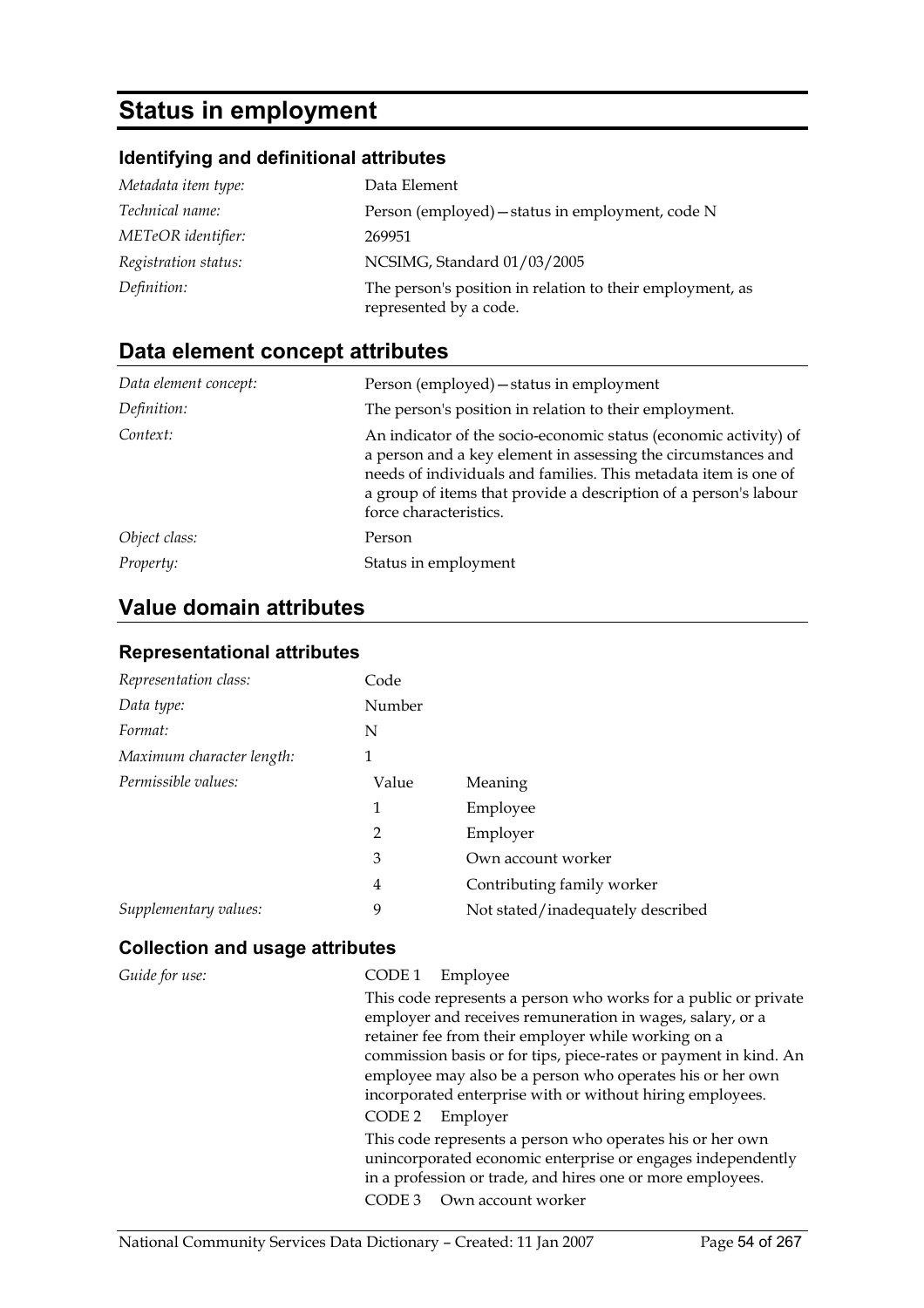# Status in employment

## Identifying and definitional attributes

| | |
|---|---|
| *Metadata item type:* | Data Element |
| *Technical name:* | Person (employed)—status in employment, code N |
| *METeOR identifier:* | 269951 |
| *Registration status:* | NCSIMG, Standard 01/03/2005 |
| *Definition:* | The person's position in relation to their employment, as represented by a code. |

## Data element concept attributes

| | |
|---|---|
| *Data element concept:* | Person (employed)—status in employment |
| *Definition:* | The person's position in relation to their employment. |
| *Context:* | An indicator of the socio-economic status (economic activity) of a person and a key element in assessing the circumstances and needs of individuals and families. This metadata item is one of a group of items that provide a description of a person's labour force characteristics. |
| *Object class:* | Person |
| *Property:* | Status in employment |

## Value domain attributes

### Representational attributes

| | | |
|---|---|---|
| *Representation class:* | Code | |
| *Data type:* | Number | |
| *Format:* | N | |
| *Maximum character length:* | 1 | |
| *Permissible values:* | Value | Meaning |
| | 1 | Employee |
| | 2 | Employer |
| | 3 | Own account worker |
| | 4 | Contributing family worker |
| *Supplementary values:* | 9 | Not stated/inadequately described |

### Collection and usage attributes

*Guide for use:*

CODE 1 Employee

This code represents a person who works for a public or private employer and receives remuneration in wages, salary, or a retainer fee from their employer while working on a commission basis or for tips, piece-rates or payment in kind. An employee may also be a person who operates his or her own incorporated enterprise with or without hiring employees.

CODE 2 Employer

This code represents a person who operates his or her own unincorporated economic enterprise or engages independently in a profession or trade, and hires one or more employees.

CODE 3 Own account worker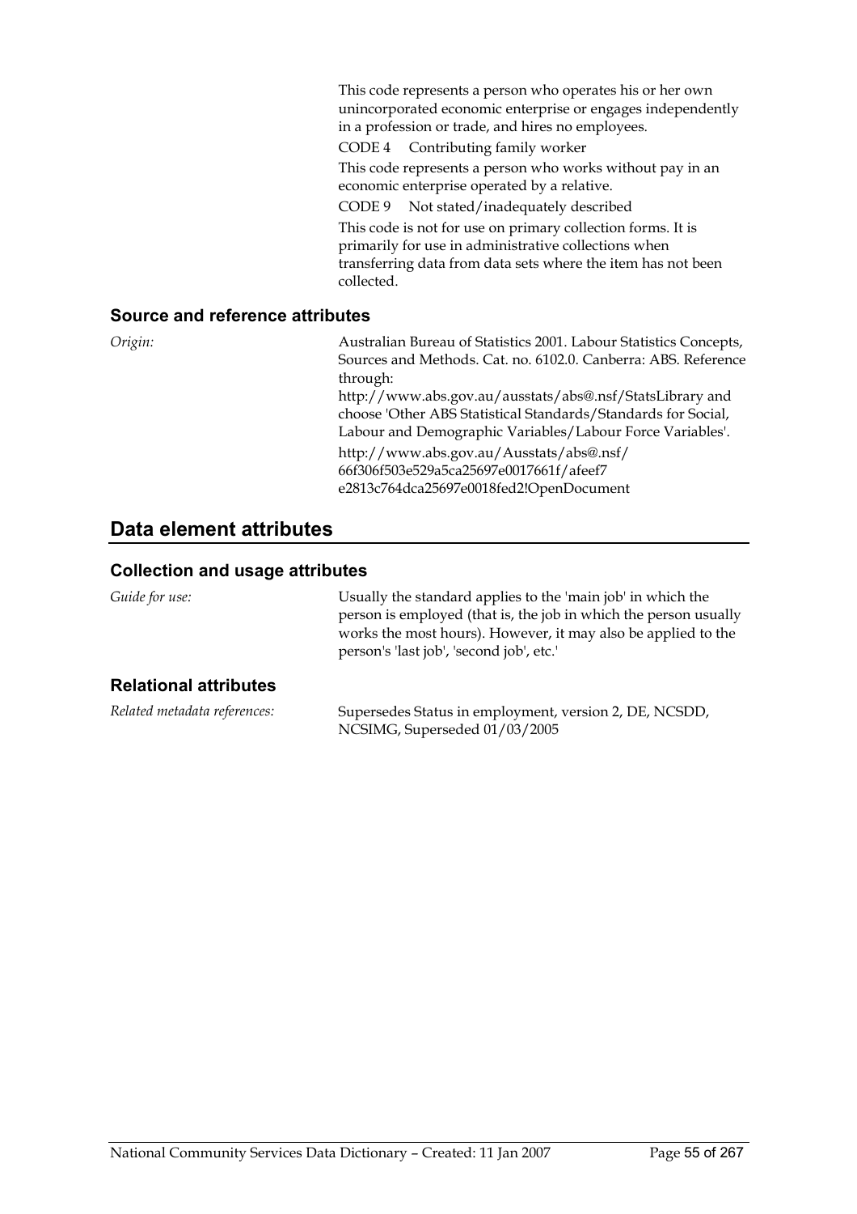This code represents a person who operates his or her own unincorporated economic enterprise or engages independently in a profession or trade, and hires no employees.

CODE 4 Contributing family worker

This code represents a person who works without pay in an economic enterprise operated by a relative.

CODE 9 Not stated/inadequately described

This code is not for use on primary collection forms. It is primarily for use in administrative collections when transferring data from data sets where the item has not been collected.

### Source and reference attributes

*Origin:*

Australian Bureau of Statistics 2001. Labour Statistics Concepts, Sources and Methods. Cat. no. 6102.0. Canberra: ABS. Reference through:
http://www.abs.gov.au/ausstats/abs@.nsf/StatsLibrary and choose 'Other ABS Statistical Standards/Standards for Social, Labour and Demographic Variables/Labour Force Variables'.

http://www.abs.gov.au/Ausstats/abs@.nsf/66f306f503e529a5ca25697e0017661f/afeef7e2813c764dca25697e0018fed2!OpenDocument

## Data element attributes

### Collection and usage attributes

*Guide for use:*

Usually the standard applies to the 'main job' in which the person is employed (that is, the job in which the person usually works the most hours). However, it may also be applied to the person's 'last job', 'second job', etc.'

### Relational attributes

*Related metadata references:*

Supersedes Status in employment, version 2, DE, NCSDD, NCSIMG, Superseded 01/03/2005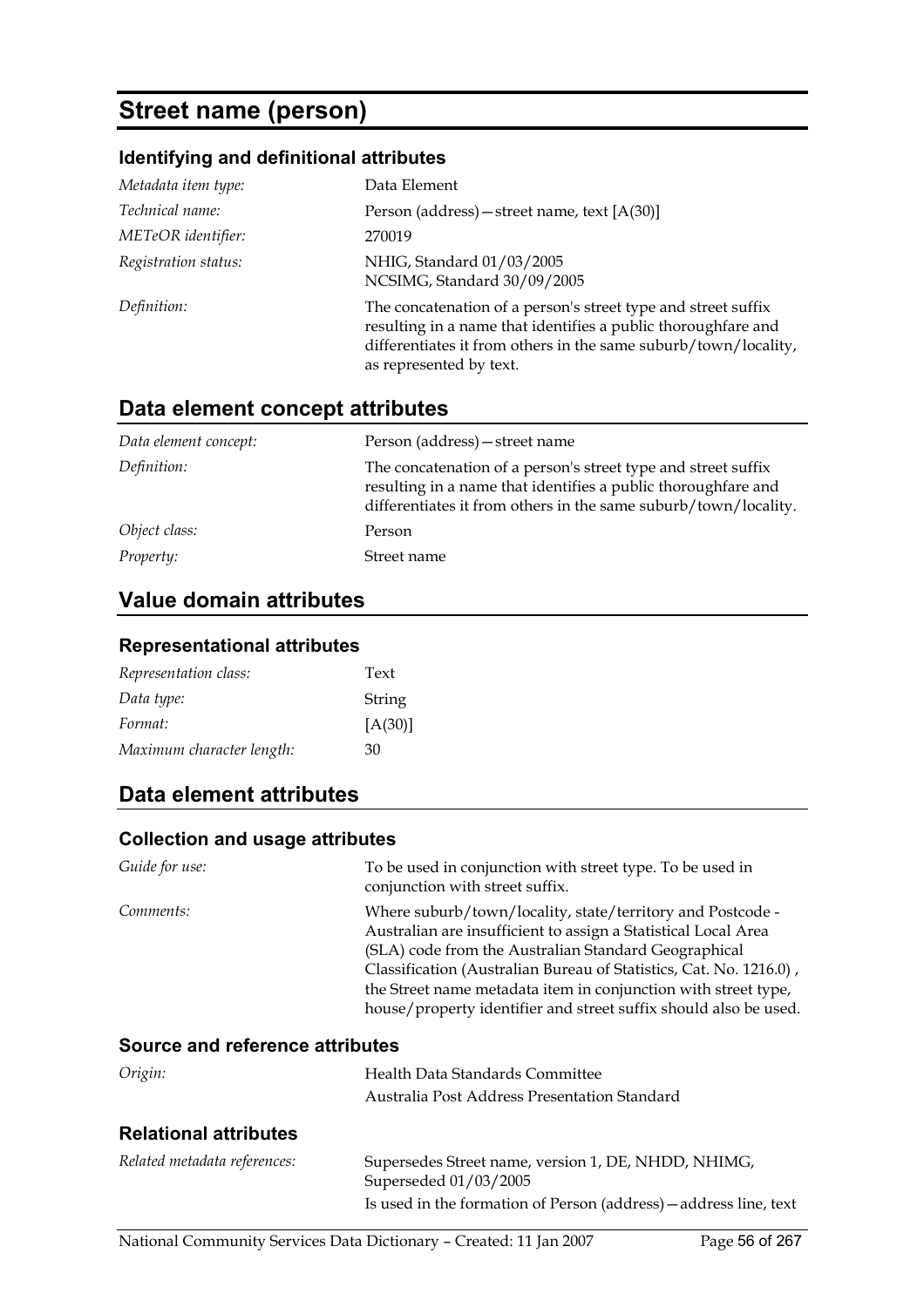# Street name (person)

### Identifying and definitional attributes

| | |
|---|---|
| *Metadata item type:* | Data Element |
| *Technical name:* | Person (address)—street name, text [A(30)] |
| *METeOR identifier:* | 270019 |
| *Registration status:* | NHIG, Standard 01/03/2005<br>NCSIMG, Standard 30/09/2005 |
| *Definition:* | The concatenation of a person's street type and street suffix resulting in a name that identifies a public thoroughfare and differentiates it from others in the same suburb/town/locality, as represented by text. |

## Data element concept attributes

| | |
|---|---|
| *Data element concept:* | Person (address)—street name |
| *Definition:* | The concatenation of a person's street type and street suffix resulting in a name that identifies a public thoroughfare and differentiates it from others in the same suburb/town/locality. |
| *Object class:* | Person |
| *Property:* | Street name |

## Value domain attributes

### Representational attributes

| | |
|---|---|
| *Representation class:* | Text |
| *Data type:* | String |
| *Format:* | [A(30)] |
| *Maximum character length:* | 30 |

## Data element attributes

### Collection and usage attributes

| | |
|---|---|
| *Guide for use:* | To be used in conjunction with street type. To be used in conjunction with street suffix. |
| *Comments:* | Where suburb/town/locality, state/territory and Postcode - Australian are insufficient to assign a Statistical Local Area (SLA) code from the Australian Standard Geographical Classification (Australian Bureau of Statistics, Cat. No. 1216.0) , the Street name metadata item in conjunction with street type, house/property identifier and street suffix should also be used. |

### Source and reference attributes

| | |
|---|---|
| *Origin:* | Health Data Standards Committee<br>Australia Post Address Presentation Standard |

### Relational attributes

| | |
|---|---|
| *Related metadata references:* | Supersedes Street name, version 1, DE, NHDD, NHIMG, Superseded 01/03/2005<br>Is used in the formation of Person (address)—address line, text |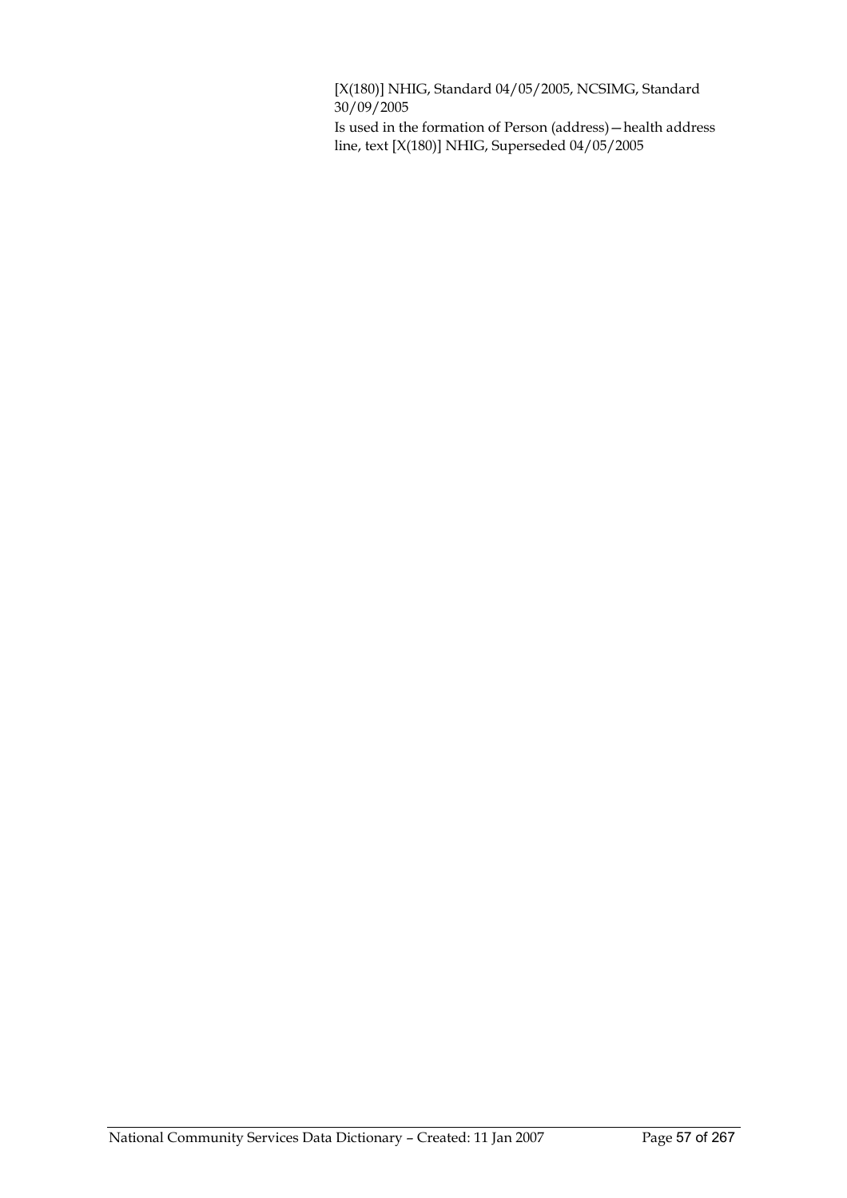[X(180)] NHIG, Standard 04/05/2005, NCSIMG, Standard 30/09/2005

Is used in the formation of Person (address)—health address line, text [X(180)] NHIG, Superseded 04/05/2005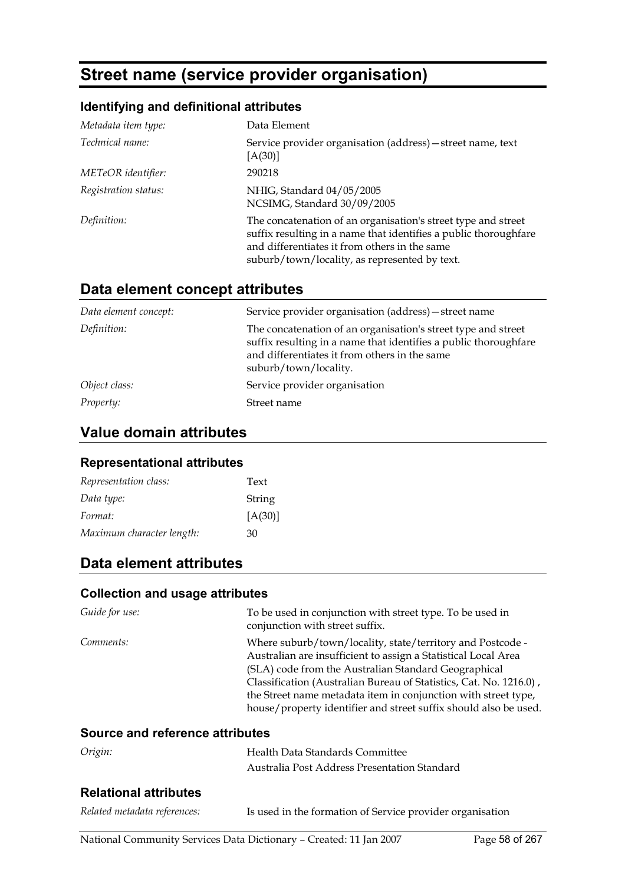# Street name (service provider organisation)

### Identifying and definitional attributes

| | |
|---|---|
| *Metadata item type:* | Data Element |
| *Technical name:* | Service provider organisation (address)—street name, text [A(30)] |
| *METeOR identifier:* | 290218 |
| *Registration status:* | NHIG, Standard 04/05/2005<br>NCSIMG, Standard 30/09/2005 |
| *Definition:* | The concatenation of an organisation's street type and street suffix resulting in a name that identifies a public thoroughfare and differentiates it from others in the same suburb/town/locality, as represented by text. |

## Data element concept attributes

| | |
|---|---|
| *Data element concept:* | Service provider organisation (address)—street name |
| *Definition:* | The concatenation of an organisation's street type and street suffix resulting in a name that identifies a public thoroughfare and differentiates it from others in the same suburb/town/locality. |
| *Object class:* | Service provider organisation |
| *Property:* | Street name |

## Value domain attributes

### Representational attributes

| | |
|---|---|
| *Representation class:* | Text |
| *Data type:* | String |
| *Format:* | [A(30)] |
| *Maximum character length:* | 30 |

## Data element attributes

### Collection and usage attributes

| | |
|---|---|
| *Guide for use:* | To be used in conjunction with street type. To be used in conjunction with street suffix. |
| *Comments:* | Where suburb/town/locality, state/territory and Postcode - Australian are insufficient to assign a Statistical Local Area (SLA) code from the Australian Standard Geographical Classification (Australian Bureau of Statistics, Cat. No. 1216.0) , the Street name metadata item in conjunction with street type, house/property identifier and street suffix should also be used. |

### Source and reference attributes

| | |
|---|---|
| *Origin:* | Health Data Standards Committee<br>Australia Post Address Presentation Standard |

### Relational attributes

| | |
|---|---|
| *Related metadata references:* | Is used in the formation of Service provider organisation |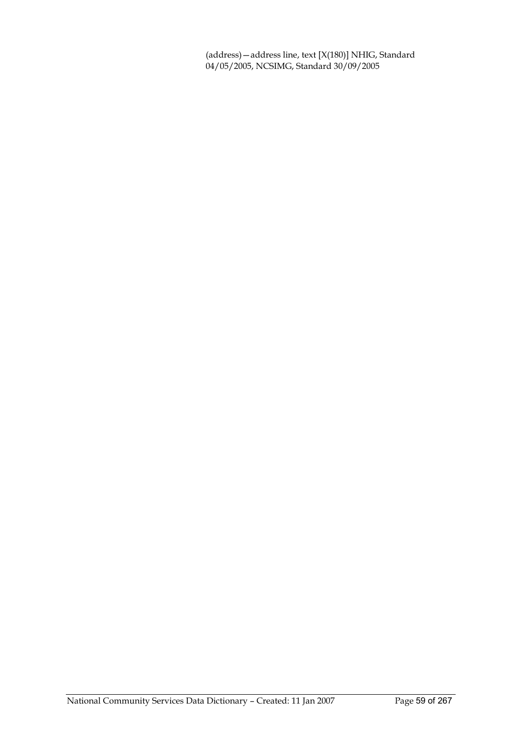(address)—address line, text [X(180)] NHIG, Standard 04/05/2005, NCSIMG, Standard 30/09/2005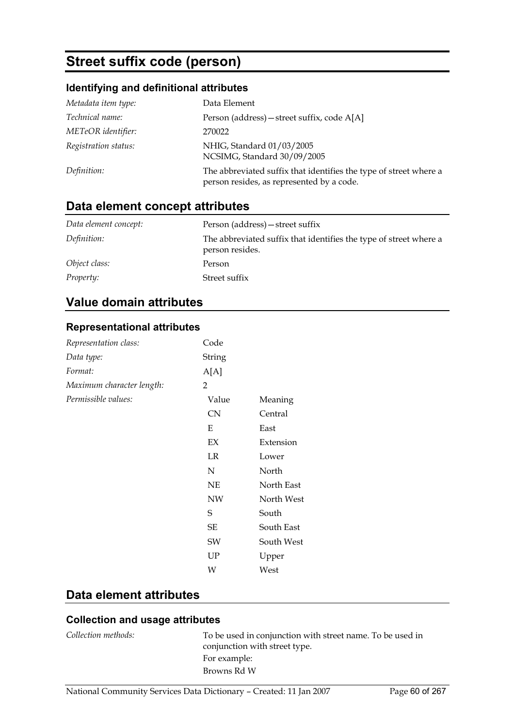# Street suffix code (person)

### Identifying and definitional attributes

| | |
|---|---|
| *Metadata item type:* | Data Element |
| *Technical name:* | Person (address)—street suffix, code A[A] |
| *METeOR identifier:* | 270022 |
| *Registration status:* | NHIG, Standard 01/03/2005<br>NCSIMG, Standard 30/09/2005 |
| *Definition:* | The abbreviated suffix that identifies the type of street where a person resides, as represented by a code. |

## Data element concept attributes

| | |
|---|---|
| *Data element concept:* | Person (address)—street suffix |
| *Definition:* | The abbreviated suffix that identifies the type of street where a person resides. |
| *Object class:* | Person |
| *Property:* | Street suffix |

## Value domain attributes

### Representational attributes

| | |
|---|---|
| *Representation class:* | Code |
| *Data type:* | String |
| *Format:* | A[A] |
| *Maximum character length:* | 2 |

*Permissible values:*

| Value | Meaning |
|---|---|
| CN | Central |
| E | East |
| EX | Extension |
| LR | Lower |
| N | North |
| NE | North East |
| NW | North West |
| S | South |
| SE | South East |
| SW | South West |
| UP | Upper |
| W | West |

## Data element attributes

### Collection and usage attributes

*Collection methods:* To be used in conjunction with street name. To be used in conjunction with street type.

For example:

Browns Rd W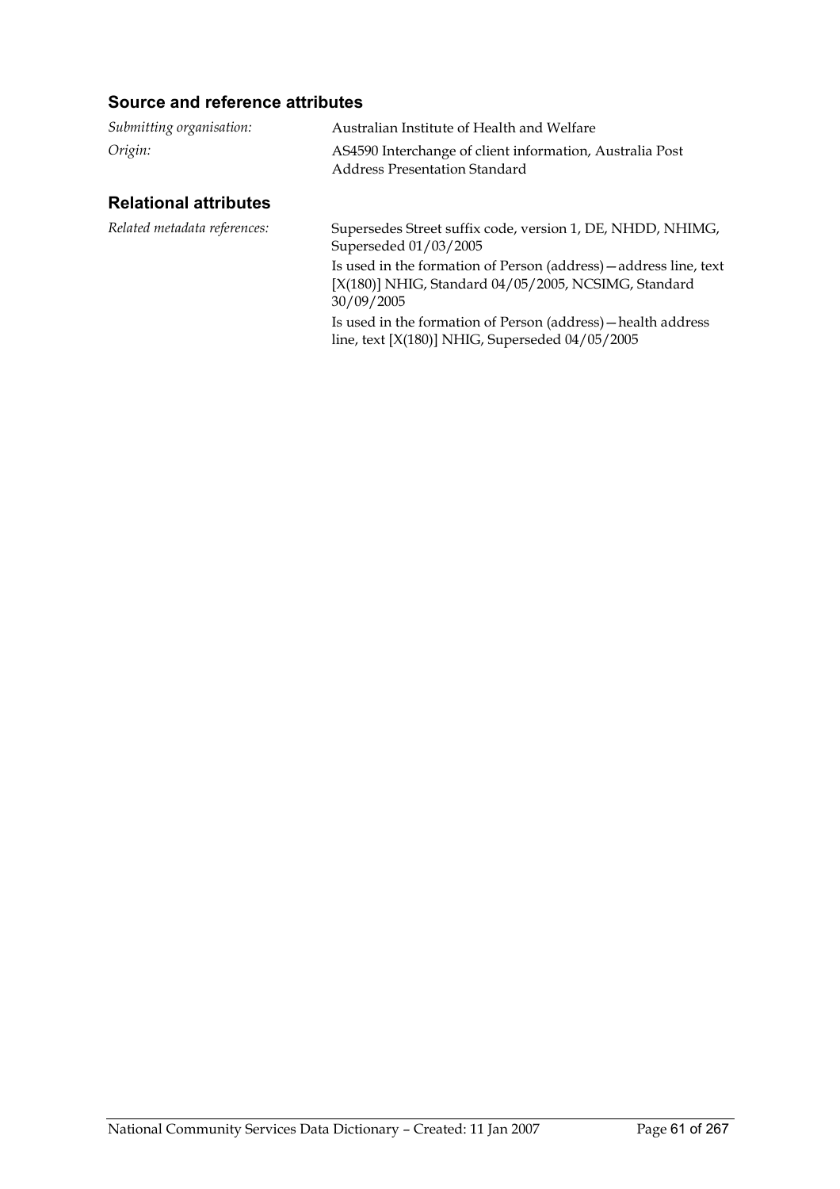### Source and reference attributes

*Submitting organisation:* Australian Institute of Health and Welfare

*Origin:* AS4590 Interchange of client information, Australia Post Address Presentation Standard

### Relational attributes

*Related metadata references:* Supersedes Street suffix code, version 1, DE, NHDD, NHIMG, Superseded 01/03/2005

Is used in the formation of Person (address)—address line, text [X(180)] NHIG, Standard 04/05/2005, NCSIMG, Standard 30/09/2005

Is used in the formation of Person (address)—health address line, text [X(180)] NHIG, Superseded 04/05/2005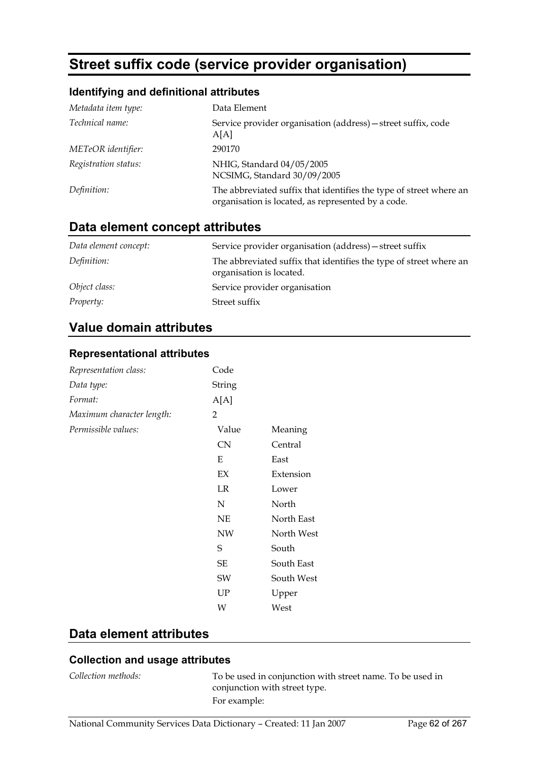# Street suffix code (service provider organisation)

## Identifying and definitional attributes

| | |
|---|---|
| *Metadata item type:* | Data Element |
| *Technical name:* | Service provider organisation (address)—street suffix, code A[A] |
| *METeOR identifier:* | 290170 |
| *Registration status:* | NHIG, Standard 04/05/2005<br>NCSIMG, Standard 30/09/2005 |
| *Definition:* | The abbreviated suffix that identifies the type of street where an organisation is located, as represented by a code. |

## Data element concept attributes

| | |
|---|---|
| *Data element concept:* | Service provider organisation (address)—street suffix |
| *Definition:* | The abbreviated suffix that identifies the type of street where an organisation is located. |
| *Object class:* | Service provider organisation |
| *Property:* | Street suffix |

## Value domain attributes

### Representational attributes

| | |
|---|---|
| *Representation class:* | Code |
| *Data type:* | String |
| *Format:* | A[A] |
| *Maximum character length:* | 2 |

*Permissible values:*

| Value | Meaning |
|---|---|
| CN | Central |
| E | East |
| EX | Extension |
| LR | Lower |
| N | North |
| NE | North East |
| NW | North West |
| S | South |
| SE | South East |
| SW | South West |
| UP | Upper |
| W | West |

## Data element attributes

### Collection and usage attributes

*Collection methods:* To be used in conjunction with street name. To be used in conjunction with street type.

For example: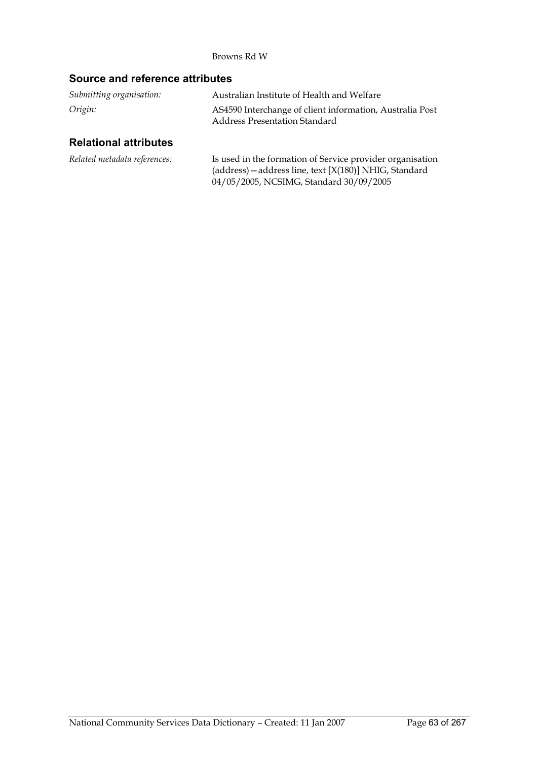Browns Rd W

### Source and reference attributes

*Submitting organisation:* Australian Institute of Health and Welfare

*Origin:* AS4590 Interchange of client information, Australia Post Address Presentation Standard

### Relational attributes

*Related metadata references:* Is used in the formation of Service provider organisation (address)—address line, text [X(180)] NHIG, Standard 04/05/2005, NCSIMG, Standard 30/09/2005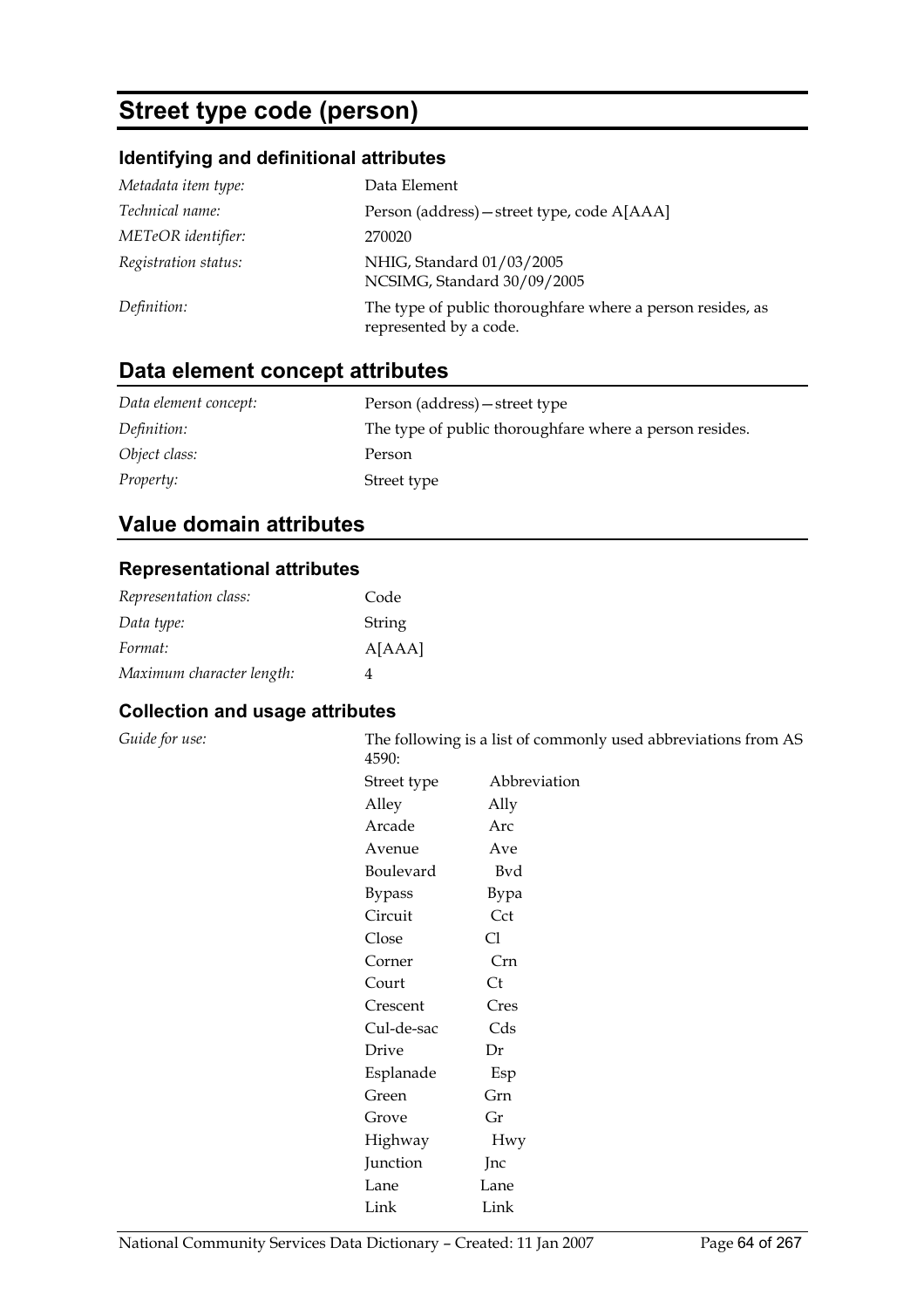# Street type code (person)

## Identifying and definitional attributes

| | |
|---|---|
| *Metadata item type:* | Data Element |
| *Technical name:* | Person (address)—street type, code A[AAA] |
| *METeOR identifier:* | 270020 |
| *Registration status:* | NHIG, Standard 01/03/2005<br>NCSIMG, Standard 30/09/2005 |
| *Definition:* | The type of public thoroughfare where a person resides, as represented by a code. |

## Data element concept attributes

| | |
|---|---|
| *Data element concept:* | Person (address)—street type |
| *Definition:* | The type of public thoroughfare where a person resides. |
| *Object class:* | Person |
| *Property:* | Street type |

## Value domain attributes

### Representational attributes

| | |
|---|---|
| *Representation class:* | Code |
| *Data type:* | String |
| *Format:* | A[AAA] |
| *Maximum character length:* | 4 |

### Collection and usage attributes

*Guide for use:*

The following is a list of commonly used abbreviations from AS 4590:

| Street type | Abbreviation |
|---|---|
| Alley | Ally |
| Arcade | Arc |
| Avenue | Ave |
| Boulevard | Bvd |
| Bypass | Bypa |
| Circuit | Cct |
| Close | Cl |
| Corner | Crn |
| Court | Ct |
| Crescent | Cres |
| Cul-de-sac | Cds |
| Drive | Dr |
| Esplanade | Esp |
| Green | Grn |
| Grove | Gr |
| Highway | Hwy |
| Junction | Jnc |
| Lane | Lane |
| Link | Link |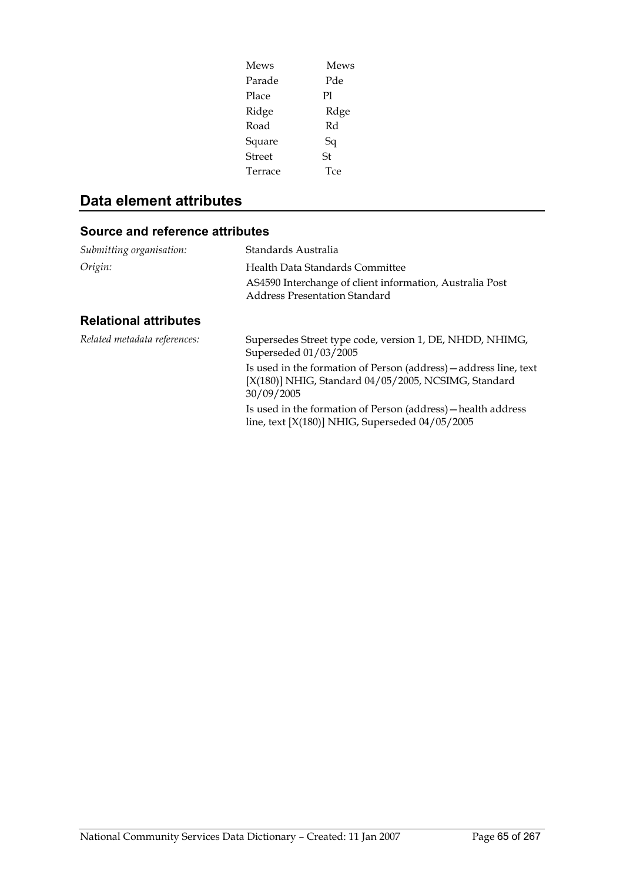| | |
|---|---|
| Mews | Mews |
| Parade | Pde |
| Place | Pl |
| Ridge | Rdge |
| Road | Rd |
| Square | Sq |
| Street | St |
| Terrace | Tce |

## Data element attributes

### Source and reference attributes

*Submitting organisation:* Standards Australia

*Origin:* Health Data Standards Committee

AS4590 Interchange of client information, Australia Post Address Presentation Standard

### Relational attributes

*Related metadata references:* Supersedes Street type code, version 1, DE, NHDD, NHIMG, Superseded 01/03/2005

Is used in the formation of Person (address)—address line, text [X(180)] NHIG, Standard 04/05/2005, NCSIMG, Standard 30/09/2005

Is used in the formation of Person (address)—health address line, text [X(180)] NHIG, Superseded 04/05/2005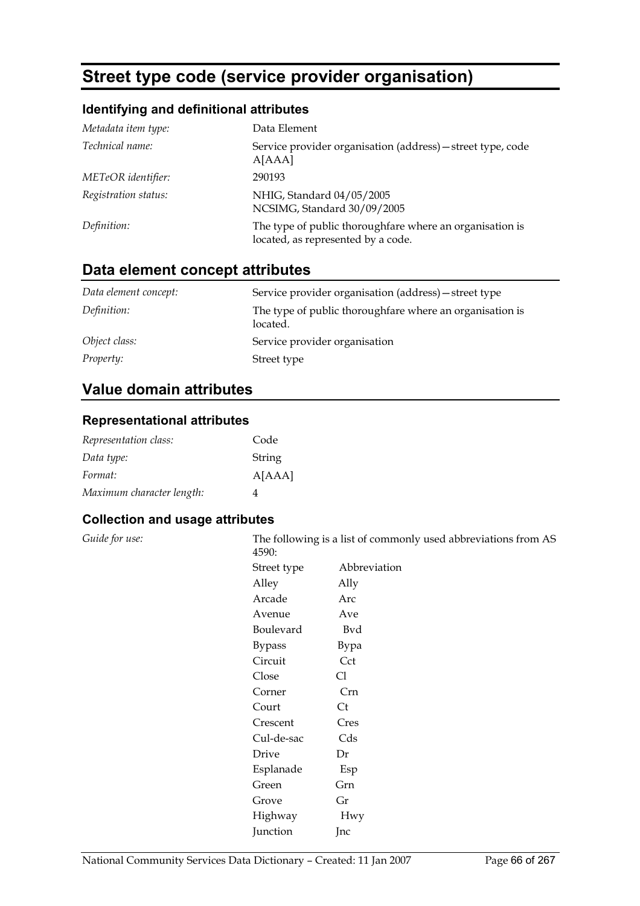# Street type code (service provider organisation)

### Identifying and definitional attributes

| | |
|---|---|
| *Metadata item type:* | Data Element |
| *Technical name:* | Service provider organisation (address)—street type, code A[AAA] |
| *METeOR identifier:* | 290193 |
| *Registration status:* | NHIG, Standard 04/05/2005<br>NCSIMG, Standard 30/09/2005 |
| *Definition:* | The type of public thoroughfare where an organisation is located, as represented by a code. |

## Data element concept attributes

| | |
|---|---|
| *Data element concept:* | Service provider organisation (address)—street type |
| *Definition:* | The type of public thoroughfare where an organisation is located. |
| *Object class:* | Service provider organisation |
| *Property:* | Street type |

## Value domain attributes

### Representational attributes

| | |
|---|---|
| *Representation class:* | Code |
| *Data type:* | String |
| *Format:* | A[AAA] |
| *Maximum character length:* | 4 |

### Collection and usage attributes

*Guide for use:*

The following is a list of commonly used abbreviations from AS 4590:

| Street type | Abbreviation |
|---|---|
| Alley | Ally |
| Arcade | Arc |
| Avenue | Ave |
| Boulevard | Bvd |
| Bypass | Bypa |
| Circuit | Cct |
| Close | Cl |
| Corner | Crn |
| Court | Ct |
| Crescent | Cres |
| Cul-de-sac | Cds |
| Drive | Dr |
| Esplanade | Esp |
| Green | Grn |
| Grove | Gr |
| Highway | Hwy |
| Junction | Jnc |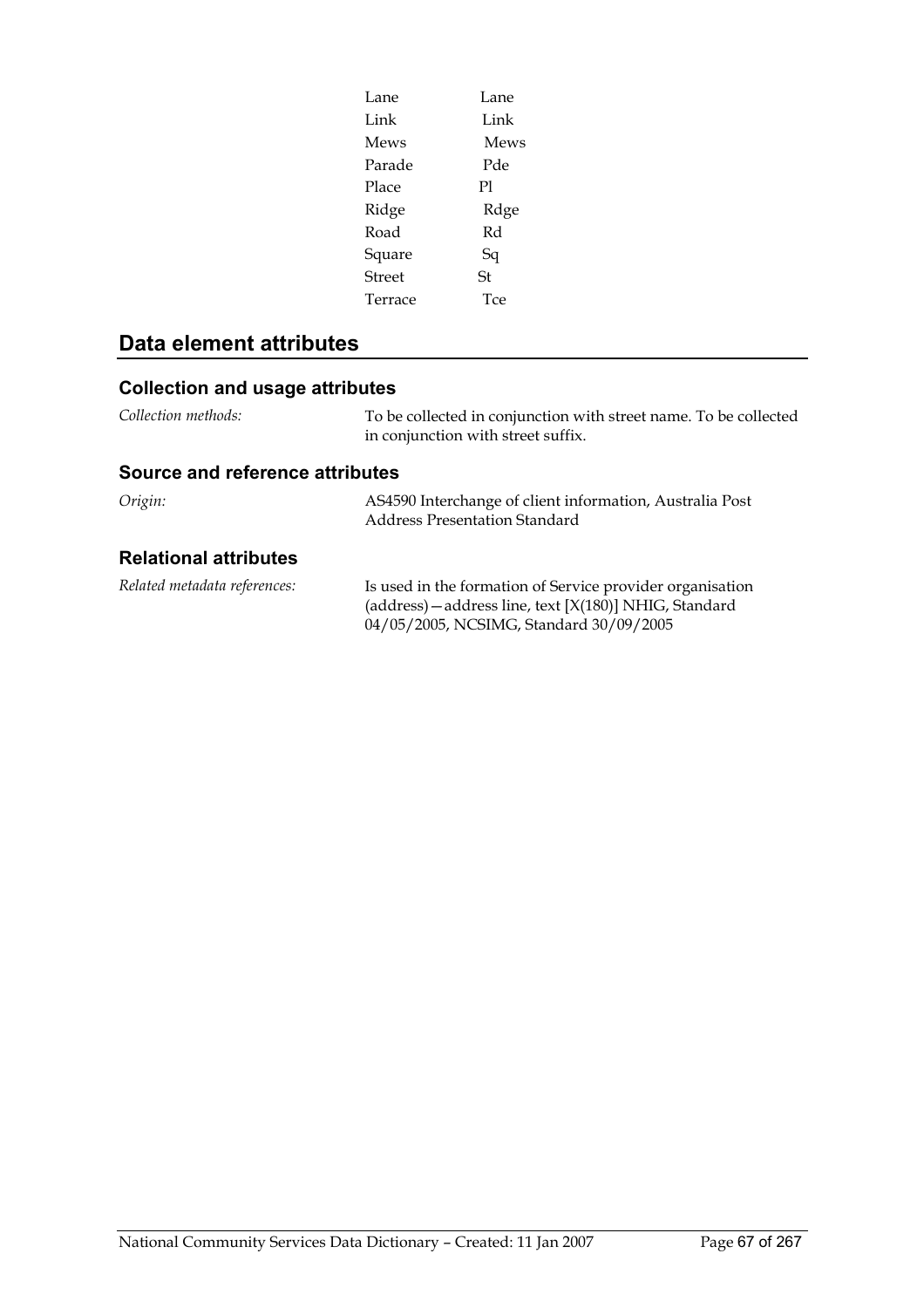| | |
|---|---|
| Lane | Lane |
| Link | Link |
| Mews | Mews |
| Parade | Pde |
| Place | Pl |
| Ridge | Rdge |
| Road | Rd |
| Square | Sq |
| Street | St |
| Terrace | Tce |

## Data element attributes

### Collection and usage attributes

*Collection methods:* To be collected in conjunction with street name. To be collected in conjunction with street suffix.

### Source and reference attributes

*Origin:* AS4590 Interchange of client information, Australia Post Address Presentation Standard

### Relational attributes

*Related metadata references:* Is used in the formation of Service provider organisation (address)—address line, text [X(180)] NHIG, Standard 04/05/2005, NCSIMG, Standard 30/09/2005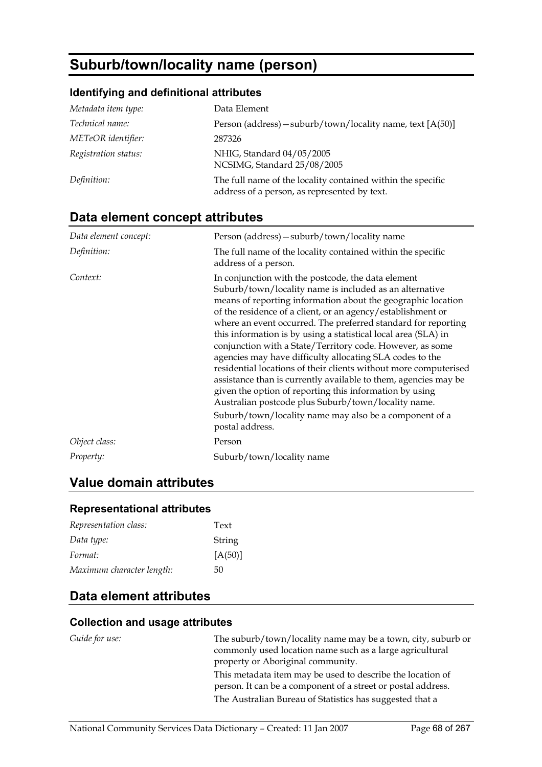# Suburb/town/locality name (person)

### Identifying and definitional attributes

| | |
|---|---|
| *Metadata item type:* | Data Element |
| *Technical name:* | Person (address)—suburb/town/locality name, text [A(50)] |
| *METeOR identifier:* | 287326 |
| *Registration status:* | NHIG, Standard 04/05/2005<br>NCSIMG, Standard 25/08/2005 |
| *Definition:* | The full name of the locality contained within the specific address of a person, as represented by text. |

## Data element concept attributes

| | |
|---|---|
| *Data element concept:* | Person (address)—suburb/town/locality name |
| *Definition:* | The full name of the locality contained within the specific address of a person. |
| *Context:* | In conjunction with the postcode, the data element Suburb/town/locality name is included as an alternative means of reporting information about the geographic location of the residence of a client, or an agency/establishment or where an event occurred. The preferred standard for reporting this information is by using a statistical local area (SLA) in conjunction with a State/Territory code. However, as some agencies may have difficulty allocating SLA codes to the residential locations of their clients without more computerised assistance than is currently available to them, agencies may be given the option of reporting this information by using Australian postcode plus Suburb/town/locality name.<br>Suburb/town/locality name may also be a component of a postal address. |
| *Object class:* | Person |
| *Property:* | Suburb/town/locality name |

## Value domain attributes

### Representational attributes

| | |
|---|---|
| *Representation class:* | Text |
| *Data type:* | String |
| *Format:* | [A(50)] |
| *Maximum character length:* | 50 |

## Data element attributes

### Collection and usage attributes

| | |
|---|---|
| *Guide for use:* | The suburb/town/locality name may be a town, city, suburb or commonly used location name such as a large agricultural property or Aboriginal community.<br>This metadata item may be used to describe the location of person. It can be a component of a street or postal address.<br>The Australian Bureau of Statistics has suggested that a |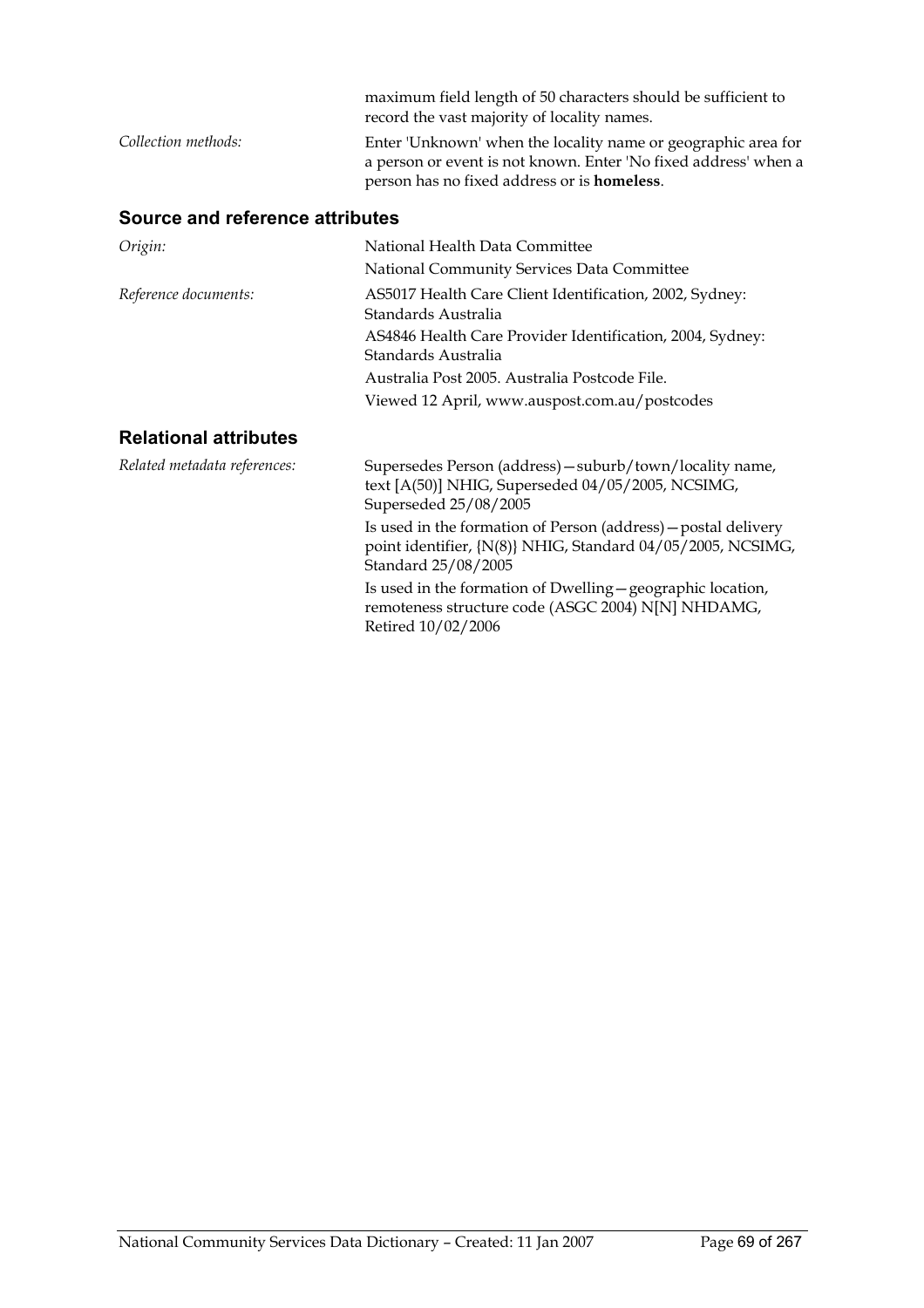maximum field length of 50 characters should be sufficient to record the vast majority of locality names.

*Collection methods:* Enter 'Unknown' when the locality name or geographic area for a person or event is not known. Enter 'No fixed address' when a person has no fixed address or is **homeless**.

## Source and reference attributes

*Origin:* National Health Data Committee

National Community Services Data Committee

*Reference documents:* AS5017 Health Care Client Identification, 2002, Sydney: Standards Australia

AS4846 Health Care Provider Identification, 2004, Sydney: Standards Australia

Australia Post 2005. Australia Postcode File.

Viewed 12 April, www.auspost.com.au/postcodes

## Relational attributes

*Related metadata references:* Supersedes Person (address)—suburb/town/locality name, text [A(50)] NHIG, Superseded 04/05/2005, NCSIMG, Superseded 25/08/2005

Is used in the formation of Person (address)—postal delivery point identifier, {N(8)} NHIG, Standard 04/05/2005, NCSIMG, Standard 25/08/2005

Is used in the formation of Dwelling—geographic location, remoteness structure code (ASGC 2004) N[N] NHDAMG, Retired 10/02/2006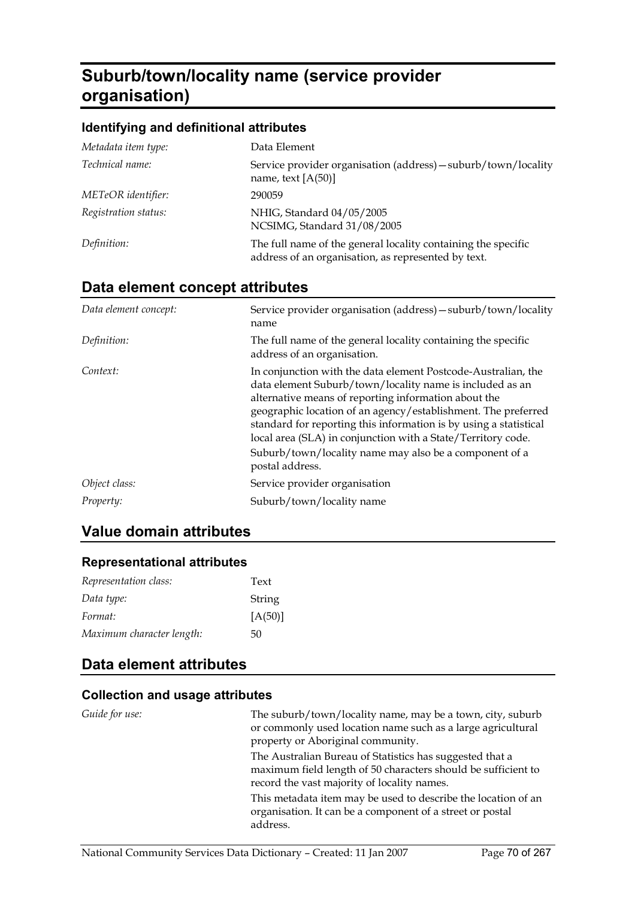# Suburb/town/locality name (service provider organisation)

### Identifying and definitional attributes

| | |
|---|---|
| *Metadata item type:* | Data Element |
| *Technical name:* | Service provider organisation (address)—suburb/town/locality name, text [A(50)] |
| *METeOR identifier:* | 290059 |
| *Registration status:* | NHIG, Standard 04/05/2005<br>NCSIMG, Standard 31/08/2005 |
| *Definition:* | The full name of the general locality containing the specific address of an organisation, as represented by text. |

## Data element concept attributes

| | |
|---|---|
| *Data element concept:* | Service provider organisation (address)—suburb/town/locality name |
| *Definition:* | The full name of the general locality containing the specific address of an organisation. |
| *Context:* | In conjunction with the data element Postcode-Australian, the data element Suburb/town/locality name is included as an alternative means of reporting information about the geographic location of an agency/establishment. The preferred standard for reporting this information is by using a statistical local area (SLA) in conjunction with a State/Territory code.<br>Suburb/town/locality name may also be a component of a postal address. |
| *Object class:* | Service provider organisation |
| *Property:* | Suburb/town/locality name |

## Value domain attributes

### Representational attributes

| | |
|---|---|
| *Representation class:* | Text |
| *Data type:* | String |
| *Format:* | [A(50)] |
| *Maximum character length:* | 50 |

## Data element attributes

### Collection and usage attributes

| | |
|---|---|
| *Guide for use:* | The suburb/town/locality name, may be a town, city, suburb or commonly used location name such as a large agricultural property or Aboriginal community.<br>The Australian Bureau of Statistics has suggested that a maximum field length of 50 characters should be sufficient to record the vast majority of locality names.<br>This metadata item may be used to describe the location of an organisation. It can be a component of a street or postal address. |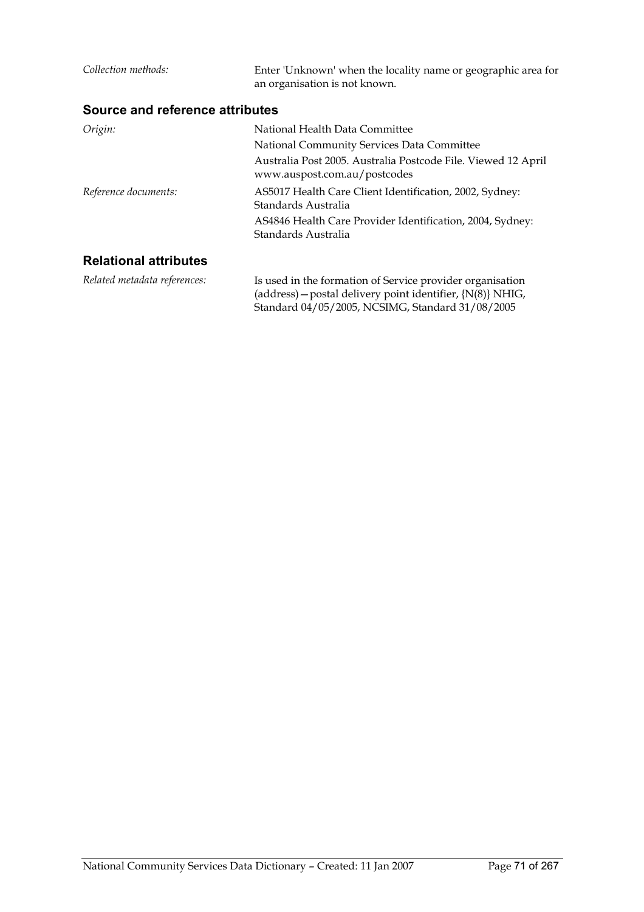*Collection methods:* Enter 'Unknown' when the locality name or geographic area for an organisation is not known.

### Source and reference attributes

*Origin:* National Health Data Committee

National Community Services Data Committee

Australia Post 2005. Australia Postcode File. Viewed 12 April www.auspost.com.au/postcodes

*Reference documents:* AS5017 Health Care Client Identification, 2002, Sydney: Standards Australia

AS4846 Health Care Provider Identification, 2004, Sydney: Standards Australia

### Relational attributes

*Related metadata references:* Is used in the formation of Service provider organisation (address)—postal delivery point identifier, {N(8)} NHIG, Standard 04/05/2005, NCSIMG, Standard 31/08/2005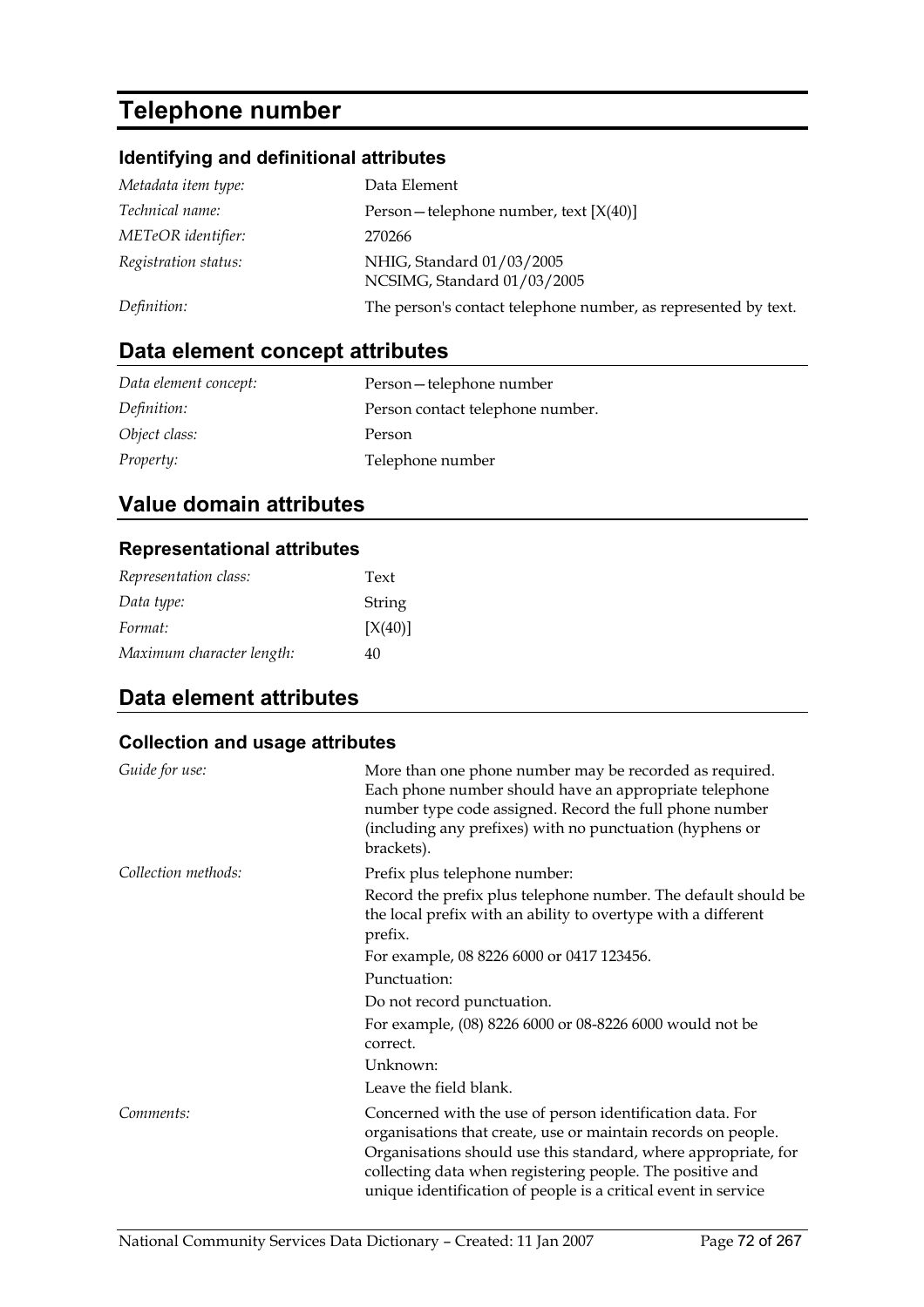# Telephone number

### Identifying and definitional attributes

| | |
|---|---|
| *Metadata item type:* | Data Element |
| *Technical name:* | Person—telephone number, text [X(40)] |
| *METeOR identifier:* | 270266 |
| *Registration status:* | NHIG, Standard 01/03/2005<br>NCSIMG, Standard 01/03/2005 |
| *Definition:* | The person's contact telephone number, as represented by text. |

## Data element concept attributes

| | |
|---|---|
| *Data element concept:* | Person—telephone number |
| *Definition:* | Person contact telephone number. |
| *Object class:* | Person |
| *Property:* | Telephone number |

## Value domain attributes

### Representational attributes

| | |
|---|---|
| *Representation class:* | Text |
| *Data type:* | String |
| *Format:* | [X(40)] |
| *Maximum character length:* | 40 |

## Data element attributes

### Collection and usage attributes

*Guide for use:*

More than one phone number may be recorded as required. Each phone number should have an appropriate telephone number type code assigned. Record the full phone number (including any prefixes) with no punctuation (hyphens or brackets).

*Collection methods:*

Prefix plus telephone number:

Record the prefix plus telephone number. The default should be the local prefix with an ability to overtype with a different prefix.

For example, 08 8226 6000 or 0417 123456.

Punctuation:

Do not record punctuation.

For example, (08) 8226 6000 or 08-8226 6000 would not be correct.

Unknown:

Leave the field blank.

*Comments:*

Concerned with the use of person identification data. For organisations that create, use or maintain records on people. Organisations should use this standard, where appropriate, for collecting data when registering people. The positive and unique identification of people is a critical event in service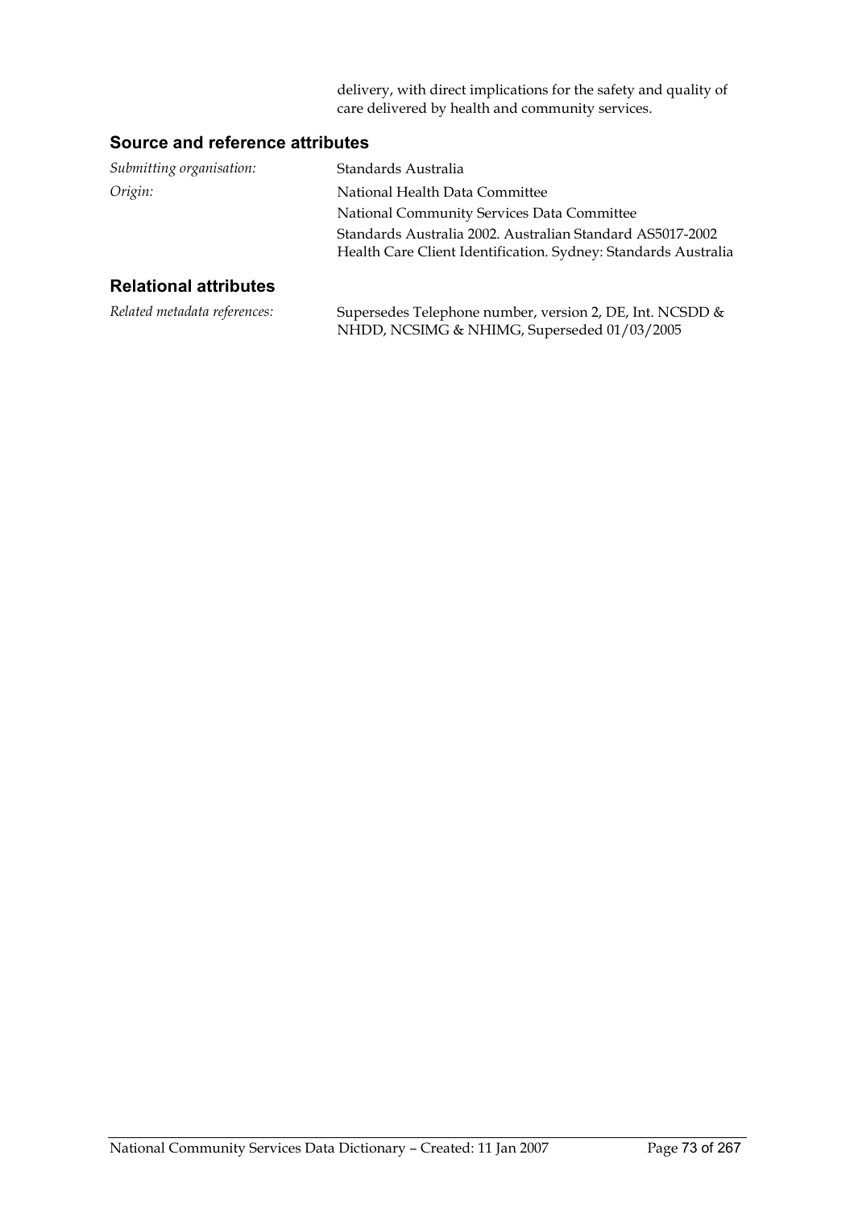delivery, with direct implications for the safety and quality of care delivered by health and community services.

### Source and reference attributes

*Submitting organisation:* Standards Australia

*Origin:* National Health Data Committee

National Community Services Data Committee

Standards Australia 2002. Australian Standard AS5017-2002 Health Care Client Identification. Sydney: Standards Australia

### Relational attributes

*Related metadata references:* Supersedes Telephone number, version 2, DE, Int. NCSDD & NHDD, NCSIMG & NHIMG, Superseded 01/03/2005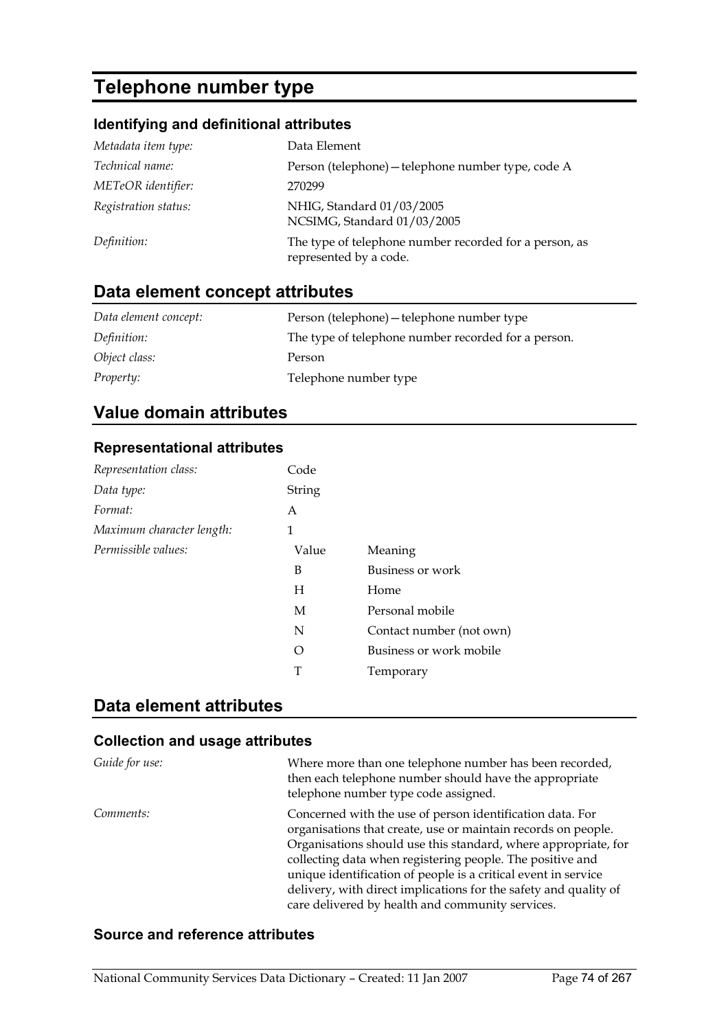# Telephone number type

### Identifying and definitional attributes

| | |
|---|---|
| *Metadata item type:* | Data Element |
| *Technical name:* | Person (telephone)—telephone number type, code A |
| *METeOR identifier:* | 270299 |
| *Registration status:* | NHIG, Standard 01/03/2005<br>NCSIMG, Standard 01/03/2005 |
| *Definition:* | The type of telephone number recorded for a person, as represented by a code. |

## Data element concept attributes

| | |
|---|---|
| *Data element concept:* | Person (telephone)—telephone number type |
| *Definition:* | The type of telephone number recorded for a person. |
| *Object class:* | Person |
| *Property:* | Telephone number type |

## Value domain attributes

### Representational attributes

| | |
|---|---|
| *Representation class:* | Code |
| *Data type:* | String |
| *Format:* | A |
| *Maximum character length:* | 1 |

*Permissible values:*

| Value | Meaning |
|---|---|
| B | Business or work |
| H | Home |
| M | Personal mobile |
| N | Contact number (not own) |
| O | Business or work mobile |
| T | Temporary |

## Data element attributes

### Collection and usage attributes

| | |
|---|---|
| *Guide for use:* | Where more than one telephone number has been recorded, then each telephone number should have the appropriate telephone number type code assigned. |
| *Comments:* | Concerned with the use of person identification data. For organisations that create, use or maintain records on people. Organisations should use this standard, where appropriate, for collecting data when registering people. The positive and unique identification of people is a critical event in service delivery, with direct implications for the safety and quality of care delivered by health and community services. |

### Source and reference attributes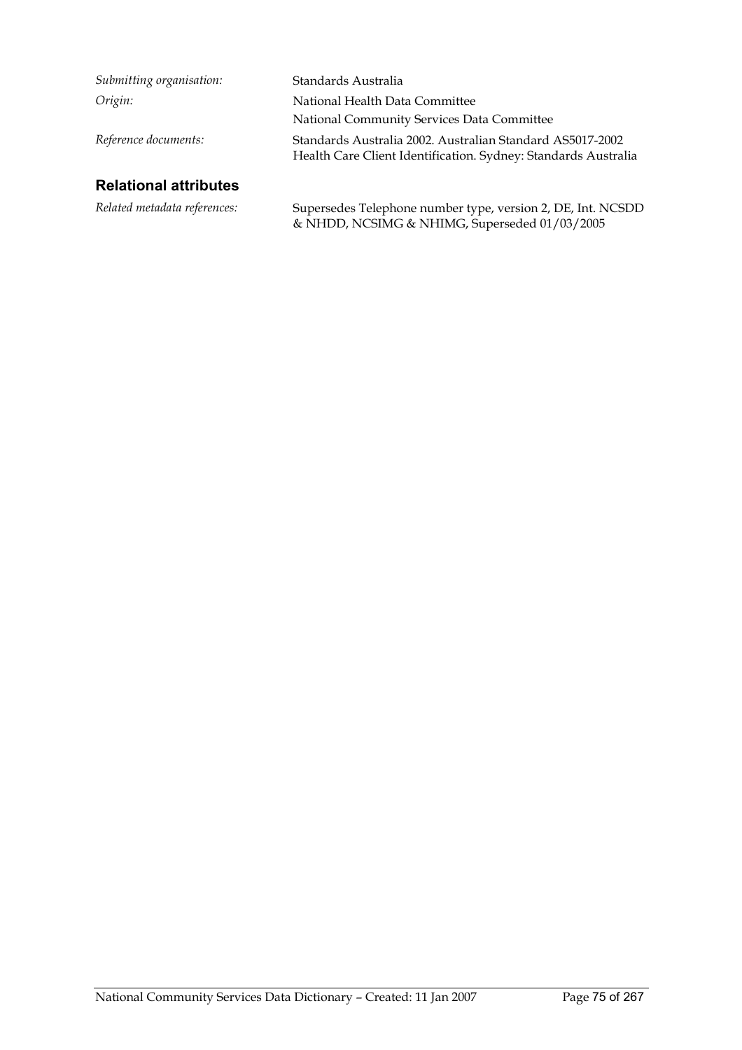*Submitting organisation:* Standards Australia

*Origin:* National Health Data Committee
National Community Services Data Committee

*Reference documents:* Standards Australia 2002. Australian Standard AS5017-2002 Health Care Client Identification. Sydney: Standards Australia

## Relational attributes

*Related metadata references:* Supersedes Telephone number type, version 2, DE, Int. NCSDD & NHDD, NCSIMG & NHIMG, Superseded 01/03/2005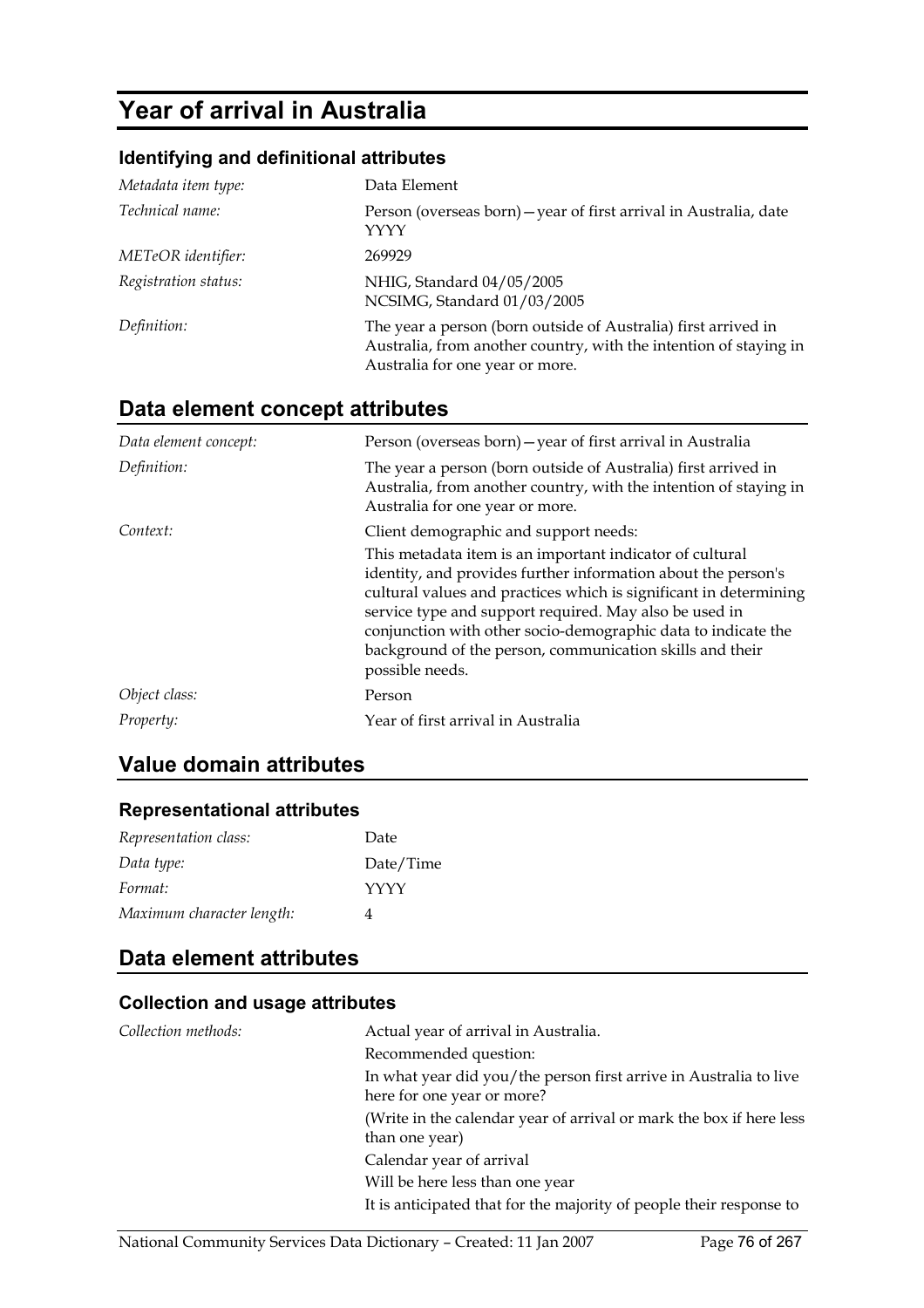# Year of arrival in Australia

### Identifying and definitional attributes

| | |
|---|---|
| *Metadata item type:* | Data Element |
| *Technical name:* | Person (overseas born)—year of first arrival in Australia, date YYYY |
| *METeOR identifier:* | 269929 |
| *Registration status:* | NHIG, Standard 04/05/2005<br>NCSIMG, Standard 01/03/2005 |
| *Definition:* | The year a person (born outside of Australia) first arrived in Australia, from another country, with the intention of staying in Australia for one year or more. |

## Data element concept attributes

| | |
|---|---|
| *Data element concept:* | Person (overseas born)—year of first arrival in Australia |
| *Definition:* | The year a person (born outside of Australia) first arrived in Australia, from another country, with the intention of staying in Australia for one year or more. |
| *Context:* | Client demographic and support needs:<br>This metadata item is an important indicator of cultural identity, and provides further information about the person's cultural values and practices which is significant in determining service type and support required. May also be used in conjunction with other socio-demographic data to indicate the background of the person, communication skills and their possible needs. |
| *Object class:* | Person |
| *Property:* | Year of first arrival in Australia |

## Value domain attributes

### Representational attributes

| | |
|---|---|
| *Representation class:* | Date |
| *Data type:* | Date/Time |
| *Format:* | YYYY |
| *Maximum character length:* | 4 |

## Data element attributes

### Collection and usage attributes

| | |
|---|---|
| *Collection methods:* | Actual year of arrival in Australia.<br>Recommended question:<br>In what year did you/the person first arrive in Australia to live here for one year or more?<br>(Write in the calendar year of arrival or mark the box if here less than one year)<br>Calendar year of arrival<br>Will be here less than one year<br>It is anticipated that for the majority of people their response to |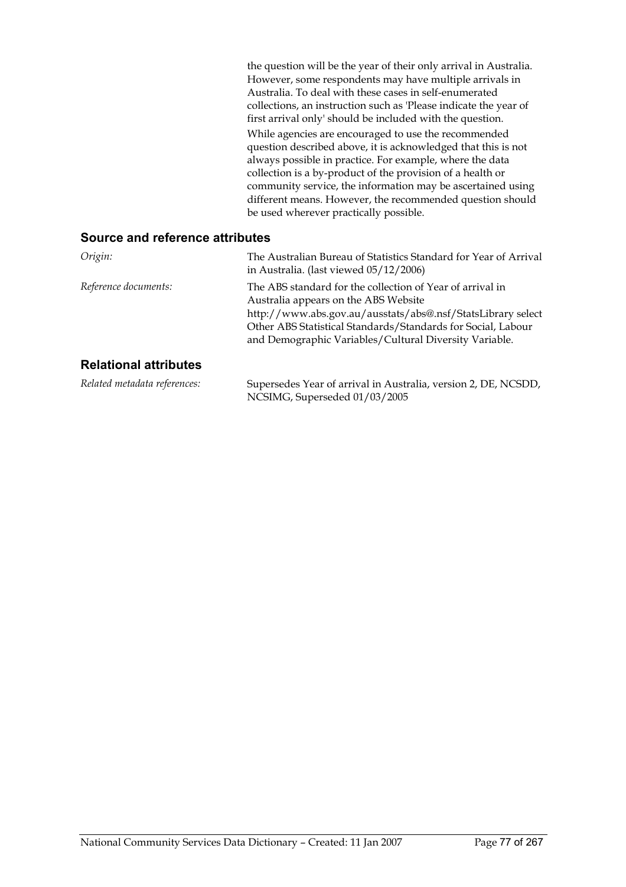the question will be the year of their only arrival in Australia. However, some respondents may have multiple arrivals in Australia. To deal with these cases in self-enumerated collections, an instruction such as 'Please indicate the year of first arrival only' should be included with the question.

While agencies are encouraged to use the recommended question described above, it is acknowledged that this is not always possible in practice. For example, where the data collection is a by-product of the provision of a health or community service, the information may be ascertained using different means. However, the recommended question should be used wherever practically possible.

## Source and reference attributes

*Origin:* The Australian Bureau of Statistics Standard for Year of Arrival in Australia. (last viewed 05/12/2006)

*Reference documents:* The ABS standard for the collection of Year of arrival in Australia appears on the ABS Website http://www.abs.gov.au/ausstats/abs@.nsf/StatsLibrary select Other ABS Statistical Standards/Standards for Social, Labour and Demographic Variables/Cultural Diversity Variable.

## Relational attributes

*Related metadata references:* Supersedes Year of arrival in Australia, version 2, DE, NCSDD, NCSIMG, Superseded 01/03/2005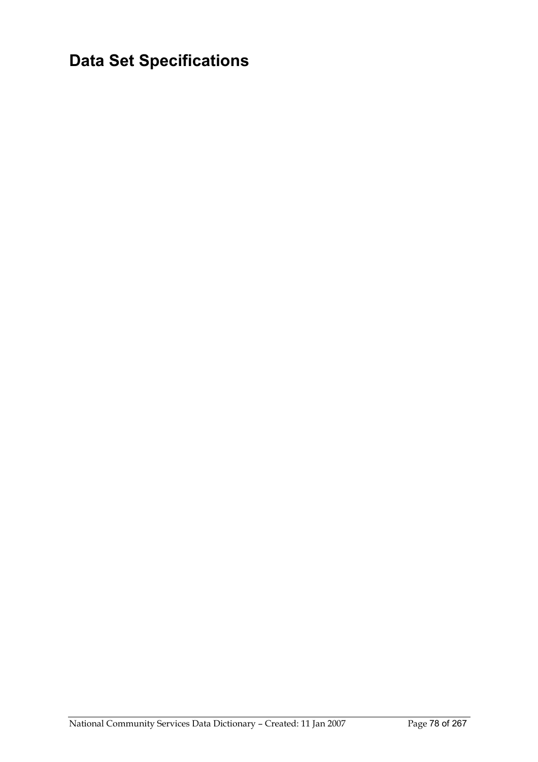# Data Set Specifications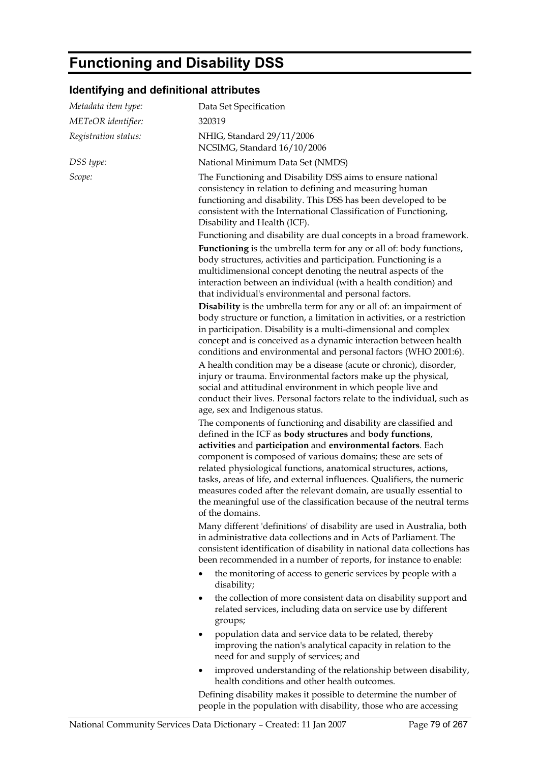# Functioning and Disability DSS

## Identifying and definitional attributes

*Metadata item type:* Data Set Specification

*METeOR identifier:* 320319

*Registration status:* NHIG, Standard 29/11/2006
NCSIMG, Standard 16/10/2006

*DSS type:* National Minimum Data Set (NMDS)

*Scope:* The Functioning and Disability DSS aims to ensure national consistency in relation to defining and measuring human functioning and disability. This DSS has been developed to be consistent with the International Classification of Functioning, Disability and Health (ICF).

Functioning and disability are dual concepts in a broad framework.

**Functioning** is the umbrella term for any or all of: body functions, body structures, activities and participation. Functioning is a multidimensional concept denoting the neutral aspects of the interaction between an individual (with a health condition) and that individual's environmental and personal factors.

**Disability** is the umbrella term for any or all of: an impairment of body structure or function, a limitation in activities, or a restriction in participation. Disability is a multi-dimensional and complex concept and is conceived as a dynamic interaction between health conditions and environmental and personal factors (WHO 2001:6).

A health condition may be a disease (acute or chronic), disorder, injury or trauma. Environmental factors make up the physical, social and attitudinal environment in which people live and conduct their lives. Personal factors relate to the individual, such as age, sex and Indigenous status.

The components of functioning and disability are classified and defined in the ICF as **body structures** and **body functions**, **activities** and **participation** and **environmental factors**. Each component is composed of various domains; these are sets of related physiological functions, anatomical structures, actions, tasks, areas of life, and external influences. Qualifiers, the numeric measures coded after the relevant domain, are usually essential to the meaningful use of the classification because of the neutral terms of the domains.

Many different 'definitions' of disability are used in Australia, both in administrative data collections and in Acts of Parliament. The consistent identification of disability in national data collections has been recommended in a number of reports, for instance to enable:

- the monitoring of access to generic services by people with a disability;
- the collection of more consistent data on disability support and related services, including data on service use by different groups;
- population data and service data to be related, thereby improving the nation's analytical capacity in relation to the need for and supply of services; and
- improved understanding of the relationship between disability, health conditions and other health outcomes.

Defining disability makes it possible to determine the number of people in the population with disability, those who are accessing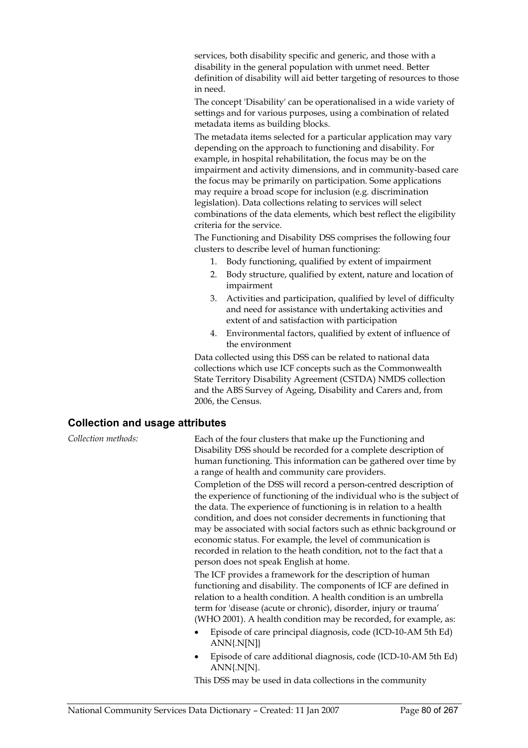services, both disability specific and generic, and those with a disability in the general population with unmet need. Better definition of disability will aid better targeting of resources to those in need.

The concept 'Disability' can be operationalised in a wide variety of settings and for various purposes, using a combination of related metadata items as building blocks.

The metadata items selected for a particular application may vary depending on the approach to functioning and disability. For example, in hospital rehabilitation, the focus may be on the impairment and activity dimensions, and in community-based care the focus may be primarily on participation. Some applications may require a broad scope for inclusion (e.g. discrimination legislation). Data collections relating to services will select combinations of the data elements, which best reflect the eligibility criteria for the service.

The Functioning and Disability DSS comprises the following four clusters to describe level of human functioning:

1. Body functioning, qualified by extent of impairment
2. Body structure, qualified by extent, nature and location of impairment
3. Activities and participation, qualified by level of difficulty and need for assistance with undertaking activities and extent of and satisfaction with participation
4. Environmental factors, qualified by extent of influence of the environment

Data collected using this DSS can be related to national data collections which use ICF concepts such as the Commonwealth State Territory Disability Agreement (CSTDA) NMDS collection and the ABS Survey of Ageing, Disability and Carers and, from 2006, the Census.

## Collection and usage attributes

*Collection methods:*

Each of the four clusters that make up the Functioning and Disability DSS should be recorded for a complete description of human functioning. This information can be gathered over time by a range of health and community care providers.

Completion of the DSS will record a person-centred description of the experience of functioning of the individual who is the subject of the data. The experience of functioning is in relation to a health condition, and does not consider decrements in functioning that may be associated with social factors such as ethnic background or economic status. For example, the level of communication is recorded in relation to the heath condition, not to the fact that a person does not speak English at home.

The ICF provides a framework for the description of human functioning and disability. The components of ICF are defined in relation to a health condition. A health condition is an umbrella term for 'disease (acute or chronic), disorder, injury or trauma' (WHO 2001). A health condition may be recorded, for example, as:

- Episode of care principal diagnosis, code (ICD-10-AM 5th Ed) ANN{.N[N]}
- Episode of care additional diagnosis, code (ICD-10-AM 5th Ed) ANN{.N[N}.

This DSS may be used in data collections in the community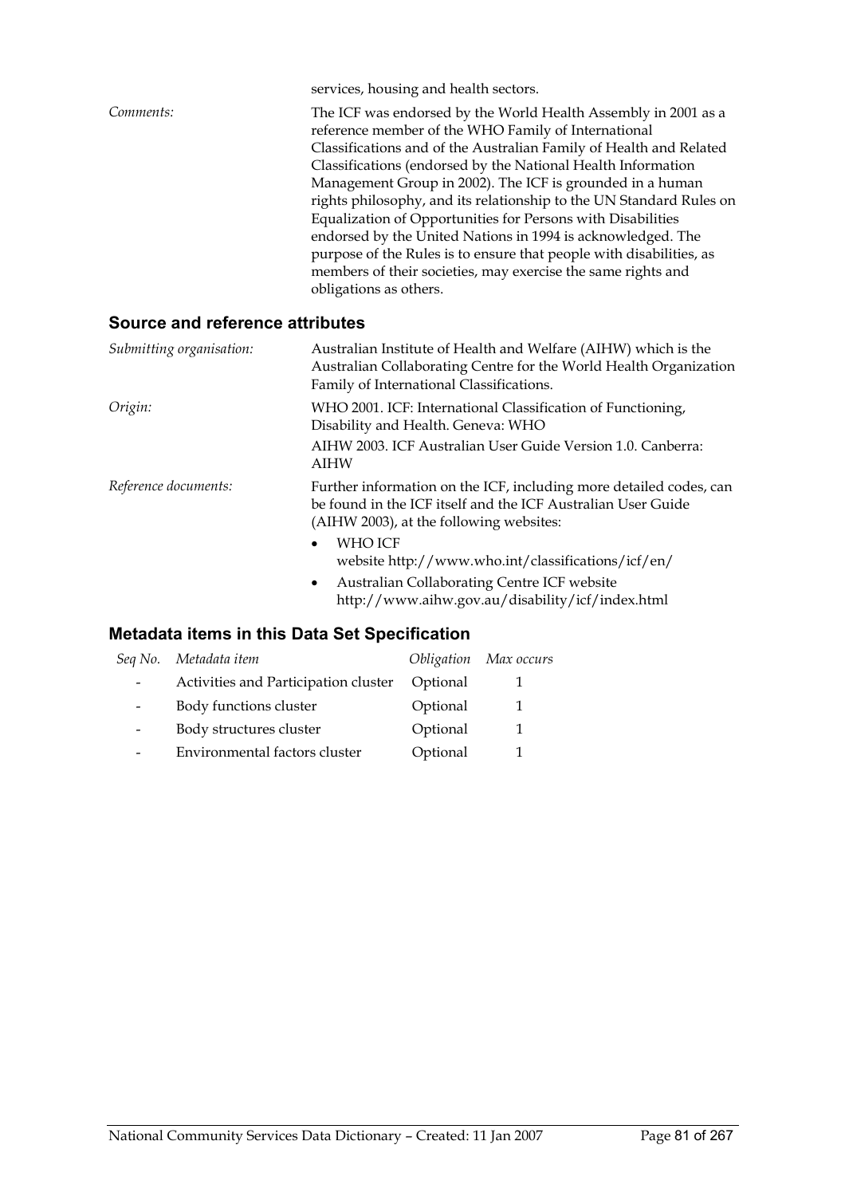services, housing and health sectors.

*Comments:* The ICF was endorsed by the World Health Assembly in 2001 as a reference member of the WHO Family of International Classifications and of the Australian Family of Health and Related Classifications (endorsed by the National Health Information Management Group in 2002). The ICF is grounded in a human rights philosophy, and its relationship to the UN Standard Rules on Equalization of Opportunities for Persons with Disabilities endorsed by the United Nations in 1994 is acknowledged. The purpose of the Rules is to ensure that people with disabilities, as members of their societies, may exercise the same rights and obligations as others.

## Source and reference attributes

*Submitting organisation:* Australian Institute of Health and Welfare (AIHW) which is the Australian Collaborating Centre for the World Health Organization Family of International Classifications.

*Origin:* WHO 2001. ICF: International Classification of Functioning, Disability and Health. Geneva: WHO

AIHW 2003. ICF Australian User Guide Version 1.0. Canberra: AIHW

*Reference documents:* Further information on the ICF, including more detailed codes, can be found in the ICF itself and the ICF Australian User Guide (AIHW 2003), at the following websites:

- WHO ICF website http://www.who.int/classifications/icf/en/
- Australian Collaborating Centre ICF website http://www.aihw.gov.au/disability/icf/index.html

## Metadata items in this Data Set Specification

| *Seq No.* | *Metadata item* | *Obligation* | *Max occurs* |
|---|---|---|---|
| - | Activities and Participation cluster | Optional | 1 |
| - | Body functions cluster | Optional | 1 |
| - | Body structures cluster | Optional | 1 |
| - | Environmental factors cluster | Optional | 1 |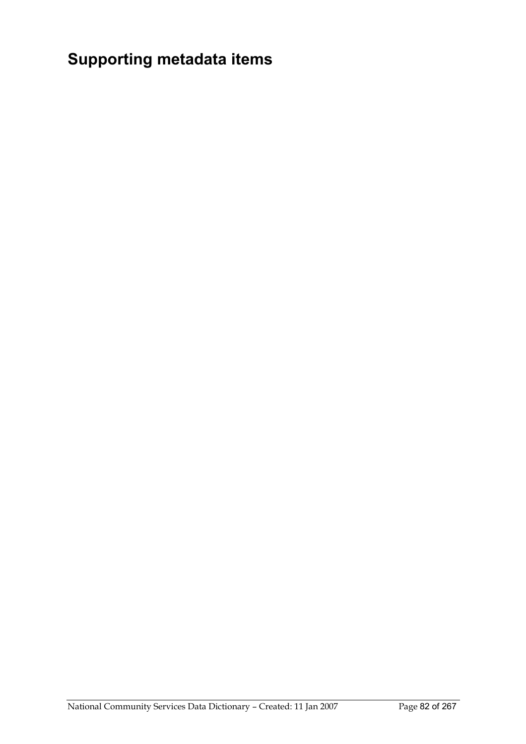# Supporting metadata items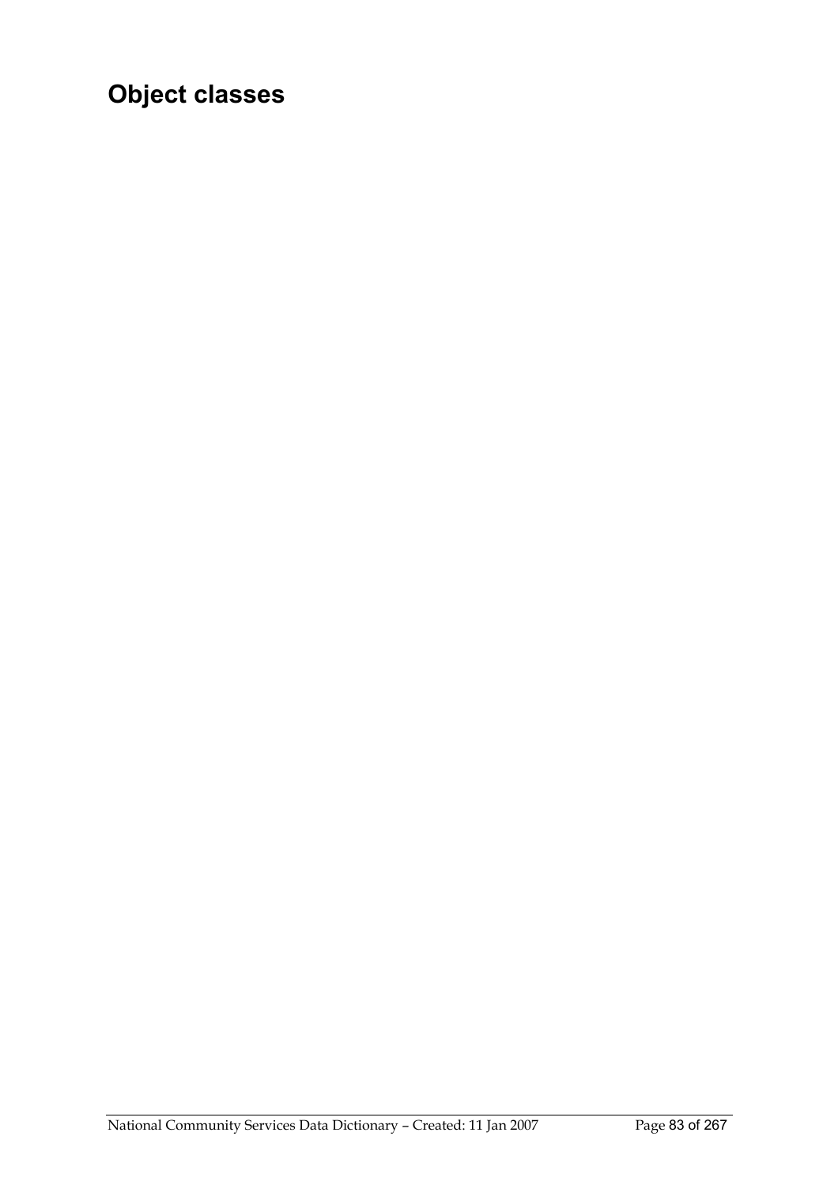# Object classes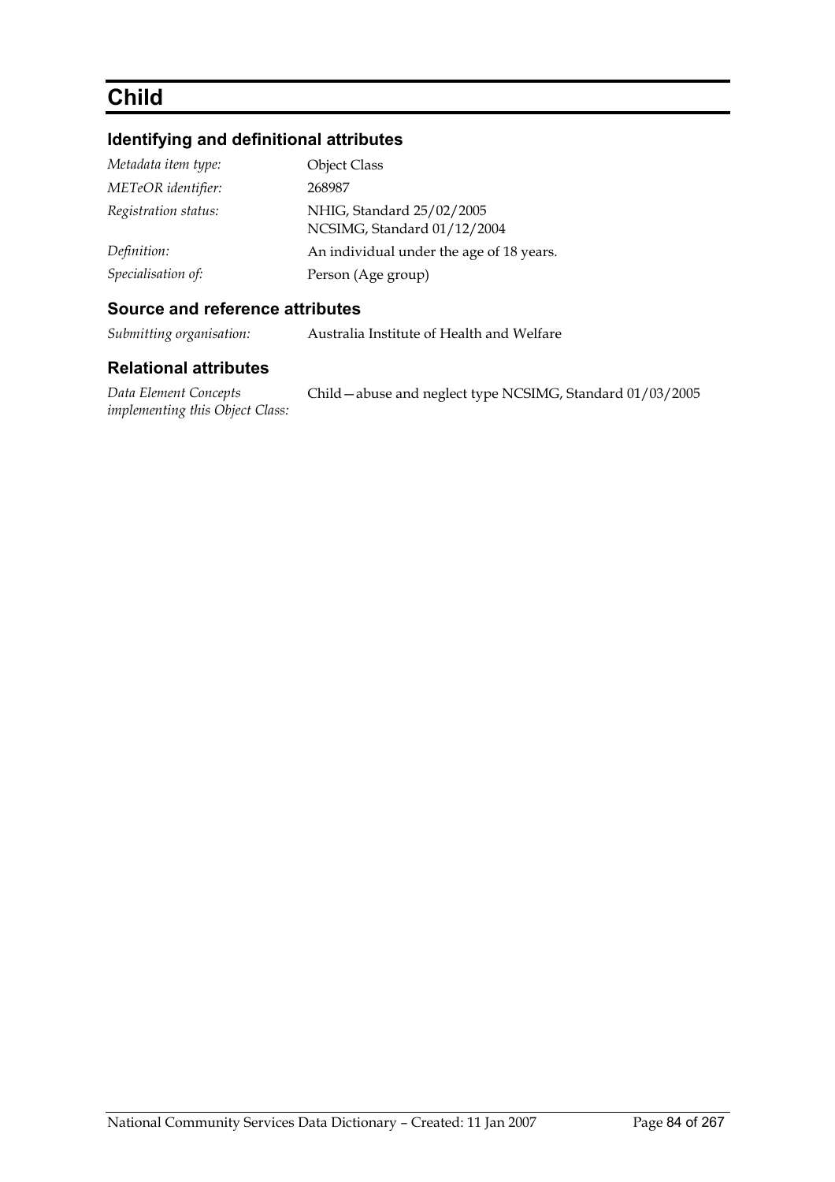# Child

## Identifying and definitional attributes

| | |
|---|---|
| *Metadata item type:* | Object Class |
| *METeOR identifier:* | 268987 |
| *Registration status:* | NHIG, Standard 25/02/2005<br>NCSIMG, Standard 01/12/2004 |
| *Definition:* | An individual under the age of 18 years. |
| *Specialisation of:* | Person (Age group) |

## Source and reference attributes

| | |
|---|---|
| *Submitting organisation:* | Australia Institute of Health and Welfare |

## Relational attributes

| | |
|---|---|
| *Data Element Concepts implementing this Object Class:* | Child—abuse and neglect type NCSIMG, Standard 01/03/2005 |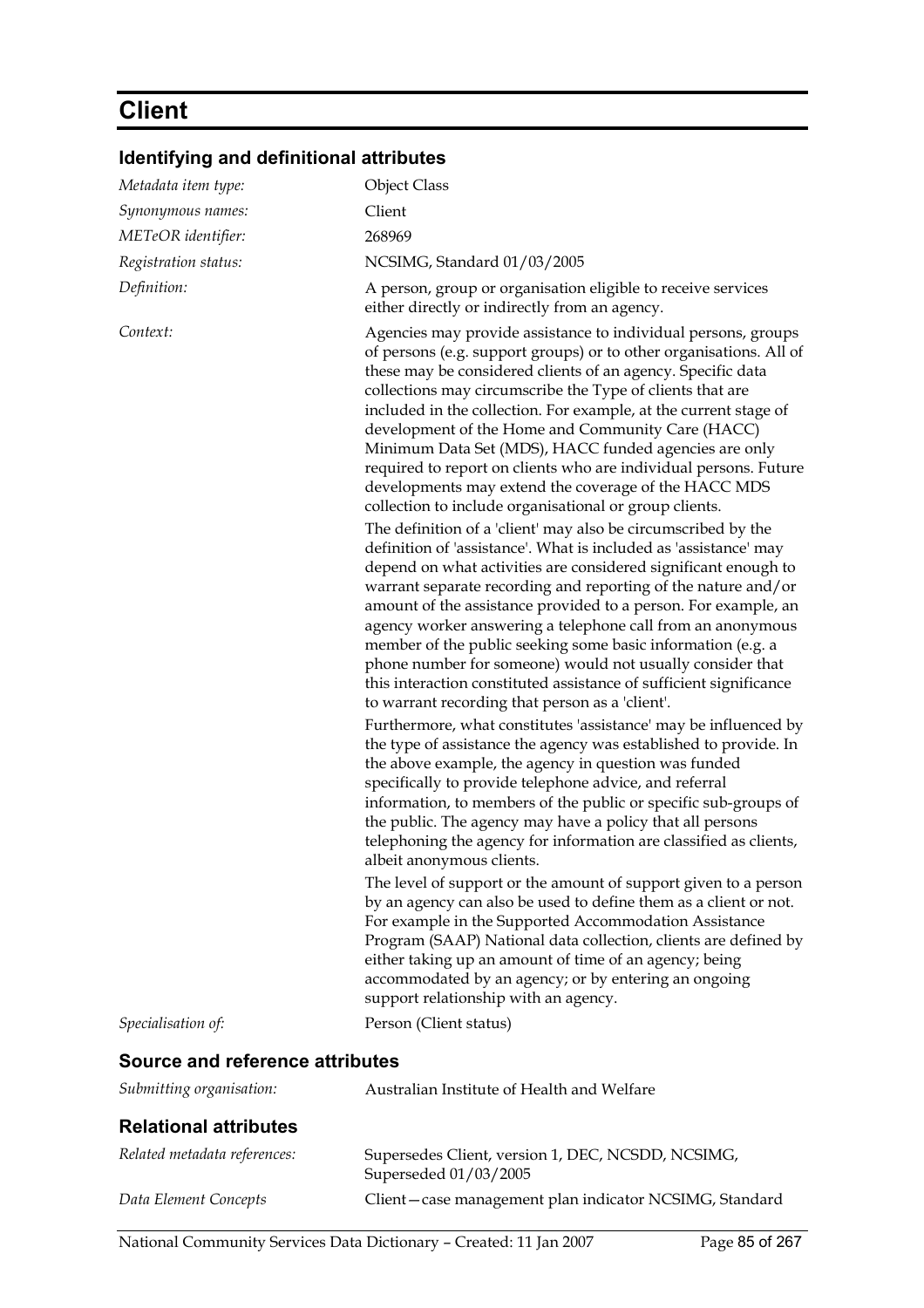# Client

## Identifying and definitional attributes

| | |
|---|---|
| *Metadata item type:* | Object Class |
| *Synonymous names:* | Client |
| *METeOR identifier:* | 268969 |
| *Registration status:* | NCSIMG, Standard 01/03/2005 |
| *Definition:* | A person, group or organisation eligible to receive services either directly or indirectly from an agency. |
| *Context:* | Agencies may provide assistance to individual persons, groups of persons (e.g. support groups) or to other organisations. All of these may be considered clients of an agency. Specific data collections may circumscribe the Type of clients that are included in the collection. For example, at the current stage of development of the Home and Community Care (HACC) Minimum Data Set (MDS), HACC funded agencies are only required to report on clients who are individual persons. Future developments may extend the coverage of the HACC MDS collection to include organisational or group clients.<br><br>The definition of a 'client' may also be circumscribed by the definition of 'assistance'. What is included as 'assistance' may depend on what activities are considered significant enough to warrant separate recording and reporting of the nature and/or amount of the assistance provided to a person. For example, an agency worker answering a telephone call from an anonymous member of the public seeking some basic information (e.g. a phone number for someone) would not usually consider that this interaction constituted assistance of sufficient significance to warrant recording that person as a 'client'.<br><br>Furthermore, what constitutes 'assistance' may be influenced by the type of assistance the agency was established to provide. In the above example, the agency in question was funded specifically to provide telephone advice, and referral information, to members of the public or specific sub-groups of the public. The agency may have a policy that all persons telephoning the agency for information are classified as clients, albeit anonymous clients.<br><br>The level of support or the amount of support given to a person by an agency can also be used to define them as a client or not. For example in the Supported Accommodation Assistance Program (SAAP) National data collection, clients are defined by either taking up an amount of time of an agency; being accommodated by an agency; or by entering an ongoing support relationship with an agency. |
| *Specialisation of:* | Person (Client status) |

## Source and reference attributes

| | |
|---|---|
| *Submitting organisation:* | Australian Institute of Health and Welfare |

## Relational attributes

| | |
|---|---|
| *Related metadata references:* | Supersedes Client, version 1, DEC, NCSDD, NCSIMG, Superseded 01/03/2005 |
| *Data Element Concepts* | Client—case management plan indicator NCSIMG, Standard |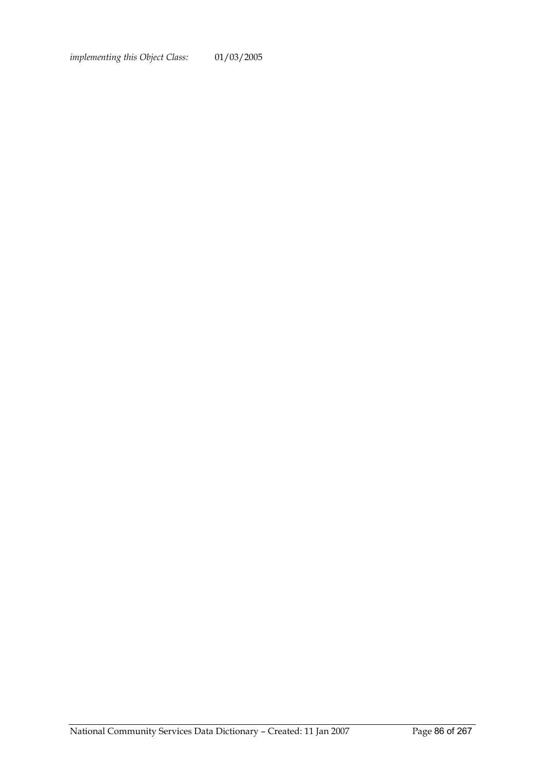*implementing this Object Class:* 01/03/2005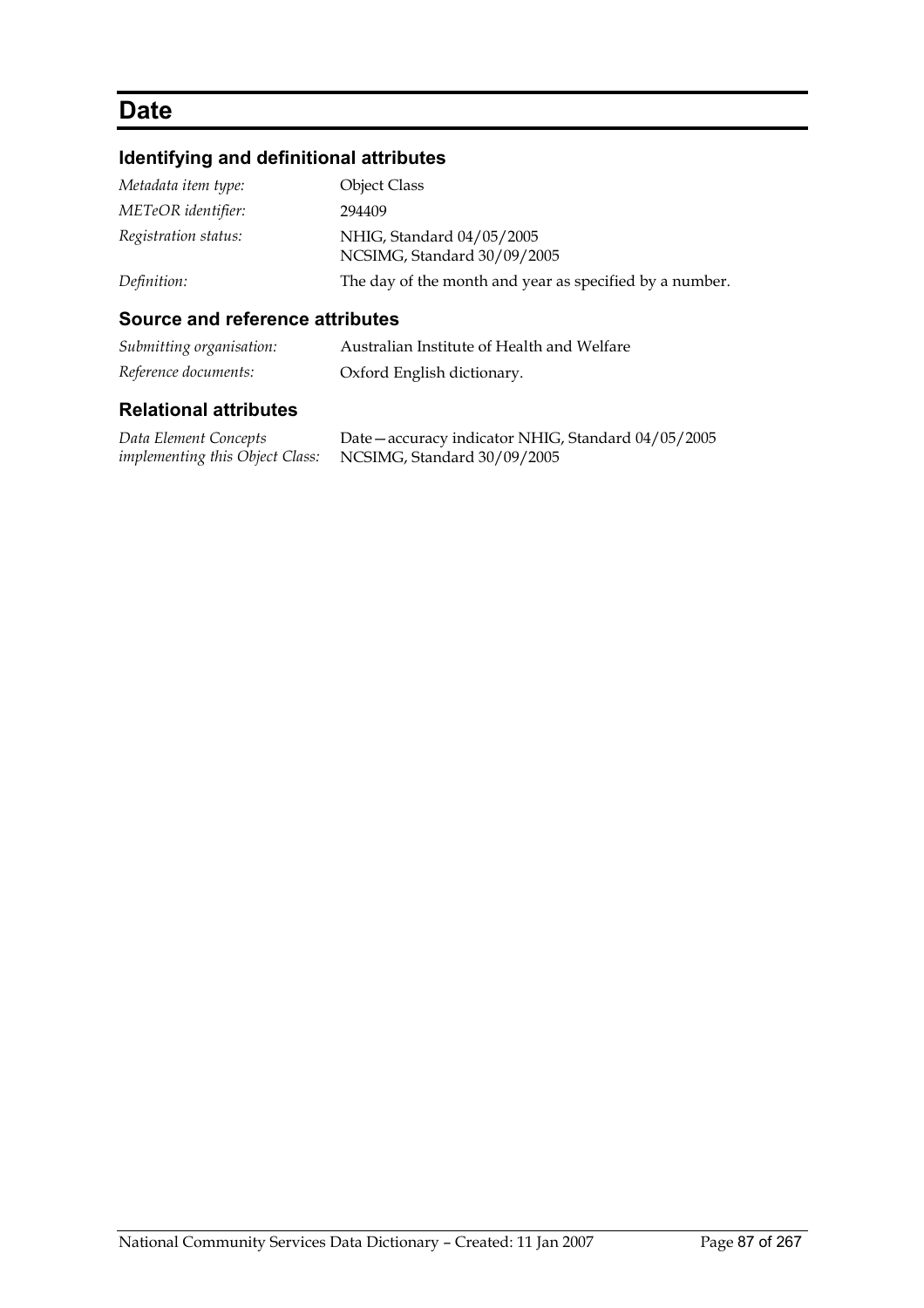# Date

## Identifying and definitional attributes

| | |
|---|---|
| *Metadata item type:* | Object Class |
| *METeOR identifier:* | 294409 |
| *Registration status:* | NHIG, Standard 04/05/2005<br>NCSIMG, Standard 30/09/2005 |
| *Definition:* | The day of the month and year as specified by a number. |

## Source and reference attributes

| | |
|---|---|
| *Submitting organisation:* | Australian Institute of Health and Welfare |
| *Reference documents:* | Oxford English dictionary. |

## Relational attributes

| | |
|---|---|
| *Data Element Concepts implementing this Object Class:* | Date—accuracy indicator NHIG, Standard 04/05/2005<br>NCSIMG, Standard 30/09/2005 |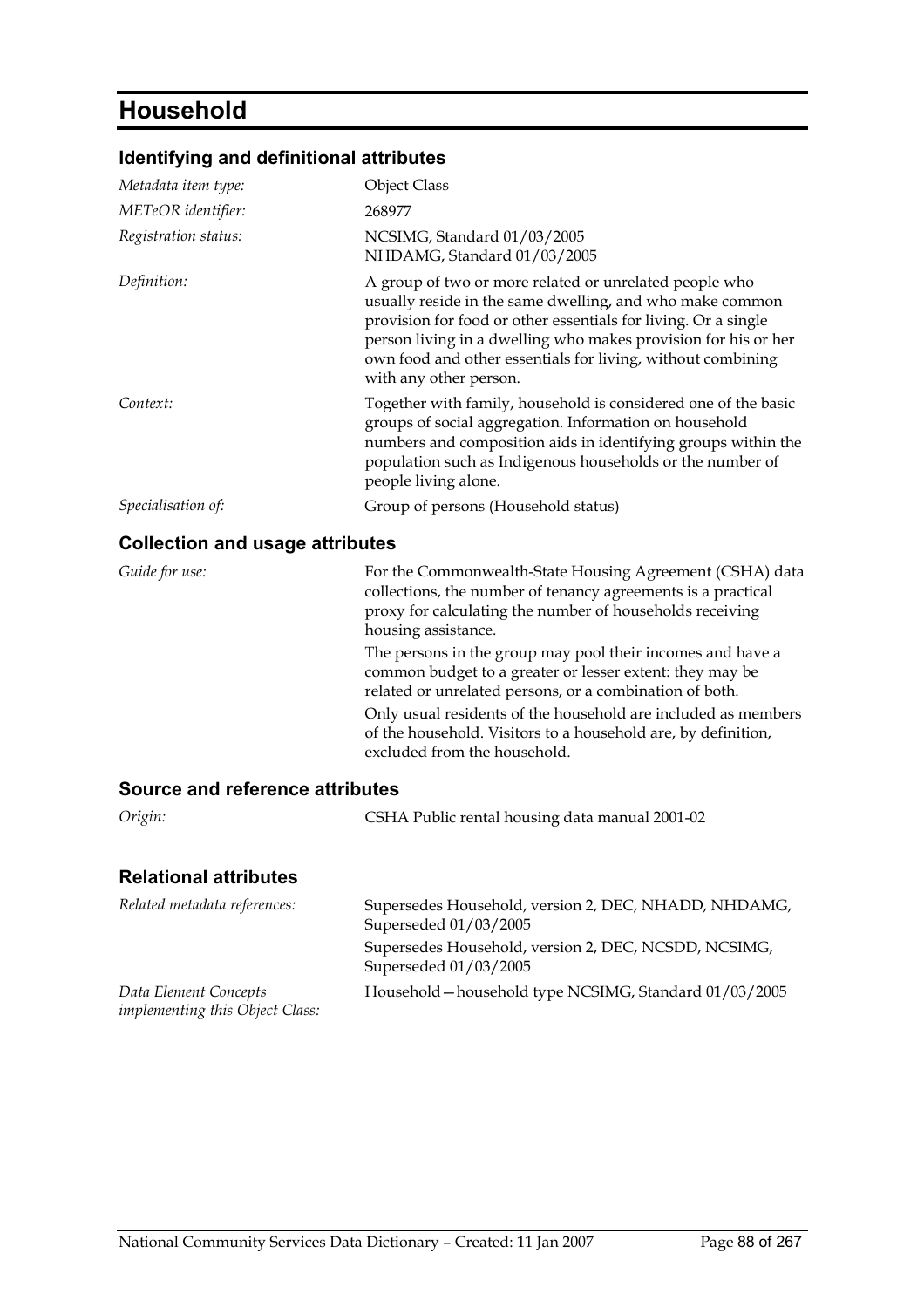# Household

## Identifying and definitional attributes

| | |
|---|---|
| *Metadata item type:* | Object Class |
| *METeOR identifier:* | 268977 |
| *Registration status:* | NCSIMG, Standard 01/03/2005<br>NHDAMG, Standard 01/03/2005 |
| *Definition:* | A group of two or more related or unrelated people who usually reside in the same dwelling, and who make common provision for food or other essentials for living. Or a single person living in a dwelling who makes provision for his or her own food and other essentials for living, without combining with any other person. |
| *Context:* | Together with family, household is considered one of the basic groups of social aggregation. Information on household numbers and composition aids in identifying groups within the population such as Indigenous households or the number of people living alone. |
| *Specialisation of:* | Group of persons (Household status) |

## Collection and usage attributes

| | |
|---|---|
| *Guide for use:* | For the Commonwealth-State Housing Agreement (CSHA) data collections, the number of tenancy agreements is a practical proxy for calculating the number of households receiving housing assistance.<br>The persons in the group may pool their incomes and have a common budget to a greater or lesser extent: they may be related or unrelated persons, or a combination of both.<br>Only usual residents of the household are included as members of the household. Visitors to a household are, by definition, excluded from the household. |

## Source and reference attributes

| | |
|---|---|
| *Origin:* | CSHA Public rental housing data manual 2001-02 |

## Relational attributes

| | |
|---|---|
| *Related metadata references:* | Supersedes Household, version 2, DEC, NHADD, NHDAMG, Superseded 01/03/2005<br>Supersedes Household, version 2, DEC, NCSDD, NCSIMG, Superseded 01/03/2005 |
| *Data Element Concepts implementing this Object Class:* | Household—household type NCSIMG, Standard 01/03/2005 |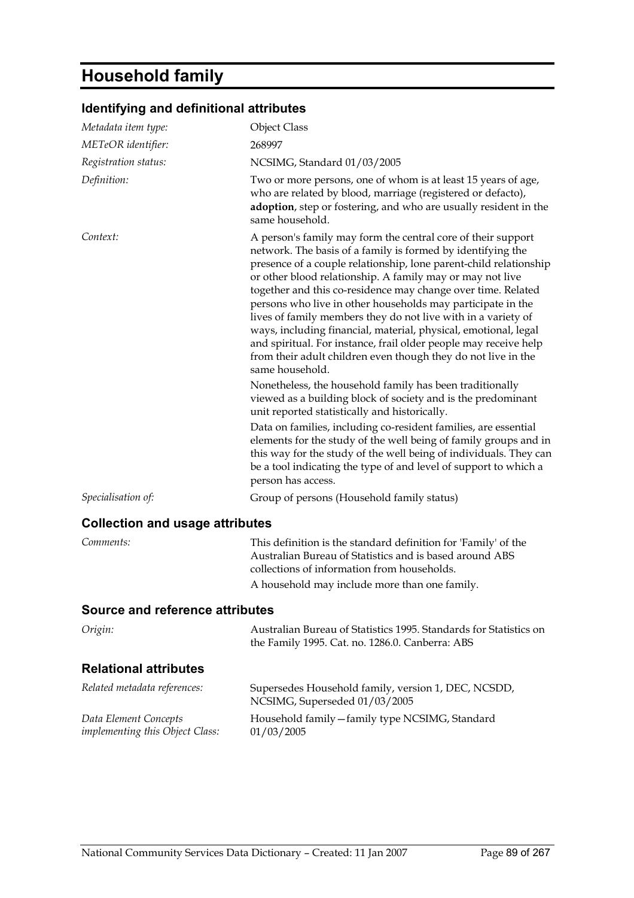# Household family

## Identifying and definitional attributes

| | |
|---|---|
| *Metadata item type:* | Object Class |
| *METeOR identifier:* | 268997 |
| *Registration status:* | NCSIMG, Standard 01/03/2005 |
| *Definition:* | Two or more persons, one of whom is at least 15 years of age, who are related by blood, marriage (registered or defacto), **adoption**, step or fostering, and who are usually resident in the same household. |
| *Context:* | A person's family may form the central core of their support network. The basis of a family is formed by identifying the presence of a couple relationship, lone parent-child relationship or other blood relationship. A family may or may not live together and this co-residence may change over time. Related persons who live in other households may participate in the lives of family members they do not live with in a variety of ways, including financial, material, physical, emotional, legal and spiritual. For instance, frail older people may receive help from their adult children even though they do not live in the same household.<br><br>Nonetheless, the household family has been traditionally viewed as a building block of society and is the predominant unit reported statistically and historically.<br><br>Data on families, including co-resident families, are essential elements for the study of the well being of family groups and in this way for the study of the well being of individuals. They can be a tool indicating the type of and level of support to which a person has access. |
| *Specialisation of:* | Group of persons (Household family status) |

## Collection and usage attributes

| | |
|---|---|
| *Comments:* | This definition is the standard definition for 'Family' of the Australian Bureau of Statistics and is based around ABS collections of information from households.<br><br>A household may include more than one family. |

## Source and reference attributes

| | |
|---|---|
| *Origin:* | Australian Bureau of Statistics 1995. Standards for Statistics on the Family 1995. Cat. no. 1286.0. Canberra: ABS |

## Relational attributes

| | |
|---|---|
| *Related metadata references:* | Supersedes Household family, version 1, DEC, NCSDD, NCSIMG, Superseded 01/03/2005 |
| *Data Element Concepts implementing this Object Class:* | Household family—family type NCSIMG, Standard 01/03/2005 |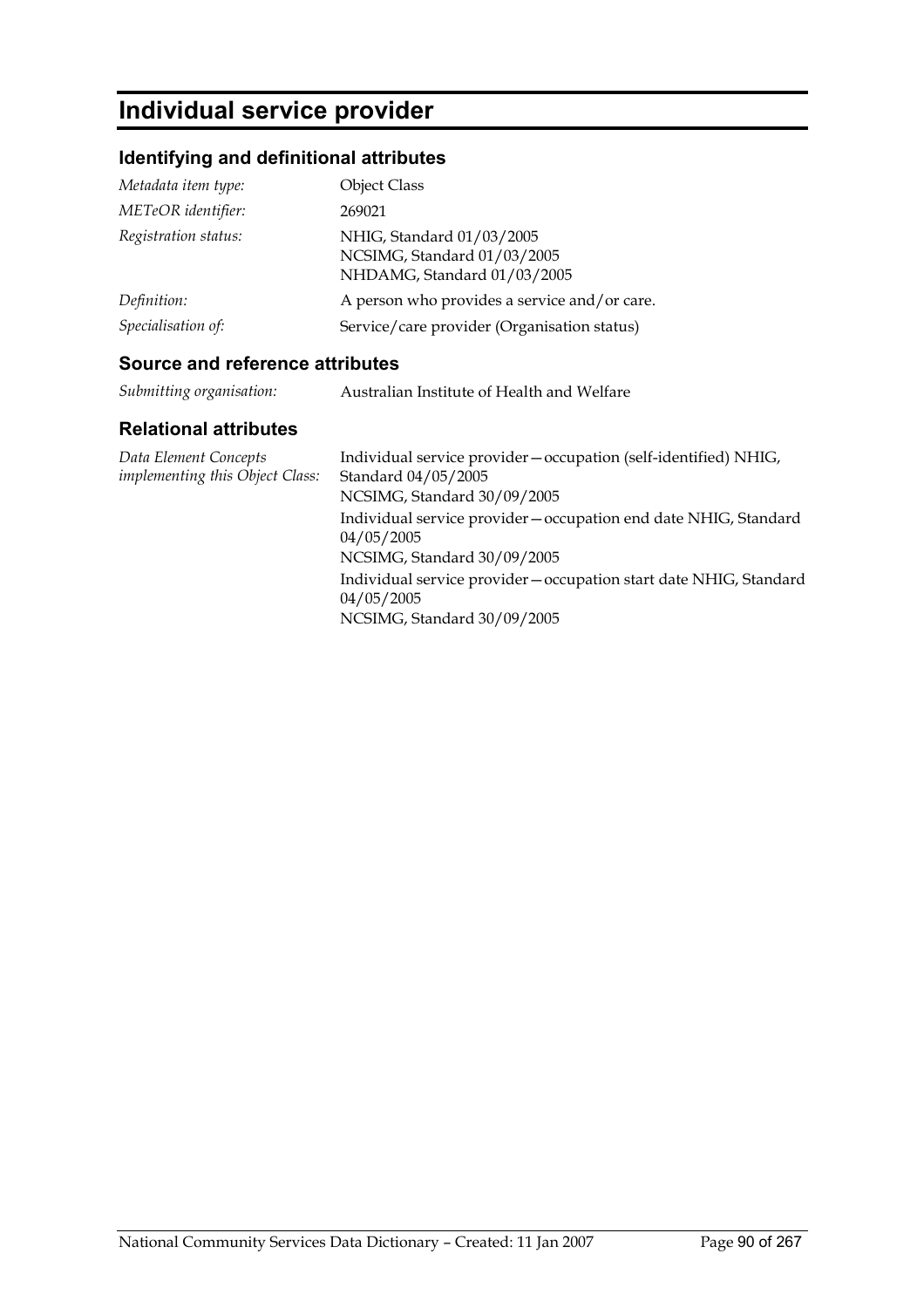# Individual service provider

## Identifying and definitional attributes

| | |
|---|---|
| *Metadata item type:* | Object Class |
| *METeOR identifier:* | 269021 |
| *Registration status:* | NHIG, Standard 01/03/2005<br>NCSIMG, Standard 01/03/2005<br>NHDAMG, Standard 01/03/2005 |
| *Definition:* | A person who provides a service and/or care. |
| *Specialisation of:* | Service/care provider (Organisation status) |

## Source and reference attributes

| | |
|---|---|
| *Submitting organisation:* | Australian Institute of Health and Welfare |

## Relational attributes

| | |
|---|---|
| *Data Element Concepts implementing this Object Class:* | Individual service provider—occupation (self-identified) NHIG, Standard 04/05/2005<br>NCSIMG, Standard 30/09/2005<br>Individual service provider—occupation end date NHIG, Standard 04/05/2005<br>NCSIMG, Standard 30/09/2005<br>Individual service provider—occupation start date NHIG, Standard 04/05/2005<br>NCSIMG, Standard 30/09/2005 |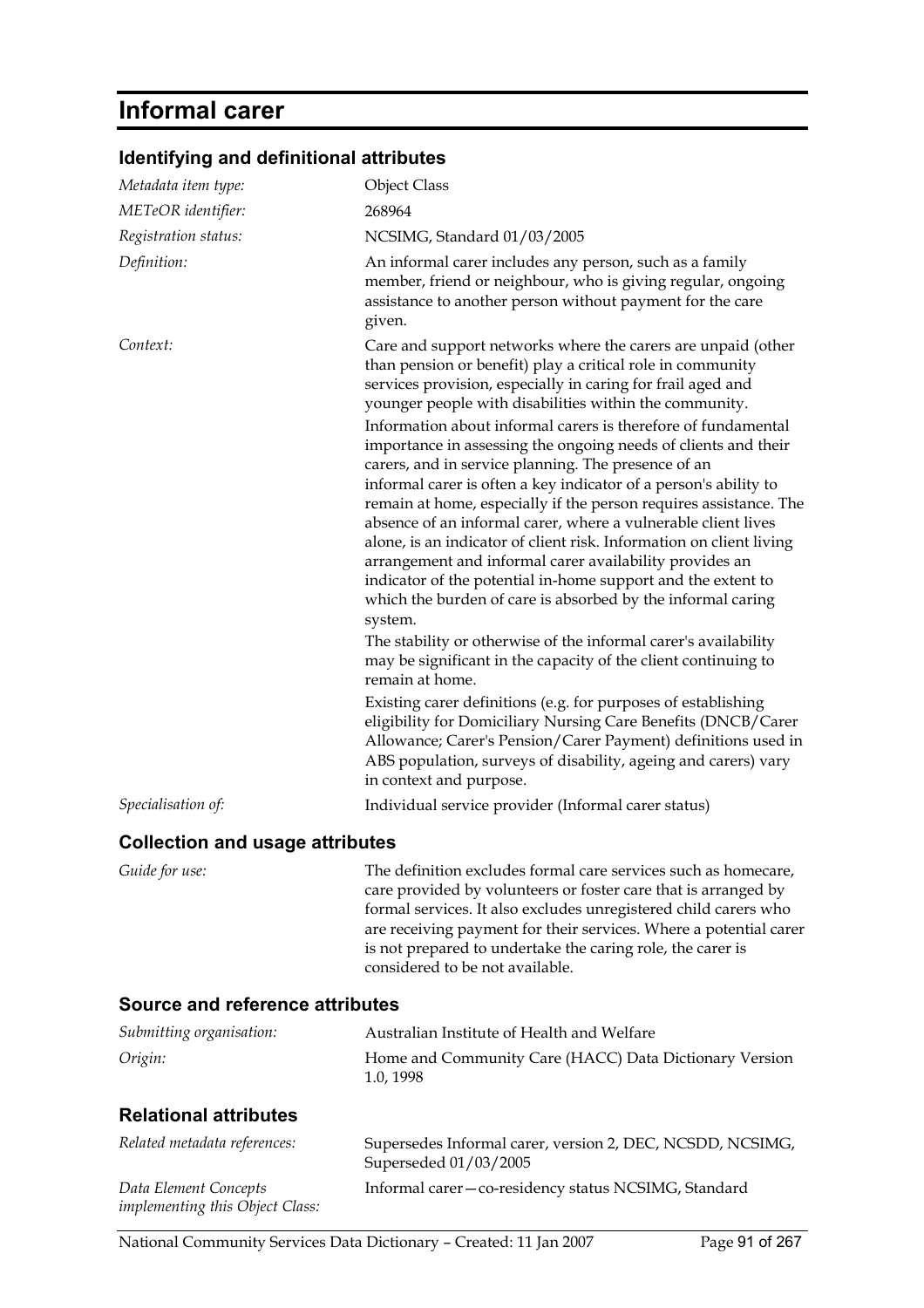# Informal carer

## Identifying and definitional attributes

| | |
|---|---|
| *Metadata item type:* | Object Class |
| *METeOR identifier:* | 268964 |
| *Registration status:* | NCSIMG, Standard 01/03/2005 |
| *Definition:* | An informal carer includes any person, such as a family member, friend or neighbour, who is giving regular, ongoing assistance to another person without payment for the care given. |
| *Context:* | Care and support networks where the carers are unpaid (other than pension or benefit) play a critical role in community services provision, especially in caring for frail aged and younger people with disabilities within the community.<br>Information about informal carers is therefore of fundamental importance in assessing the ongoing needs of clients and their carers, and in service planning. The presence of an informal carer is often a key indicator of a person's ability to remain at home, especially if the person requires assistance. The absence of an informal carer, where a vulnerable client lives alone, is an indicator of client risk. Information on client living arrangement and informal carer availability provides an indicator of the potential in-home support and the extent to which the burden of care is absorbed by the informal caring system.<br>The stability or otherwise of the informal carer's availability may be significant in the capacity of the client continuing to remain at home.<br>Existing carer definitions (e.g. for purposes of establishing eligibility for Domiciliary Nursing Care Benefits (DNCB/Carer Allowance; Carer's Pension/Carer Payment) definitions used in ABS population, surveys of disability, ageing and carers) vary in context and purpose. |
| *Specialisation of:* | Individual service provider (Informal carer status) |

## Collection and usage attributes

| | |
|---|---|
| *Guide for use:* | The definition excludes formal care services such as homecare, care provided by volunteers or foster care that is arranged by formal services. It also excludes unregistered child carers who are receiving payment for their services. Where a potential carer is not prepared to undertake the caring role, the carer is considered to be not available. |

## Source and reference attributes

| | |
|---|---|
| *Submitting organisation:* | Australian Institute of Health and Welfare |
| *Origin:* | Home and Community Care (HACC) Data Dictionary Version 1.0, 1998 |

## Relational attributes

| | |
|---|---|
| *Related metadata references:* | Supersedes Informal carer, version 2, DEC, NCSDD, NCSIMG, Superseded 01/03/2005 |
| *Data Element Concepts implementing this Object Class:* | Informal carer—co-residency status NCSIMG, Standard |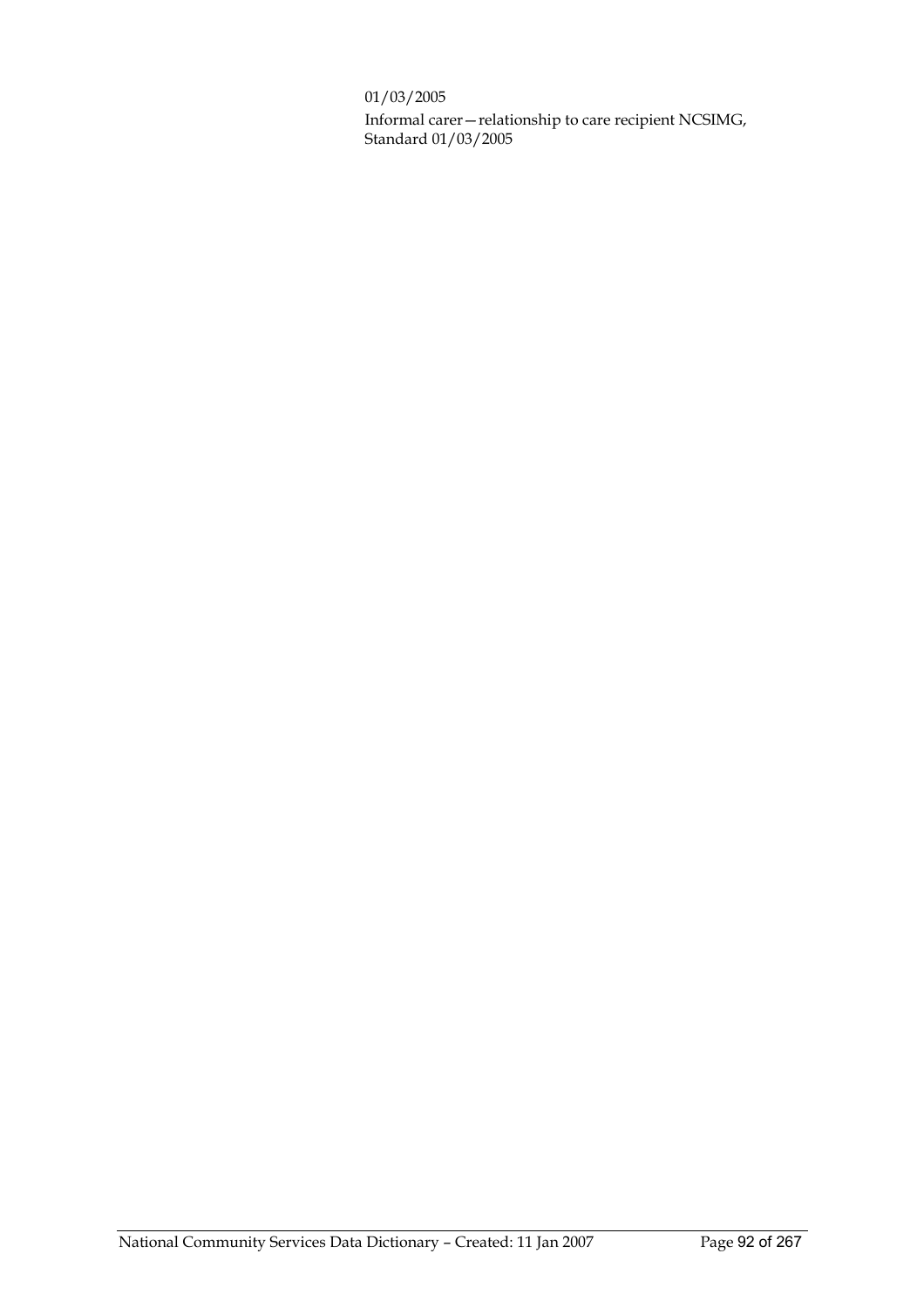01/03/2005

Informal carer—relationship to care recipient NCSIMG, Standard 01/03/2005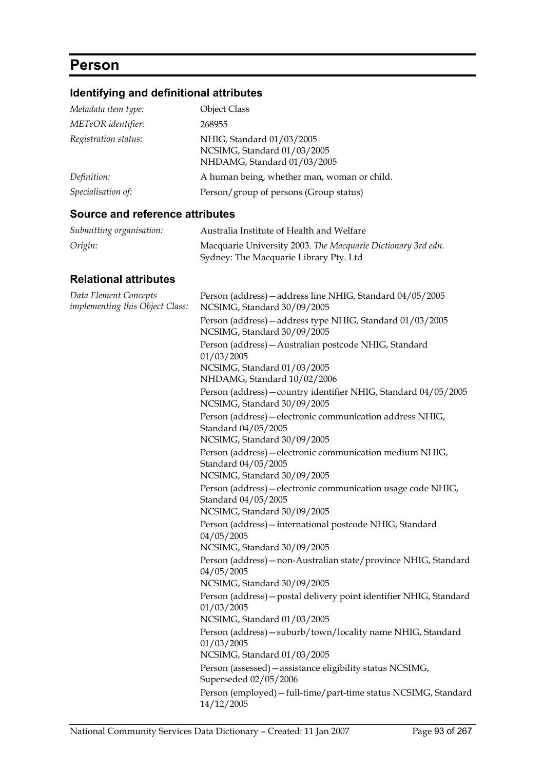# Person

## Identifying and definitional attributes

| | |
|---|---|
| *Metadata item type:* | Object Class |
| *METeOR identifier:* | 268955 |
| *Registration status:* | NHIG, Standard 01/03/2005<br>NCSIMG, Standard 01/03/2005<br>NHDAMG, Standard 01/03/2005 |
| *Definition:* | A human being, whether man, woman or child. |
| *Specialisation of:* | Person/group of persons (Group status) |

## Source and reference attributes

| | |
|---|---|
| *Submitting organisation:* | Australia Institute of Health and Welfare |
| *Origin:* | Macquarie University 2003. *The Macquarie Dictionary 3rd edn.* Sydney: The Macquarie Library Pty. Ltd |

## Relational attributes

| | |
|---|---|
| *Data Element Concepts implementing this Object Class:* | Person (address)—address line NHIG, Standard 04/05/2005<br>NCSIMG, Standard 30/09/2005 |
| | Person (address)—address type NHIG, Standard 01/03/2005<br>NCSIMG, Standard 30/09/2005 |
| | Person (address)—Australian postcode NHIG, Standard 01/03/2005<br>NCSIMG, Standard 01/03/2005<br>NHDAMG, Standard 10/02/2006 |
| | Person (address)—country identifier NHIG, Standard 04/05/2005<br>NCSIMG, Standard 30/09/2005 |
| | Person (address)—electronic communication address NHIG, Standard 04/05/2005<br>NCSIMG, Standard 30/09/2005 |
| | Person (address)—electronic communication medium NHIG, Standard 04/05/2005<br>NCSIMG, Standard 30/09/2005 |
| | Person (address)—electronic communication usage code NHIG, Standard 04/05/2005<br>NCSIMG, Standard 30/09/2005 |
| | Person (address)—international postcode NHIG, Standard 04/05/2005<br>NCSIMG, Standard 30/09/2005 |
| | Person (address)—non-Australian state/province NHIG, Standard 04/05/2005<br>NCSIMG, Standard 30/09/2005 |
| | Person (address)—postal delivery point identifier NHIG, Standard 01/03/2005<br>NCSIMG, Standard 01/03/2005 |
| | Person (address)—suburb/town/locality name NHIG, Standard 01/03/2005<br>NCSIMG, Standard 01/03/2005 |
| | Person (assessed)—assistance eligibility status NCSIMG, Superseded 02/05/2006 |
| | Person (employed)—full-time/part-time status NCSIMG, Standard 14/12/2005 |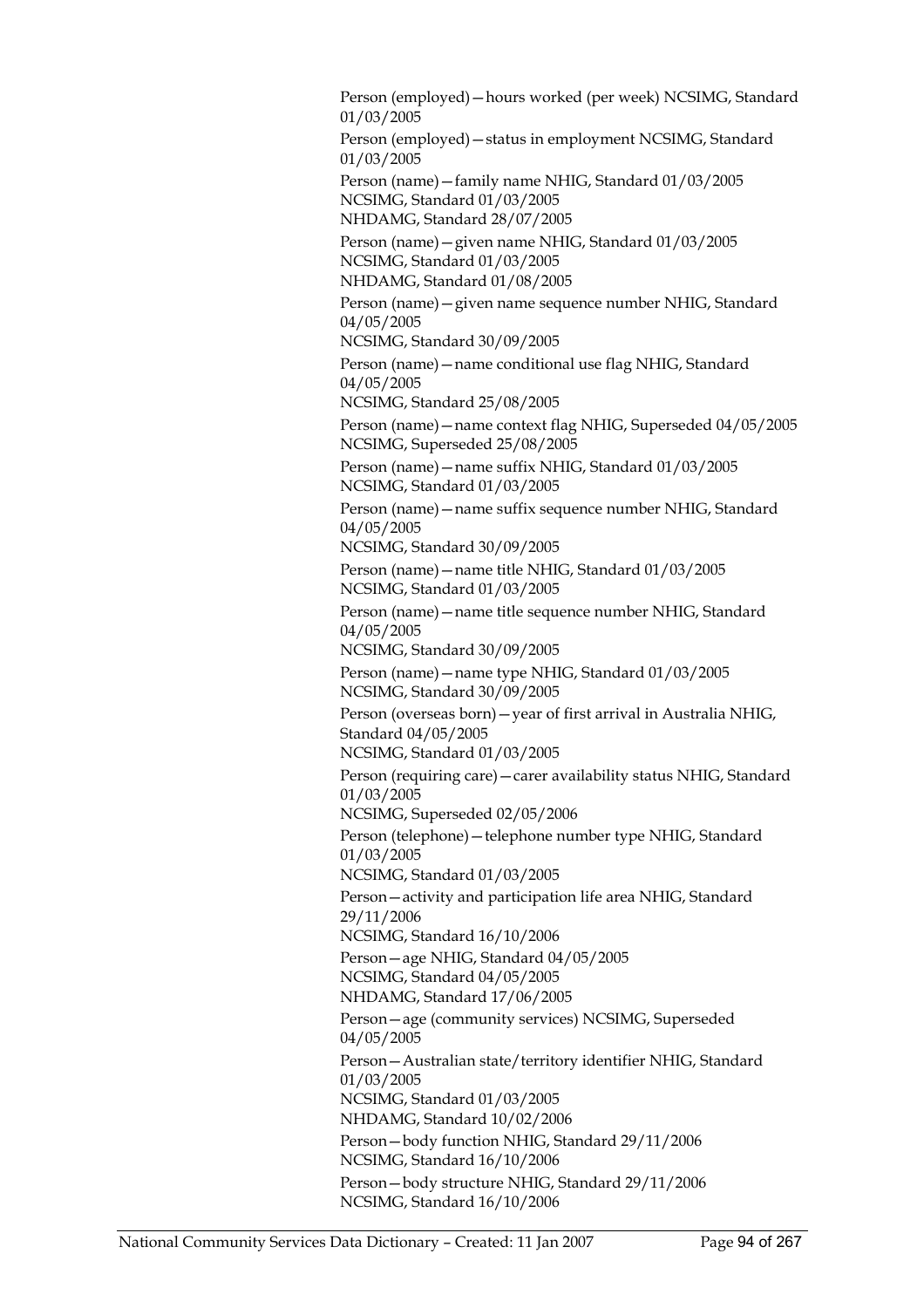Person (employed)—hours worked (per week) NCSIMG, Standard 01/03/2005

Person (employed)—status in employment NCSIMG, Standard 01/03/2005

Person (name)—family name NHIG, Standard 01/03/2005
NCSIMG, Standard 01/03/2005
NHDAMG, Standard 28/07/2005

Person (name)—given name NHIG, Standard 01/03/2005
NCSIMG, Standard 01/03/2005
NHDAMG, Standard 01/08/2005

Person (name)—given name sequence number NHIG, Standard 04/05/2005
NCSIMG, Standard 30/09/2005

Person (name)—name conditional use flag NHIG, Standard 04/05/2005
NCSIMG, Standard 25/08/2005

Person (name)—name context flag NHIG, Superseded 04/05/2005
NCSIMG, Superseded 25/08/2005

Person (name)—name suffix NHIG, Standard 01/03/2005
NCSIMG, Standard 01/03/2005

Person (name)—name suffix sequence number NHIG, Standard 04/05/2005
NCSIMG, Standard 30/09/2005

Person (name)—name title NHIG, Standard 01/03/2005
NCSIMG, Standard 01/03/2005

Person (name)—name title sequence number NHIG, Standard 04/05/2005
NCSIMG, Standard 30/09/2005

Person (name)—name type NHIG, Standard 01/03/2005
NCSIMG, Standard 30/09/2005

Person (overseas born)—year of first arrival in Australia NHIG, Standard 04/05/2005
NCSIMG, Standard 01/03/2005

Person (requiring care)—carer availability status NHIG, Standard 01/03/2005
NCSIMG, Superseded 02/05/2006

Person (telephone)—telephone number type NHIG, Standard 01/03/2005
NCSIMG, Standard 01/03/2005

Person—activity and participation life area NHIG, Standard 29/11/2006
NCSIMG, Standard 16/10/2006

Person—age NHIG, Standard 04/05/2005
NCSIMG, Standard 04/05/2005
NHDAMG, Standard 17/06/2005

Person—age (community services) NCSIMG, Superseded 04/05/2005

Person—Australian state/territory identifier NHIG, Standard 01/03/2005
NCSIMG, Standard 01/03/2005
NHDAMG, Standard 10/02/2006

Person—body function NHIG, Standard 29/11/2006
NCSIMG, Standard 16/10/2006

Person—body structure NHIG, Standard 29/11/2006
NCSIMG, Standard 16/10/2006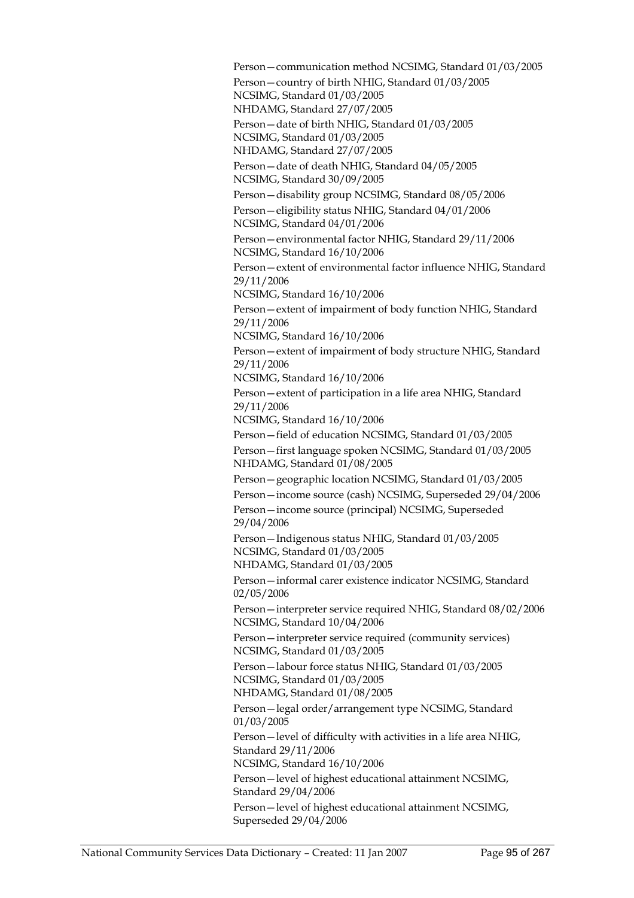Person—communication method NCSIMG, Standard 01/03/2005

Person—country of birth NHIG, Standard 01/03/2005
NCSIMG, Standard 01/03/2005
NHDAMG, Standard 27/07/2005

Person—date of birth NHIG, Standard 01/03/2005
NCSIMG, Standard 01/03/2005
NHDAMG, Standard 27/07/2005

Person—date of death NHIG, Standard 04/05/2005
NCSIMG, Standard 30/09/2005

Person—disability group NCSIMG, Standard 08/05/2006

Person—eligibility status NHIG, Standard 04/01/2006
NCSIMG, Standard 04/01/2006

Person—environmental factor NHIG, Standard 29/11/2006
NCSIMG, Standard 16/10/2006

Person—extent of environmental factor influence NHIG, Standard 29/11/2006
NCSIMG, Standard 16/10/2006

Person—extent of impairment of body function NHIG, Standard 29/11/2006
NCSIMG, Standard 16/10/2006

Person—extent of impairment of body structure NHIG, Standard 29/11/2006
NCSIMG, Standard 16/10/2006

Person—extent of participation in a life area NHIG, Standard 29/11/2006
NCSIMG, Standard 16/10/2006

Person—field of education NCSIMG, Standard 01/03/2005

Person—first language spoken NCSIMG, Standard 01/03/2005
NHDAMG, Standard 01/08/2005

Person—geographic location NCSIMG, Standard 01/03/2005

Person—income source (cash) NCSIMG, Superseded 29/04/2006

Person—income source (principal) NCSIMG, Superseded 29/04/2006

Person—Indigenous status NHIG, Standard 01/03/2005
NCSIMG, Standard 01/03/2005
NHDAMG, Standard 01/03/2005

Person—informal carer existence indicator NCSIMG, Standard 02/05/2006

Person—interpreter service required NHIG, Standard 08/02/2006
NCSIMG, Standard 10/04/2006

Person—interpreter service required (community services)
NCSIMG, Standard 01/03/2005

Person—labour force status NHIG, Standard 01/03/2005
NCSIMG, Standard 01/03/2005
NHDAMG, Standard 01/08/2005

Person—legal order/arrangement type NCSIMG, Standard 01/03/2005

Person—level of difficulty with activities in a life area NHIG, Standard 29/11/2006
NCSIMG, Standard 16/10/2006

Person—level of highest educational attainment NCSIMG, Standard 29/04/2006

Person—level of highest educational attainment NCSIMG, Superseded 29/04/2006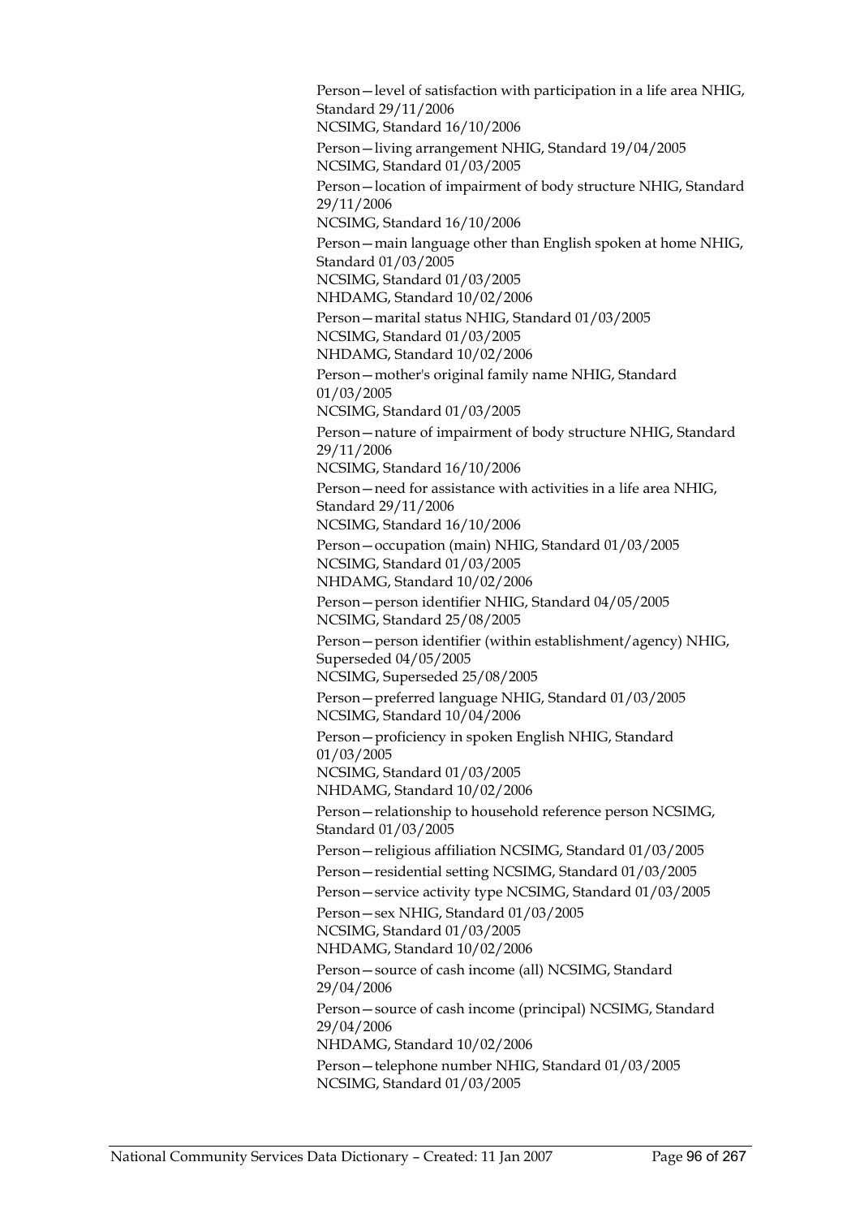Person—level of satisfaction with participation in a life area NHIG, Standard 29/11/2006
NCSIMG, Standard 16/10/2006

Person—living arrangement NHIG, Standard 19/04/2005
NCSIMG, Standard 01/03/2005

Person—location of impairment of body structure NHIG, Standard 29/11/2006
NCSIMG, Standard 16/10/2006

Person—main language other than English spoken at home NHIG, Standard 01/03/2005
NCSIMG, Standard 01/03/2005
NHDAMG, Standard 10/02/2006

Person—marital status NHIG, Standard 01/03/2005
NCSIMG, Standard 01/03/2005
NHDAMG, Standard 10/02/2006

Person—mother's original family name NHIG, Standard 01/03/2005
NCSIMG, Standard 01/03/2005

Person—nature of impairment of body structure NHIG, Standard 29/11/2006
NCSIMG, Standard 16/10/2006

Person—need for assistance with activities in a life area NHIG, Standard 29/11/2006
NCSIMG, Standard 16/10/2006

Person—occupation (main) NHIG, Standard 01/03/2005
NCSIMG, Standard 01/03/2005
NHDAMG, Standard 10/02/2006

Person—person identifier NHIG, Standard 04/05/2005
NCSIMG, Standard 25/08/2005

Person—person identifier (within establishment/agency) NHIG, Superseded 04/05/2005
NCSIMG, Superseded 25/08/2005

Person—preferred language NHIG, Standard 01/03/2005
NCSIMG, Standard 10/04/2006

Person—proficiency in spoken English NHIG, Standard 01/03/2005
NCSIMG, Standard 01/03/2005
NHDAMG, Standard 10/02/2006

Person—relationship to household reference person NCSIMG, Standard 01/03/2005

Person—religious affiliation NCSIMG, Standard 01/03/2005

Person—residential setting NCSIMG, Standard 01/03/2005

Person—service activity type NCSIMG, Standard 01/03/2005

Person—sex NHIG, Standard 01/03/2005
NCSIMG, Standard 01/03/2005
NHDAMG, Standard 10/02/2006

Person—source of cash income (all) NCSIMG, Standard 29/04/2006

Person—source of cash income (principal) NCSIMG, Standard 29/04/2006
NHDAMG, Standard 10/02/2006

Person—telephone number NHIG, Standard 01/03/2005
NCSIMG, Standard 01/03/2005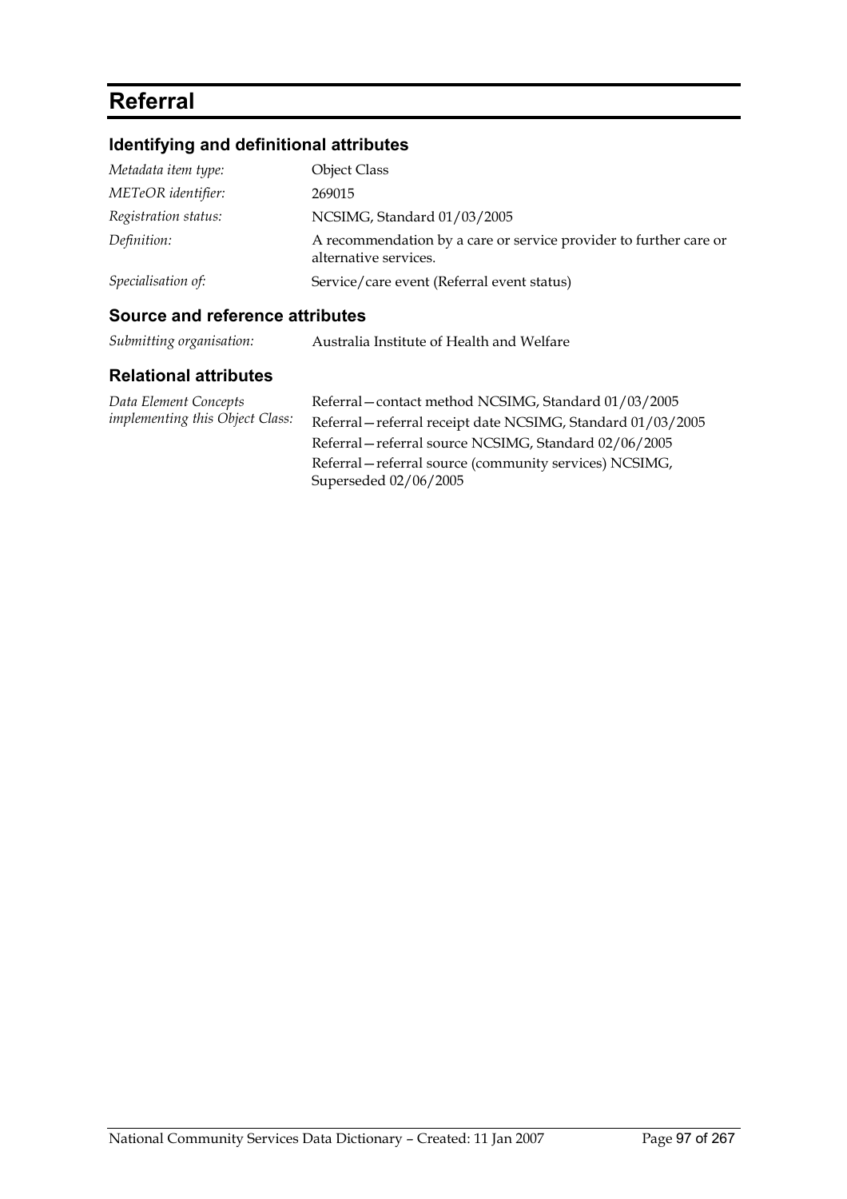# Referral

## Identifying and definitional attributes

| | |
|---|---|
| *Metadata item type:* | Object Class |
| *METeOR identifier:* | 269015 |
| *Registration status:* | NCSIMG, Standard 01/03/2005 |
| *Definition:* | A recommendation by a care or service provider to further care or alternative services. |
| *Specialisation of:* | Service/care event (Referral event status) |

## Source and reference attributes

| | |
|---|---|
| *Submitting organisation:* | Australia Institute of Health and Welfare |

## Relational attributes

| | |
|---|---|
| *Data Element Concepts implementing this Object Class:* | Referral—contact method NCSIMG, Standard 01/03/2005<br>Referral—referral receipt date NCSIMG, Standard 01/03/2005<br>Referral—referral source NCSIMG, Standard 02/06/2005<br>Referral—referral source (community services) NCSIMG, Superseded 02/06/2005 |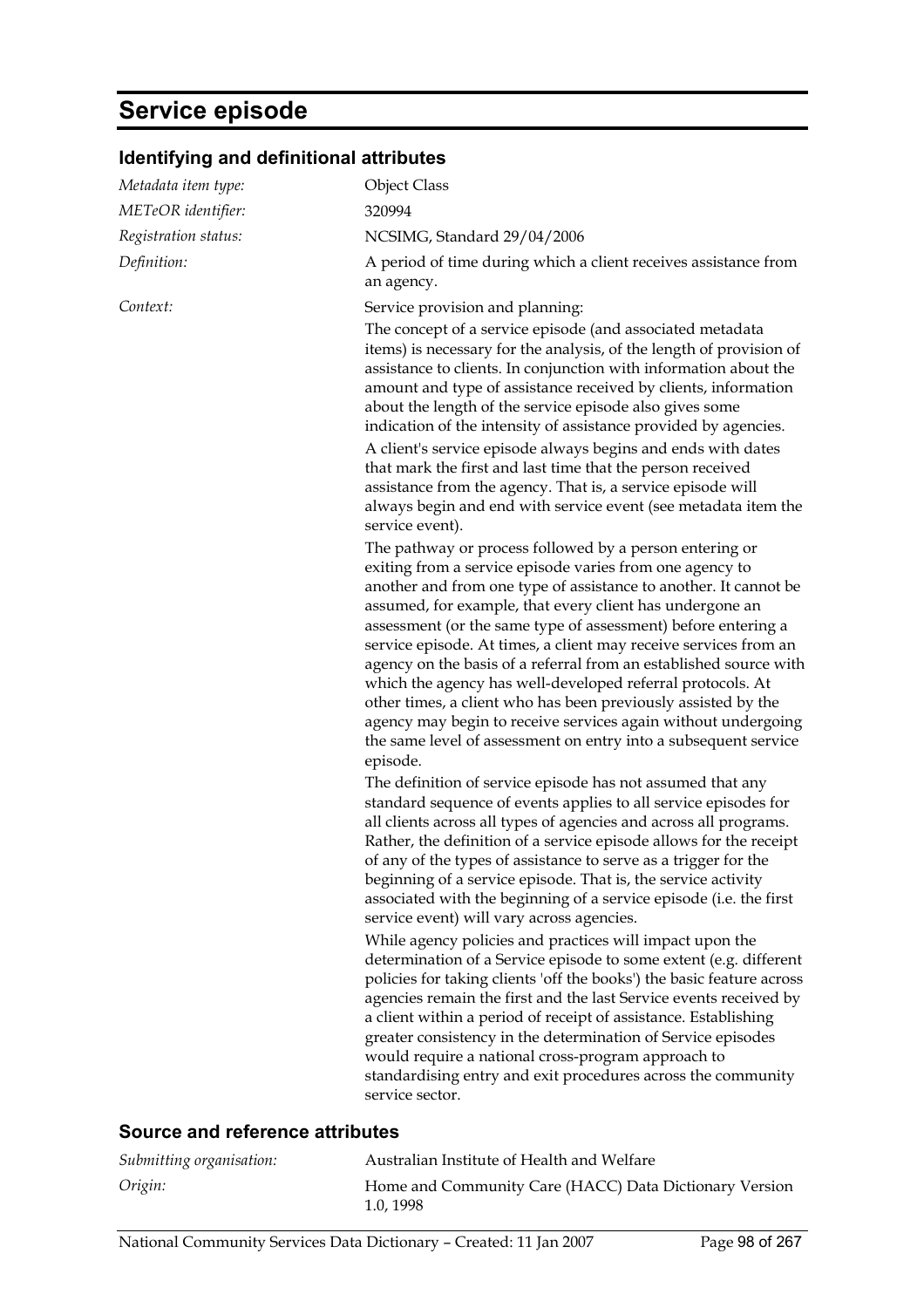# Service episode

## Identifying and definitional attributes

| | |
|---|---|
| *Metadata item type:* | Object Class |
| *METeOR identifier:* | 320994 |
| *Registration status:* | NCSIMG, Standard 29/04/2006 |
| *Definition:* | A period of time during which a client receives assistance from an agency. |
| *Context:* | Service provision and planning: |

The concept of a service episode (and associated metadata items) is necessary for the analysis, of the length of provision of assistance to clients. In conjunction with information about the amount and type of assistance received by clients, information about the length of the service episode also gives some indication of the intensity of assistance provided by agencies.

A client's service episode always begins and ends with dates that mark the first and last time that the person received assistance from the agency. That is, a service episode will always begin and end with service event (see metadata item the service event).

The pathway or process followed by a person entering or exiting from a service episode varies from one agency to another and from one type of assistance to another. It cannot be assumed, for example, that every client has undergone an assessment (or the same type of assessment) before entering a service episode. At times, a client may receive services from an agency on the basis of a referral from an established source with which the agency has well-developed referral protocols. At other times, a client who has been previously assisted by the agency may begin to receive services again without undergoing the same level of assessment on entry into a subsequent service episode.

The definition of service episode has not assumed that any standard sequence of events applies to all service episodes for all clients across all types of agencies and across all programs. Rather, the definition of a service episode allows for the receipt of any of the types of assistance to serve as a trigger for the beginning of a service episode. That is, the service activity associated with the beginning of a service episode (i.e. the first service event) will vary across agencies.

While agency policies and practices will impact upon the determination of a Service episode to some extent (e.g. different policies for taking clients 'off the books') the basic feature across agencies remain the first and the last Service events received by a client within a period of receipt of assistance. Establishing greater consistency in the determination of Service episodes would require a national cross-program approach to standardising entry and exit procedures across the community service sector.

## Source and reference attributes

| | |
|---|---|
| *Submitting organisation:* | Australian Institute of Health and Welfare |
| *Origin:* | Home and Community Care (HACC) Data Dictionary Version 1.0, 1998 |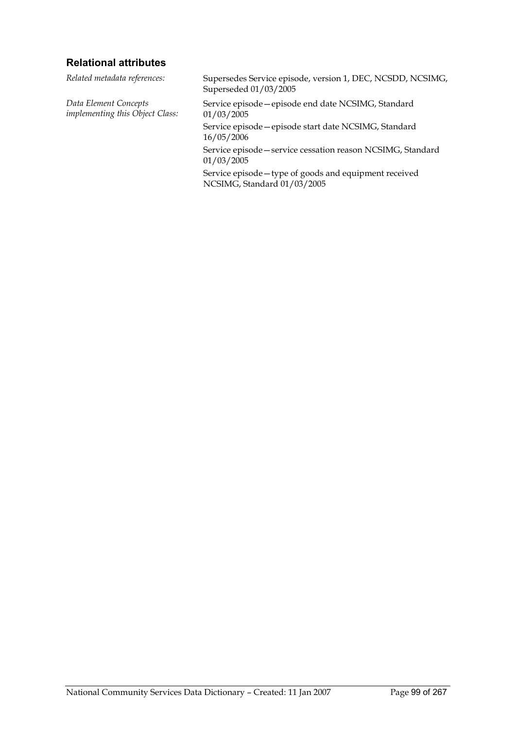### Relational attributes

*Related metadata references:* Supersedes Service episode, version 1, DEC, NCSDD, NCSIMG, Superseded 01/03/2005

*Data Element Concepts implementing this Object Class:*

Service episode—episode end date NCSIMG, Standard 01/03/2005

Service episode—episode start date NCSIMG, Standard 16/05/2006

Service episode—service cessation reason NCSIMG, Standard 01/03/2005

Service episode—type of goods and equipment received NCSIMG, Standard 01/03/2005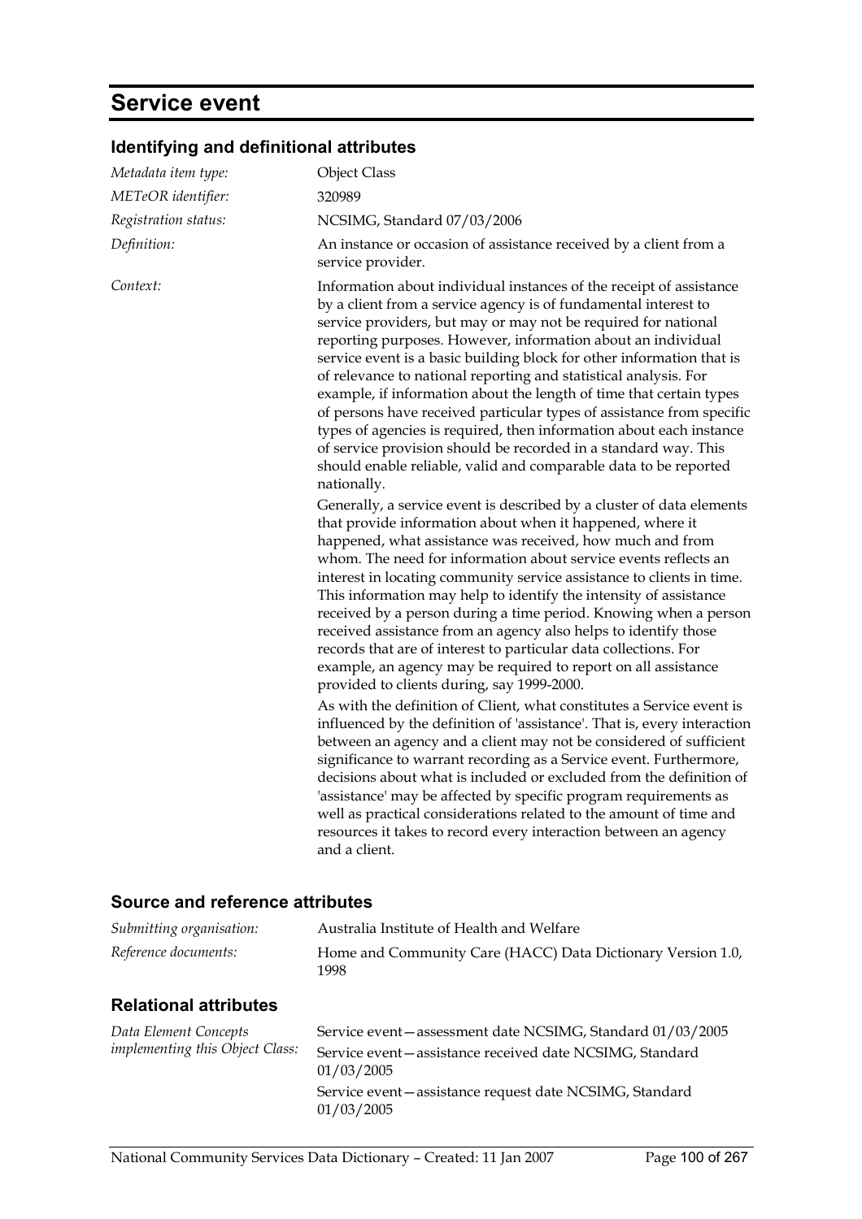# Service event

## Identifying and definitional attributes

| | |
|---|---|
| *Metadata item type:* | Object Class |
| *METeOR identifier:* | 320989 |
| *Registration status:* | NCSIMG, Standard 07/03/2006 |
| *Definition:* | An instance or occasion of assistance received by a client from a service provider. |
| *Context:* | Information about individual instances of the receipt of assistance by a client from a service agency is of fundamental interest to service providers, but may or may not be required for national reporting purposes. However, information about an individual service event is a basic building block for other information that is of relevance to national reporting and statistical analysis. For example, if information about the length of time that certain types of persons have received particular types of assistance from specific types of agencies is required, then information about each instance of service provision should be recorded in a standard way. This should enable reliable, valid and comparable data to be reported nationally.<br><br>Generally, a service event is described by a cluster of data elements that provide information about when it happened, where it happened, what assistance was received, how much and from whom. The need for information about service events reflects an interest in locating community service assistance to clients in time. This information may help to identify the intensity of assistance received by a person during a time period. Knowing when a person received assistance from an agency also helps to identify those records that are of interest to particular data collections. For example, an agency may be required to report on all assistance provided to clients during, say 1999-2000.<br><br>As with the definition of Client, what constitutes a Service event is influenced by the definition of 'assistance'. That is, every interaction between an agency and a client may not be considered of sufficient significance to warrant recording as a Service event. Furthermore, decisions about what is included or excluded from the definition of 'assistance' may be affected by specific program requirements as well as practical considerations related to the amount of time and resources it takes to record every interaction between an agency and a client. |

## Source and reference attributes

| | |
|---|---|
| *Submitting organisation:* | Australia Institute of Health and Welfare |
| *Reference documents:* | Home and Community Care (HACC) Data Dictionary Version 1.0, 1998 |

## Relational attributes

| | |
|---|---|
| *Data Element Concepts implementing this Object Class:* | Service event—assessment date NCSIMG, Standard 01/03/2005<br><br>Service event—assistance received date NCSIMG, Standard 01/03/2005<br><br>Service event—assistance request date NCSIMG, Standard 01/03/2005 |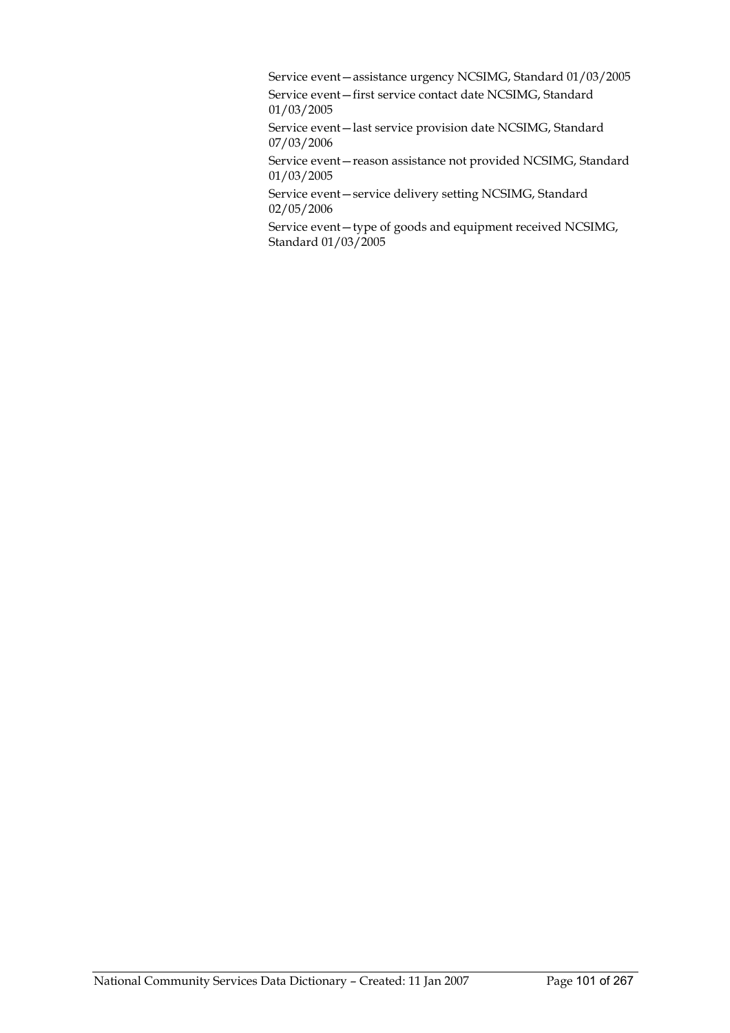Service event—assistance urgency NCSIMG, Standard 01/03/2005

Service event—first service contact date NCSIMG, Standard 01/03/2005

Service event—last service provision date NCSIMG, Standard 07/03/2006

Service event—reason assistance not provided NCSIMG, Standard 01/03/2005

Service event—service delivery setting NCSIMG, Standard 02/05/2006

Service event—type of goods and equipment received NCSIMG, Standard 01/03/2005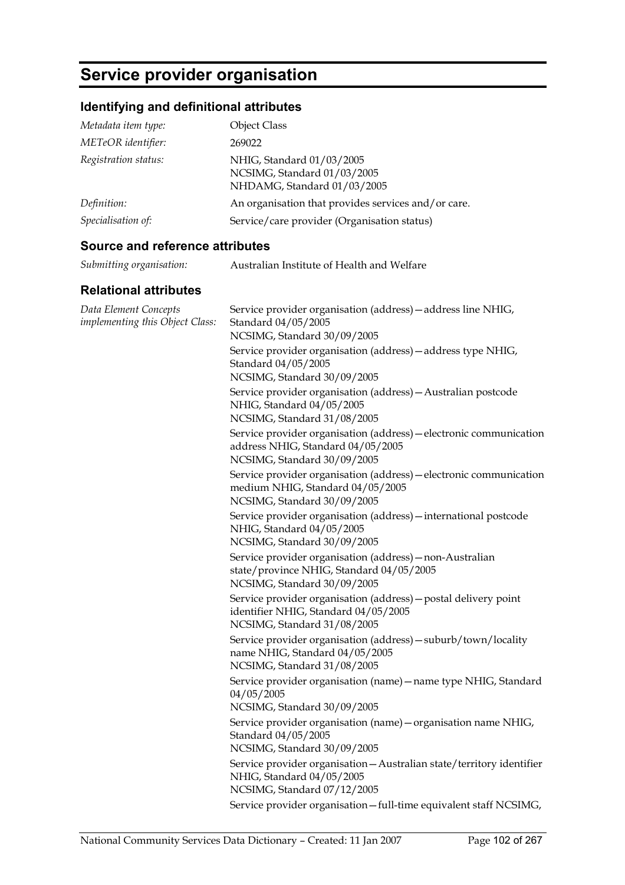# Service provider organisation

## Identifying and definitional attributes

| | |
|---|---|
| *Metadata item type:* | Object Class |
| *METeOR identifier:* | 269022 |
| *Registration status:* | NHIG, Standard 01/03/2005<br>NCSIMG, Standard 01/03/2005<br>NHDAMG, Standard 01/03/2005 |
| *Definition:* | An organisation that provides services and/or care. |
| *Specialisation of:* | Service/care provider (Organisation status) |

## Source and reference attributes

| | |
|---|---|
| *Submitting organisation:* | Australian Institute of Health and Welfare |

## Relational attributes

*Data Element Concepts implementing this Object Class:*

Service provider organisation (address)—address line NHIG, Standard 04/05/2005
NCSIMG, Standard 30/09/2005

Service provider organisation (address)—address type NHIG, Standard 04/05/2005
NCSIMG, Standard 30/09/2005

Service provider organisation (address)—Australian postcode NHIG, Standard 04/05/2005
NCSIMG, Standard 31/08/2005

Service provider organisation (address)—electronic communication address NHIG, Standard 04/05/2005
NCSIMG, Standard 30/09/2005

Service provider organisation (address)—electronic communication medium NHIG, Standard 04/05/2005
NCSIMG, Standard 30/09/2005

Service provider organisation (address)—international postcode NHIG, Standard 04/05/2005
NCSIMG, Standard 30/09/2005

Service provider organisation (address)—non-Australian state/province NHIG, Standard 04/05/2005
NCSIMG, Standard 30/09/2005

Service provider organisation (address)—postal delivery point identifier NHIG, Standard 04/05/2005
NCSIMG, Standard 31/08/2005

Service provider organisation (address)—suburb/town/locality name NHIG, Standard 04/05/2005
NCSIMG, Standard 31/08/2005

Service provider organisation (name)—name type NHIG, Standard 04/05/2005
NCSIMG, Standard 30/09/2005

Service provider organisation (name)—organisation name NHIG, Standard 04/05/2005
NCSIMG, Standard 30/09/2005

Service provider organisation—Australian state/territory identifier NHIG, Standard 04/05/2005
NCSIMG, Standard 07/12/2005

Service provider organisation—full-time equivalent staff NCSIMG,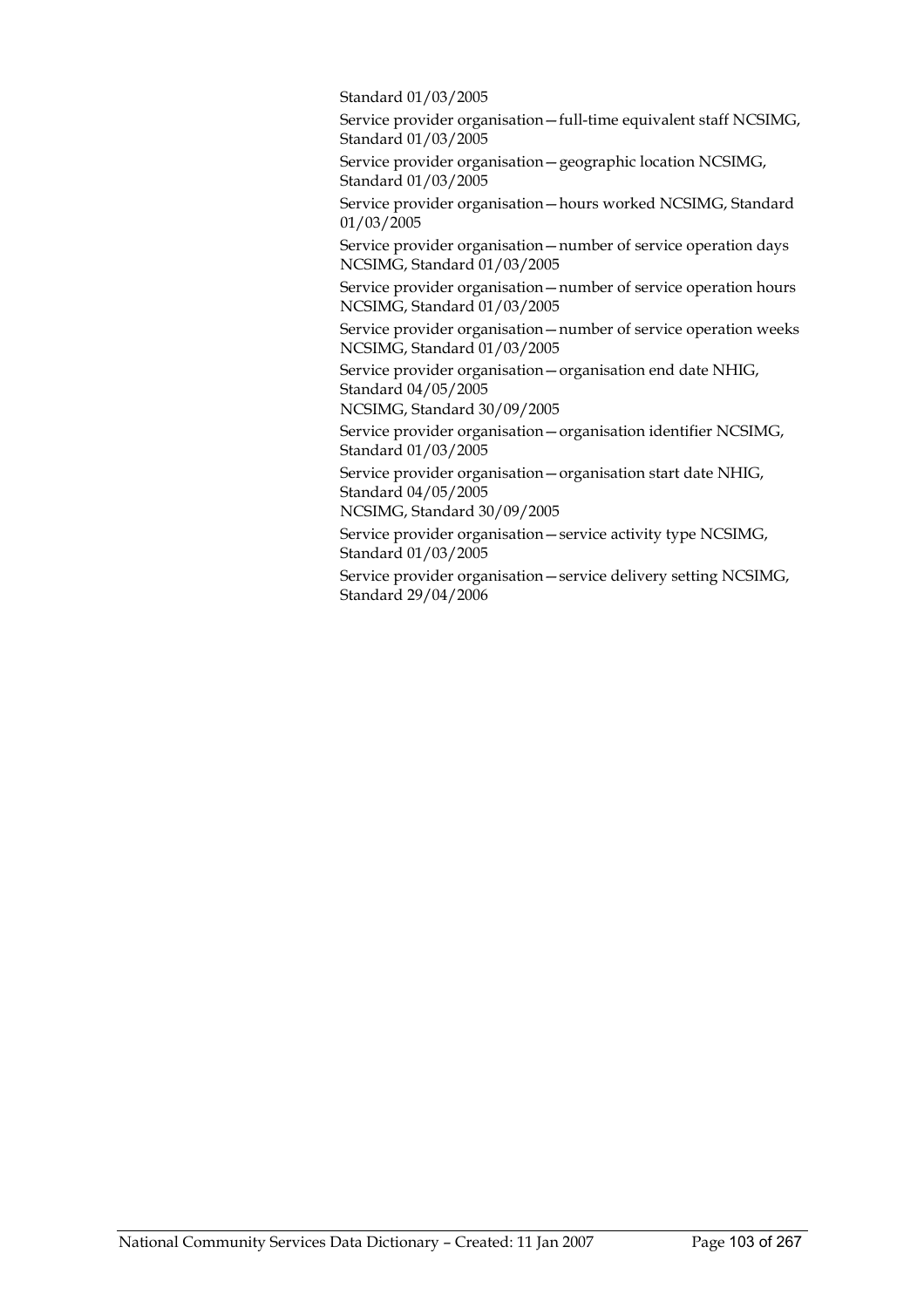Standard 01/03/2005

Service provider organisation—full-time equivalent staff NCSIMG, Standard 01/03/2005

Service provider organisation—geographic location NCSIMG, Standard 01/03/2005

Service provider organisation—hours worked NCSIMG, Standard 01/03/2005

Service provider organisation—number of service operation days NCSIMG, Standard 01/03/2005

Service provider organisation—number of service operation hours NCSIMG, Standard 01/03/2005

Service provider organisation—number of service operation weeks NCSIMG, Standard 01/03/2005

Service provider organisation—organisation end date NHIG, Standard 04/05/2005
NCSIMG, Standard 30/09/2005

Service provider organisation—organisation identifier NCSIMG, Standard 01/03/2005

Service provider organisation—organisation start date NHIG, Standard 04/05/2005
NCSIMG, Standard 30/09/2005

Service provider organisation—service activity type NCSIMG, Standard 01/03/2005

Service provider organisation—service delivery setting NCSIMG, Standard 29/04/2006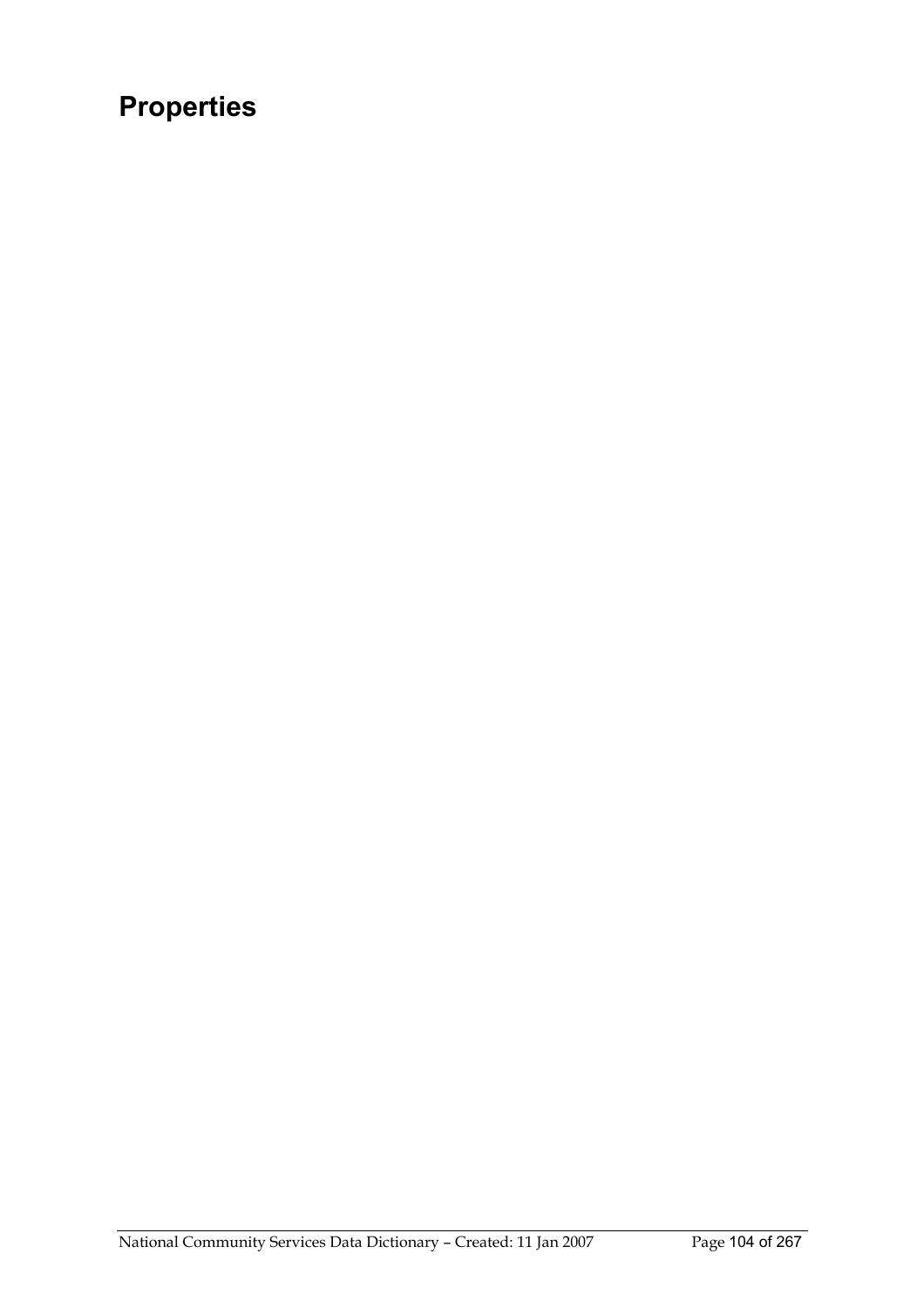# Properties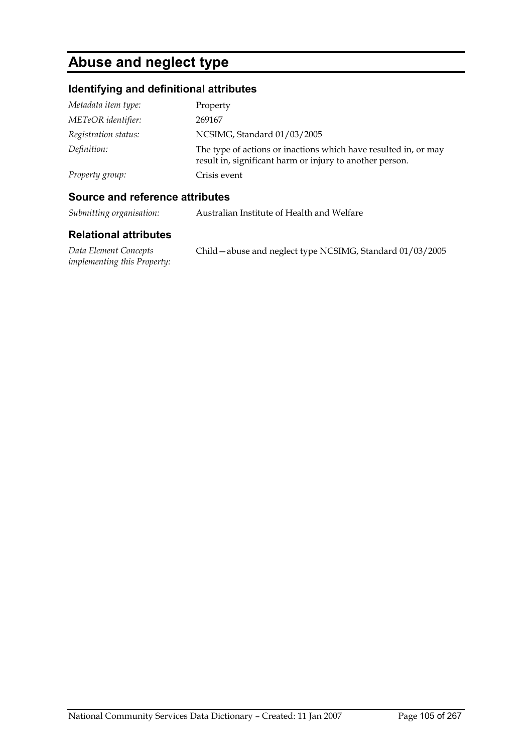# Abuse and neglect type

## Identifying and definitional attributes

| | |
|---|---|
| *Metadata item type:* | Property |
| *METeOR identifier:* | 269167 |
| *Registration status:* | NCSIMG, Standard 01/03/2005 |
| *Definition:* | The type of actions or inactions which have resulted in, or may result in, significant harm or injury to another person. |
| *Property group:* | Crisis event |

## Source and reference attributes

| | |
|---|---|
| *Submitting organisation:* | Australian Institute of Health and Welfare |

## Relational attributes

| | |
|---|---|
| *Data Element Concepts implementing this Property:* | Child—abuse and neglect type NCSIMG, Standard 01/03/2005 |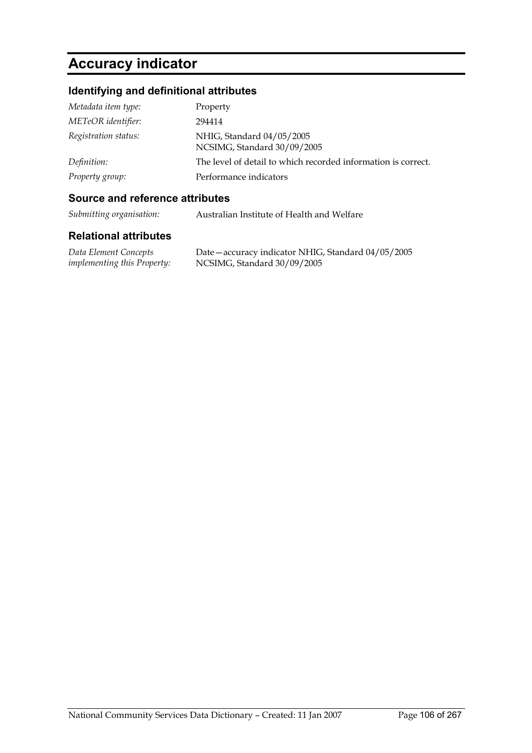# Accuracy indicator

## Identifying and definitional attributes

| | |
|---|---|
| *Metadata item type:* | Property |
| *METeOR identifier:* | 294414 |
| *Registration status:* | NHIG, Standard 04/05/2005<br>NCSIMG, Standard 30/09/2005 |
| *Definition:* | The level of detail to which recorded information is correct. |
| *Property group:* | Performance indicators |

## Source and reference attributes

| | |
|---|---|
| *Submitting organisation:* | Australian Institute of Health and Welfare |

## Relational attributes

| | |
|---|---|
| *Data Element Concepts implementing this Property:* | Date—accuracy indicator NHIG, Standard 04/05/2005<br>NCSIMG, Standard 30/09/2005 |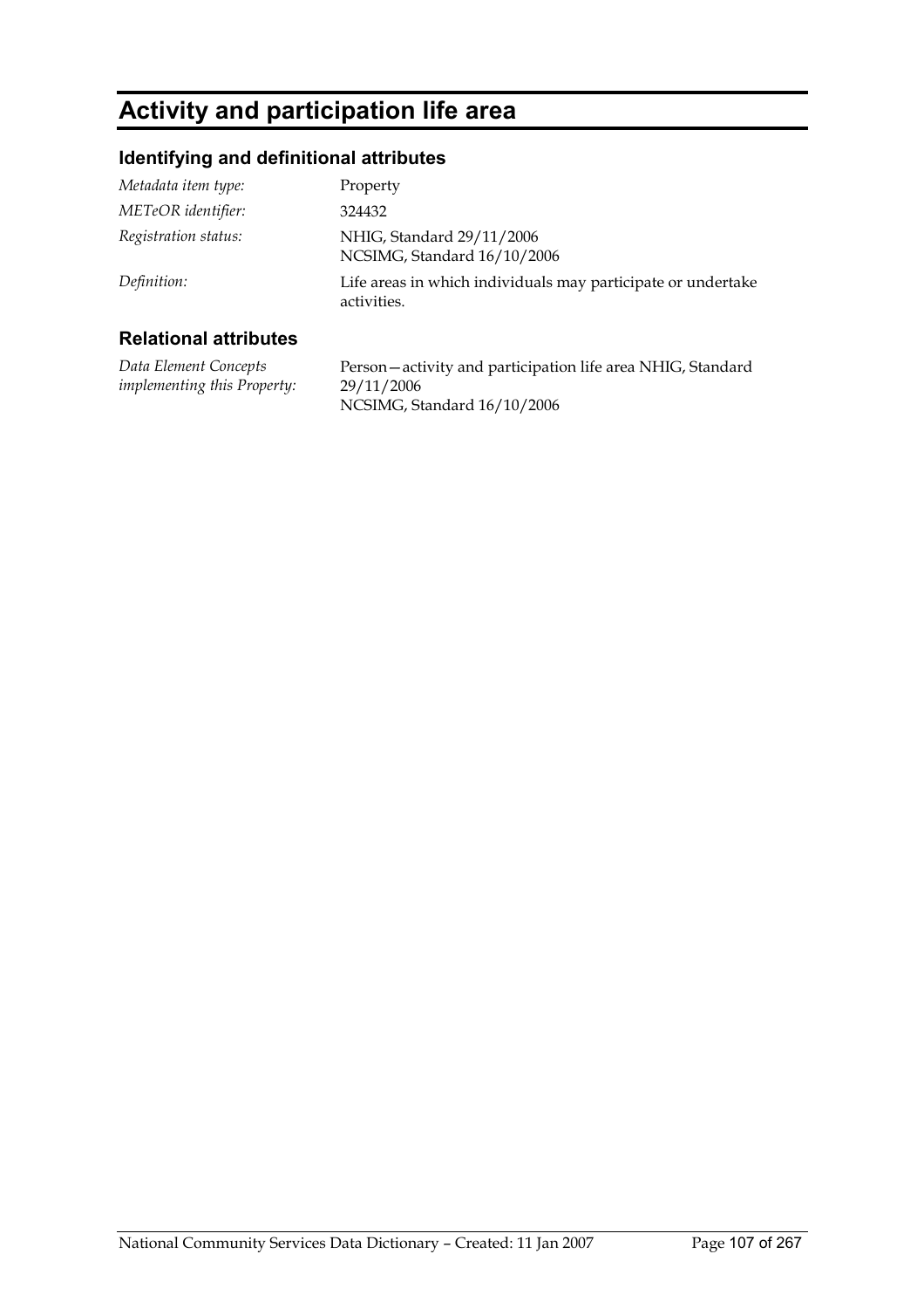# Activity and participation life area

## Identifying and definitional attributes

| | |
|---|---|
| *Metadata item type:* | Property |
| *METeOR identifier:* | 324432 |
| *Registration status:* | NHIG, Standard 29/11/2006<br>NCSIMG, Standard 16/10/2006 |
| *Definition:* | Life areas in which individuals may participate or undertake activities. |

## Relational attributes

| | |
|---|---|
| *Data Element Concepts implementing this Property:* | Person—activity and participation life area NHIG, Standard 29/11/2006<br>NCSIMG, Standard 16/10/2006 |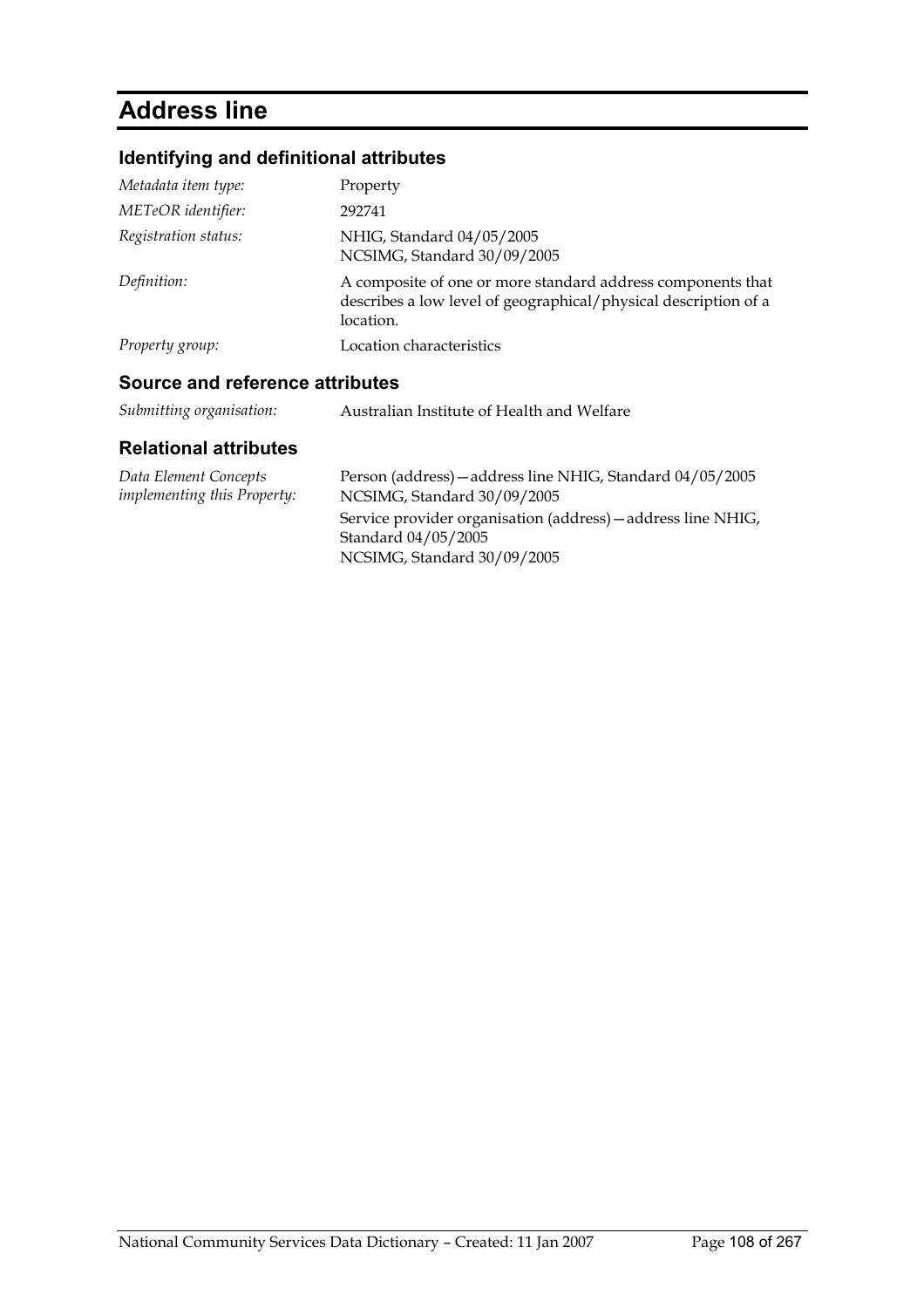# Address line

## Identifying and definitional attributes

| | |
|---|---|
| *Metadata item type:* | Property |
| *METeOR identifier:* | 292741 |
| *Registration status:* | NHIG, Standard 04/05/2005<br>NCSIMG, Standard 30/09/2005 |
| *Definition:* | A composite of one or more standard address components that describes a low level of geographical/physical description of a location. |
| *Property group:* | Location characteristics |

## Source and reference attributes

| | |
|---|---|
| *Submitting organisation:* | Australian Institute of Health and Welfare |

## Relational attributes

| | |
|---|---|
| *Data Element Concepts implementing this Property:* | Person (address)—address line NHIG, Standard 04/05/2005<br>NCSIMG, Standard 30/09/2005<br>Service provider organisation (address)—address line NHIG, Standard 04/05/2005<br>NCSIMG, Standard 30/09/2005 |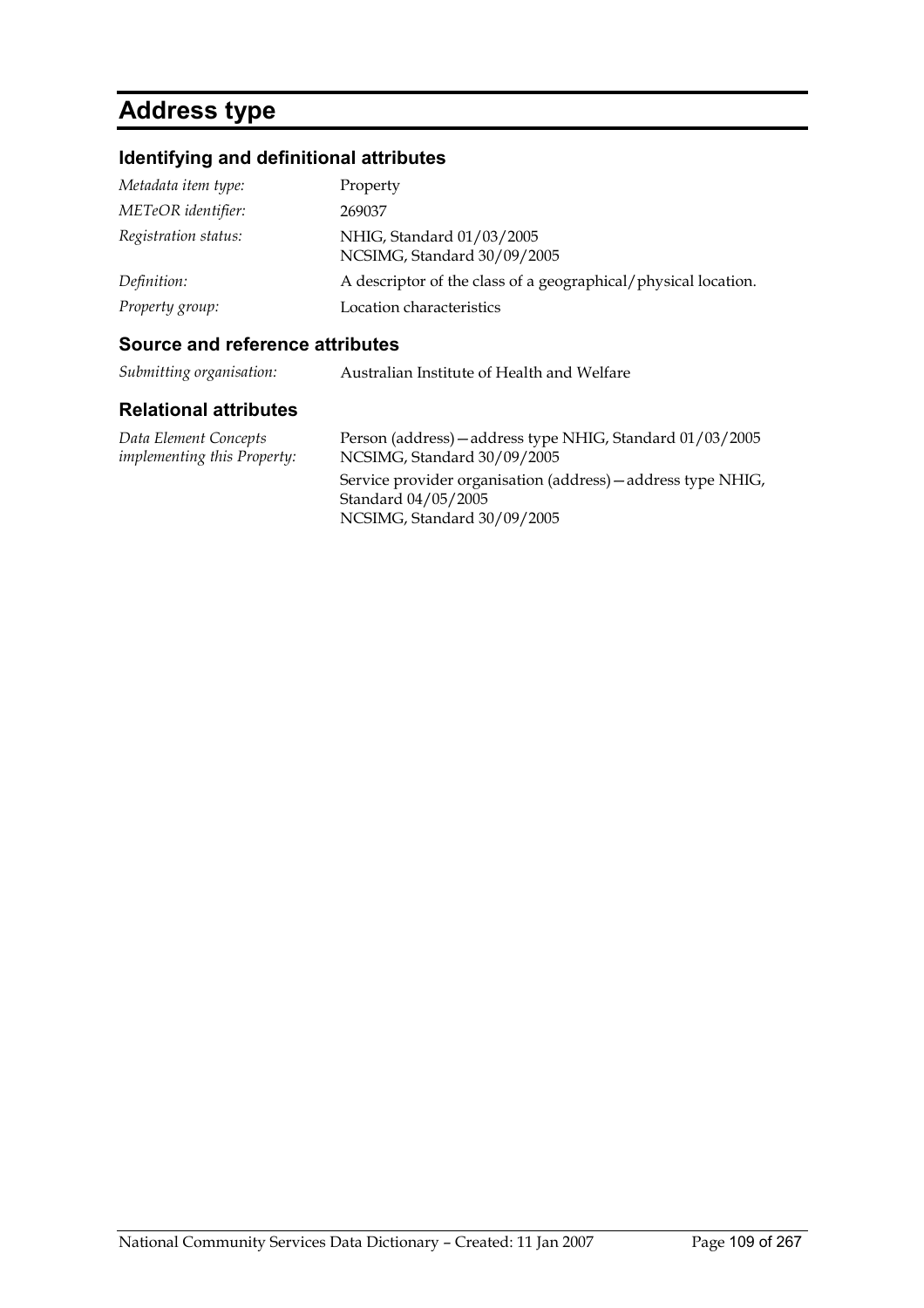# Address type

## Identifying and definitional attributes

| | |
|---|---|
| *Metadata item type:* | Property |
| *METeOR identifier:* | 269037 |
| *Registration status:* | NHIG, Standard 01/03/2005<br>NCSIMG, Standard 30/09/2005 |
| *Definition:* | A descriptor of the class of a geographical/physical location. |
| *Property group:* | Location characteristics |

## Source and reference attributes

| | |
|---|---|
| *Submitting organisation:* | Australian Institute of Health and Welfare |

## Relational attributes

| | |
|---|---|
| *Data Element Concepts implementing this Property:* | Person (address)—address type NHIG, Standard 01/03/2005<br>NCSIMG, Standard 30/09/2005<br>Service provider organisation (address)—address type NHIG, Standard 04/05/2005<br>NCSIMG, Standard 30/09/2005 |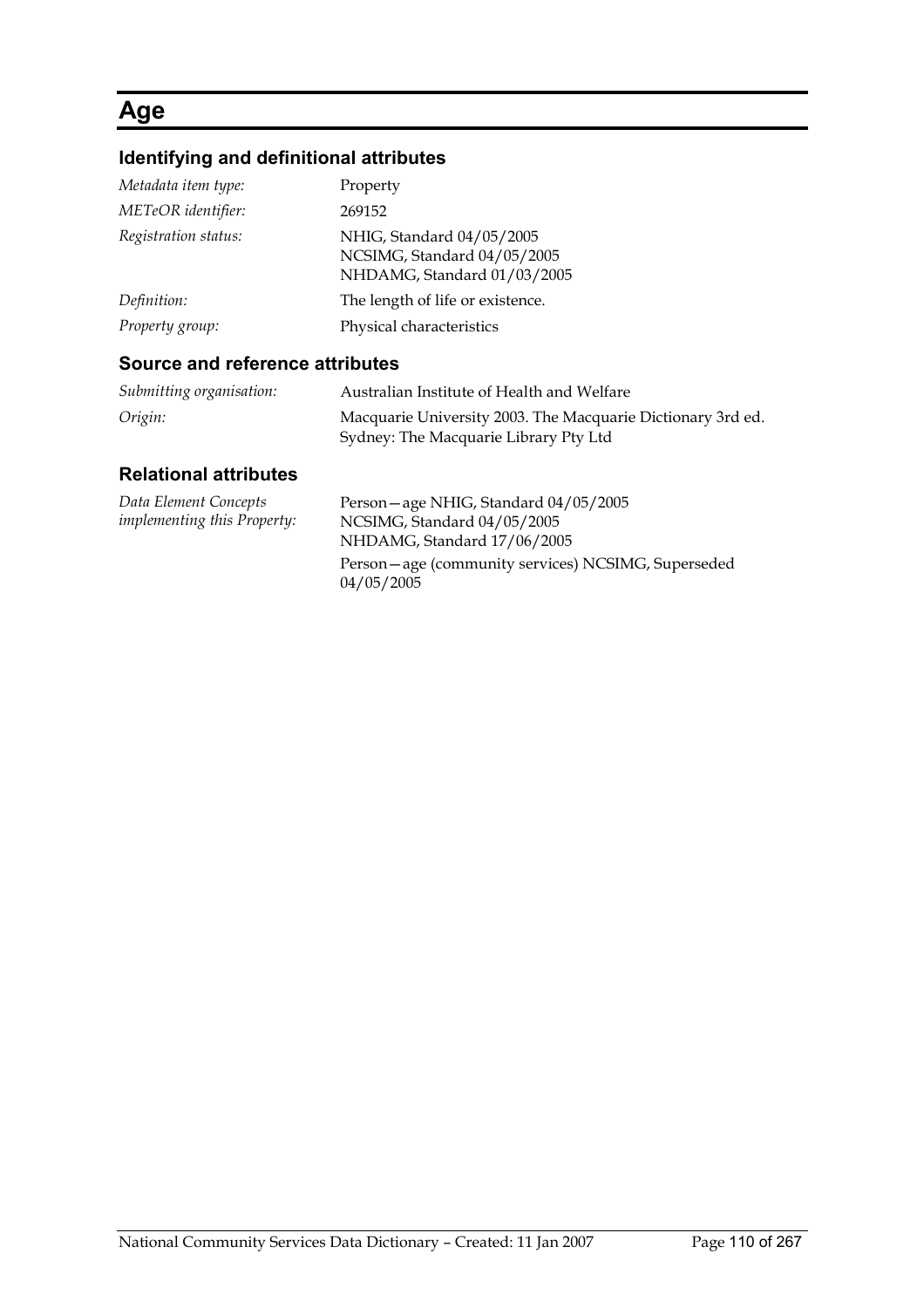# Age

## Identifying and definitional attributes

| | |
|---|---|
| *Metadata item type:* | Property |
| *METeOR identifier:* | 269152 |
| *Registration status:* | NHIG, Standard 04/05/2005<br>NCSIMG, Standard 04/05/2005<br>NHDAMG, Standard 01/03/2005 |
| *Definition:* | The length of life or existence. |
| *Property group:* | Physical characteristics |

## Source and reference attributes

| | |
|---|---|
| *Submitting organisation:* | Australian Institute of Health and Welfare |
| *Origin:* | Macquarie University 2003. The Macquarie Dictionary 3rd ed. Sydney: The Macquarie Library Pty Ltd |

## Relational attributes

| | |
|---|---|
| *Data Element Concepts implementing this Property:* | Person—age NHIG, Standard 04/05/2005<br>NCSIMG, Standard 04/05/2005<br>NHDAMG, Standard 17/06/2005<br><br>Person—age (community services) NCSIMG, Superseded 04/05/2005 |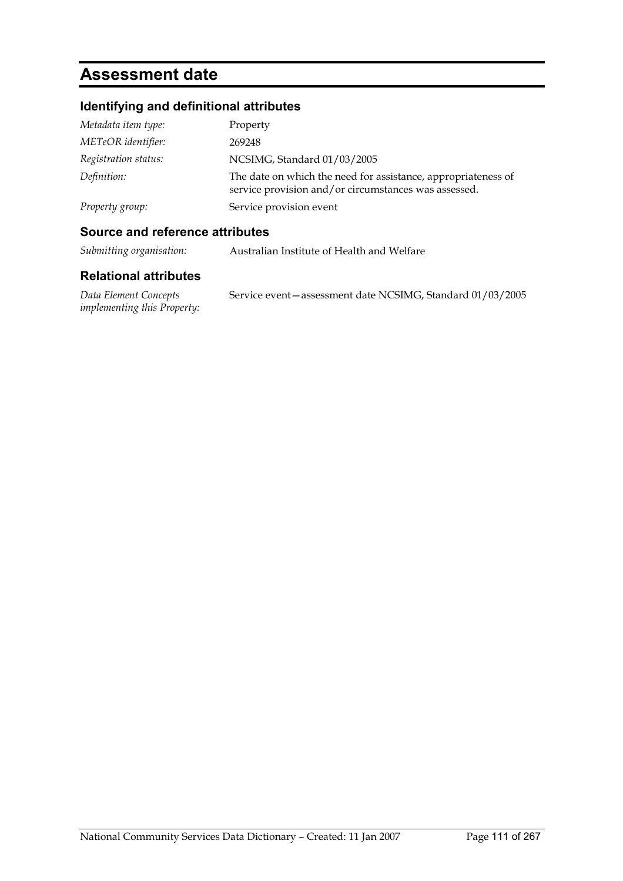# Assessment date

## Identifying and definitional attributes

| | |
|---|---|
| *Metadata item type:* | Property |
| *METeOR identifier:* | 269248 |
| *Registration status:* | NCSIMG, Standard 01/03/2005 |
| *Definition:* | The date on which the need for assistance, appropriateness of service provision and/or circumstances was assessed. |
| *Property group:* | Service provision event |

## Source and reference attributes

| | |
|---|---|
| *Submitting organisation:* | Australian Institute of Health and Welfare |

## Relational attributes

| | |
|---|---|
| *Data Element Concepts implementing this Property:* | Service event—assessment date NCSIMG, Standard 01/03/2005 |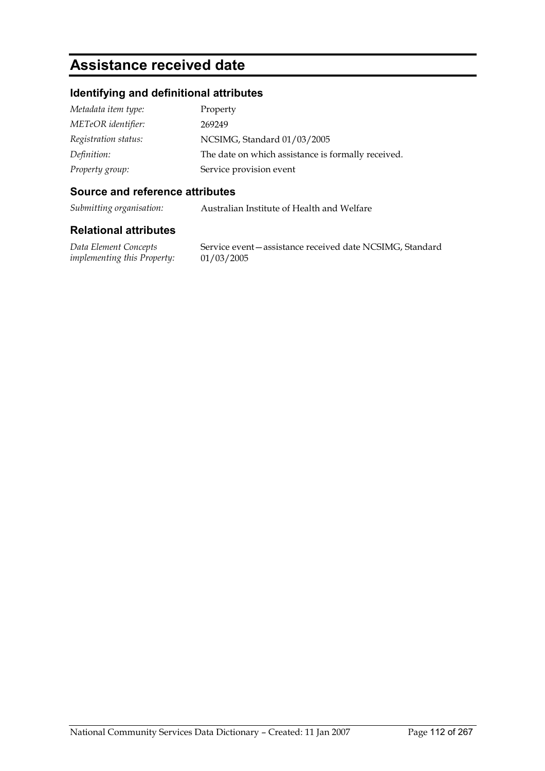# Assistance received date

## Identifying and definitional attributes

| | |
|---|---|
| *Metadata item type:* | Property |
| *METeOR identifier:* | 269249 |
| *Registration status:* | NCSIMG, Standard 01/03/2005 |
| *Definition:* | The date on which assistance is formally received. |
| *Property group:* | Service provision event |

## Source and reference attributes

| | |
|---|---|
| *Submitting organisation:* | Australian Institute of Health and Welfare |

## Relational attributes

| | |
|---|---|
| *Data Element Concepts implementing this Property:* | Service event—assistance received date NCSIMG, Standard 01/03/2005 |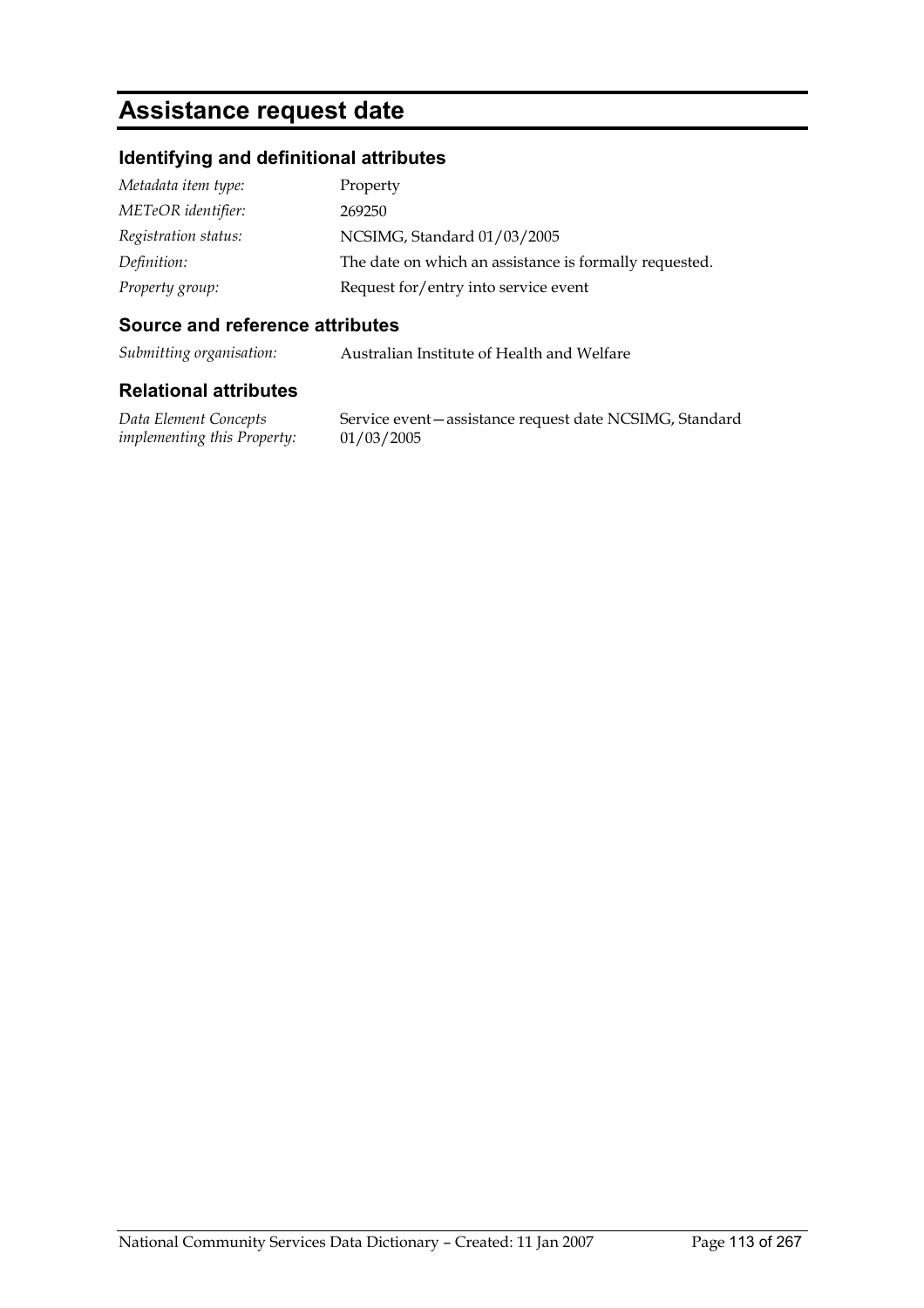# Assistance request date

## Identifying and definitional attributes

| | |
|---|---|
| *Metadata item type:* | Property |
| *METeOR identifier:* | 269250 |
| *Registration status:* | NCSIMG, Standard 01/03/2005 |
| *Definition:* | The date on which an assistance is formally requested. |
| *Property group:* | Request for/entry into service event |

## Source and reference attributes

| | |
|---|---|
| *Submitting organisation:* | Australian Institute of Health and Welfare |

## Relational attributes

| | |
|---|---|
| *Data Element Concepts implementing this Property:* | Service event—assistance request date NCSIMG, Standard 01/03/2005 |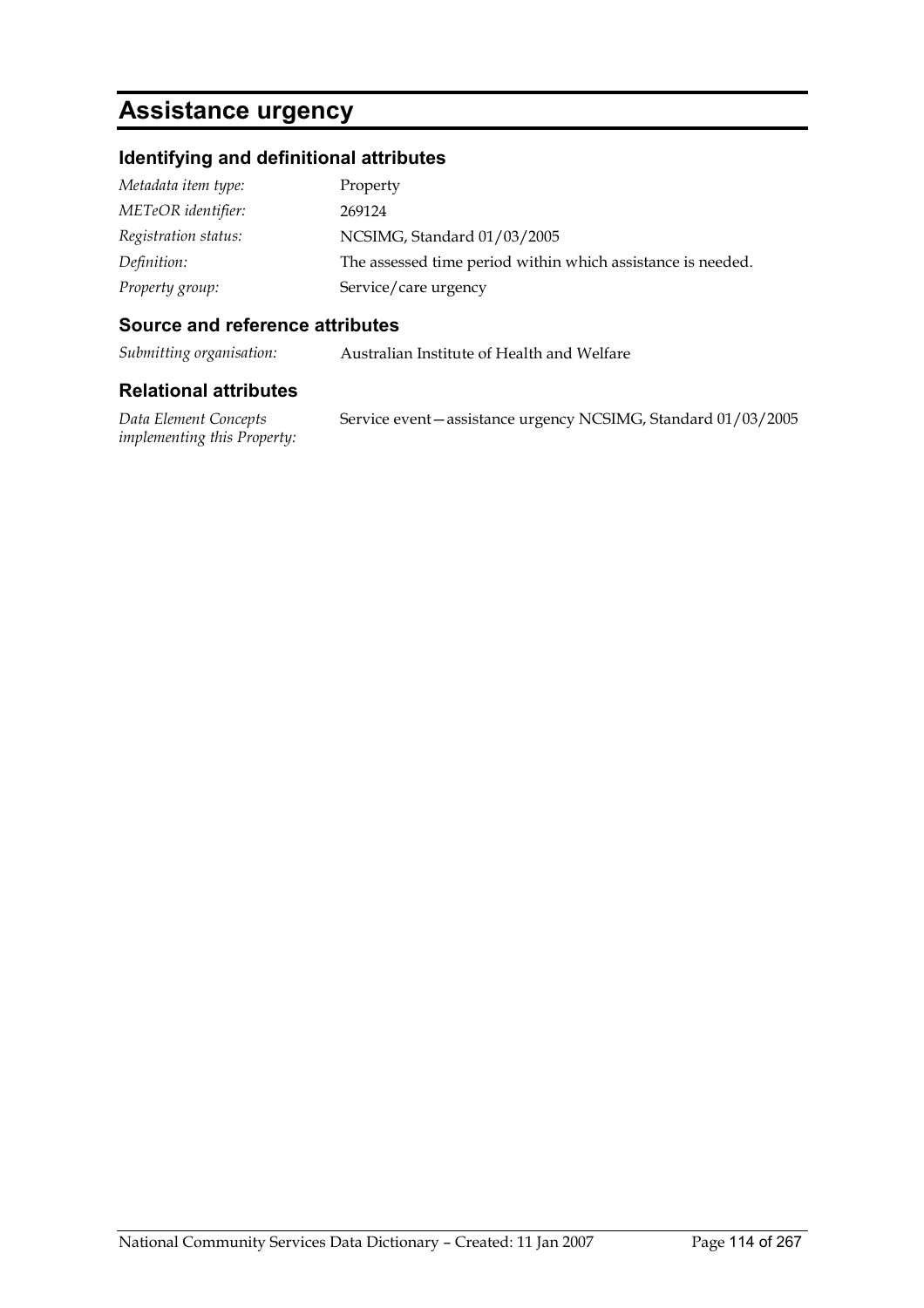# Assistance urgency

## Identifying and definitional attributes

| | |
|---|---|
| *Metadata item type:* | Property |
| *METeOR identifier:* | 269124 |
| *Registration status:* | NCSIMG, Standard 01/03/2005 |
| *Definition:* | The assessed time period within which assistance is needed. |
| *Property group:* | Service/care urgency |

## Source and reference attributes

| | |
|---|---|
| *Submitting organisation:* | Australian Institute of Health and Welfare |

## Relational attributes

| | |
|---|---|
| *Data Element Concepts implementing this Property:* | Service event—assistance urgency NCSIMG, Standard 01/03/2005 |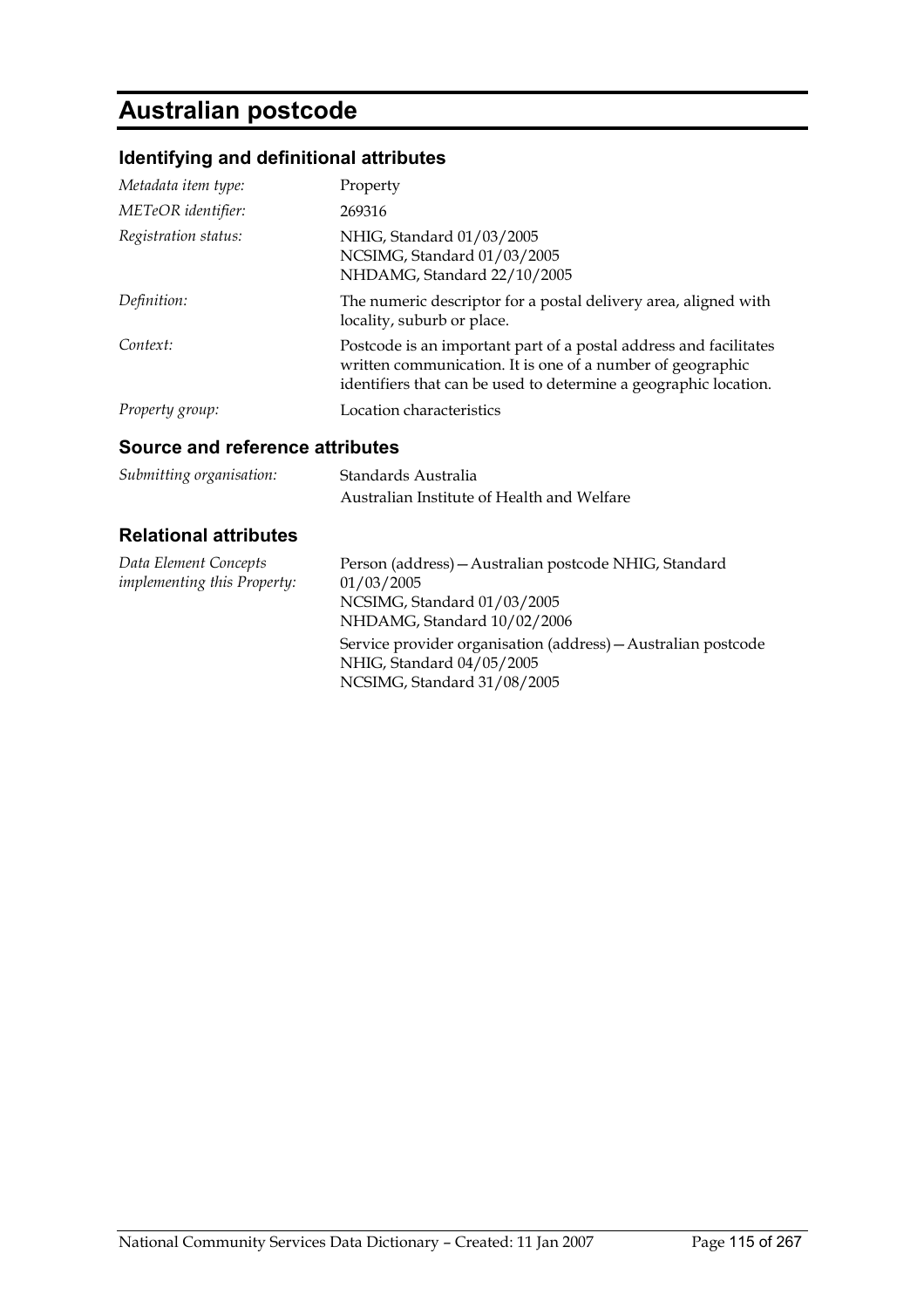# Australian postcode

## Identifying and definitional attributes

| | |
|---|---|
| *Metadata item type:* | Property |
| *METeOR identifier:* | 269316 |
| *Registration status:* | NHIG, Standard 01/03/2005<br>NCSIMG, Standard 01/03/2005<br>NHDAMG, Standard 22/10/2005 |
| *Definition:* | The numeric descriptor for a postal delivery area, aligned with locality, suburb or place. |
| *Context:* | Postcode is an important part of a postal address and facilitates written communication. It is one of a number of geographic identifiers that can be used to determine a geographic location. |
| *Property group:* | Location characteristics |

## Source and reference attributes

| | |
|---|---|
| *Submitting organisation:* | Standards Australia<br>Australian Institute of Health and Welfare |

## Relational attributes

| | |
|---|---|
| *Data Element Concepts implementing this Property:* | Person (address)—Australian postcode NHIG, Standard 01/03/2005<br>NCSIMG, Standard 01/03/2005<br>NHDAMG, Standard 10/02/2006<br>Service provider organisation (address)—Australian postcode NHIG, Standard 04/05/2005<br>NCSIMG, Standard 31/08/2005 |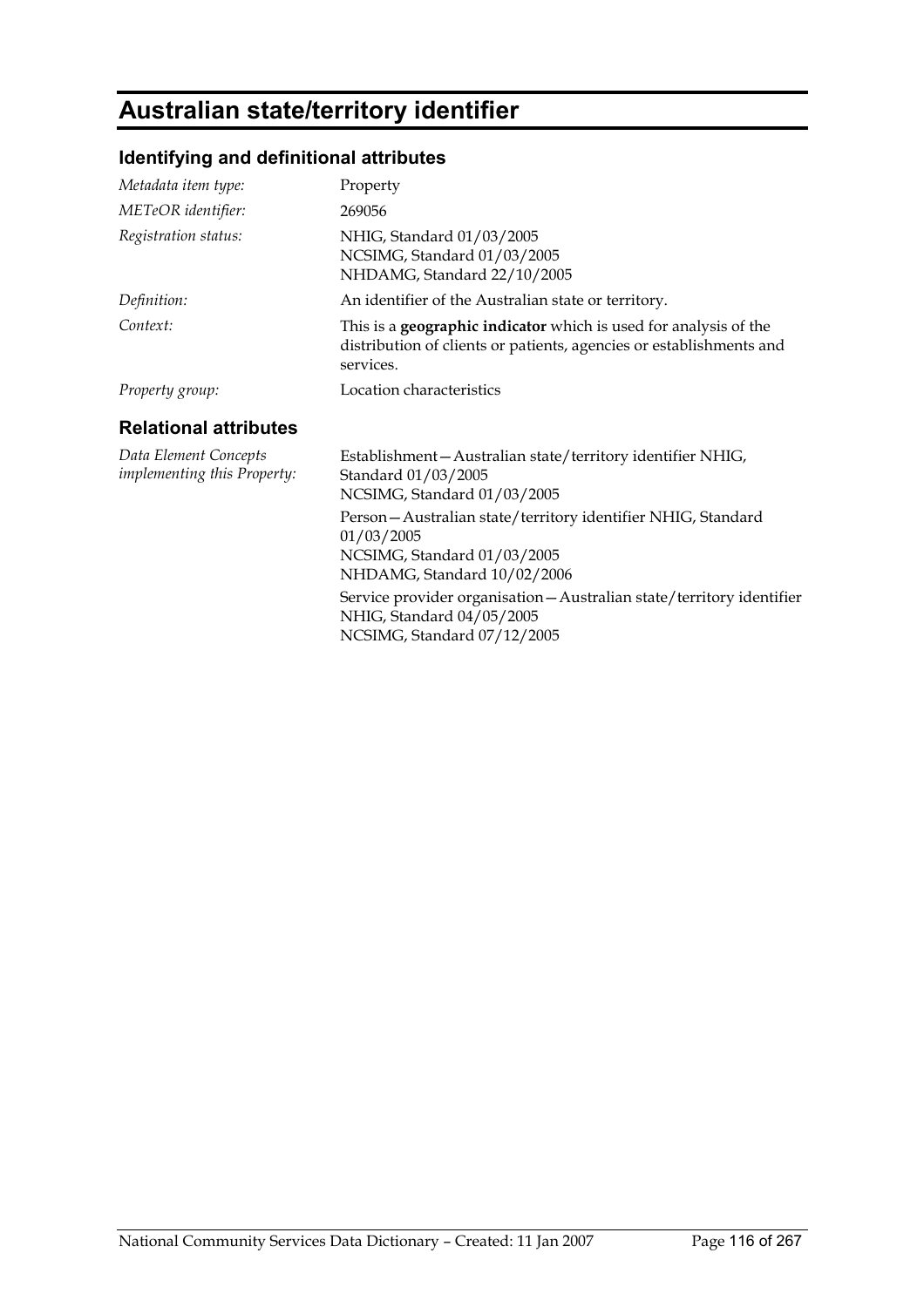# Australian state/territory identifier

## Identifying and definitional attributes

| | |
|---|---|
| *Metadata item type:* | Property |
| *METeOR identifier:* | 269056 |
| *Registration status:* | NHIG, Standard 01/03/2005<br>NCSIMG, Standard 01/03/2005<br>NHDAMG, Standard 22/10/2005 |
| *Definition:* | An identifier of the Australian state or territory. |
| *Context:* | This is a **geographic indicator** which is used for analysis of the distribution of clients or patients, agencies or establishments and services. |
| *Property group:* | Location characteristics |

## Relational attributes

| | |
|---|---|
| *Data Element Concepts implementing this Property:* | Establishment—Australian state/territory identifier NHIG, Standard 01/03/2005<br>NCSIMG, Standard 01/03/2005<br><br>Person—Australian state/territory identifier NHIG, Standard 01/03/2005<br>NCSIMG, Standard 01/03/2005<br>NHDAMG, Standard 10/02/2006<br><br>Service provider organisation—Australian state/territory identifier NHIG, Standard 04/05/2005<br>NCSIMG, Standard 07/12/2005 |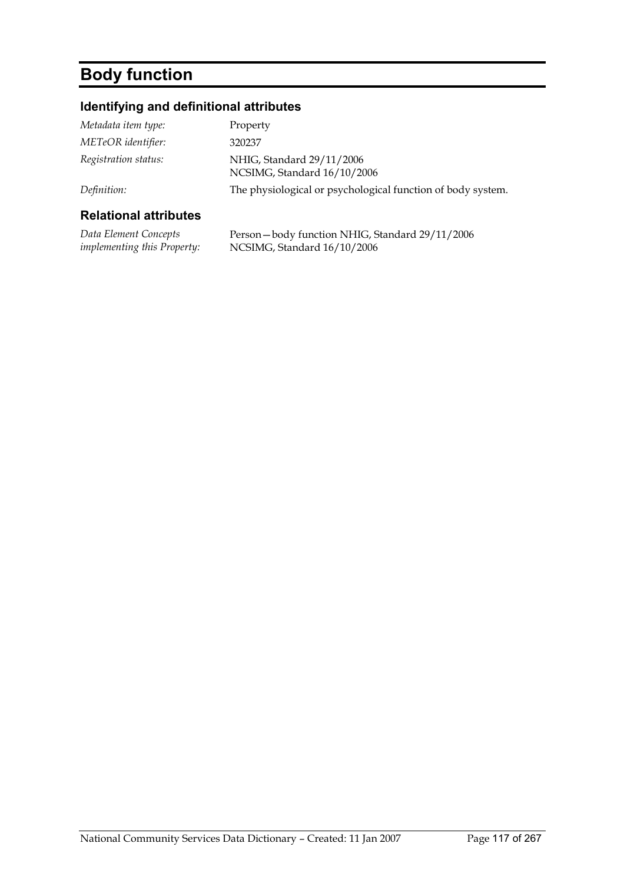# Body function

## Identifying and definitional attributes

| | |
|---|---|
| *Metadata item type:* | Property |
| *METeOR identifier:* | 320237 |
| *Registration status:* | NHIG, Standard 29/11/2006<br>NCSIMG, Standard 16/10/2006 |
| *Definition:* | The physiological or psychological function of body system. |

## Relational attributes

| | |
|---|---|
| *Data Element Concepts implementing this Property:* | Person—body function NHIG, Standard 29/11/2006<br>NCSIMG, Standard 16/10/2006 |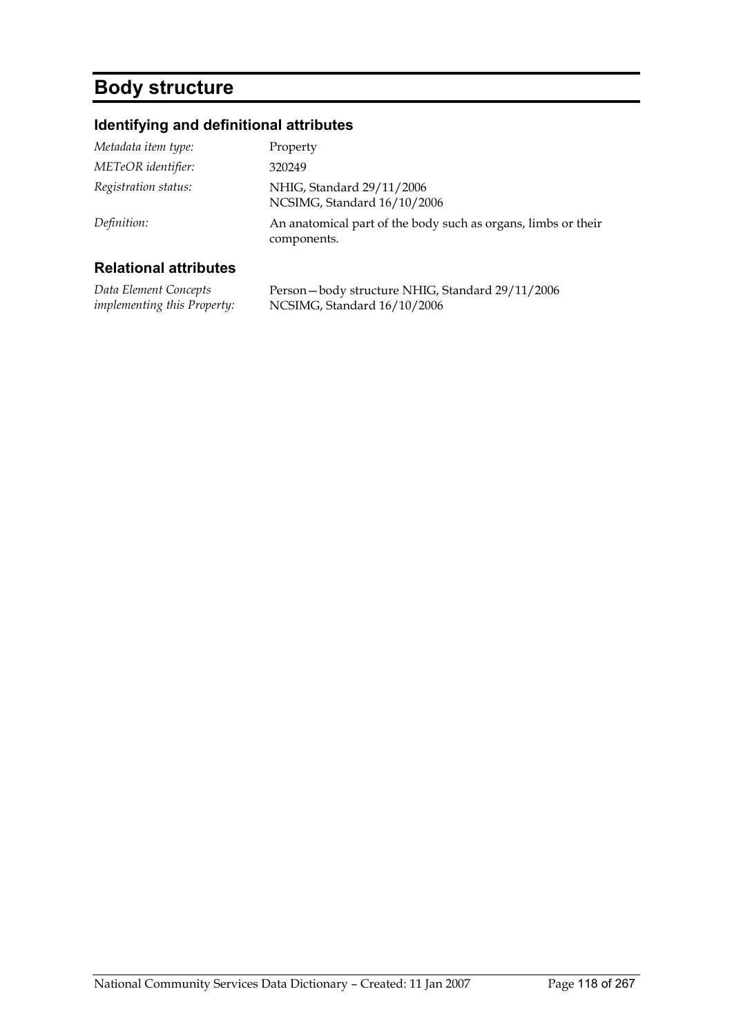# Body structure

## Identifying and definitional attributes

| | |
|---|---|
| *Metadata item type:* | Property |
| *METeOR identifier:* | 320249 |
| *Registration status:* | NHIG, Standard 29/11/2006<br>NCSIMG, Standard 16/10/2006 |
| *Definition:* | An anatomical part of the body such as organs, limbs or their components. |

## Relational attributes

| | |
|---|---|
| *Data Element Concepts implementing this Property:* | Person—body structure NHIG, Standard 29/11/2006<br>NCSIMG, Standard 16/10/2006 |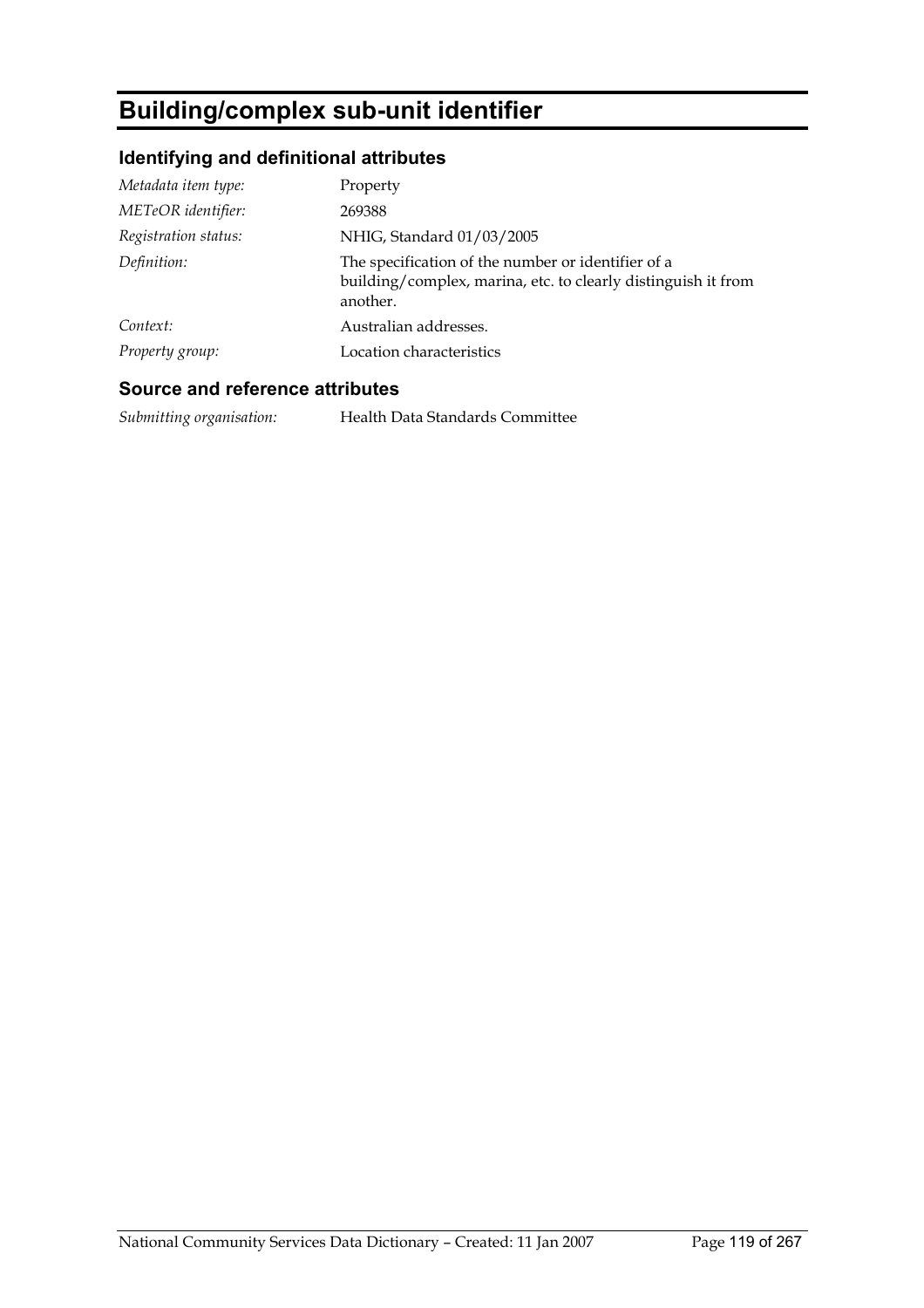# Building/complex sub-unit identifier

## Identifying and definitional attributes

| | |
|---|---|
| *Metadata item type:* | Property |
| *METeOR identifier:* | 269388 |
| *Registration status:* | NHIG, Standard 01/03/2005 |
| *Definition:* | The specification of the number or identifier of a building/complex, marina, etc. to clearly distinguish it from another. |
| *Context:* | Australian addresses. |
| *Property group:* | Location characteristics |

## Source and reference attributes

| | |
|---|---|
| *Submitting organisation:* | Health Data Standards Committee |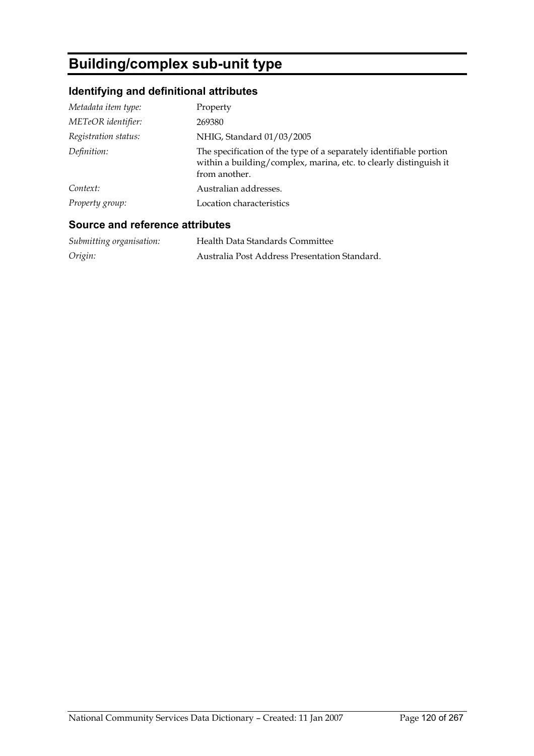# Building/complex sub-unit type

## Identifying and definitional attributes

| | |
|---|---|
| *Metadata item type:* | Property |
| *METeOR identifier:* | 269380 |
| *Registration status:* | NHIG, Standard 01/03/2005 |
| *Definition:* | The specification of the type of a separately identifiable portion within a building/complex, marina, etc. to clearly distinguish it from another. |
| *Context:* | Australian addresses. |
| *Property group:* | Location characteristics |

## Source and reference attributes

| | |
|---|---|
| *Submitting organisation:* | Health Data Standards Committee |
| *Origin:* | Australia Post Address Presentation Standard. |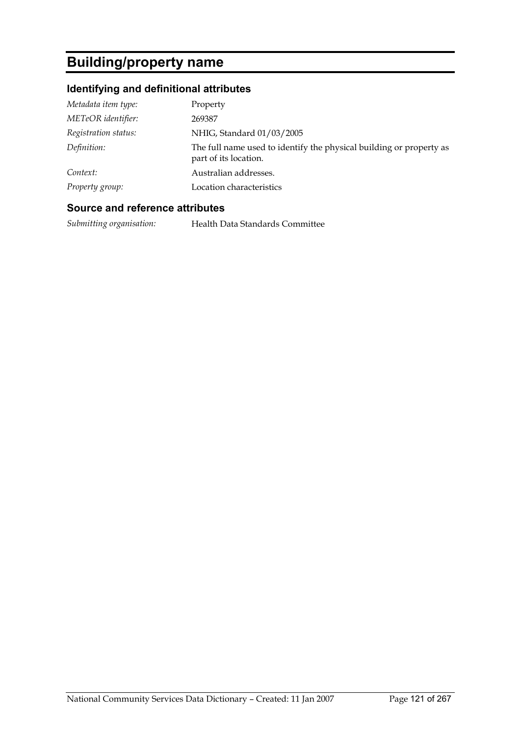# Building/property name

## Identifying and definitional attributes

| | |
|---|---|
| *Metadata item type:* | Property |
| *METeOR identifier:* | 269387 |
| *Registration status:* | NHIG, Standard 01/03/2005 |
| *Definition:* | The full name used to identify the physical building or property as part of its location. |
| *Context:* | Australian addresses. |
| *Property group:* | Location characteristics |

## Source and reference attributes

| | |
|---|---|
| *Submitting organisation:* | Health Data Standards Committee |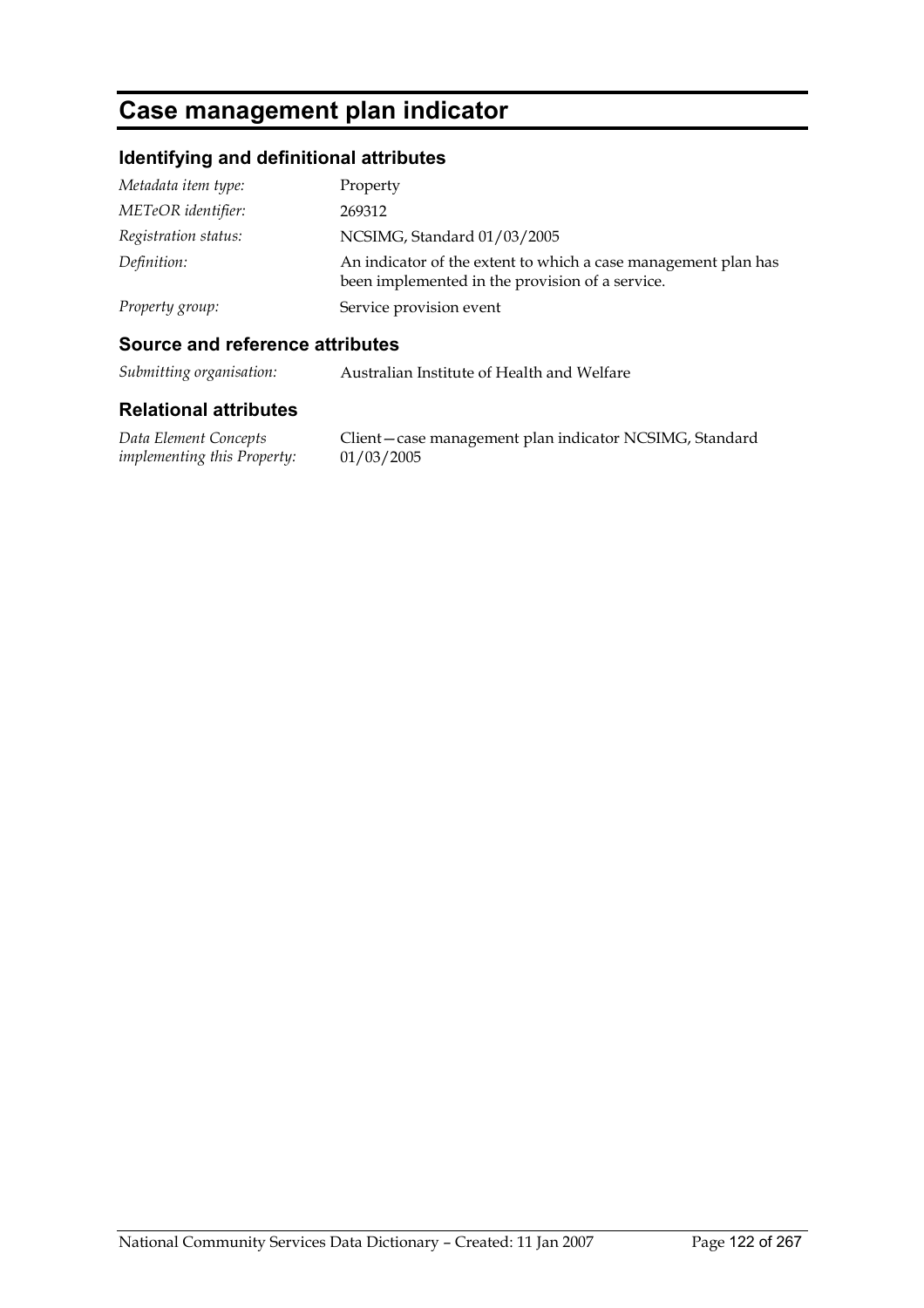# Case management plan indicator

## Identifying and definitional attributes

| | |
|---|---|
| *Metadata item type:* | Property |
| *METeOR identifier:* | 269312 |
| *Registration status:* | NCSIMG, Standard 01/03/2005 |
| *Definition:* | An indicator of the extent to which a case management plan has been implemented in the provision of a service. |
| *Property group:* | Service provision event |

## Source and reference attributes

| | |
|---|---|
| *Submitting organisation:* | Australian Institute of Health and Welfare |

## Relational attributes

| | |
|---|---|
| *Data Element Concepts implementing this Property:* | Client—case management plan indicator NCSIMG, Standard 01/03/2005 |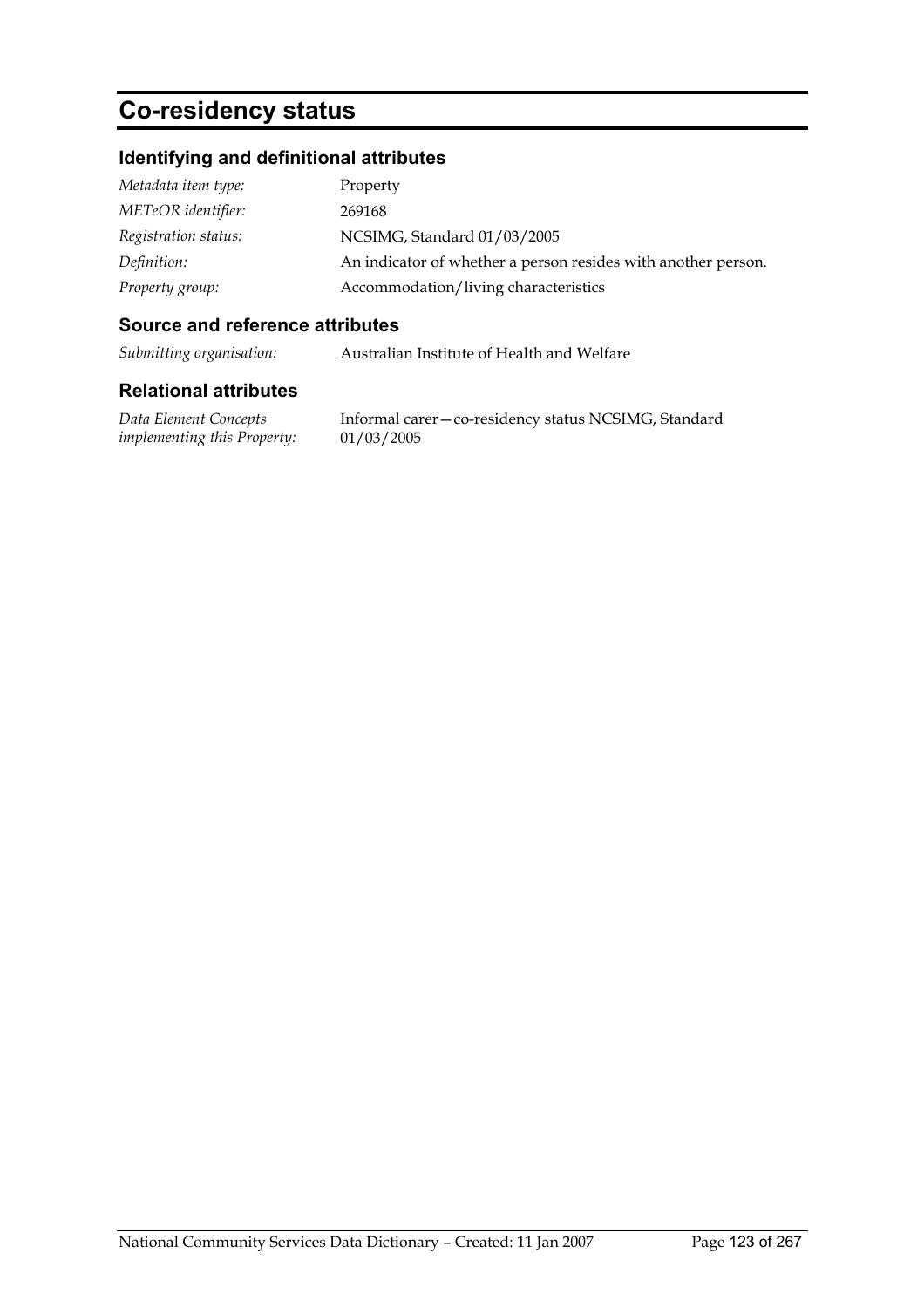# Co-residency status

## Identifying and definitional attributes

| | |
|---|---|
| *Metadata item type:* | Property |
| *METeOR identifier:* | 269168 |
| *Registration status:* | NCSIMG, Standard 01/03/2005 |
| *Definition:* | An indicator of whether a person resides with another person. |
| *Property group:* | Accommodation/living characteristics |

## Source and reference attributes

| | |
|---|---|
| *Submitting organisation:* | Australian Institute of Health and Welfare |

## Relational attributes

| | |
|---|---|
| *Data Element Concepts implementing this Property:* | Informal carer—co-residency status NCSIMG, Standard 01/03/2005 |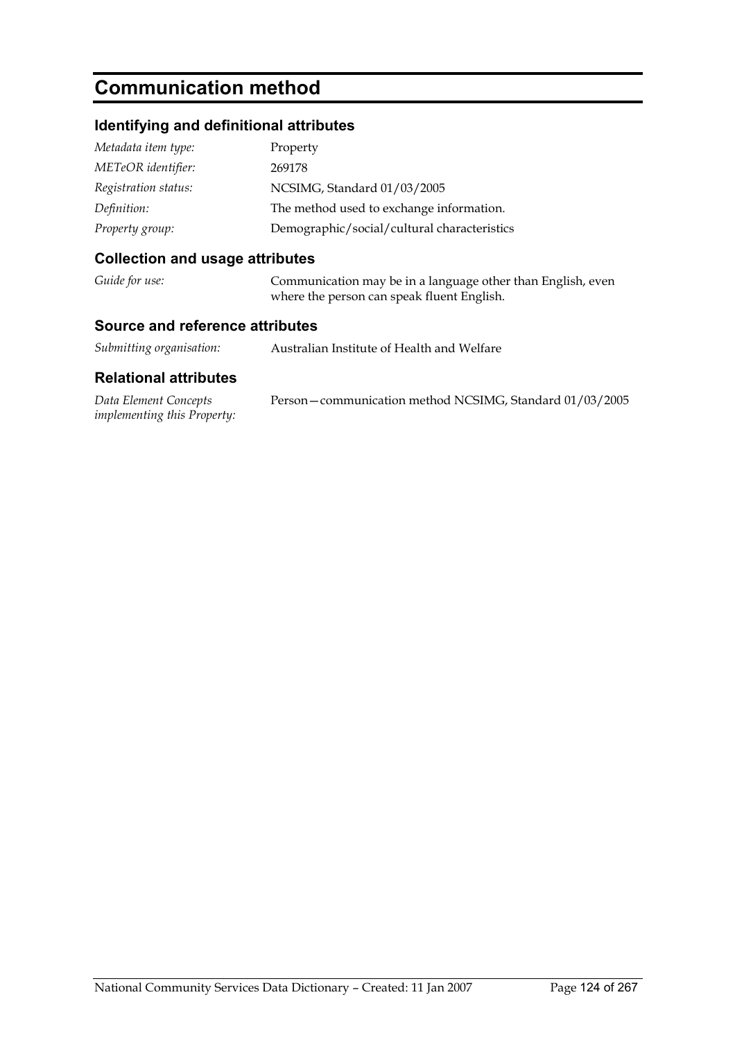# Communication method

## Identifying and definitional attributes

| | |
|---|---|
| *Metadata item type:* | Property |
| *METeOR identifier:* | 269178 |
| *Registration status:* | NCSIMG, Standard 01/03/2005 |
| *Definition:* | The method used to exchange information. |
| *Property group:* | Demographic/social/cultural characteristics |

## Collection and usage attributes

| | |
|---|---|
| *Guide for use:* | Communication may be in a language other than English, even where the person can speak fluent English. |

## Source and reference attributes

| | |
|---|---|
| *Submitting organisation:* | Australian Institute of Health and Welfare |

## Relational attributes

| | |
|---|---|
| *Data Element Concepts implementing this Property:* | Person—communication method NCSIMG, Standard 01/03/2005 |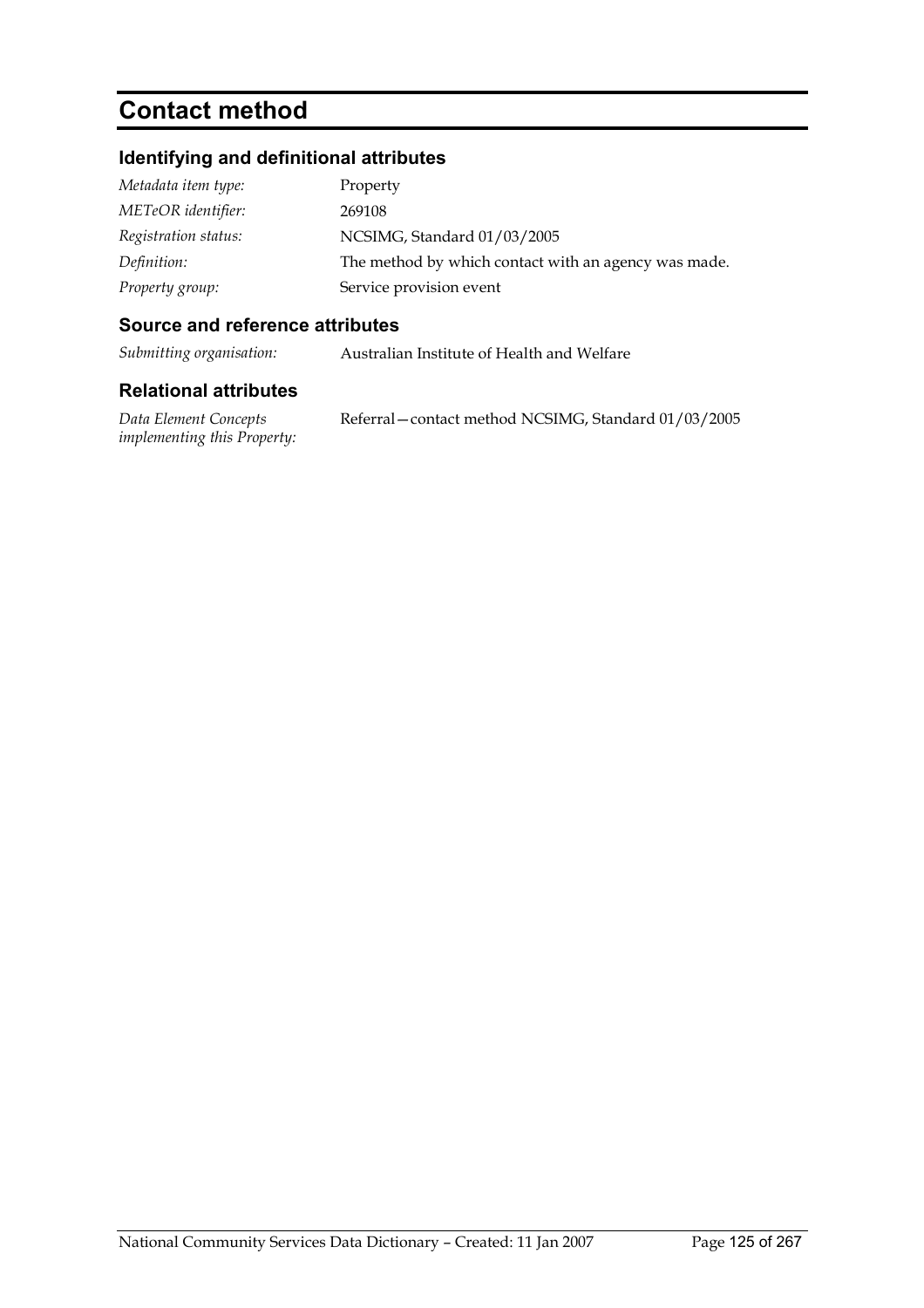# Contact method

## Identifying and definitional attributes

| | |
|---|---|
| *Metadata item type:* | Property |
| *METeOR identifier:* | 269108 |
| *Registration status:* | NCSIMG, Standard 01/03/2005 |
| *Definition:* | The method by which contact with an agency was made. |
| *Property group:* | Service provision event |

## Source and reference attributes

| | |
|---|---|
| *Submitting organisation:* | Australian Institute of Health and Welfare |

## Relational attributes

| | |
|---|---|
| *Data Element Concepts implementing this Property:* | Referral—contact method NCSIMG, Standard 01/03/2005 |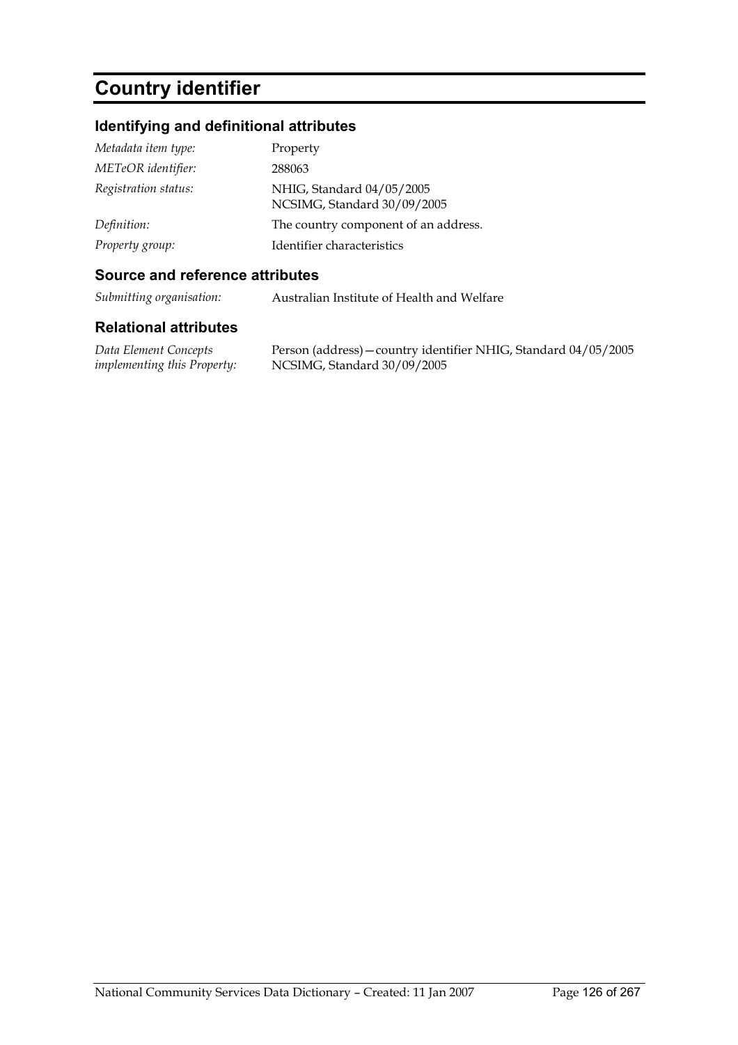# Country identifier

## Identifying and definitional attributes

| | |
|---|---|
| *Metadata item type:* | Property |
| *METeOR identifier:* | 288063 |
| *Registration status:* | NHIG, Standard 04/05/2005<br>NCSIMG, Standard 30/09/2005 |
| *Definition:* | The country component of an address. |
| *Property group:* | Identifier characteristics |

## Source and reference attributes

| | |
|---|---|
| *Submitting organisation:* | Australian Institute of Health and Welfare |

## Relational attributes

| | |
|---|---|
| *Data Element Concepts implementing this Property:* | Person (address)—country identifier NHIG, Standard 04/05/2005<br>NCSIMG, Standard 30/09/2005 |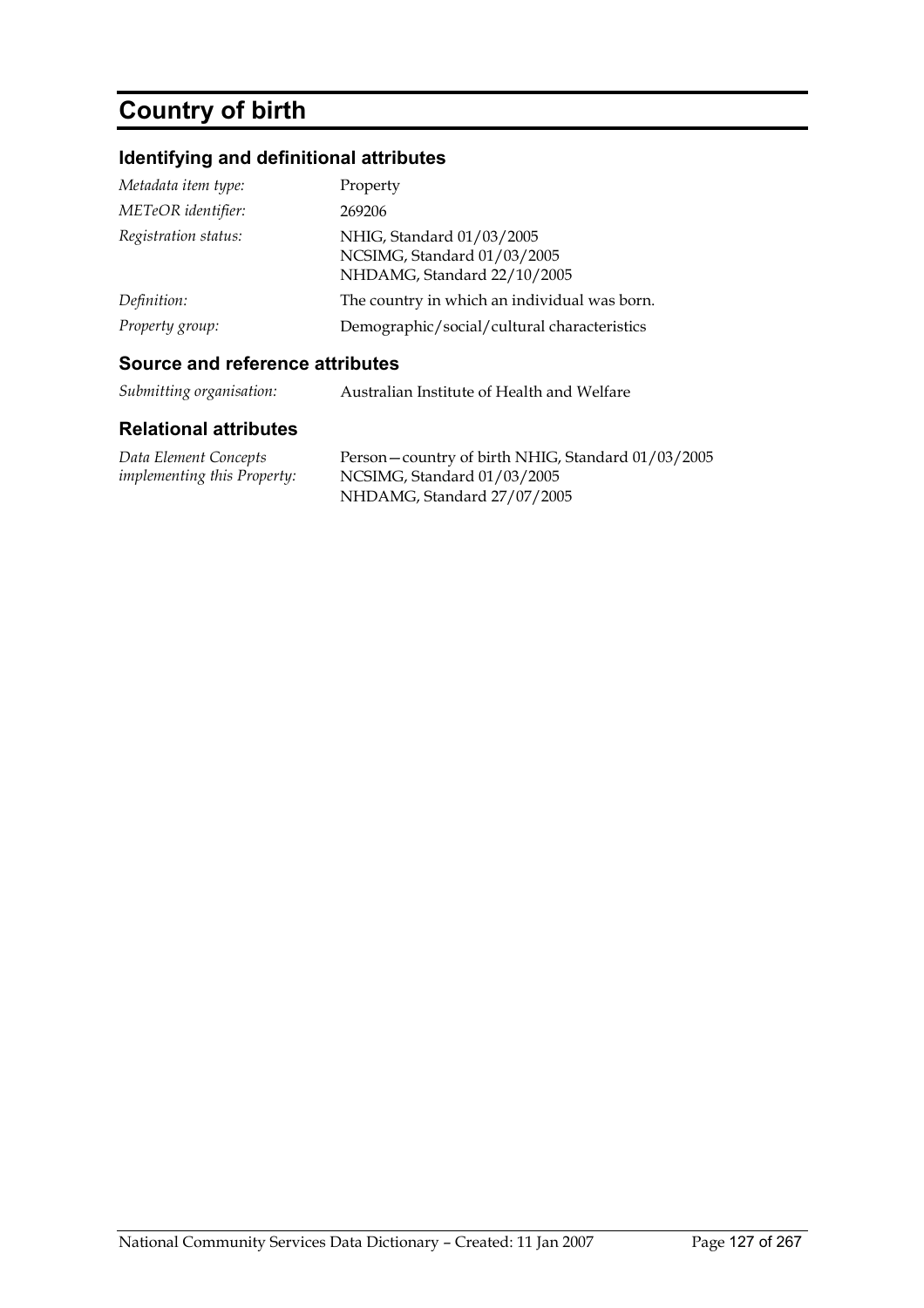# Country of birth

## Identifying and definitional attributes

| | |
|---|---|
| *Metadata item type:* | Property |
| *METeOR identifier:* | 269206 |
| *Registration status:* | NHIG, Standard 01/03/2005<br>NCSIMG, Standard 01/03/2005<br>NHDAMG, Standard 22/10/2005 |
| *Definition:* | The country in which an individual was born. |
| *Property group:* | Demographic/social/cultural characteristics |

## Source and reference attributes

| | |
|---|---|
| *Submitting organisation:* | Australian Institute of Health and Welfare |

## Relational attributes

| | |
|---|---|
| *Data Element Concepts implementing this Property:* | Person—country of birth NHIG, Standard 01/03/2005<br>NCSIMG, Standard 01/03/2005<br>NHDAMG, Standard 27/07/2005 |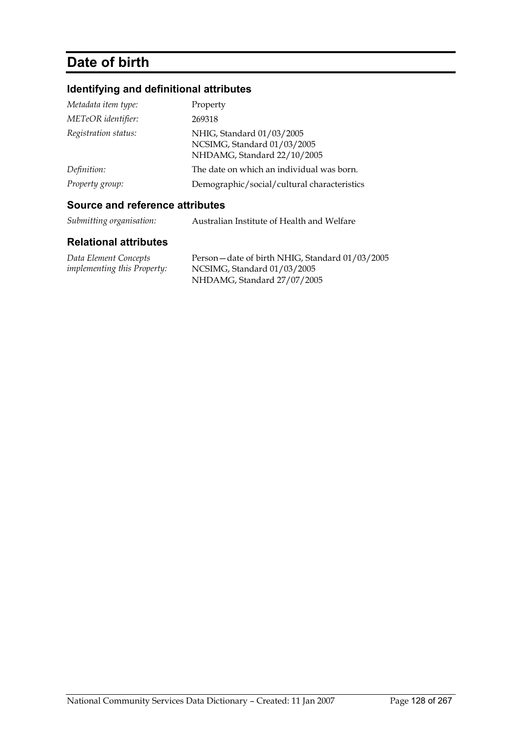# Date of birth

## Identifying and definitional attributes

| | |
|---|---|
| *Metadata item type:* | Property |
| *METeOR identifier:* | 269318 |
| *Registration status:* | NHIG, Standard 01/03/2005<br>NCSIMG, Standard 01/03/2005<br>NHDAMG, Standard 22/10/2005 |
| *Definition:* | The date on which an individual was born. |
| *Property group:* | Demographic/social/cultural characteristics |

## Source and reference attributes

| | |
|---|---|
| *Submitting organisation:* | Australian Institute of Health and Welfare |

## Relational attributes

| | |
|---|---|
| *Data Element Concepts implementing this Property:* | Person—date of birth NHIG, Standard 01/03/2005<br>NCSIMG, Standard 01/03/2005<br>NHDAMG, Standard 27/07/2005 |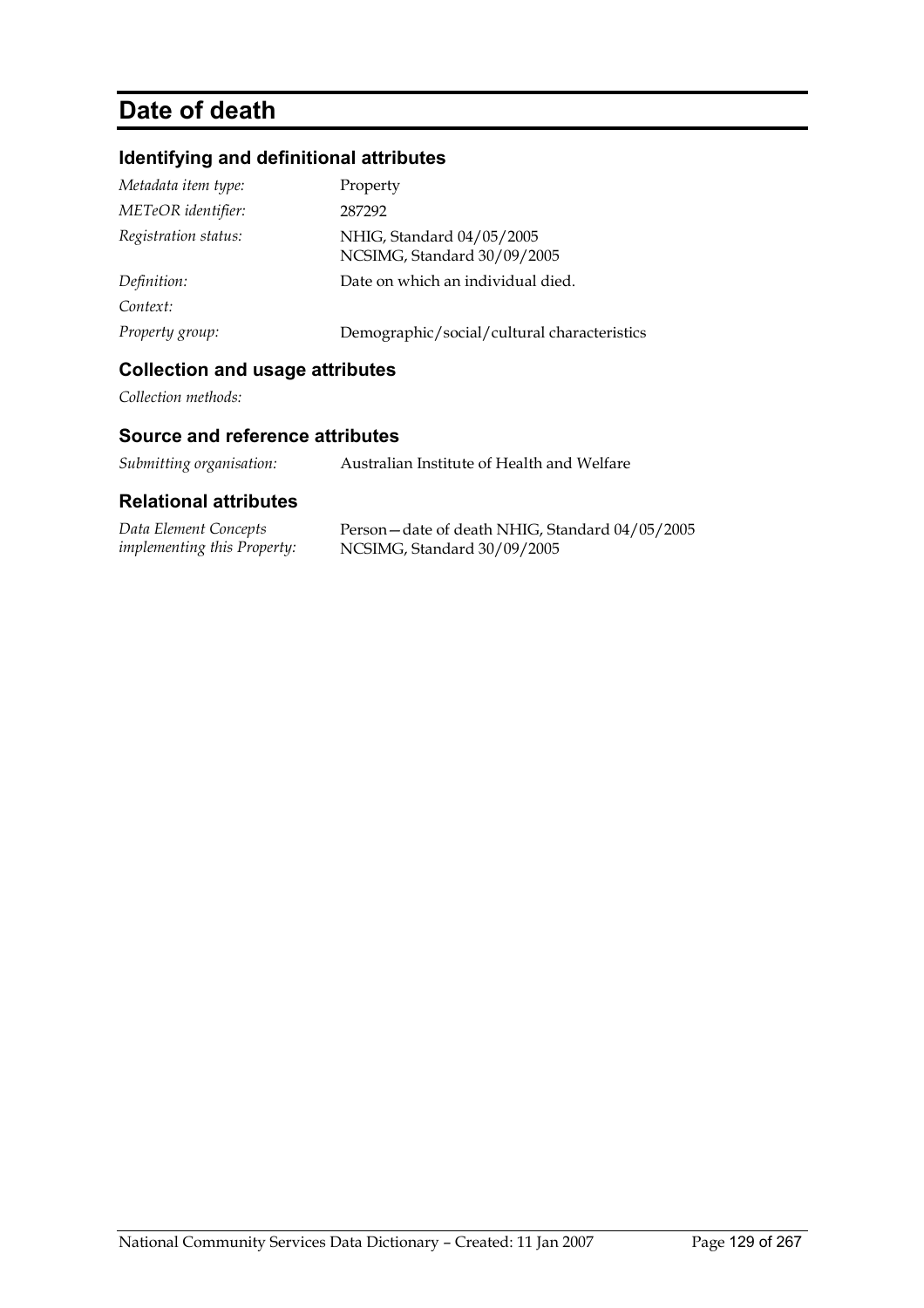# Date of death

## Identifying and definitional attributes

| | |
|---|---|
| *Metadata item type:* | Property |
| *METeOR identifier:* | 287292 |
| *Registration status:* | NHIG, Standard 04/05/2005<br>NCSIMG, Standard 30/09/2005 |
| *Definition:* | Date on which an individual died. |
| *Context:* | |
| *Property group:* | Demographic/social/cultural characteristics |

## Collection and usage attributes

*Collection methods:*

## Source and reference attributes

| | |
|---|---|
| *Submitting organisation:* | Australian Institute of Health and Welfare |

## Relational attributes

| | |
|---|---|
| *Data Element Concepts implementing this Property:* | Person—date of death NHIG, Standard 04/05/2005<br>NCSIMG, Standard 30/09/2005 |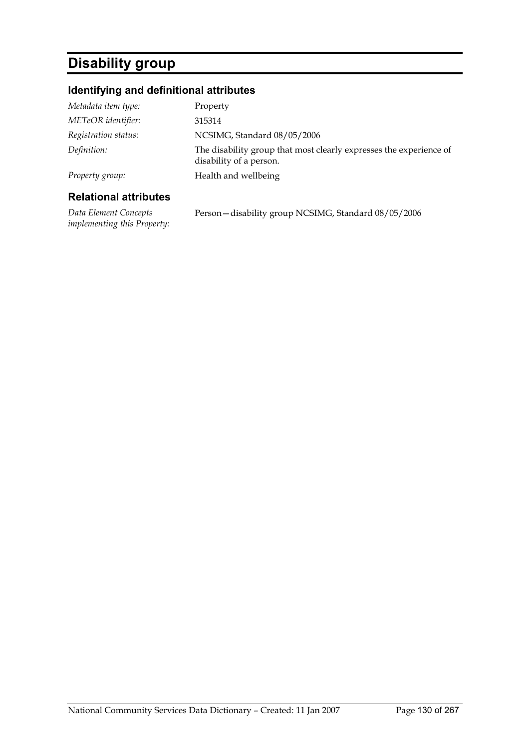# Disability group

## Identifying and definitional attributes

| | |
|---|---|
| *Metadata item type:* | Property |
| *METeOR identifier:* | 315314 |
| *Registration status:* | NCSIMG, Standard 08/05/2006 |
| *Definition:* | The disability group that most clearly expresses the experience of disability of a person. |
| *Property group:* | Health and wellbeing |

## Relational attributes

| | |
|---|---|
| *Data Element Concepts implementing this Property:* | Person—disability group NCSIMG, Standard 08/05/2006 |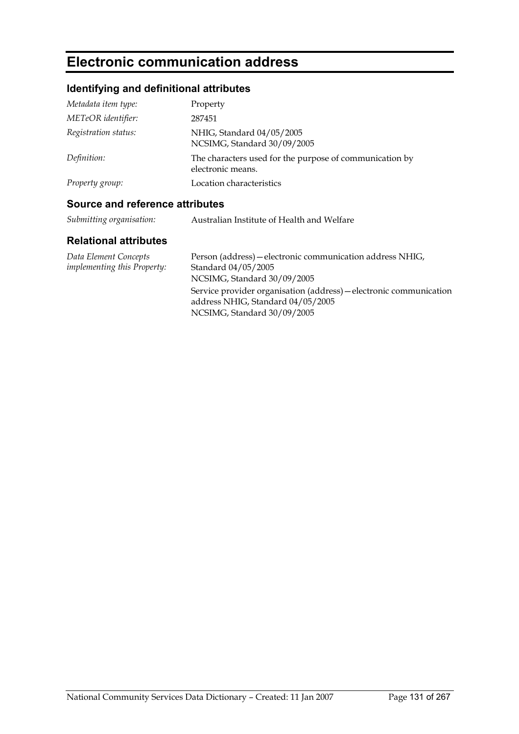# Electronic communication address

## Identifying and definitional attributes

| | |
|---|---|
| *Metadata item type:* | Property |
| *METeOR identifier:* | 287451 |
| *Registration status:* | NHIG, Standard 04/05/2005<br>NCSIMG, Standard 30/09/2005 |
| *Definition:* | The characters used for the purpose of communication by electronic means. |
| *Property group:* | Location characteristics |

## Source and reference attributes

| | |
|---|---|
| *Submitting organisation:* | Australian Institute of Health and Welfare |

## Relational attributes

| | |
|---|---|
| *Data Element Concepts implementing this Property:* | Person (address)—electronic communication address NHIG, Standard 04/05/2005<br>NCSIMG, Standard 30/09/2005<br>Service provider organisation (address)—electronic communication address NHIG, Standard 04/05/2005<br>NCSIMG, Standard 30/09/2005 |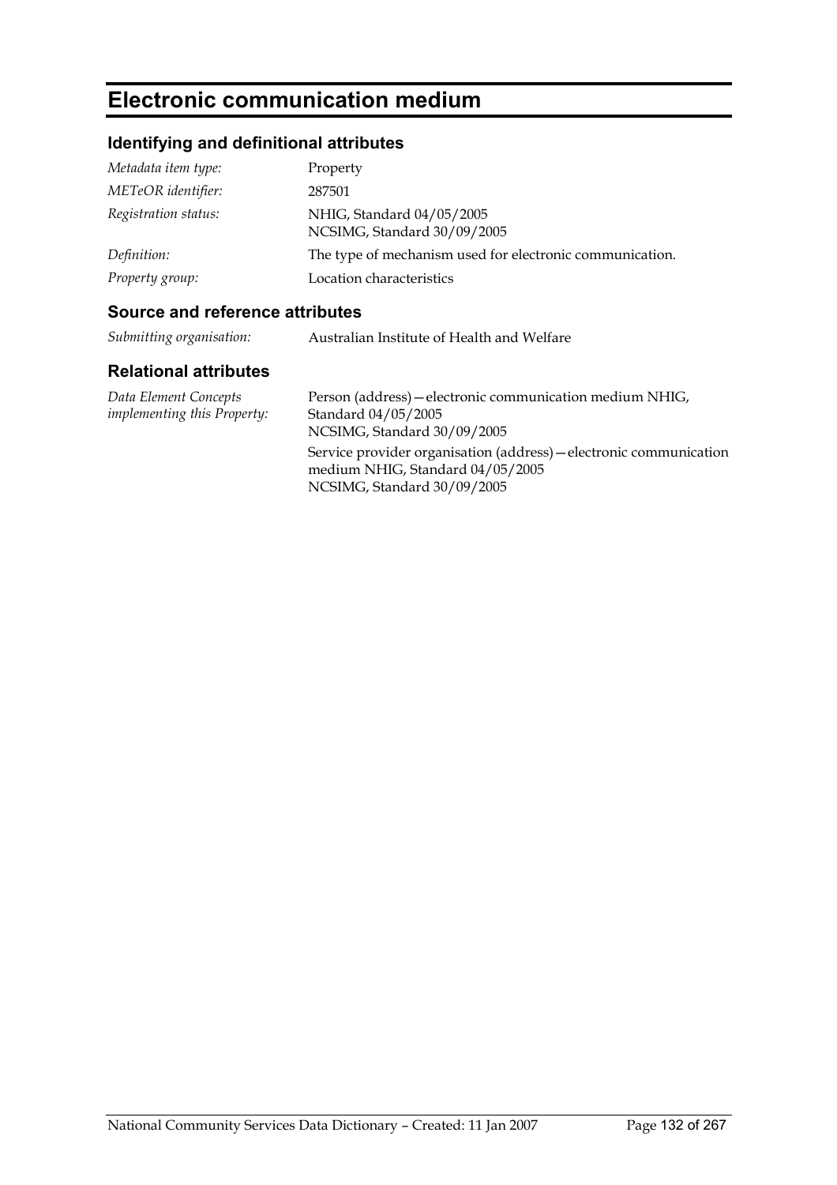# Electronic communication medium

## Identifying and definitional attributes

| | |
|---|---|
| *Metadata item type:* | Property |
| *METeOR identifier:* | 287501 |
| *Registration status:* | NHIG, Standard 04/05/2005<br>NCSIMG, Standard 30/09/2005 |
| *Definition:* | The type of mechanism used for electronic communication. |
| *Property group:* | Location characteristics |

## Source and reference attributes

| | |
|---|---|
| *Submitting organisation:* | Australian Institute of Health and Welfare |

## Relational attributes

| | |
|---|---|
| *Data Element Concepts implementing this Property:* | Person (address)—electronic communication medium NHIG, Standard 04/05/2005<br>NCSIMG, Standard 30/09/2005<br><br>Service provider organisation (address)—electronic communication medium NHIG, Standard 04/05/2005<br>NCSIMG, Standard 30/09/2005 |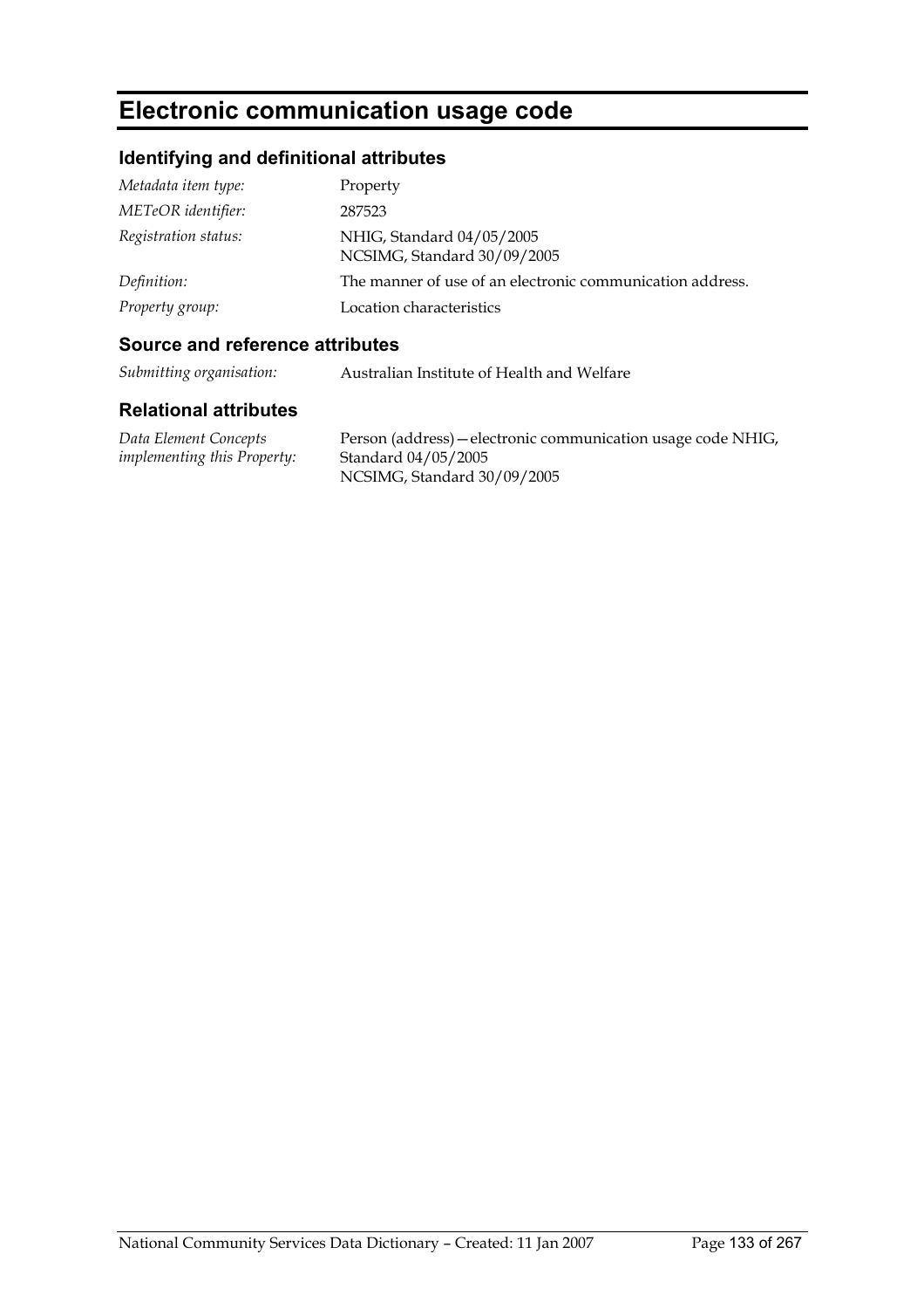# Electronic communication usage code

## Identifying and definitional attributes

| | |
|---|---|
| *Metadata item type:* | Property |
| *METeOR identifier:* | 287523 |
| *Registration status:* | NHIG, Standard 04/05/2005<br>NCSIMG, Standard 30/09/2005 |
| *Definition:* | The manner of use of an electronic communication address. |
| *Property group:* | Location characteristics |

## Source and reference attributes

| | |
|---|---|
| *Submitting organisation:* | Australian Institute of Health and Welfare |

## Relational attributes

| | |
|---|---|
| *Data Element Concepts implementing this Property:* | Person (address)—electronic communication usage code NHIG, Standard 04/05/2005<br>NCSIMG, Standard 30/09/2005 |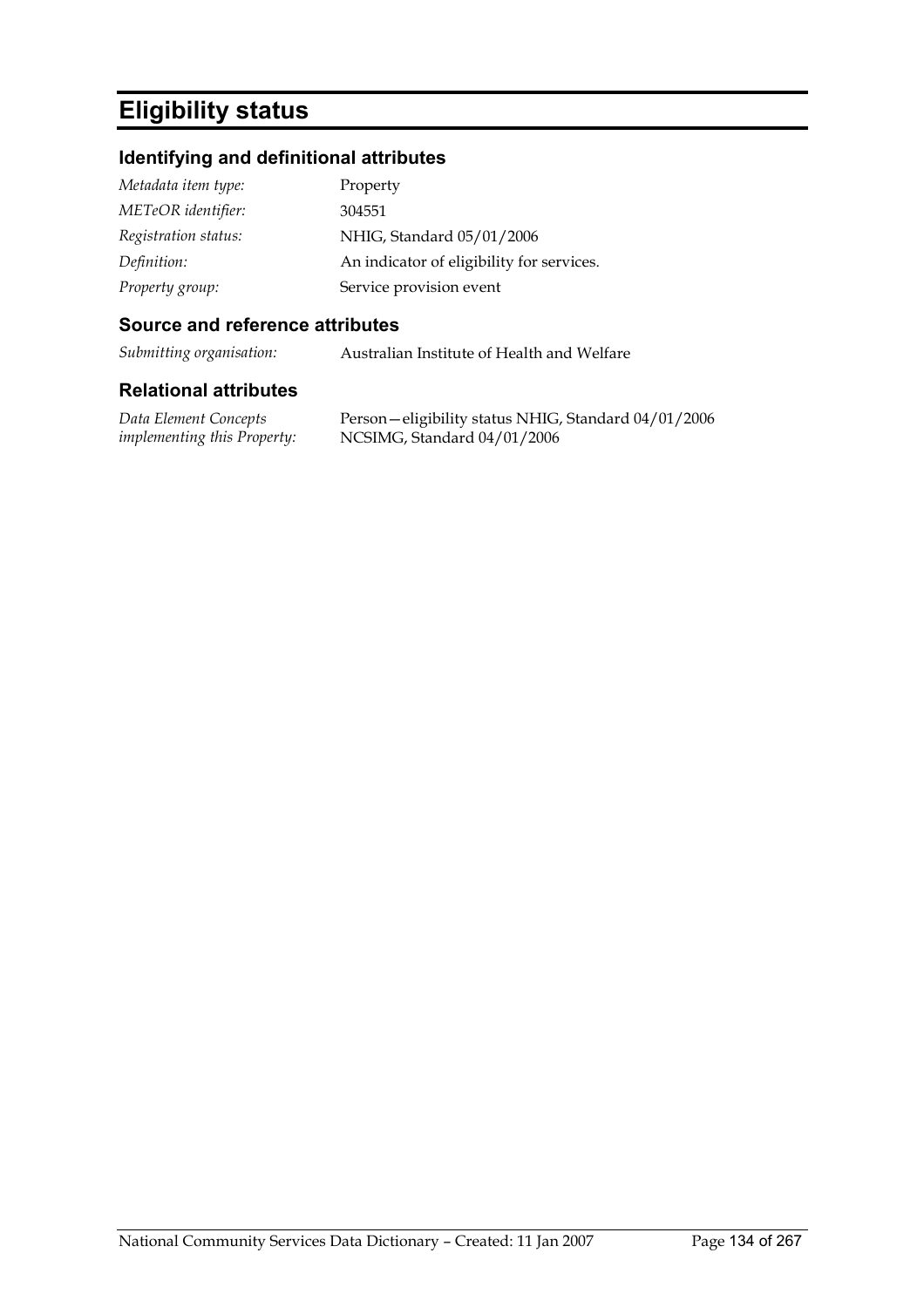# Eligibility status

## Identifying and definitional attributes

| | |
|---|---|
| *Metadata item type:* | Property |
| *METeOR identifier:* | 304551 |
| *Registration status:* | NHIG, Standard 05/01/2006 |
| *Definition:* | An indicator of eligibility for services. |
| *Property group:* | Service provision event |

## Source and reference attributes

| | |
|---|---|
| *Submitting organisation:* | Australian Institute of Health and Welfare |

## Relational attributes

| | |
|---|---|
| *Data Element Concepts implementing this Property:* | Person—eligibility status NHIG, Standard 04/01/2006<br>NCSIMG, Standard 04/01/2006 |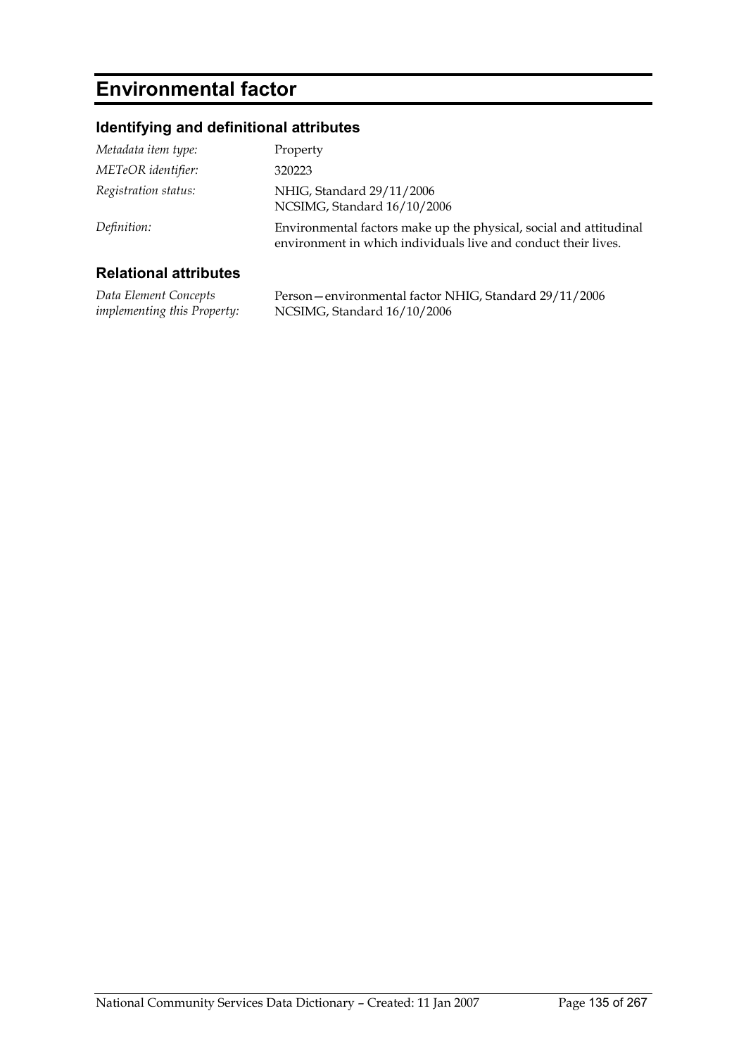# Environmental factor

## Identifying and definitional attributes

| | |
|---|---|
| *Metadata item type:* | Property |
| *METeOR identifier:* | 320223 |
| *Registration status:* | NHIG, Standard 29/11/2006<br>NCSIMG, Standard 16/10/2006 |
| *Definition:* | Environmental factors make up the physical, social and attitudinal environment in which individuals live and conduct their lives. |

## Relational attributes

| | |
|---|---|
| *Data Element Concepts implementing this Property:* | Person—environmental factor NHIG, Standard 29/11/2006<br>NCSIMG, Standard 16/10/2006 |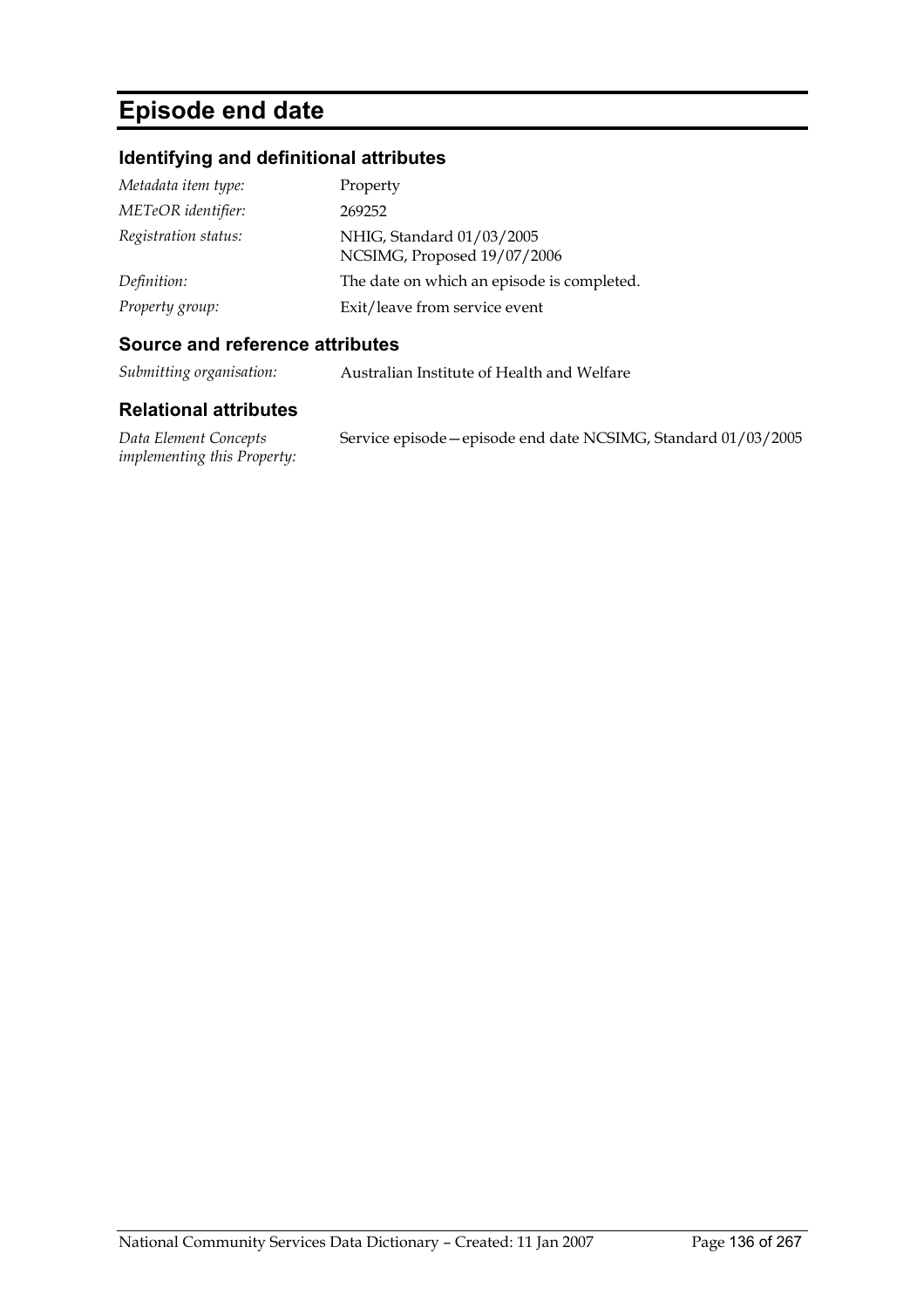# Episode end date

## Identifying and definitional attributes

| | |
|---|---|
| *Metadata item type:* | Property |
| *METeOR identifier:* | 269252 |
| *Registration status:* | NHIG, Standard 01/03/2005<br>NCSIMG, Proposed 19/07/2006 |
| *Definition:* | The date on which an episode is completed. |
| *Property group:* | Exit/leave from service event |

## Source and reference attributes

| | |
|---|---|
| *Submitting organisation:* | Australian Institute of Health and Welfare |

## Relational attributes

| | |
|---|---|
| *Data Element Concepts implementing this Property:* | Service episode—episode end date NCSIMG, Standard 01/03/2005 |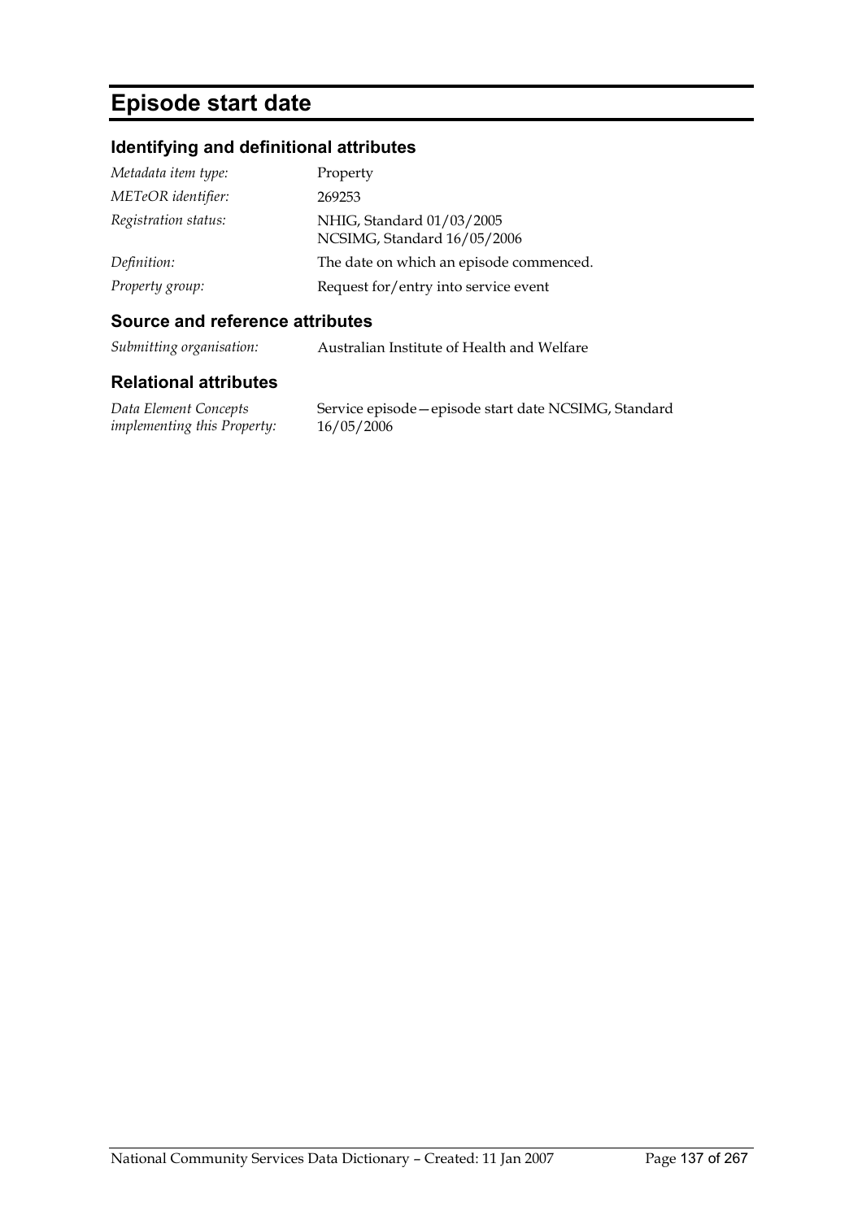# Episode start date

## Identifying and definitional attributes

| | |
|---|---|
| *Metadata item type:* | Property |
| *METeOR identifier:* | 269253 |
| *Registration status:* | NHIG, Standard 01/03/2005<br>NCSIMG, Standard 16/05/2006 |
| *Definition:* | The date on which an episode commenced. |
| *Property group:* | Request for/entry into service event |

## Source and reference attributes

| | |
|---|---|
| *Submitting organisation:* | Australian Institute of Health and Welfare |

## Relational attributes

| | |
|---|---|
| *Data Element Concepts implementing this Property:* | Service episode—episode start date NCSIMG, Standard 16/05/2006 |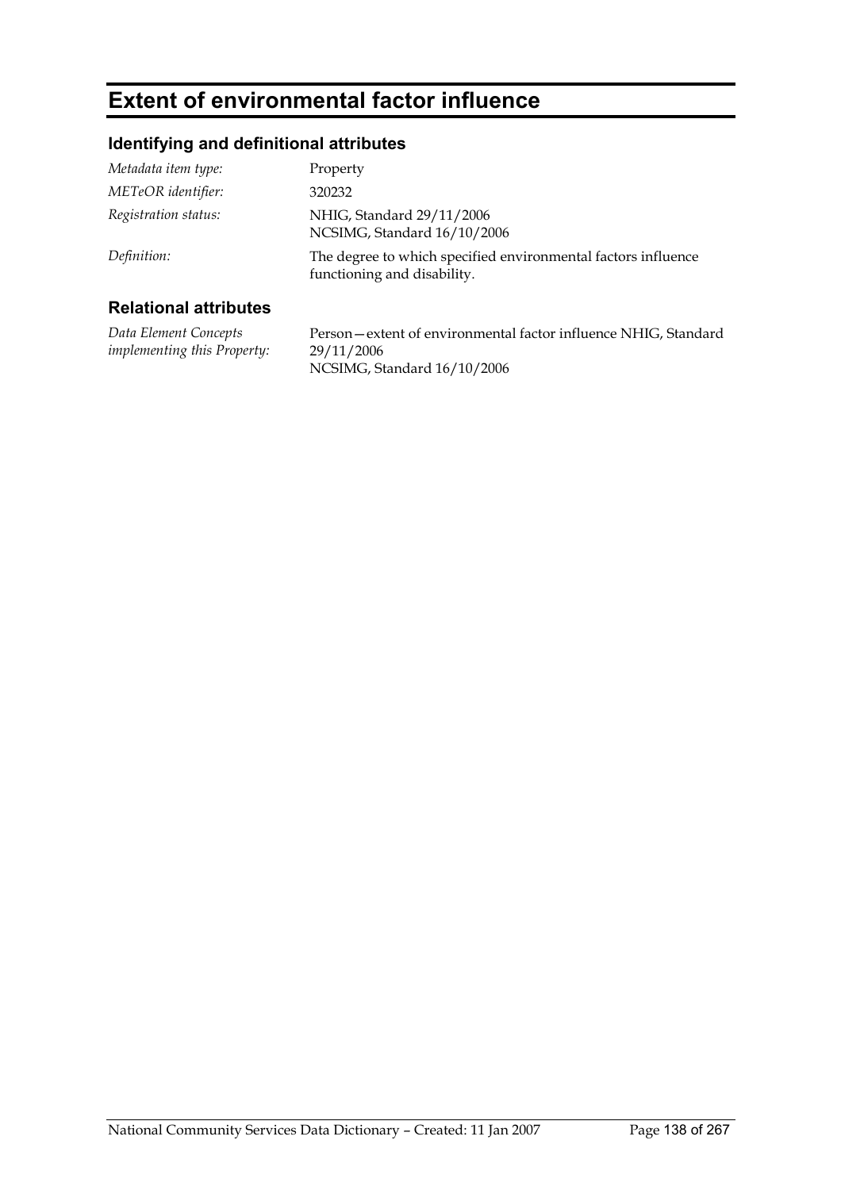# Extent of environmental factor influence

## Identifying and definitional attributes

| | |
|---|---|
| *Metadata item type:* | Property |
| *METeOR identifier:* | 320232 |
| *Registration status:* | NHIG, Standard 29/11/2006<br>NCSIMG, Standard 16/10/2006 |
| *Definition:* | The degree to which specified environmental factors influence functioning and disability. |

## Relational attributes

| | |
|---|---|
| *Data Element Concepts implementing this Property:* | Person—extent of environmental factor influence NHIG, Standard 29/11/2006<br>NCSIMG, Standard 16/10/2006 |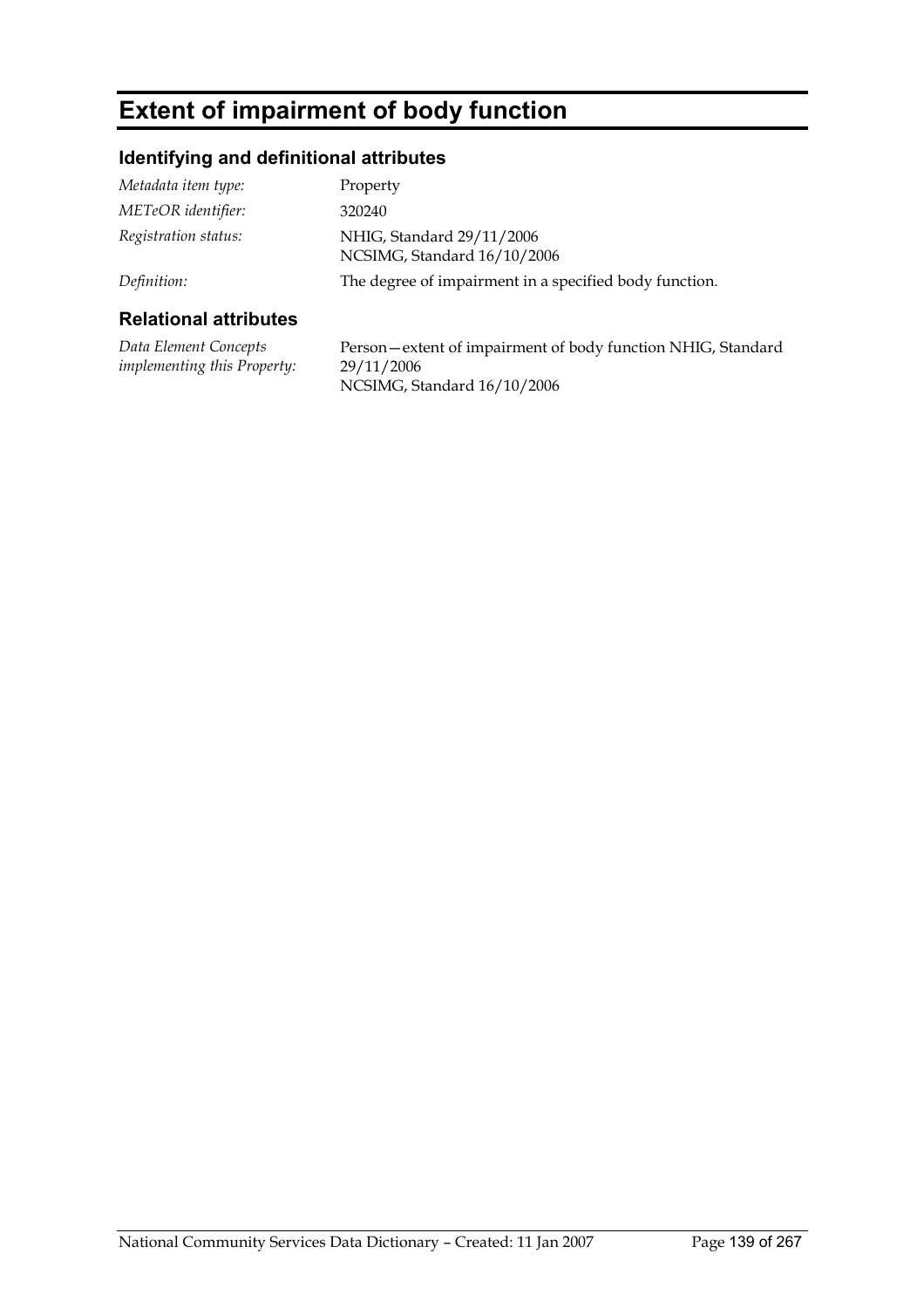# Extent of impairment of body function

## Identifying and definitional attributes

| | |
|---|---|
| *Metadata item type:* | Property |
| *METeOR identifier:* | 320240 |
| *Registration status:* | NHIG, Standard 29/11/2006<br>NCSIMG, Standard 16/10/2006 |
| *Definition:* | The degree of impairment in a specified body function. |

## Relational attributes

| | |
|---|---|
| *Data Element Concepts implementing this Property:* | Person—extent of impairment of body function NHIG, Standard 29/11/2006<br>NCSIMG, Standard 16/10/2006 |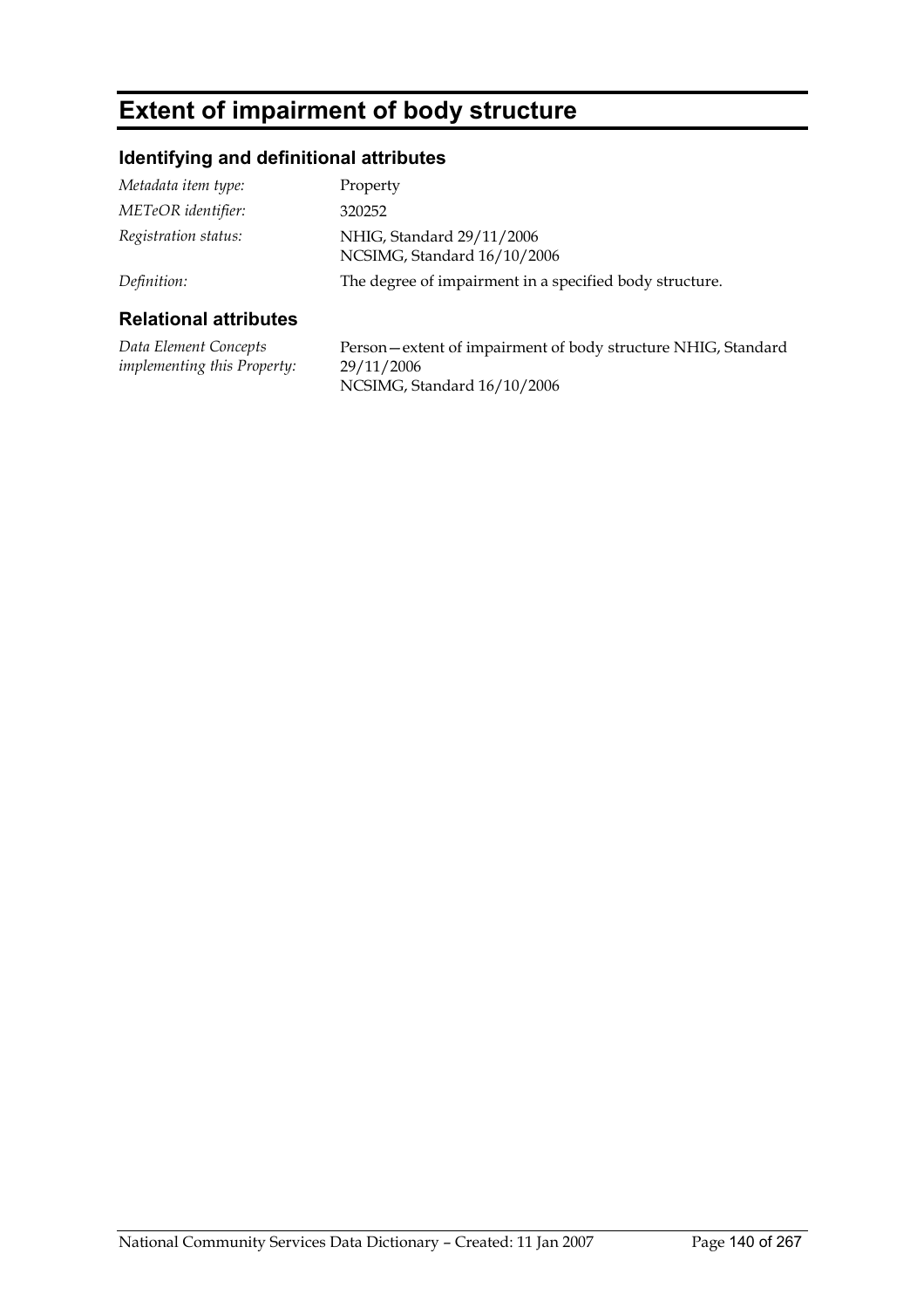# Extent of impairment of body structure

## Identifying and definitional attributes

| | |
|---|---|
| *Metadata item type:* | Property |
| *METeOR identifier:* | 320252 |
| *Registration status:* | NHIG, Standard 29/11/2006<br>NCSIMG, Standard 16/10/2006 |
| *Definition:* | The degree of impairment in a specified body structure. |

## Relational attributes

| | |
|---|---|
| *Data Element Concepts implementing this Property:* | Person—extent of impairment of body structure NHIG, Standard 29/11/2006<br>NCSIMG, Standard 16/10/2006 |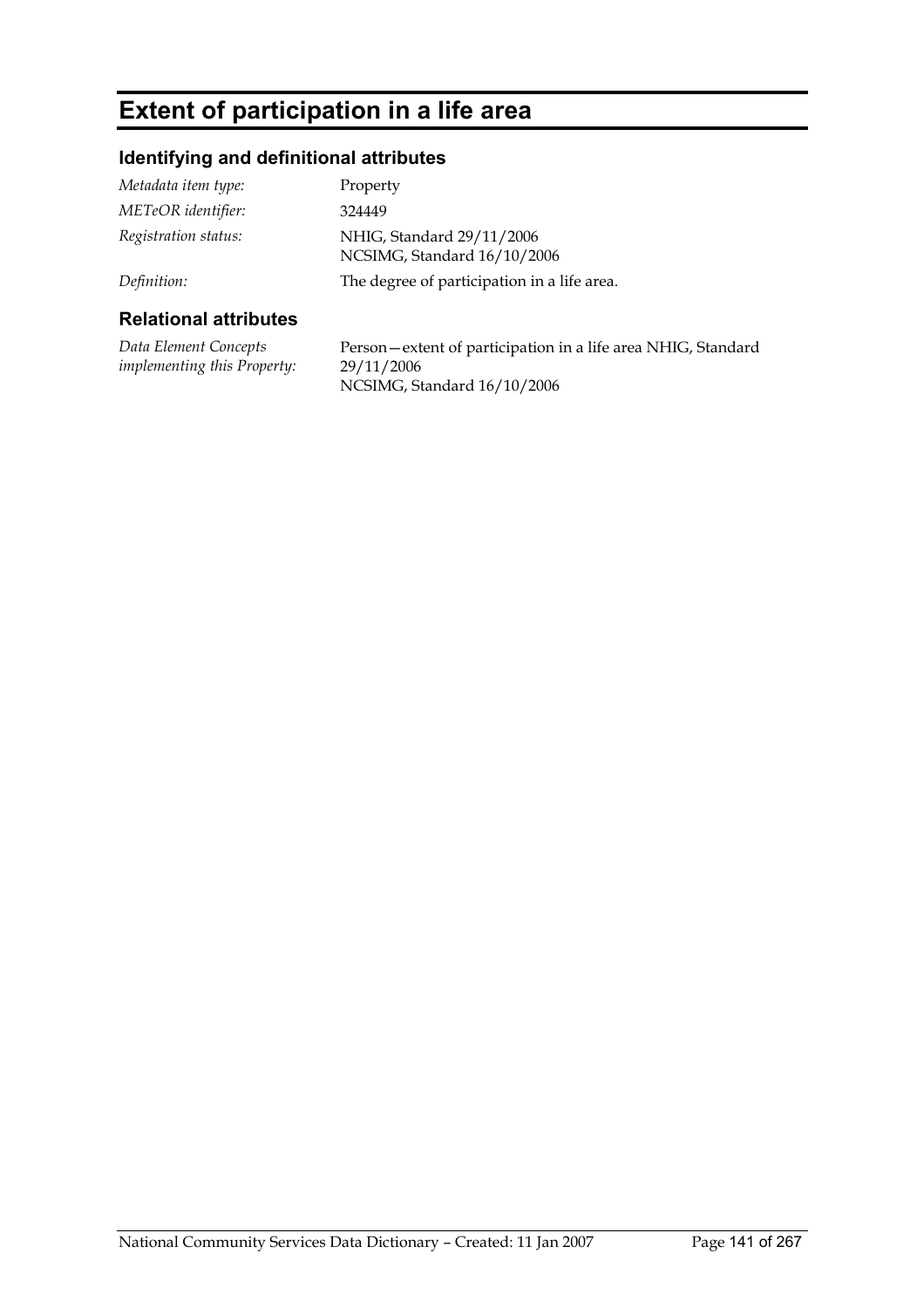# Extent of participation in a life area

## Identifying and definitional attributes

| | |
|---|---|
| *Metadata item type:* | Property |
| *METeOR identifier:* | 324449 |
| *Registration status:* | NHIG, Standard 29/11/2006<br>NCSIMG, Standard 16/10/2006 |
| *Definition:* | The degree of participation in a life area. |

## Relational attributes

| | |
|---|---|
| *Data Element Concepts implementing this Property:* | Person—extent of participation in a life area NHIG, Standard 29/11/2006<br>NCSIMG, Standard 16/10/2006 |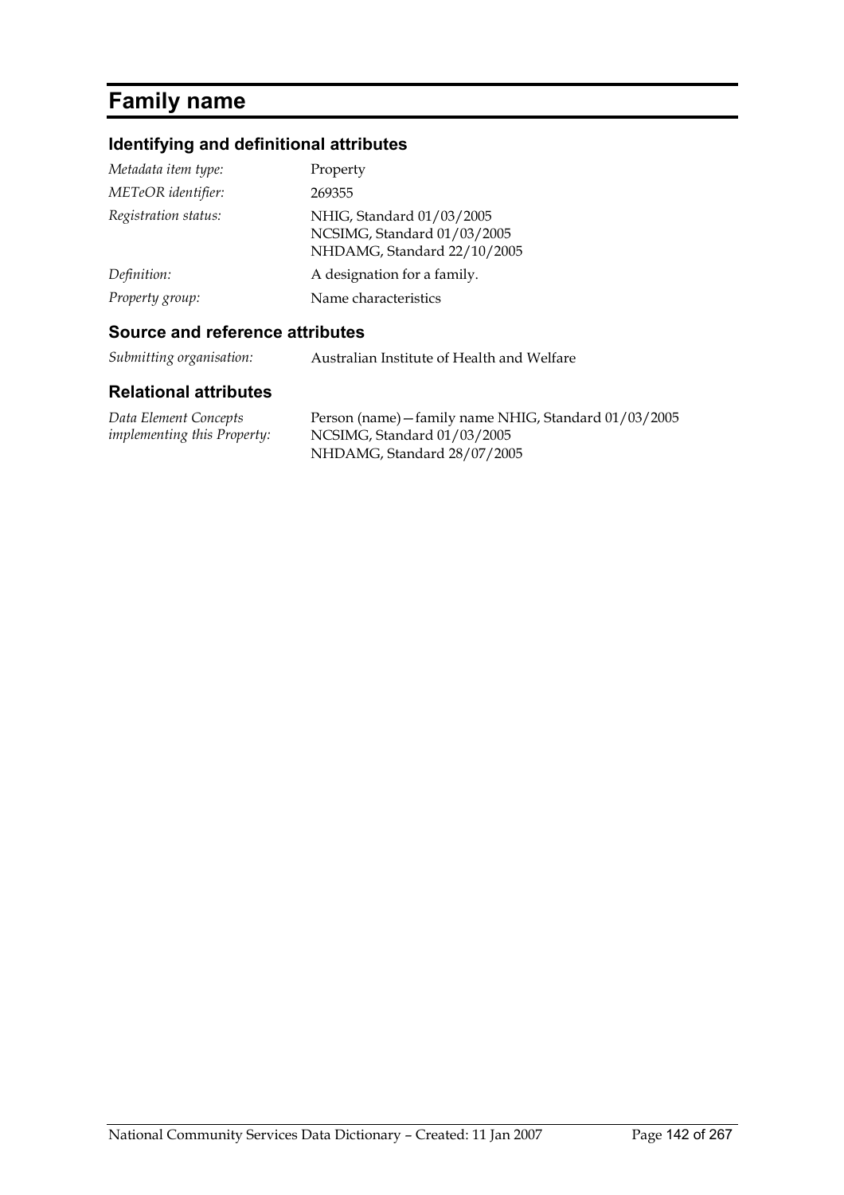# Family name

## Identifying and definitional attributes

| | |
|---|---|
| *Metadata item type:* | Property |
| *METeOR identifier:* | 269355 |
| *Registration status:* | NHIG, Standard 01/03/2005<br>NCSIMG, Standard 01/03/2005<br>NHDAMG, Standard 22/10/2005 |
| *Definition:* | A designation for a family. |
| *Property group:* | Name characteristics |

## Source and reference attributes

| | |
|---|---|
| *Submitting organisation:* | Australian Institute of Health and Welfare |

## Relational attributes

| | |
|---|---|
| *Data Element Concepts implementing this Property:* | Person (name)—family name NHIG, Standard 01/03/2005<br>NCSIMG, Standard 01/03/2005<br>NHDAMG, Standard 28/07/2005 |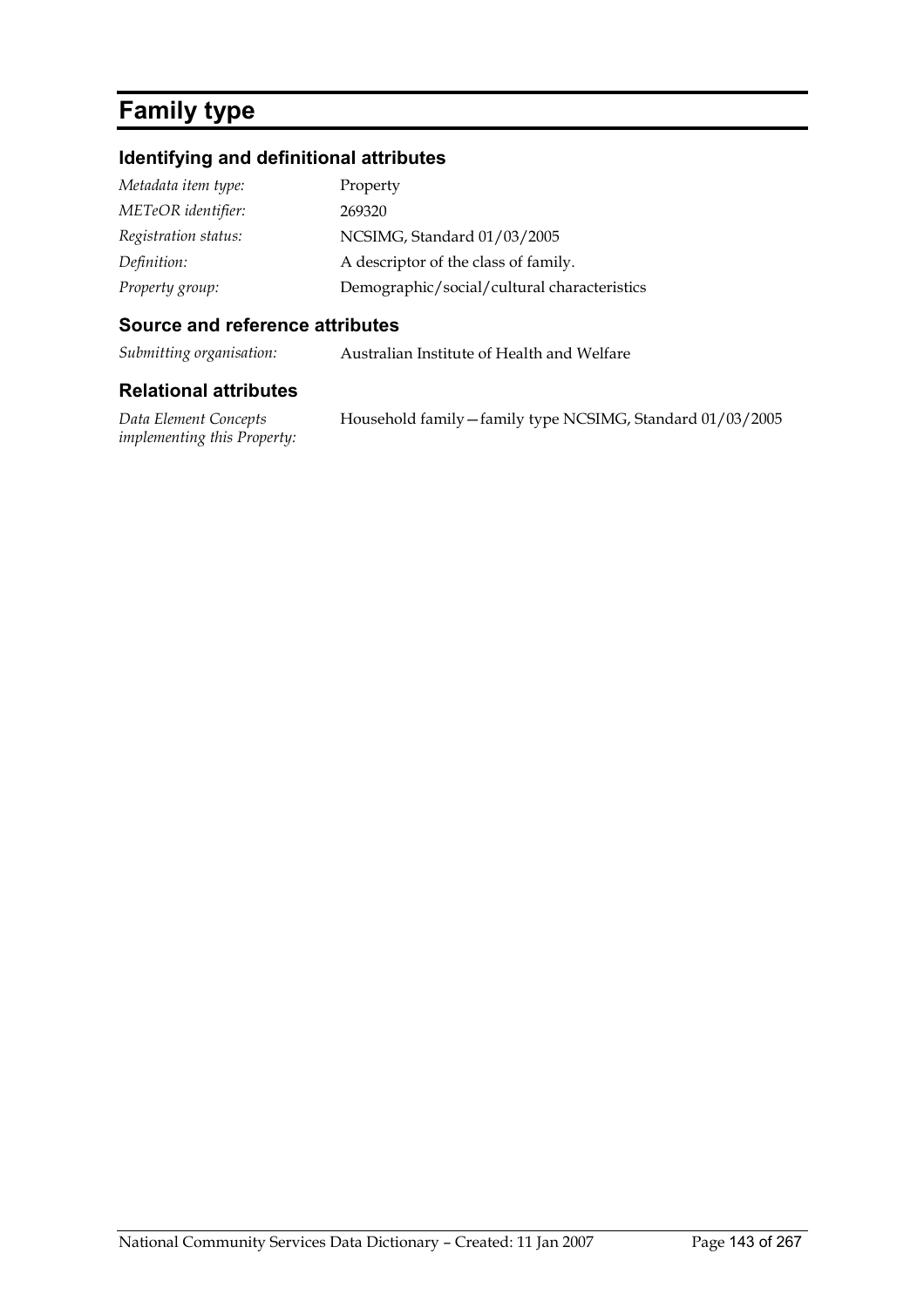# Family type

## Identifying and definitional attributes

| | |
|---|---|
| *Metadata item type:* | Property |
| *METeOR identifier:* | 269320 |
| *Registration status:* | NCSIMG, Standard 01/03/2005 |
| *Definition:* | A descriptor of the class of family. |
| *Property group:* | Demographic/social/cultural characteristics |

## Source and reference attributes

| | |
|---|---|
| *Submitting organisation:* | Australian Institute of Health and Welfare |

## Relational attributes

| | |
|---|---|
| *Data Element Concepts implementing this Property:* | Household family—family type NCSIMG, Standard 01/03/2005 |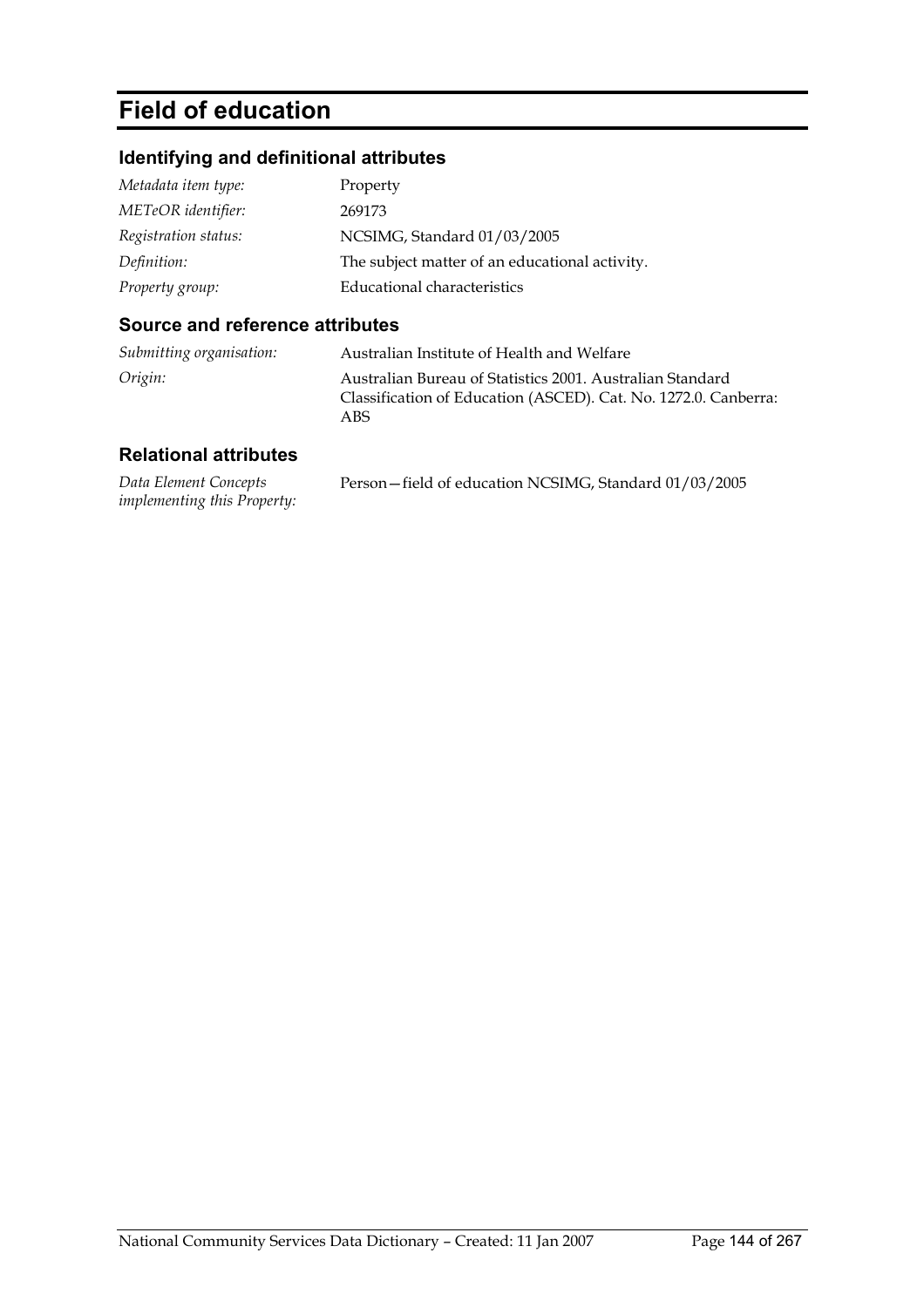# Field of education

## Identifying and definitional attributes

| | |
|---|---|
| *Metadata item type:* | Property |
| *METeOR identifier:* | 269173 |
| *Registration status:* | NCSIMG, Standard 01/03/2005 |
| *Definition:* | The subject matter of an educational activity. |
| *Property group:* | Educational characteristics |

## Source and reference attributes

| | |
|---|---|
| *Submitting organisation:* | Australian Institute of Health and Welfare |
| *Origin:* | Australian Bureau of Statistics 2001. Australian Standard Classification of Education (ASCED). Cat. No. 1272.0. Canberra: ABS |

## Relational attributes

| | |
|---|---|
| *Data Element Concepts implementing this Property:* | Person—field of education NCSIMG, Standard 01/03/2005 |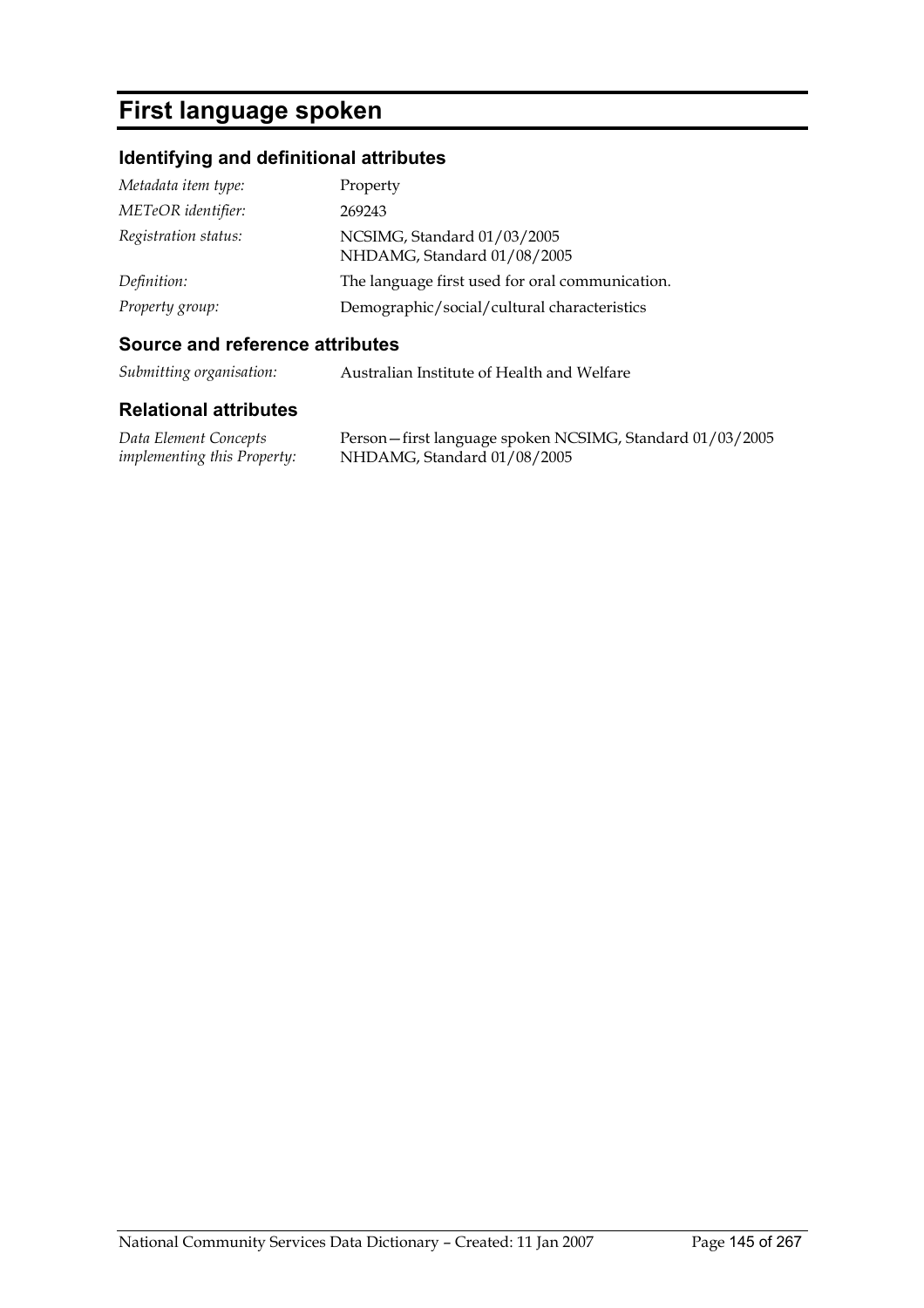# First language spoken

## Identifying and definitional attributes

| | |
|---|---|
| *Metadata item type:* | Property |
| *METeOR identifier:* | 269243 |
| *Registration status:* | NCSIMG, Standard 01/03/2005<br>NHDAMG, Standard 01/08/2005 |
| *Definition:* | The language first used for oral communication. |
| *Property group:* | Demographic/social/cultural characteristics |

## Source and reference attributes

| | |
|---|---|
| *Submitting organisation:* | Australian Institute of Health and Welfare |

## Relational attributes

| | |
|---|---|
| *Data Element Concepts implementing this Property:* | Person—first language spoken NCSIMG, Standard 01/03/2005<br>NHDAMG, Standard 01/08/2005 |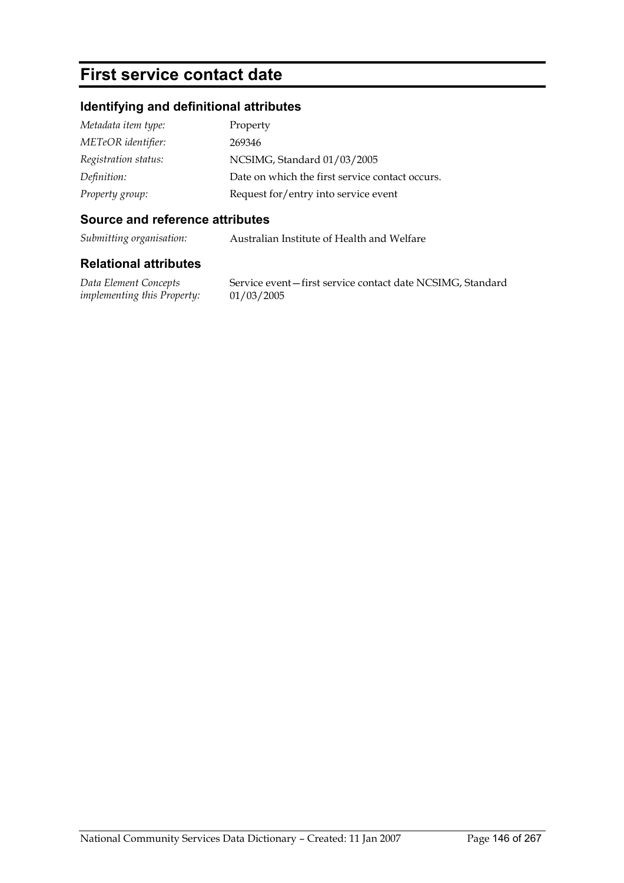# First service contact date

## Identifying and definitional attributes

| | |
|---|---|
| *Metadata item type:* | Property |
| *METeOR identifier:* | 269346 |
| *Registration status:* | NCSIMG, Standard 01/03/2005 |
| *Definition:* | Date on which the first service contact occurs. |
| *Property group:* | Request for/entry into service event |

## Source and reference attributes

| | |
|---|---|
| *Submitting organisation:* | Australian Institute of Health and Welfare |

## Relational attributes

| | |
|---|---|
| *Data Element Concepts implementing this Property:* | Service event—first service contact date NCSIMG, Standard 01/03/2005 |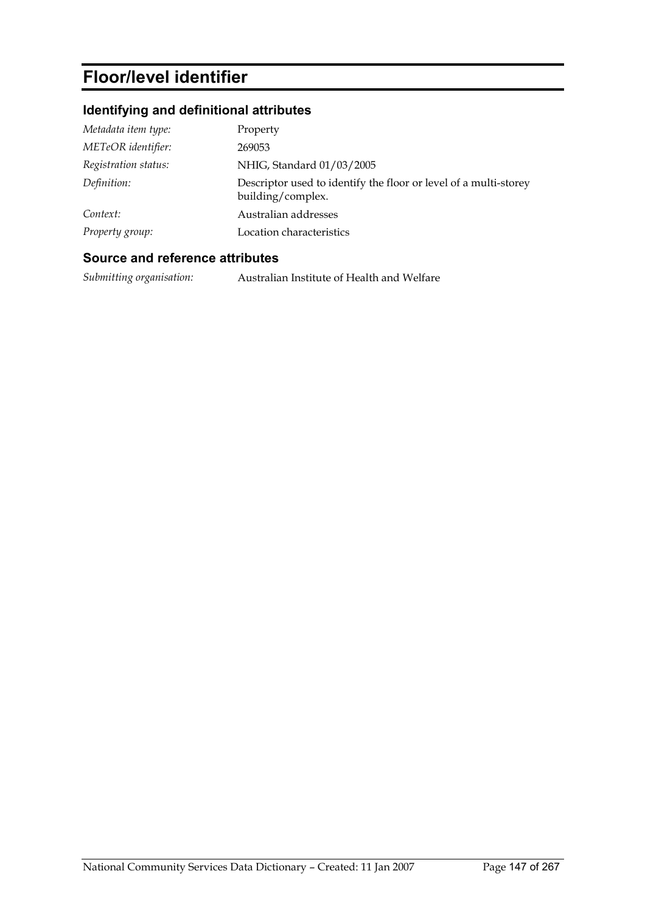# Floor/level identifier

## Identifying and definitional attributes

| | |
|---|---|
| *Metadata item type:* | Property |
| *METeOR identifier:* | 269053 |
| *Registration status:* | NHIG, Standard 01/03/2005 |
| *Definition:* | Descriptor used to identify the floor or level of a multi-storey building/complex. |
| *Context:* | Australian addresses |
| *Property group:* | Location characteristics |

## Source and reference attributes

| | |
|---|---|
| *Submitting organisation:* | Australian Institute of Health and Welfare |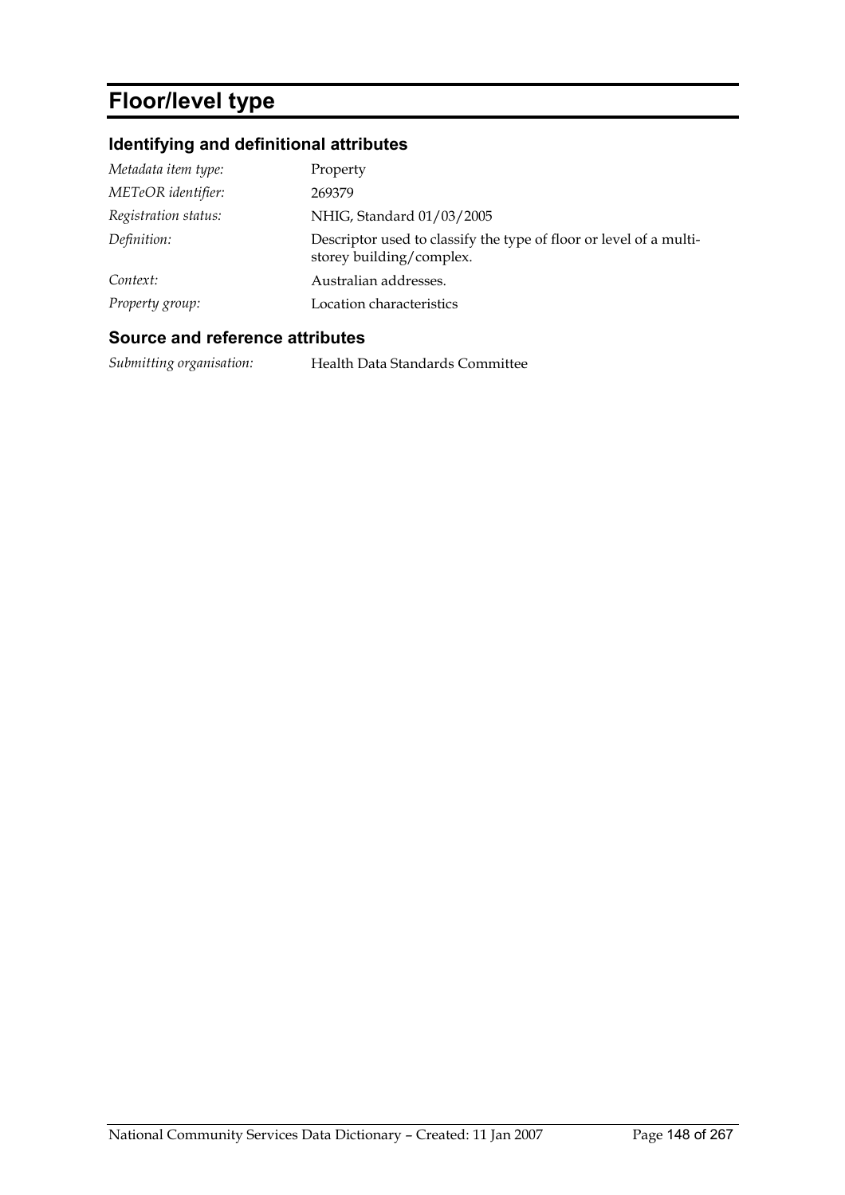# Floor/level type

## Identifying and definitional attributes

| | |
|---|---|
| *Metadata item type:* | Property |
| *METeOR identifier:* | 269379 |
| *Registration status:* | NHIG, Standard 01/03/2005 |
| *Definition:* | Descriptor used to classify the type of floor or level of a multi-storey building/complex. |
| *Context:* | Australian addresses. |
| *Property group:* | Location characteristics |

## Source and reference attributes

| | |
|---|---|
| *Submitting organisation:* | Health Data Standards Committee |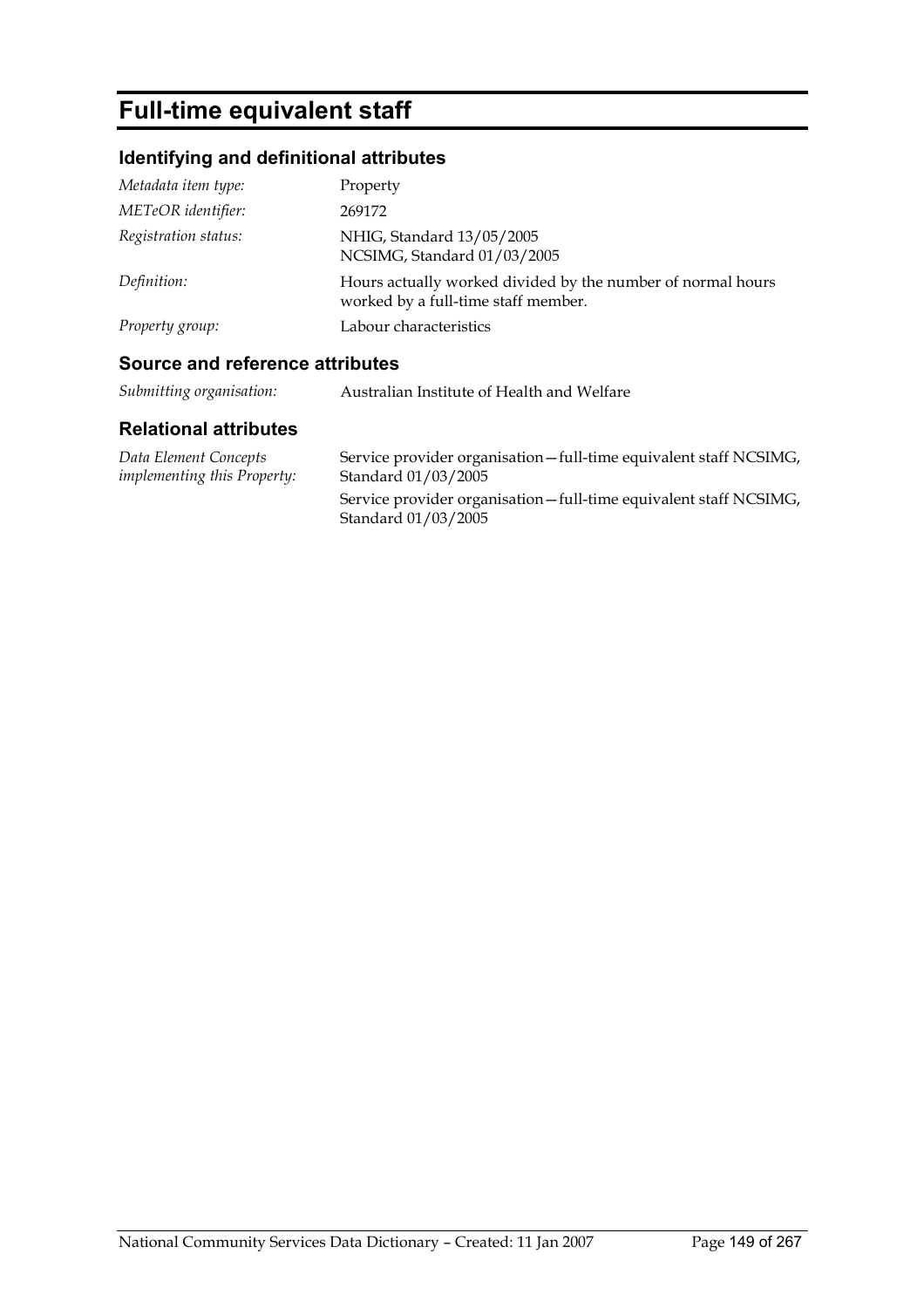# Full-time equivalent staff

## Identifying and definitional attributes

| | |
|---|---|
| *Metadata item type:* | Property |
| *METeOR identifier:* | 269172 |
| *Registration status:* | NHIG, Standard 13/05/2005<br>NCSIMG, Standard 01/03/2005 |
| *Definition:* | Hours actually worked divided by the number of normal hours worked by a full-time staff member. |
| *Property group:* | Labour characteristics |

## Source and reference attributes

| | |
|---|---|
| *Submitting organisation:* | Australian Institute of Health and Welfare |

## Relational attributes

| | |
|---|---|
| *Data Element Concepts implementing this Property:* | Service provider organisation—full-time equivalent staff NCSIMG, Standard 01/03/2005<br>Service provider organisation—full-time equivalent staff NCSIMG, Standard 01/03/2005 |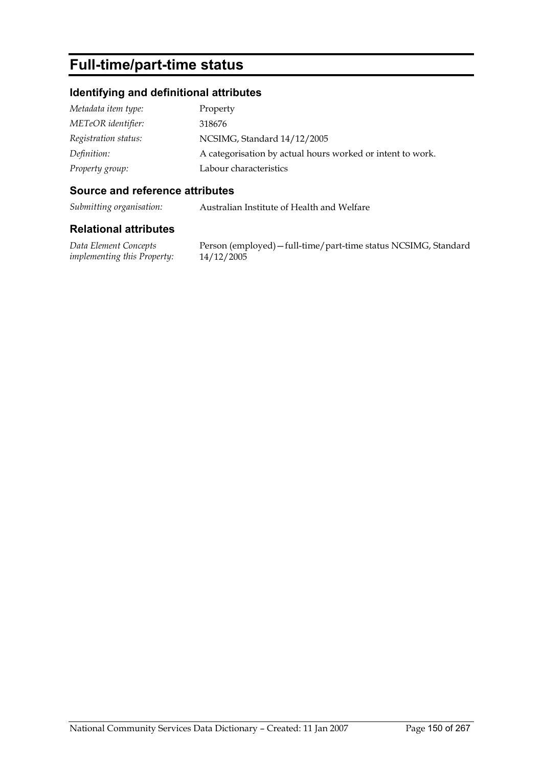# Full-time/part-time status

## Identifying and definitional attributes

| | |
|---|---|
| *Metadata item type:* | Property |
| *METeOR identifier:* | 318676 |
| *Registration status:* | NCSIMG, Standard 14/12/2005 |
| *Definition:* | A categorisation by actual hours worked or intent to work. |
| *Property group:* | Labour characteristics |

## Source and reference attributes

| | |
|---|---|
| *Submitting organisation:* | Australian Institute of Health and Welfare |

## Relational attributes

| | |
|---|---|
| *Data Element Concepts implementing this Property:* | Person (employed)—full-time/part-time status NCSIMG, Standard 14/12/2005 |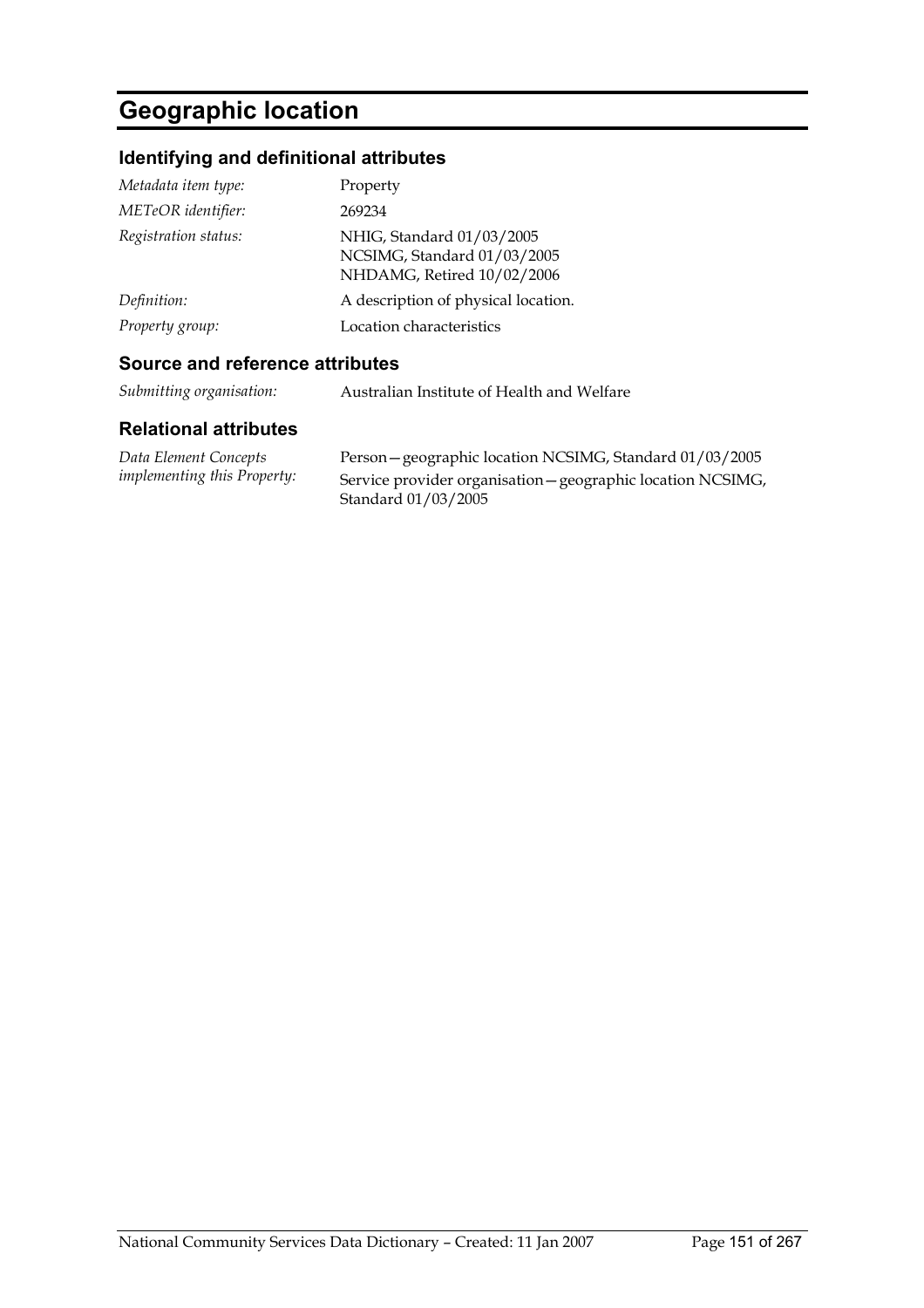# Geographic location

## Identifying and definitional attributes

| | |
|---|---|
| *Metadata item type:* | Property |
| *METeOR identifier:* | 269234 |
| *Registration status:* | NHIG, Standard 01/03/2005<br>NCSIMG, Standard 01/03/2005<br>NHDAMG, Retired 10/02/2006 |
| *Definition:* | A description of physical location. |
| *Property group:* | Location characteristics |

## Source and reference attributes

| | |
|---|---|
| *Submitting organisation:* | Australian Institute of Health and Welfare |

## Relational attributes

| | |
|---|---|
| *Data Element Concepts implementing this Property:* | Person—geographic location NCSIMG, Standard 01/03/2005<br>Service provider organisation—geographic location NCSIMG, Standard 01/03/2005 |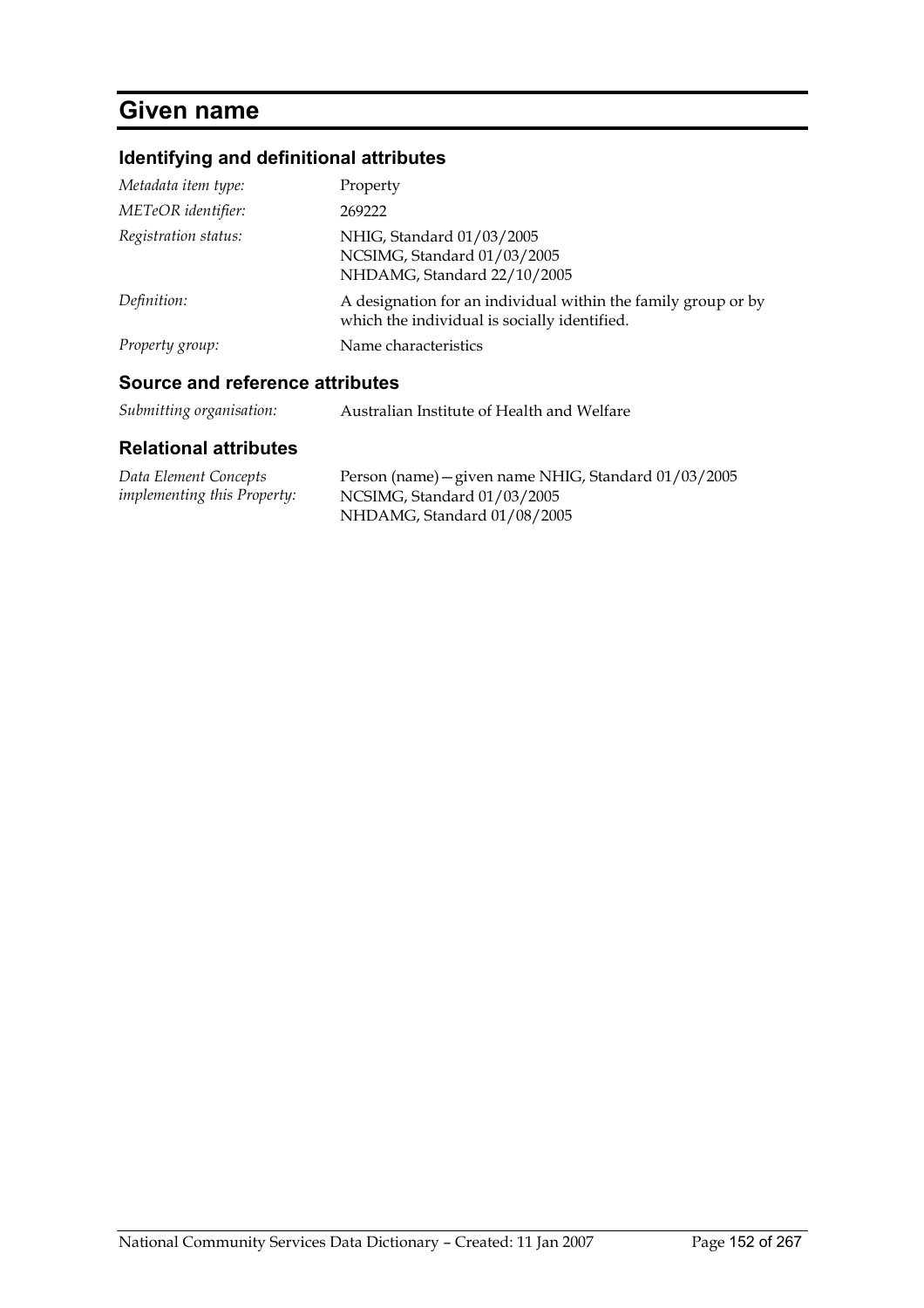# Given name

## Identifying and definitional attributes

| | |
|---|---|
| *Metadata item type:* | Property |
| *METeOR identifier:* | 269222 |
| *Registration status:* | NHIG, Standard 01/03/2005<br>NCSIMG, Standard 01/03/2005<br>NHDAMG, Standard 22/10/2005 |
| *Definition:* | A designation for an individual within the family group or by which the individual is socially identified. |
| *Property group:* | Name characteristics |

## Source and reference attributes

| | |
|---|---|
| *Submitting organisation:* | Australian Institute of Health and Welfare |

## Relational attributes

| | |
|---|---|
| *Data Element Concepts implementing this Property:* | Person (name)—given name NHIG, Standard 01/03/2005<br>NCSIMG, Standard 01/03/2005<br>NHDAMG, Standard 01/08/2005 |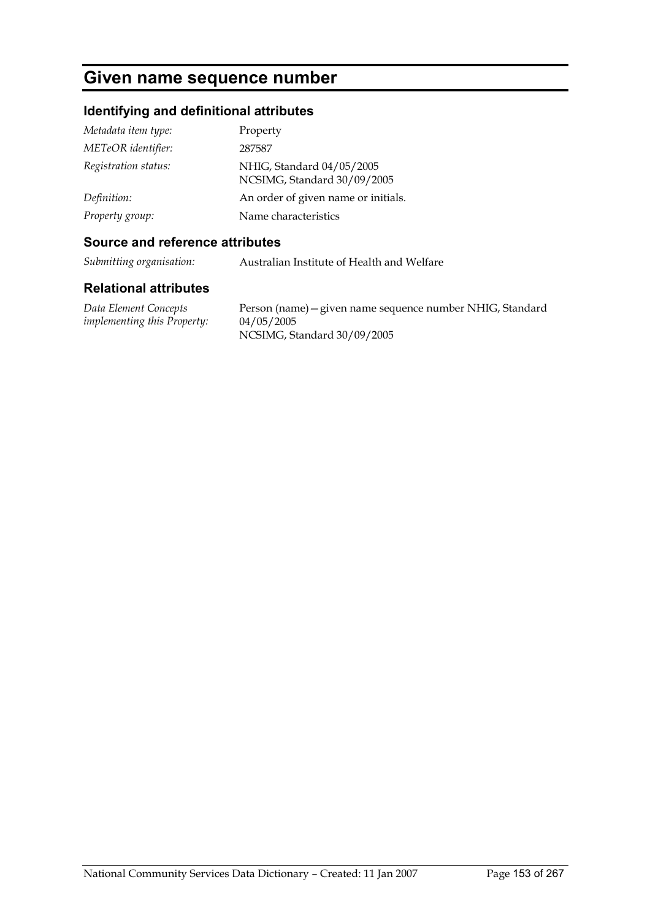# Given name sequence number

## Identifying and definitional attributes

| | |
|---|---|
| *Metadata item type:* | Property |
| *METeOR identifier:* | 287587 |
| *Registration status:* | NHIG, Standard 04/05/2005<br>NCSIMG, Standard 30/09/2005 |
| *Definition:* | An order of given name or initials. |
| *Property group:* | Name characteristics |

## Source and reference attributes

| | |
|---|---|
| *Submitting organisation:* | Australian Institute of Health and Welfare |

## Relational attributes

| | |
|---|---|
| *Data Element Concepts implementing this Property:* | Person (name)—given name sequence number NHIG, Standard 04/05/2005<br>NCSIMG, Standard 30/09/2005 |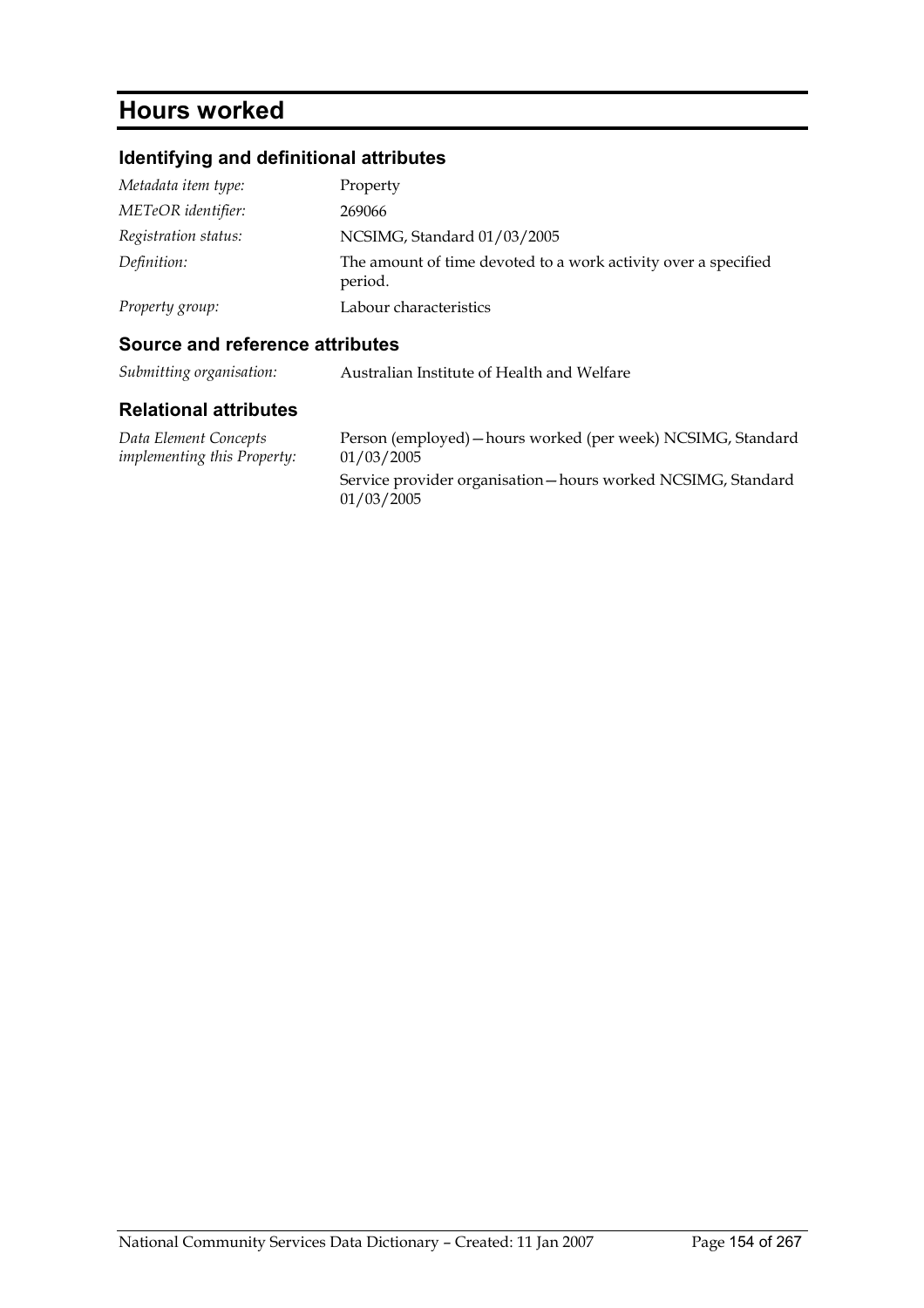# Hours worked

## Identifying and definitional attributes

| | |
|---|---|
| *Metadata item type:* | Property |
| *METeOR identifier:* | 269066 |
| *Registration status:* | NCSIMG, Standard 01/03/2005 |
| *Definition:* | The amount of time devoted to a work activity over a specified period. |
| *Property group:* | Labour characteristics |

## Source and reference attributes

| | |
|---|---|
| *Submitting organisation:* | Australian Institute of Health and Welfare |

## Relational attributes

| | |
|---|---|
| *Data Element Concepts implementing this Property:* | Person (employed)—hours worked (per week) NCSIMG, Standard 01/03/2005 |
| | Service provider organisation—hours worked NCSIMG, Standard 01/03/2005 |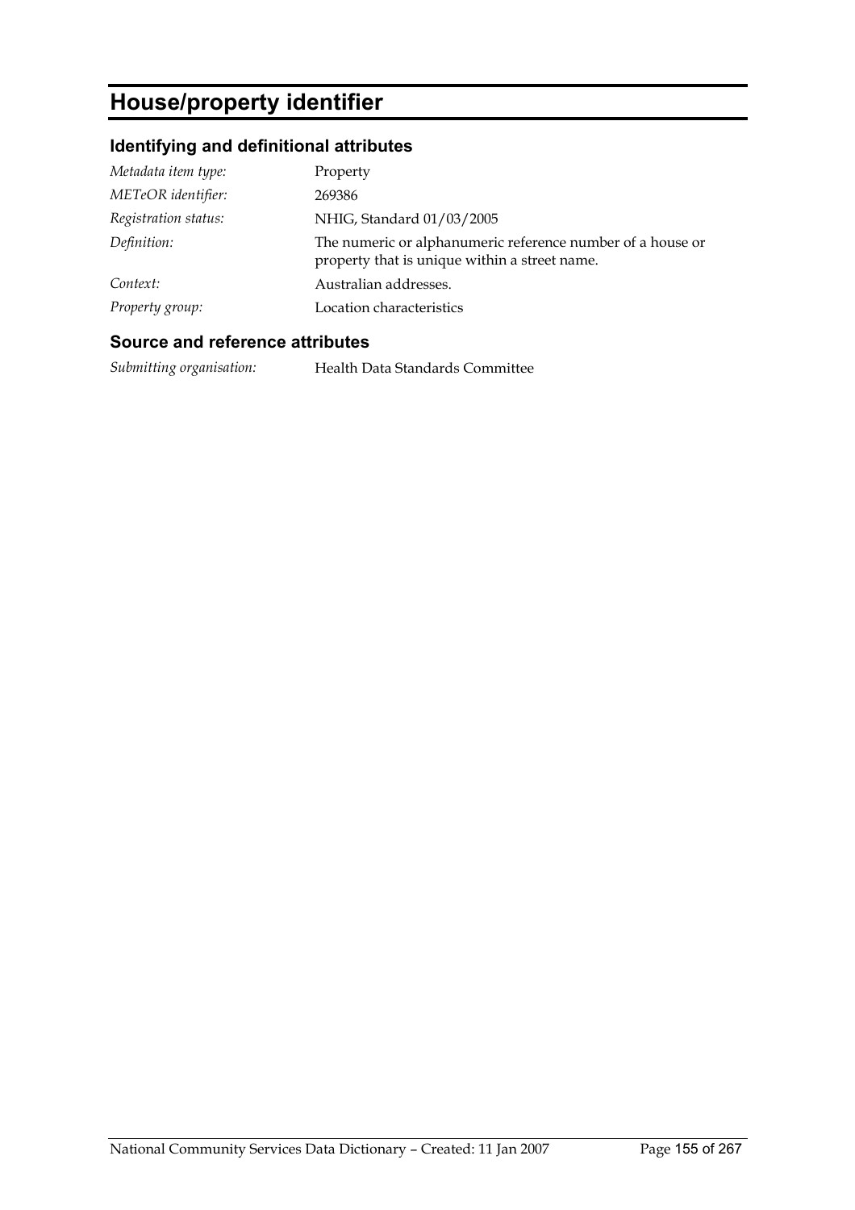# House/property identifier

## Identifying and definitional attributes

| | |
|---|---|
| *Metadata item type:* | Property |
| *METeOR identifier:* | 269386 |
| *Registration status:* | NHIG, Standard 01/03/2005 |
| *Definition:* | The numeric or alphanumeric reference number of a house or property that is unique within a street name. |
| *Context:* | Australian addresses. |
| *Property group:* | Location characteristics |

## Source and reference attributes

| | |
|---|---|
| *Submitting organisation:* | Health Data Standards Committee |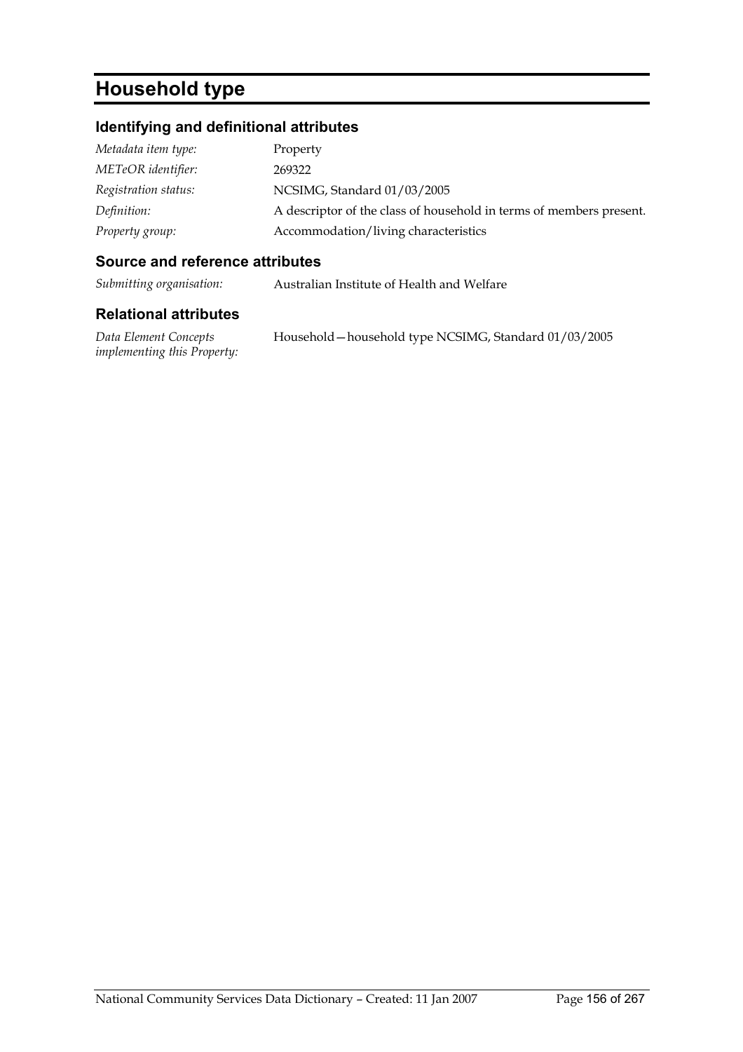# Household type

## Identifying and definitional attributes

| | |
|---|---|
| *Metadata item type:* | Property |
| *METeOR identifier:* | 269322 |
| *Registration status:* | NCSIMG, Standard 01/03/2005 |
| *Definition:* | A descriptor of the class of household in terms of members present. |
| *Property group:* | Accommodation/living characteristics |

## Source and reference attributes

| | |
|---|---|
| *Submitting organisation:* | Australian Institute of Health and Welfare |

## Relational attributes

| | |
|---|---|
| *Data Element Concepts implementing this Property:* | Household—household type NCSIMG, Standard 01/03/2005 |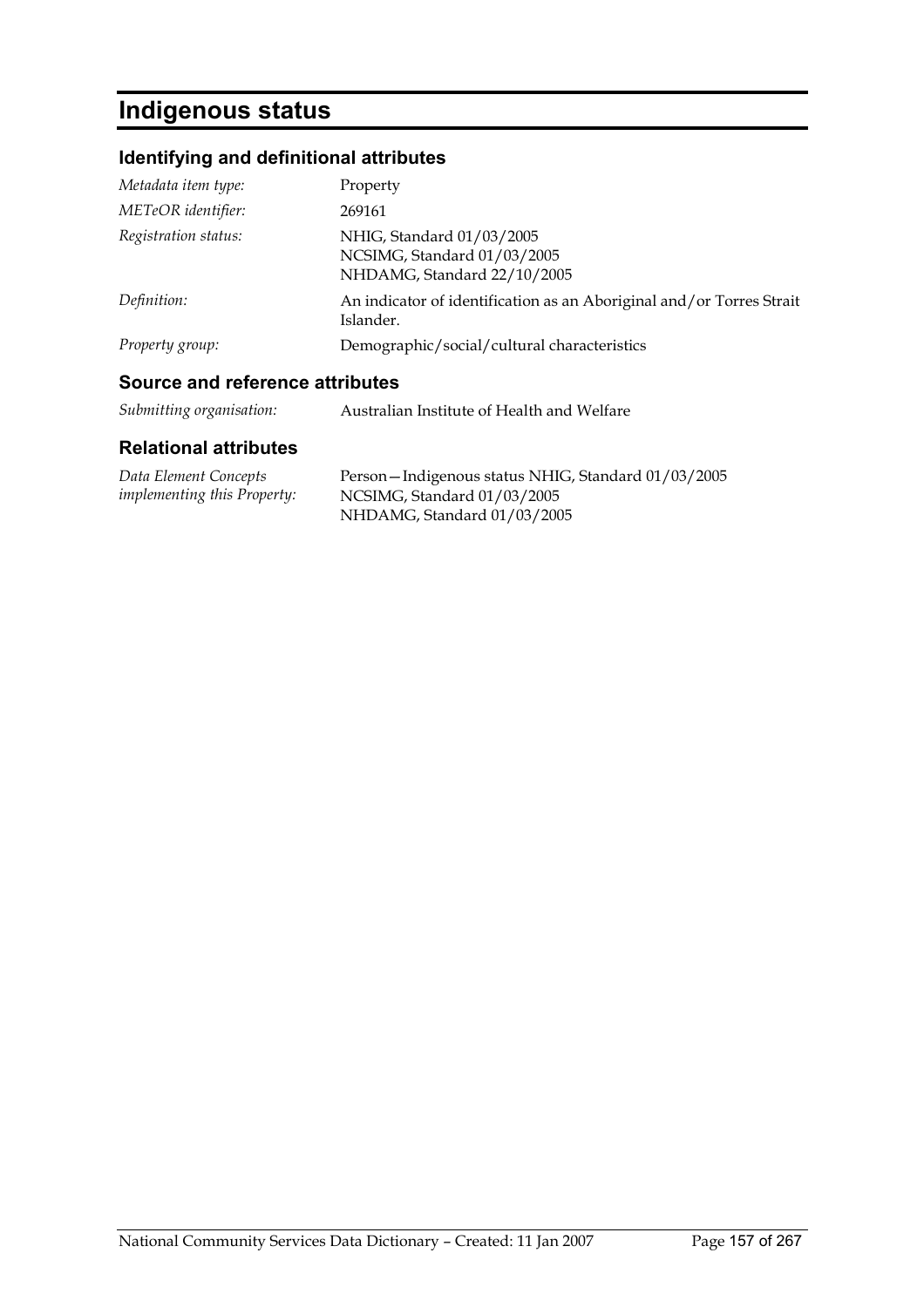# Indigenous status

## Identifying and definitional attributes

| | |
|---|---|
| *Metadata item type:* | Property |
| *METeOR identifier:* | 269161 |
| *Registration status:* | NHIG, Standard 01/03/2005<br>NCSIMG, Standard 01/03/2005<br>NHDAMG, Standard 22/10/2005 |
| *Definition:* | An indicator of identification as an Aboriginal and/or Torres Strait Islander. |
| *Property group:* | Demographic/social/cultural characteristics |

## Source and reference attributes

| | |
|---|---|
| *Submitting organisation:* | Australian Institute of Health and Welfare |

## Relational attributes

| | |
|---|---|
| *Data Element Concepts implementing this Property:* | Person—Indigenous status NHIG, Standard 01/03/2005<br>NCSIMG, Standard 01/03/2005<br>NHDAMG, Standard 01/03/2005 |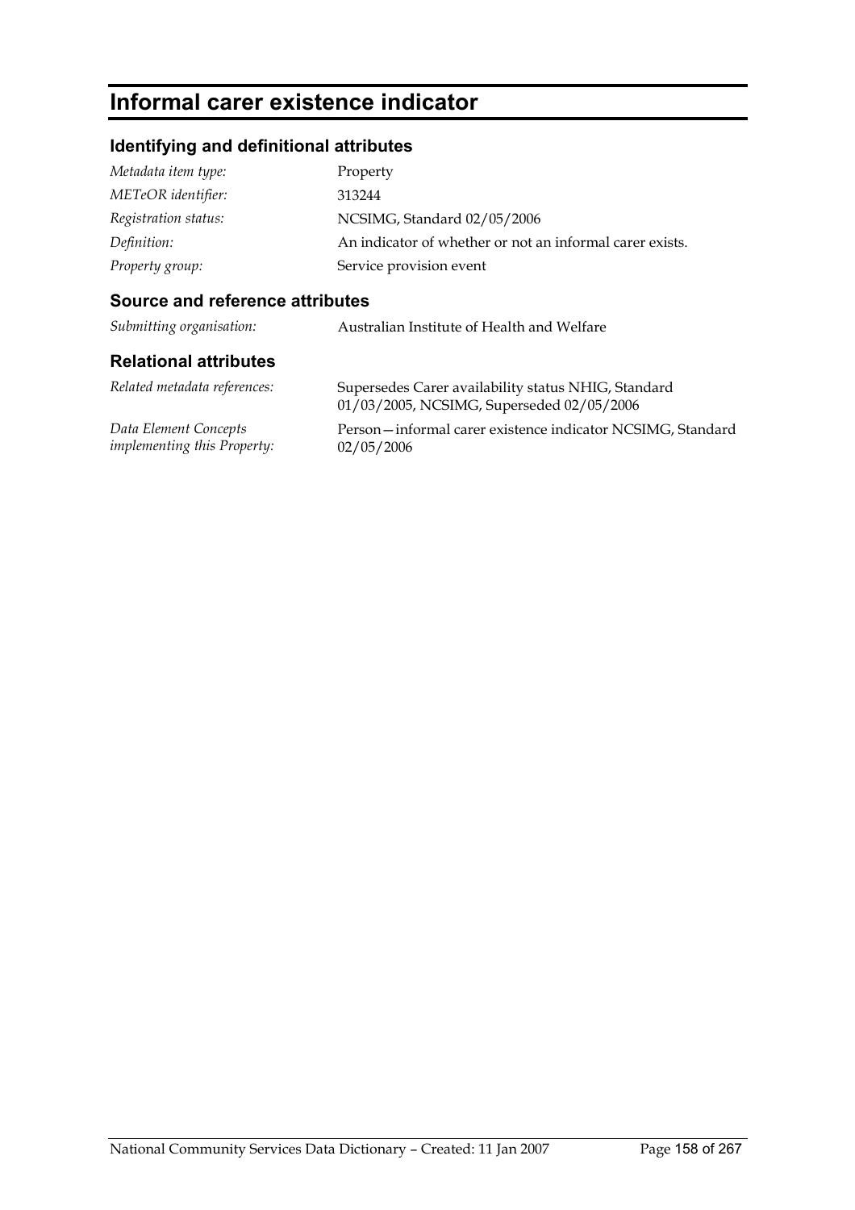# Informal carer existence indicator

## Identifying and definitional attributes

| | |
|---|---|
| *Metadata item type:* | Property |
| *METeOR identifier:* | 313244 |
| *Registration status:* | NCSIMG, Standard 02/05/2006 |
| *Definition:* | An indicator of whether or not an informal carer exists. |
| *Property group:* | Service provision event |

## Source and reference attributes

| | |
|---|---|
| *Submitting organisation:* | Australian Institute of Health and Welfare |

## Relational attributes

| | |
|---|---|
| *Related metadata references:* | Supersedes Carer availability status NHIG, Standard 01/03/2005, NCSIMG, Superseded 02/05/2006 |
| *Data Element Concepts implementing this Property:* | Person—informal carer existence indicator NCSIMG, Standard 02/05/2006 |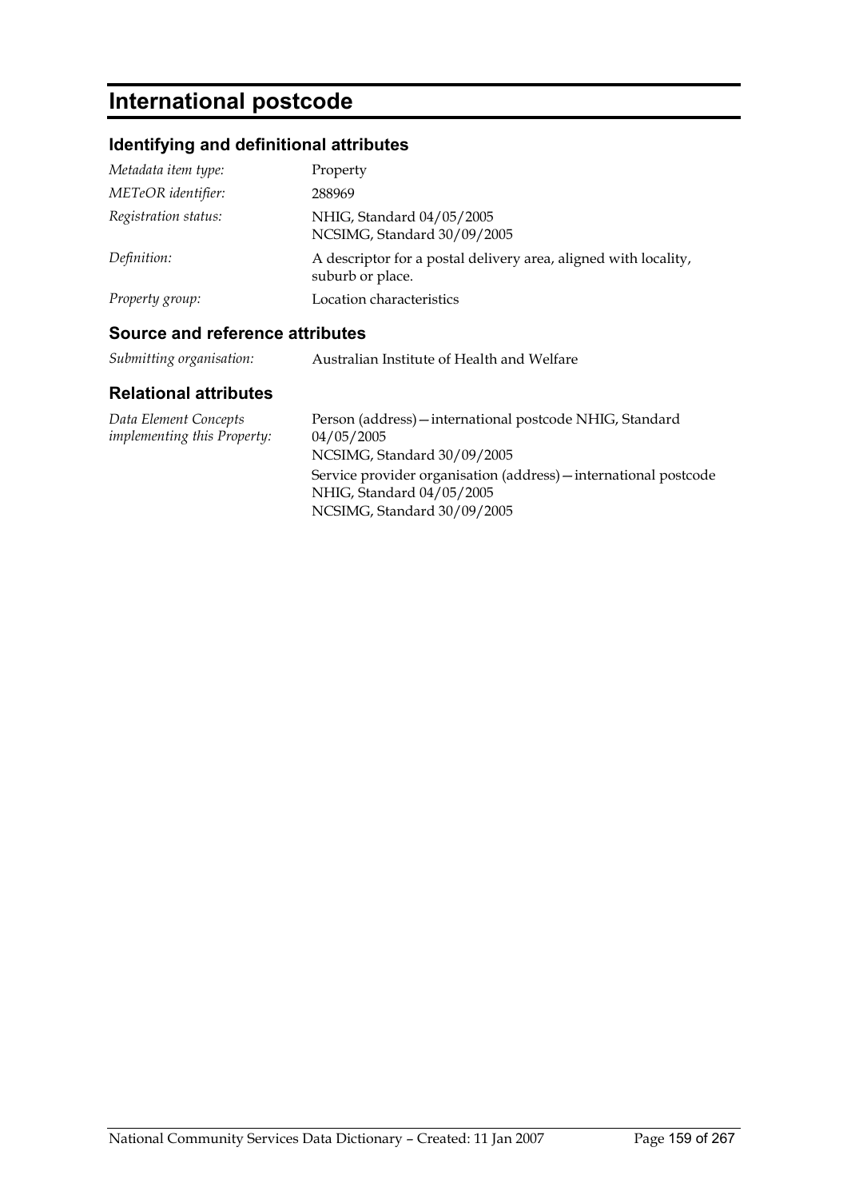# International postcode

## Identifying and definitional attributes

| | |
|---|---|
| *Metadata item type:* | Property |
| *METeOR identifier:* | 288969 |
| *Registration status:* | NHIG, Standard 04/05/2005<br>NCSIMG, Standard 30/09/2005 |
| *Definition:* | A descriptor for a postal delivery area, aligned with locality, suburb or place. |
| *Property group:* | Location characteristics |

## Source and reference attributes

| | |
|---|---|
| *Submitting organisation:* | Australian Institute of Health and Welfare |

## Relational attributes

| | |
|---|---|
| *Data Element Concepts implementing this Property:* | Person (address)—international postcode NHIG, Standard 04/05/2005<br>NCSIMG, Standard 30/09/2005<br>Service provider organisation (address)—international postcode NHIG, Standard 04/05/2005<br>NCSIMG, Standard 30/09/2005 |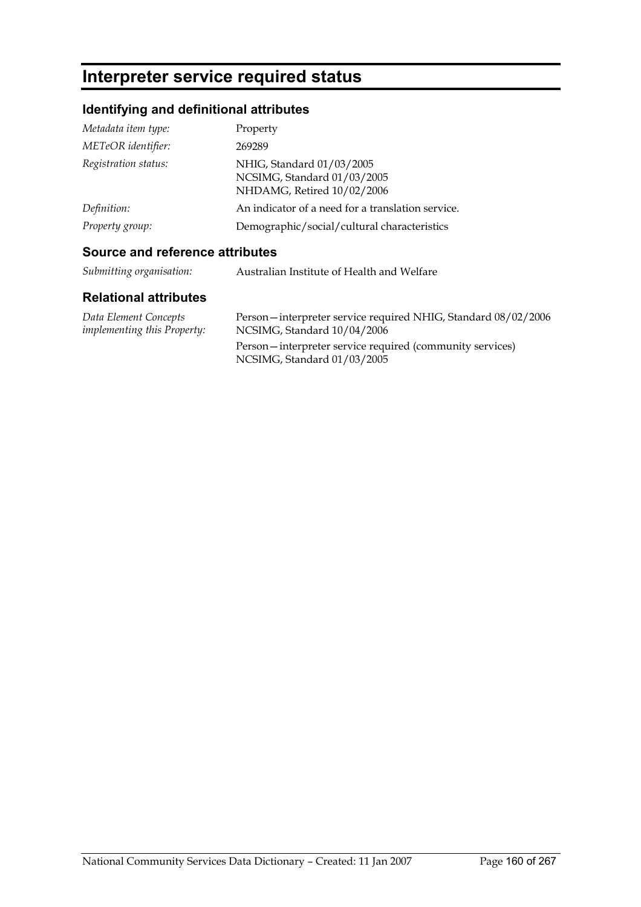# Interpreter service required status

## Identifying and definitional attributes

| | |
|---|---|
| *Metadata item type:* | Property |
| *METeOR identifier:* | 269289 |
| *Registration status:* | NHIG, Standard 01/03/2005<br>NCSIMG, Standard 01/03/2005<br>NHDAMG, Retired 10/02/2006 |
| *Definition:* | An indicator of a need for a translation service. |
| *Property group:* | Demographic/social/cultural characteristics |

## Source and reference attributes

| | |
|---|---|
| *Submitting organisation:* | Australian Institute of Health and Welfare |

## Relational attributes

| | |
|---|---|
| *Data Element Concepts implementing this Property:* | Person—interpreter service required NHIG, Standard 08/02/2006<br>NCSIMG, Standard 10/04/2006<br><br>Person—interpreter service required (community services)<br>NCSIMG, Standard 01/03/2005 |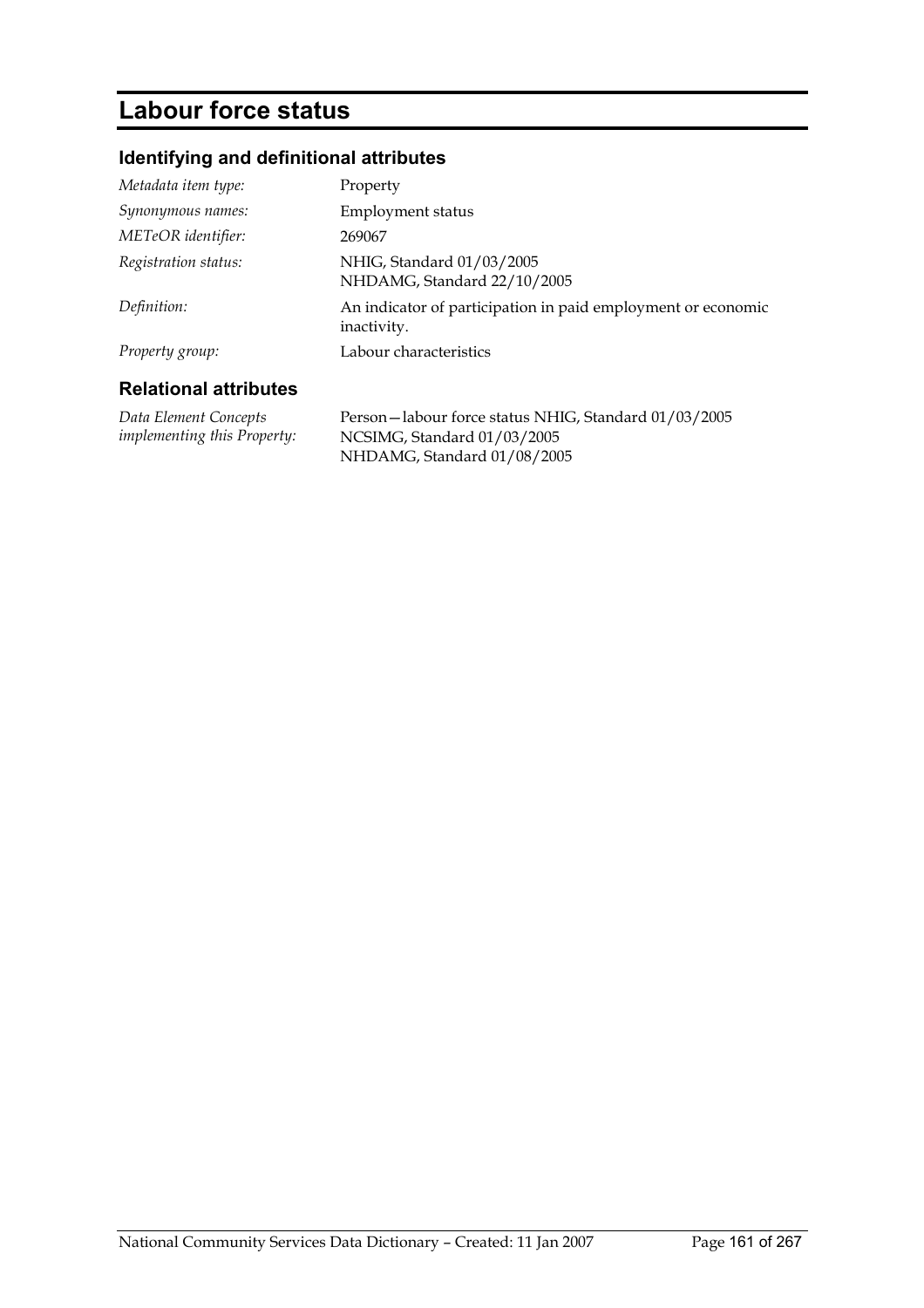# Labour force status

## Identifying and definitional attributes

| | |
|---|---|
| *Metadata item type:* | Property |
| *Synonymous names:* | Employment status |
| *METeOR identifier:* | 269067 |
| *Registration status:* | NHIG, Standard 01/03/2005<br>NHDAMG, Standard 22/10/2005 |
| *Definition:* | An indicator of participation in paid employment or economic inactivity. |
| *Property group:* | Labour characteristics |

## Relational attributes

| | |
|---|---|
| *Data Element Concepts implementing this Property:* | Person—labour force status NHIG, Standard 01/03/2005<br>NCSIMG, Standard 01/03/2005<br>NHDAMG, Standard 01/08/2005 |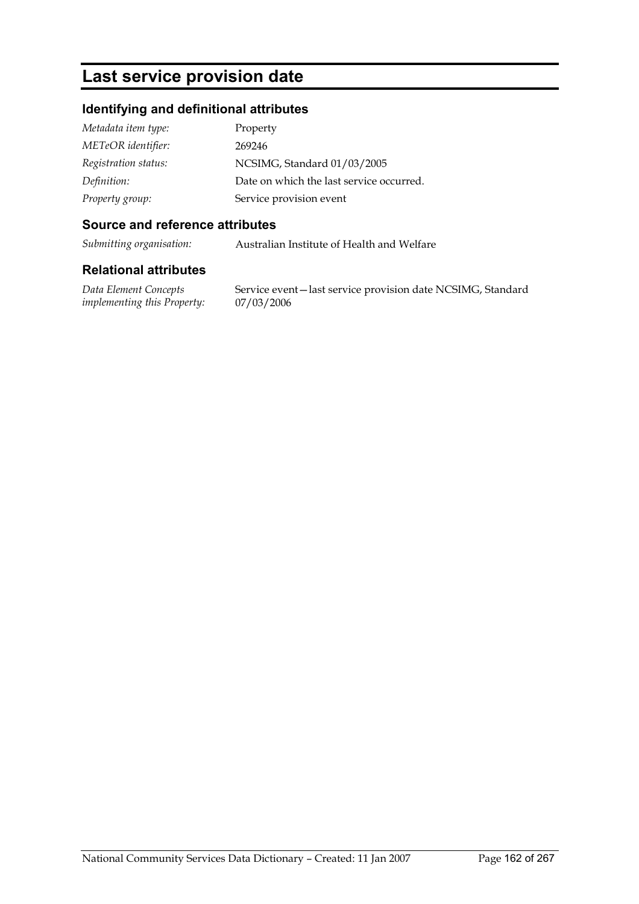# Last service provision date

## Identifying and definitional attributes

| | |
|---|---|
| *Metadata item type:* | Property |
| *METeOR identifier:* | 269246 |
| *Registration status:* | NCSIMG, Standard 01/03/2005 |
| *Definition:* | Date on which the last service occurred. |
| *Property group:* | Service provision event |

## Source and reference attributes

| | |
|---|---|
| *Submitting organisation:* | Australian Institute of Health and Welfare |

## Relational attributes

| | |
|---|---|
| *Data Element Concepts implementing this Property:* | Service event—last service provision date NCSIMG, Standard 07/03/2006 |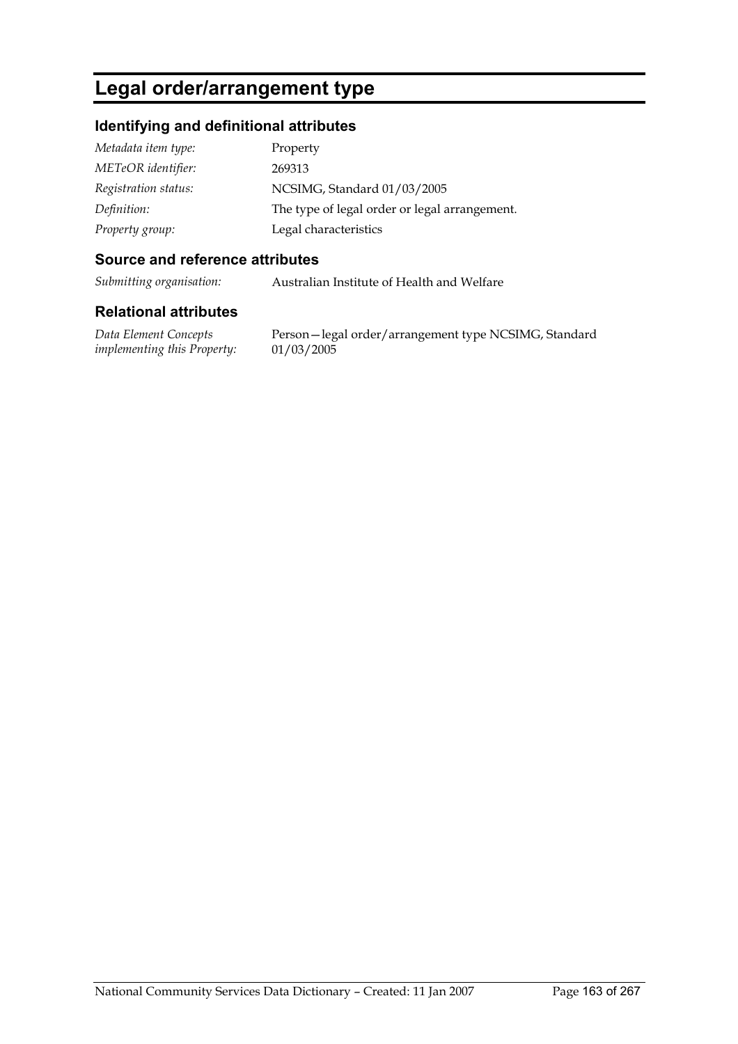# Legal order/arrangement type

## Identifying and definitional attributes

| | |
|---|---|
| *Metadata item type:* | Property |
| *METeOR identifier:* | 269313 |
| *Registration status:* | NCSIMG, Standard 01/03/2005 |
| *Definition:* | The type of legal order or legal arrangement. |
| *Property group:* | Legal characteristics |

## Source and reference attributes

| | |
|---|---|
| *Submitting organisation:* | Australian Institute of Health and Welfare |

## Relational attributes

| | |
|---|---|
| *Data Element Concepts implementing this Property:* | Person—legal order/arrangement type NCSIMG, Standard 01/03/2005 |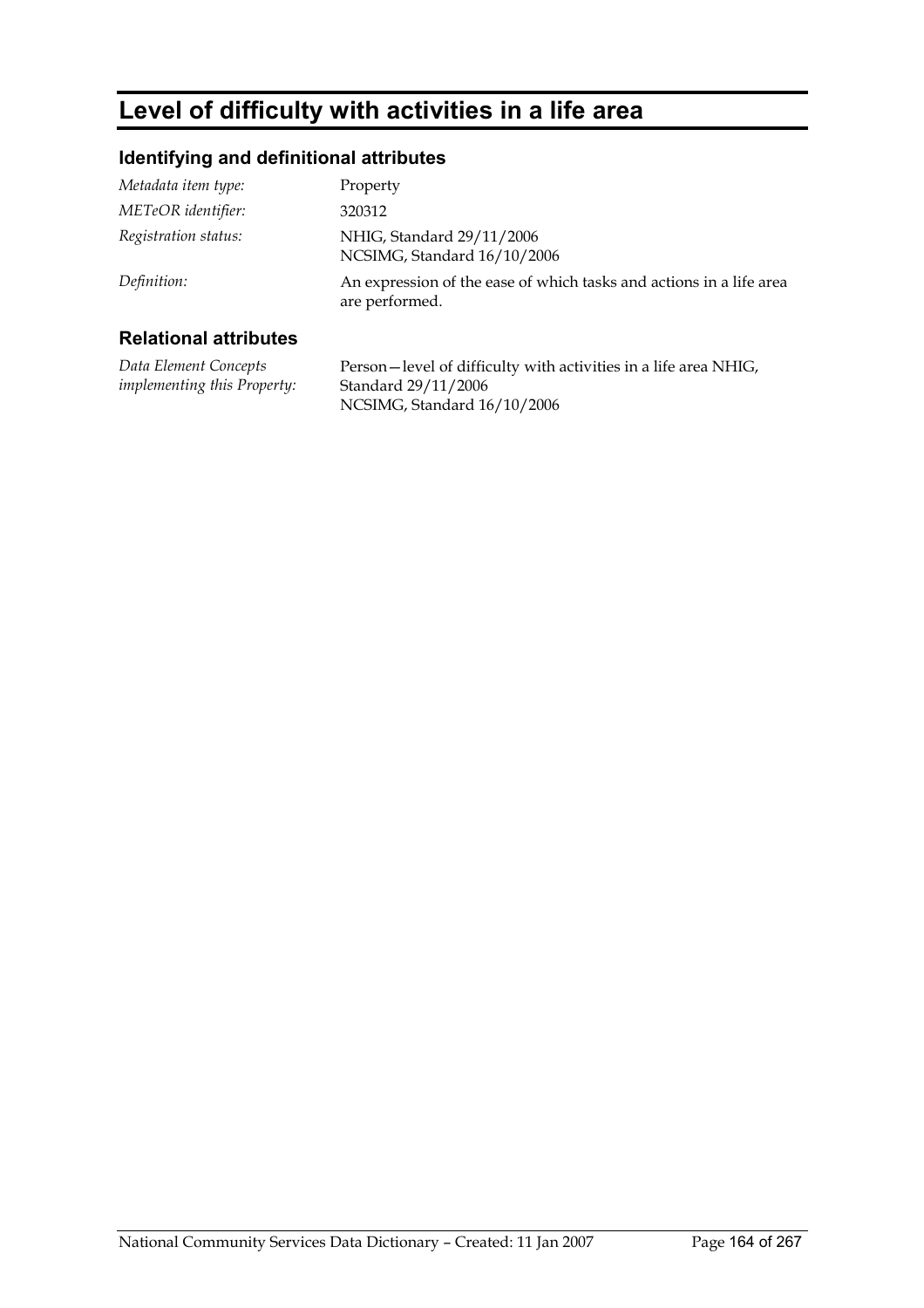# Level of difficulty with activities in a life area

## Identifying and definitional attributes

| | |
|---|---|
| *Metadata item type:* | Property |
| *METeOR identifier:* | 320312 |
| *Registration status:* | NHIG, Standard 29/11/2006<br>NCSIMG, Standard 16/10/2006 |
| *Definition:* | An expression of the ease of which tasks and actions in a life area are performed. |

## Relational attributes

| | |
|---|---|
| *Data Element Concepts implementing this Property:* | Person—level of difficulty with activities in a life area NHIG, Standard 29/11/2006<br>NCSIMG, Standard 16/10/2006 |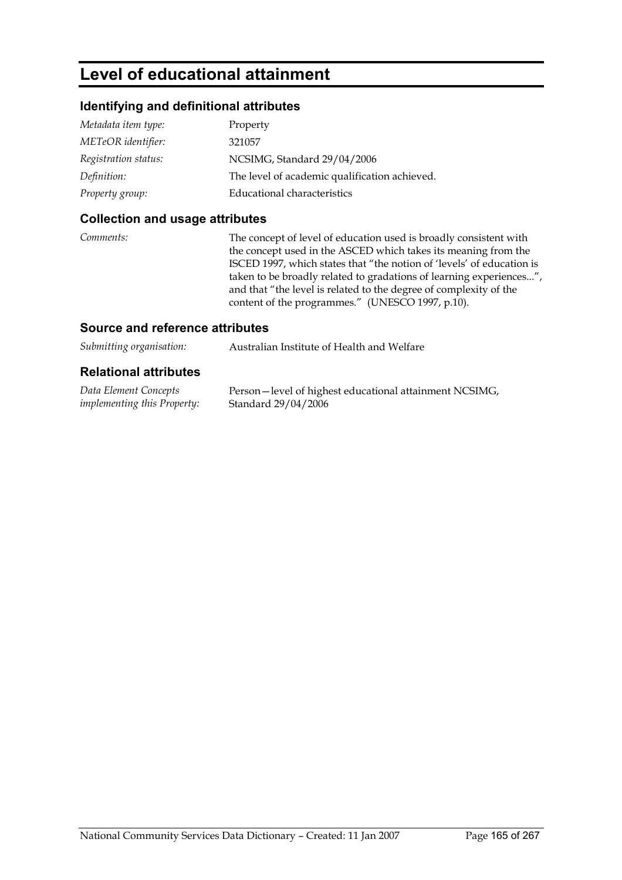# Level of educational attainment

## Identifying and definitional attributes

| | |
|---|---|
| *Metadata item type:* | Property |
| *METeOR identifier:* | 321057 |
| *Registration status:* | NCSIMG, Standard 29/04/2006 |
| *Definition:* | The level of academic qualification achieved. |
| *Property group:* | Educational characteristics |

## Collection and usage attributes

| | |
|---|---|
| *Comments:* | The concept of level of education used is broadly consistent with the concept used in the ASCED which takes its meaning from the ISCED 1997, which states that "the notion of 'levels' of education is taken to be broadly related to gradations of learning experiences...", and that "the level is related to the degree of complexity of the content of the programmes." (UNESCO 1997, p.10). |

## Source and reference attributes

| | |
|---|---|
| *Submitting organisation:* | Australian Institute of Health and Welfare |

## Relational attributes

| | |
|---|---|
| *Data Element Concepts implementing this Property:* | Person—level of highest educational attainment NCSIMG, Standard 29/04/2006 |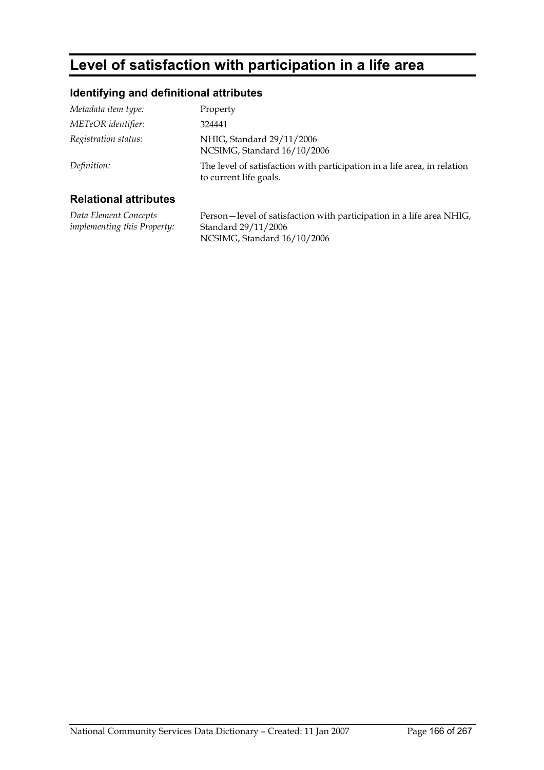# Level of satisfaction with participation in a life area

## Identifying and definitional attributes

| | |
|---|---|
| *Metadata item type:* | Property |
| *METeOR identifier:* | 324441 |
| *Registration status:* | NHIG, Standard 29/11/2006<br>NCSIMG, Standard 16/10/2006 |
| *Definition:* | The level of satisfaction with participation in a life area, in relation to current life goals. |

## Relational attributes

| | |
|---|---|
| *Data Element Concepts implementing this Property:* | Person—level of satisfaction with participation in a life area NHIG, Standard 29/11/2006<br>NCSIMG, Standard 16/10/2006 |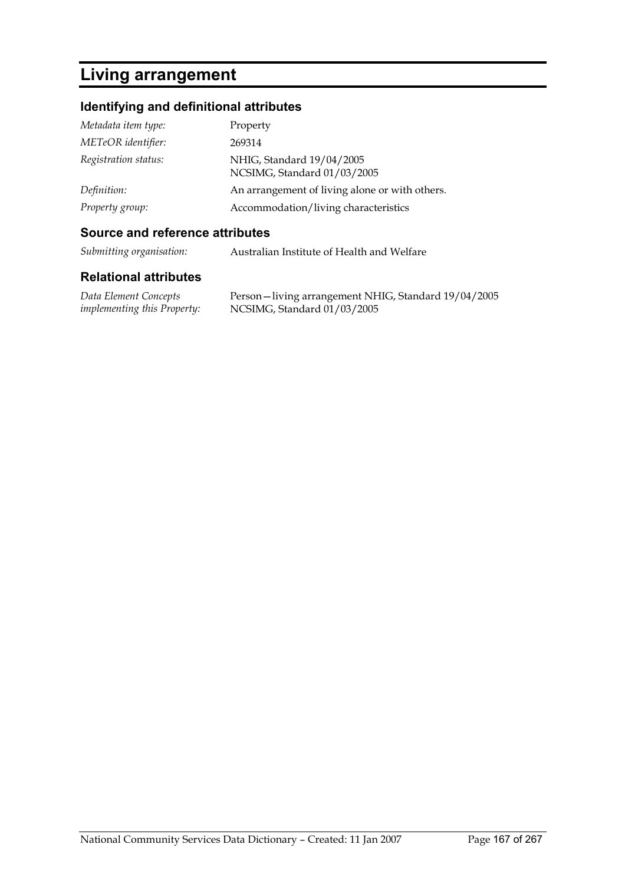# Living arrangement

## Identifying and definitional attributes

| | |
|---|---|
| *Metadata item type:* | Property |
| *METeOR identifier:* | 269314 |
| *Registration status:* | NHIG, Standard 19/04/2005<br>NCSIMG, Standard 01/03/2005 |
| *Definition:* | An arrangement of living alone or with others. |
| *Property group:* | Accommodation/living characteristics |

## Source and reference attributes

| | |
|---|---|
| *Submitting organisation:* | Australian Institute of Health and Welfare |

## Relational attributes

| | |
|---|---|
| *Data Element Concepts implementing this Property:* | Person—living arrangement NHIG, Standard 19/04/2005<br>NCSIMG, Standard 01/03/2005 |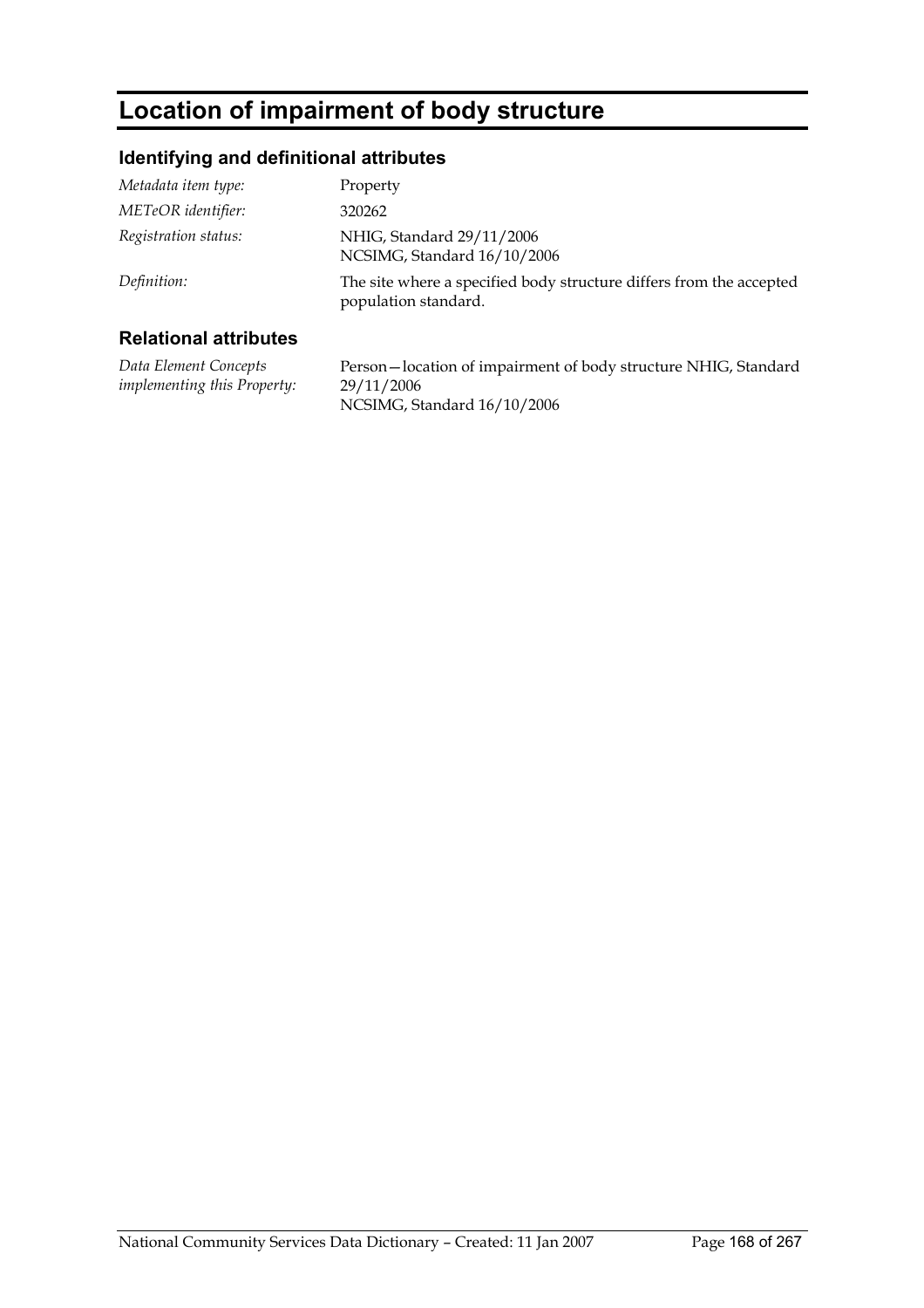# Location of impairment of body structure

## Identifying and definitional attributes

| | |
|---|---|
| *Metadata item type:* | Property |
| *METeOR identifier:* | 320262 |
| *Registration status:* | NHIG, Standard 29/11/2006<br>NCSIMG, Standard 16/10/2006 |
| *Definition:* | The site where a specified body structure differs from the accepted population standard. |

## Relational attributes

| | |
|---|---|
| *Data Element Concepts implementing this Property:* | Person—location of impairment of body structure NHIG, Standard 29/11/2006<br>NCSIMG, Standard 16/10/2006 |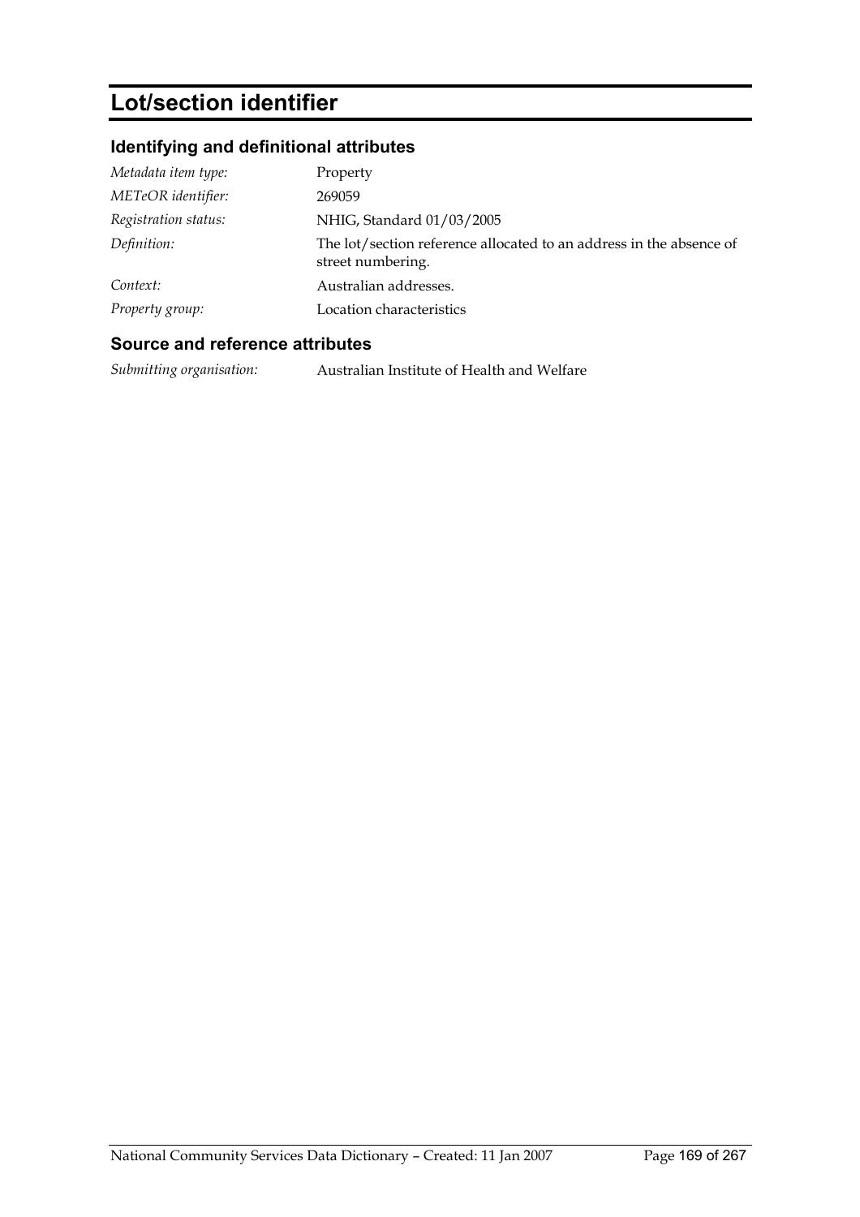# Lot/section identifier

## Identifying and definitional attributes

| | |
|---|---|
| *Metadata item type:* | Property |
| *METeOR identifier:* | 269059 |
| *Registration status:* | NHIG, Standard 01/03/2005 |
| *Definition:* | The lot/section reference allocated to an address in the absence of street numbering. |
| *Context:* | Australian addresses. |
| *Property group:* | Location characteristics |

## Source and reference attributes

| | |
|---|---|
| *Submitting organisation:* | Australian Institute of Health and Welfare |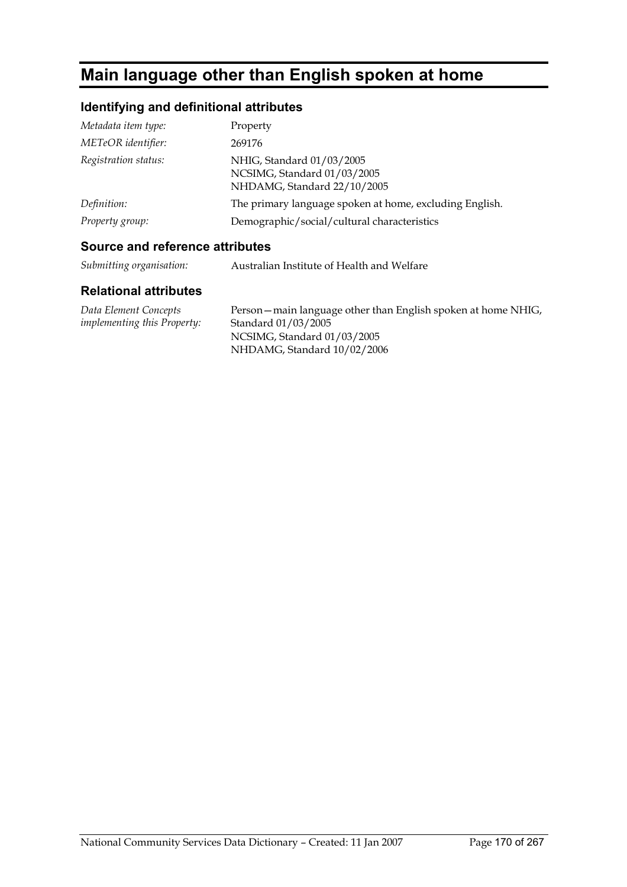# Main language other than English spoken at home

## Identifying and definitional attributes

| | |
|---|---|
| *Metadata item type:* | Property |
| *METeOR identifier:* | 269176 |
| *Registration status:* | NHIG, Standard 01/03/2005<br>NCSIMG, Standard 01/03/2005<br>NHDAMG, Standard 22/10/2005 |
| *Definition:* | The primary language spoken at home, excluding English. |
| *Property group:* | Demographic/social/cultural characteristics |

## Source and reference attributes

| | |
|---|---|
| *Submitting organisation:* | Australian Institute of Health and Welfare |

## Relational attributes

| | |
|---|---|
| *Data Element Concepts implementing this Property:* | Person—main language other than English spoken at home NHIG, Standard 01/03/2005<br>NCSIMG, Standard 01/03/2005<br>NHDAMG, Standard 10/02/2006 |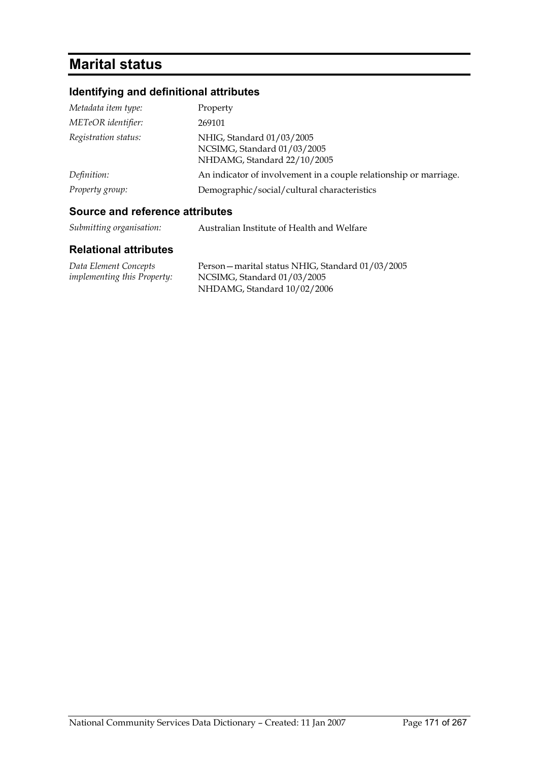# Marital status

## Identifying and definitional attributes

| | |
|---|---|
| *Metadata item type:* | Property |
| *METeOR identifier:* | 269101 |
| *Registration status:* | NHIG, Standard 01/03/2005<br>NCSIMG, Standard 01/03/2005<br>NHDAMG, Standard 22/10/2005 |
| *Definition:* | An indicator of involvement in a couple relationship or marriage. |
| *Property group:* | Demographic/social/cultural characteristics |

## Source and reference attributes

| | |
|---|---|
| *Submitting organisation:* | Australian Institute of Health and Welfare |

## Relational attributes

| | |
|---|---|
| *Data Element Concepts implementing this Property:* | Person—marital status NHIG, Standard 01/03/2005<br>NCSIMG, Standard 01/03/2005<br>NHDAMG, Standard 10/02/2006 |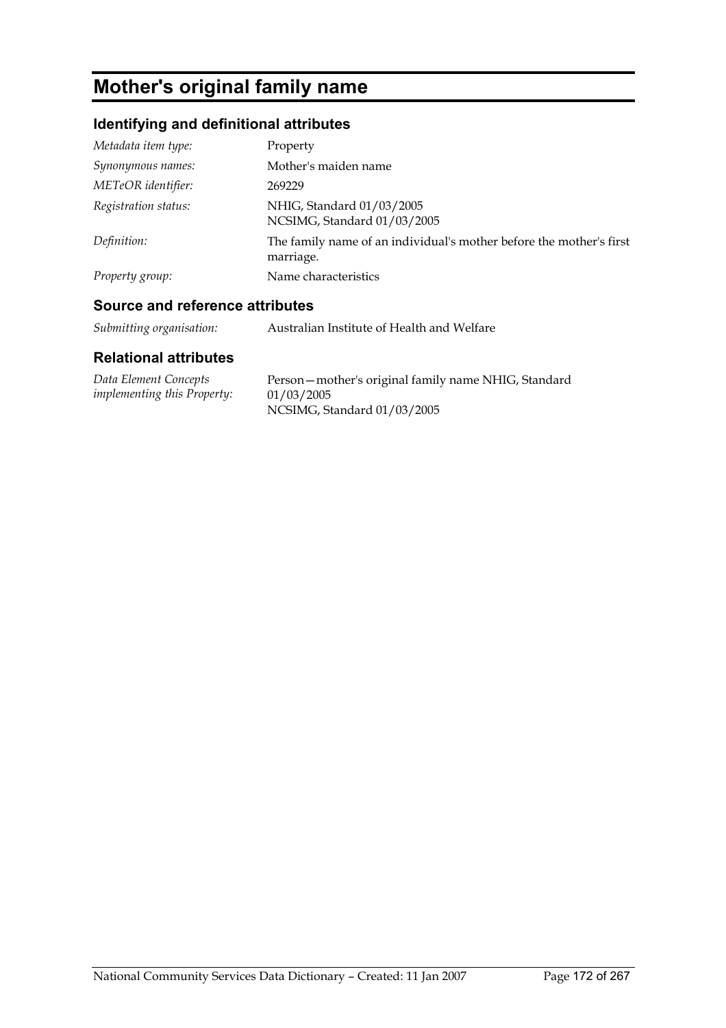# Mother's original family name

## Identifying and definitional attributes

| | |
|---|---|
| *Metadata item type:* | Property |
| *Synonymous names:* | Mother's maiden name |
| *METeOR identifier:* | 269229 |
| *Registration status:* | NHIG, Standard 01/03/2005<br>NCSIMG, Standard 01/03/2005 |
| *Definition:* | The family name of an individual's mother before the mother's first marriage. |
| *Property group:* | Name characteristics |

## Source and reference attributes

| | |
|---|---|
| *Submitting organisation:* | Australian Institute of Health and Welfare |

## Relational attributes

| | |
|---|---|
| *Data Element Concepts implementing this Property:* | Person—mother's original family name NHIG, Standard 01/03/2005<br>NCSIMG, Standard 01/03/2005 |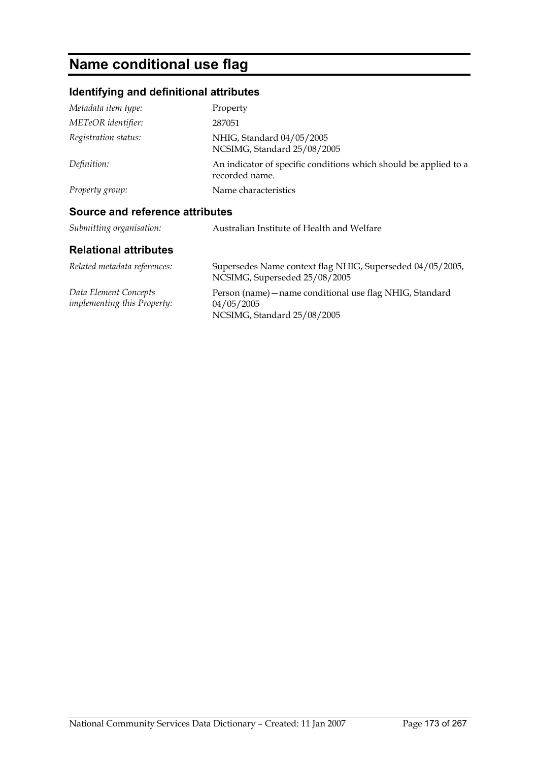# Name conditional use flag

## Identifying and definitional attributes

| | |
|---|---|
| *Metadata item type:* | Property |
| *METeOR identifier:* | 287051 |
| *Registration status:* | NHIG, Standard 04/05/2005<br>NCSIMG, Standard 25/08/2005 |
| *Definition:* | An indicator of specific conditions which should be applied to a recorded name. |
| *Property group:* | Name characteristics |

## Source and reference attributes

| | |
|---|---|
| *Submitting organisation:* | Australian Institute of Health and Welfare |

## Relational attributes

| | |
|---|---|
| *Related metadata references:* | Supersedes Name context flag NHIG, Superseded 04/05/2005, NCSIMG, Superseded 25/08/2005 |
| *Data Element Concepts implementing this Property:* | Person (name)—name conditional use flag NHIG, Standard 04/05/2005<br>NCSIMG, Standard 25/08/2005 |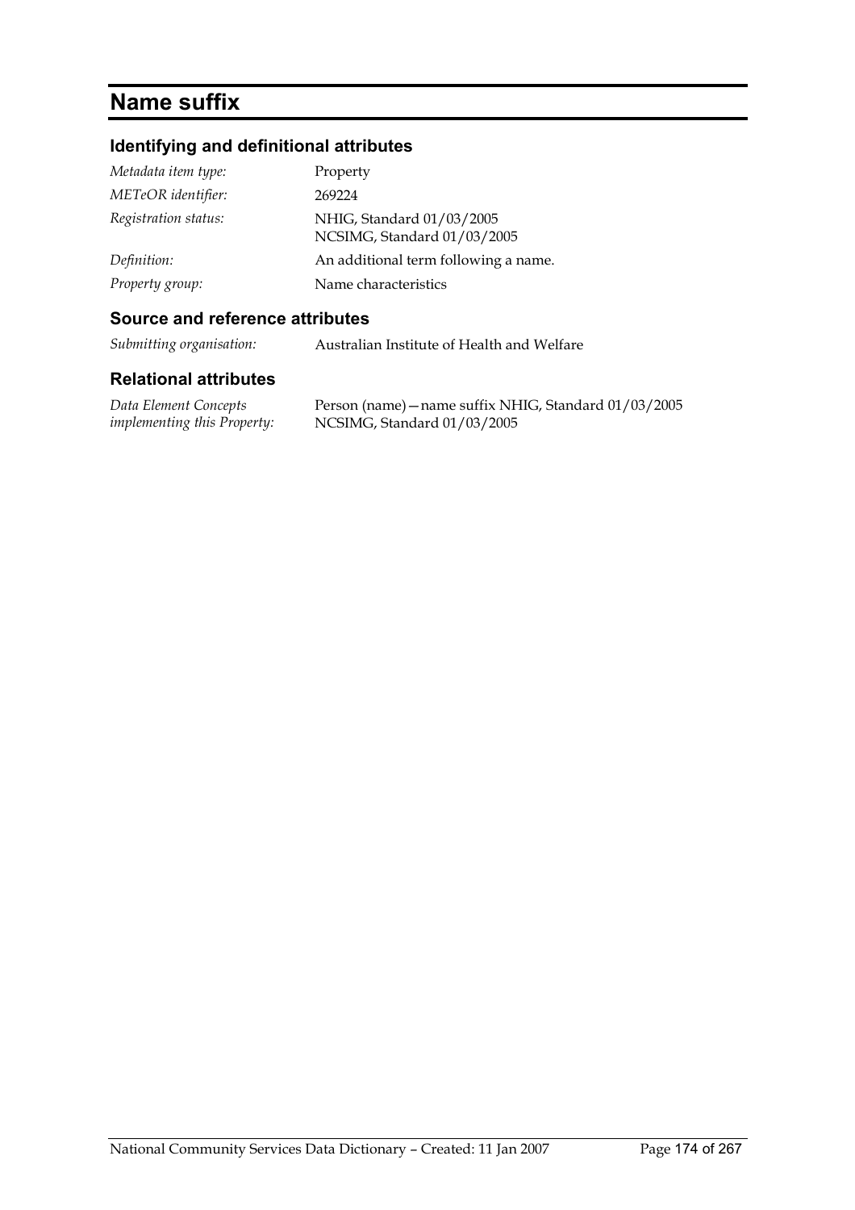# Name suffix

## Identifying and definitional attributes

| | |
|---|---|
| *Metadata item type:* | Property |
| *METeOR identifier:* | 269224 |
| *Registration status:* | NHIG, Standard 01/03/2005<br>NCSIMG, Standard 01/03/2005 |
| *Definition:* | An additional term following a name. |
| *Property group:* | Name characteristics |

## Source and reference attributes

| | |
|---|---|
| *Submitting organisation:* | Australian Institute of Health and Welfare |

## Relational attributes

| | |
|---|---|
| *Data Element Concepts implementing this Property:* | Person (name)—name suffix NHIG, Standard 01/03/2005<br>NCSIMG, Standard 01/03/2005 |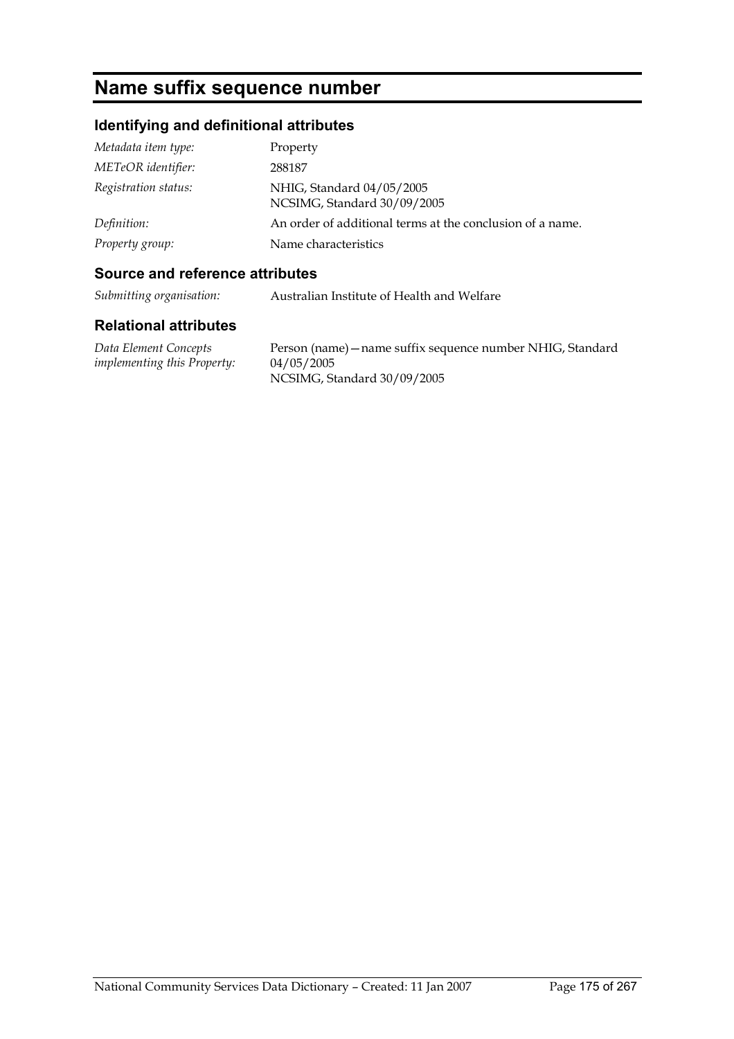# Name suffix sequence number

## Identifying and definitional attributes

| | |
|---|---|
| *Metadata item type:* | Property |
| *METeOR identifier:* | 288187 |
| *Registration status:* | NHIG, Standard 04/05/2005<br>NCSIMG, Standard 30/09/2005 |
| *Definition:* | An order of additional terms at the conclusion of a name. |
| *Property group:* | Name characteristics |

## Source and reference attributes

| | |
|---|---|
| *Submitting organisation:* | Australian Institute of Health and Welfare |

## Relational attributes

| | |
|---|---|
| *Data Element Concepts implementing this Property:* | Person (name)—name suffix sequence number NHIG, Standard 04/05/2005<br>NCSIMG, Standard 30/09/2005 |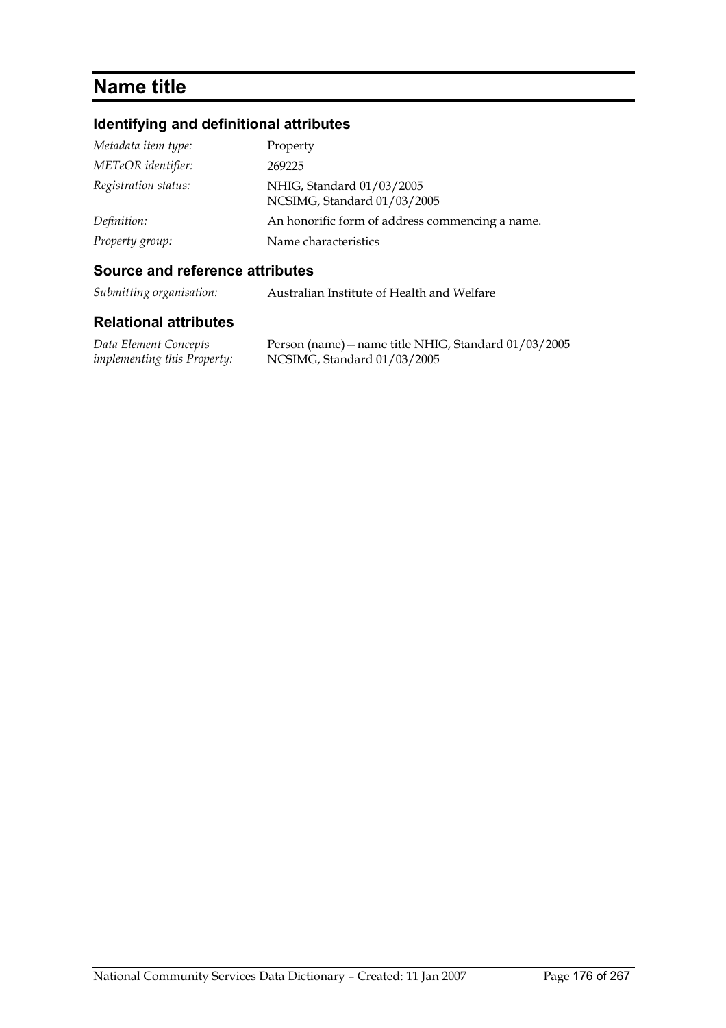# Name title

## Identifying and definitional attributes

| | |
|---|---|
| *Metadata item type:* | Property |
| *METeOR identifier:* | 269225 |
| *Registration status:* | NHIG, Standard 01/03/2005<br>NCSIMG, Standard 01/03/2005 |
| *Definition:* | An honorific form of address commencing a name. |
| *Property group:* | Name characteristics |

## Source and reference attributes

| | |
|---|---|
| *Submitting organisation:* | Australian Institute of Health and Welfare |

## Relational attributes

| | |
|---|---|
| *Data Element Concepts implementing this Property:* | Person (name)—name title NHIG, Standard 01/03/2005<br>NCSIMG, Standard 01/03/2005 |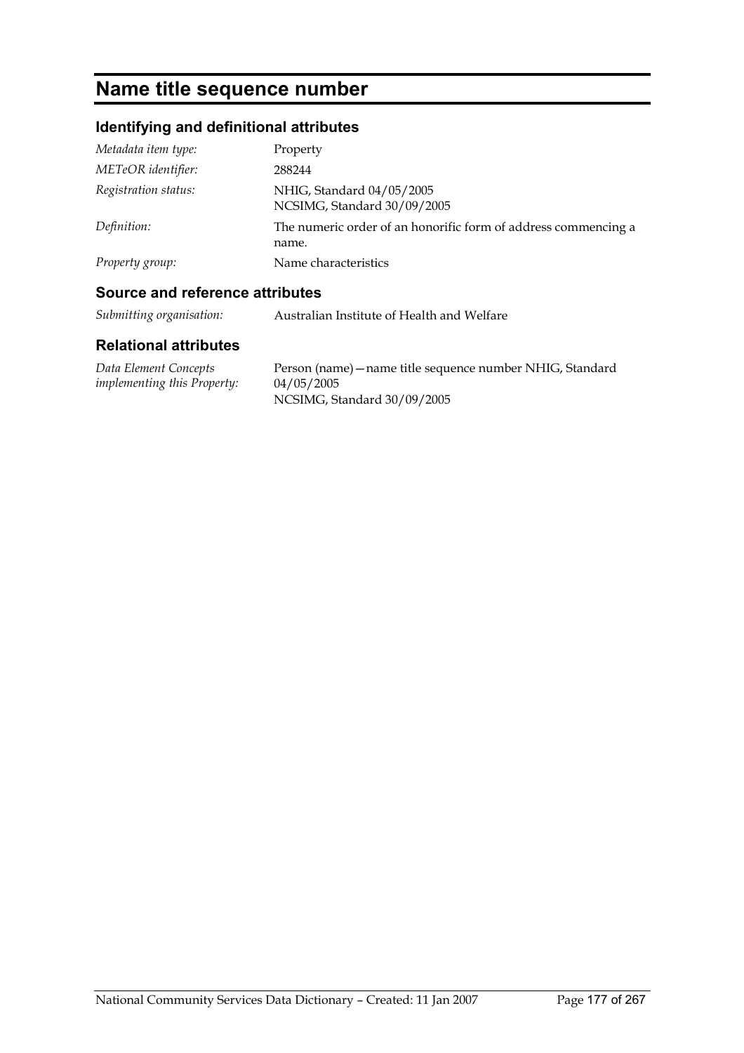# Name title sequence number

## Identifying and definitional attributes

| | |
|---|---|
| *Metadata item type:* | Property |
| *METeOR identifier:* | 288244 |
| *Registration status:* | NHIG, Standard 04/05/2005<br>NCSIMG, Standard 30/09/2005 |
| *Definition:* | The numeric order of an honorific form of address commencing a name. |
| *Property group:* | Name characteristics |

## Source and reference attributes

| | |
|---|---|
| *Submitting organisation:* | Australian Institute of Health and Welfare |

## Relational attributes

| | |
|---|---|
| *Data Element Concepts implementing this Property:* | Person (name)—name title sequence number NHIG, Standard 04/05/2005<br>NCSIMG, Standard 30/09/2005 |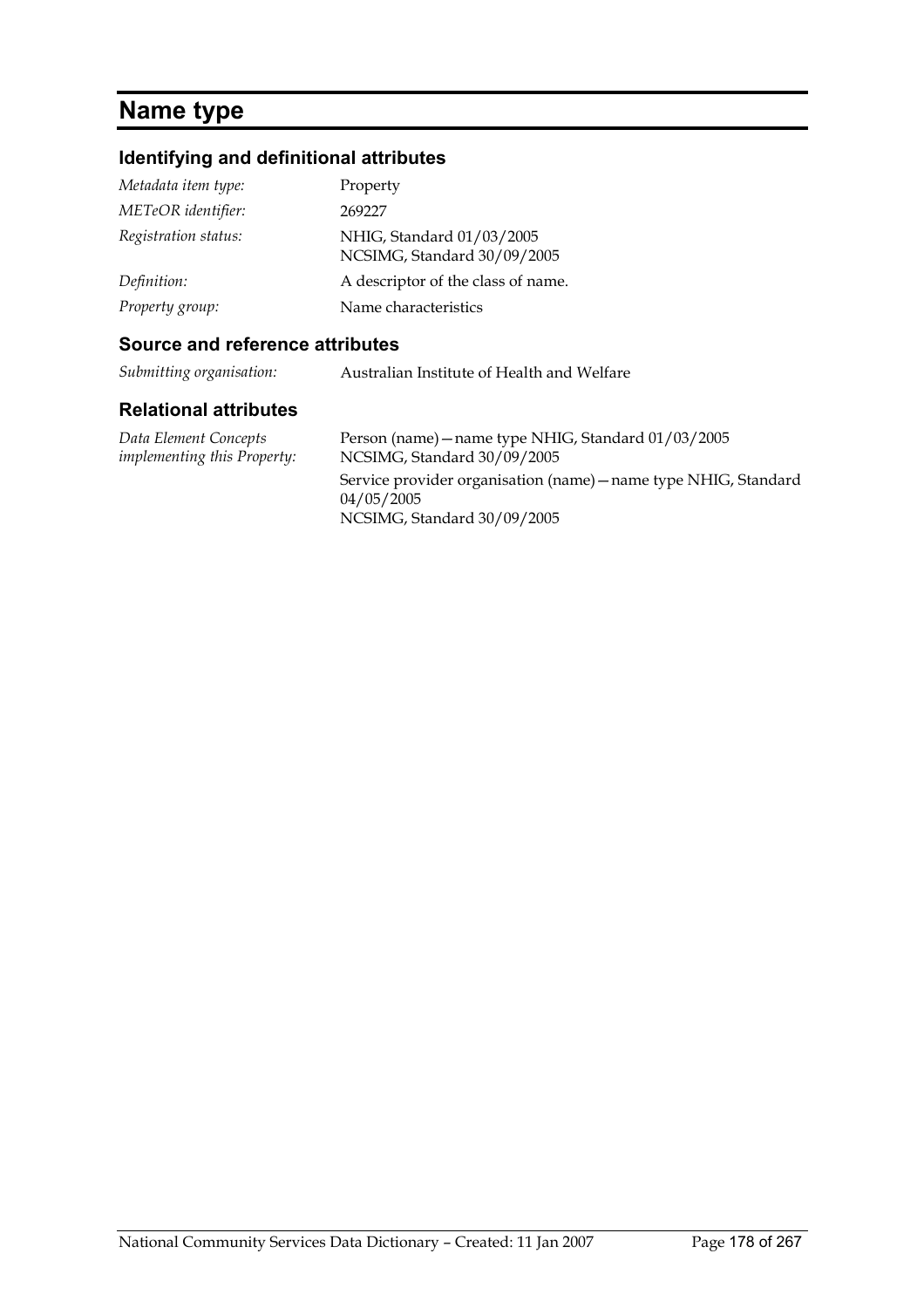# Name type

## Identifying and definitional attributes

| | |
|---|---|
| *Metadata item type:* | Property |
| *METeOR identifier:* | 269227 |
| *Registration status:* | NHIG, Standard 01/03/2005<br>NCSIMG, Standard 30/09/2005 |
| *Definition:* | A descriptor of the class of name. |
| *Property group:* | Name characteristics |

## Source and reference attributes

| | |
|---|---|
| *Submitting organisation:* | Australian Institute of Health and Welfare |

## Relational attributes

| | |
|---|---|
| *Data Element Concepts implementing this Property:* | Person (name)—name type NHIG, Standard 01/03/2005<br>NCSIMG, Standard 30/09/2005 |
| | Service provider organisation (name)—name type NHIG, Standard 04/05/2005<br>NCSIMG, Standard 30/09/2005 |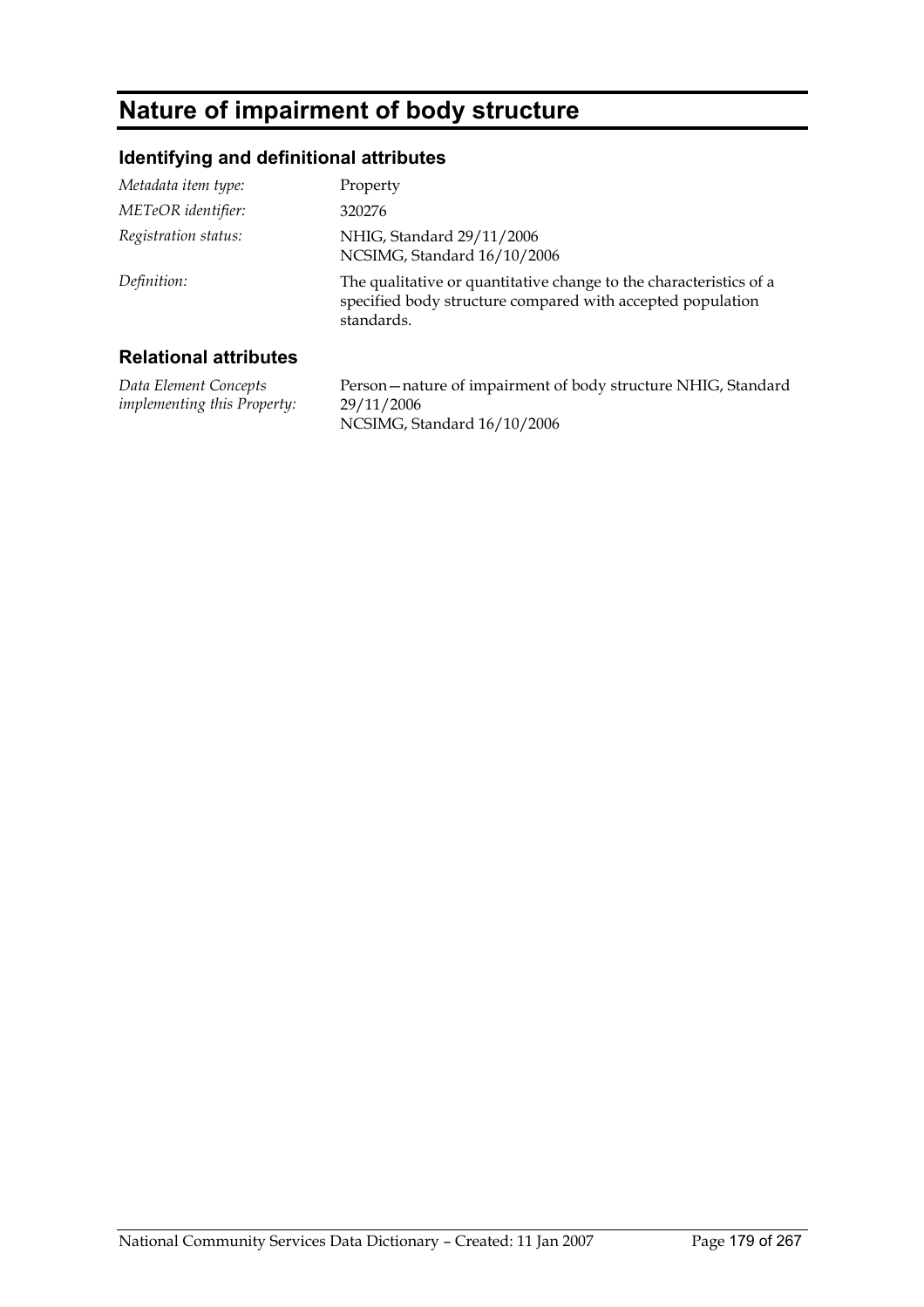# Nature of impairment of body structure

## Identifying and definitional attributes

| | |
|---|---|
| *Metadata item type:* | Property |
| *METeOR identifier:* | 320276 |
| *Registration status:* | NHIG, Standard 29/11/2006<br>NCSIMG, Standard 16/10/2006 |
| *Definition:* | The qualitative or quantitative change to the characteristics of a specified body structure compared with accepted population standards. |

## Relational attributes

| | |
|---|---|
| *Data Element Concepts implementing this Property:* | Person—nature of impairment of body structure NHIG, Standard 29/11/2006<br>NCSIMG, Standard 16/10/2006 |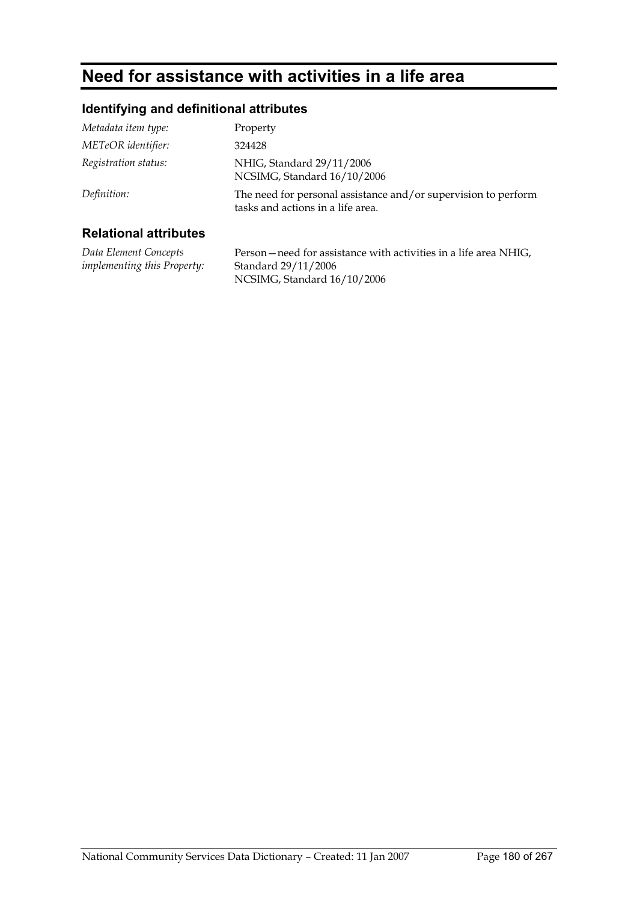# Need for assistance with activities in a life area

## Identifying and definitional attributes

| | |
|---|---|
| *Metadata item type:* | Property |
| *METeOR identifier:* | 324428 |
| *Registration status:* | NHIG, Standard 29/11/2006<br>NCSIMG, Standard 16/10/2006 |
| *Definition:* | The need for personal assistance and/or supervision to perform tasks and actions in a life area. |

## Relational attributes

| | |
|---|---|
| *Data Element Concepts implementing this Property:* | Person—need for assistance with activities in a life area NHIG, Standard 29/11/2006<br>NCSIMG, Standard 16/10/2006 |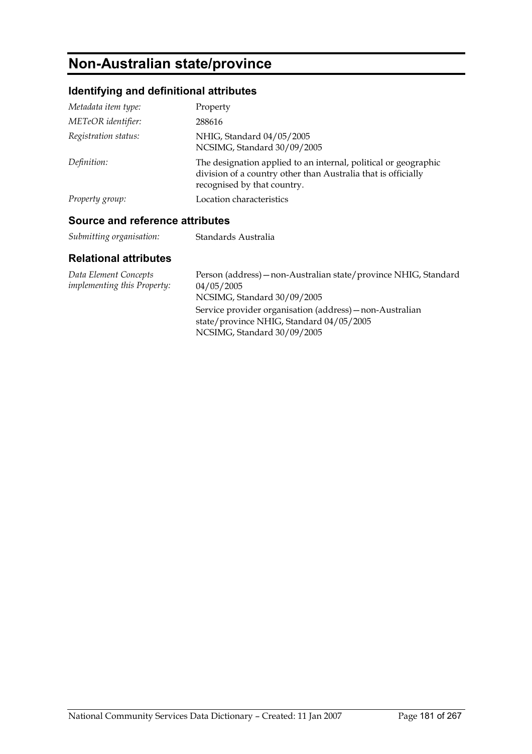# Non-Australian state/province

## Identifying and definitional attributes

| | |
|---|---|
| *Metadata item type:* | Property |
| *METeOR identifier:* | 288616 |
| *Registration status:* | NHIG, Standard 04/05/2005<br>NCSIMG, Standard 30/09/2005 |
| *Definition:* | The designation applied to an internal, political or geographic division of a country other than Australia that is officially recognised by that country. |
| *Property group:* | Location characteristics |

## Source and reference attributes

| | |
|---|---|
| *Submitting organisation:* | Standards Australia |

## Relational attributes

| | |
|---|---|
| *Data Element Concepts implementing this Property:* | Person (address)—non-Australian state/province NHIG, Standard 04/05/2005<br>NCSIMG, Standard 30/09/2005<br>Service provider organisation (address)—non-Australian state/province NHIG, Standard 04/05/2005<br>NCSIMG, Standard 30/09/2005 |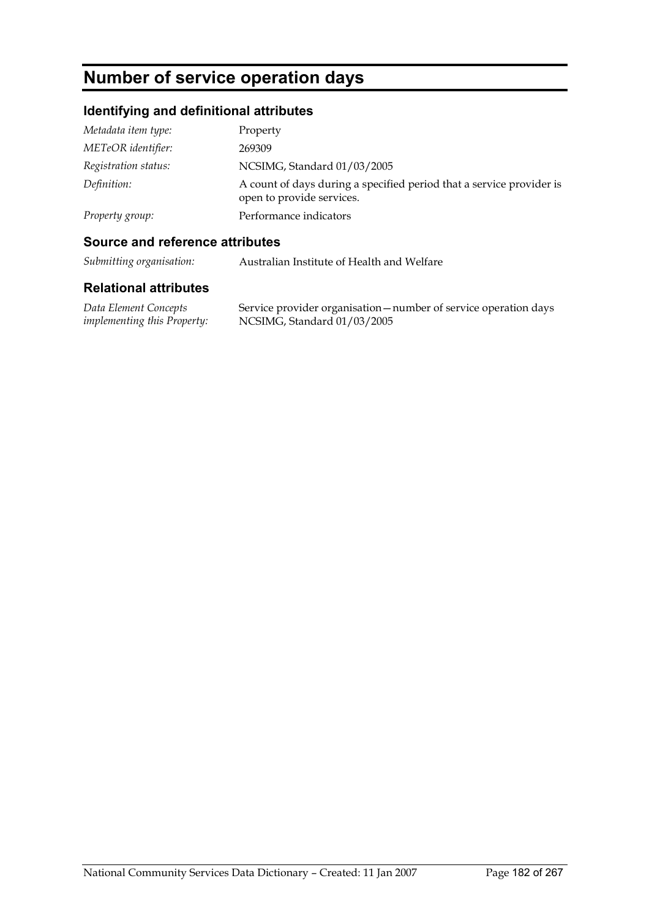# Number of service operation days

## Identifying and definitional attributes

| | |
|---|---|
| *Metadata item type:* | Property |
| *METeOR identifier:* | 269309 |
| *Registration status:* | NCSIMG, Standard 01/03/2005 |
| *Definition:* | A count of days during a specified period that a service provider is open to provide services. |
| *Property group:* | Performance indicators |

## Source and reference attributes

| | |
|---|---|
| *Submitting organisation:* | Australian Institute of Health and Welfare |

## Relational attributes

| | |
|---|---|
| *Data Element Concepts implementing this Property:* | Service provider organisation—number of service operation days NCSIMG, Standard 01/03/2005 |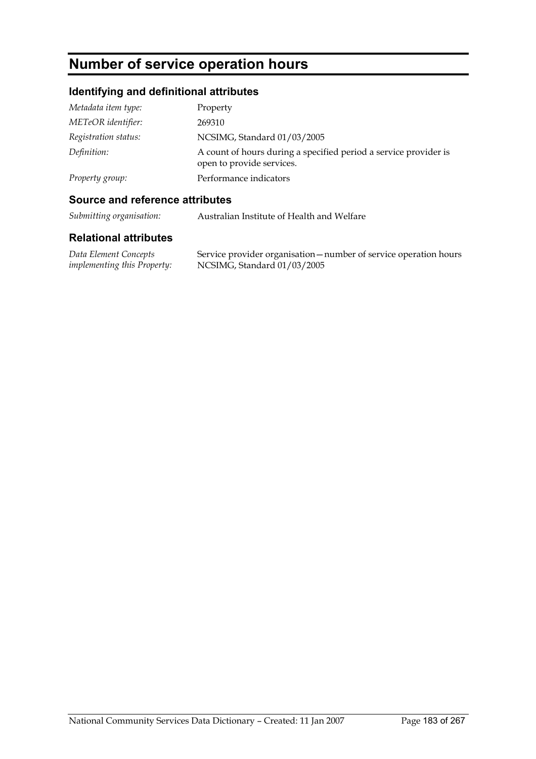# Number of service operation hours

## Identifying and definitional attributes

| | |
|---|---|
| *Metadata item type:* | Property |
| *METeOR identifier:* | 269310 |
| *Registration status:* | NCSIMG, Standard 01/03/2005 |
| *Definition:* | A count of hours during a specified period a service provider is open to provide services. |
| *Property group:* | Performance indicators |

## Source and reference attributes

| | |
|---|---|
| *Submitting organisation:* | Australian Institute of Health and Welfare |

## Relational attributes

| | |
|---|---|
| *Data Element Concepts implementing this Property:* | Service provider organisation—number of service operation hours NCSIMG, Standard 01/03/2005 |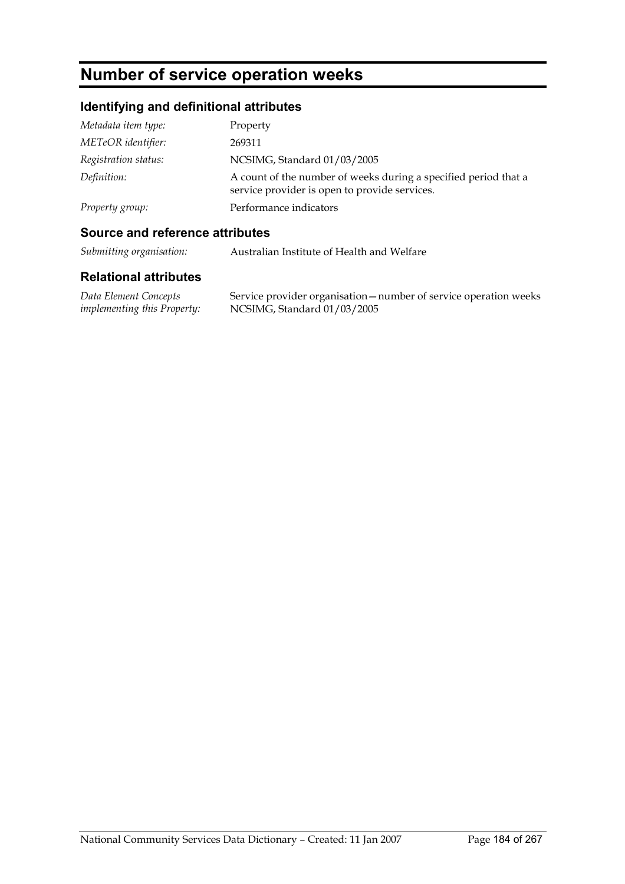# Number of service operation weeks

## Identifying and definitional attributes

| | |
|---|---|
| *Metadata item type:* | Property |
| *METeOR identifier:* | 269311 |
| *Registration status:* | NCSIMG, Standard 01/03/2005 |
| *Definition:* | A count of the number of weeks during a specified period that a service provider is open to provide services. |
| *Property group:* | Performance indicators |

## Source and reference attributes

| | |
|---|---|
| *Submitting organisation:* | Australian Institute of Health and Welfare |

## Relational attributes

| | |
|---|---|
| *Data Element Concepts implementing this Property:* | Service provider organisation—number of service operation weeks NCSIMG, Standard 01/03/2005 |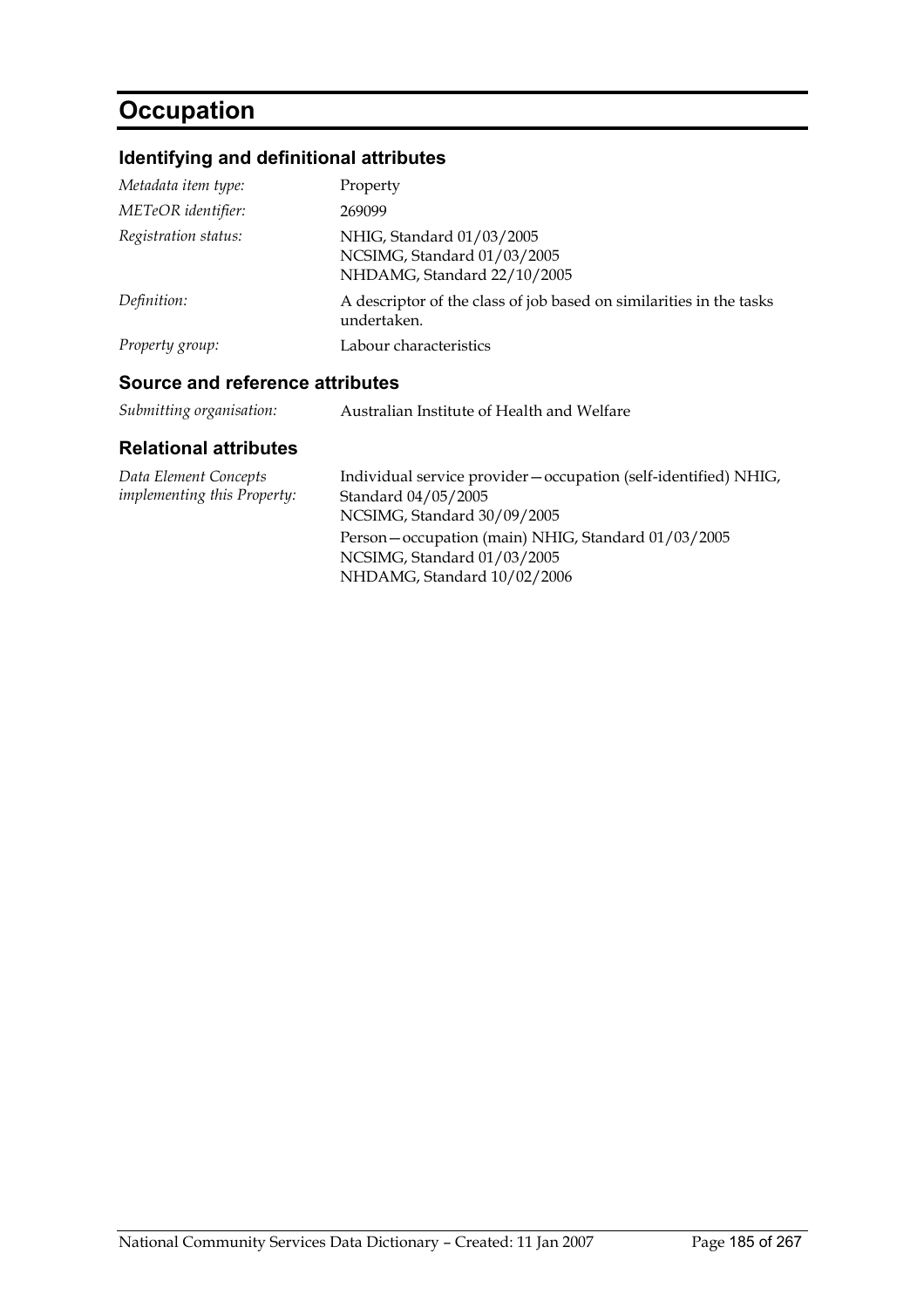# Occupation

## Identifying and definitional attributes

| | |
|---|---|
| *Metadata item type:* | Property |
| *METeOR identifier:* | 269099 |
| *Registration status:* | NHIG, Standard 01/03/2005<br>NCSIMG, Standard 01/03/2005<br>NHDAMG, Standard 22/10/2005 |
| *Definition:* | A descriptor of the class of job based on similarities in the tasks undertaken. |
| *Property group:* | Labour characteristics |

## Source and reference attributes

| | |
|---|---|
| *Submitting organisation:* | Australian Institute of Health and Welfare |

## Relational attributes

| | |
|---|---|
| *Data Element Concepts implementing this Property:* | Individual service provider—occupation (self-identified) NHIG, Standard 04/05/2005<br>NCSIMG, Standard 30/09/2005<br>Person—occupation (main) NHIG, Standard 01/03/2005<br>NCSIMG, Standard 01/03/2005<br>NHDAMG, Standard 10/02/2006 |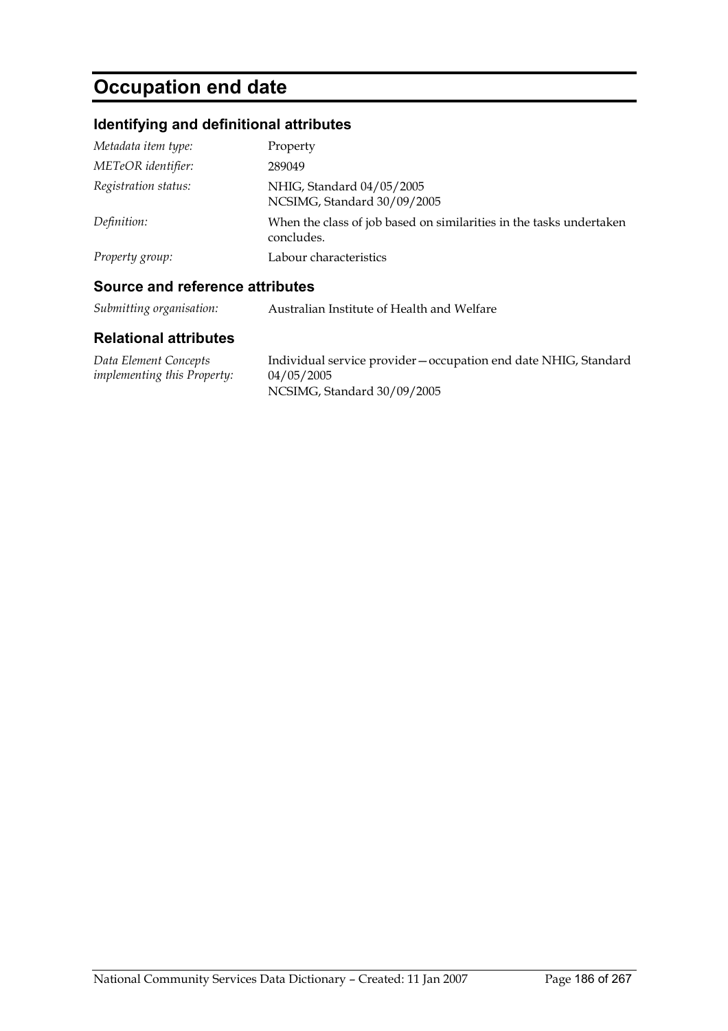# Occupation end date

## Identifying and definitional attributes

| | |
|---|---|
| *Metadata item type:* | Property |
| *METeOR identifier:* | 289049 |
| *Registration status:* | NHIG, Standard 04/05/2005<br>NCSIMG, Standard 30/09/2005 |
| *Definition:* | When the class of job based on similarities in the tasks undertaken concludes. |
| *Property group:* | Labour characteristics |

## Source and reference attributes

| | |
|---|---|
| *Submitting organisation:* | Australian Institute of Health and Welfare |

## Relational attributes

| | |
|---|---|
| *Data Element Concepts implementing this Property:* | Individual service provider—occupation end date NHIG, Standard 04/05/2005<br>NCSIMG, Standard 30/09/2005 |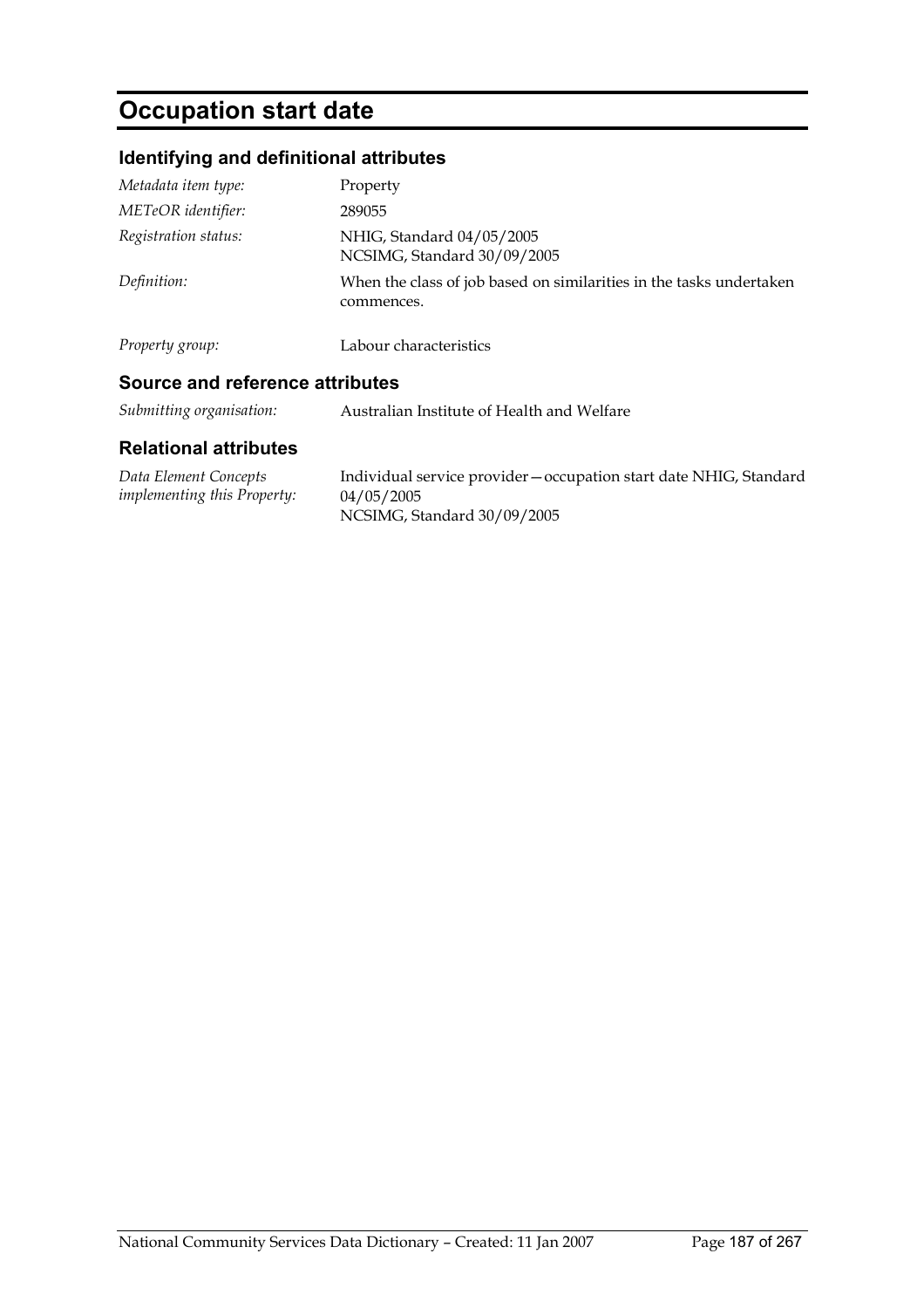# Occupation start date

## Identifying and definitional attributes

| | |
|---|---|
| *Metadata item type:* | Property |
| *METeOR identifier:* | 289055 |
| *Registration status:* | NHIG, Standard 04/05/2005<br>NCSIMG, Standard 30/09/2005 |
| *Definition:* | When the class of job based on similarities in the tasks undertaken commences. |
| *Property group:* | Labour characteristics |

## Source and reference attributes

| | |
|---|---|
| *Submitting organisation:* | Australian Institute of Health and Welfare |

## Relational attributes

| | |
|---|---|
| *Data Element Concepts implementing this Property:* | Individual service provider—occupation start date NHIG, Standard 04/05/2005<br>NCSIMG, Standard 30/09/2005 |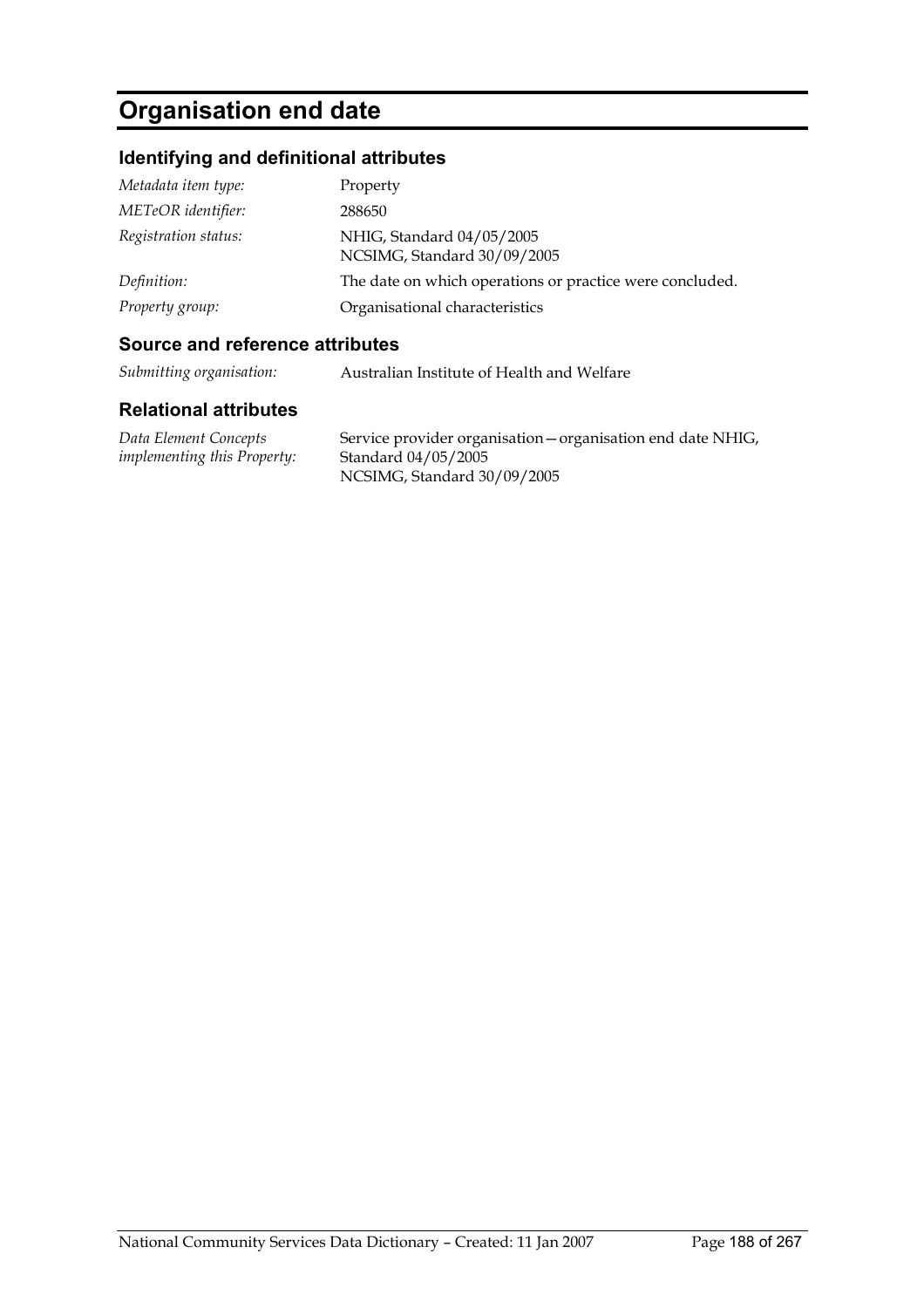# Organisation end date

## Identifying and definitional attributes

| | |
|---|---|
| *Metadata item type:* | Property |
| *METeOR identifier:* | 288650 |
| *Registration status:* | NHIG, Standard 04/05/2005<br>NCSIMG, Standard 30/09/2005 |
| *Definition:* | The date on which operations or practice were concluded. |
| *Property group:* | Organisational characteristics |

## Source and reference attributes

| | |
|---|---|
| *Submitting organisation:* | Australian Institute of Health and Welfare |

## Relational attributes

| | |
|---|---|
| *Data Element Concepts implementing this Property:* | Service provider organisation—organisation end date NHIG, Standard 04/05/2005<br>NCSIMG, Standard 30/09/2005 |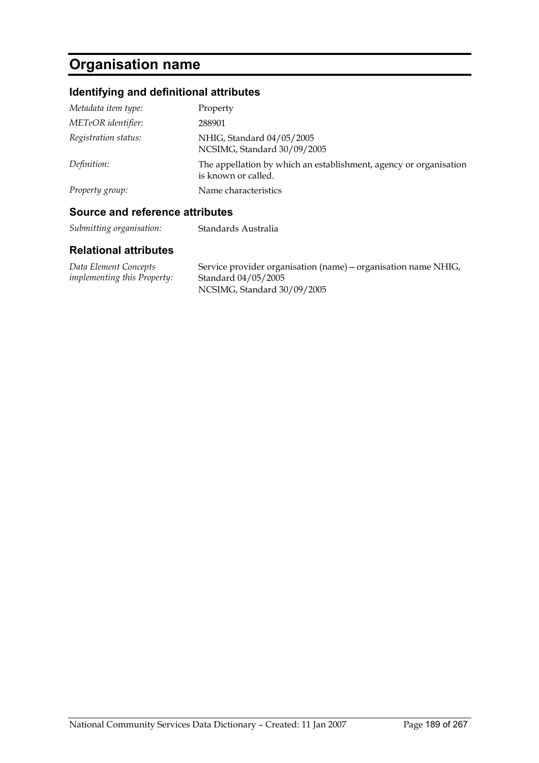# Organisation name

## Identifying and definitional attributes

| | |
|---|---|
| *Metadata item type:* | Property |
| *METeOR identifier:* | 288901 |
| *Registration status:* | NHIG, Standard 04/05/2005<br>NCSIMG, Standard 30/09/2005 |
| *Definition:* | The appellation by which an establishment, agency or organisation is known or called. |
| *Property group:* | Name characteristics |

## Source and reference attributes

| | |
|---|---|
| *Submitting organisation:* | Standards Australia |

## Relational attributes

| | |
|---|---|
| *Data Element Concepts implementing this Property:* | Service provider organisation (name)—organisation name NHIG, Standard 04/05/2005<br>NCSIMG, Standard 30/09/2005 |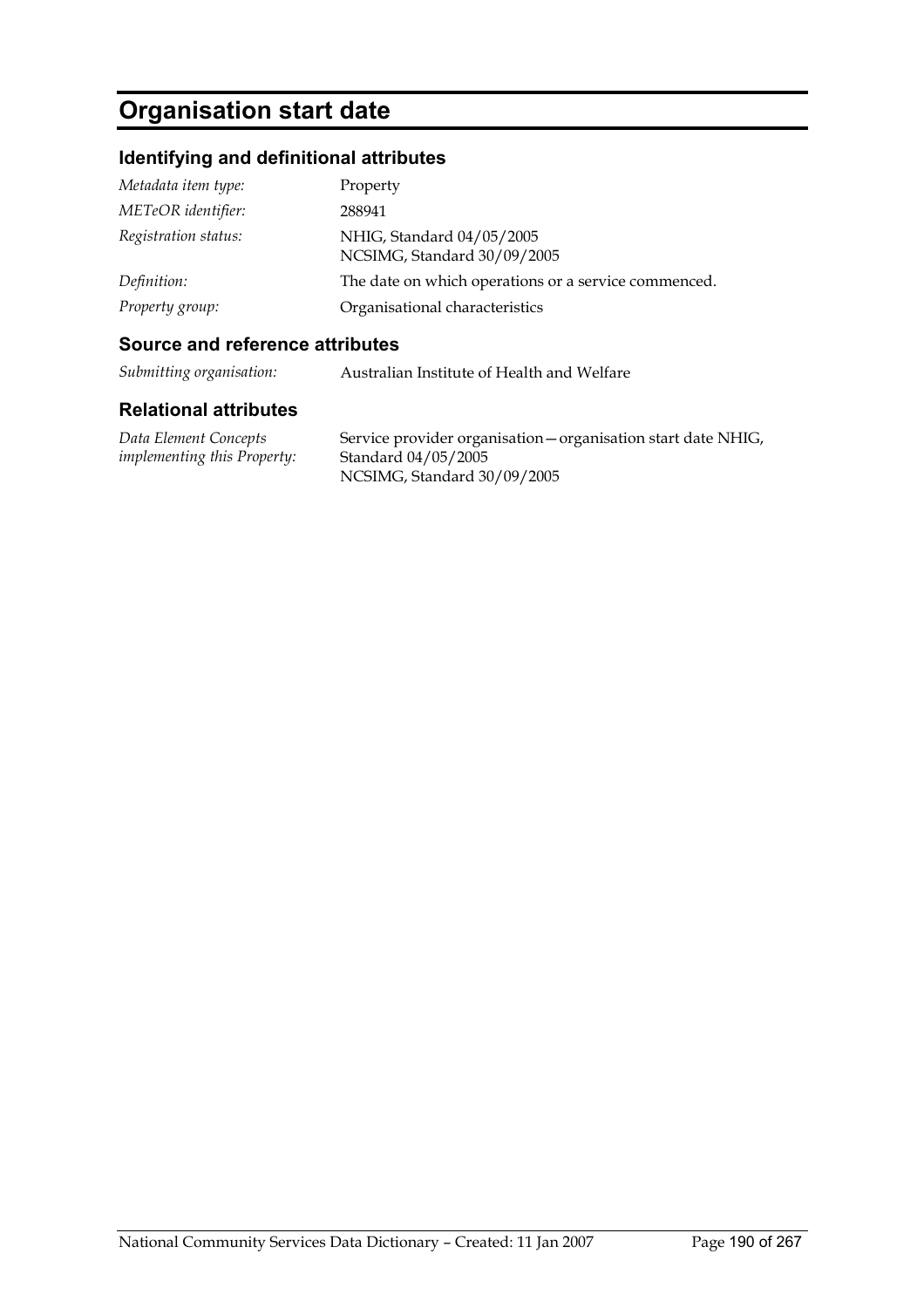# Organisation start date

## Identifying and definitional attributes

| | |
|---|---|
| *Metadata item type:* | Property |
| *METeOR identifier:* | 288941 |
| *Registration status:* | NHIG, Standard 04/05/2005<br>NCSIMG, Standard 30/09/2005 |
| *Definition:* | The date on which operations or a service commenced. |
| *Property group:* | Organisational characteristics |

## Source and reference attributes

| | |
|---|---|
| *Submitting organisation:* | Australian Institute of Health and Welfare |

## Relational attributes

| | |
|---|---|
| *Data Element Concepts implementing this Property:* | Service provider organisation—organisation start date NHIG, Standard 04/05/2005<br>NCSIMG, Standard 30/09/2005 |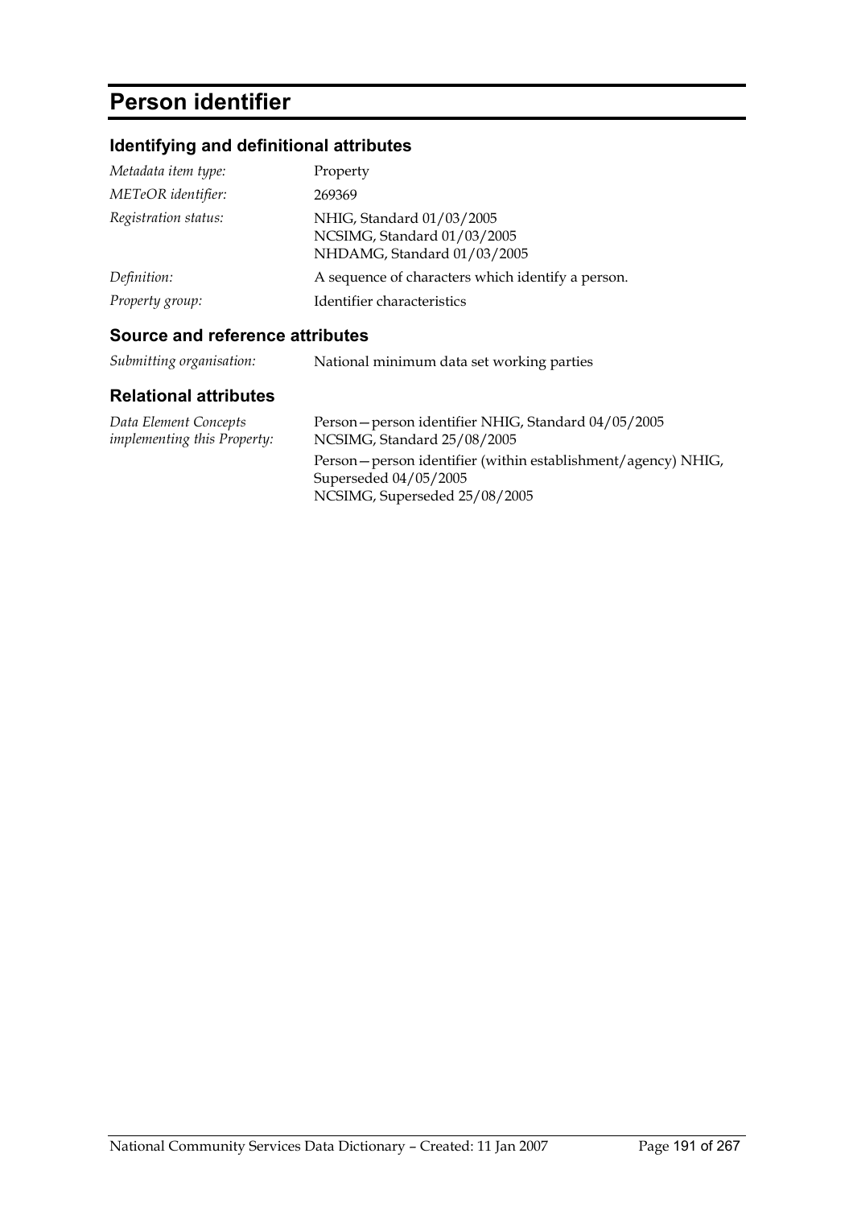# Person identifier

## Identifying and definitional attributes

| | |
|---|---|
| *Metadata item type:* | Property |
| *METeOR identifier:* | 269369 |
| *Registration status:* | NHIG, Standard 01/03/2005<br>NCSIMG, Standard 01/03/2005<br>NHDAMG, Standard 01/03/2005 |
| *Definition:* | A sequence of characters which identify a person. |
| *Property group:* | Identifier characteristics |

## Source and reference attributes

| | |
|---|---|
| *Submitting organisation:* | National minimum data set working parties |

## Relational attributes

| | |
|---|---|
| *Data Element Concepts implementing this Property:* | Person—person identifier NHIG, Standard 04/05/2005<br>NCSIMG, Standard 25/08/2005<br>Person—person identifier (within establishment/agency) NHIG, Superseded 04/05/2005<br>NCSIMG, Superseded 25/08/2005 |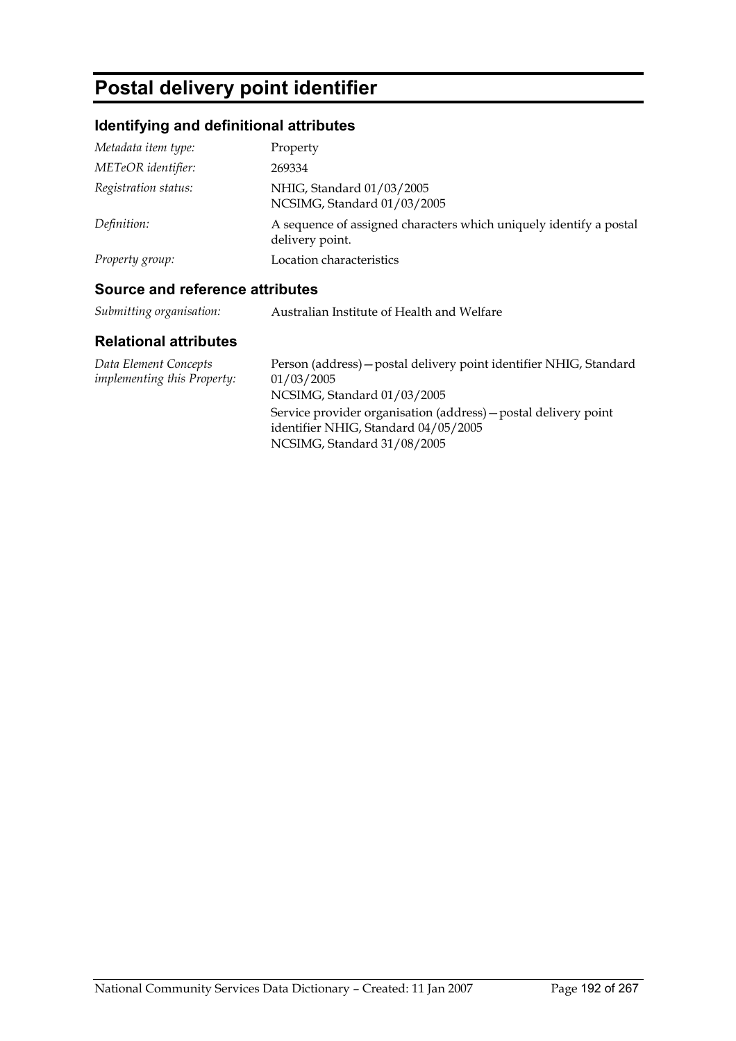# Postal delivery point identifier

## Identifying and definitional attributes

| | |
|---|---|
| *Metadata item type:* | Property |
| *METeOR identifier:* | 269334 |
| *Registration status:* | NHIG, Standard 01/03/2005<br>NCSIMG, Standard 01/03/2005 |
| *Definition:* | A sequence of assigned characters which uniquely identify a postal delivery point. |
| *Property group:* | Location characteristics |

## Source and reference attributes

| | |
|---|---|
| *Submitting organisation:* | Australian Institute of Health and Welfare |

## Relational attributes

| | |
|---|---|
| *Data Element Concepts implementing this Property:* | Person (address)—postal delivery point identifier NHIG, Standard 01/03/2005<br>NCSIMG, Standard 01/03/2005<br>Service provider organisation (address)—postal delivery point identifier NHIG, Standard 04/05/2005<br>NCSIMG, Standard 31/08/2005 |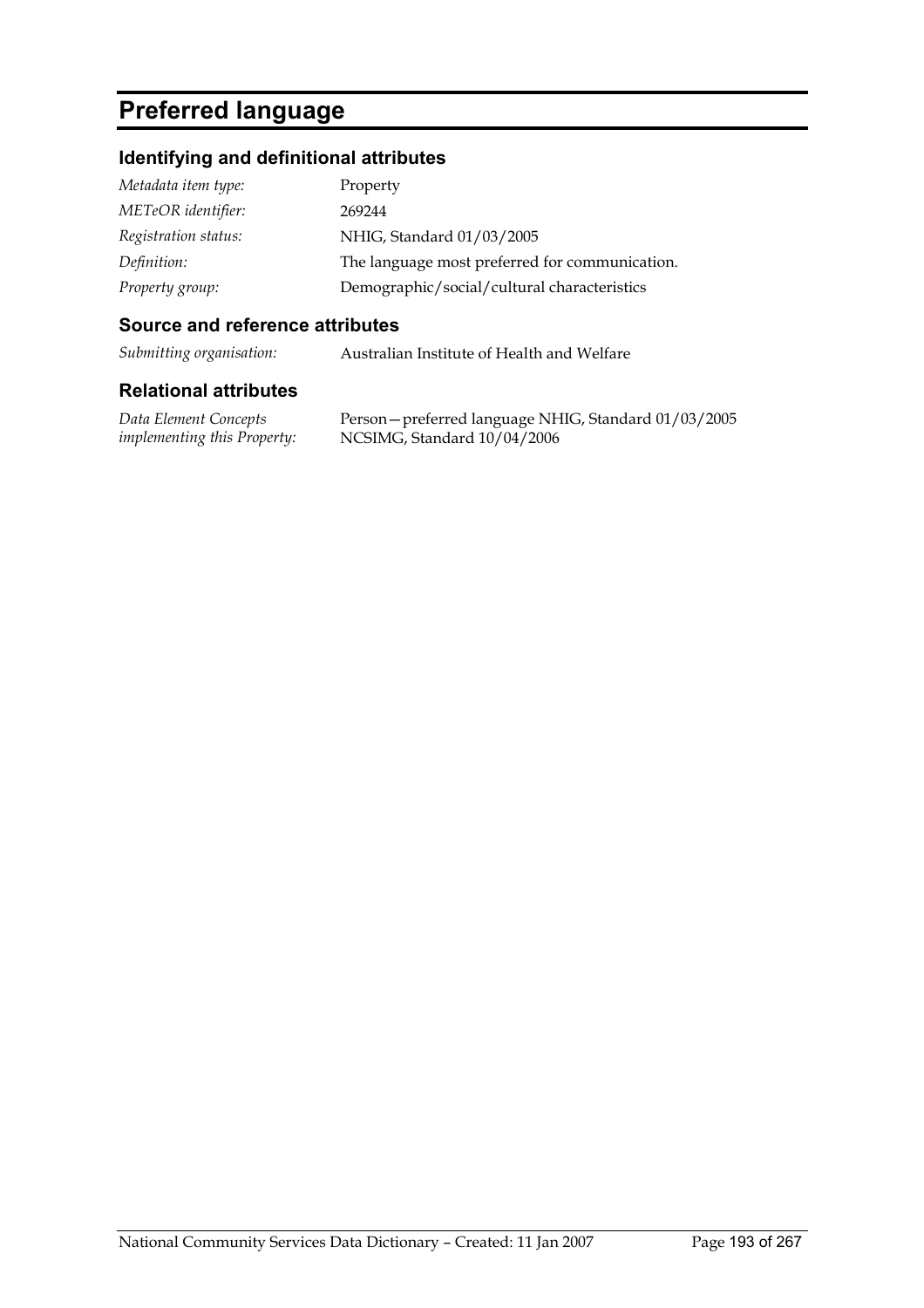# Preferred language

## Identifying and definitional attributes

| | |
|---|---|
| *Metadata item type:* | Property |
| *METeOR identifier:* | 269244 |
| *Registration status:* | NHIG, Standard 01/03/2005 |
| *Definition:* | The language most preferred for communication. |
| *Property group:* | Demographic/social/cultural characteristics |

## Source and reference attributes

| | |
|---|---|
| *Submitting organisation:* | Australian Institute of Health and Welfare |

## Relational attributes

| | |
|---|---|
| *Data Element Concepts implementing this Property:* | Person—preferred language NHIG, Standard 01/03/2005 NCSIMG, Standard 10/04/2006 |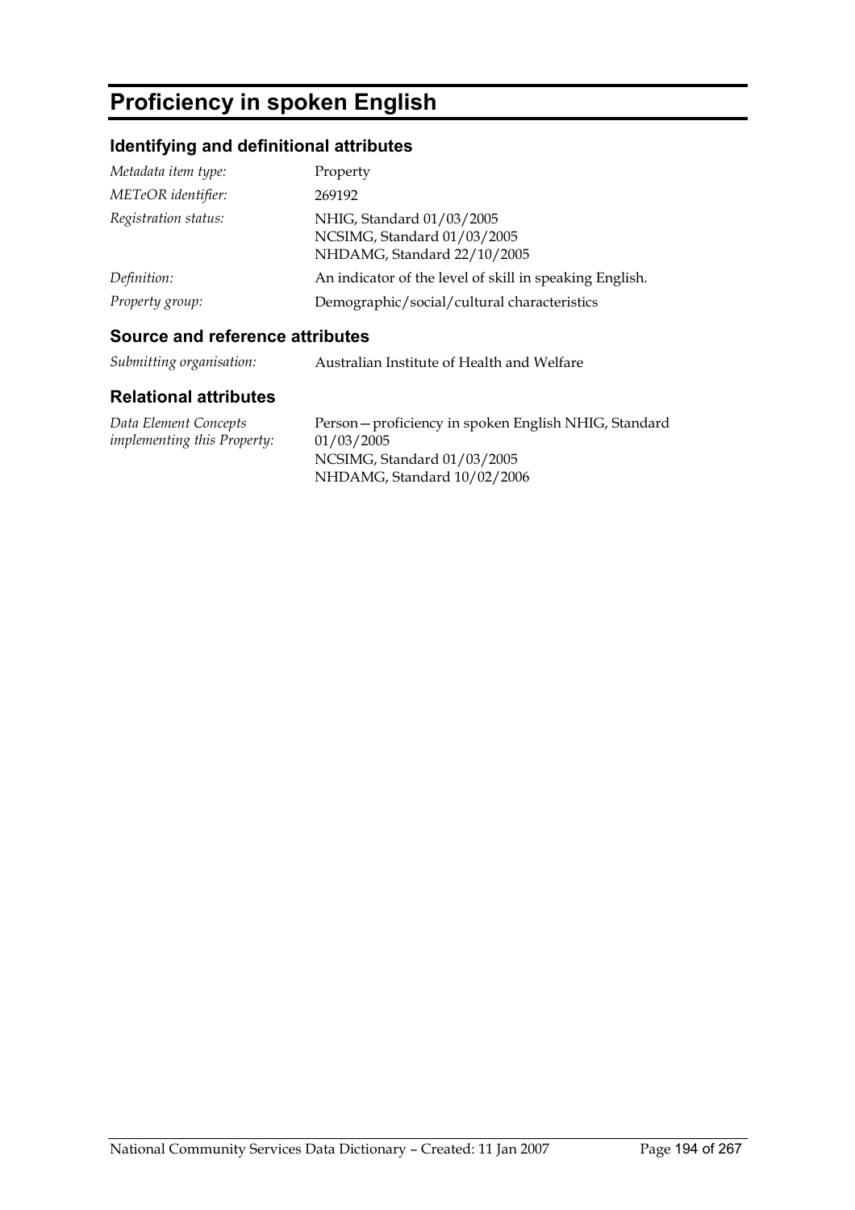# Proficiency in spoken English

## Identifying and definitional attributes

| | |
|---|---|
| *Metadata item type:* | Property |
| *METeOR identifier:* | 269192 |
| *Registration status:* | NHIG, Standard 01/03/2005<br>NCSIMG, Standard 01/03/2005<br>NHDAMG, Standard 22/10/2005 |
| *Definition:* | An indicator of the level of skill in speaking English. |
| *Property group:* | Demographic/social/cultural characteristics |

## Source and reference attributes

| | |
|---|---|
| *Submitting organisation:* | Australian Institute of Health and Welfare |

## Relational attributes

| | |
|---|---|
| *Data Element Concepts implementing this Property:* | Person—proficiency in spoken English NHIG, Standard 01/03/2005<br>NCSIMG, Standard 01/03/2005<br>NHDAMG, Standard 10/02/2006 |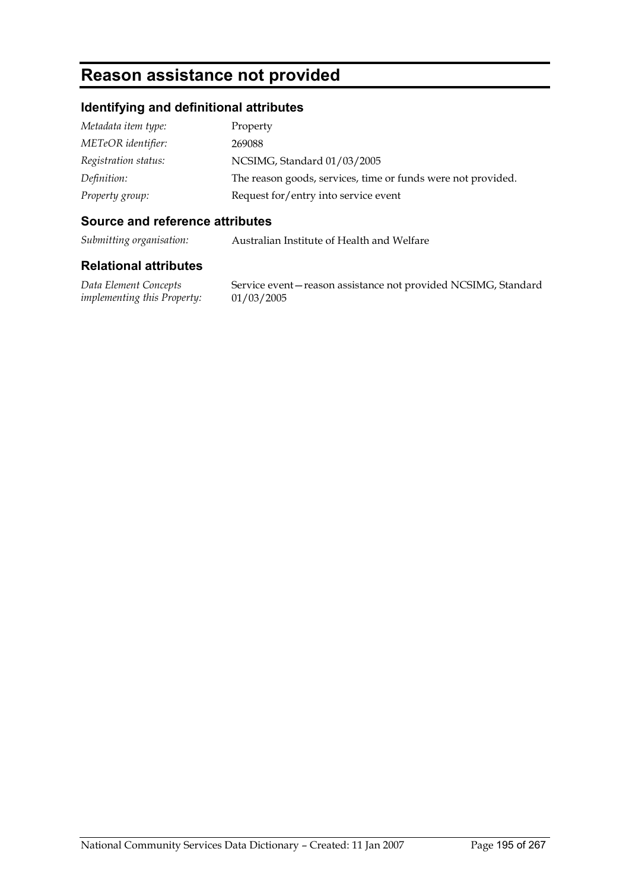# Reason assistance not provided

## Identifying and definitional attributes

| | |
|---|---|
| *Metadata item type:* | Property |
| *METeOR identifier:* | 269088 |
| *Registration status:* | NCSIMG, Standard 01/03/2005 |
| *Definition:* | The reason goods, services, time or funds were not provided. |
| *Property group:* | Request for/entry into service event |

## Source and reference attributes

| | |
|---|---|
| *Submitting organisation:* | Australian Institute of Health and Welfare |

## Relational attributes

| | |
|---|---|
| *Data Element Concepts implementing this Property:* | Service event—reason assistance not provided NCSIMG, Standard 01/03/2005 |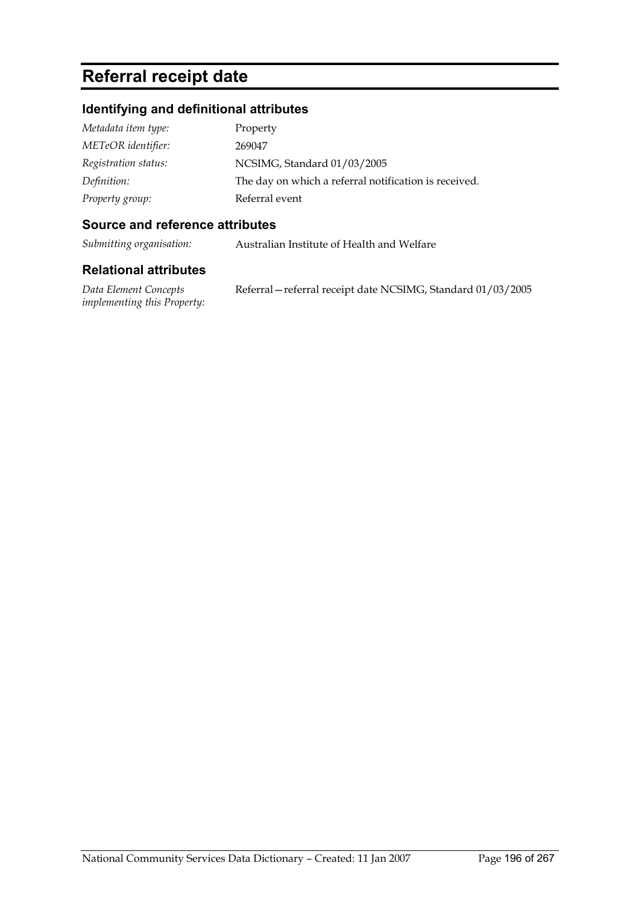# Referral receipt date

## Identifying and definitional attributes

| | |
|---|---|
| *Metadata item type:* | Property |
| *METeOR identifier:* | 269047 |
| *Registration status:* | NCSIMG, Standard 01/03/2005 |
| *Definition:* | The day on which a referral notification is received. |
| *Property group:* | Referral event |

## Source and reference attributes

| | |
|---|---|
| *Submitting organisation:* | Australian Institute of Health and Welfare |

## Relational attributes

| | |
|---|---|
| *Data Element Concepts implementing this Property:* | Referral—referral receipt date NCSIMG, Standard 01/03/2005 |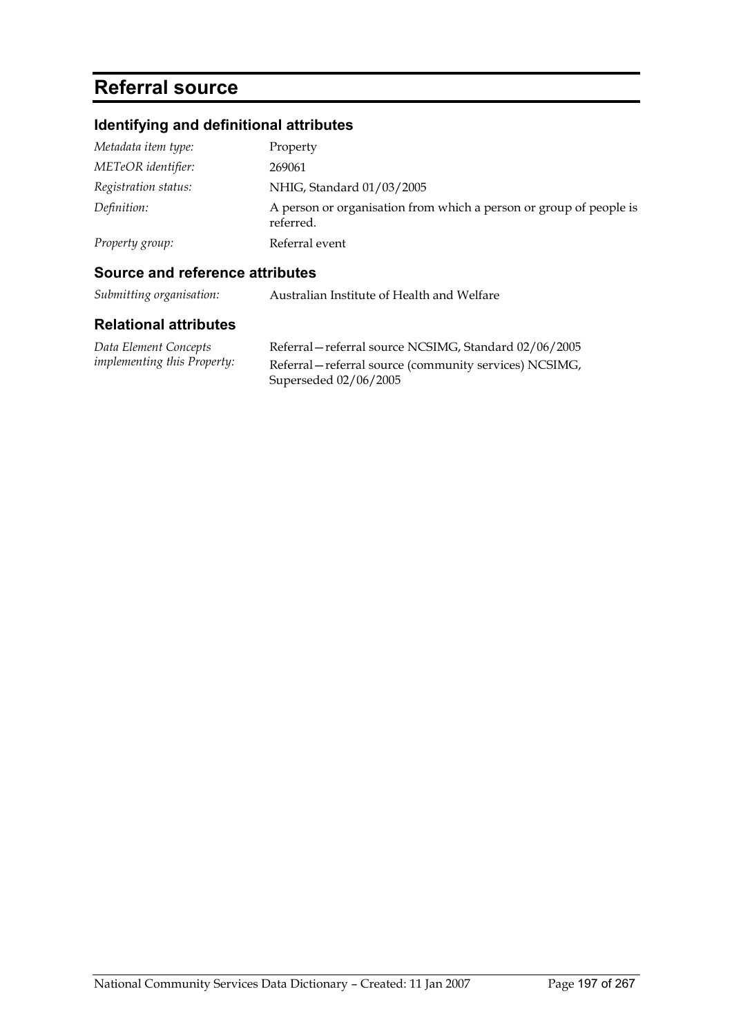# Referral source

## Identifying and definitional attributes

| | |
|---|---|
| *Metadata item type:* | Property |
| *METeOR identifier:* | 269061 |
| *Registration status:* | NHIG, Standard 01/03/2005 |
| *Definition:* | A person or organisation from which a person or group of people is referred. |
| *Property group:* | Referral event |

## Source and reference attributes

| | |
|---|---|
| *Submitting organisation:* | Australian Institute of Health and Welfare |

## Relational attributes

| | |
|---|---|
| *Data Element Concepts implementing this Property:* | Referral—referral source NCSIMG, Standard 02/06/2005<br>Referral—referral source (community services) NCSIMG, Superseded 02/06/2005 |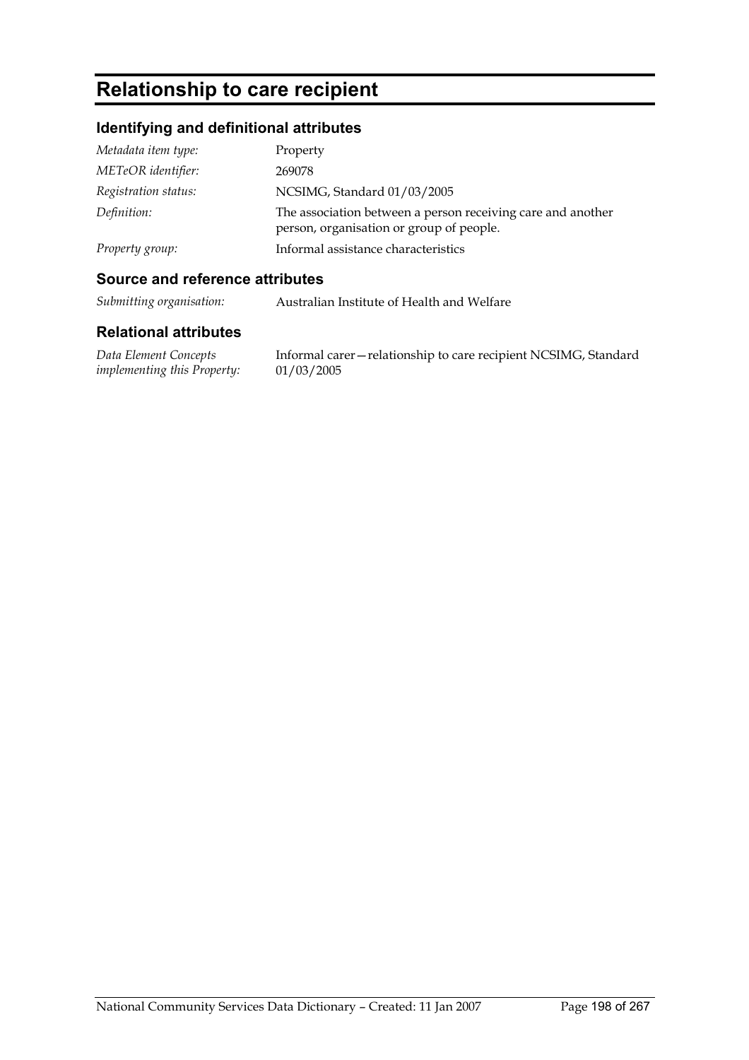# Relationship to care recipient

## Identifying and definitional attributes

| | |
|---|---|
| *Metadata item type:* | Property |
| *METeOR identifier:* | 269078 |
| *Registration status:* | NCSIMG, Standard 01/03/2005 |
| *Definition:* | The association between a person receiving care and another person, organisation or group of people. |
| *Property group:* | Informal assistance characteristics |

## Source and reference attributes

| | |
|---|---|
| *Submitting organisation:* | Australian Institute of Health and Welfare |

## Relational attributes

| | |
|---|---|
| *Data Element Concepts implementing this Property:* | Informal carer—relationship to care recipient NCSIMG, Standard 01/03/2005 |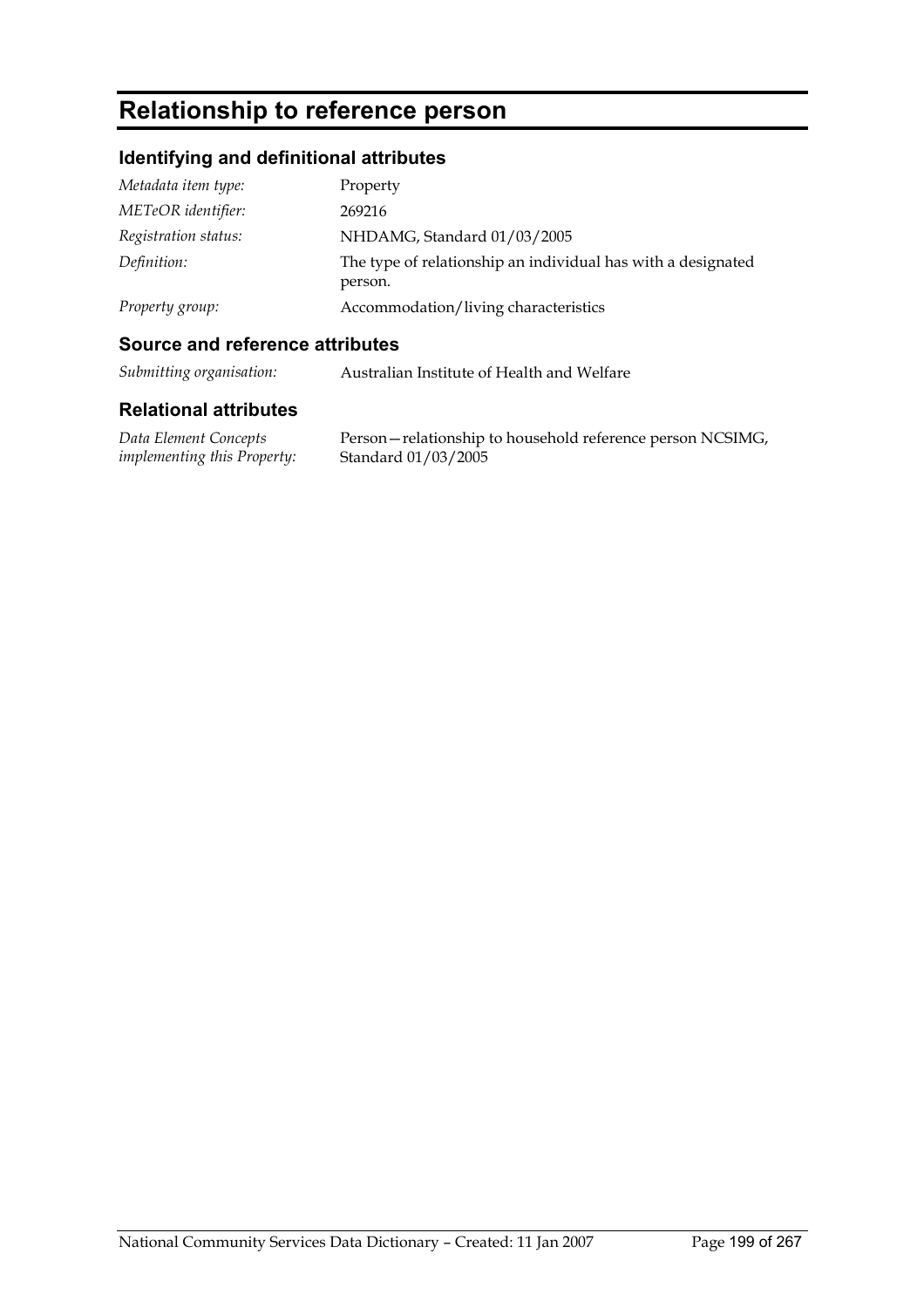# Relationship to reference person

## Identifying and definitional attributes

| | |
|---|---|
| *Metadata item type:* | Property |
| *METeOR identifier:* | 269216 |
| *Registration status:* | NHDAMG, Standard 01/03/2005 |
| *Definition:* | The type of relationship an individual has with a designated person. |
| *Property group:* | Accommodation/living characteristics |

## Source and reference attributes

| | |
|---|---|
| *Submitting organisation:* | Australian Institute of Health and Welfare |

## Relational attributes

| | |
|---|---|
| *Data Element Concepts implementing this Property:* | Person—relationship to household reference person NCSIMG, Standard 01/03/2005 |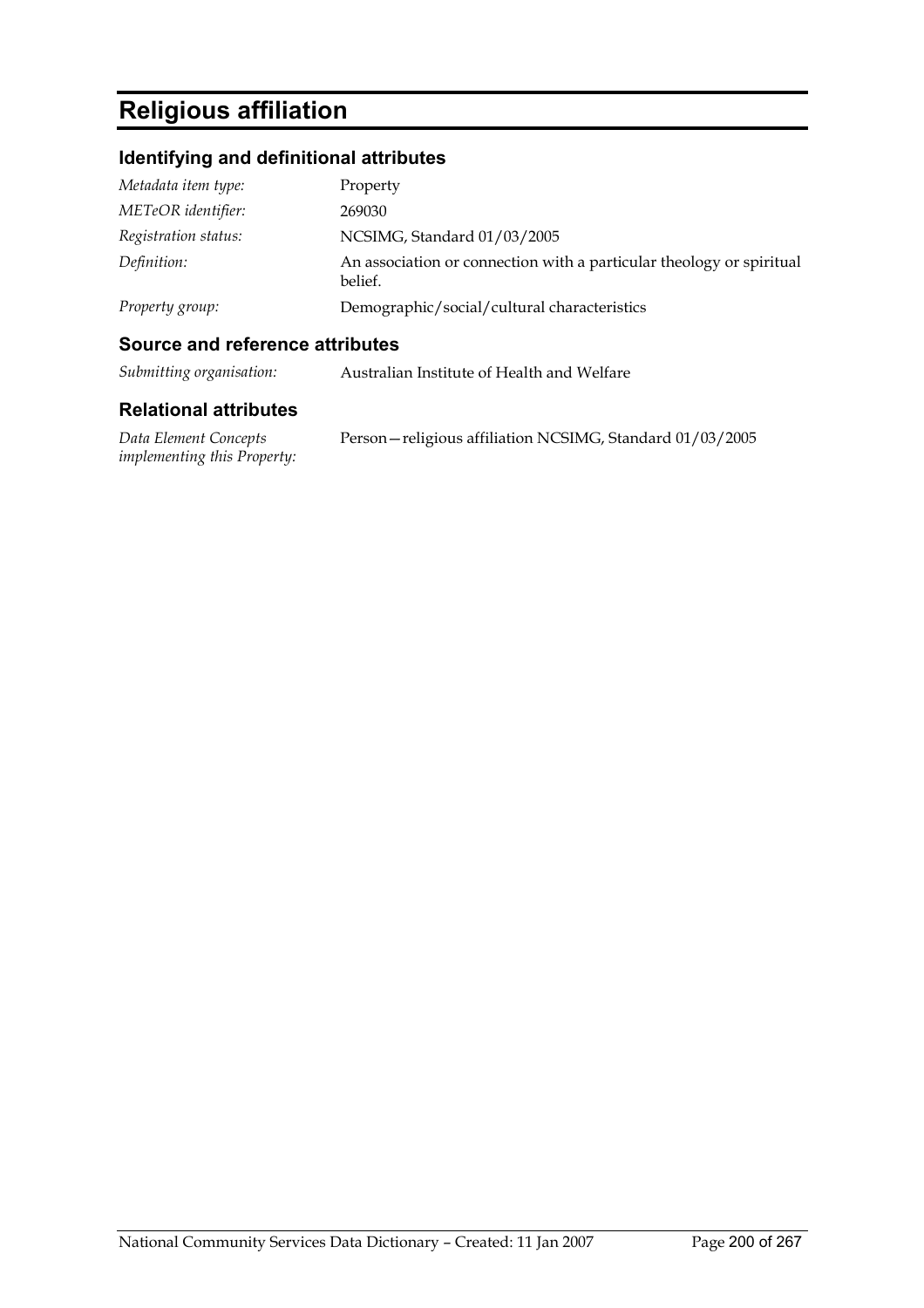# Religious affiliation

## Identifying and definitional attributes

| | |
|---|---|
| *Metadata item type:* | Property |
| *METeOR identifier:* | 269030 |
| *Registration status:* | NCSIMG, Standard 01/03/2005 |
| *Definition:* | An association or connection with a particular theology or spiritual belief. |
| *Property group:* | Demographic/social/cultural characteristics |

## Source and reference attributes

| | |
|---|---|
| *Submitting organisation:* | Australian Institute of Health and Welfare |

## Relational attributes

| | |
|---|---|
| *Data Element Concepts implementing this Property:* | Person—religious affiliation NCSIMG, Standard 01/03/2005 |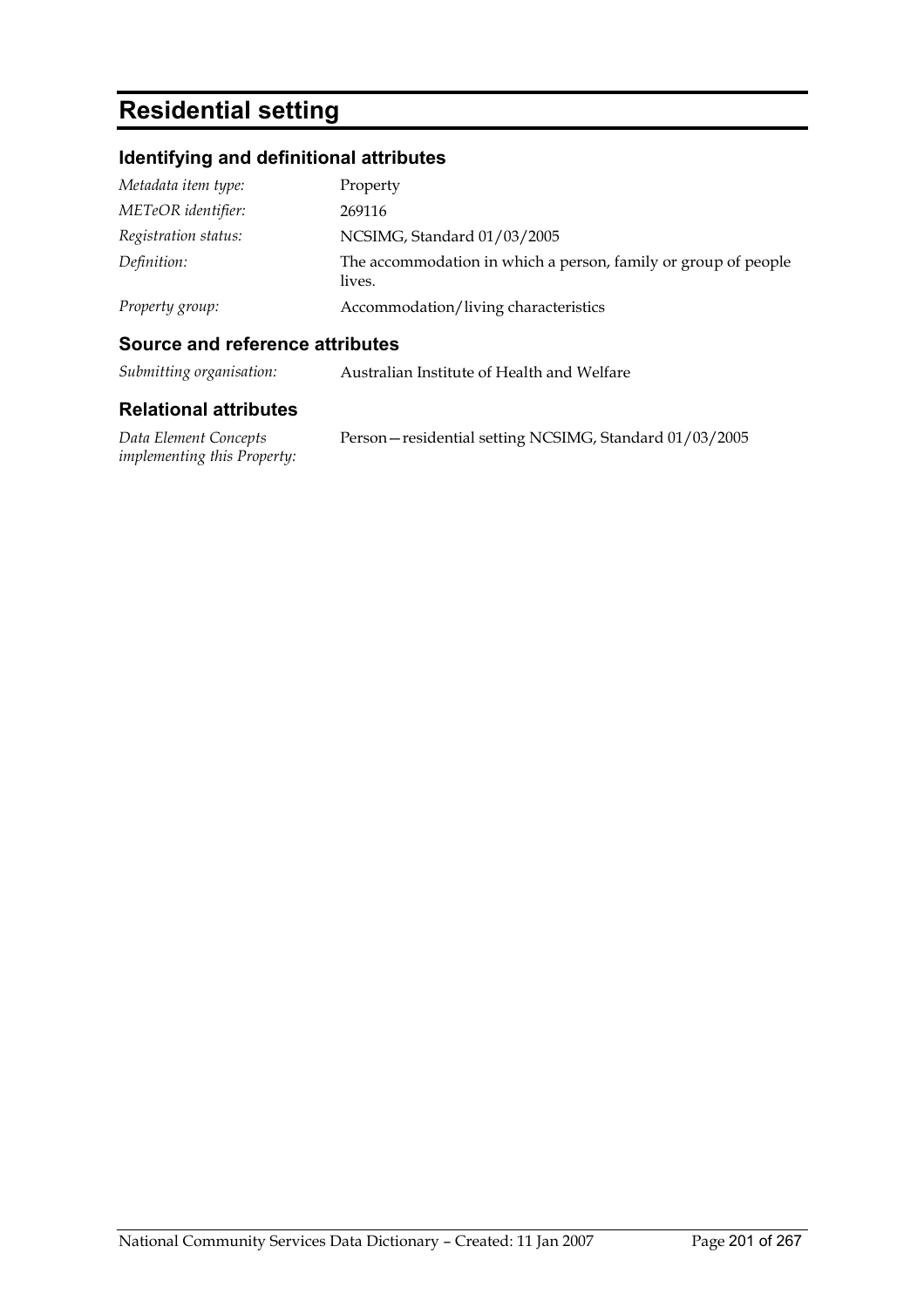# Residential setting

## Identifying and definitional attributes

| | |
|---|---|
| *Metadata item type:* | Property |
| *METeOR identifier:* | 269116 |
| *Registration status:* | NCSIMG, Standard 01/03/2005 |
| *Definition:* | The accommodation in which a person, family or group of people lives. |
| *Property group:* | Accommodation/living characteristics |

## Source and reference attributes

| | |
|---|---|
| *Submitting organisation:* | Australian Institute of Health and Welfare |

## Relational attributes

| | |
|---|---|
| *Data Element Concepts implementing this Property:* | Person—residential setting NCSIMG, Standard 01/03/2005 |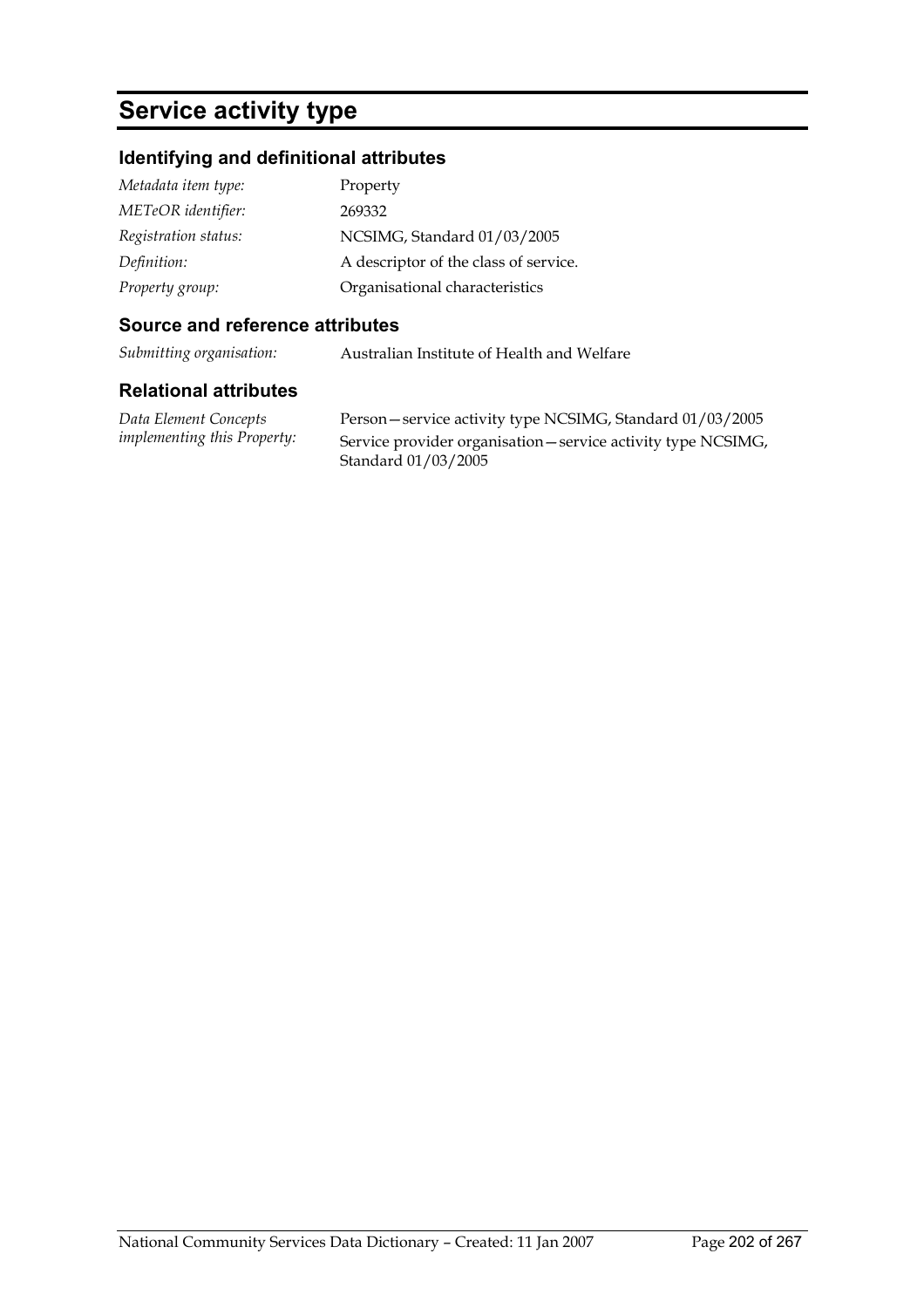# Service activity type

## Identifying and definitional attributes

| | |
|---|---|
| *Metadata item type:* | Property |
| *METeOR identifier:* | 269332 |
| *Registration status:* | NCSIMG, Standard 01/03/2005 |
| *Definition:* | A descriptor of the class of service. |
| *Property group:* | Organisational characteristics |

## Source and reference attributes

| | |
|---|---|
| *Submitting organisation:* | Australian Institute of Health and Welfare |

## Relational attributes

| | |
|---|---|
| *Data Element Concepts implementing this Property:* | Person—service activity type NCSIMG, Standard 01/03/2005<br>Service provider organisation—service activity type NCSIMG, Standard 01/03/2005 |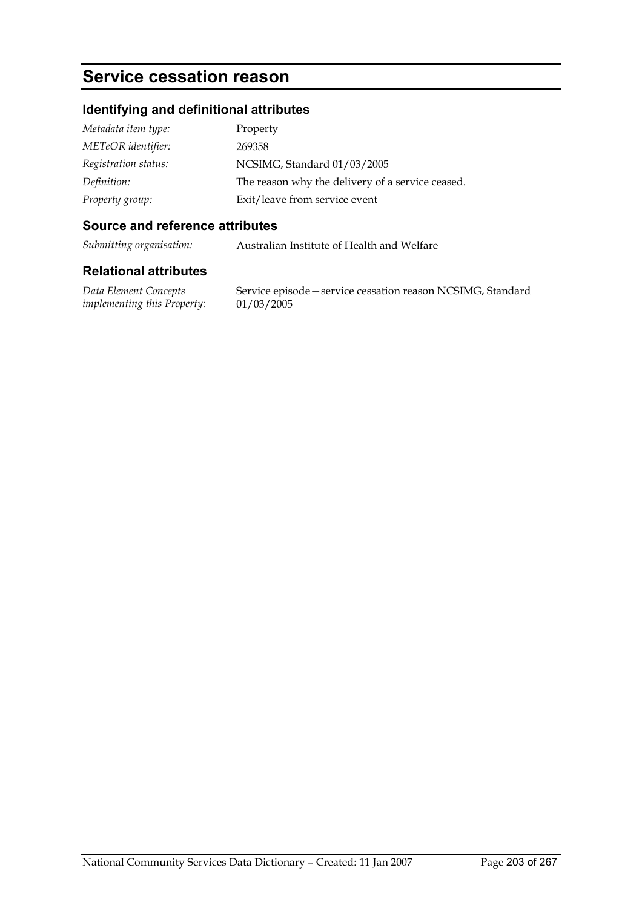# Service cessation reason

## Identifying and definitional attributes

| | |
|---|---|
| *Metadata item type:* | Property |
| *METeOR identifier:* | 269358 |
| *Registration status:* | NCSIMG, Standard 01/03/2005 |
| *Definition:* | The reason why the delivery of a service ceased. |
| *Property group:* | Exit/leave from service event |

## Source and reference attributes

| | |
|---|---|
| *Submitting organisation:* | Australian Institute of Health and Welfare |

## Relational attributes

| | |
|---|---|
| *Data Element Concepts implementing this Property:* | Service episode—service cessation reason NCSIMG, Standard 01/03/2005 |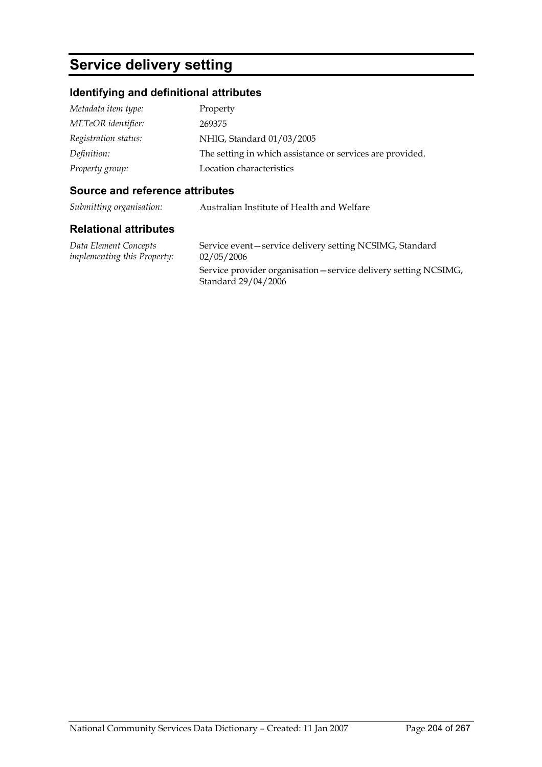# Service delivery setting

## Identifying and definitional attributes

| | |
|---|---|
| *Metadata item type:* | Property |
| *METeOR identifier:* | 269375 |
| *Registration status:* | NHIG, Standard 01/03/2005 |
| *Definition:* | The setting in which assistance or services are provided. |
| *Property group:* | Location characteristics |

## Source and reference attributes

| | |
|---|---|
| *Submitting organisation:* | Australian Institute of Health and Welfare |

## Relational attributes

| | |
|---|---|
| *Data Element Concepts implementing this Property:* | Service event—service delivery setting NCSIMG, Standard 02/05/2006<br>Service provider organisation—service delivery setting NCSIMG, Standard 29/04/2006 |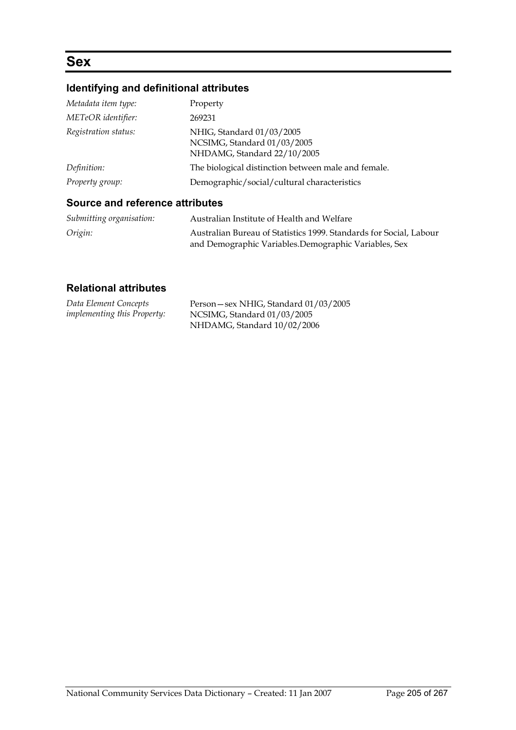# Sex

## Identifying and definitional attributes

| | |
|---|---|
| *Metadata item type:* | Property |
| *METeOR identifier:* | 269231 |
| *Registration status:* | NHIG, Standard 01/03/2005<br>NCSIMG, Standard 01/03/2005<br>NHDAMG, Standard 22/10/2005 |
| *Definition:* | The biological distinction between male and female. |
| *Property group:* | Demographic/social/cultural characteristics |

## Source and reference attributes

| | |
|---|---|
| *Submitting organisation:* | Australian Institute of Health and Welfare |
| *Origin:* | Australian Bureau of Statistics 1999. Standards for Social, Labour and Demographic Variables.Demographic Variables, Sex |

## Relational attributes

| | |
|---|---|
| *Data Element Concepts implementing this Property:* | Person—sex NHIG, Standard 01/03/2005<br>NCSIMG, Standard 01/03/2005<br>NHDAMG, Standard 10/02/2006 |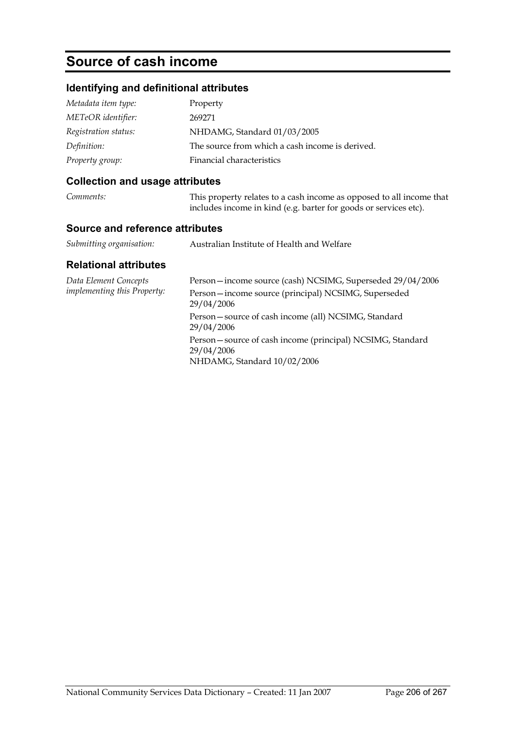# Source of cash income

## Identifying and definitional attributes

| | |
|---|---|
| *Metadata item type:* | Property |
| *METeOR identifier:* | 269271 |
| *Registration status:* | NHDAMG, Standard 01/03/2005 |
| *Definition:* | The source from which a cash income is derived. |
| *Property group:* | Financial characteristics |

## Collection and usage attributes

| | |
|---|---|
| *Comments:* | This property relates to a cash income as opposed to all income that includes income in kind (e.g. barter for goods or services etc). |

## Source and reference attributes

| | |
|---|---|
| *Submitting organisation:* | Australian Institute of Health and Welfare |

## Relational attributes

| | |
|---|---|
| *Data Element Concepts implementing this Property:* | Person—income source (cash) NCSIMG, Superseded 29/04/2006<br>Person—income source (principal) NCSIMG, Superseded 29/04/2006<br>Person—source of cash income (all) NCSIMG, Standard 29/04/2006<br>Person—source of cash income (principal) NCSIMG, Standard 29/04/2006<br>NHDAMG, Standard 10/02/2006 |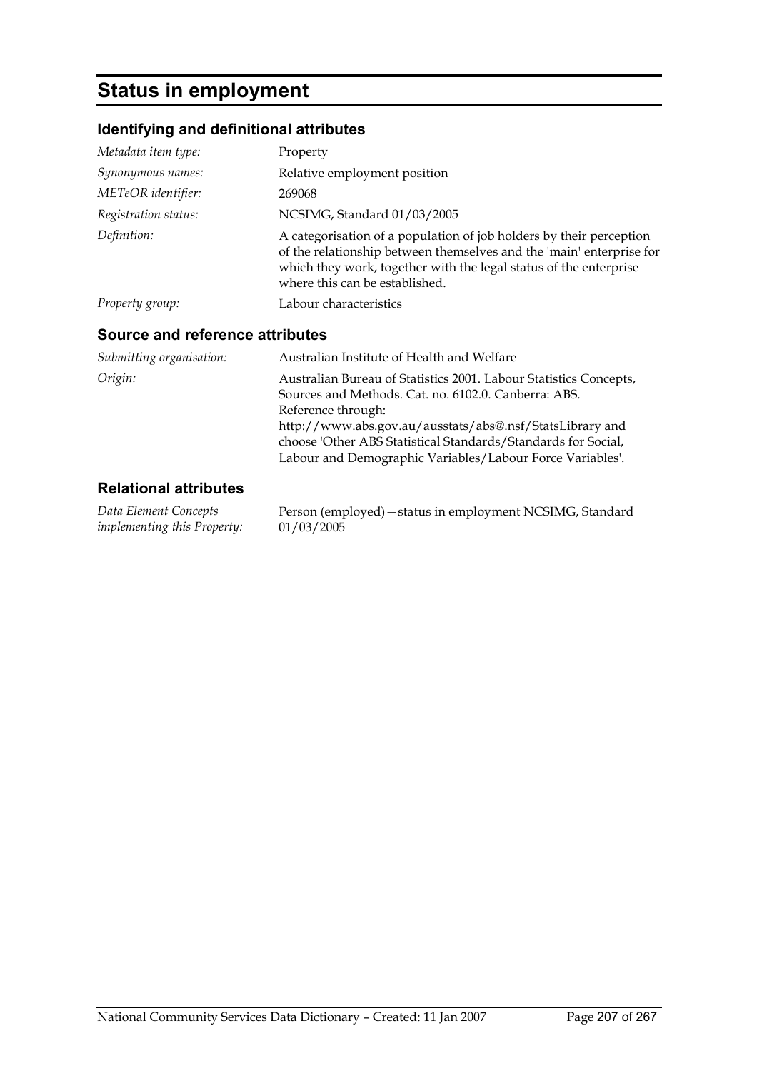# Status in employment

## Identifying and definitional attributes

| | |
|---|---|
| *Metadata item type:* | Property |
| *Synonymous names:* | Relative employment position |
| *METeOR identifier:* | 269068 |
| *Registration status:* | NCSIMG, Standard 01/03/2005 |
| *Definition:* | A categorisation of a population of job holders by their perception of the relationship between themselves and the 'main' enterprise for which they work, together with the legal status of the enterprise where this can be established. |
| *Property group:* | Labour characteristics |

## Source and reference attributes

| | |
|---|---|
| *Submitting organisation:* | Australian Institute of Health and Welfare |
| *Origin:* | Australian Bureau of Statistics 2001. Labour Statistics Concepts, Sources and Methods. Cat. no. 6102.0. Canberra: ABS. Reference through: http://www.abs.gov.au/ausstats/abs@.nsf/StatsLibrary and choose 'Other ABS Statistical Standards/Standards for Social, Labour and Demographic Variables/Labour Force Variables'. |

## Relational attributes

| | |
|---|---|
| *Data Element Concepts implementing this Property:* | Person (employed)—status in employment NCSIMG, Standard 01/03/2005 |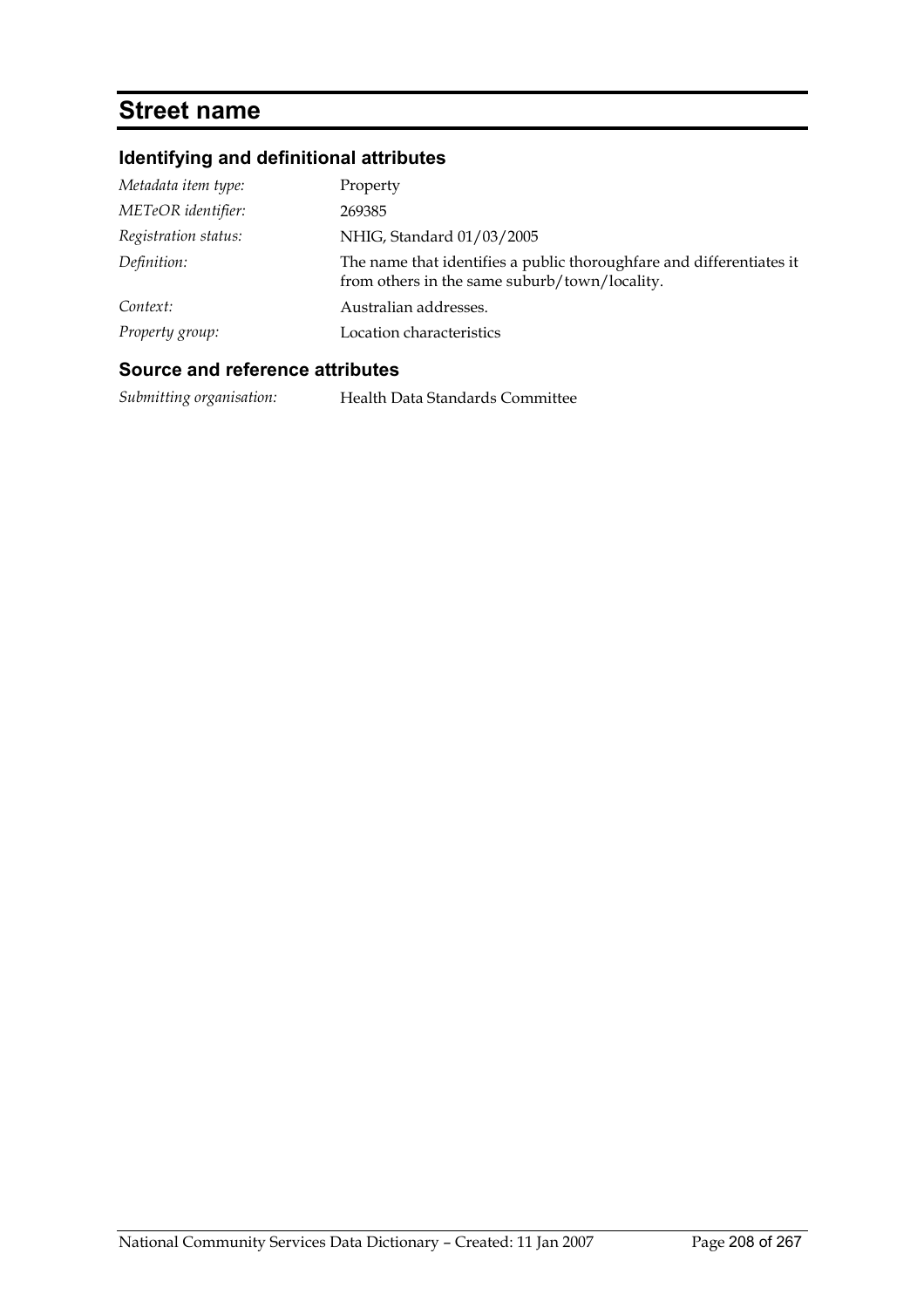# Street name

## Identifying and definitional attributes

| | |
|---|---|
| *Metadata item type:* | Property |
| *METeOR identifier:* | 269385 |
| *Registration status:* | NHIG, Standard 01/03/2005 |
| *Definition:* | The name that identifies a public thoroughfare and differentiates it from others in the same suburb/town/locality. |
| *Context:* | Australian addresses. |
| *Property group:* | Location characteristics |

## Source and reference attributes

| | |
|---|---|
| *Submitting organisation:* | Health Data Standards Committee |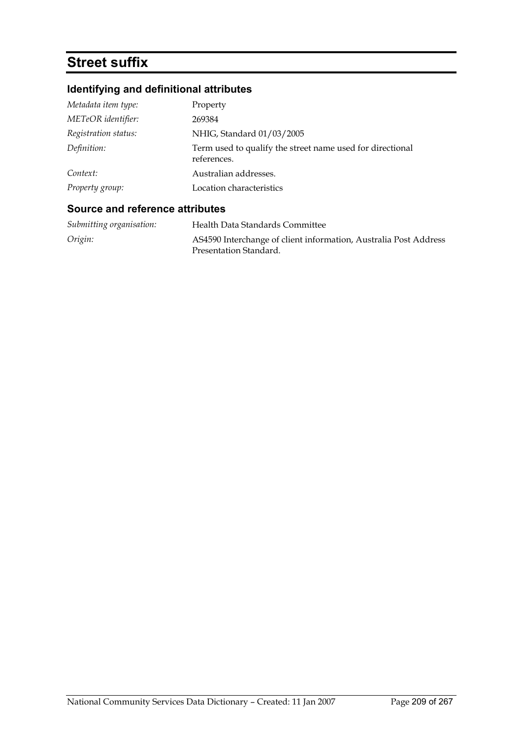# Street suffix

## Identifying and definitional attributes

| | |
|---|---|
| *Metadata item type:* | Property |
| *METeOR identifier:* | 269384 |
| *Registration status:* | NHIG, Standard 01/03/2005 |
| *Definition:* | Term used to qualify the street name used for directional references. |
| *Context:* | Australian addresses. |
| *Property group:* | Location characteristics |

## Source and reference attributes

| | |
|---|---|
| *Submitting organisation:* | Health Data Standards Committee |
| *Origin:* | AS4590 Interchange of client information, Australia Post Address Presentation Standard. |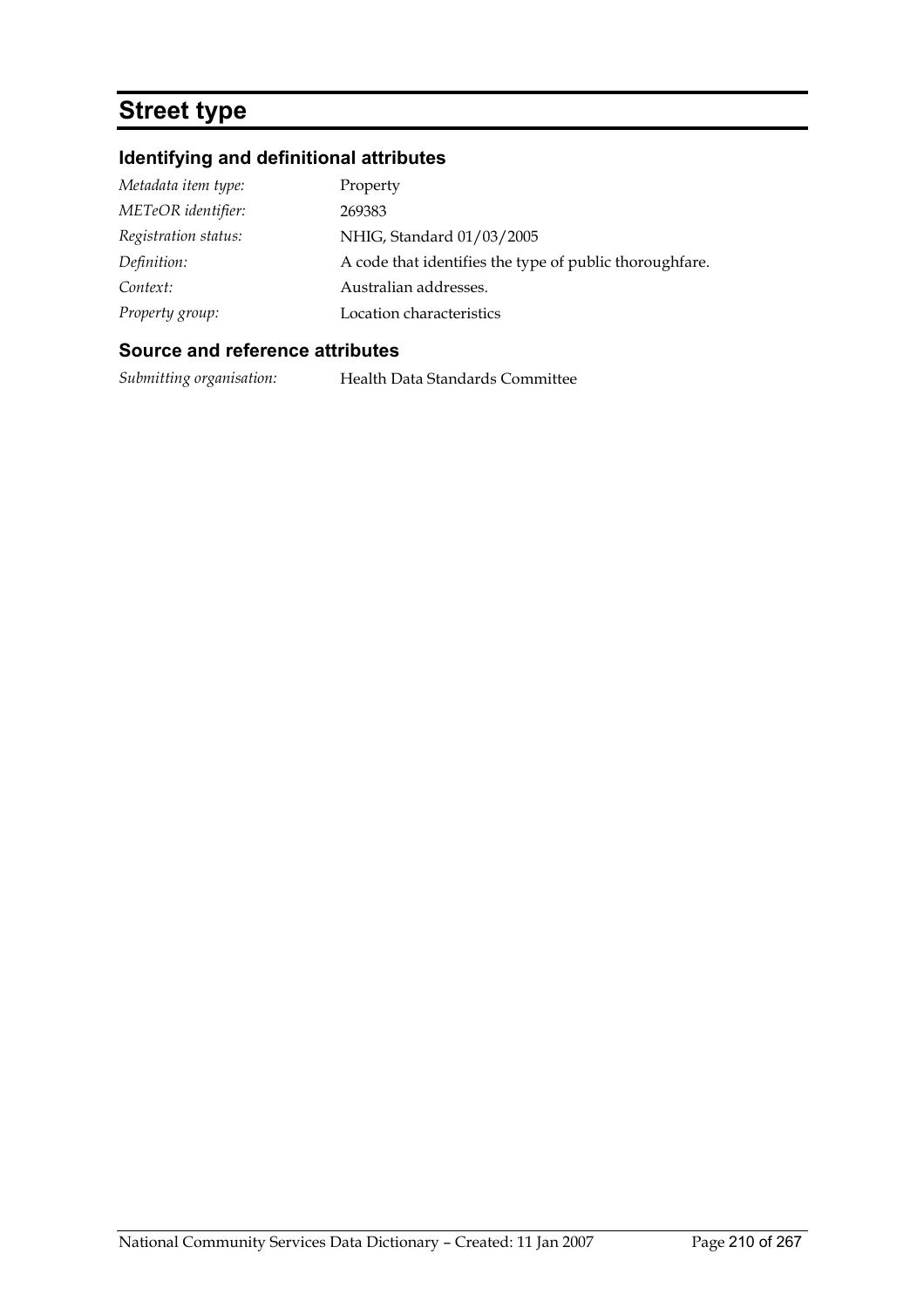# Street type

## Identifying and definitional attributes

| | |
|---|---|
| *Metadata item type:* | Property |
| *METeOR identifier:* | 269383 |
| *Registration status:* | NHIG, Standard 01/03/2005 |
| *Definition:* | A code that identifies the type of public thoroughfare. |
| *Context:* | Australian addresses. |
| *Property group:* | Location characteristics |

## Source and reference attributes

| | |
|---|---|
| *Submitting organisation:* | Health Data Standards Committee |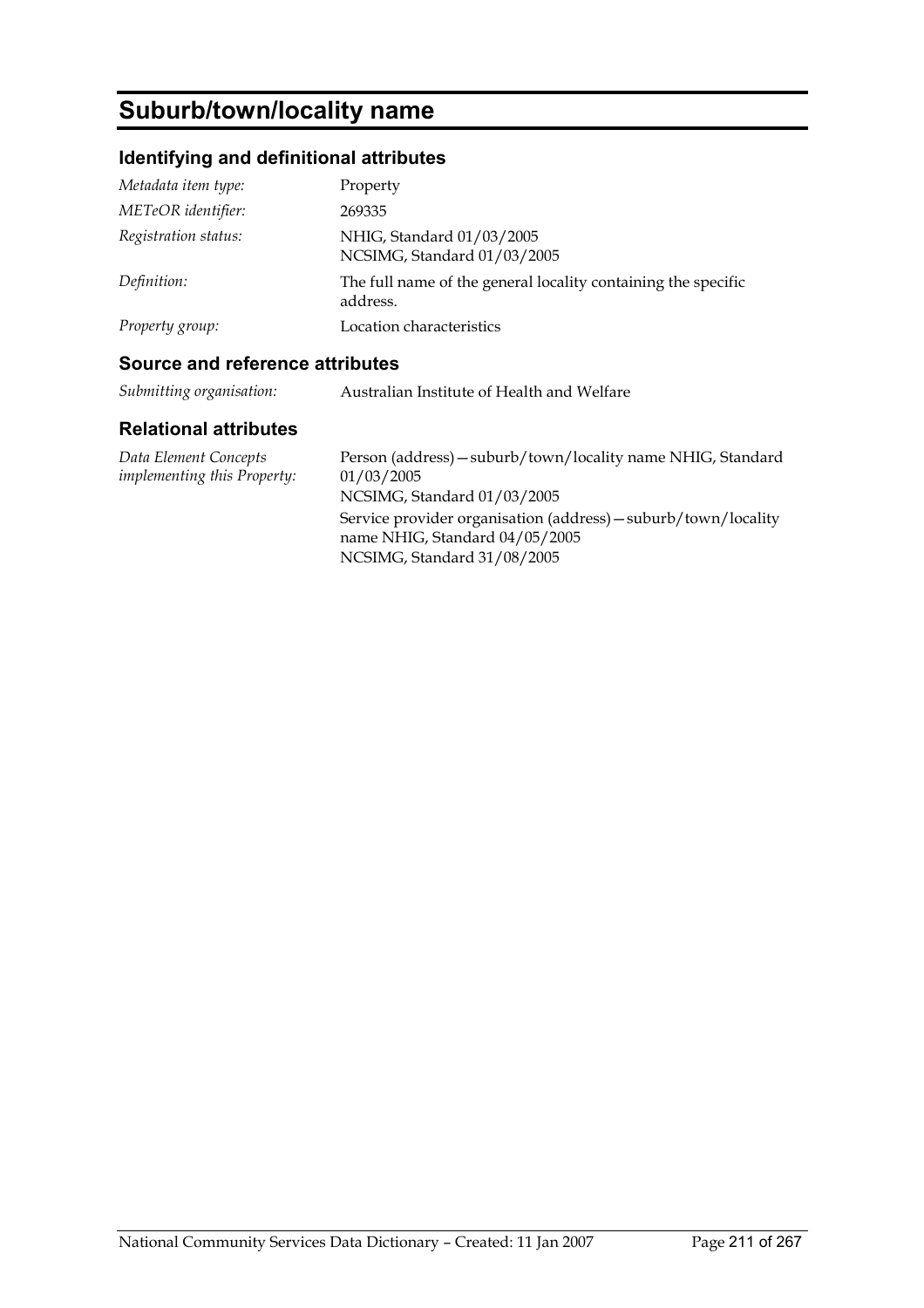# Suburb/town/locality name

## Identifying and definitional attributes

| | |
|---|---|
| *Metadata item type:* | Property |
| *METeOR identifier:* | 269335 |
| *Registration status:* | NHIG, Standard 01/03/2005<br>NCSIMG, Standard 01/03/2005 |
| *Definition:* | The full name of the general locality containing the specific address. |
| *Property group:* | Location characteristics |

## Source and reference attributes

| | |
|---|---|
| *Submitting organisation:* | Australian Institute of Health and Welfare |

## Relational attributes

| | |
|---|---|
| *Data Element Concepts implementing this Property:* | Person (address)—suburb/town/locality name NHIG, Standard 01/03/2005<br>NCSIMG, Standard 01/03/2005<br>Service provider organisation (address)—suburb/town/locality name NHIG, Standard 04/05/2005<br>NCSIMG, Standard 31/08/2005 |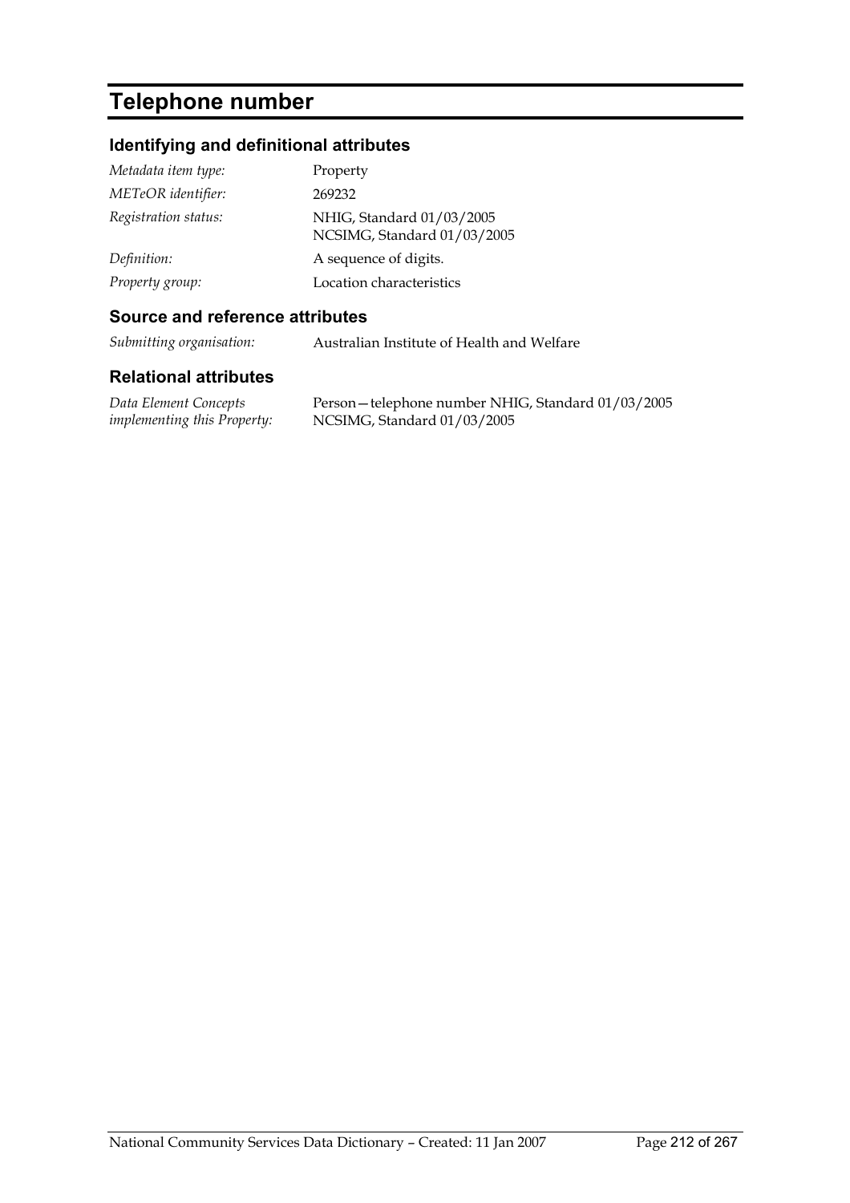# Telephone number

## Identifying and definitional attributes

| | |
|---|---|
| *Metadata item type:* | Property |
| *METeOR identifier:* | 269232 |
| *Registration status:* | NHIG, Standard 01/03/2005<br>NCSIMG, Standard 01/03/2005 |
| *Definition:* | A sequence of digits. |
| *Property group:* | Location characteristics |

## Source and reference attributes

| | |
|---|---|
| *Submitting organisation:* | Australian Institute of Health and Welfare |

## Relational attributes

| | |
|---|---|
| *Data Element Concepts implementing this Property:* | Person—telephone number NHIG, Standard 01/03/2005<br>NCSIMG, Standard 01/03/2005 |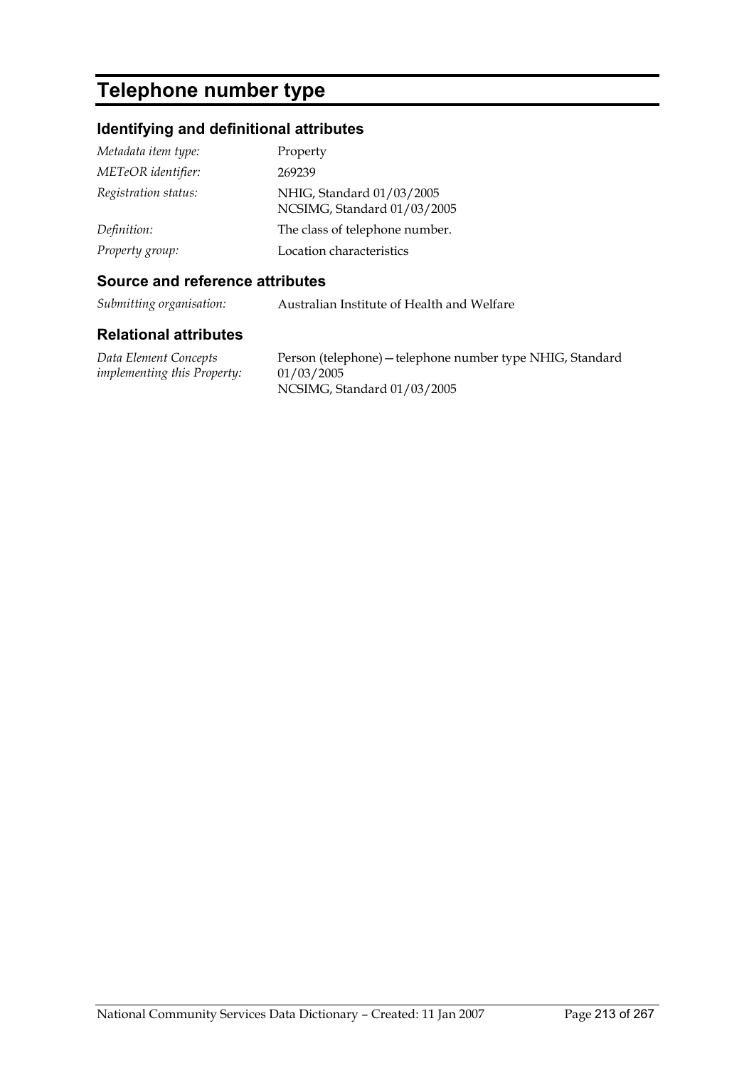# Telephone number type

## Identifying and definitional attributes

| | |
|---|---|
| *Metadata item type:* | Property |
| *METeOR identifier:* | 269239 |
| *Registration status:* | NHIG, Standard 01/03/2005<br>NCSIMG, Standard 01/03/2005 |
| *Definition:* | The class of telephone number. |
| *Property group:* | Location characteristics |

## Source and reference attributes

| | |
|---|---|
| *Submitting organisation:* | Australian Institute of Health and Welfare |

## Relational attributes

| | |
|---|---|
| *Data Element Concepts implementing this Property:* | Person (telephone)—telephone number type NHIG, Standard 01/03/2005<br>NCSIMG, Standard 01/03/2005 |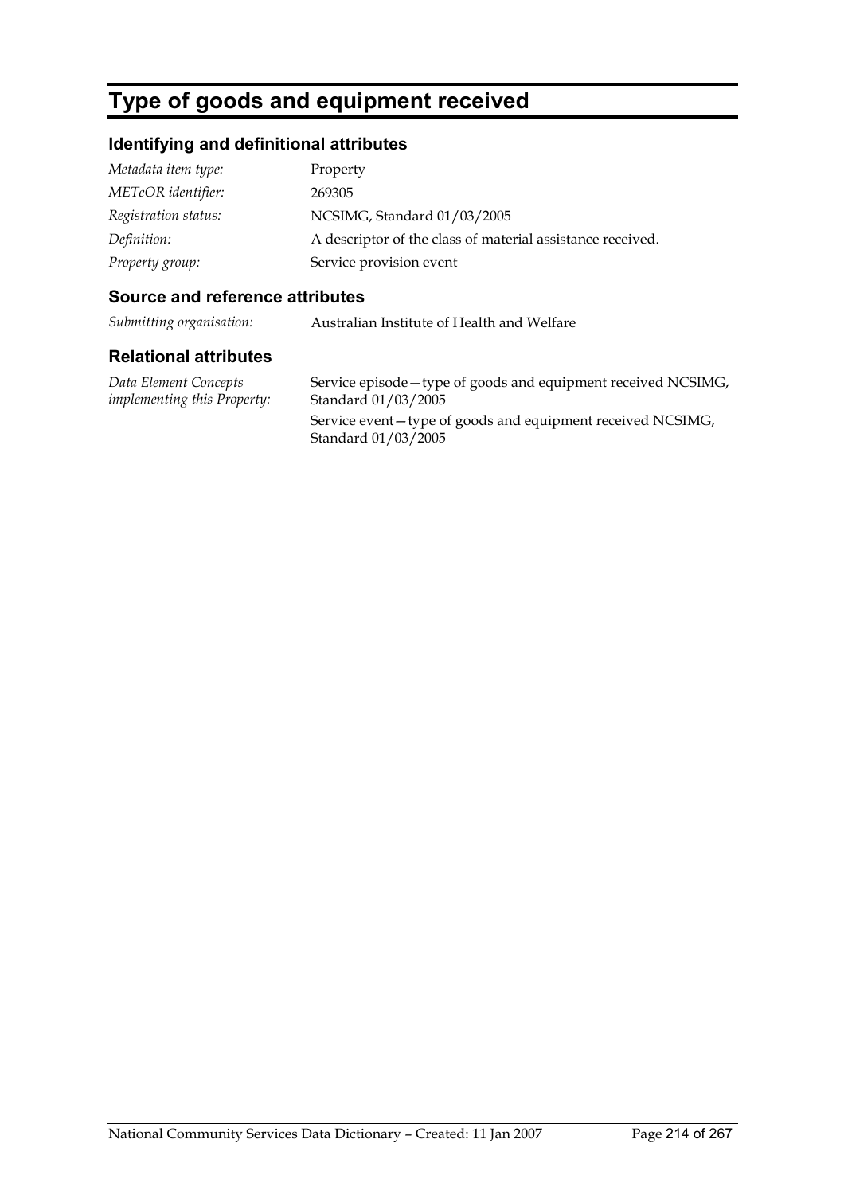# Type of goods and equipment received

## Identifying and definitional attributes

| | |
|---|---|
| *Metadata item type:* | Property |
| *METeOR identifier:* | 269305 |
| *Registration status:* | NCSIMG, Standard 01/03/2005 |
| *Definition:* | A descriptor of the class of material assistance received. |
| *Property group:* | Service provision event |

## Source and reference attributes

| | |
|---|---|
| *Submitting organisation:* | Australian Institute of Health and Welfare |

## Relational attributes

| | |
|---|---|
| *Data Element Concepts implementing this Property:* | Service episode—type of goods and equipment received NCSIMG, Standard 01/03/2005 |
| | Service event—type of goods and equipment received NCSIMG, Standard 01/03/2005 |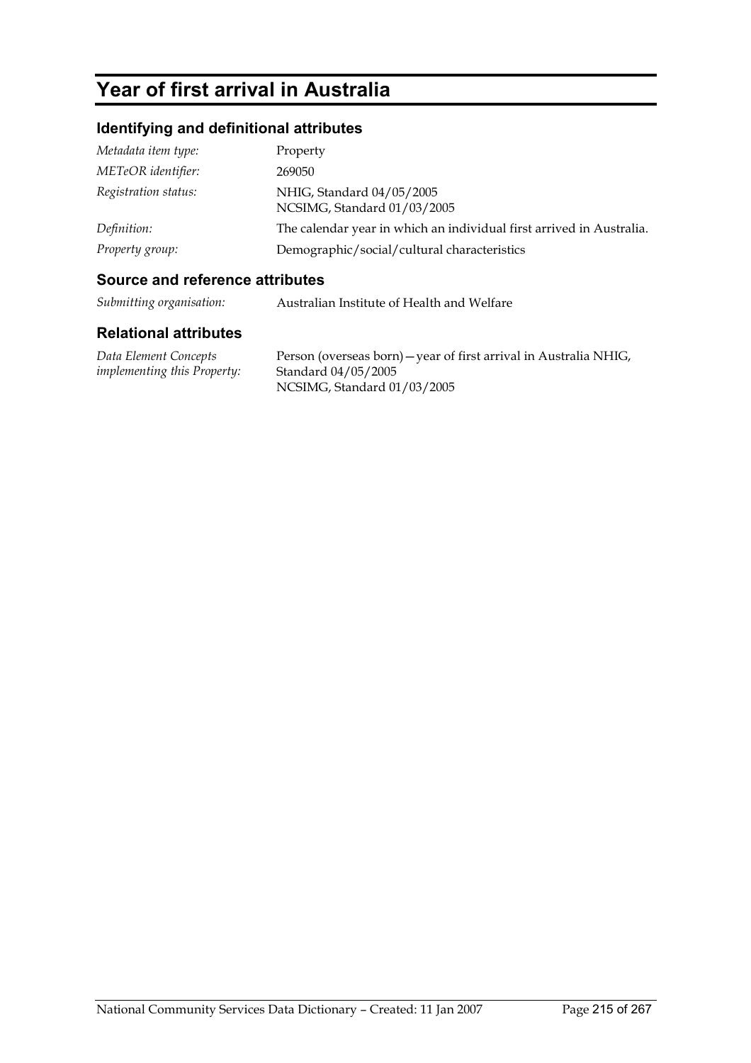# Year of first arrival in Australia

## Identifying and definitional attributes

| | |
|---|---|
| *Metadata item type:* | Property |
| *METeOR identifier:* | 269050 |
| *Registration status:* | NHIG, Standard 04/05/2005<br>NCSIMG, Standard 01/03/2005 |
| *Definition:* | The calendar year in which an individual first arrived in Australia. |
| *Property group:* | Demographic/social/cultural characteristics |

## Source and reference attributes

| | |
|---|---|
| *Submitting organisation:* | Australian Institute of Health and Welfare |

## Relational attributes

| | |
|---|---|
| *Data Element Concepts implementing this Property:* | Person (overseas born)—year of first arrival in Australia NHIG, Standard 04/05/2005<br>NCSIMG, Standard 01/03/2005 |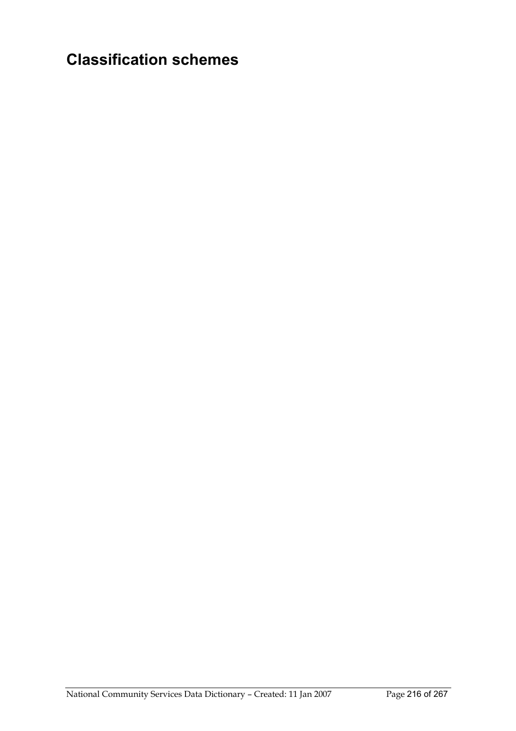# Classification schemes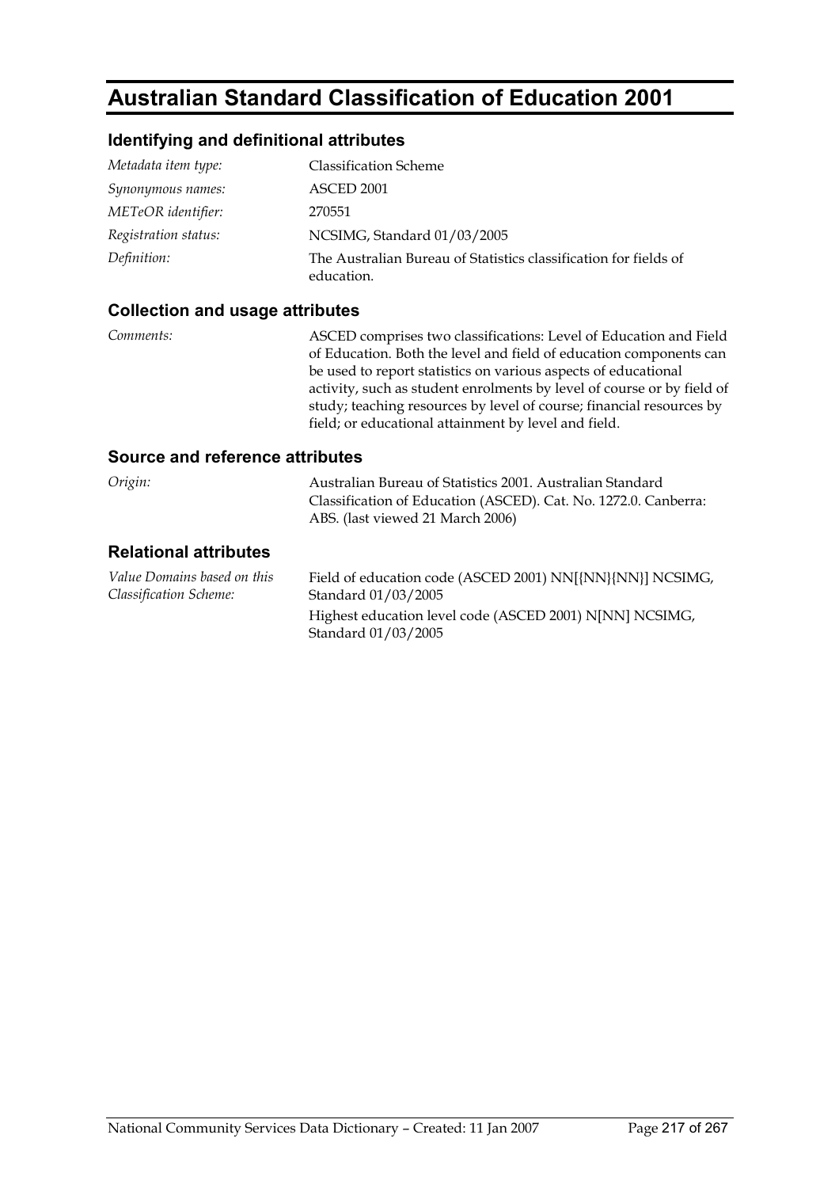# Australian Standard Classification of Education 2001

## Identifying and definitional attributes

| | |
|---|---|
| *Metadata item type:* | Classification Scheme |
| *Synonymous names:* | ASCED 2001 |
| *METeOR identifier:* | 270551 |
| *Registration status:* | NCSIMG, Standard 01/03/2005 |
| *Definition:* | The Australian Bureau of Statistics classification for fields of education. |

## Collection and usage attributes

| | |
|---|---|
| *Comments:* | ASCED comprises two classifications: Level of Education and Field of Education. Both the level and field of education components can be used to report statistics on various aspects of educational activity, such as student enrolments by level of course or by field of study; teaching resources by level of course; financial resources by field; or educational attainment by level and field. |

## Source and reference attributes

| | |
|---|---|
| *Origin:* | Australian Bureau of Statistics 2001. Australian Standard Classification of Education (ASCED). Cat. No. 1272.0. Canberra: ABS. (last viewed 21 March 2006) |

## Relational attributes

| | |
|---|---|
| *Value Domains based on this Classification Scheme:* | Field of education code (ASCED 2001) NN[{NN}{NN}] NCSIMG, Standard 01/03/2005<br>Highest education level code (ASCED 2001) N[NN] NCSIMG, Standard 01/03/2005 |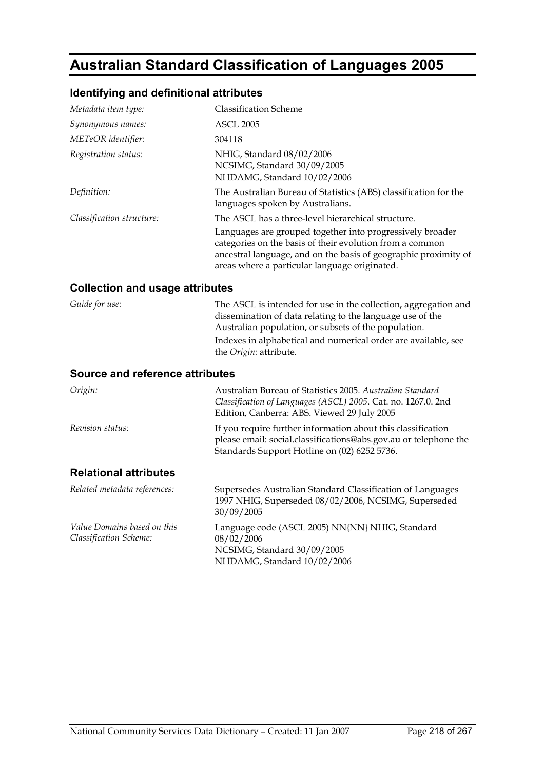# Australian Standard Classification of Languages 2005

## Identifying and definitional attributes

| | |
|---|---|
| *Metadata item type:* | Classification Scheme |
| *Synonymous names:* | ASCL 2005 |
| *METeOR identifier:* | 304118 |
| *Registration status:* | NHIG, Standard 08/02/2006<br>NCSIMG, Standard 30/09/2005<br>NHDAMG, Standard 10/02/2006 |
| *Definition:* | The Australian Bureau of Statistics (ABS) classification for the languages spoken by Australians. |
| *Classification structure:* | The ASCL has a three-level hierarchical structure.<br>Languages are grouped together into progressively broader categories on the basis of their evolution from a common ancestral language, and on the basis of geographic proximity of areas where a particular language originated. |

## Collection and usage attributes

| | |
|---|---|
| *Guide for use:* | The ASCL is intended for use in the collection, aggregation and dissemination of data relating to the language use of the Australian population, or subsets of the population.<br>Indexes in alphabetical and numerical order are available, see the *Origin:* attribute. |

## Source and reference attributes

| | |
|---|---|
| *Origin:* | Australian Bureau of Statistics 2005. *Australian Standard Classification of Languages (ASCL) 2005*. Cat. no. 1267.0. 2nd Edition, Canberra: ABS. Viewed 29 July 2005 |
| *Revision status:* | If you require further information about this classification please email: social.classifications@abs.gov.au or telephone the Standards Support Hotline on (02) 6252 5736. |

## Relational attributes

| | |
|---|---|
| *Related metadata references:* | Supersedes Australian Standard Classification of Languages 1997 NHIG, Superseded 08/02/2006, NCSIMG, Superseded 30/09/2005 |
| *Value Domains based on this Classification Scheme:* | Language code (ASCL 2005) NN{NN} NHIG, Standard 08/02/2006<br>NCSIMG, Standard 30/09/2005<br>NHDAMG, Standard 10/02/2006 |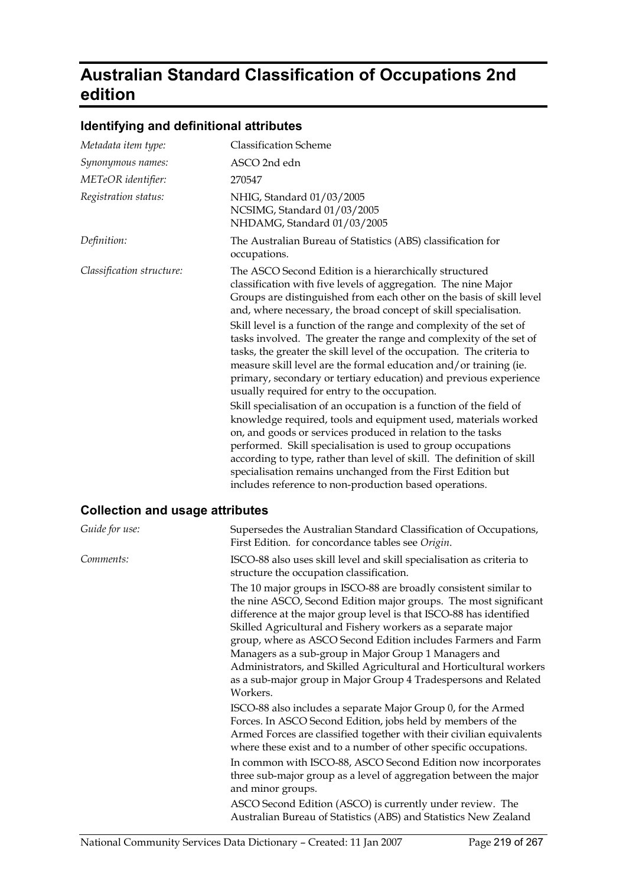# Australian Standard Classification of Occupations 2nd edition

## Identifying and definitional attributes

| | |
|---|---|
| *Metadata item type:* | Classification Scheme |
| *Synonymous names:* | ASCO 2nd edn |
| *METeOR identifier:* | 270547 |
| *Registration status:* | NHIG, Standard 01/03/2005<br>NCSIMG, Standard 01/03/2005<br>NHDAMG, Standard 01/03/2005 |
| *Definition:* | The Australian Bureau of Statistics (ABS) classification for occupations. |
| *Classification structure:* | The ASCO Second Edition is a hierarchically structured classification with five levels of aggregation. The nine Major Groups are distinguished from each other on the basis of skill level and, where necessary, the broad concept of skill specialisation.<br>Skill level is a function of the range and complexity of the set of tasks involved. The greater the range and complexity of the set of tasks, the greater the skill level of the occupation. The criteria to measure skill level are the formal education and/or training (ie. primary, secondary or tertiary education) and previous experience usually required for entry to the occupation.<br>Skill specialisation of an occupation is a function of the field of knowledge required, tools and equipment used, materials worked on, and goods or services produced in relation to the tasks performed. Skill specialisation is used to group occupations according to type, rather than level of skill. The definition of skill specialisation remains unchanged from the First Edition but includes reference to non-production based operations. |

## Collection and usage attributes

| | |
|---|---|
| *Guide for use:* | Supersedes the Australian Standard Classification of Occupations, First Edition. for concordance tables see *Origin*. |
| *Comments:* | ISCO-88 also uses skill level and skill specialisation as criteria to structure the occupation classification.<br>The 10 major groups in ISCO-88 are broadly consistent similar to the nine ASCO, Second Edition major groups. The most significant difference at the major group level is that ISCO-88 has identified Skilled Agricultural and Fishery workers as a separate major group, where as ASCO Second Edition includes Farmers and Farm Managers as a sub-group in Major Group 1 Managers and Administrators, and Skilled Agricultural and Horticultural workers as a sub-major group in Major Group 4 Tradespersons and Related Workers.<br>ISCO-88 also includes a separate Major Group 0, for the Armed Forces. In ASCO Second Edition, jobs held by members of the Armed Forces are classified together with their civilian equivalents where these exist and to a number of other specific occupations.<br>In common with ISCO-88, ASCO Second Edition now incorporates three sub-major group as a level of aggregation between the major and minor groups.<br>ASCO Second Edition (ASCO) is currently under review. The Australian Bureau of Statistics (ABS) and Statistics New Zealand |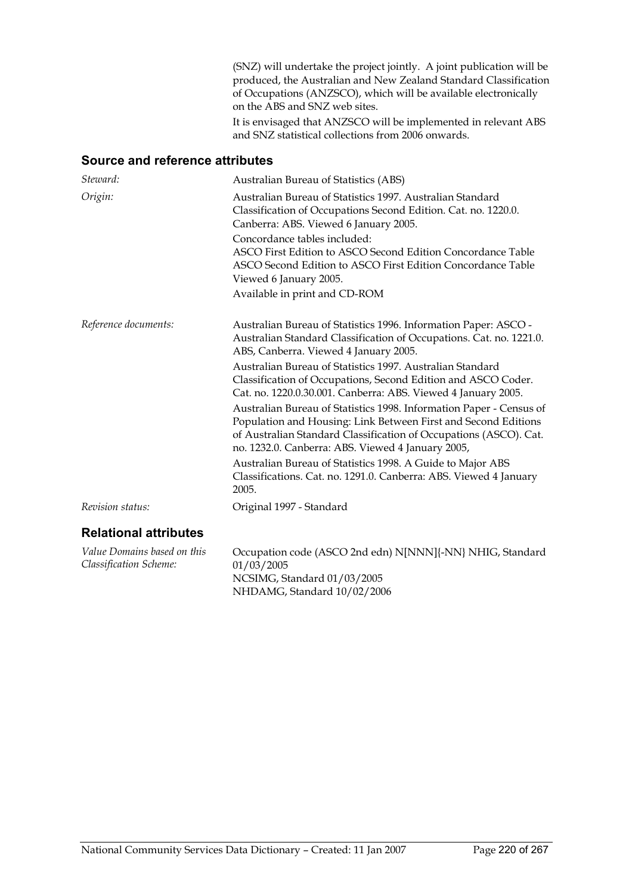(SNZ) will undertake the project jointly. A joint publication will be produced, the Australian and New Zealand Standard Classification of Occupations (ANZSCO), which will be available electronically on the ABS and SNZ web sites.

It is envisaged that ANZSCO will be implemented in relevant ABS and SNZ statistical collections from 2006 onwards.

## Source and reference attributes

*Steward:* Australian Bureau of Statistics (ABS)

*Origin:* Australian Bureau of Statistics 1997. Australian Standard Classification of Occupations Second Edition. Cat. no. 1220.0. Canberra: ABS. Viewed 6 January 2005.

Concordance tables included:
ASCO First Edition to ASCO Second Edition Concordance Table
ASCO Second Edition to ASCO First Edition Concordance Table
Viewed 6 January 2005.

Available in print and CD-ROM

*Reference documents:* Australian Bureau of Statistics 1996. Information Paper: ASCO - Australian Standard Classification of Occupations. Cat. no. 1221.0. ABS, Canberra. Viewed 4 January 2005.

Australian Bureau of Statistics 1997. Australian Standard Classification of Occupations, Second Edition and ASCO Coder. Cat. no. 1220.0.30.001. Canberra: ABS. Viewed 4 January 2005.

Australian Bureau of Statistics 1998. Information Paper - Census of Population and Housing: Link Between First and Second Editions of Australian Standard Classification of Occupations (ASCO). Cat. no. 1232.0. Canberra: ABS. Viewed 4 January 2005,

Australian Bureau of Statistics 1998. A Guide to Major ABS Classifications. Cat. no. 1291.0. Canberra: ABS. Viewed 4 January 2005.

*Revision status:* Original 1997 - Standard

## Relational attributes

*Value Domains based on this Classification Scheme:* Occupation code (ASCO 2nd edn) N[NNN]{-NN} NHIG, Standard 01/03/2005
NCSIMG, Standard 01/03/2005
NHDAMG, Standard 10/02/2006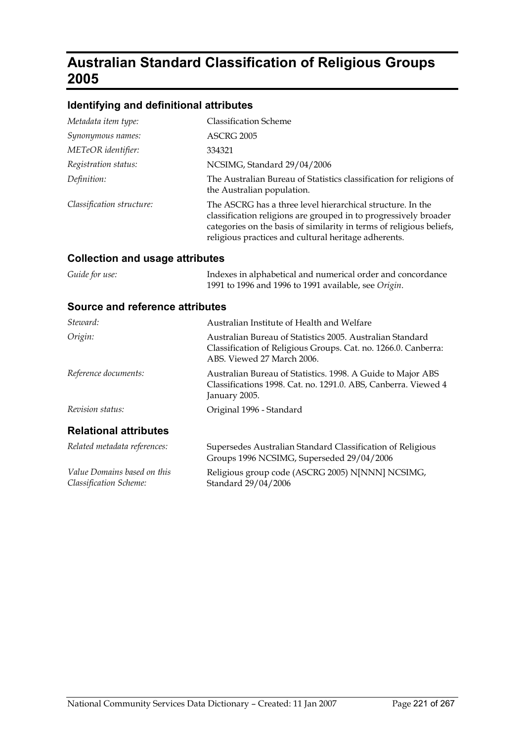# Australian Standard Classification of Religious Groups 2005

## Identifying and definitional attributes

| | |
|---|---|
| *Metadata item type:* | Classification Scheme |
| *Synonymous names:* | ASCRG 2005 |
| *METeOR identifier:* | 334321 |
| *Registration status:* | NCSIMG, Standard 29/04/2006 |
| *Definition:* | The Australian Bureau of Statistics classification for religions of the Australian population. |
| *Classification structure:* | The ASCRG has a three level hierarchical structure. In the classification religions are grouped in to progressively broader categories on the basis of similarity in terms of religious beliefs, religious practices and cultural heritage adherents. |

## Collection and usage attributes

| | |
|---|---|
| *Guide for use:* | Indexes in alphabetical and numerical order and concordance 1991 to 1996 and 1996 to 1991 available, see *Origin*. |

## Source and reference attributes

| | |
|---|---|
| *Steward:* | Australian Institute of Health and Welfare |
| *Origin:* | Australian Bureau of Statistics 2005. Australian Standard Classification of Religious Groups. Cat. no. 1266.0. Canberra: ABS. Viewed 27 March 2006. |
| *Reference documents:* | Australian Bureau of Statistics. 1998. A Guide to Major ABS Classifications 1998. Cat. no. 1291.0. ABS, Canberra. Viewed 4 January 2005. |
| *Revision status:* | Original 1996 - Standard |

## Relational attributes

| | |
|---|---|
| *Related metadata references:* | Supersedes Australian Standard Classification of Religious Groups 1996 NCSIMG, Superseded 29/04/2006 |
| *Value Domains based on this Classification Scheme:* | Religious group code (ASCRG 2005) N[NNN] NCSIMG, Standard 29/04/2006 |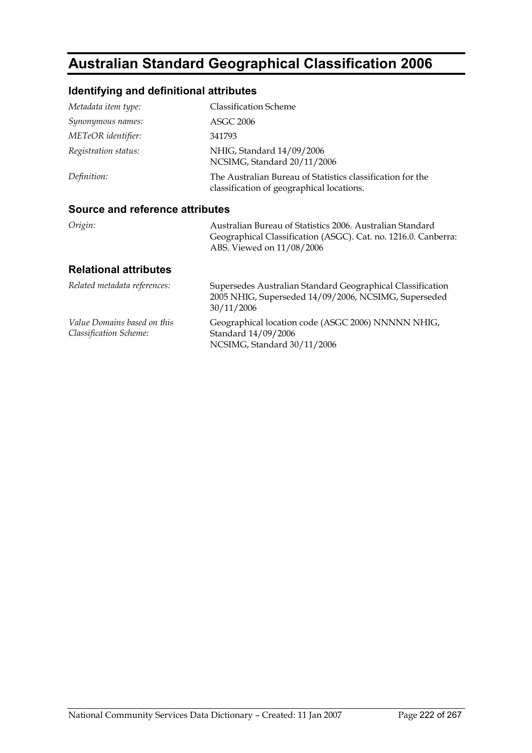# Australian Standard Geographical Classification 2006

## Identifying and definitional attributes

| | |
|---|---|
| *Metadata item type:* | Classification Scheme |
| *Synonymous names:* | ASGC 2006 |
| *METeOR identifier:* | 341793 |
| *Registration status:* | NHIG, Standard 14/09/2006<br>NCSIMG, Standard 20/11/2006 |
| *Definition:* | The Australian Bureau of Statistics classification for the classification of geographical locations. |

## Source and reference attributes

| | |
|---|---|
| *Origin:* | Australian Bureau of Statistics 2006. Australian Standard Geographical Classification (ASGC). Cat. no. 1216.0. Canberra: ABS. Viewed on 11/08/2006 |

## Relational attributes

| | |
|---|---|
| *Related metadata references:* | Supersedes Australian Standard Geographical Classification 2005 NHIG, Superseded 14/09/2006, NCSIMG, Superseded 30/11/2006 |
| *Value Domains based on this Classification Scheme:* | Geographical location code (ASGC 2006) NNNNN NHIG, Standard 14/09/2006<br>NCSIMG, Standard 30/11/2006 |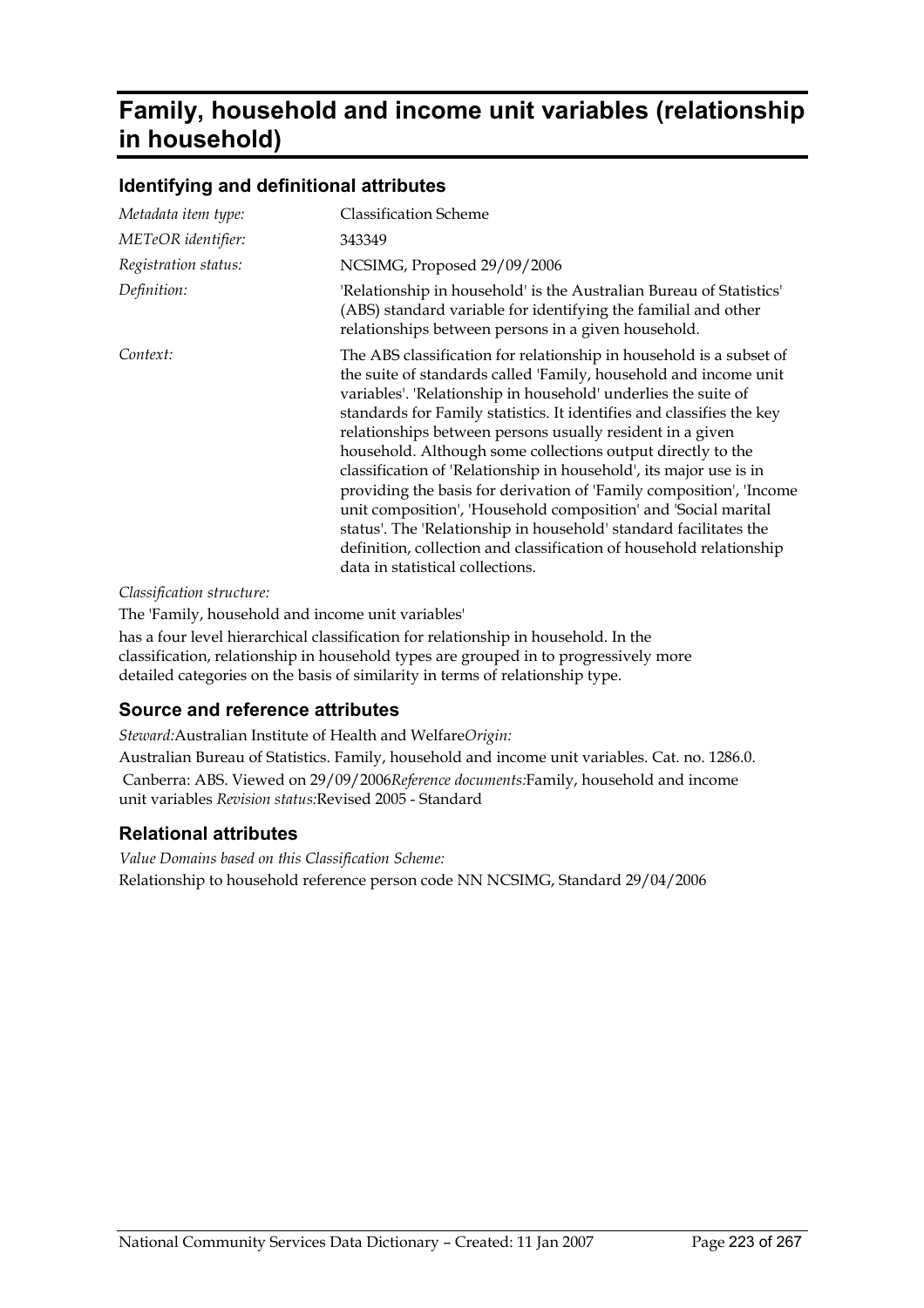# Family, household and income unit variables (relationship in household)

## Identifying and definitional attributes

| | |
|---|---|
| *Metadata item type:* | Classification Scheme |
| *METeOR identifier:* | 343349 |
| *Registration status:* | NCSIMG, Proposed 29/09/2006 |
| *Definition:* | 'Relationship in household' is the Australian Bureau of Statistics' (ABS) standard variable for identifying the familial and other relationships between persons in a given household. |
| *Context:* | The ABS classification for relationship in household is a subset of the suite of standards called 'Family, household and income unit variables'. 'Relationship in household' underlies the suite of standards for Family statistics. It identifies and classifies the key relationships between persons usually resident in a given household. Although some collections output directly to the classification of 'Relationship in household', its major use is in providing the basis for derivation of 'Family composition', 'Income unit composition', 'Household composition' and 'Social marital status'. The 'Relationship in household' standard facilitates the definition, collection and classification of household relationship data in statistical collections. |

*Classification structure:*

The 'Family, household and income unit variables'

has a four level hierarchical classification for relationship in household. In the classification, relationship in household types are grouped in to progressively more detailed categories on the basis of similarity in terms of relationship type.

## Source and reference attributes

*Steward:* Australian Institute of Health and Welfare *Origin:*

Australian Bureau of Statistics. Family, household and income unit variables. Cat. no. 1286.0. Canberra: ABS. Viewed on 29/09/2006 *Reference documents:* Family, household and income unit variables *Revision status:* Revised 2005 - Standard

## Relational attributes

*Value Domains based on this Classification Scheme:*

Relationship to household reference person code NN NCSIMG, Standard 29/04/2006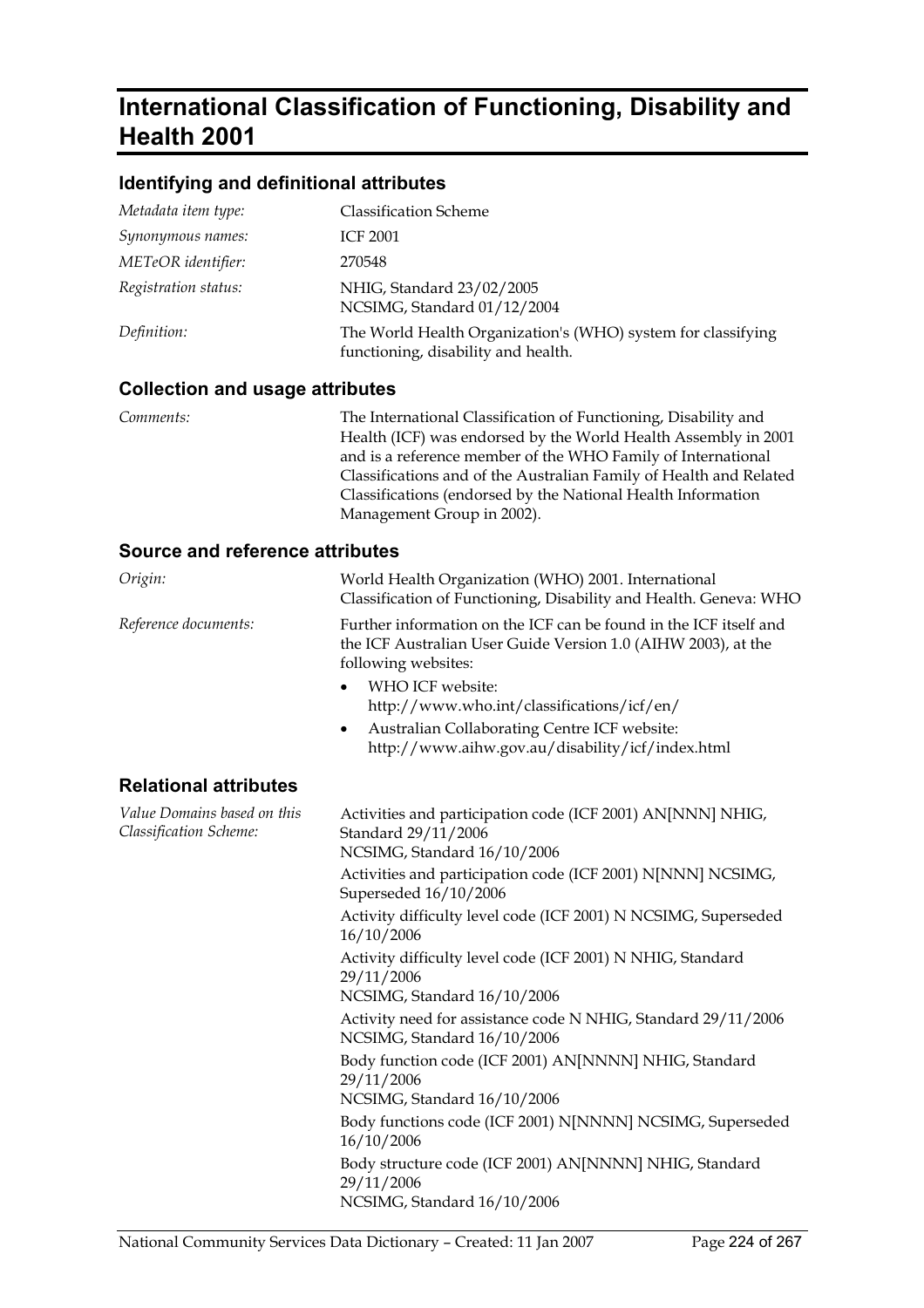# International Classification of Functioning, Disability and Health 2001

## Identifying and definitional attributes

| | |
|---|---|
| *Metadata item type:* | Classification Scheme |
| *Synonymous names:* | ICF 2001 |
| *METeOR identifier:* | 270548 |
| *Registration status:* | NHIG, Standard 23/02/2005<br>NCSIMG, Standard 01/12/2004 |
| *Definition:* | The World Health Organization's (WHO) system for classifying functioning, disability and health. |

## Collection and usage attributes

| | |
|---|---|
| *Comments:* | The International Classification of Functioning, Disability and Health (ICF) was endorsed by the World Health Assembly in 2001 and is a reference member of the WHO Family of International Classifications and of the Australian Family of Health and Related Classifications (endorsed by the National Health Information Management Group in 2002). |

## Source and reference attributes

*Origin:* World Health Organization (WHO) 2001. International Classification of Functioning, Disability and Health. Geneva: WHO

*Reference documents:* Further information on the ICF can be found in the ICF itself and the ICF Australian User Guide Version 1.0 (AIHW 2003), at the following websites:

- WHO ICF website: http://www.who.int/classifications/icf/en/
- Australian Collaborating Centre ICF website: http://www.aihw.gov.au/disability/icf/index.html

## Relational attributes

*Value Domains based on this Classification Scheme:*

Activities and participation code (ICF 2001) AN[NNN] NHIG, Standard 29/11/2006
NCSIMG, Standard 16/10/2006

Activities and participation code (ICF 2001) N[NNN] NCSIMG, Superseded 16/10/2006

Activity difficulty level code (ICF 2001) N NCSIMG, Superseded 16/10/2006

Activity difficulty level code (ICF 2001) N NHIG, Standard 29/11/2006
NCSIMG, Standard 16/10/2006

Activity need for assistance code N NHIG, Standard 29/11/2006
NCSIMG, Standard 16/10/2006

Body function code (ICF 2001) AN[NNNN] NHIG, Standard 29/11/2006
NCSIMG, Standard 16/10/2006

Body functions code (ICF 2001) N[NNNN] NCSIMG, Superseded 16/10/2006

Body structure code (ICF 2001) AN[NNNN] NHIG, Standard 29/11/2006
NCSIMG, Standard 16/10/2006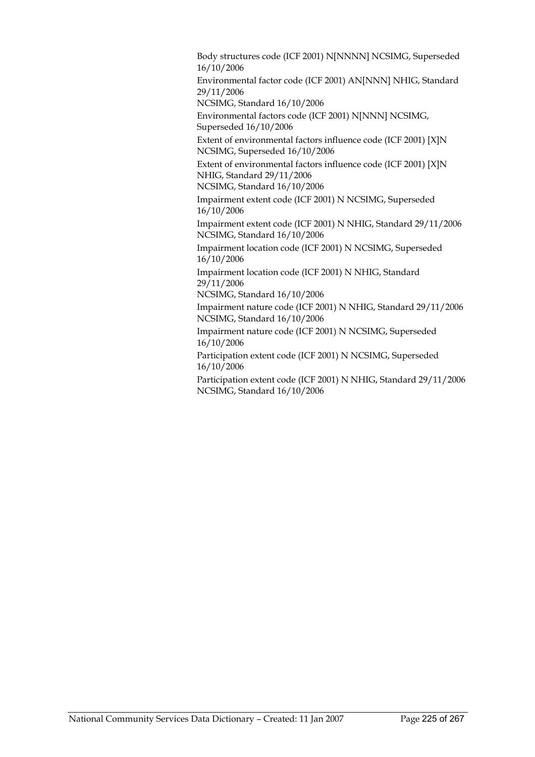Body structures code (ICF 2001) N[NNNN] NCSIMG, Superseded 16/10/2006

Environmental factor code (ICF 2001) AN[NNN] NHIG, Standard 29/11/2006
NCSIMG, Standard 16/10/2006

Environmental factors code (ICF 2001) N[NNN] NCSIMG, Superseded 16/10/2006

Extent of environmental factors influence code (ICF 2001) [X]N NCSIMG, Superseded 16/10/2006

Extent of environmental factors influence code (ICF 2001) [X]N NHIG, Standard 29/11/2006
NCSIMG, Standard 16/10/2006

Impairment extent code (ICF 2001) N NCSIMG, Superseded 16/10/2006

Impairment extent code (ICF 2001) N NHIG, Standard 29/11/2006
NCSIMG, Standard 16/10/2006

Impairment location code (ICF 2001) N NCSIMG, Superseded 16/10/2006

Impairment location code (ICF 2001) N NHIG, Standard 29/11/2006
NCSIMG, Standard 16/10/2006

Impairment nature code (ICF 2001) N NHIG, Standard 29/11/2006
NCSIMG, Standard 16/10/2006

Impairment nature code (ICF 2001) N NCSIMG, Superseded 16/10/2006

Participation extent code (ICF 2001) N NCSIMG, Superseded 16/10/2006

Participation extent code (ICF 2001) N NHIG, Standard 29/11/2006
NCSIMG, Standard 16/10/2006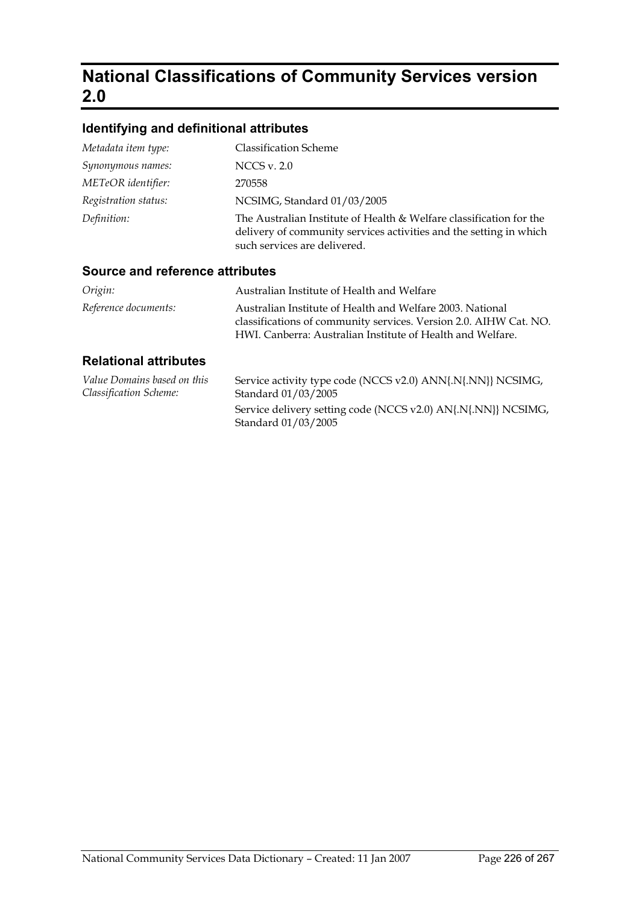# National Classifications of Community Services version 2.0

## Identifying and definitional attributes

*Metadata item type:* Classification Scheme

*Synonymous names:* NCCS v. 2.0

*METeOR identifier:* 270558

*Registration status:* NCSIMG, Standard 01/03/2005

*Definition:* The Australian Institute of Health & Welfare classification for the delivery of community services activities and the setting in which such services are delivered.

## Source and reference attributes

*Origin:* Australian Institute of Health and Welfare

*Reference documents:* Australian Institute of Health and Welfare 2003. National classifications of community services. Version 2.0. AIHW Cat. NO. HWI. Canberra: Australian Institute of Health and Welfare.

## Relational attributes

*Value Domains based on this Classification Scheme:*

Service activity type code (NCCS v2.0) ANN{.N{.NN}} NCSIMG, Standard 01/03/2005

Service delivery setting code (NCCS v2.0) AN{.N{.NN}} NCSIMG, Standard 01/03/2005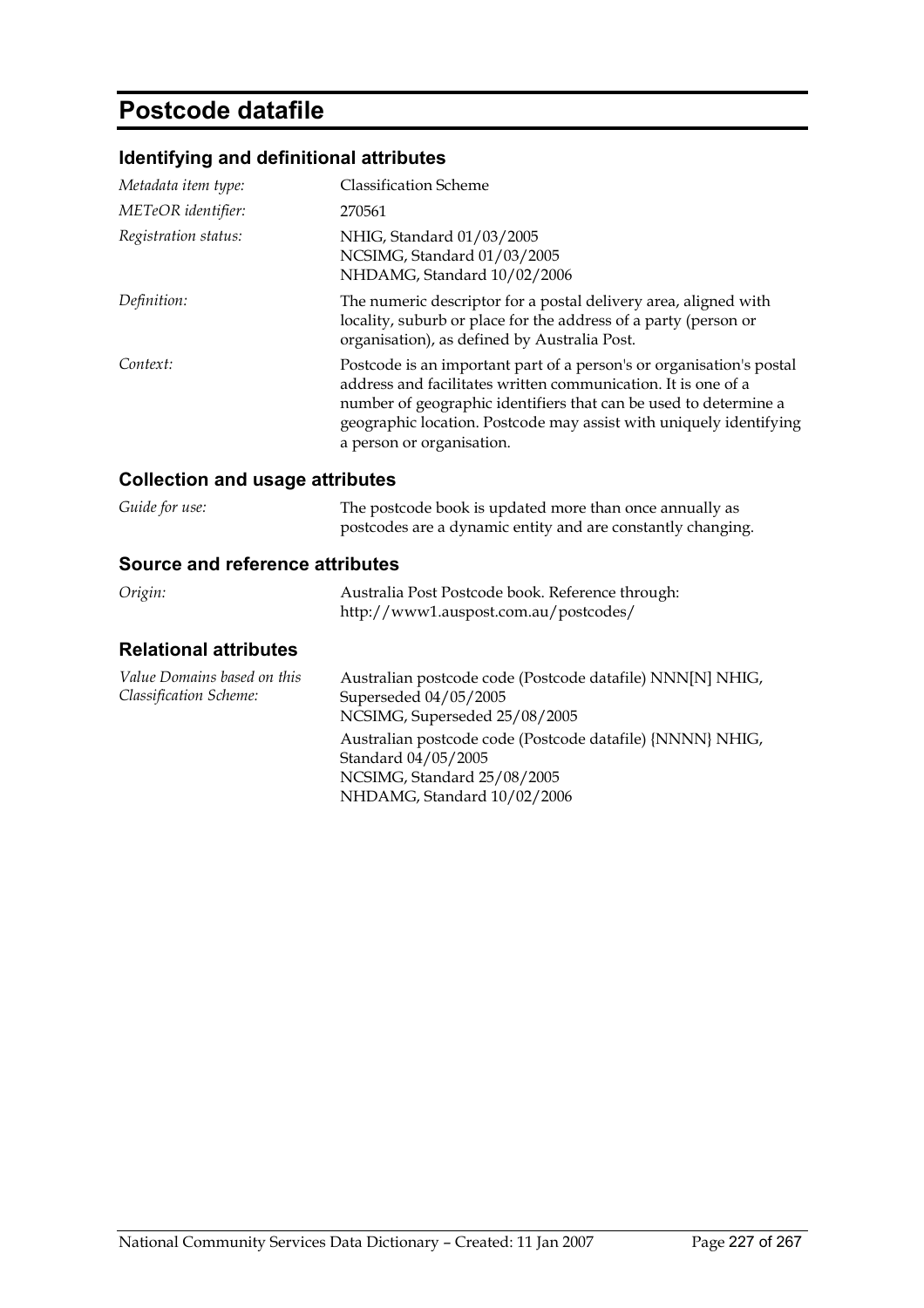# Postcode datafile

## Identifying and definitional attributes

| | |
|---|---|
| *Metadata item type:* | Classification Scheme |
| *METeOR identifier:* | 270561 |
| *Registration status:* | NHIG, Standard 01/03/2005<br>NCSIMG, Standard 01/03/2005<br>NHDAMG, Standard 10/02/2006 |
| *Definition:* | The numeric descriptor for a postal delivery area, aligned with locality, suburb or place for the address of a party (person or organisation), as defined by Australia Post. |
| *Context:* | Postcode is an important part of a person's or organisation's postal address and facilitates written communication. It is one of a number of geographic identifiers that can be used to determine a geographic location. Postcode may assist with uniquely identifying a person or organisation. |

## Collection and usage attributes

| | |
|---|---|
| *Guide for use:* | The postcode book is updated more than once annually as postcodes are a dynamic entity and are constantly changing. |

## Source and reference attributes

| | |
|---|---|
| *Origin:* | Australia Post Postcode book. Reference through: http://www1.auspost.com.au/postcodes/ |

## Relational attributes

| | |
|---|---|
| *Value Domains based on this Classification Scheme:* | Australian postcode code (Postcode datafile) NNN[N] NHIG, Superseded 04/05/2005<br>NCSIMG, Superseded 25/08/2005<br>Australian postcode code (Postcode datafile) {NNNN} NHIG, Standard 04/05/2005<br>NCSIMG, Standard 25/08/2005<br>NHDAMG, Standard 10/02/2006 |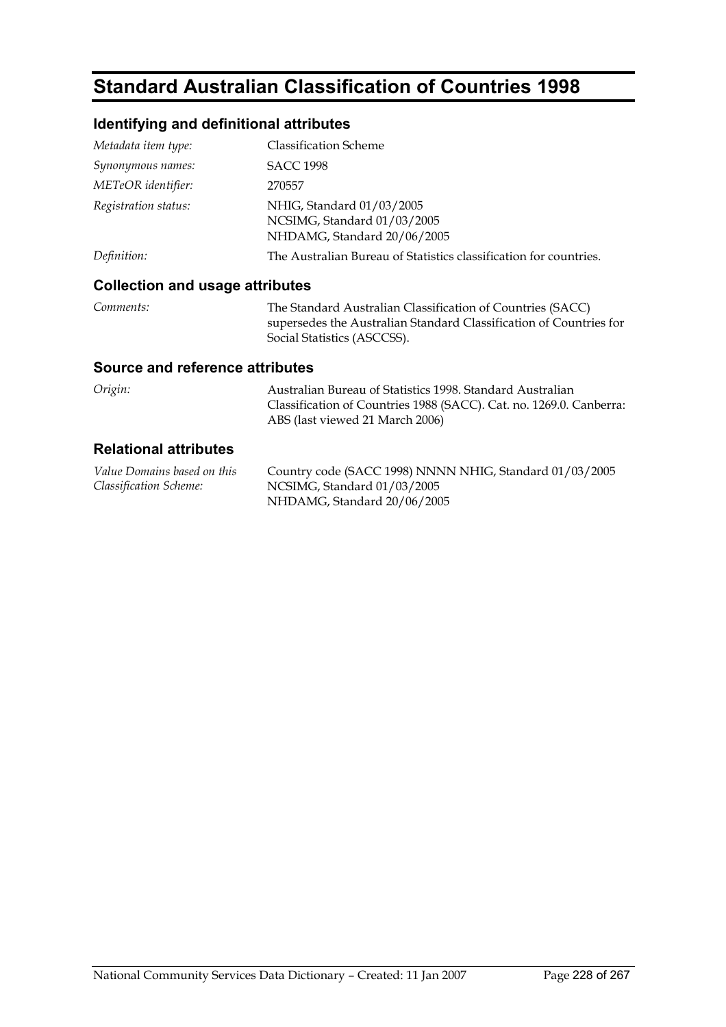# Standard Australian Classification of Countries 1998

## Identifying and definitional attributes

| | |
|---|---|
| *Metadata item type:* | Classification Scheme |
| *Synonymous names:* | SACC 1998 |
| *METeOR identifier:* | 270557 |
| *Registration status:* | NHIG, Standard 01/03/2005<br>NCSIMG, Standard 01/03/2005<br>NHDAMG, Standard 20/06/2005 |
| *Definition:* | The Australian Bureau of Statistics classification for countries. |

## Collection and usage attributes

| | |
|---|---|
| *Comments:* | The Standard Australian Classification of Countries (SACC) supersedes the Australian Standard Classification of Countries for Social Statistics (ASCCSS). |

## Source and reference attributes

| | |
|---|---|
| *Origin:* | Australian Bureau of Statistics 1998. Standard Australian Classification of Countries 1988 (SACC). Cat. no. 1269.0. Canberra: ABS (last viewed 21 March 2006) |

## Relational attributes

| | |
|---|---|
| *Value Domains based on this Classification Scheme:* | Country code (SACC 1998) NNNN NHIG, Standard 01/03/2005<br>NCSIMG, Standard 01/03/2005<br>NHDAMG, Standard 20/06/2005 |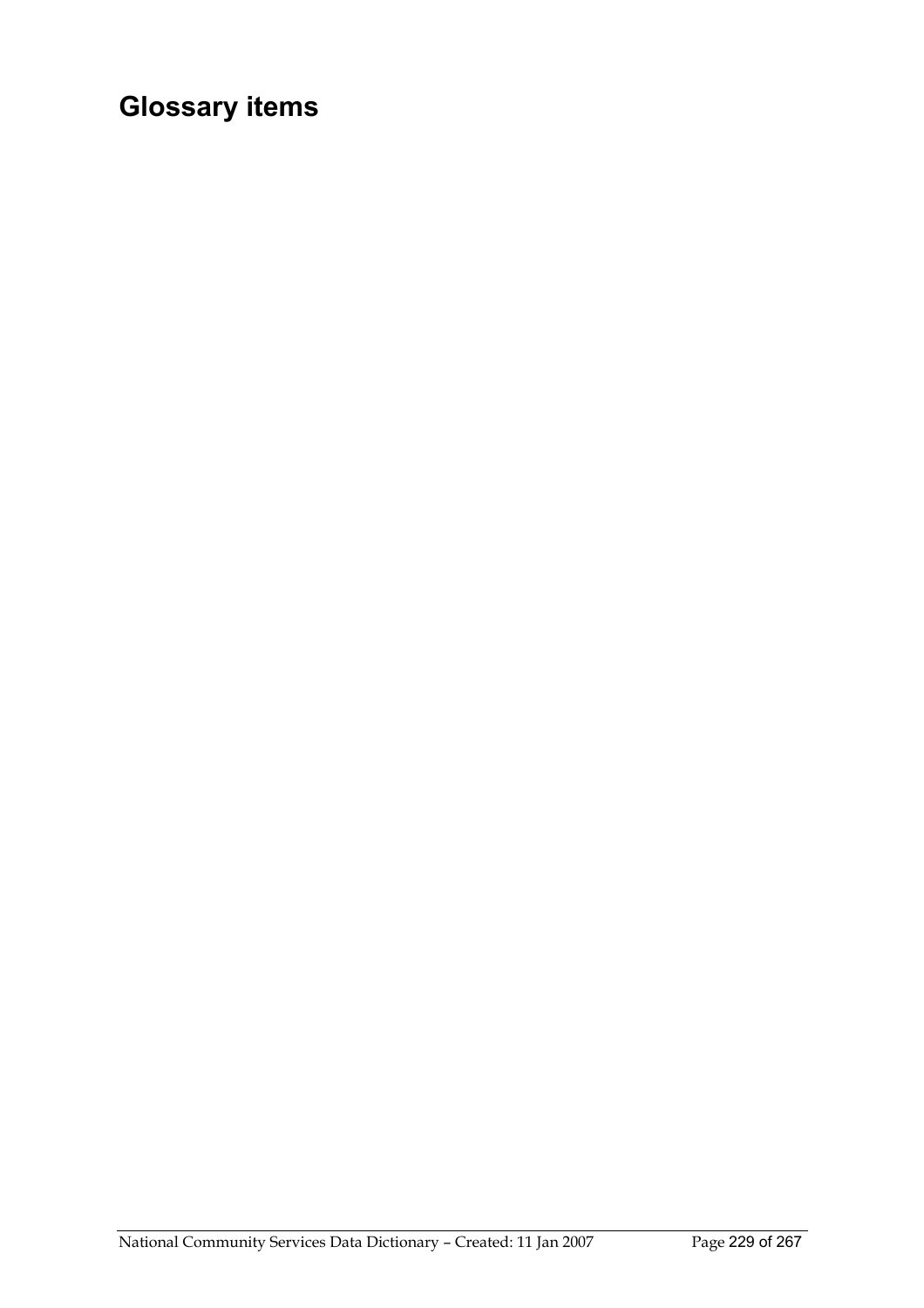# Glossary items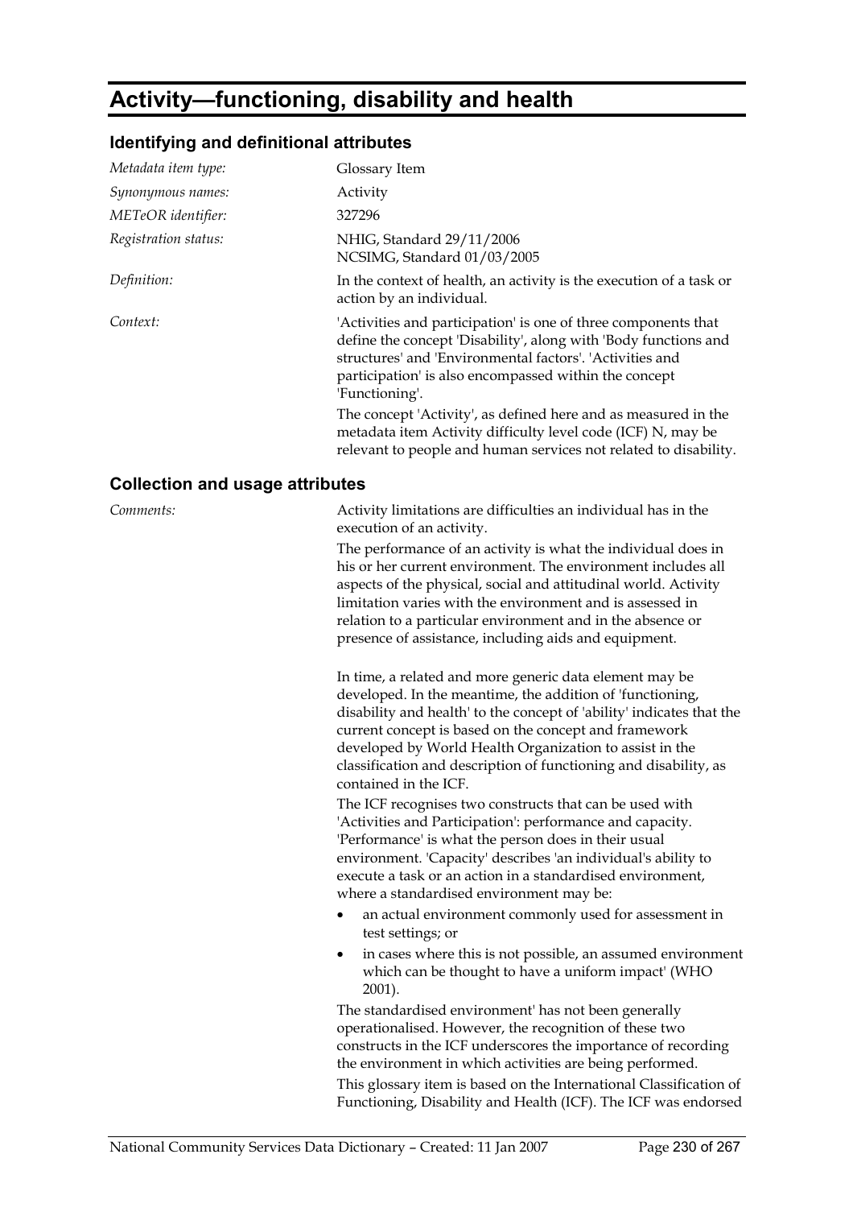# Activity—functioning, disability and health

## Identifying and definitional attributes

*Metadata item type:* Glossary Item

*Synonymous names:* Activity

*METeOR identifier:* 327296

*Registration status:* NHIG, Standard 29/11/2006
NCSIMG, Standard 01/03/2005

*Definition:* In the context of health, an activity is the execution of a task or action by an individual.

*Context:* 'Activities and participation' is one of three components that define the concept 'Disability', along with 'Body functions and structures' and 'Environmental factors'. 'Activities and participation' is also encompassed within the concept 'Functioning'.

The concept 'Activity', as defined here and as measured in the metadata item Activity difficulty level code (ICF) N, may be relevant to people and human services not related to disability.

## Collection and usage attributes

*Comments:* Activity limitations are difficulties an individual has in the execution of an activity.

The performance of an activity is what the individual does in his or her current environment. The environment includes all aspects of the physical, social and attitudinal world. Activity limitation varies with the environment and is assessed in relation to a particular environment and in the absence or presence of assistance, including aids and equipment.

In time, a related and more generic data element may be developed. In the meantime, the addition of 'functioning, disability and health' to the concept of 'ability' indicates that the current concept is based on the concept and framework developed by World Health Organization to assist in the classification and description of functioning and disability, as contained in the ICF.

The ICF recognises two constructs that can be used with 'Activities and Participation': performance and capacity. 'Performance' is what the person does in their usual environment. 'Capacity' describes 'an individual's ability to execute a task or an action in a standardised environment, where a standardised environment may be:

- an actual environment commonly used for assessment in test settings; or
- in cases where this is not possible, an assumed environment which can be thought to have a uniform impact' (WHO 2001).

The standardised environment' has not been generally operationalised. However, the recognition of these two constructs in the ICF underscores the importance of recording the environment in which activities are being performed.

This glossary item is based on the International Classification of Functioning, Disability and Health (ICF). The ICF was endorsed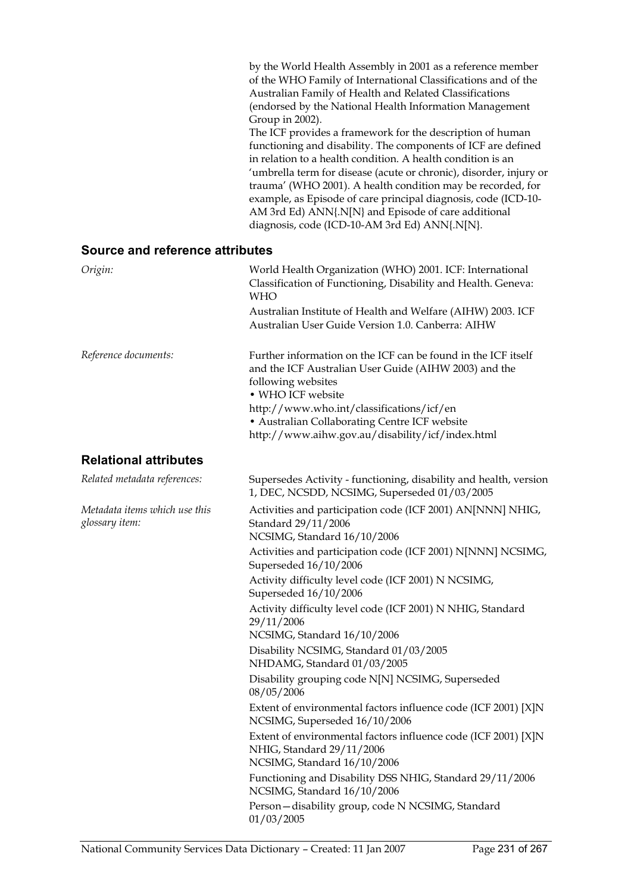by the World Health Assembly in 2001 as a reference member of the WHO Family of International Classifications and of the Australian Family of Health and Related Classifications (endorsed by the National Health Information Management Group in 2002).

The ICF provides a framework for the description of human functioning and disability. The components of ICF are defined in relation to a health condition. A health condition is an 'umbrella term for disease (acute or chronic), disorder, injury or trauma' (WHO 2001). A health condition may be recorded, for example, as Episode of care principal diagnosis, code (ICD-10-AM 3rd Ed) ANN{.N[N} and Episode of care additional diagnosis, code (ICD-10-AM 3rd Ed) ANN{.N[N}.

### Source and reference attributes

*Origin:*

World Health Organization (WHO) 2001. ICF: International Classification of Functioning, Disability and Health. Geneva: WHO

Australian Institute of Health and Welfare (AIHW) 2003. ICF Australian User Guide Version 1.0. Canberra: AIHW

*Reference documents:*

Further information on the ICF can be found in the ICF itself and the ICF Australian User Guide (AIHW 2003) and the following websites

- WHO ICF website http://www.who.int/classifications/icf/en
- Australian Collaborating Centre ICF website http://www.aihw.gov.au/disability/icf/index.html

### Relational attributes

*Related metadata references:*

Supersedes Activity - functioning, disability and health, version 1, DEC, NCSDD, NCSIMG, Superseded 01/03/2005

*Metadata items which use this glossary item:*

Activities and participation code (ICF 2001) AN[NNN] NHIG, Standard 29/11/2006
NCSIMG, Standard 16/10/2006

Activities and participation code (ICF 2001) N[NNN] NCSIMG, Superseded 16/10/2006

Activity difficulty level code (ICF 2001) N NCSIMG, Superseded 16/10/2006

Activity difficulty level code (ICF 2001) N NHIG, Standard 29/11/2006
NCSIMG, Standard 16/10/2006

Disability NCSIMG, Standard 01/03/2005
NHDAMG, Standard 01/03/2005

Disability grouping code N[N] NCSIMG, Superseded 08/05/2006

Extent of environmental factors influence code (ICF 2001) [X]N NCSIMG, Superseded 16/10/2006

Extent of environmental factors influence code (ICF 2001) [X]N NHIG, Standard 29/11/2006
NCSIMG, Standard 16/10/2006

Functioning and Disability DSS NHIG, Standard 29/11/2006
NCSIMG, Standard 16/10/2006

Person—disability group, code N NCSIMG, Standard 01/03/2005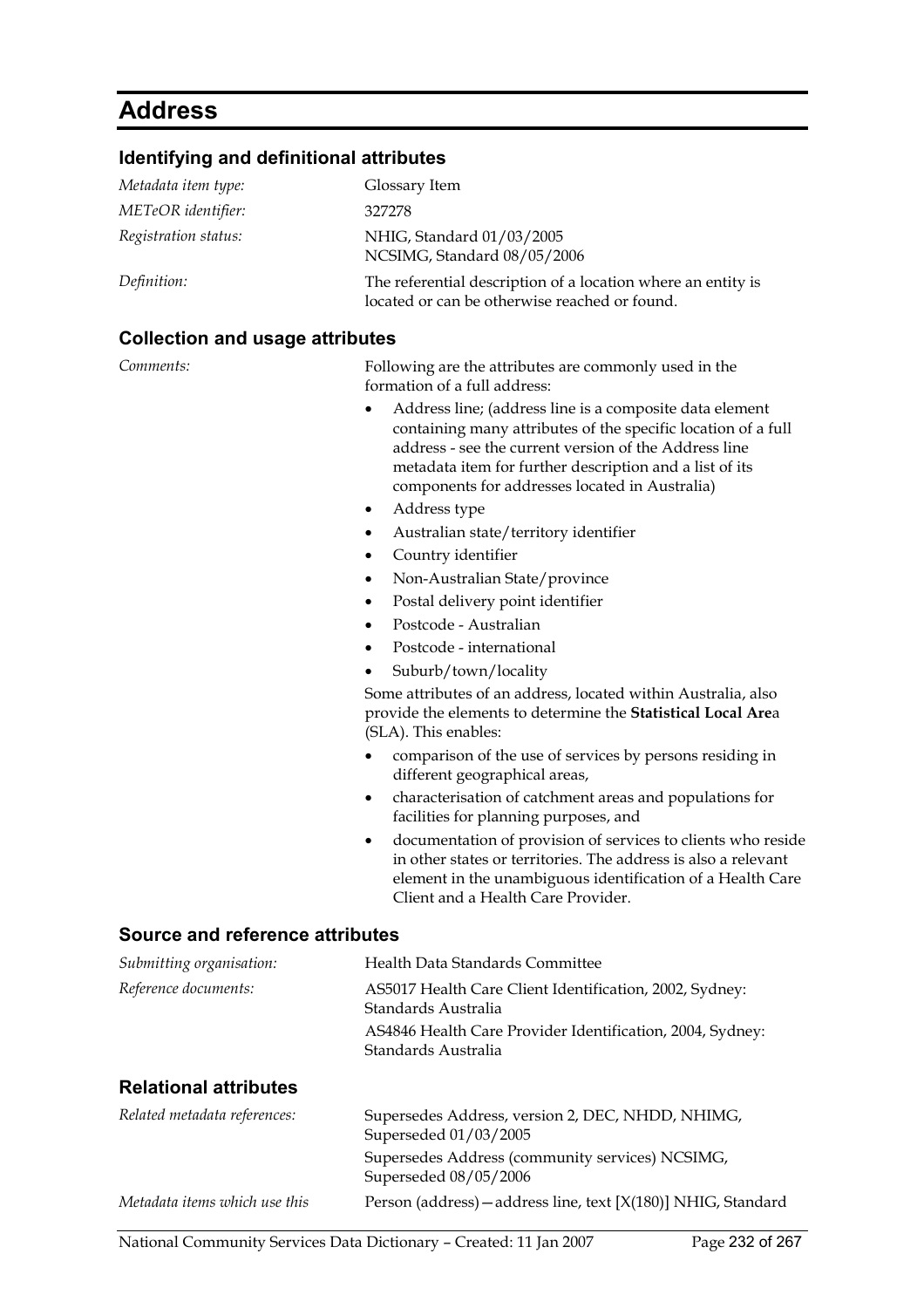# Address

## Identifying and definitional attributes

| | |
|---|---|
| *Metadata item type:* | Glossary Item |
| *METeOR identifier:* | 327278 |
| *Registration status:* | NHIG, Standard 01/03/2005<br>NCSIMG, Standard 08/05/2006 |
| *Definition:* | The referential description of a location where an entity is located or can be otherwise reached or found. |

## Collection and usage attributes

*Comments:*

Following are the attributes are commonly used in the formation of a full address:

- Address line; (address line is a composite data element containing many attributes of the specific location of a full address - see the current version of the Address line metadata item for further description and a list of its components for addresses located in Australia)
- Address type
- Australian state/territory identifier
- Country identifier
- Non-Australian State/province
- Postal delivery point identifier
- Postcode - Australian
- Postcode - international
- Suburb/town/locality

Some attributes of an address, located within Australia, also provide the elements to determine the **Statistical Local Are**a (SLA). This enables:

- comparison of the use of services by persons residing in different geographical areas,
- characterisation of catchment areas and populations for facilities for planning purposes, and
- documentation of provision of services to clients who reside in other states or territories. The address is also a relevant element in the unambiguous identification of a Health Care Client and a Health Care Provider.

## Source and reference attributes

| | |
|---|---|
| *Submitting organisation:* | Health Data Standards Committee |
| *Reference documents:* | AS5017 Health Care Client Identification, 2002, Sydney: Standards Australia<br>AS4846 Health Care Provider Identification, 2004, Sydney: Standards Australia |

## Relational attributes

| | |
|---|---|
| *Related metadata references:* | Supersedes Address, version 2, DEC, NHDD, NHIMG, Superseded 01/03/2005<br>Supersedes Address (community services) NCSIMG, Superseded 08/05/2006 |
| *Metadata items which use this* | Person (address)—address line, text [X(180)] NHIG, Standard |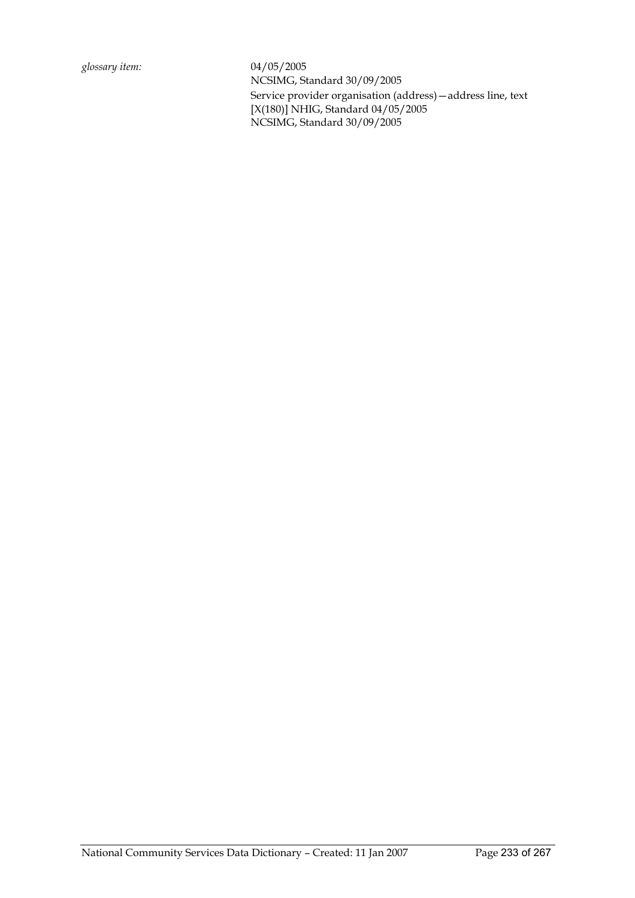*glossary item:* 04/05/2005
NCSIMG, Standard 30/09/2005
Service provider organisation (address)—address line, text [X(180)] NHIG, Standard 04/05/2005
NCSIMG, Standard 30/09/2005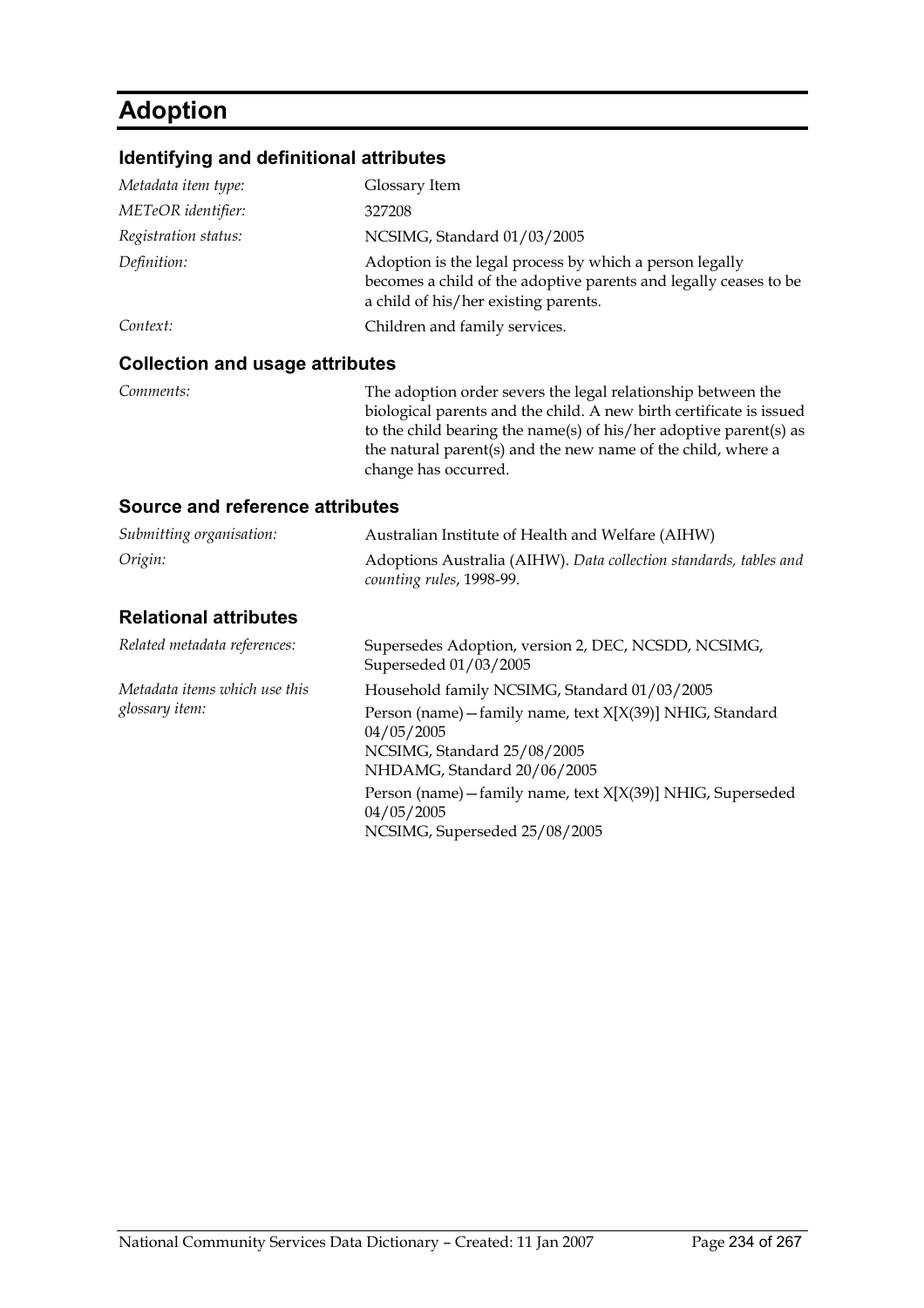# Adoption

## Identifying and definitional attributes

| | |
|---|---|
| *Metadata item type:* | Glossary Item |
| *METeOR identifier:* | 327208 |
| *Registration status:* | NCSIMG, Standard 01/03/2005 |
| *Definition:* | Adoption is the legal process by which a person legally becomes a child of the adoptive parents and legally ceases to be a child of his/her existing parents. |
| *Context:* | Children and family services. |

## Collection and usage attributes

| | |
|---|---|
| *Comments:* | The adoption order severs the legal relationship between the biological parents and the child. A new birth certificate is issued to the child bearing the name(s) of his/her adoptive parent(s) as the natural parent(s) and the new name of the child, where a change has occurred. |

## Source and reference attributes

| | |
|---|---|
| *Submitting organisation:* | Australian Institute of Health and Welfare (AIHW) |
| *Origin:* | Adoptions Australia (AIHW). *Data collection standards, tables and counting rules*, 1998-99. |

## Relational attributes

| | |
|---|---|
| *Related metadata references:* | Supersedes Adoption, version 2, DEC, NCSDD, NCSIMG, Superseded 01/03/2005 |
| *Metadata items which use this glossary item:* | Household family NCSIMG, Standard 01/03/2005<br><br>Person (name)—family name, text X[X(39)] NHIG, Standard 04/05/2005<br>NCSIMG, Standard 25/08/2005<br>NHDAMG, Standard 20/06/2005<br><br>Person (name)—family name, text X[X(39)] NHIG, Superseded 04/05/2005<br>NCSIMG, Superseded 25/08/2005 |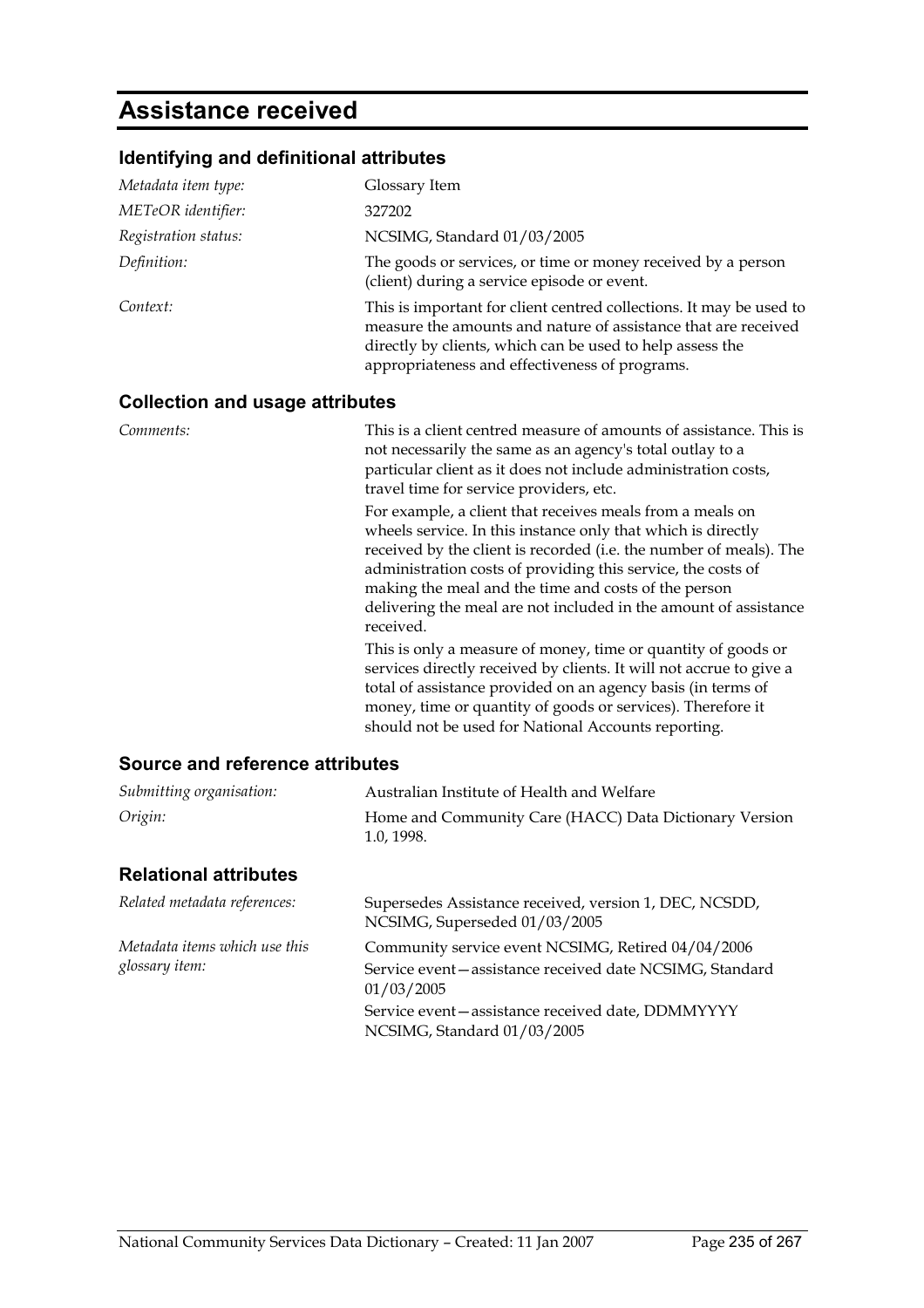# Assistance received

## Identifying and definitional attributes

| | |
|---|---|
| *Metadata item type:* | Glossary Item |
| *METeOR identifier:* | 327202 |
| *Registration status:* | NCSIMG, Standard 01/03/2005 |
| *Definition:* | The goods or services, or time or money received by a person (client) during a service episode or event. |
| *Context:* | This is important for client centred collections. It may be used to measure the amounts and nature of assistance that are received directly by clients, which can be used to help assess the appropriateness and effectiveness of programs. |

## Collection and usage attributes

*Comments:*

This is a client centred measure of amounts of assistance. This is not necessarily the same as an agency's total outlay to a particular client as it does not include administration costs, travel time for service providers, etc.

For example, a client that receives meals from a meals on wheels service. In this instance only that which is directly received by the client is recorded (i.e. the number of meals). The administration costs of providing this service, the costs of making the meal and the time and costs of the person delivering the meal are not included in the amount of assistance received.

This is only a measure of money, time or quantity of goods or services directly received by clients. It will not accrue to give a total of assistance provided on an agency basis (in terms of money, time or quantity of goods or services). Therefore it should not be used for National Accounts reporting.

## Source and reference attributes

| | |
|---|---|
| *Submitting organisation:* | Australian Institute of Health and Welfare |
| *Origin:* | Home and Community Care (HACC) Data Dictionary Version 1.0, 1998. |

## Relational attributes

*Related metadata references:*

Supersedes Assistance received, version 1, DEC, NCSDD, NCSIMG, Superseded 01/03/2005

*Metadata items which use this glossary item:*

Community service event NCSIMG, Retired 04/04/2006

Service event—assistance received date NCSIMG, Standard 01/03/2005

Service event—assistance received date, DDMMYYYY NCSIMG, Standard 01/03/2005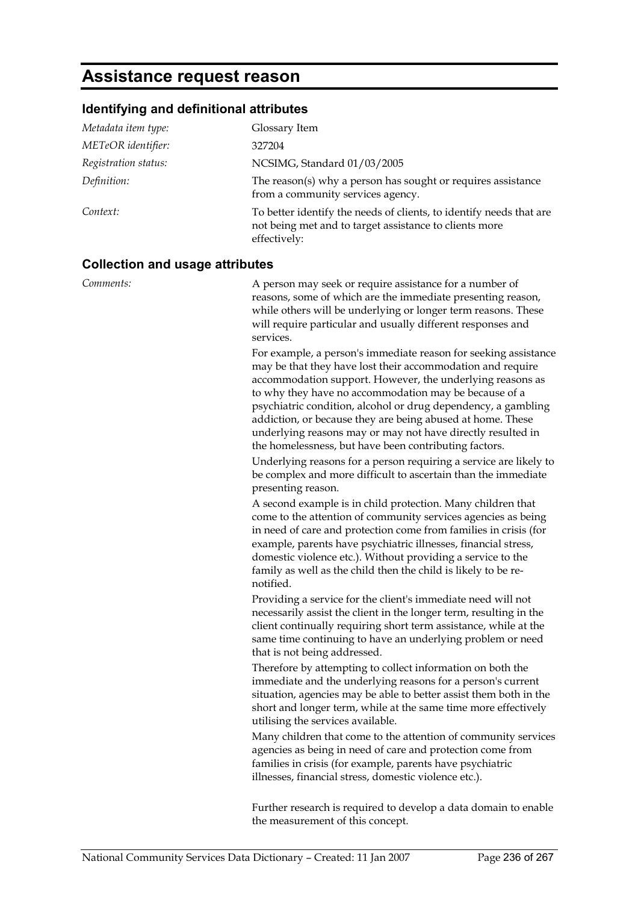# Assistance request reason

## Identifying and definitional attributes

| | |
|---|---|
| *Metadata item type:* | Glossary Item |
| *METeOR identifier:* | 327204 |
| *Registration status:* | NCSIMG, Standard 01/03/2005 |
| *Definition:* | The reason(s) why a person has sought or requires assistance from a community services agency. |
| *Context:* | To better identify the needs of clients, to identify needs that are not being met and to target assistance to clients more effectively: |

## Collection and usage attributes

*Comments:*

A person may seek or require assistance for a number of reasons, some of which are the immediate presenting reason, while others will be underlying or longer term reasons. These will require particular and usually different responses and services.

For example, a person's immediate reason for seeking assistance may be that they have lost their accommodation and require accommodation support. However, the underlying reasons as to why they have no accommodation may be because of a psychiatric condition, alcohol or drug dependency, a gambling addiction, or because they are being abused at home. These underlying reasons may or may not have directly resulted in the homelessness, but have been contributing factors.

Underlying reasons for a person requiring a service are likely to be complex and more difficult to ascertain than the immediate presenting reason.

A second example is in child protection. Many children that come to the attention of community services agencies as being in need of care and protection come from families in crisis (for example, parents have psychiatric illnesses, financial stress, domestic violence etc.). Without providing a service to the family as well as the child then the child is likely to be re-notified.

Providing a service for the client's immediate need will not necessarily assist the client in the longer term, resulting in the client continually requiring short term assistance, while at the same time continuing to have an underlying problem or need that is not being addressed.

Therefore by attempting to collect information on both the immediate and the underlying reasons for a person's current situation, agencies may be able to better assist them both in the short and longer term, while at the same time more effectively utilising the services available.

Many children that come to the attention of community services agencies as being in need of care and protection come from families in crisis (for example, parents have psychiatric illnesses, financial stress, domestic violence etc.).

Further research is required to develop a data domain to enable the measurement of this concept.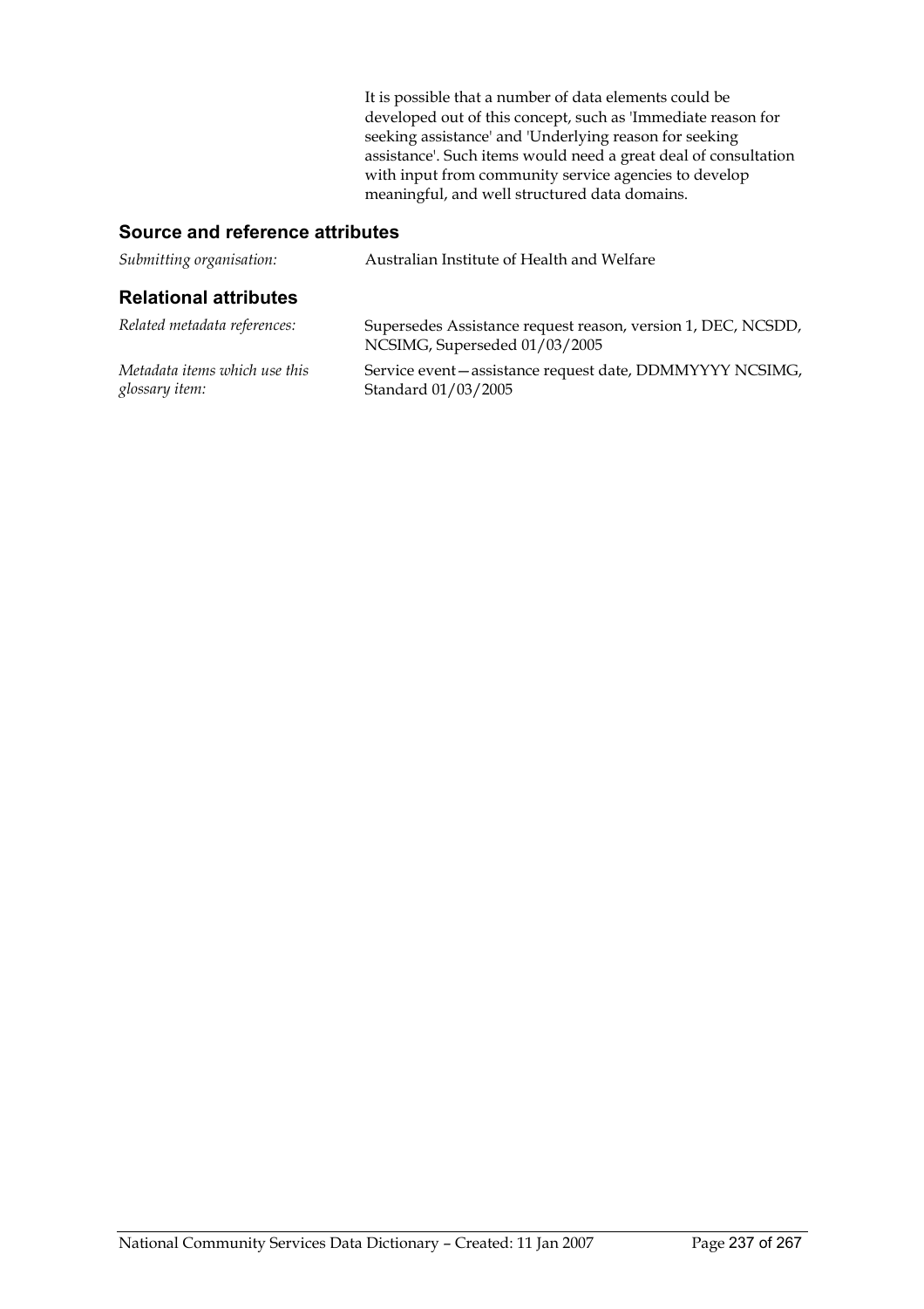It is possible that a number of data elements could be developed out of this concept, such as 'Immediate reason for seeking assistance' and 'Underlying reason for seeking assistance'. Such items would need a great deal of consultation with input from community service agencies to develop meaningful, and well structured data domains.

### Source and reference attributes

*Submitting organisation:* Australian Institute of Health and Welfare

### Relational attributes

*Related metadata references:* Supersedes Assistance request reason, version 1, DEC, NCSDD, NCSIMG, Superseded 01/03/2005

*Metadata items which use this glossary item:* Service event—assistance request date, DDMMYYYY NCSIMG, Standard 01/03/2005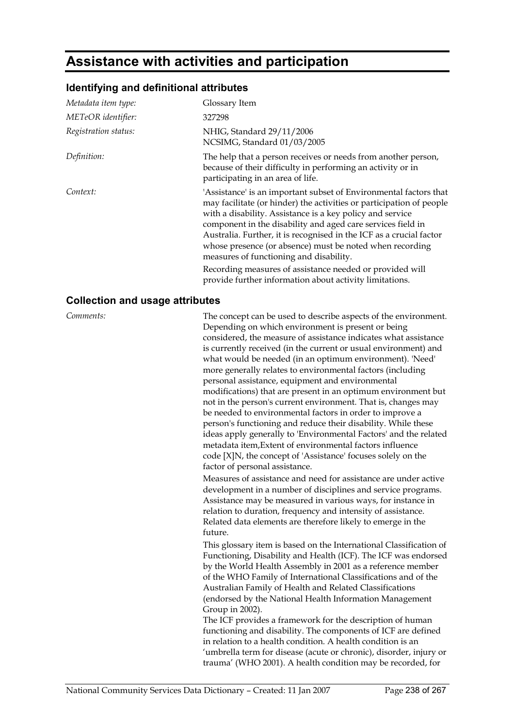# Assistance with activities and participation

## Identifying and definitional attributes

| | |
|---|---|
| *Metadata item type:* | Glossary Item |
| *METeOR identifier:* | 327298 |
| *Registration status:* | NHIG, Standard 29/11/2006<br>NCSIMG, Standard 01/03/2005 |
| *Definition:* | The help that a person receives or needs from another person, because of their difficulty in performing an activity or in participating in an area of life. |
| *Context:* | 'Assistance' is an important subset of Environmental factors that may facilitate (or hinder) the activities or participation of people with a disability. Assistance is a key policy and service component in the disability and aged care services field in Australia. Further, it is recognised in the ICF as a crucial factor whose presence (or absence) must be noted when recording measures of functioning and disability.<br>Recording measures of assistance needed or provided will provide further information about activity limitations. |

## Collection and usage attributes

*Comments:*

The concept can be used to describe aspects of the environment. Depending on which environment is present or being considered, the measure of assistance indicates what assistance is currently received (in the current or usual environment) and what would be needed (in an optimum environment). 'Need' more generally relates to environmental factors (including personal assistance, equipment and environmental modifications) that are present in an optimum environment but not in the person's current environment. That is, changes may be needed to environmental factors in order to improve a person's functioning and reduce their disability. While these ideas apply generally to 'Environmental Factors' and the related metadata item,Extent of environmental factors influence code [X]N, the concept of 'Assistance' focuses solely on the factor of personal assistance.

Measures of assistance and need for assistance are under active development in a number of disciplines and service programs. Assistance may be measured in various ways, for instance in relation to duration, frequency and intensity of assistance. Related data elements are therefore likely to emerge in the future.

This glossary item is based on the International Classification of Functioning, Disability and Health (ICF). The ICF was endorsed by the World Health Assembly in 2001 as a reference member of the WHO Family of International Classifications and of the Australian Family of Health and Related Classifications (endorsed by the National Health Information Management Group in 2002).

The ICF provides a framework for the description of human functioning and disability. The components of ICF are defined in relation to a health condition. A health condition is an 'umbrella term for disease (acute or chronic), disorder, injury or trauma' (WHO 2001). A health condition may be recorded, for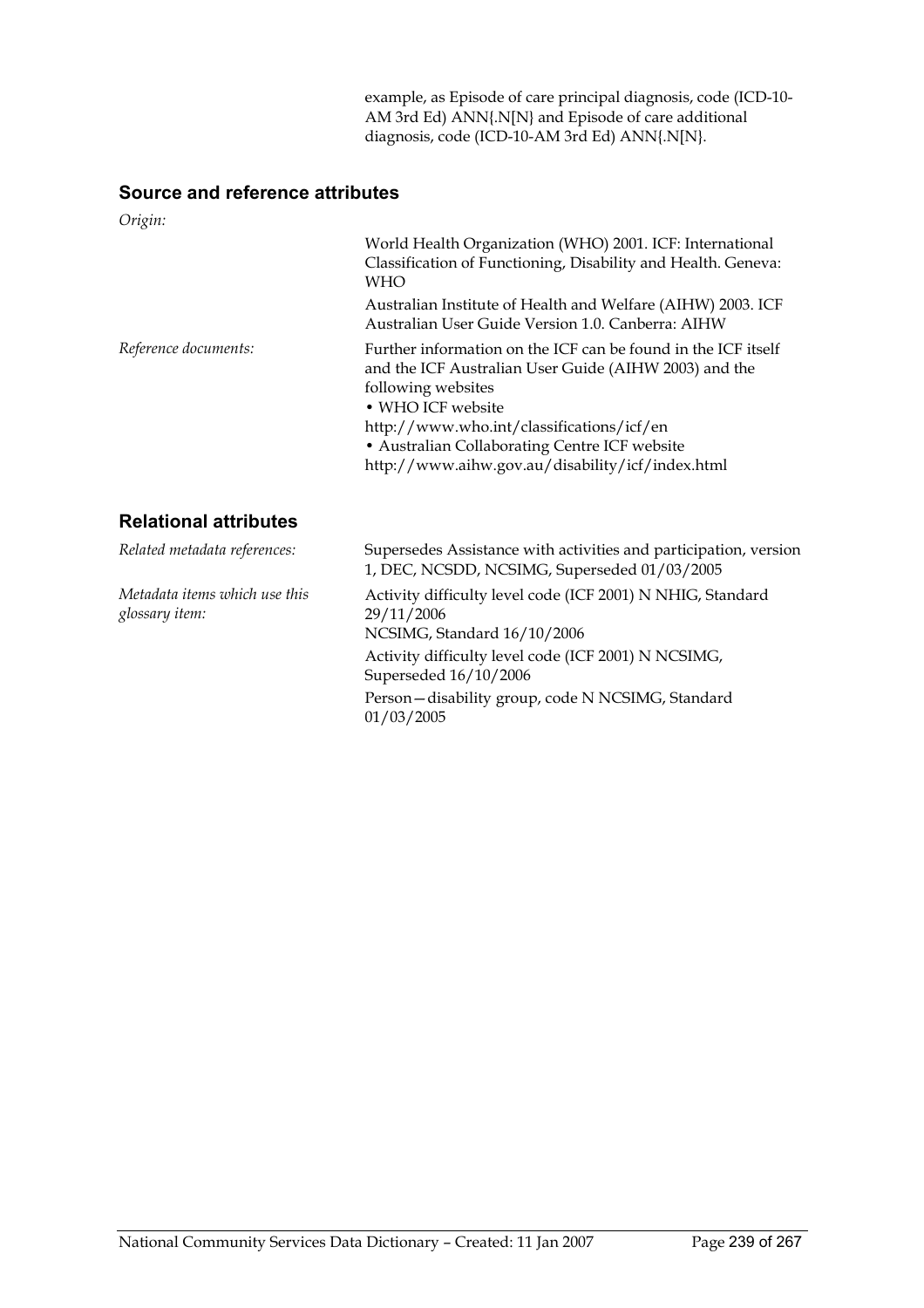example, as Episode of care principal diagnosis, code (ICD-10-AM 3rd Ed) ANN{.N[N} and Episode of care additional diagnosis, code (ICD-10-AM 3rd Ed) ANN{.N[N}.

## Source and reference attributes

*Origin:*

World Health Organization (WHO) 2001. ICF: International Classification of Functioning, Disability and Health. Geneva: WHO

Australian Institute of Health and Welfare (AIHW) 2003. ICF Australian User Guide Version 1.0. Canberra: AIHW

*Reference documents:*

Further information on the ICF can be found in the ICF itself and the ICF Australian User Guide (AIHW 2003) and the following websites

- WHO ICF website http://www.who.int/classifications/icf/en
- Australian Collaborating Centre ICF website http://www.aihw.gov.au/disability/icf/index.html

## Relational attributes

*Related metadata references:*

Supersedes Assistance with activities and participation, version 1, DEC, NCSDD, NCSIMG, Superseded 01/03/2005

*Metadata items which use this glossary item:*

Activity difficulty level code (ICF 2001) N NHIG, Standard 29/11/2006
NCSIMG, Standard 16/10/2006

Activity difficulty level code (ICF 2001) N NCSIMG, Superseded 16/10/2006

Person—disability group, code N NCSIMG, Standard 01/03/2005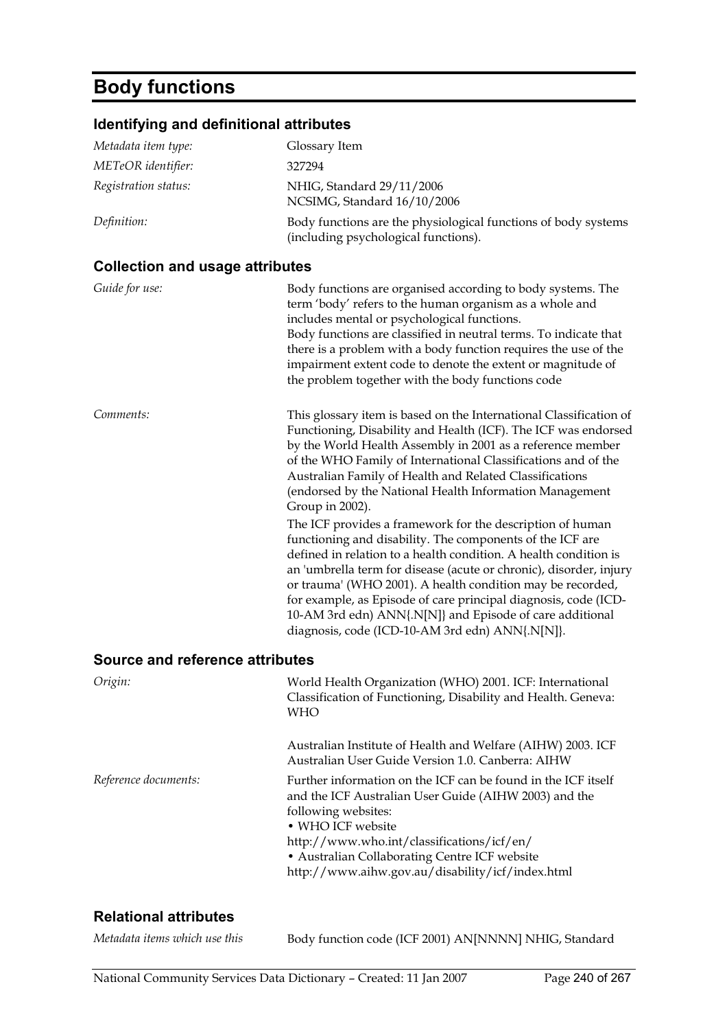# Body functions

## Identifying and definitional attributes

| | |
|---|---|
| *Metadata item type:* | Glossary Item |
| *METeOR identifier:* | 327294 |
| *Registration status:* | NHIG, Standard 29/11/2006<br>NCSIMG, Standard 16/10/2006 |
| *Definition:* | Body functions are the physiological functions of body systems (including psychological functions). |

## Collection and usage attributes

*Guide for use:*

Body functions are organised according to body systems. The term 'body' refers to the human organism as a whole and includes mental or psychological functions.

Body functions are classified in neutral terms. To indicate that there is a problem with a body function requires the use of the impairment extent code to denote the extent or magnitude of the problem together with the body functions code

*Comments:*

This glossary item is based on the International Classification of Functioning, Disability and Health (ICF). The ICF was endorsed by the World Health Assembly in 2001 as a reference member of the WHO Family of International Classifications and of the Australian Family of Health and Related Classifications (endorsed by the National Health Information Management Group in 2002).

The ICF provides a framework for the description of human functioning and disability. The components of the ICF are defined in relation to a health condition. A health condition is an 'umbrella term for disease (acute or chronic), disorder, injury or trauma' (WHO 2001). A health condition may be recorded, for example, as Episode of care principal diagnosis, code (ICD-10-AM 3rd edn) ANN{.N[N]} and Episode of care additional diagnosis, code (ICD-10-AM 3rd edn) ANN{.N[N]}.

## Source and reference attributes

*Origin:*

World Health Organization (WHO) 2001. ICF: International Classification of Functioning, Disability and Health. Geneva: WHO

Australian Institute of Health and Welfare (AIHW) 2003. ICF Australian User Guide Version 1.0. Canberra: AIHW

*Reference documents:*

Further information on the ICF can be found in the ICF itself and the ICF Australian User Guide (AIHW 2003) and the following websites:

- WHO ICF website http://www.who.int/classifications/icf/en/
- Australian Collaborating Centre ICF website http://www.aihw.gov.au/disability/icf/index.html

## Relational attributes

*Metadata items which use this*

Body function code (ICF 2001) AN[NNNN] NHIG, Standard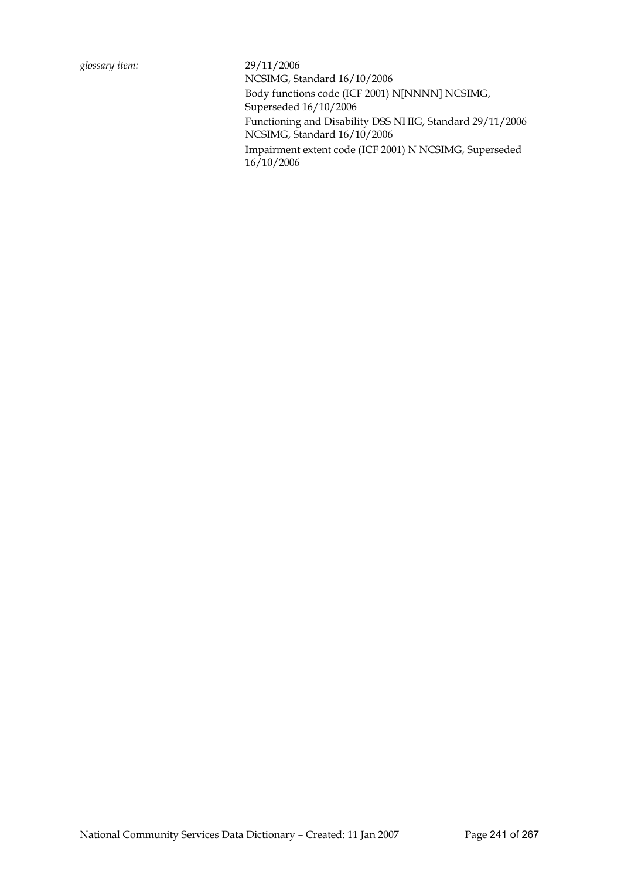*glossary item:*

29/11/2006
NCSIMG, Standard 16/10/2006
Body functions code (ICF 2001) N[NNNN] NCSIMG, Superseded 16/10/2006
Functioning and Disability DSS NHIG, Standard 29/11/2006 NCSIMG, Standard 16/10/2006
Impairment extent code (ICF 2001) N NCSIMG, Superseded 16/10/2006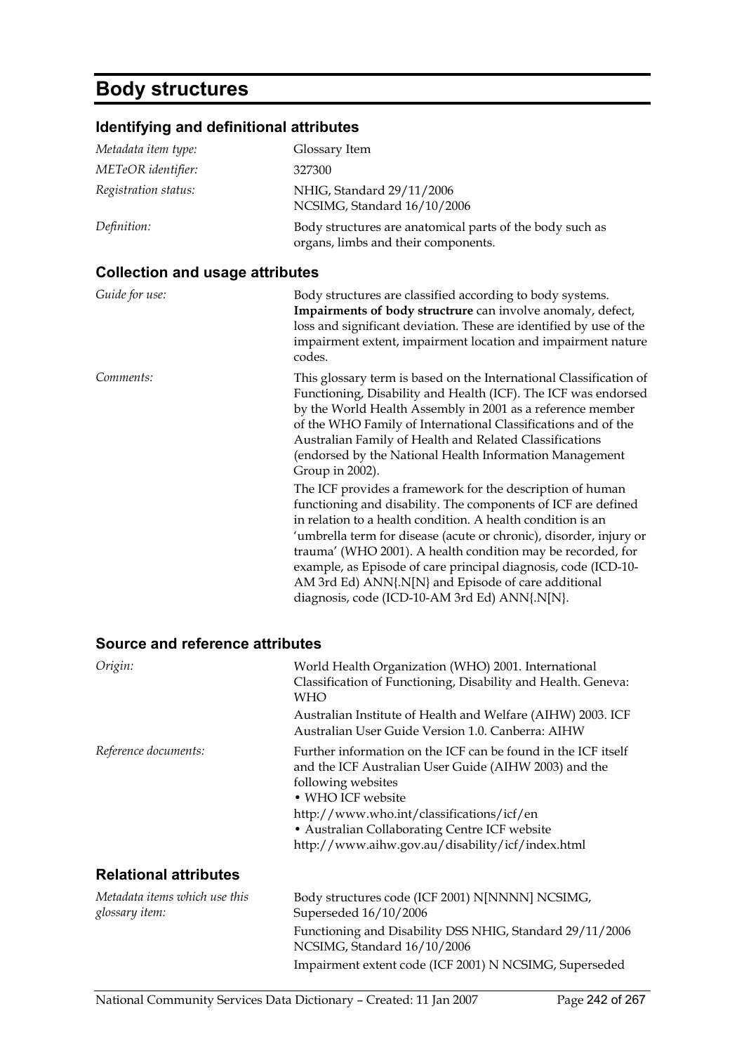# Body structures

## Identifying and definitional attributes

| | |
|---|---|
| *Metadata item type:* | Glossary Item |
| *METeOR identifier:* | 327300 |
| *Registration status:* | NHIG, Standard 29/11/2006<br>NCSIMG, Standard 16/10/2006 |
| *Definition:* | Body structures are anatomical parts of the body such as organs, limbs and their components. |

## Collection and usage attributes

| | |
|---|---|
| *Guide for use:* | Body structures are classified according to body systems. **Impairments of body structrure** can involve anomaly, defect, loss and significant deviation. These are identified by use of the impairment extent, impairment location and impairment nature codes. |
| *Comments:* | This glossary term is based on the International Classification of Functioning, Disability and Health (ICF). The ICF was endorsed by the World Health Assembly in 2001 as a reference member of the WHO Family of International Classifications and of the Australian Family of Health and Related Classifications (endorsed by the National Health Information Management Group in 2002).<br>The ICF provides a framework for the description of human functioning and disability. The components of ICF are defined in relation to a health condition. A health condition is an 'umbrella term for disease (acute or chronic), disorder, injury or trauma' (WHO 2001). A health condition may be recorded, for example, as Episode of care principal diagnosis, code (ICD-10-AM 3rd Ed) ANN{.N[N} and Episode of care additional diagnosis, code (ICD-10-AM 3rd Ed) ANN{.N[N}. |

## Source and reference attributes

| | |
|---|---|
| *Origin:* | World Health Organization (WHO) 2001. International Classification of Functioning, Disability and Health. Geneva: WHO<br>Australian Institute of Health and Welfare (AIHW) 2003. ICF Australian User Guide Version 1.0. Canberra: AIHW |
| *Reference documents:* | Further information on the ICF can be found in the ICF itself and the ICF Australian User Guide (AIHW 2003) and the following websites<br>• WHO ICF website<br>http://www.who.int/classifications/icf/en<br>• Australian Collaborating Centre ICF website<br>http://www.aihw.gov.au/disability/icf/index.html |

## Relational attributes

| | |
|---|---|
| *Metadata items which use this glossary item:* | Body structures code (ICF 2001) N[NNNN] NCSIMG, Superseded 16/10/2006<br>Functioning and Disability DSS NHIG, Standard 29/11/2006 NCSIMG, Standard 16/10/2006<br>Impairment extent code (ICF 2001) N NCSIMG, Superseded |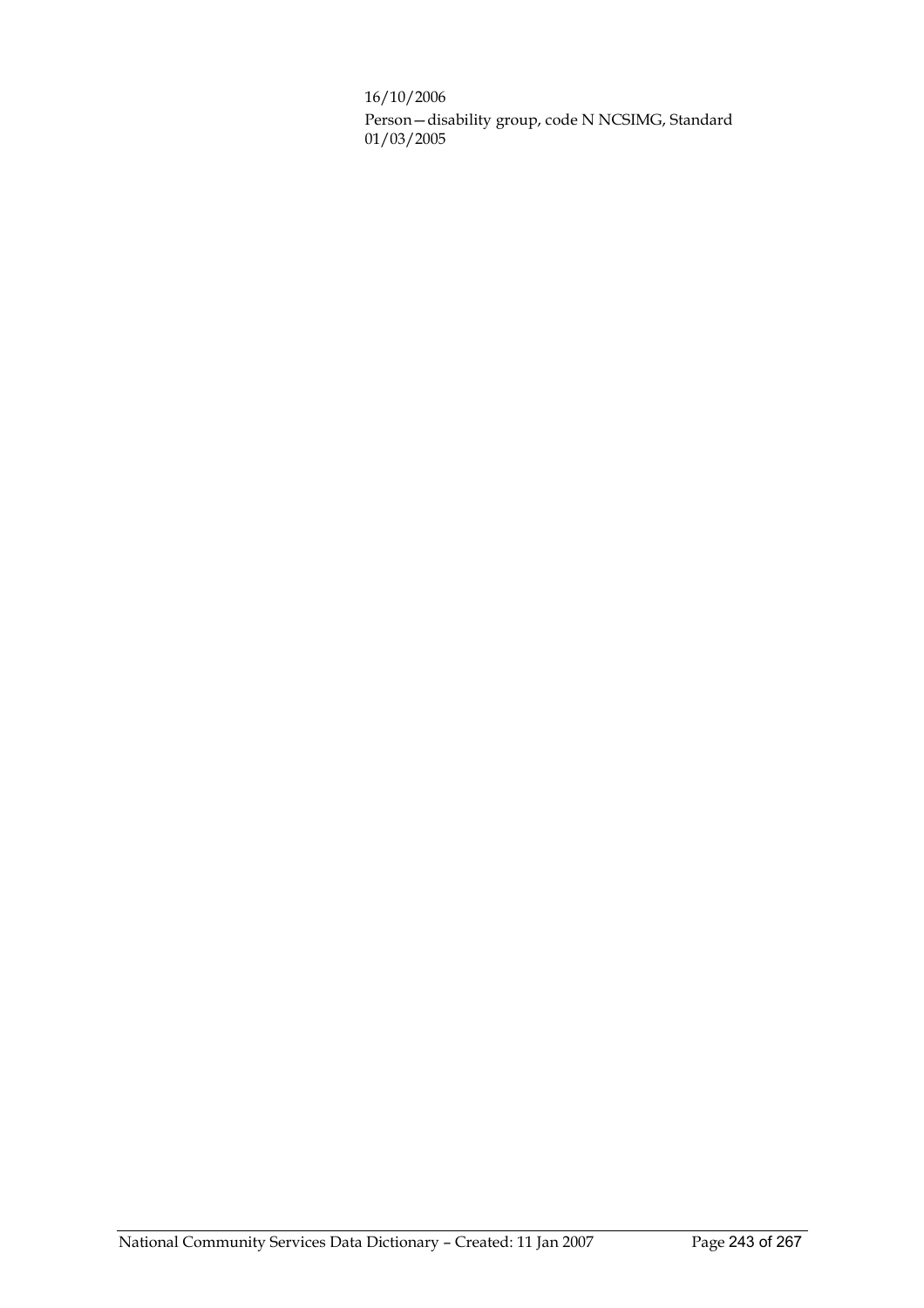16/10/2006

Person—disability group, code N NCSIMG, Standard 01/03/2005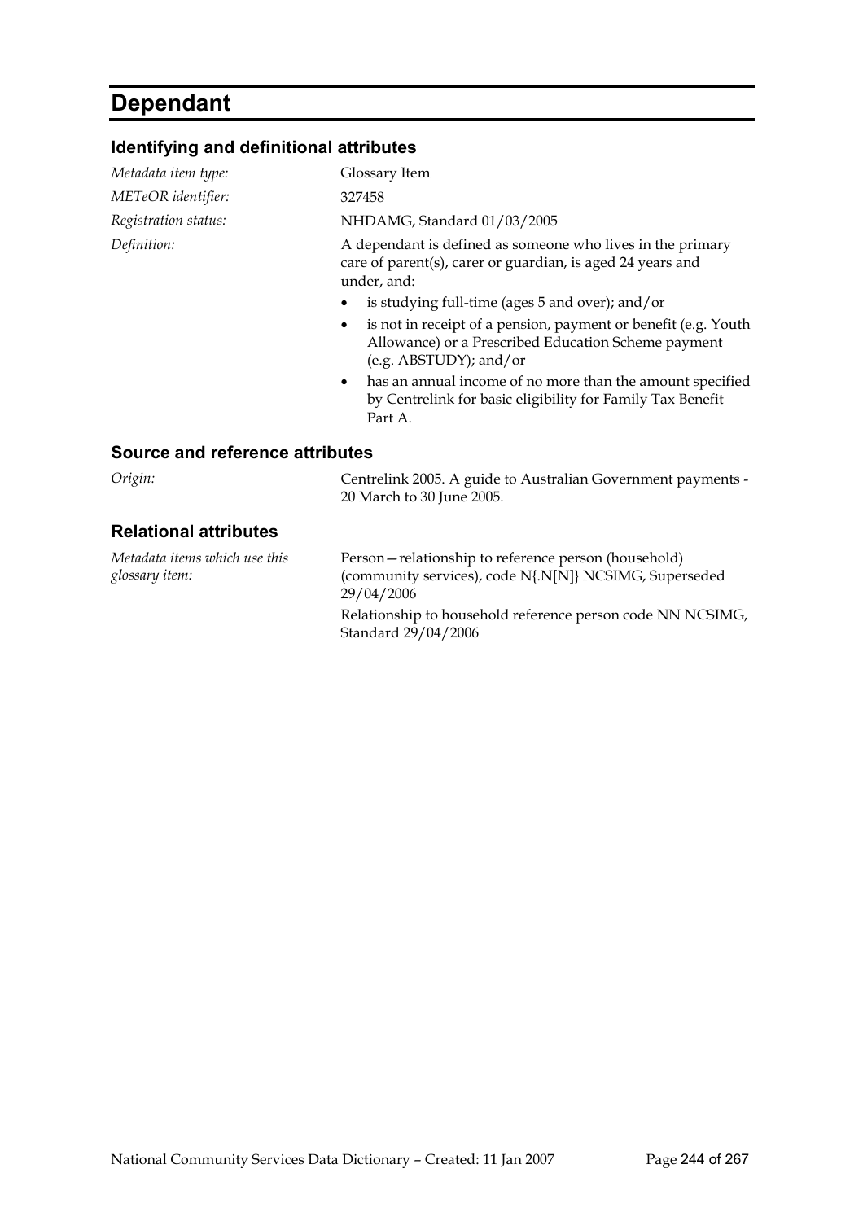# Dependant

## Identifying and definitional attributes

*Metadata item type:* Glossary Item

*METeOR identifier:* 327458

*Registration status:* NHDAMG, Standard 01/03/2005

*Definition:* A dependant is defined as someone who lives in the primary care of parent(s), carer or guardian, is aged 24 years and under, and:

- is studying full-time (ages 5 and over); and/or
- is not in receipt of a pension, payment or benefit (e.g. Youth Allowance) or a Prescribed Education Scheme payment (e.g. ABSTUDY); and/or
- has an annual income of no more than the amount specified by Centrelink for basic eligibility for Family Tax Benefit Part A.

## Source and reference attributes

*Origin:* Centrelink 2005. A guide to Australian Government payments - 20 March to 30 June 2005.

## Relational attributes

*Metadata items which use this glossary item:*

Person—relationship to reference person (household) (community services), code N{.N[N]} NCSIMG, Superseded 29/04/2006

Relationship to household reference person code NN NCSIMG, Standard 29/04/2006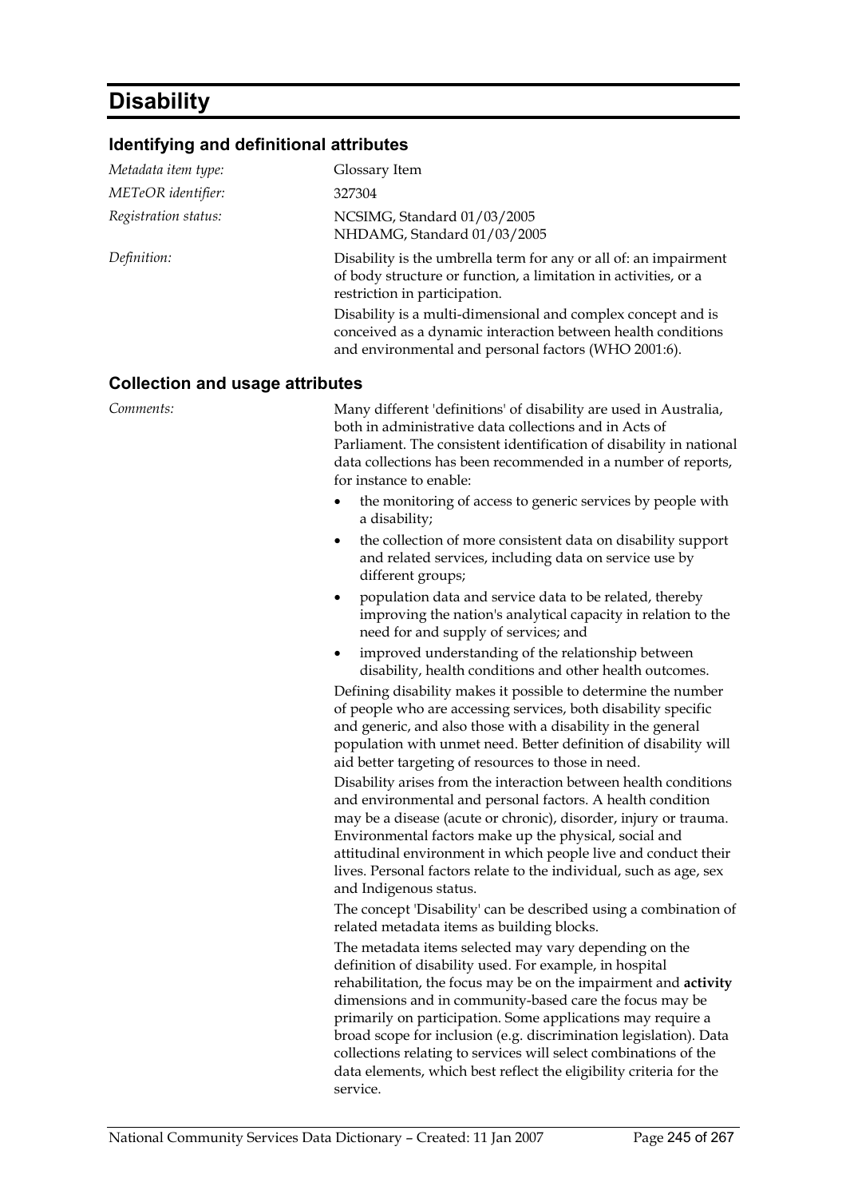# Disability

## Identifying and definitional attributes

*Metadata item type:* Glossary Item

*METeOR identifier:* 327304

*Registration status:* NCSIMG, Standard 01/03/2005
NHDAMG, Standard 01/03/2005

*Definition:* Disability is the umbrella term for any or all of: an impairment of body structure or function, a limitation in activities, or a restriction in participation.

Disability is a multi-dimensional and complex concept and is conceived as a dynamic interaction between health conditions and environmental and personal factors (WHO 2001:6).

## Collection and usage attributes

*Comments:* Many different 'definitions' of disability are used in Australia, both in administrative data collections and in Acts of Parliament. The consistent identification of disability in national data collections has been recommended in a number of reports, for instance to enable:

- the monitoring of access to generic services by people with a disability;
- the collection of more consistent data on disability support and related services, including data on service use by different groups;
- population data and service data to be related, thereby improving the nation's analytical capacity in relation to the need for and supply of services; and
- improved understanding of the relationship between disability, health conditions and other health outcomes.

Defining disability makes it possible to determine the number of people who are accessing services, both disability specific and generic, and also those with a disability in the general population with unmet need. Better definition of disability will aid better targeting of resources to those in need.

Disability arises from the interaction between health conditions and environmental and personal factors. A health condition may be a disease (acute or chronic), disorder, injury or trauma. Environmental factors make up the physical, social and attitudinal environment in which people live and conduct their lives. Personal factors relate to the individual, such as age, sex and Indigenous status.

The concept 'Disability' can be described using a combination of related metadata items as building blocks.

The metadata items selected may vary depending on the definition of disability used. For example, in hospital rehabilitation, the focus may be on the impairment and **activity** dimensions and in community-based care the focus may be primarily on participation. Some applications may require a broad scope for inclusion (e.g. discrimination legislation). Data collections relating to services will select combinations of the data elements, which best reflect the eligibility criteria for the service.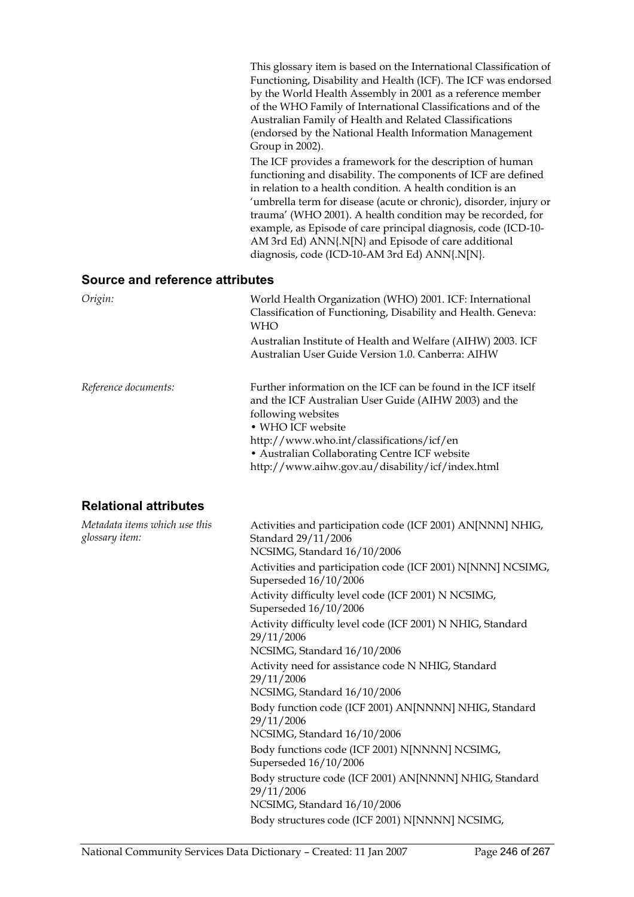This glossary item is based on the International Classification of Functioning, Disability and Health (ICF). The ICF was endorsed by the World Health Assembly in 2001 as a reference member of the WHO Family of International Classifications and of the Australian Family of Health and Related Classifications (endorsed by the National Health Information Management Group in 2002).

The ICF provides a framework for the description of human functioning and disability. The components of ICF are defined in relation to a health condition. A health condition is an 'umbrella term for disease (acute or chronic), disorder, injury or trauma' (WHO 2001). A health condition may be recorded, for example, as Episode of care principal diagnosis, code (ICD-10-AM 3rd Ed) ANN{.N[N} and Episode of care additional diagnosis, code (ICD-10-AM 3rd Ed) ANN{.N[N}.

## Source and reference attributes

*Origin:*

World Health Organization (WHO) 2001. ICF: International Classification of Functioning, Disability and Health. Geneva: WHO

Australian Institute of Health and Welfare (AIHW) 2003. ICF Australian User Guide Version 1.0. Canberra: AIHW

*Reference documents:*

Further information on the ICF can be found in the ICF itself and the ICF Australian User Guide (AIHW 2003) and the following websites

- WHO ICF website http://www.who.int/classifications/icf/en
- Australian Collaborating Centre ICF website http://www.aihw.gov.au/disability/icf/index.html

## Relational attributes

*Metadata items which use this glossary item:*

Activities and participation code (ICF 2001) AN[NNN] NHIG, Standard 29/11/2006
NCSIMG, Standard 16/10/2006

Activities and participation code (ICF 2001) N[NNN] NCSIMG, Superseded 16/10/2006

Activity difficulty level code (ICF 2001) N NCSIMG, Superseded 16/10/2006

Activity difficulty level code (ICF 2001) N NHIG, Standard 29/11/2006
NCSIMG, Standard 16/10/2006

Activity need for assistance code N NHIG, Standard 29/11/2006
NCSIMG, Standard 16/10/2006

Body function code (ICF 2001) AN[NNNN] NHIG, Standard 29/11/2006
NCSIMG, Standard 16/10/2006

Body functions code (ICF 2001) N[NNNN] NCSIMG, Superseded 16/10/2006

Body structure code (ICF 2001) AN[NNNN] NHIG, Standard 29/11/2006
NCSIMG, Standard 16/10/2006

Body structures code (ICF 2001) N[NNNN] NCSIMG,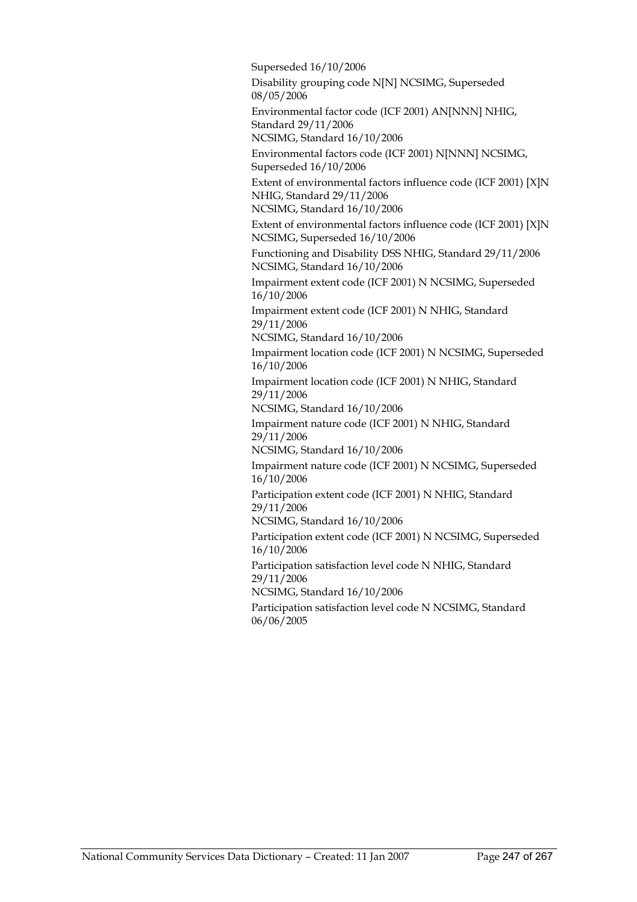Superseded 16/10/2006

Disability grouping code N[N] NCSIMG, Superseded 08/05/2006

Environmental factor code (ICF 2001) AN[NNN] NHIG, Standard 29/11/2006
NCSIMG, Standard 16/10/2006

Environmental factors code (ICF 2001) N[NNN] NCSIMG, Superseded 16/10/2006

Extent of environmental factors influence code (ICF 2001) [X]N NHIG, Standard 29/11/2006
NCSIMG, Standard 16/10/2006

Extent of environmental factors influence code (ICF 2001) [X]N NCSIMG, Superseded 16/10/2006

Functioning and Disability DSS NHIG, Standard 29/11/2006
NCSIMG, Standard 16/10/2006

Impairment extent code (ICF 2001) N NCSIMG, Superseded 16/10/2006

Impairment extent code (ICF 2001) N NHIG, Standard 29/11/2006
NCSIMG, Standard 16/10/2006

Impairment location code (ICF 2001) N NCSIMG, Superseded 16/10/2006

Impairment location code (ICF 2001) N NHIG, Standard 29/11/2006
NCSIMG, Standard 16/10/2006

Impairment nature code (ICF 2001) N NHIG, Standard 29/11/2006
NCSIMG, Standard 16/10/2006

Impairment nature code (ICF 2001) N NCSIMG, Superseded 16/10/2006

Participation extent code (ICF 2001) N NHIG, Standard 29/11/2006
NCSIMG, Standard 16/10/2006

Participation extent code (ICF 2001) N NCSIMG, Superseded 16/10/2006

Participation satisfaction level code N NHIG, Standard 29/11/2006
NCSIMG, Standard 16/10/2006

Participation satisfaction level code N NCSIMG, Standard 06/06/2005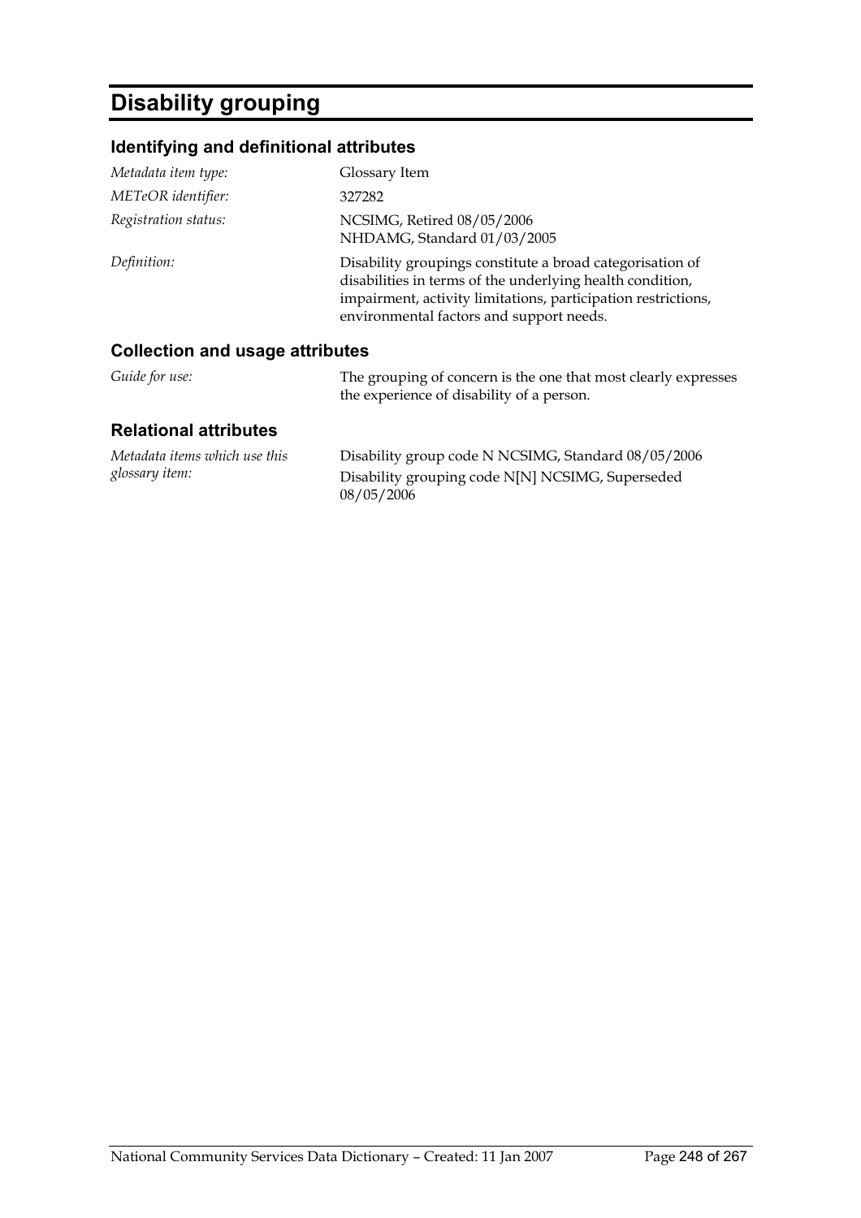# Disability grouping

## Identifying and definitional attributes

| | |
|---|---|
| *Metadata item type:* | Glossary Item |
| *METeOR identifier:* | 327282 |
| *Registration status:* | NCSIMG, Retired 08/05/2006<br>NHDAMG, Standard 01/03/2005 |
| *Definition:* | Disability groupings constitute a broad categorisation of disabilities in terms of the underlying health condition, impairment, activity limitations, participation restrictions, environmental factors and support needs. |

## Collection and usage attributes

| | |
|---|---|
| *Guide for use:* | The grouping of concern is the one that most clearly expresses the experience of disability of a person. |

## Relational attributes

| | |
|---|---|
| *Metadata items which use this glossary item:* | Disability group code N NCSIMG, Standard 08/05/2006<br>Disability grouping code N[N] NCSIMG, Superseded 08/05/2006 |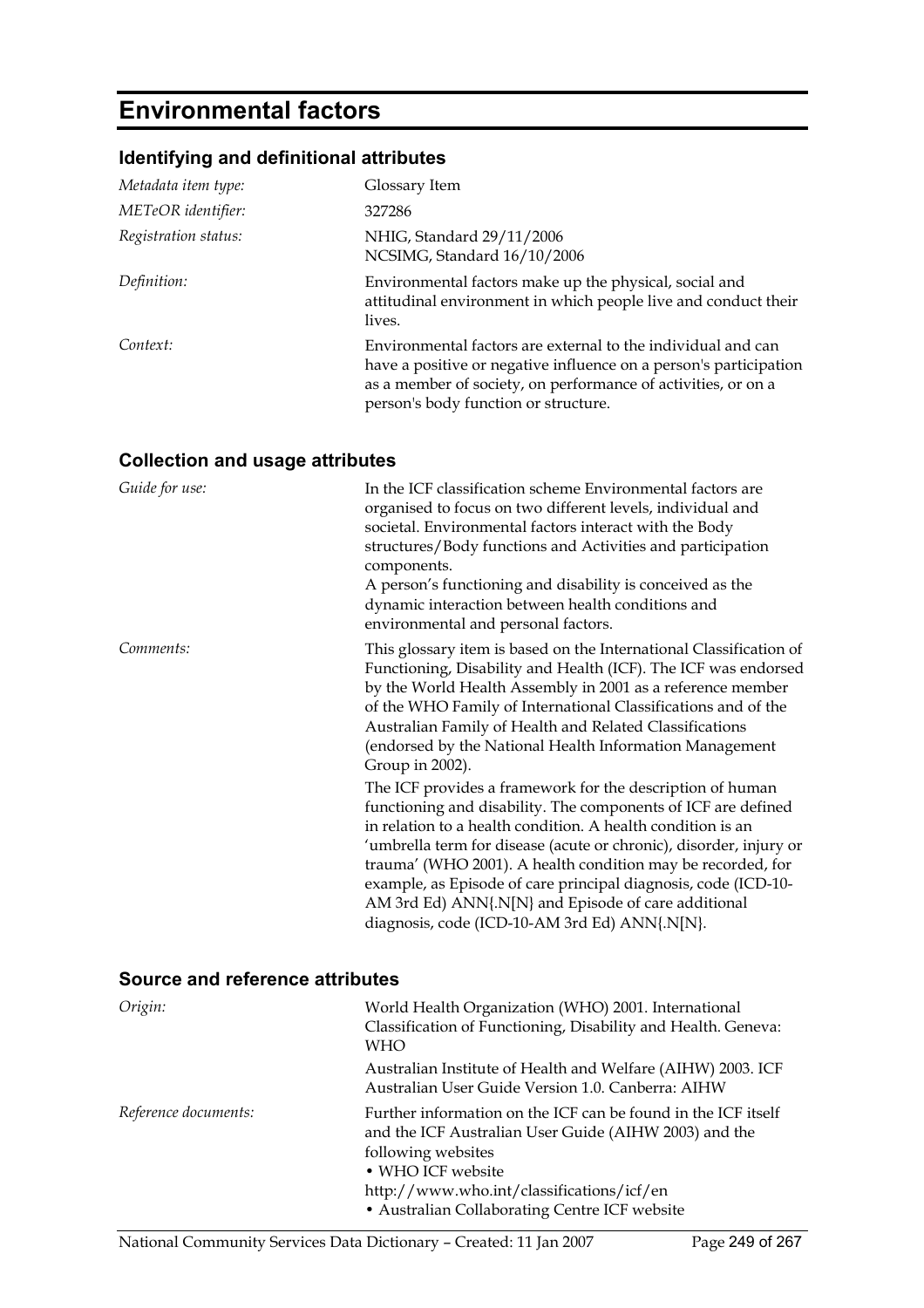# Environmental factors

## Identifying and definitional attributes

| | |
|---|---|
| *Metadata item type:* | Glossary Item |
| *METeOR identifier:* | 327286 |
| *Registration status:* | NHIG, Standard 29/11/2006<br>NCSIMG, Standard 16/10/2006 |
| *Definition:* | Environmental factors make up the physical, social and attitudinal environment in which people live and conduct their lives. |
| *Context:* | Environmental factors are external to the individual and can have a positive or negative influence on a person's participation as a member of society, on performance of activities, or on a person's body function or structure. |

## Collection and usage attributes

| | |
|---|---|
| *Guide for use:* | In the ICF classification scheme Environmental factors are organised to focus on two different levels, individual and societal. Environmental factors interact with the Body structures/Body functions and Activities and participation components.<br>A person's functioning and disability is conceived as the dynamic interaction between health conditions and environmental and personal factors. |
| *Comments:* | This glossary item is based on the International Classification of Functioning, Disability and Health (ICF). The ICF was endorsed by the World Health Assembly in 2001 as a reference member of the WHO Family of International Classifications and of the Australian Family of Health and Related Classifications (endorsed by the National Health Information Management Group in 2002).<br>The ICF provides a framework for the description of human functioning and disability. The components of ICF are defined in relation to a health condition. A health condition is an 'umbrella term for disease (acute or chronic), disorder, injury or trauma' (WHO 2001). A health condition may be recorded, for example, as Episode of care principal diagnosis, code (ICD-10-AM 3rd Ed) ANN{.N[N} and Episode of care additional diagnosis, code (ICD-10-AM 3rd Ed) ANN{.N[N}. |

## Source and reference attributes

| | |
|---|---|
| *Origin:* | World Health Organization (WHO) 2001. International Classification of Functioning, Disability and Health. Geneva: WHO<br>Australian Institute of Health and Welfare (AIHW) 2003. ICF Australian User Guide Version 1.0. Canberra: AIHW |
| *Reference documents:* | Further information on the ICF can be found in the ICF itself and the ICF Australian User Guide (AIHW 2003) and the following websites<br>• WHO ICF website<br>http://www.who.int/classifications/icf/en<br>• Australian Collaborating Centre ICF website |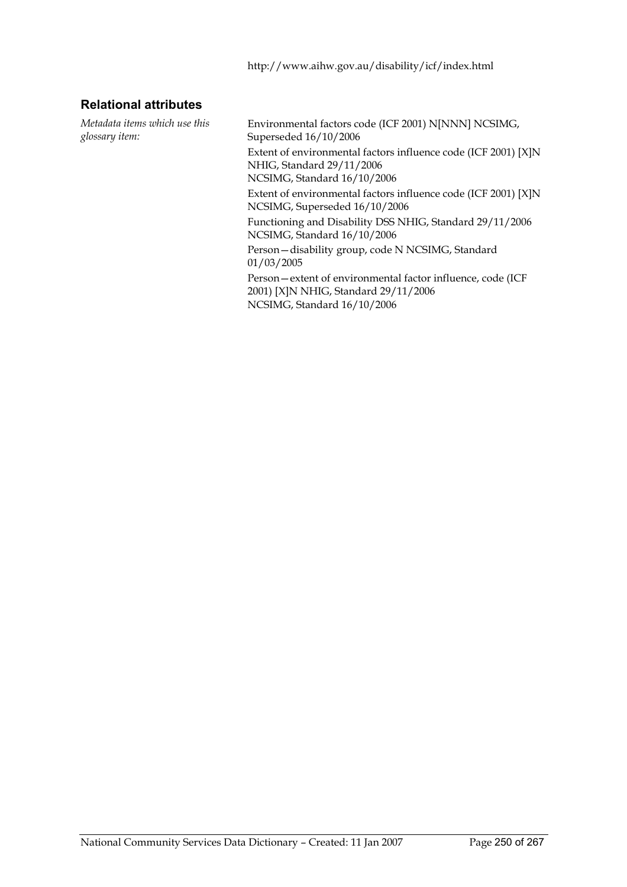http://www.aihw.gov.au/disability/icf/index.html

### Relational attributes

| | |
|---|---|
| *Metadata items which use this glossary item:* | Environmental factors code (ICF 2001) N[NNN] NCSIMG, Superseded 16/10/2006 |
| | Extent of environmental factors influence code (ICF 2001) [X]N NHIG, Standard 29/11/2006<br>NCSIMG, Standard 16/10/2006 |
| | Extent of environmental factors influence code (ICF 2001) [X]N NCSIMG, Superseded 16/10/2006 |
| | Functioning and Disability DSS NHIG, Standard 29/11/2006<br>NCSIMG, Standard 16/10/2006 |
| | Person—disability group, code N NCSIMG, Standard 01/03/2005 |
| | Person—extent of environmental factor influence, code (ICF 2001) [X]N NHIG, Standard 29/11/2006<br>NCSIMG, Standard 16/10/2006 |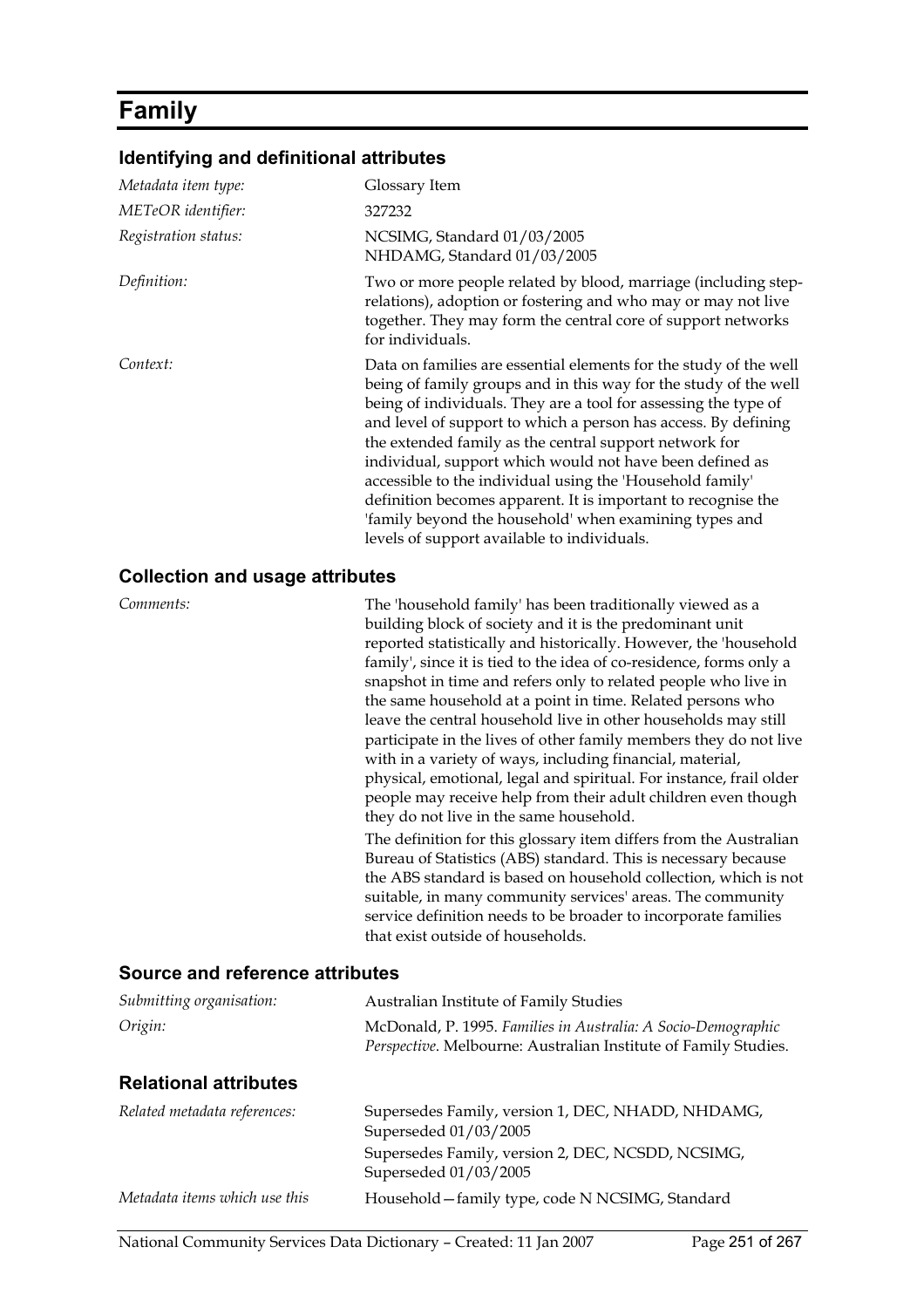# Family

## Identifying and definitional attributes

| | |
|---|---|
| *Metadata item type:* | Glossary Item |
| *METeOR identifier:* | 327232 |
| *Registration status:* | NCSIMG, Standard 01/03/2005<br>NHDAMG, Standard 01/03/2005 |
| *Definition:* | Two or more people related by blood, marriage (including step-relations), adoption or fostering and who may or may not live together. They may form the central core of support networks for individuals. |
| *Context:* | Data on families are essential elements for the study of the well being of family groups and in this way for the study of the well being of individuals. They are a tool for assessing the type of and level of support to which a person has access. By defining the extended family as the central support network for individual, support which would not have been defined as accessible to the individual using the 'Household family' definition becomes apparent. It is important to recognise the 'family beyond the household' when examining types and levels of support available to individuals. |

## Collection and usage attributes

| | |
|---|---|
| *Comments:* | The 'household family' has been traditionally viewed as a building block of society and it is the predominant unit reported statistically and historically. However, the 'household family', since it is tied to the idea of co-residence, forms only a snapshot in time and refers only to related people who live in the same household at a point in time. Related persons who leave the central household live in other households may still participate in the lives of other family members they do not live with in a variety of ways, including financial, material, physical, emotional, legal and spiritual. For instance, frail older people may receive help from their adult children even though they do not live in the same household.<br>The definition for this glossary item differs from the Australian Bureau of Statistics (ABS) standard. This is necessary because the ABS standard is based on household collection, which is not suitable, in many community services' areas. The community service definition needs to be broader to incorporate families that exist outside of households. |

## Source and reference attributes

| | |
|---|---|
| *Submitting organisation:* | Australian Institute of Family Studies |
| *Origin:* | McDonald, P. 1995. *Families in Australia: A Socio-Demographic Perspective*. Melbourne: Australian Institute of Family Studies. |

## Relational attributes

| | |
|---|---|
| *Related metadata references:* | Supersedes Family, version 1, DEC, NHADD, NHDAMG, Superseded 01/03/2005<br>Supersedes Family, version 2, DEC, NCSDD, NCSIMG, Superseded 01/03/2005 |
| *Metadata items which use this* | Household—family type, code N NCSIMG, Standard |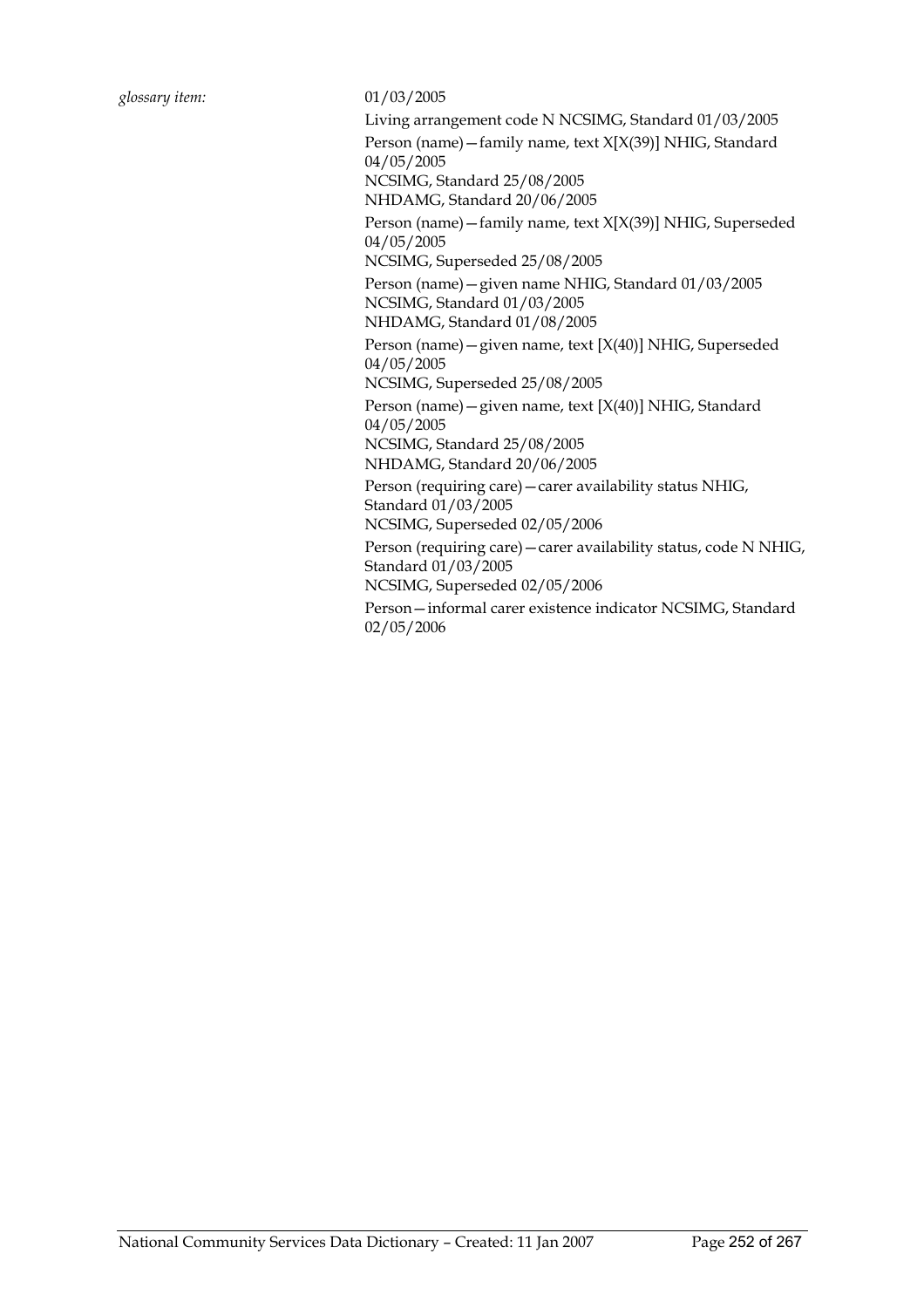*glossary item:* 01/03/2005

Living arrangement code N NCSIMG, Standard 01/03/2005

Person (name)—family name, text X[X(39)] NHIG, Standard 04/05/2005
NCSIMG, Standard 25/08/2005
NHDAMG, Standard 20/06/2005

Person (name)—family name, text X[X(39)] NHIG, Superseded 04/05/2005
NCSIMG, Superseded 25/08/2005

Person (name)—given name NHIG, Standard 01/03/2005
NCSIMG, Standard 01/03/2005
NHDAMG, Standard 01/08/2005

Person (name)—given name, text [X(40)] NHIG, Superseded 04/05/2005
NCSIMG, Superseded 25/08/2005

Person (name)—given name, text [X(40)] NHIG, Standard 04/05/2005
NCSIMG, Standard 25/08/2005
NHDAMG, Standard 20/06/2005

Person (requiring care)—carer availability status NHIG, Standard 01/03/2005
NCSIMG, Superseded 02/05/2006

Person (requiring care)—carer availability status, code N NHIG, Standard 01/03/2005
NCSIMG, Superseded 02/05/2006

Person—informal carer existence indicator NCSIMG, Standard 02/05/2006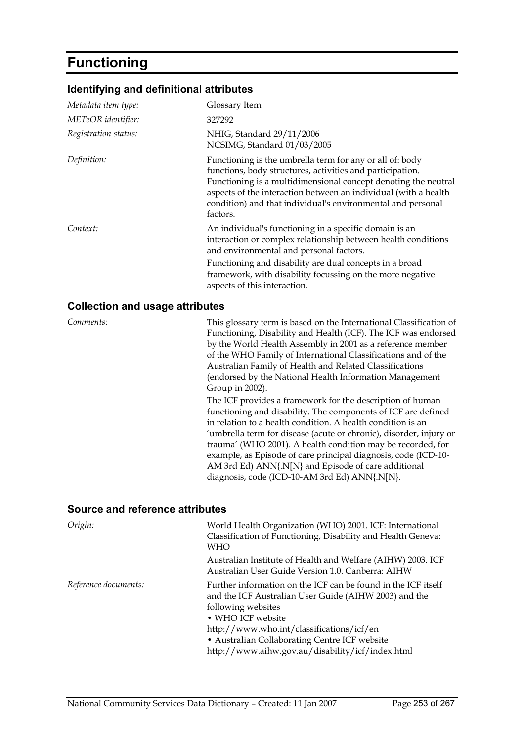# Functioning

## Identifying and definitional attributes

| | |
|---|---|
| *Metadata item type:* | Glossary Item |
| *METeOR identifier:* | 327292 |
| *Registration status:* | NHIG, Standard 29/11/2006<br>NCSIMG, Standard 01/03/2005 |
| *Definition:* | Functioning is the umbrella term for any or all of: body functions, body structures, activities and participation. Functioning is a multidimensional concept denoting the neutral aspects of the interaction between an individual (with a health condition) and that individual's environmental and personal factors. |
| *Context:* | An individual's functioning in a specific domain is an interaction or complex relationship between health conditions and environmental and personal factors.<br>Functioning and disability are dual concepts in a broad framework, with disability focussing on the more negative aspects of this interaction. |

## Collection and usage attributes

| | |
|---|---|
| *Comments:* | This glossary term is based on the International Classification of Functioning, Disability and Health (ICF). The ICF was endorsed by the World Health Assembly in 2001 as a reference member of the WHO Family of International Classifications and of the Australian Family of Health and Related Classifications (endorsed by the National Health Information Management Group in 2002).<br>The ICF provides a framework for the description of human functioning and disability. The components of ICF are defined in relation to a health condition. A health condition is an 'umbrella term for disease (acute or chronic), disorder, injury or trauma' (WHO 2001). A health condition may be recorded, for example, as Episode of care principal diagnosis, code (ICD-10-AM 3rd Ed) ANN{.N[N} and Episode of care additional diagnosis, code (ICD-10-AM 3rd Ed) ANN{.N[N}. |

## Source and reference attributes

| | |
|---|---|
| *Origin:* | World Health Organization (WHO) 2001. ICF: International Classification of Functioning, Disability and Health Geneva: WHO<br>Australian Institute of Health and Welfare (AIHW) 2003. ICF Australian User Guide Version 1.0. Canberra: AIHW |
| *Reference documents:* | Further information on the ICF can be found in the ICF itself and the ICF Australian User Guide (AIHW 2003) and the following websites<br>• WHO ICF website<br>http://www.who.int/classifications/icf/en<br>• Australian Collaborating Centre ICF website<br>http://www.aihw.gov.au/disability/icf/index.html |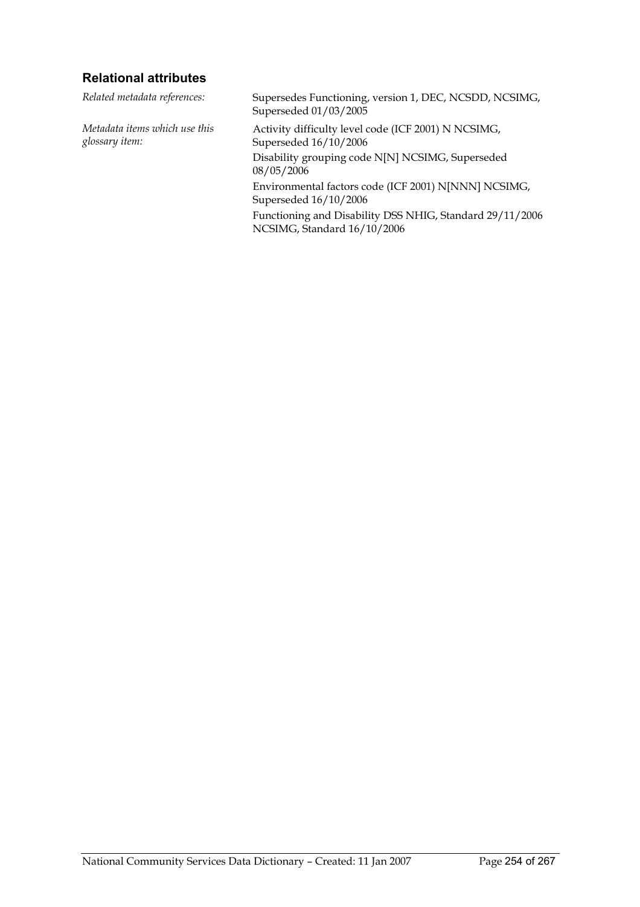### Relational attributes

*Related metadata references:* Supersedes Functioning, version 1, DEC, NCSDD, NCSIMG, Superseded 01/03/2005

*Metadata items which use this glossary item:*

Activity difficulty level code (ICF 2001) N NCSIMG, Superseded 16/10/2006

Disability grouping code N[N] NCSIMG, Superseded 08/05/2006

Environmental factors code (ICF 2001) N[NNN] NCSIMG, Superseded 16/10/2006

Functioning and Disability DSS NHIG, Standard 29/11/2006 NCSIMG, Standard 16/10/2006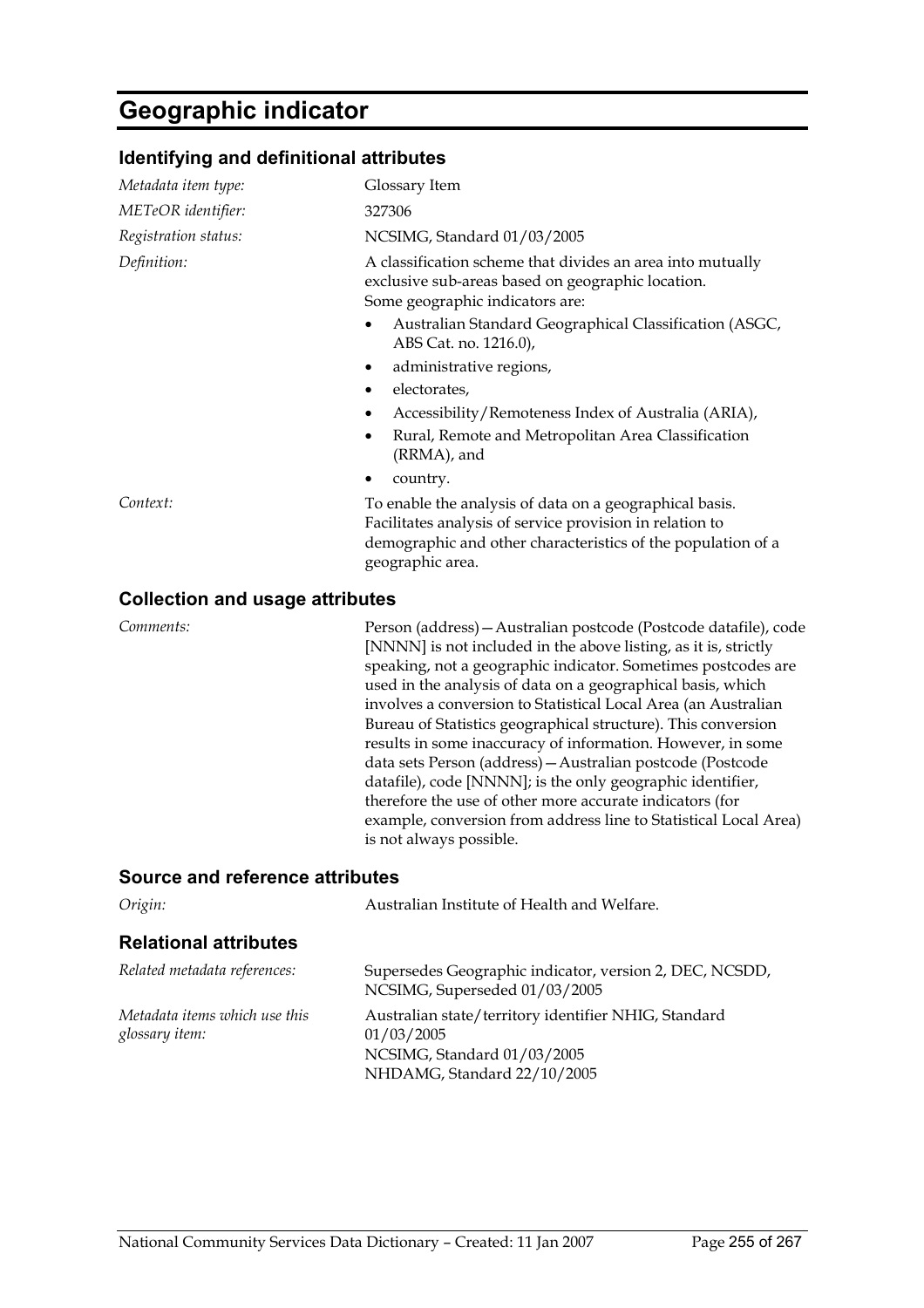# Geographic indicator

## Identifying and definitional attributes

*Metadata item type:* Glossary Item

*METeOR identifier:* 327306

*Registration status:* NCSIMG, Standard 01/03/2005

*Definition:* A classification scheme that divides an area into mutually exclusive sub-areas based on geographic location.
Some geographic indicators are:

- Australian Standard Geographical Classification (ASGC, ABS Cat. no. 1216.0),
- administrative regions,
- electorates,
- Accessibility/Remoteness Index of Australia (ARIA),
- Rural, Remote and Metropolitan Area Classification (RRMA), and
- country.

*Context:* To enable the analysis of data on a geographical basis. Facilitates analysis of service provision in relation to demographic and other characteristics of the population of a geographic area.

## Collection and usage attributes

*Comments:* Person (address)—Australian postcode (Postcode datafile), code [NNNN] is not included in the above listing, as it is, strictly speaking, not a geographic indicator. Sometimes postcodes are used in the analysis of data on a geographical basis, which involves a conversion to Statistical Local Area (an Australian Bureau of Statistics geographical structure). This conversion results in some inaccuracy of information. However, in some data sets Person (address)—Australian postcode (Postcode datafile), code [NNNN]; is the only geographic identifier, therefore the use of other more accurate indicators (for example, conversion from address line to Statistical Local Area) is not always possible.

## Source and reference attributes

*Origin:* Australian Institute of Health and Welfare.

## Relational attributes

*Related metadata references:* Supersedes Geographic indicator, version 2, DEC, NCSDD, NCSIMG, Superseded 01/03/2005

*Metadata items which use this glossary item:* Australian state/territory identifier NHIG, Standard 01/03/2005
NCSIMG, Standard 01/03/2005
NHDAMG, Standard 22/10/2005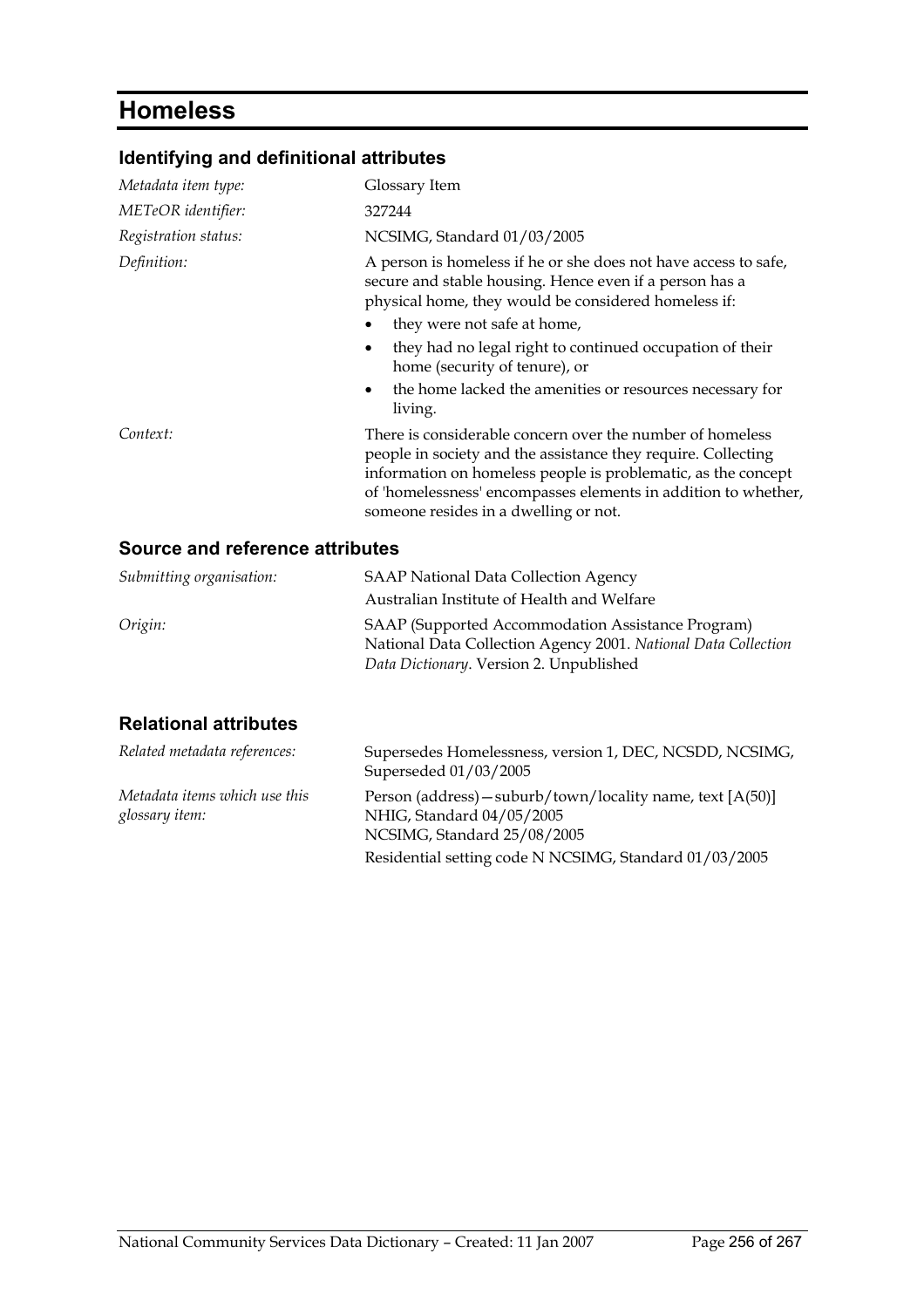# Homeless

## Identifying and definitional attributes

| | |
|---|---|
| *Metadata item type:* | Glossary Item |
| *METeOR identifier:* | 327244 |
| *Registration status:* | NCSIMG, Standard 01/03/2005 |
| *Definition:* | A person is homeless if he or she does not have access to safe, secure and stable housing. Hence even if a person has a physical home, they would be considered homeless if:<br>• they were not safe at home,<br>• they had no legal right to continued occupation of their home (security of tenure), or<br>• the home lacked the amenities or resources necessary for living. |
| *Context:* | There is considerable concern over the number of homeless people in society and the assistance they require. Collecting information on homeless people is problematic, as the concept of 'homelessness' encompasses elements in addition to whether, someone resides in a dwelling or not. |

## Source and reference attributes

| | |
|---|---|
| *Submitting organisation:* | SAAP National Data Collection Agency<br>Australian Institute of Health and Welfare |
| *Origin:* | SAAP (Supported Accommodation Assistance Program) National Data Collection Agency 2001. *National Data Collection Data Dictionary*. Version 2. Unpublished |

## Relational attributes

| | |
|---|---|
| *Related metadata references:* | Supersedes Homelessness, version 1, DEC, NCSDD, NCSIMG, Superseded 01/03/2005 |
| *Metadata items which use this glossary item:* | Person (address)—suburb/town/locality name, text [A(50)] NHIG, Standard 04/05/2005<br>NCSIMG, Standard 25/08/2005<br>Residential setting code N NCSIMG, Standard 01/03/2005 |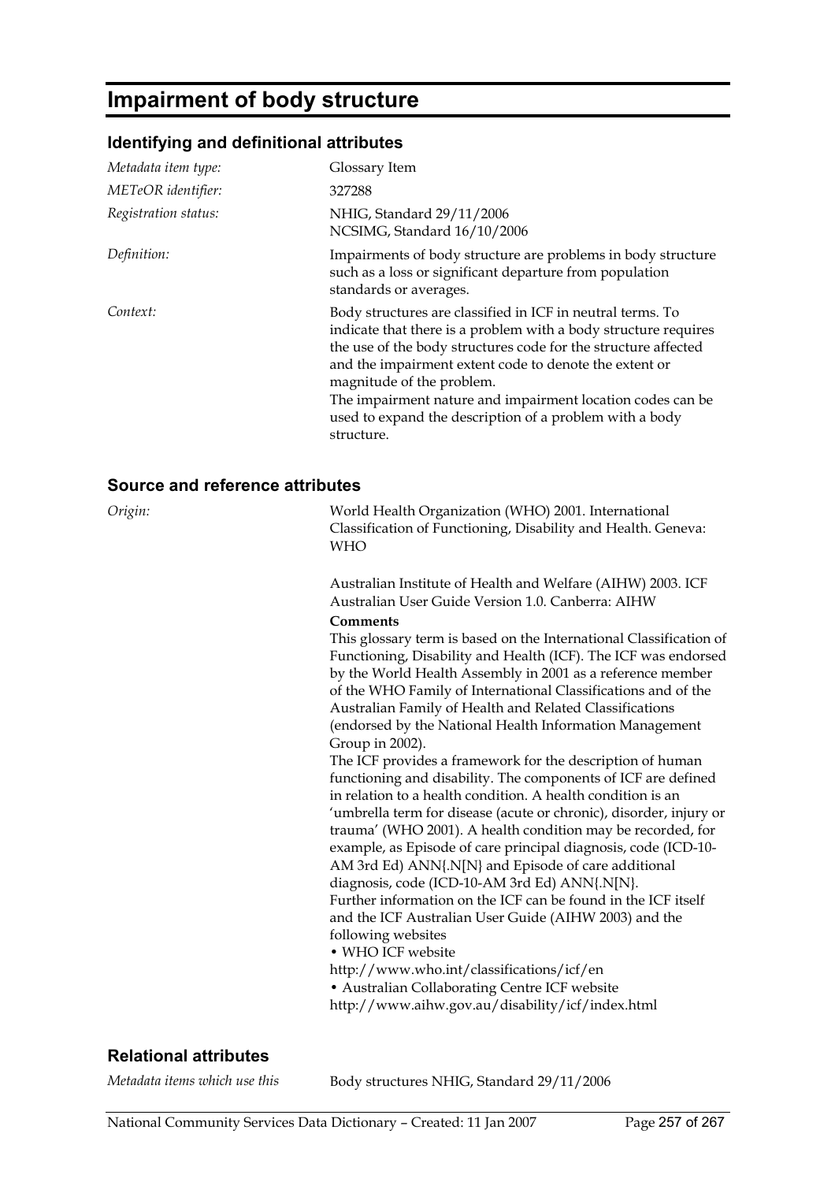# Impairment of body structure

## Identifying and definitional attributes

| | |
|---|---|
| *Metadata item type:* | Glossary Item |
| *METeOR identifier:* | 327288 |
| *Registration status:* | NHIG, Standard 29/11/2006<br>NCSIMG, Standard 16/10/2006 |
| *Definition:* | Impairments of body structure are problems in body structure such as a loss or significant departure from population standards or averages. |
| *Context:* | Body structures are classified in ICF in neutral terms. To indicate that there is a problem with a body structure requires the use of the body structures code for the structure affected and the impairment extent code to denote the extent or magnitude of the problem.<br>The impairment nature and impairment location codes can be used to expand the description of a problem with a body structure. |

## Source and reference attributes

*Origin:*

World Health Organization (WHO) 2001. International Classification of Functioning, Disability and Health. Geneva: WHO

Australian Institute of Health and Welfare (AIHW) 2003. ICF Australian User Guide Version 1.0. Canberra: AIHW

**Comments**

This glossary term is based on the International Classification of Functioning, Disability and Health (ICF). The ICF was endorsed by the World Health Assembly in 2001 as a reference member of the WHO Family of International Classifications and of the Australian Family of Health and Related Classifications (endorsed by the National Health Information Management Group in 2002).

The ICF provides a framework for the description of human functioning and disability. The components of ICF are defined in relation to a health condition. A health condition is an 'umbrella term for disease (acute or chronic), disorder, injury or trauma' (WHO 2001). A health condition may be recorded, for example, as Episode of care principal diagnosis, code (ICD-10-AM 3rd Ed) ANN{.N[N} and Episode of care additional diagnosis, code (ICD-10-AM 3rd Ed) ANN{.N[N}.

Further information on the ICF can be found in the ICF itself and the ICF Australian User Guide (AIHW 2003) and the following websites

- WHO ICF website
http://www.who.int/classifications/icf/en
- Australian Collaborating Centre ICF website
http://www.aihw.gov.au/disability/icf/index.html

## Relational attributes

| | |
|---|---|
| *Metadata items which use this* | Body structures NHIG, Standard 29/11/2006 |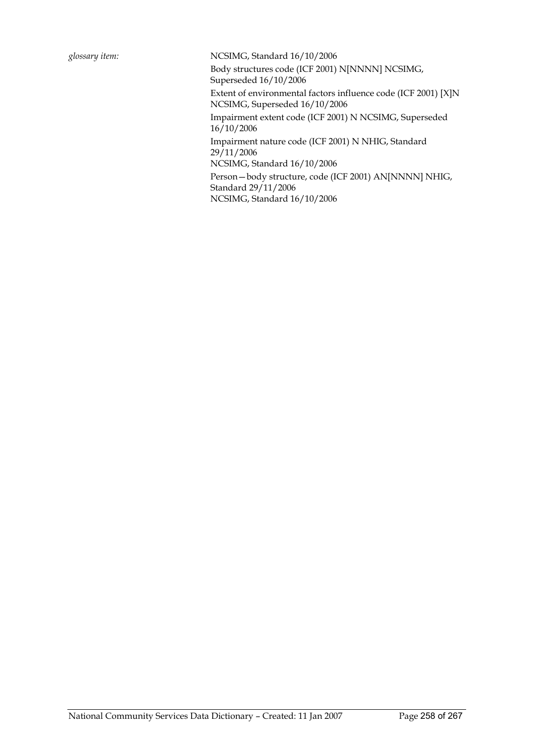*glossary item:* NCSIMG, Standard 16/10/2006

Body structures code (ICF 2001) N[NNNN] NCSIMG, Superseded 16/10/2006

Extent of environmental factors influence code (ICF 2001) [X]N NCSIMG, Superseded 16/10/2006

Impairment extent code (ICF 2001) N NCSIMG, Superseded 16/10/2006

Impairment nature code (ICF 2001) N NHIG, Standard 29/11/2006
NCSIMG, Standard 16/10/2006

Person—body structure, code (ICF 2001) AN[NNNN] NHIG, Standard 29/11/2006
NCSIMG, Standard 16/10/2006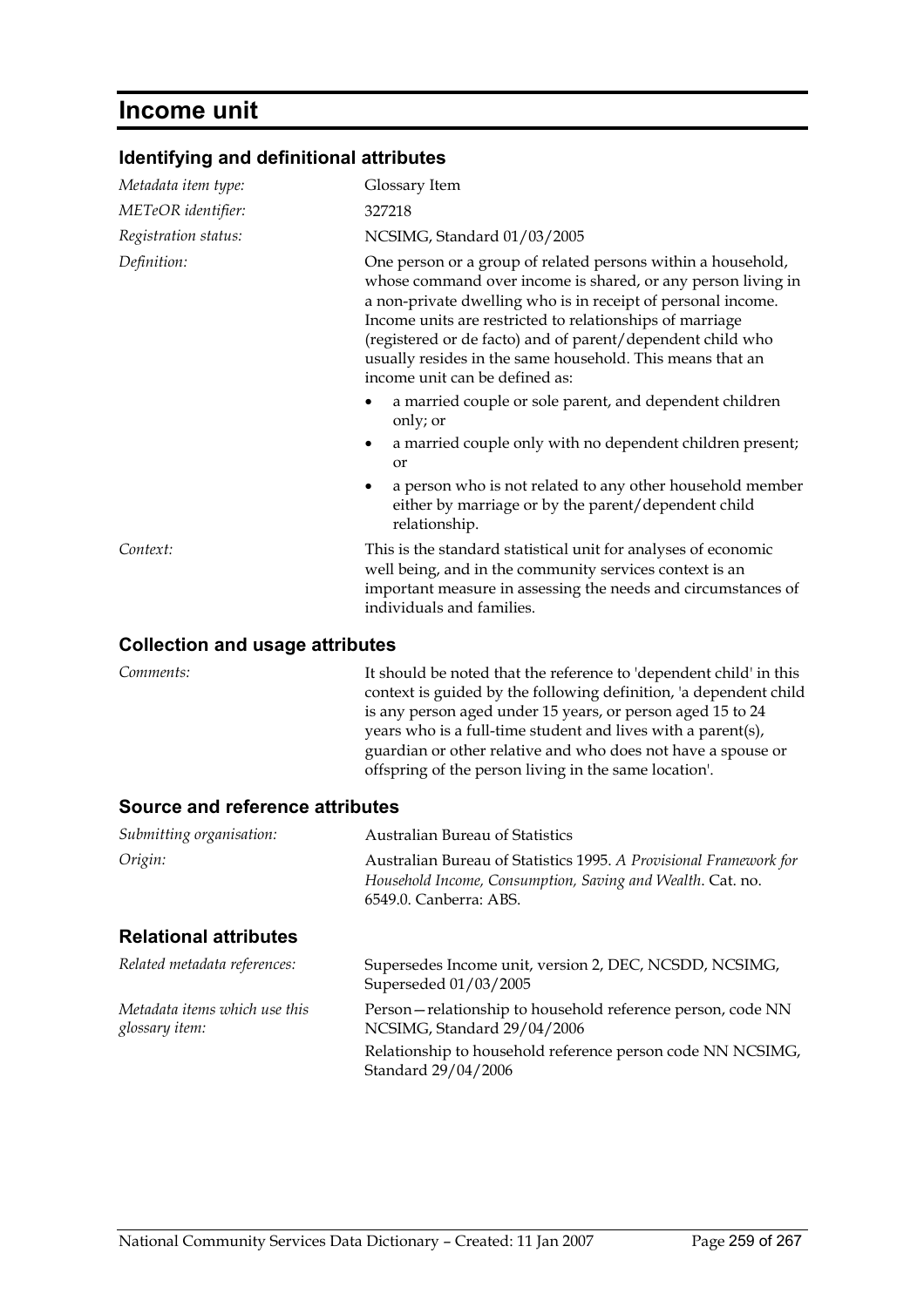# Income unit

## Identifying and definitional attributes

*Metadata item type:* Glossary Item

*METeOR identifier:* 327218

*Registration status:* NCSIMG, Standard 01/03/2005

*Definition:* One person or a group of related persons within a household, whose command over income is shared, or any person living in a non-private dwelling who is in receipt of personal income. Income units are restricted to relationships of marriage (registered or de facto) and of parent/dependent child who usually resides in the same household. This means that an income unit can be defined as:

- a married couple or sole parent, and dependent children only; or
- a married couple only with no dependent children present; or
- a person who is not related to any other household member either by marriage or by the parent/dependent child relationship.

*Context:* This is the standard statistical unit for analyses of economic well being, and in the community services context is an important measure in assessing the needs and circumstances of individuals and families.

## Collection and usage attributes

*Comments:* It should be noted that the reference to 'dependent child' in this context is guided by the following definition, 'a dependent child is any person aged under 15 years, or person aged 15 to 24 years who is a full-time student and lives with a parent(s), guardian or other relative and who does not have a spouse or offspring of the person living in the same location'.

## Source and reference attributes

*Submitting organisation:* Australian Bureau of Statistics

*Origin:* Australian Bureau of Statistics 1995. *A Provisional Framework for Household Income, Consumption, Saving and Wealth*. Cat. no. 6549.0. Canberra: ABS.

## Relational attributes

*Related metadata references:* Supersedes Income unit, version 2, DEC, NCSDD, NCSIMG, Superseded 01/03/2005

*Metadata items which use this glossary item:* Person—relationship to household reference person, code NN NCSIMG, Standard 29/04/2006

Relationship to household reference person code NN NCSIMG, Standard 29/04/2006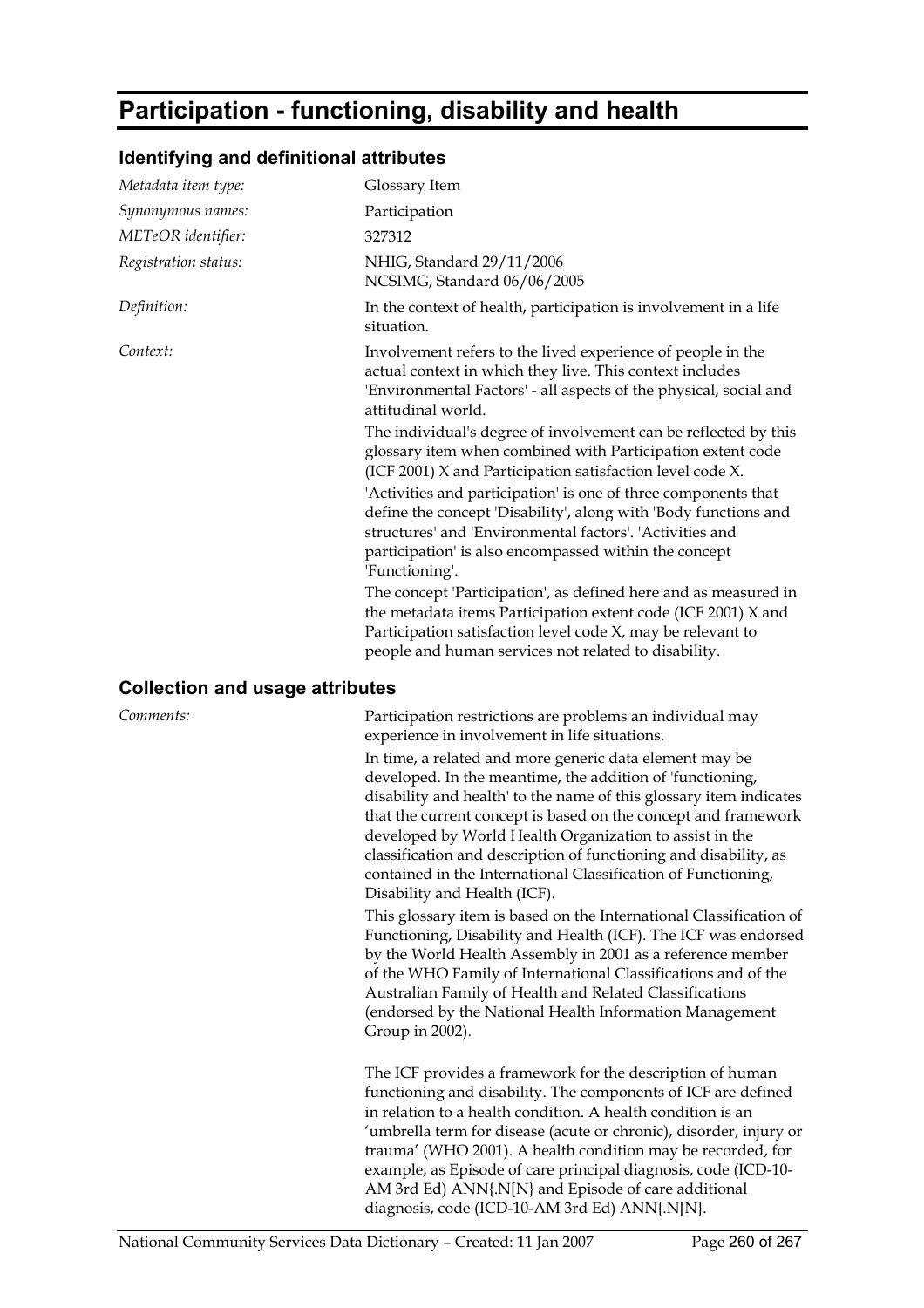# Participation - functioning, disability and health

## Identifying and definitional attributes

*Metadata item type:* Glossary Item

*Synonymous names:* Participation

*METeOR identifier:* 327312

*Registration status:* NHIG, Standard 29/11/2006
NCSIMG, Standard 06/06/2005

*Definition:* In the context of health, participation is involvement in a life situation.

*Context:* Involvement refers to the lived experience of people in the actual context in which they live. This context includes 'Environmental Factors' - all aspects of the physical, social and attitudinal world.

The individual's degree of involvement can be reflected by this glossary item when combined with Participation extent code (ICF 2001) X and Participation satisfaction level code X.

'Activities and participation' is one of three components that define the concept 'Disability', along with 'Body functions and structures' and 'Environmental factors'. 'Activities and participation' is also encompassed within the concept 'Functioning'.

The concept 'Participation', as defined here and as measured in the metadata items Participation extent code (ICF 2001) X and Participation satisfaction level code X, may be relevant to people and human services not related to disability.

## Collection and usage attributes

*Comments:* Participation restrictions are problems an individual may experience in involvement in life situations.

In time, a related and more generic data element may be developed. In the meantime, the addition of 'functioning, disability and health' to the name of this glossary item indicates that the current concept is based on the concept and framework developed by World Health Organization to assist in the classification and description of functioning and disability, as contained in the International Classification of Functioning, Disability and Health (ICF).

This glossary item is based on the International Classification of Functioning, Disability and Health (ICF). The ICF was endorsed by the World Health Assembly in 2001 as a reference member of the WHO Family of International Classifications and of the Australian Family of Health and Related Classifications (endorsed by the National Health Information Management Group in 2002).

The ICF provides a framework for the description of human functioning and disability. The components of ICF are defined in relation to a health condition. A health condition is an 'umbrella term for disease (acute or chronic), disorder, injury or trauma' (WHO 2001). A health condition may be recorded, for example, as Episode of care principal diagnosis, code (ICD-10-AM 3rd Ed) ANN{.N[N} and Episode of care additional diagnosis, code (ICD-10-AM 3rd Ed) ANN{.N[N}.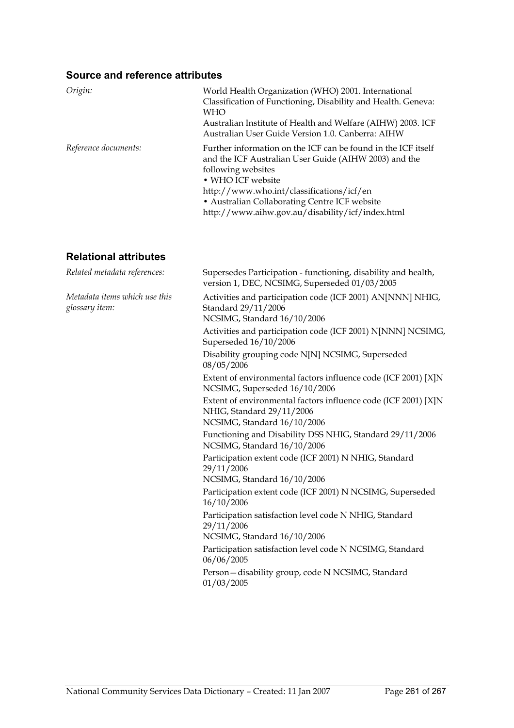### Source and reference attributes

*Origin:* World Health Organization (WHO) 2001. International Classification of Functioning, Disability and Health. Geneva: WHO

Australian Institute of Health and Welfare (AIHW) 2003. ICF Australian User Guide Version 1.0. Canberra: AIHW

*Reference documents:* Further information on the ICF can be found in the ICF itself and the ICF Australian User Guide (AIHW 2003) and the following websites

- WHO ICF website

http://www.who.int/classifications/icf/en

- Australian Collaborating Centre ICF website

http://www.aihw.gov.au/disability/icf/index.html

### Relational attributes

*Related metadata references:* Supersedes Participation - functioning, disability and health, version 1, DEC, NCSIMG, Superseded 01/03/2005

*Metadata items which use this glossary item:*

Activities and participation code (ICF 2001) AN[NNN] NHIG, Standard 29/11/2006
NCSIMG, Standard 16/10/2006

Activities and participation code (ICF 2001) N[NNN] NCSIMG, Superseded 16/10/2006

Disability grouping code N[N] NCSIMG, Superseded 08/05/2006

Extent of environmental factors influence code (ICF 2001) [X]N NCSIMG, Superseded 16/10/2006

Extent of environmental factors influence code (ICF 2001) [X]N NHIG, Standard 29/11/2006
NCSIMG, Standard 16/10/2006

Functioning and Disability DSS NHIG, Standard 29/11/2006
NCSIMG, Standard 16/10/2006

Participation extent code (ICF 2001) N NHIG, Standard 29/11/2006
NCSIMG, Standard 16/10/2006

Participation extent code (ICF 2001) N NCSIMG, Superseded 16/10/2006

Participation satisfaction level code N NHIG, Standard 29/11/2006
NCSIMG, Standard 16/10/2006

Participation satisfaction level code N NCSIMG, Standard 06/06/2005

Person—disability group, code N NCSIMG, Standard 01/03/2005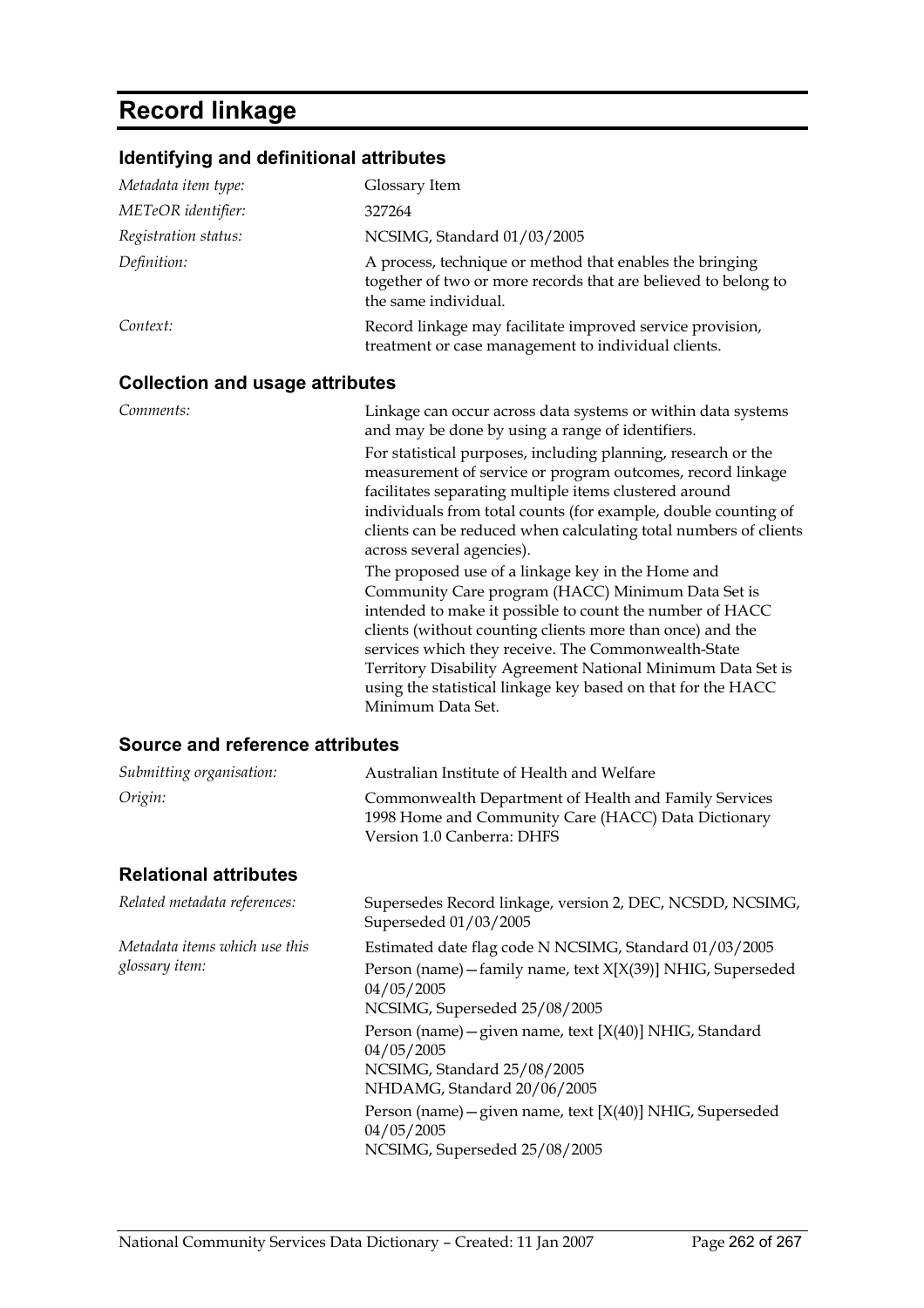# Record linkage

## Identifying and definitional attributes

| | |
|---|---|
| *Metadata item type:* | Glossary Item |
| *METeOR identifier:* | 327264 |
| *Registration status:* | NCSIMG, Standard 01/03/2005 |
| *Definition:* | A process, technique or method that enables the bringing together of two or more records that are believed to belong to the same individual. |
| *Context:* | Record linkage may facilitate improved service provision, treatment or case management to individual clients. |

## Collection and usage attributes

*Comments:*

Linkage can occur across data systems or within data systems and may be done by using a range of identifiers.

For statistical purposes, including planning, research or the measurement of service or program outcomes, record linkage facilitates separating multiple items clustered around individuals from total counts (for example, double counting of clients can be reduced when calculating total numbers of clients across several agencies).

The proposed use of a linkage key in the Home and Community Care program (HACC) Minimum Data Set is intended to make it possible to count the number of HACC clients (without counting clients more than once) and the services which they receive. The Commonwealth-State Territory Disability Agreement National Minimum Data Set is using the statistical linkage key based on that for the HACC Minimum Data Set.

## Source and reference attributes

| | |
|---|---|
| *Submitting organisation:* | Australian Institute of Health and Welfare |
| *Origin:* | Commonwealth Department of Health and Family Services 1998 Home and Community Care (HACC) Data Dictionary Version 1.0 Canberra: DHFS |

## Relational attributes

*Related metadata references:*

Supersedes Record linkage, version 2, DEC, NCSDD, NCSIMG, Superseded 01/03/2005

*Metadata items which use this glossary item:*

Estimated date flag code N NCSIMG, Standard 01/03/2005

Person (name)—family name, text X[X(39)] NHIG, Superseded 04/05/2005
NCSIMG, Superseded 25/08/2005

Person (name)—given name, text [X(40)] NHIG, Standard 04/05/2005
NCSIMG, Standard 25/08/2005
NHDAMG, Standard 20/06/2005

Person (name)—given name, text [X(40)] NHIG, Superseded 04/05/2005
NCSIMG, Superseded 25/08/2005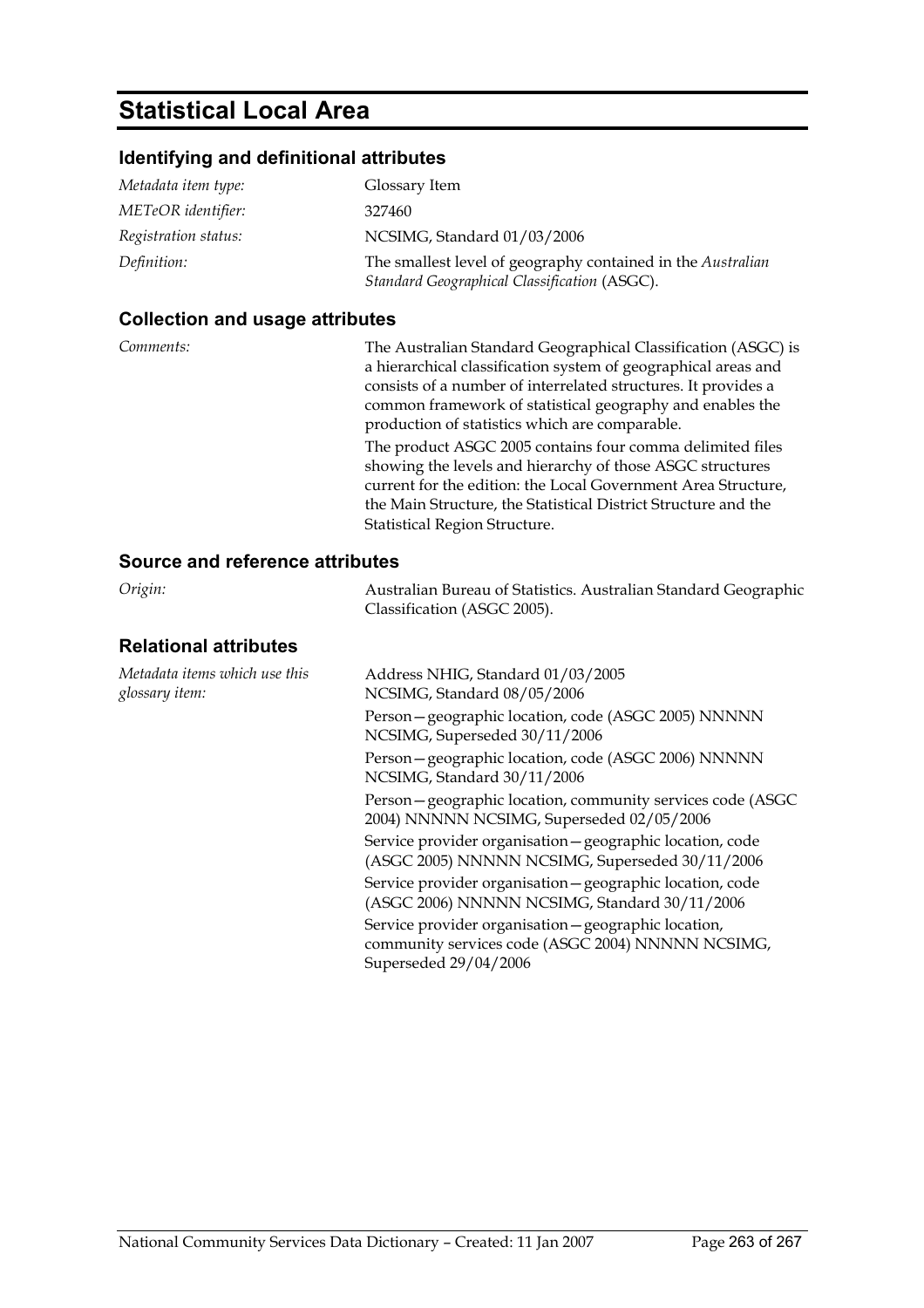# Statistical Local Area

## Identifying and definitional attributes

| | |
|---|---|
| *Metadata item type:* | Glossary Item |
| *METeOR identifier:* | 327460 |
| *Registration status:* | NCSIMG, Standard 01/03/2006 |
| *Definition:* | The smallest level of geography contained in the *Australian Standard Geographical Classification* (ASGC). |

## Collection and usage attributes

*Comments:*

The Australian Standard Geographical Classification (ASGC) is a hierarchical classification system of geographical areas and consists of a number of interrelated structures. It provides a common framework of statistical geography and enables the production of statistics which are comparable.

The product ASGC 2005 contains four comma delimited files showing the levels and hierarchy of those ASGC structures current for the edition: the Local Government Area Structure, the Main Structure, the Statistical District Structure and the Statistical Region Structure.

## Source and reference attributes

*Origin:* Australian Bureau of Statistics. Australian Standard Geographic Classification (ASGC 2005).

## Relational attributes

*Metadata items which use this glossary item:*

- Address NHIG, Standard 01/03/2005 NCSIMG, Standard 08/05/2006
- Person—geographic location, code (ASGC 2005) NNNNN NCSIMG, Superseded 30/11/2006
- Person—geographic location, code (ASGC 2006) NNNNN NCSIMG, Standard 30/11/2006
- Person—geographic location, community services code (ASGC 2004) NNNNN NCSIMG, Superseded 02/05/2006
- Service provider organisation—geographic location, code (ASGC 2005) NNNNN NCSIMG, Superseded 30/11/2006
- Service provider organisation—geographic location, code (ASGC 2006) NNNNN NCSIMG, Standard 30/11/2006
- Service provider organisation—geographic location, community services code (ASGC 2004) NNNNN NCSIMG, Superseded 29/04/2006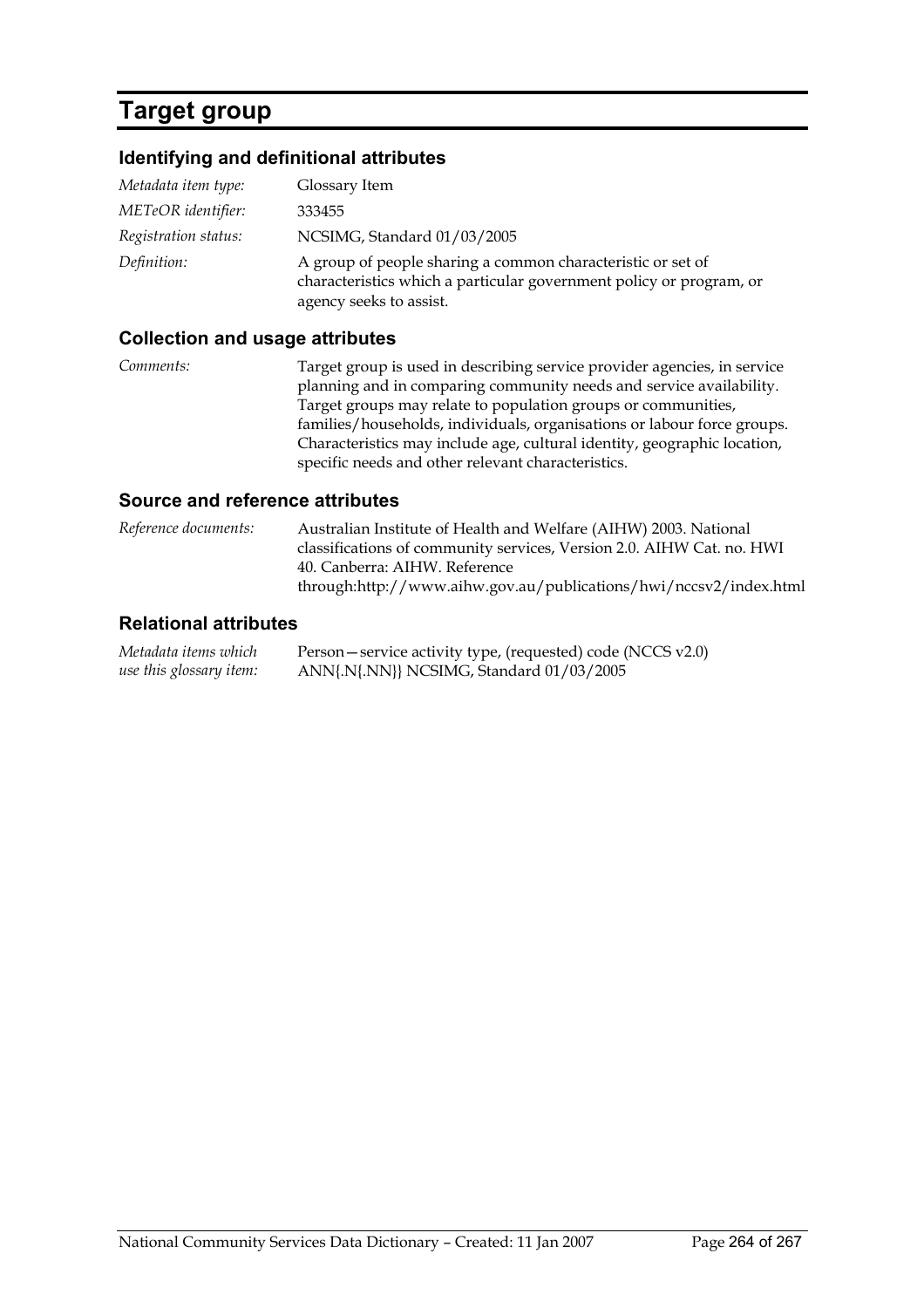# Target group

## Identifying and definitional attributes

| | |
|---|---|
| *Metadata item type:* | Glossary Item |
| *METeOR identifier:* | 333455 |
| *Registration status:* | NCSIMG, Standard 01/03/2005 |
| *Definition:* | A group of people sharing a common characteristic or set of characteristics which a particular government policy or program, or agency seeks to assist. |

## Collection and usage attributes

| | |
|---|---|
| *Comments:* | Target group is used in describing service provider agencies, in service planning and in comparing community needs and service availability. Target groups may relate to population groups or communities, families/households, individuals, organisations or labour force groups. Characteristics may include age, cultural identity, geographic location, specific needs and other relevant characteristics. |

## Source and reference attributes

| | |
|---|---|
| *Reference documents:* | Australian Institute of Health and Welfare (AIHW) 2003. National classifications of community services, Version 2.0. AIHW Cat. no. HWI 40. Canberra: AIHW. Reference through:http://www.aihw.gov.au/publications/hwi/nccsv2/index.html |

## Relational attributes

| | |
|---|---|
| *Metadata items which use this glossary item:* | Person—service activity type, (requested) code (NCCS v2.0) ANN{.N{.NN}} NCSIMG, Standard 01/03/2005 |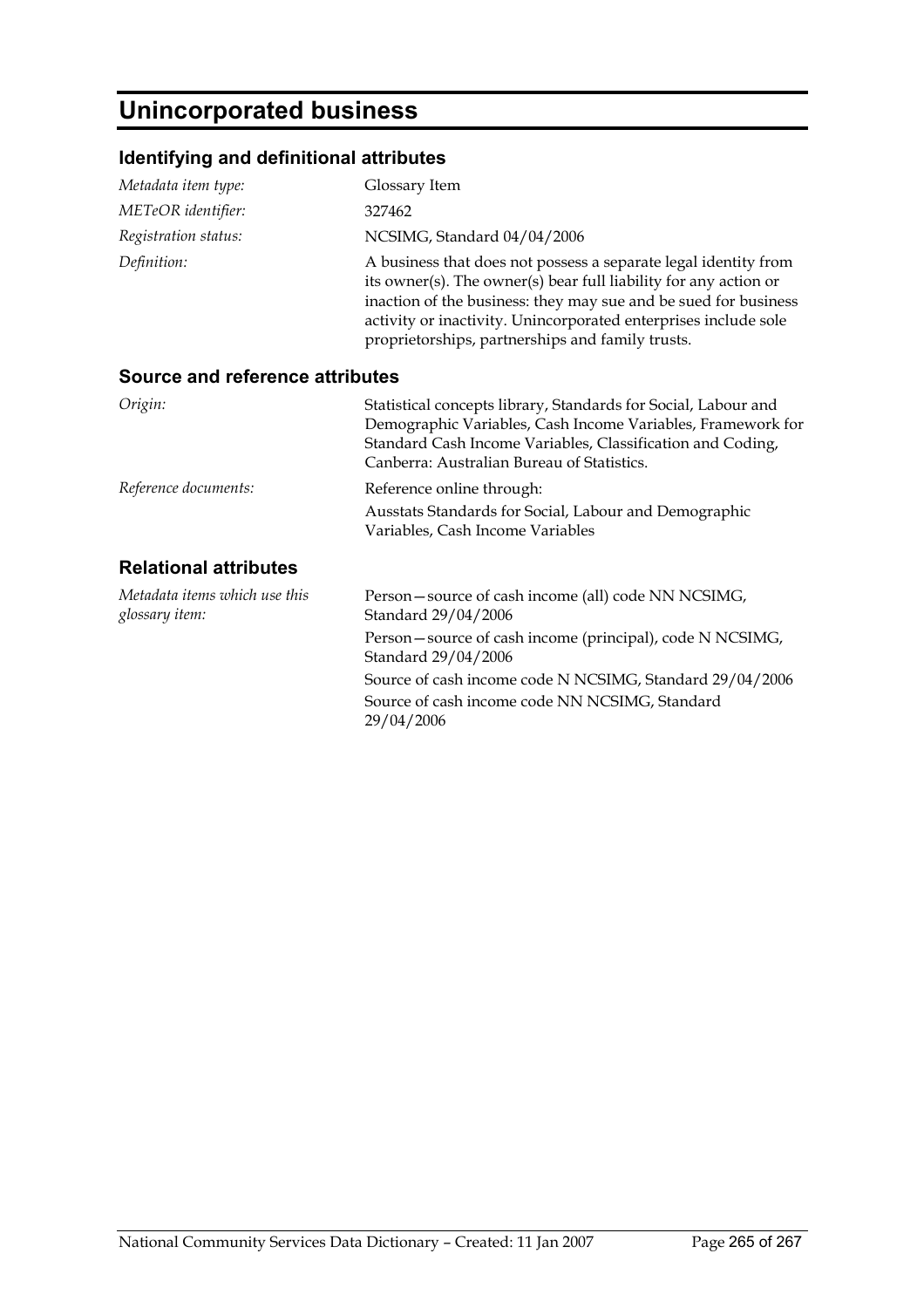# Unincorporated business

## Identifying and definitional attributes

| | |
|---|---|
| *Metadata item type:* | Glossary Item |
| *METeOR identifier:* | 327462 |
| *Registration status:* | NCSIMG, Standard 04/04/2006 |
| *Definition:* | A business that does not possess a separate legal identity from its owner(s). The owner(s) bear full liability for any action or inaction of the business: they may sue and be sued for business activity or inactivity. Unincorporated enterprises include sole proprietorships, partnerships and family trusts. |

## Source and reference attributes

| | |
|---|---|
| *Origin:* | Statistical concepts library, Standards for Social, Labour and Demographic Variables, Cash Income Variables, Framework for Standard Cash Income Variables, Classification and Coding, Canberra: Australian Bureau of Statistics. |
| *Reference documents:* | Reference online through:<br>Ausstats Standards for Social, Labour and Demographic Variables, Cash Income Variables |

## Relational attributes

| | |
|---|---|
| *Metadata items which use this glossary item:* | Person—source of cash income (all) code NN NCSIMG, Standard 29/04/2006<br>Person—source of cash income (principal), code N NCSIMG, Standard 29/04/2006<br>Source of cash income code N NCSIMG, Standard 29/04/2006<br>Source of cash income code NN NCSIMG, Standard 29/04/2006 |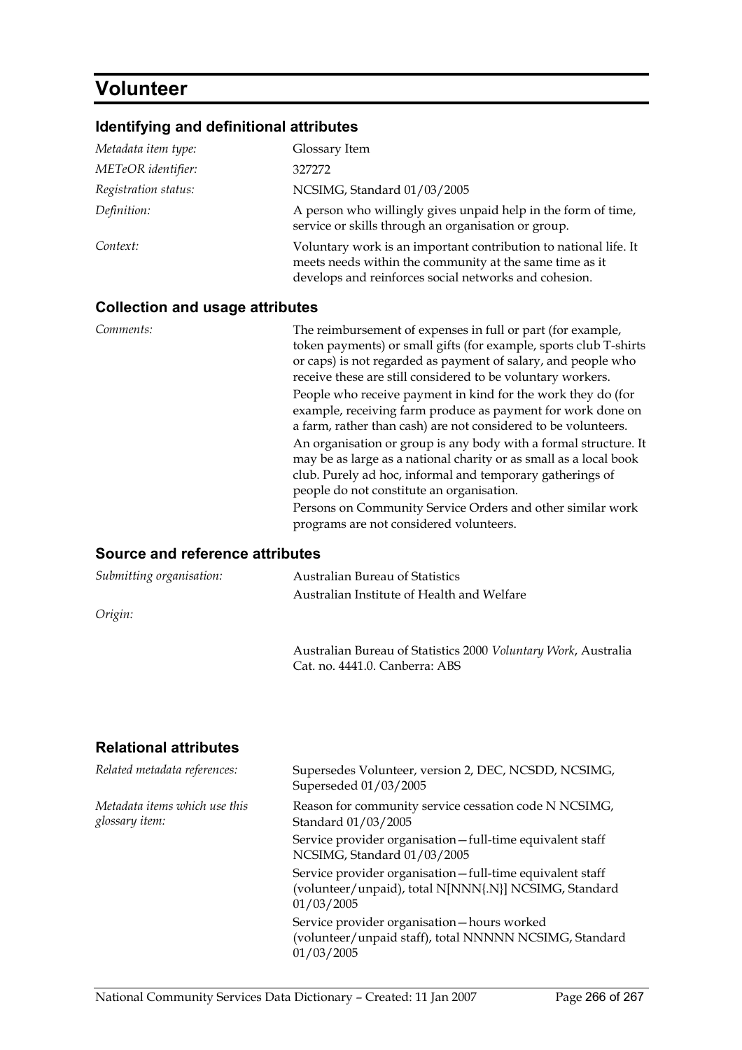# Volunteer

## Identifying and definitional attributes

| | |
|---|---|
| *Metadata item type:* | Glossary Item |
| *METeOR identifier:* | 327272 |
| *Registration status:* | NCSIMG, Standard 01/03/2005 |
| *Definition:* | A person who willingly gives unpaid help in the form of time, service or skills through an organisation or group. |
| *Context:* | Voluntary work is an important contribution to national life. It meets needs within the community at the same time as it develops and reinforces social networks and cohesion. |

## Collection and usage attributes

*Comments:*

The reimbursement of expenses in full or part (for example, token payments) or small gifts (for example, sports club T-shirts or caps) is not regarded as payment of salary, and people who receive these are still considered to be voluntary workers.

People who receive payment in kind for the work they do (for example, receiving farm produce as payment for work done on a farm, rather than cash) are not considered to be volunteers.

An organisation or group is any body with a formal structure. It may be as large as a national charity or as small as a local book club. Purely ad hoc, informal and temporary gatherings of people do not constitute an organisation.

Persons on Community Service Orders and other similar work programs are not considered volunteers.

## Source and reference attributes

*Submitting organisation:*

Australian Bureau of Statistics

Australian Institute of Health and Welfare

*Origin:*

Australian Bureau of Statistics 2000 *Voluntary Work*, Australia Cat. no. 4441.0. Canberra: ABS

## Relational attributes

*Related metadata references:*

Supersedes Volunteer, version 2, DEC, NCSDD, NCSIMG, Superseded 01/03/2005

*Metadata items which use this glossary item:*

Reason for community service cessation code N NCSIMG, Standard 01/03/2005

Service provider organisation—full-time equivalent staff NCSIMG, Standard 01/03/2005

Service provider organisation—full-time equivalent staff (volunteer/unpaid), total N[NNN{.N}] NCSIMG, Standard 01/03/2005

Service provider organisation—hours worked (volunteer/unpaid staff), total NNNNN NCSIMG, Standard 01/03/2005